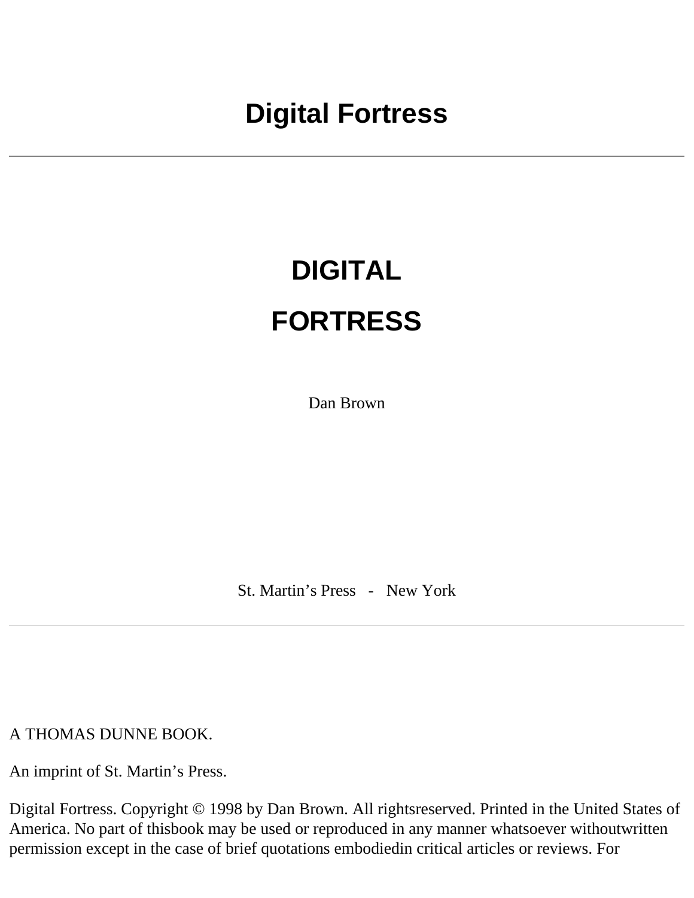# Digital Fortress

---

# DIGITAL

# FORTRESS

Dan Brown

St. Martin's Press - New York

---

A THOMAS DUNNE BOOK.

An imprint of St. Martin's Press.

Digital Fortress. Copyright © 1998 by Dan Brown. All rightsreserved. Printed in the United States of America. No part of thisbook may be used or reproduced in any manner whatsoever withoutwritten permission except in the case of brief quotations embodiedin critical articles or reviews. For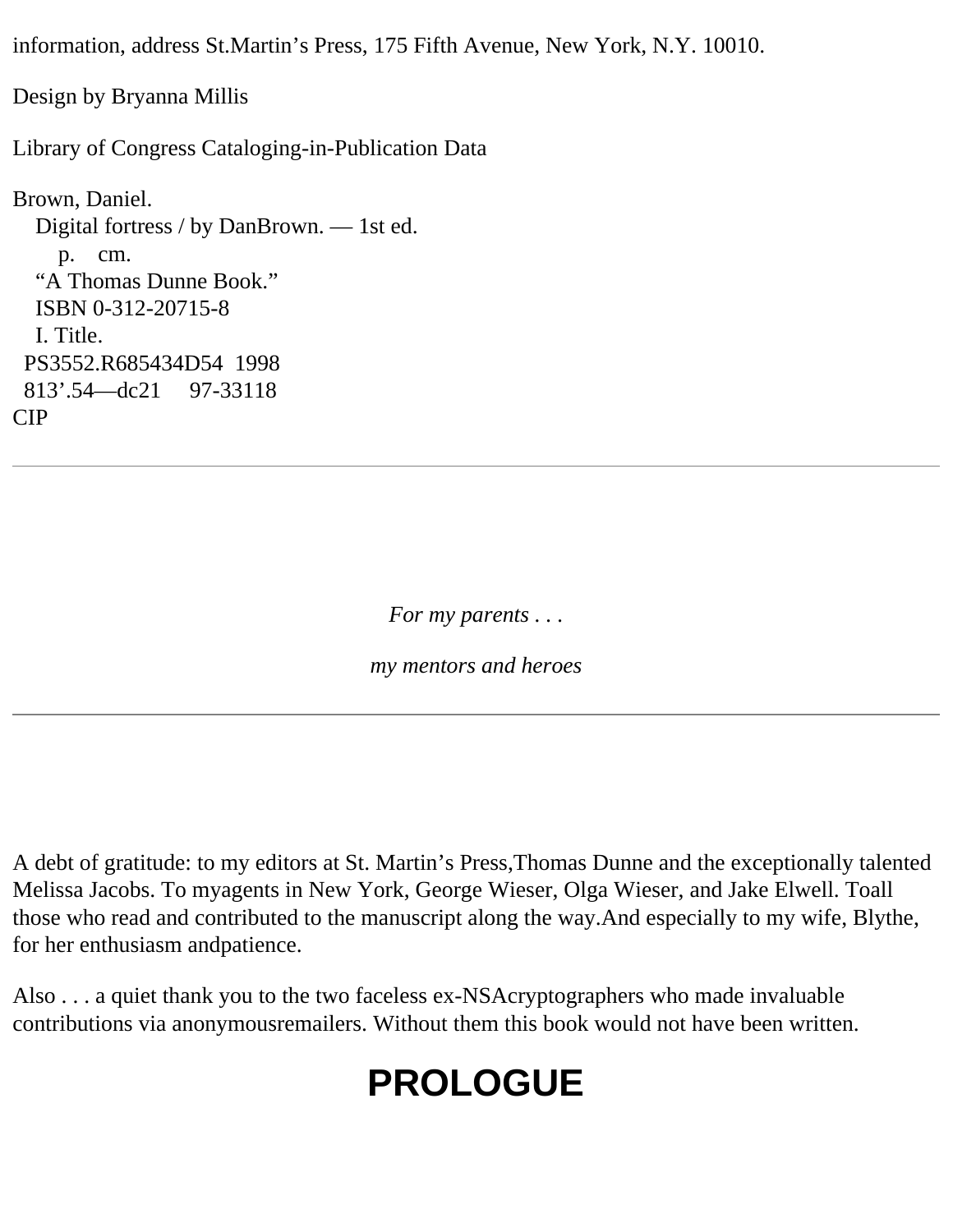information, address St.Martin’s Press, 175 Fifth Avenue, New York, N.Y. 10010.

Design by Bryanna Millis

Library of Congress Cataloging-in-Publication Data

Brown, Daniel.
Digital fortress / by DanBrown. — 1st ed.
p. cm.
“A Thomas Dunne Book.”
ISBN 0-312-20715-8
I. Title.
PS3552.R685434D54 1998
813’.54—dc21 97-33118
CIP

---

*For my parents . . .*

*my mentors and heroes*

---

A debt of gratitude: to my editors at St. Martin’s Press,Thomas Dunne and the exceptionally talented Melissa Jacobs. To myagents in New York, George Wieser, Olga Wieser, and Jake Elwell. Toall those who read and contributed to the manuscript along the way.And especially to my wife, Blythe, for her enthusiasm andpatience.

Also . . . a quiet thank you to the two faceless ex-NSAcryptographers who made invaluable contributions via anonymousremailers. Without them this book would not have been written.

# PROLOGUE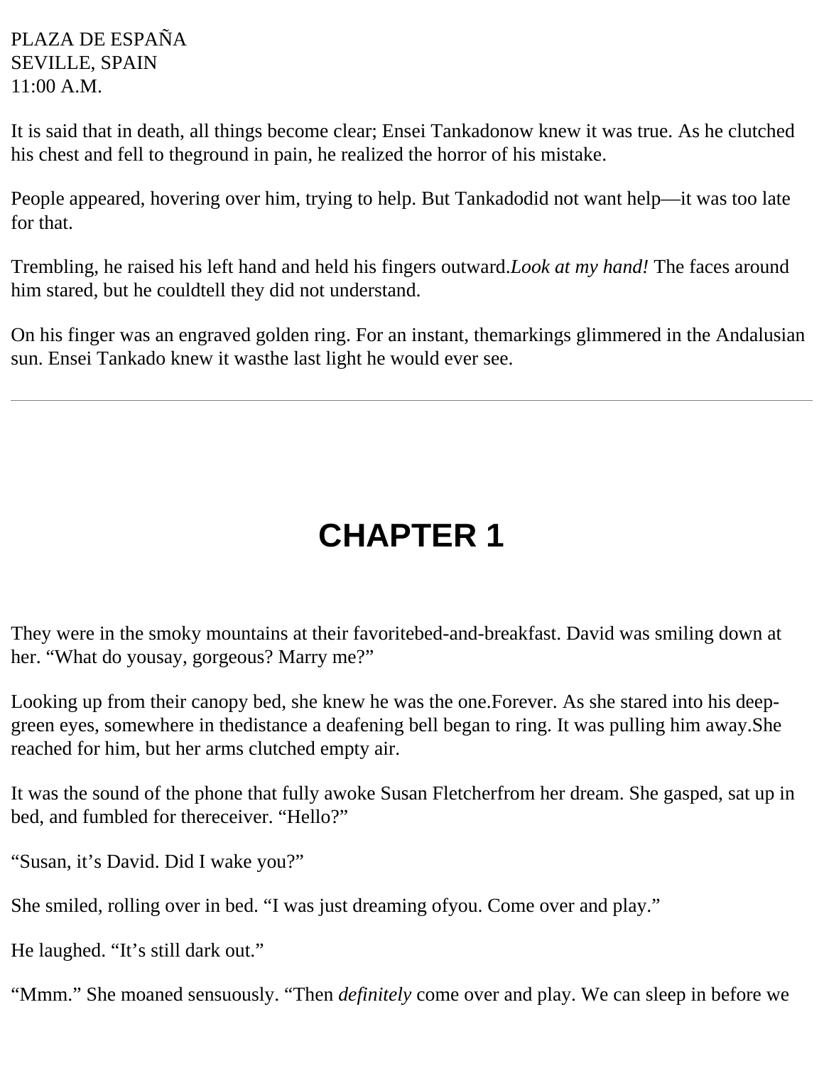PLAZA DE ESPAÑA
SEVILLE, SPAIN
11:00 A.M.

It is said that in death, all things become clear; Ensei Tankadonow knew it was true. As he clutched his chest and fell to theground in pain, he realized the horror of his mistake.

People appeared, hovering over him, trying to help. But Tankadodid not want help—it was too late for that.

Trembling, he raised his left hand and held his fingers outward.*Look at my hand!* The faces around him stared, but he couldtell they did not understand.

On his finger was an engraved golden ring. For an instant, themarkings glimmered in the Andalusian sun. Ensei Tankado knew it wasthe last light he would ever see.

---

# CHAPTER 1

They were in the smoky mountains at their favoritebed-and-breakfast. David was smiling down at her. "What do yousay, gorgeous? Marry me?"

Looking up from their canopy bed, she knew he was the one.Forever. As she stared into his deep-green eyes, somewhere in thedistance a deafening bell began to ring. It was pulling him away.She reached for him, but her arms clutched empty air.

It was the sound of the phone that fully awoke Susan Fletcherfrom her dream. She gasped, sat up in bed, and fumbled for thereceiver. "Hello?"

"Susan, it's David. Did I wake you?"

She smiled, rolling over in bed. "I was just dreaming ofyou. Come over and play."

He laughed. "It's still dark out."

"Mmm." She moaned sensuously. "Then *definitely* come over and play. We can sleep in before we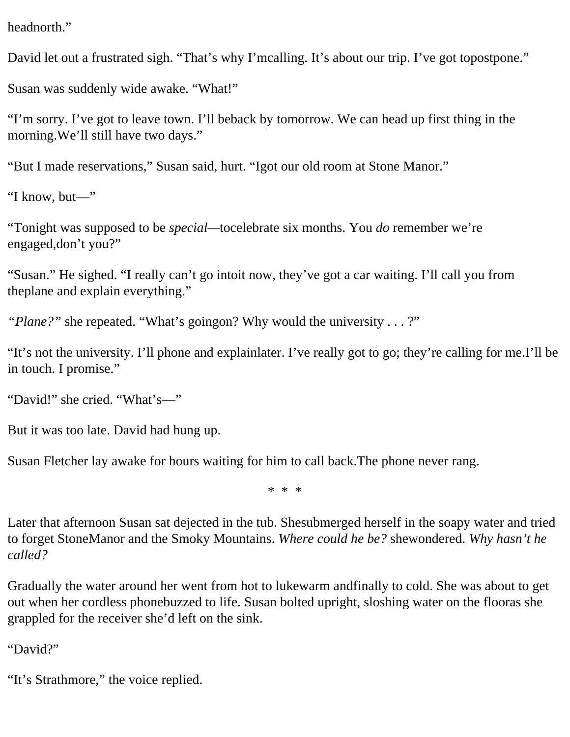headnorth."

David let out a frustrated sigh. "That's why I'mcalling. It's about our trip. I've got topostpone."

Susan was suddenly wide awake. "What!"

"I'm sorry. I've got to leave town. I'll beback by tomorrow. We can head up first thing in the morning.We'll still have two days."

"But I made reservations," Susan said, hurt. "Igot our old room at Stone Manor."

"I know, but—"

"Tonight was supposed to be *special*—tocelebrate six months. You *do* remember we're engaged,don't you?"

"Susan." He sighed. "I really can't go intoit now, they've got a car waiting. I'll call you from theplane and explain everything."

*"Plane?"* she repeated. "What's goingon? Why would the university . . . ?"

"It's not the university. I'll phone and explainlater. I've really got to go; they're calling for me.I'll be in touch. I promise."

"David!" she cried. "What's—"

But it was too late. David had hung up.

Susan Fletcher lay awake for hours waiting for him to call back.The phone never rang.

\* \* \*

Later that afternoon Susan sat dejected in the tub. Shesubmerged herself in the soapy water and tried to forget StoneManor and the Smoky Mountains. *Where could he be?* shewondered. *Why hasn't he called?*

Gradually the water around her went from hot to lukewarm andfinally to cold. She was about to get out when her cordless phonebuzzed to life. Susan bolted upright, sloshing water on the flooras she grappled for the receiver she'd left on the sink.

"David?"

"It's Strathmore," the voice replied.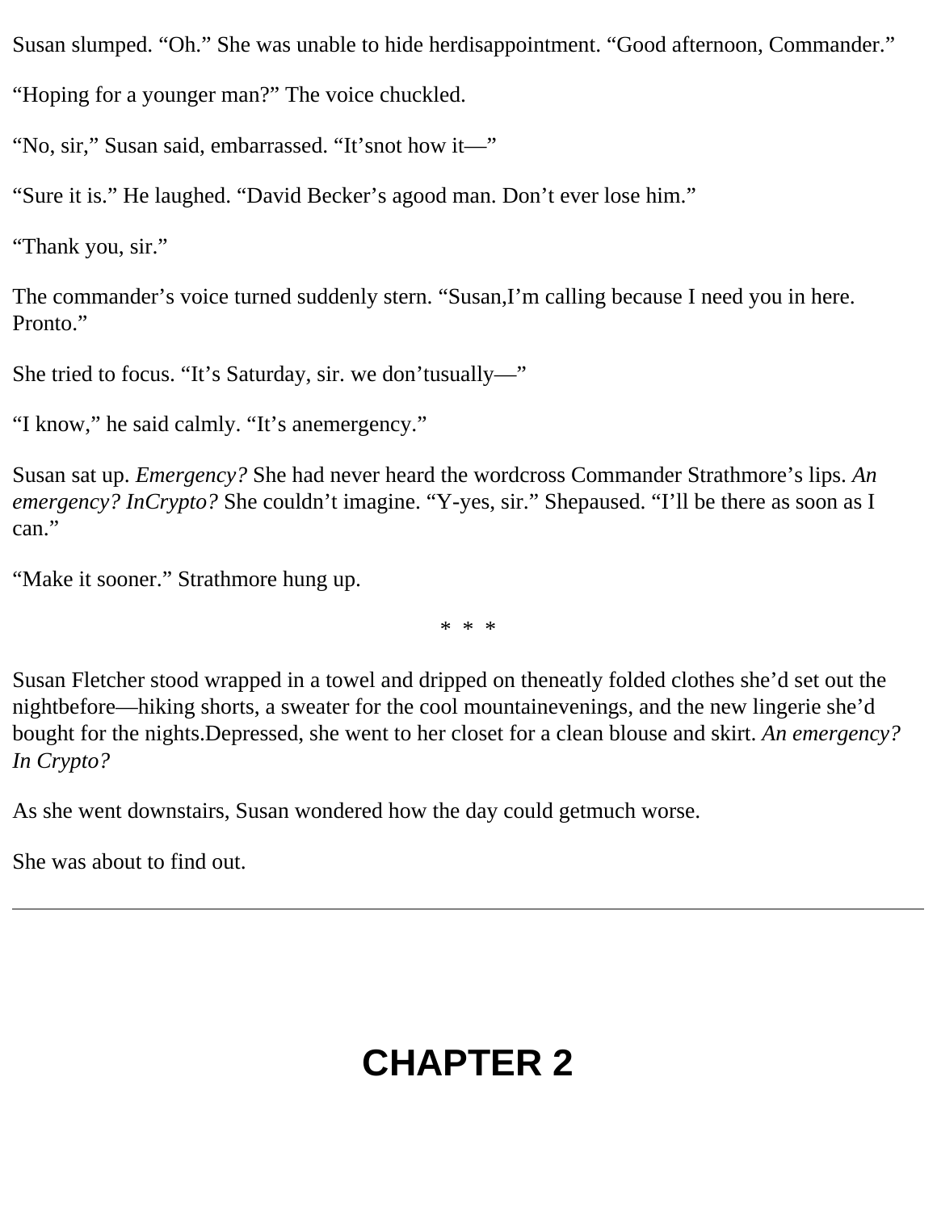Susan slumped. “Oh.” She was unable to hide herdisappointment. “Good afternoon, Commander.”

“Hoping for a younger man?” The voice chuckled.

“No, sir,” Susan said, embarrassed. “It’snot how it—”

“Sure it is.” He laughed. “David Becker’s agood man. Don’t ever lose him.”

“Thank you, sir.”

The commander’s voice turned suddenly stern. “Susan,I’m calling because I need you in here. Pronto.”

She tried to focus. “It’s Saturday, sir. we don’tusually—”

“I know,” he said calmly. “It’s anemergency.”

Susan sat up. *Emergency?* She had never heard the wordcross Commander Strathmore’s lips. *An emergency? InCrypto?* She couldn’t imagine. “Y-yes, sir.” Shepaused. “I’ll be there as soon as I can.”

“Make it sooner.” Strathmore hung up.

\* \* \*

Susan Fletcher stood wrapped in a towel and dripped on theneatly folded clothes she’d set out the nightbefore—hiking shorts, a sweater for the cool mountainevenings, and the new lingerie she’d bought for the nights.Depressed, she went to her closet for a clean blouse and skirt. *An emergency? In Crypto?*

As she went downstairs, Susan wondered how the day could getmuch worse.

She was about to find out.

---

# CHAPTER 2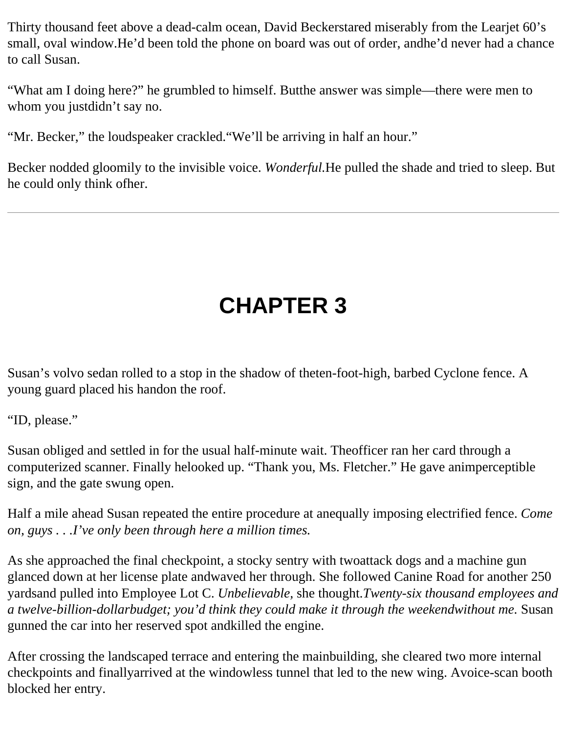Thirty thousand feet above a dead-calm ocean, David Beckerstared miserably from the Learjet 60's small, oval window.He'd been told the phone on board was out of order, andhe'd never had a chance to call Susan.

"What am I doing here?" he grumbled to himself. Butthe answer was simple—there were men to whom you justdidn't say no.

"Mr. Becker," the loudspeaker crackled."We'll be arriving in half an hour."

Becker nodded gloomily to the invisible voice. *Wonderful.*He pulled the shade and tried to sleep. But he could only think ofher.

---

# CHAPTER 3

Susan's volvo sedan rolled to a stop in the shadow of theten-foot-high, barbed Cyclone fence. A young guard placed his handon the roof.

"ID, please."

Susan obliged and settled in for the usual half-minute wait. Theofficer ran her card through a computerized scanner. Finally helooked up. "Thank you, Ms. Fletcher." He gave animperceptible sign, and the gate swung open.

Half a mile ahead Susan repeated the entire procedure at anequally imposing electrified fence. *Come on, guys . . .I've only been through here a million times.*

As she approached the final checkpoint, a stocky sentry with twoattack dogs and a machine gun glanced down at her license plate andwaved her through. She followed Canine Road for another 250 yardsand pulled into Employee Lot C. *Unbelievable,* she thought.*Twenty-six thousand employees and a twelve-billion-dollarbudget; you'd think they could make it through the weekendwithout me.* Susan gunned the car into her reserved spot andkilled the engine.

After crossing the landscaped terrace and entering the mainbuilding, she cleared two more internal checkpoints and finallyarrived at the windowless tunnel that led to the new wing. Avoice-scan booth blocked her entry.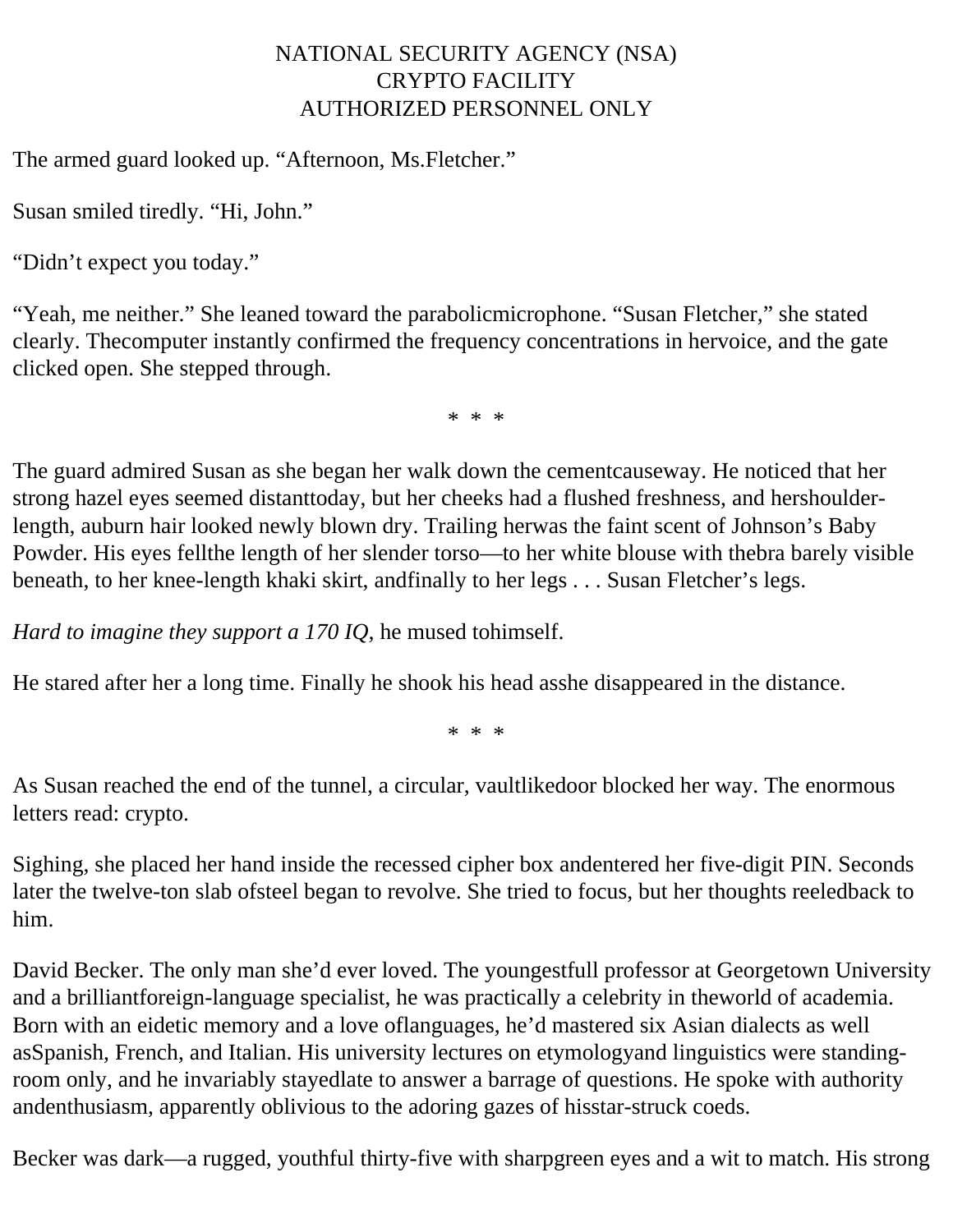NATIONAL SECURITY AGENCY (NSA)
CRYPTO FACILITY
AUTHORIZED PERSONNEL ONLY

The armed guard looked up. “Afternoon, Ms.Fletcher.”

Susan smiled tiredly. “Hi, John.”

“Didn’t expect you today.”

“Yeah, me neither.” She leaned toward the parabolicmicrophone. “Susan Fletcher,” she stated clearly. Thecomputer instantly confirmed the frequency concentrations in hervoice, and the gate clicked open. She stepped through.

\* \* \*

The guard admired Susan as she began her walk down the cementcauseway. He noticed that her strong hazel eyes seemed distanttoday, but her cheeks had a flushed freshness, and hershoulder-length, auburn hair looked newly blown dry. Trailing herwas the faint scent of Johnson’s Baby Powder. His eyes fellthe length of her slender torso—to her white blouse with thebra barely visible beneath, to her knee-length khaki skirt, andfinally to her legs . . . Susan Fletcher’s legs.

*Hard to imagine they support a 170 IQ,* he mused tohimself.

He stared after her a long time. Finally he shook his head asshe disappeared in the distance.

\* \* \*

As Susan reached the end of the tunnel, a circular, vaultlikedoor blocked her way. The enormous letters read: crypto.

Sighing, she placed her hand inside the recessed cipher box andentered her five-digit PIN. Seconds later the twelve-ton slab ofsteel began to revolve. She tried to focus, but her thoughts reeledback to him.

David Becker. The only man she’d ever loved. The youngestfull professor at Georgetown University and a brilliantforeign-language specialist, he was practically a celebrity in theworld of academia. Born with an eidetic memory and a love oflanguages, he’d mastered six Asian dialects as well asSpanish, French, and Italian. His university lectures on etymologyand linguistics were standing-room only, and he invariably stayedlate to answer a barrage of questions. He spoke with authority andenthusiasm, apparently oblivious to the adoring gazes of hisstar-struck coeds.

Becker was dark—a rugged, youthful thirty-five with sharpgreen eyes and a wit to match. His strong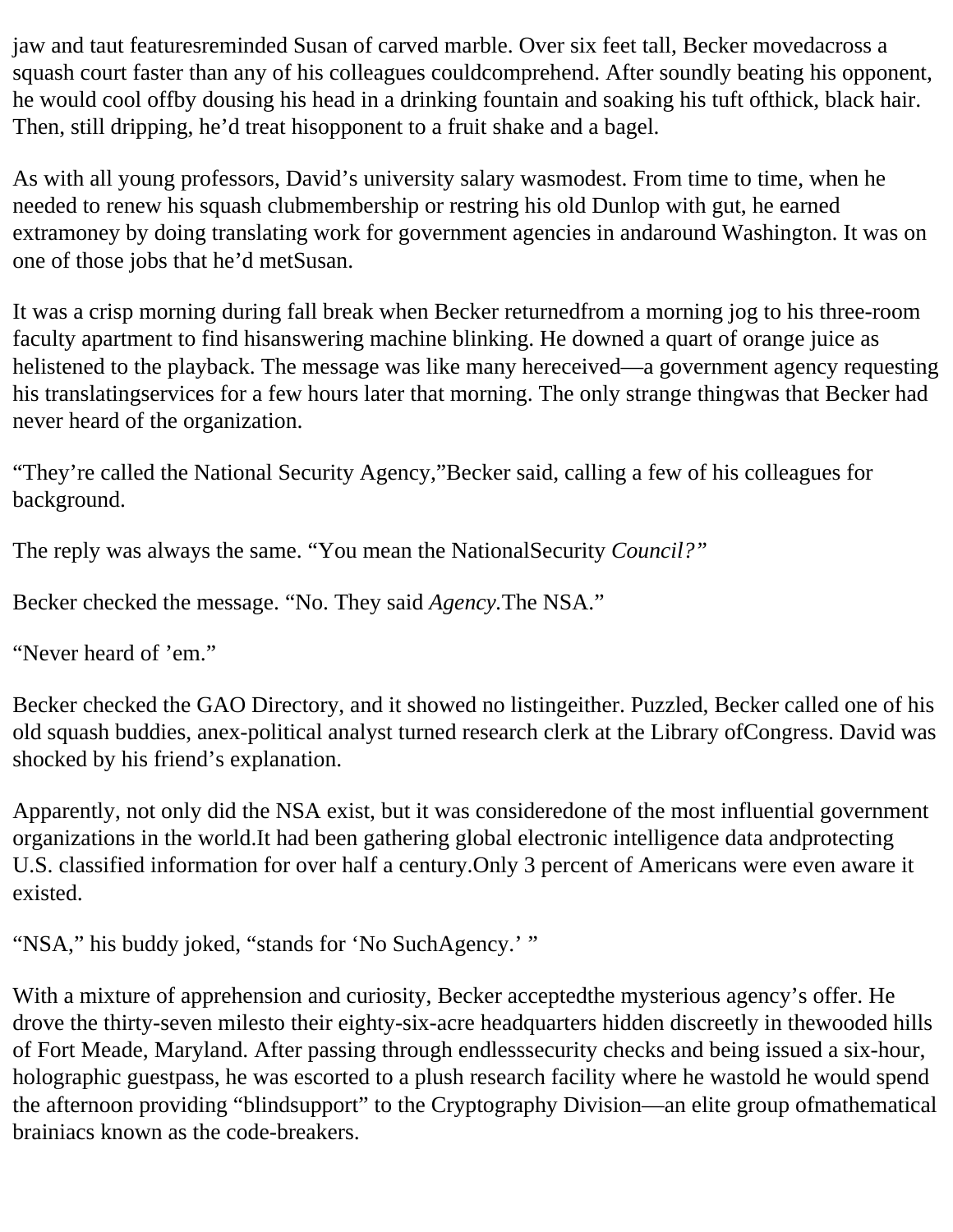jaw and taut featuresreminded Susan of carved marble. Over six feet tall, Becker movedacross a squash court faster than any of his colleagues couldcomprehend. After soundly beating his opponent, he would cool offby dousing his head in a drinking fountain and soaking his tuft ofthick, black hair. Then, still dripping, he'd treat hisopponent to a fruit shake and a bagel.

As with all young professors, David's university salary wasmodest. From time to time, when he needed to renew his squash clubmembership or restring his old Dunlop with gut, he earned extramoney by doing translating work for government agencies in andaround Washington. It was on one of those jobs that he'd metSusan.

It was a crisp morning during fall break when Becker returnedfrom a morning jog to his three-room faculty apartment to find hisanswering machine blinking. He downed a quart of orange juice as helistened to the playback. The message was like many hereceived—a government agency requesting his translatingservices for a few hours later that morning. The only strange thingwas that Becker had never heard of the organization.

"They're called the National Security Agency,"Becker said, calling a few of his colleagues for background.

The reply was always the same. "You mean the NationalSecurity *Council?"*

Becker checked the message. "No. They said *Agency.*The NSA."

"Never heard of 'em."

Becker checked the GAO Directory, and it showed no listingeither. Puzzled, Becker called one of his old squash buddies, anex-political analyst turned research clerk at the Library ofCongress. David was shocked by his friend's explanation.

Apparently, not only did the NSA exist, but it was consideredone of the most influential government organizations in the world.It had been gathering global electronic intelligence data andprotecting U.S. classified information for over half a century.Only 3 percent of Americans were even aware it existed.

"NSA," his buddy joked, "stands for 'No SuchAgency.' "

With a mixture of apprehension and curiosity, Becker acceptedthe mysterious agency's offer. He drove the thirty-seven milesto their eighty-six-acre headquarters hidden discreetly in thewooded hills of Fort Meade, Maryland. After passing through endlesssecurity checks and being issued a six-hour, holographic guestpass, he was escorted to a plush research facility where he wastold he would spend the afternoon providing "blindsupport" to the Cryptography Division—an elite group ofmathematical brainiacs known as the code-breakers.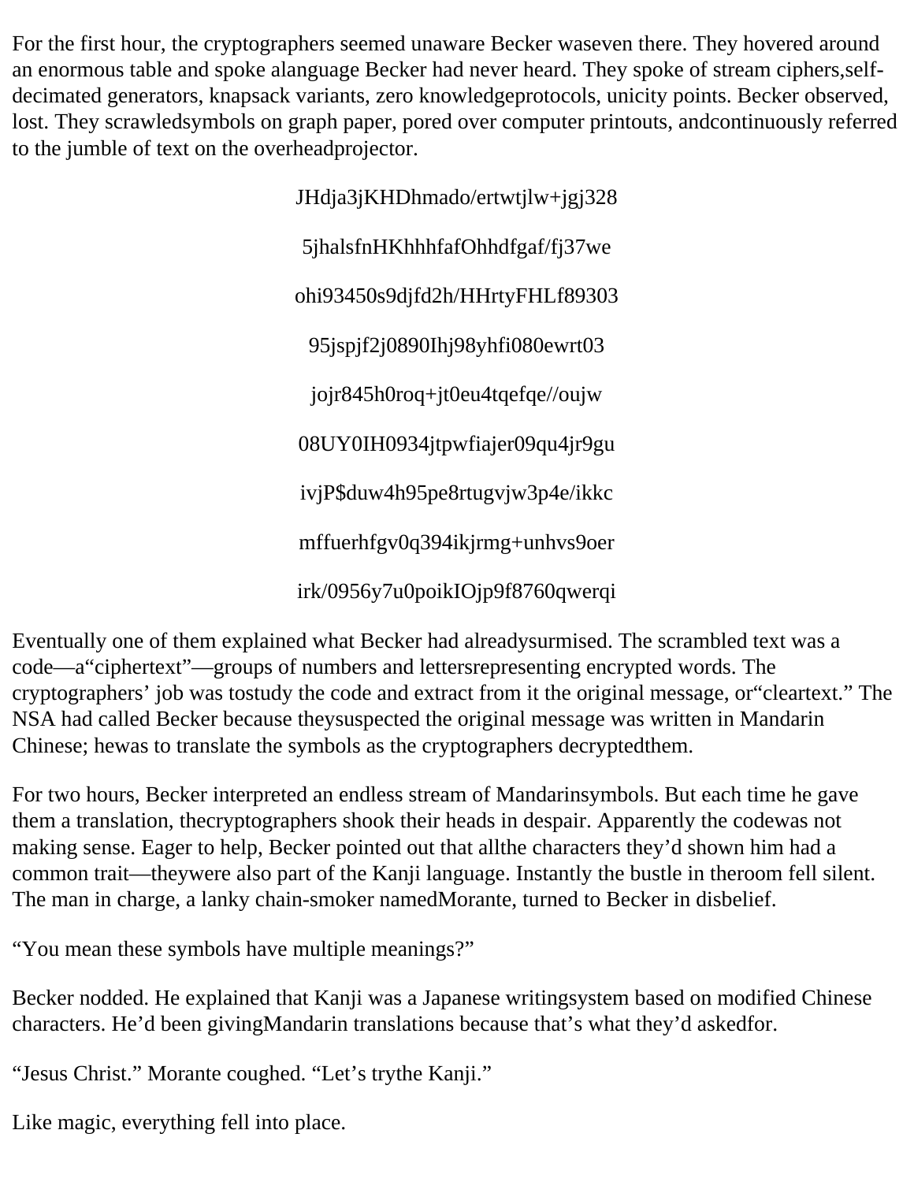For the first hour, the cryptographers seemed unaware Becker waseven there. They hovered around an enormous table and spoke alanguage Becker had never heard. They spoke of stream ciphers,self-decimated generators, knapsack variants, zero knowledgeprotocols, unicity points. Becker observed, lost. They scrawledsymbols on graph paper, pored over computer printouts, andcontinuously referred to the jumble of text on the overheadprojector.

JHdja3jKHDhmado/ertwtjlw+jgj328

5jhalsfnHKhhhfafOhhdfgaf/fj37we

ohi93450s9djfd2h/HHrtyFHLf89303

95jspjf2j0890Ihj98yhfi080ewrt03

jojr845h0roq+jt0eu4tqefqe//oujw

08UY0IH0934jtpwfiajer09qu4jr9gu

ivjP$duw4h95pe8rtugvjw3p4e/ikkc

mffuerhfgv0q394ikjrmg+unhvs9oer

irk/0956y7u0poikIOjp9f8760qwerqi

Eventually one of them explained what Becker had alreadysurmised. The scrambled text was a code—a“ciphertext”—groups of numbers and lettersrepresenting encrypted words. The cryptographers' job was tostudy the code and extract from it the original message, or“cleartext.” The NSA had called Becker because theysuspected the original message was written in Mandarin Chinese; hewas to translate the symbols as the cryptographers decryptedthem.

For two hours, Becker interpreted an endless stream of Mandarinsymbols. But each time he gave them a translation, thecryptographers shook their heads in despair. Apparently the codewas not making sense. Eager to help, Becker pointed out that allthe characters they'd shown him had a common trait—theywere also part of the Kanji language. Instantly the bustle in theroom fell silent. The man in charge, a lanky chain-smoker namedMorante, turned to Becker in disbelief.

“You mean these symbols have multiple meanings?”

Becker nodded. He explained that Kanji was a Japanese writingsystem based on modified Chinese characters. He'd been givingMandarin translations because that's what they'd askedfor.

“Jesus Christ.” Morante coughed. “Let's trythe Kanji.”

Like magic, everything fell into place.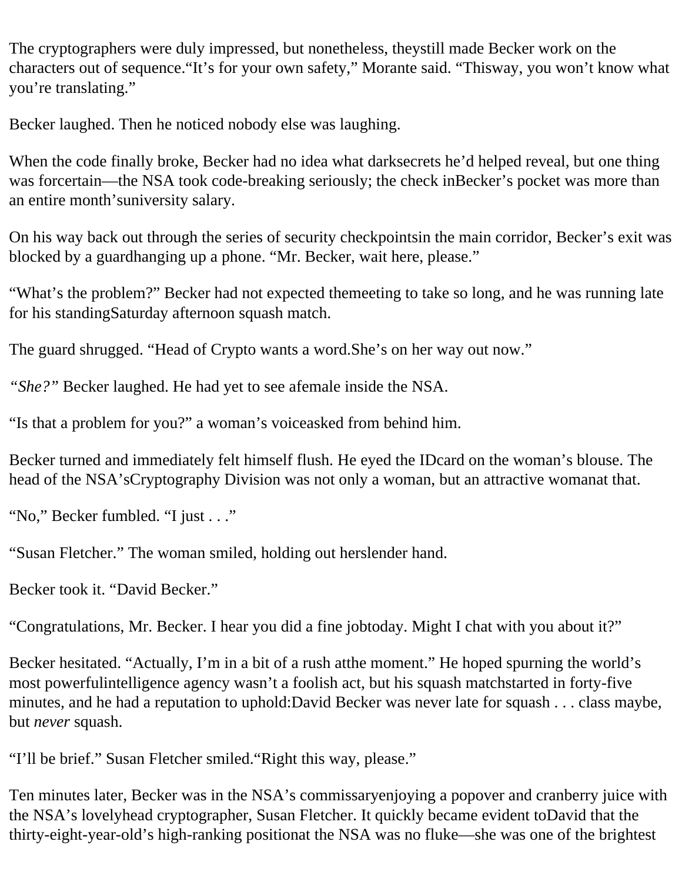The cryptographers were duly impressed, but nonetheless, theystill made Becker work on the characters out of sequence.“It’s for your own safety,” Morante said. “Thisway, you won’t know what you’re translating.”

Becker laughed. Then he noticed nobody else was laughing.

When the code finally broke, Becker had no idea what darksecrets he’d helped reveal, but one thing was forcertain—the NSA took code-breaking seriously; the check inBecker’s pocket was more than an entire month’suniversity salary.

On his way back out through the series of security checkpointsin the main corridor, Becker’s exit was blocked by a guardhanging up a phone. “Mr. Becker, wait here, please.”

“What’s the problem?” Becker had not expected themeeting to take so long, and he was running late for his standingSaturday afternoon squash match.

The guard shrugged. “Head of Crypto wants a word.She’s on her way out now.”

*“She?”* Becker laughed. He had yet to see afemale inside the NSA.

“Is that a problem for you?” a woman’s voiceasked from behind him.

Becker turned and immediately felt himself flush. He eyed the IDcard on the woman’s blouse. The head of the NSA’sCryptography Division was not only a woman, but an attractive womanat that.

“No,” Becker fumbled. “I just . . .”

“Susan Fletcher.” The woman smiled, holding out herslender hand.

Becker took it. “David Becker.”

“Congratulations, Mr. Becker. I hear you did a fine jobtoday. Might I chat with you about it?”

Becker hesitated. “Actually, I’m in a bit of a rush atthe moment.” He hoped spurning the world’s most powerfulintelligence agency wasn’t a foolish act, but his squash matchstarted in forty-five minutes, and he had a reputation to uphold:David Becker was never late for squash . . . class maybe, but *never* squash.

“I’ll be brief.” Susan Fletcher smiled.“Right this way, please.”

Ten minutes later, Becker was in the NSA’s commissaryenjoying a popover and cranberry juice with the NSA’s lovelyhead cryptographer, Susan Fletcher. It quickly became evident toDavid that the thirty-eight-year-old’s high-ranking positionat the NSA was no fluke—she was one of the brightest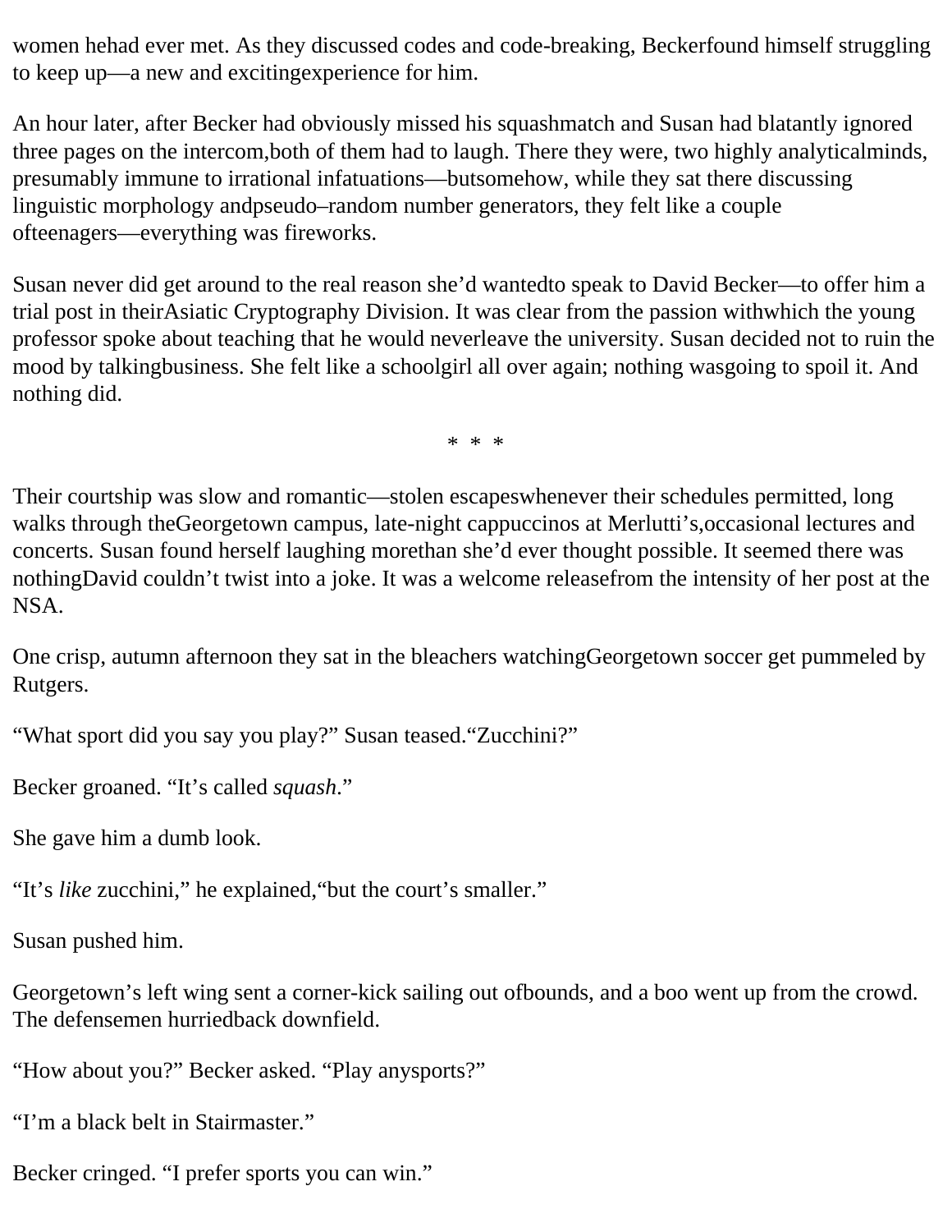women hehad ever met. As they discussed codes and code-breaking, Beckerfound himself struggling to keep up—a new and excitingexperience for him.

An hour later, after Becker had obviously missed his squashmatch and Susan had blatantly ignored three pages on the intercom,both of them had to laugh. There they were, two highly analyticalminds, presumably immune to irrational infatuations—butsomehow, while they sat there discussing linguistic morphology andpseudo–random number generators, they felt like a couple ofteenagers—everything was fireworks.

Susan never did get around to the real reason she'd wantedto speak to David Becker—to offer him a trial post in theirAsiatic Cryptography Division. It was clear from the passion withwhich the young professor spoke about teaching that he would neverleave the university. Susan decided not to ruin the mood by talkingbusiness. She felt like a schoolgirl all over again; nothing wasgoing to spoil it. And nothing did.

\* \* \*

Their courtship was slow and romantic—stolen escapeswhenever their schedules permitted, long walks through theGeorgetown campus, late-night cappuccinos at Merlutti's,occasional lectures and concerts. Susan found herself laughing morethan she'd ever thought possible. It seemed there was nothingDavid couldn't twist into a joke. It was a welcome releasefrom the intensity of her post at the NSA.

One crisp, autumn afternoon they sat in the bleachers watchingGeorgetown soccer get pummeled by Rutgers.

"What sport did you say you play?" Susan teased."Zucchini?"

Becker groaned. "It's called *squash*."

She gave him a dumb look.

"It's *like* zucchini," he explained,"but the court's smaller."

Susan pushed him.

Georgetown's left wing sent a corner-kick sailing out ofbounds, and a boo went up from the crowd. The defensemen hurriedback downfield.

"How about you?" Becker asked. "Play anysports?"

"I'm a black belt in Stairmaster."

Becker cringed. "I prefer sports you can win."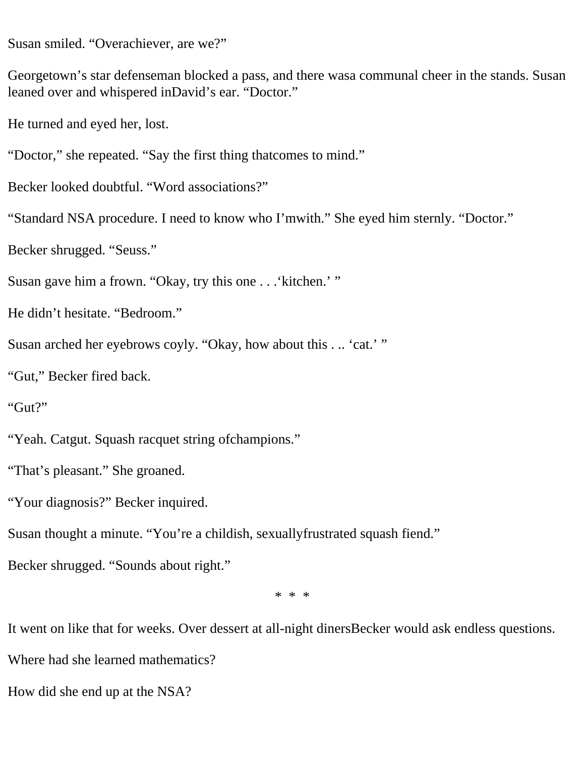Susan smiled. “Overachiever, are we?”

Georgetown’s star defenseman blocked a pass, and there wasa communal cheer in the stands. Susan leaned over and whispered inDavid’s ear. “Doctor.”

He turned and eyed her, lost.

“Doctor,” she repeated. “Say the first thing thatcomes to mind.”

Becker looked doubtful. “Word associations?”

“Standard NSA procedure. I need to know who I’mwith.” She eyed him sternly. “Doctor.”

Becker shrugged. “Seuss.”

Susan gave him a frown. “Okay, try this one . . .‘kitchen.’ ”

He didn’t hesitate. “Bedroom.”

Susan arched her eyebrows coyly. “Okay, how about this . .. ‘cat.’ ”

“Gut,” Becker fired back.

“Gut?”

“Yeah. Catgut. Squash racquet string ofchampions.”

“That’s pleasant.” She groaned.

“Your diagnosis?” Becker inquired.

Susan thought a minute. “You’re a childish, sexuallyfrustrated squash fiend.”

Becker shrugged. “Sounds about right.”

* * *

It went on like that for weeks. Over dessert at all-night dinersBecker would ask endless questions.

Where had she learned mathematics?

How did she end up at the NSA?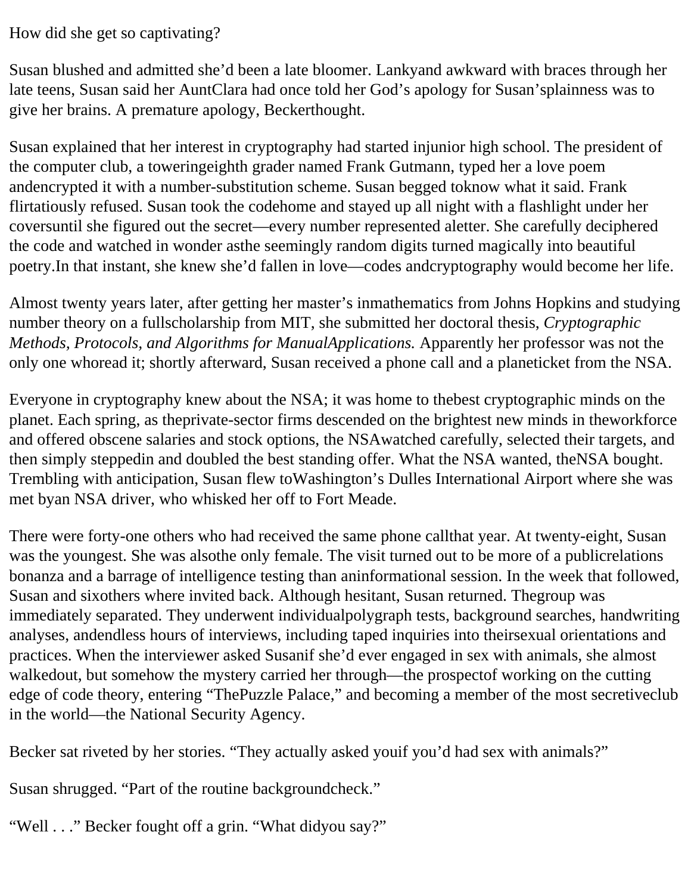How did she get so captivating?

Susan blushed and admitted she’d been a late bloomer. Lankyand awkward with braces through her late teens, Susan said her AuntClara had once told her God’s apology for Susan’splainness was to give her brains. A premature apology, Beckerthought.

Susan explained that her interest in cryptography had started injunior high school. The president of the computer club, a toweringeighth grader named Frank Gutmann, typed her a love poem andencrypted it with a number-substitution scheme. Susan begged toknow what it said. Frank flirtatiously refused. Susan took the codehome and stayed up all night with a flashlight under her coversuntil she figured out the secret—every number represented aletter. She carefully deciphered the code and watched in wonder asthe seemingly random digits turned magically into beautiful poetry.In that instant, she knew she’d fallen in love—codes andcryptography would become her life.

Almost twenty years later, after getting her master’s inmathematics from Johns Hopkins and studying number theory on a fullscholarship from MIT, she submitted her doctoral thesis, *Cryptographic Methods, Protocols, and Algorithms for ManualApplications.* Apparently her professor was not the only one whoread it; shortly afterward, Susan received a phone call and a planeticket from the NSA.

Everyone in cryptography knew about the NSA; it was home to thebest cryptographic minds on the planet. Each spring, as theprivate-sector firms descended on the brightest new minds in theworkforce and offered obscene salaries and stock options, the NSAwatched carefully, selected their targets, and then simply steppedin and doubled the best standing offer. What the NSA wanted, theNSA bought. Trembling with anticipation, Susan flew toWashington’s Dulles International Airport where she was met byan NSA driver, who whisked her off to Fort Meade.

There were forty-one others who had received the same phone callthat year. At twenty-eight, Susan was the youngest. She was alsothe only female. The visit turned out to be more of a publicrelations bonanza and a barrage of intelligence testing than aninformational session. In the week that followed, Susan and sixothers where invited back. Although hesitant, Susan returned. Thegroup was immediately separated. They underwent individualpolygraph tests, background searches, handwriting analyses, andendless hours of interviews, including taped inquiries into theirsexual orientations and practices. When the interviewer asked Susanif she’d ever engaged in sex with animals, she almost walkedout, but somehow the mystery carried her through—the prospectof working on the cutting edge of code theory, entering “ThePuzzle Palace,” and becoming a member of the most secretiveclub in the world—the National Security Agency.

Becker sat riveted by her stories. “They actually asked youif you’d had sex with animals?”

Susan shrugged. “Part of the routine backgroundcheck.”

“Well . . .” Becker fought off a grin. “What didyou say?”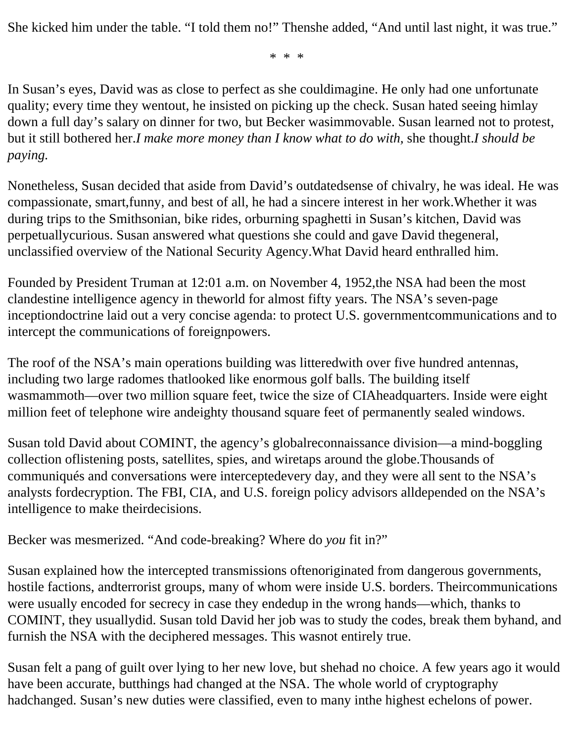She kicked him under the table. "I told them no!" Thenshe added, "And until last night, it was true."

\* \* \*

In Susan's eyes, David was as close to perfect as she couldimagine. He only had one unfortunate quality; every time they wentout, he insisted on picking up the check. Susan hated seeing himlay down a full day's salary on dinner for two, but Becker wasimmovable. Susan learned not to protest, but it still bothered her.*I make more money than I know what to do with,* she thought.*I should be paying.*

Nonetheless, Susan decided that aside from David's outdatedsense of chivalry, he was ideal. He was compassionate, smart,funny, and best of all, he had a sincere interest in her work.Whether it was during trips to the Smithsonian, bike rides, orburning spaghetti in Susan's kitchen, David was perpetuallycurious. Susan answered what questions she could and gave David thegeneral, unclassified overview of the National Security Agency.What David heard enthralled him.

Founded by President Truman at 12:01 a.m. on November 4, 1952,the NSA had been the most clandestine intelligence agency in theworld for almost fifty years. The NSA's seven-page inceptiondoctrine laid out a very concise agenda: to protect U.S. governmentcommunications and to intercept the communications of foreignpowers.

The roof of the NSA's main operations building was litteredwith over five hundred antennas, including two large radomes thatlooked like enormous golf balls. The building itself wasmammoth—over two million square feet, twice the size of CIAheadquarters. Inside were eight million feet of telephone wire andeighty thousand square feet of permanently sealed windows.

Susan told David about COMINT, the agency's globalreconnaissance division—a mind-boggling collection oflistening posts, satellites, spies, and wiretaps around the globe.Thousands of communiqués and conversations were interceptedevery day, and they were all sent to the NSA's analysts fordecryption. The FBI, CIA, and U.S. foreign policy advisors alldepended on the NSA's intelligence to make theirdecisions.

Becker was mesmerized. "And code-breaking? Where do *you* fit in?"

Susan explained how the intercepted transmissions oftenoriginated from dangerous governments, hostile factions, andterrorist groups, many of whom were inside U.S. borders. Theircommunications were usually encoded for secrecy in case they endedup in the wrong hands—which, thanks to COMINT, they usuallydid. Susan told David her job was to study the codes, break them byhand, and furnish the NSA with the deciphered messages. This wasnot entirely true.

Susan felt a pang of guilt over lying to her new love, but shehad no choice. A few years ago it would have been accurate, butthings had changed at the NSA. The whole world of cryptography hadchanged. Susan's new duties were classified, even to many inthe highest echelons of power.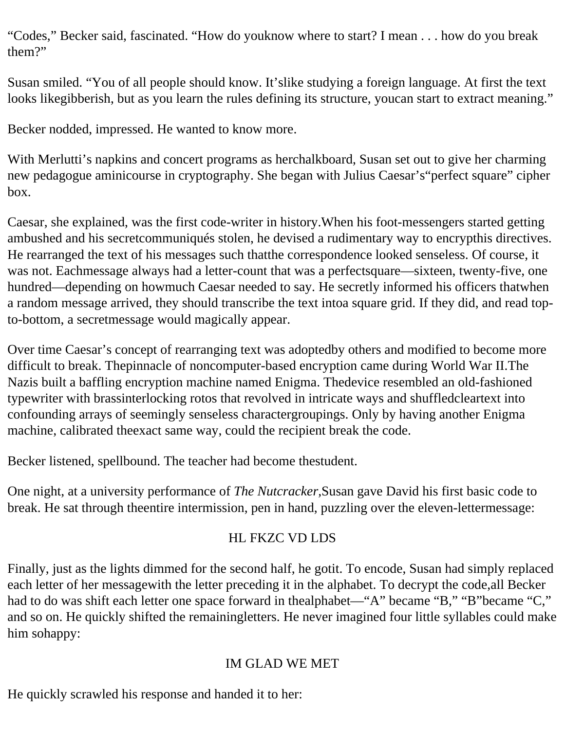“Codes,” Becker said, fascinated. “How do youknow where to start? I mean . . . how do you break them?”

Susan smiled. “You of all people should know. It’slike studying a foreign language. At first the text looks likegibberish, but as you learn the rules defining its structure, youcan start to extract meaning.”

Becker nodded, impressed. He wanted to know more.

With Merlutti’s napkins and concert programs as herchalkboard, Susan set out to give her charming new pedagogue aminicourse in cryptography. She began with Julius Caesar’s“perfect square” cipher box.

Caesar, she explained, was the first code-writer in history.When his foot-messengers started getting ambushed and his secretcommuniqués stolen, he devised a rudimentary way to encrypthis directives. He rearranged the text of his messages such thatthe correspondence looked senseless. Of course, it was not. Eachmessage always had a letter-count that was a perfectsquare—sixteen, twenty-five, one hundred—depending on howmuch Caesar needed to say. He secretly informed his officers thatwhen a random message arrived, they should transcribe the text intoa square grid. If they did, and read top-to-bottom, a secretmessage would magically appear.

Over time Caesar’s concept of rearranging text was adoptedby others and modified to become more difficult to break. Thepinnacle of noncomputer-based encryption came during World War II.The Nazis built a baffling encryption machine named Enigma. Thedevice resembled an old-fashioned typewriter with brassinterlocking rotos that revolved in intricate ways and shuffledcleartext into confounding arrays of seemingly senseless charactergroupings. Only by having another Enigma machine, calibrated theexact same way, could the recipient break the code.

Becker listened, spellbound. The teacher had become thestudent.

One night, at a university performance of *The Nutcracker*,Susan gave David his first basic code to break. He sat through theentire intermission, pen in hand, puzzling over the eleven-lettermessage:

HL FKZC VD LDS

Finally, just as the lights dimmed for the second half, he gotit. To encode, Susan had simply replaced each letter of her messagewith the letter preceding it in the alphabet. To decrypt the code,all Becker had to do was shift each letter one space forward in thealphabet—“A” became “B,” “B”became “C,” and so on. He quickly shifted the remainingletters. He never imagined four little syllables could make him sohappy:

IM GLAD WE MET

He quickly scrawled his response and handed it to her: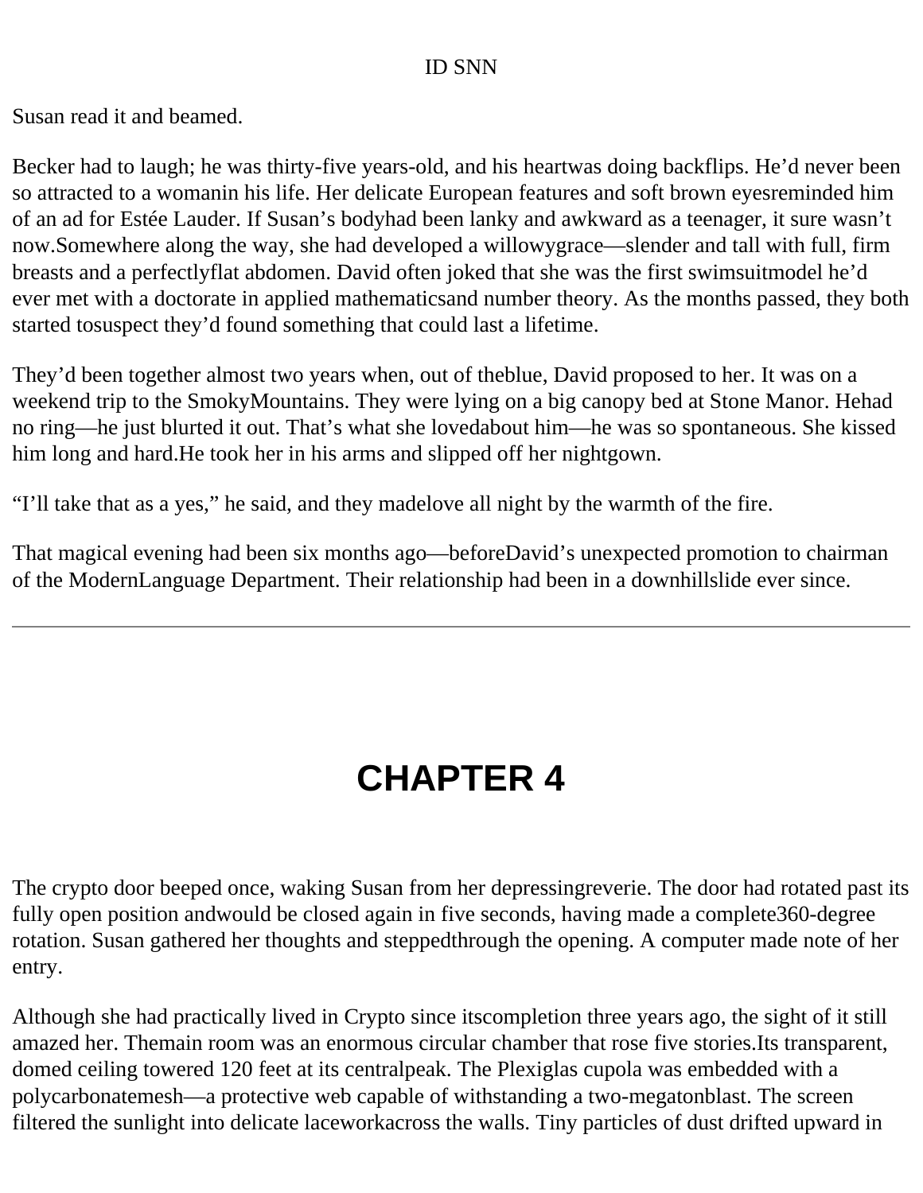ID SNN

Susan read it and beamed.

Becker had to laugh; he was thirty-five years-old, and his heartwas doing backflips. He’d never been so attracted to a womanin his life. Her delicate European features and soft brown eyesreminded him of an ad for Estée Lauder. If Susan’s bodyhad been lanky and awkward as a teenager, it sure wasn’t now.Somewhere along the way, she had developed a willowygrace—slender and tall with full, firm breasts and a perfectlyflat abdomen. David often joked that she was the first swimsuitmodel he’d ever met with a doctorate in applied mathematicsand number theory. As the months passed, they both started tosuspect they’d found something that could last a lifetime.

They’d been together almost two years when, out of theblue, David proposed to her. It was on a weekend trip to the SmokyMountains. They were lying on a big canopy bed at Stone Manor. Hehad no ring—he just blurted it out. That’s what she lovedabout him—he was so spontaneous. She kissed him long and hard.He took her in his arms and slipped off her nightgown.

“I’ll take that as a yes,” he said, and they madelove all night by the warmth of the fire.

That magical evening had been six months ago—beforeDavid’s unexpected promotion to chairman of the ModernLanguage Department. Their relationship had been in a downhillslide ever since.

---

# CHAPTER 4

The crypto door beeped once, waking Susan from her depressingreverie. The door had rotated past its fully open position andwould be closed again in five seconds, having made a complete360-degree rotation. Susan gathered her thoughts and steppedthrough the opening. A computer made note of her entry.

Although she had practically lived in Crypto since itscompletion three years ago, the sight of it still amazed her. Themain room was an enormous circular chamber that rose five stories.Its transparent, domed ceiling towered 120 feet at its centralpeak. The Plexiglas cupola was embedded with a polycarbonatemesh—a protective web capable of withstanding a two-megatonblast. The screen filtered the sunlight into delicate laceworkacross the walls. Tiny particles of dust drifted upward in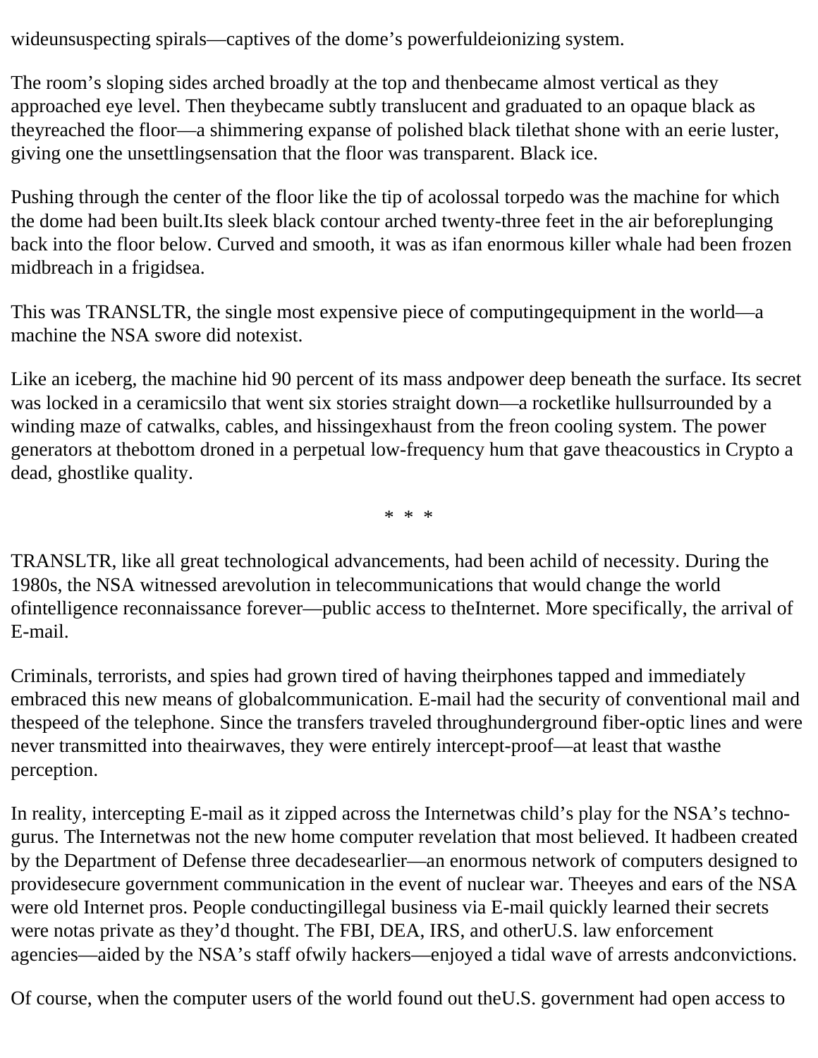wideunsuspecting spirals—captives of the dome's powerfuldeionizing system.

The room's sloping sides arched broadly at the top and thenbecame almost vertical as they approached eye level. Then theybecame subtly translucent and graduated to an opaque black as theyreached the floor—a shimmering expanse of polished black tilethat shone with an eerie luster, giving one the unsettlingsensation that the floor was transparent. Black ice.

Pushing through the center of the floor like the tip of acolossal torpedo was the machine for which the dome had been built.Its sleek black contour arched twenty-three feet in the air beforeplunging back into the floor below. Curved and smooth, it was as ifan enormous killer whale had been frozen midbreach in a frigidsea.

This was TRANSLTR, the single most expensive piece of computingequipment in the world—a machine the NSA swore did notexist.

Like an iceberg, the machine hid 90 percent of its mass andpower deep beneath the surface. Its secret was locked in a ceramicsilo that went six stories straight down—a rocketlike hullsurrounded by a winding maze of catwalks, cables, and hissingexhaust from the freon cooling system. The power generators at thebottom droned in a perpetual low-frequency hum that gave theacoustics in Crypto a dead, ghostlike quality.

* * *

TRANSLTR, like all great technological advancements, had been achild of necessity. During the 1980s, the NSA witnessed arevolution in telecommunications that would change the world ofintelligence reconnaissance forever—public access to theInternet. More specifically, the arrival of E-mail.

Criminals, terrorists, and spies had grown tired of having theirphones tapped and immediately embraced this new means of globalcommunication. E-mail had the security of conventional mail and thespeed of the telephone. Since the transfers traveled throughunderground fiber-optic lines and were never transmitted into theairwaves, they were entirely intercept-proof—at least that wasthe perception.

In reality, intercepting E-mail as it zipped across the Internetwas child's play for the NSA's techno-gurus. The Internetwas not the new home computer revelation that most believed. It hadbeen created by the Department of Defense three decadesearlier—an enormous network of computers designed to providesecure government communication in the event of nuclear war. Theeyes and ears of the NSA were old Internet pros. People conductingillegal business via E-mail quickly learned their secrets were notas private as they'd thought. The FBI, DEA, IRS, and otherU.S. law enforcement agencies—aided by the NSA's staff ofwily hackers—enjoyed a tidal wave of arrests andconvictions.

Of course, when the computer users of the world found out theU.S. government had open access to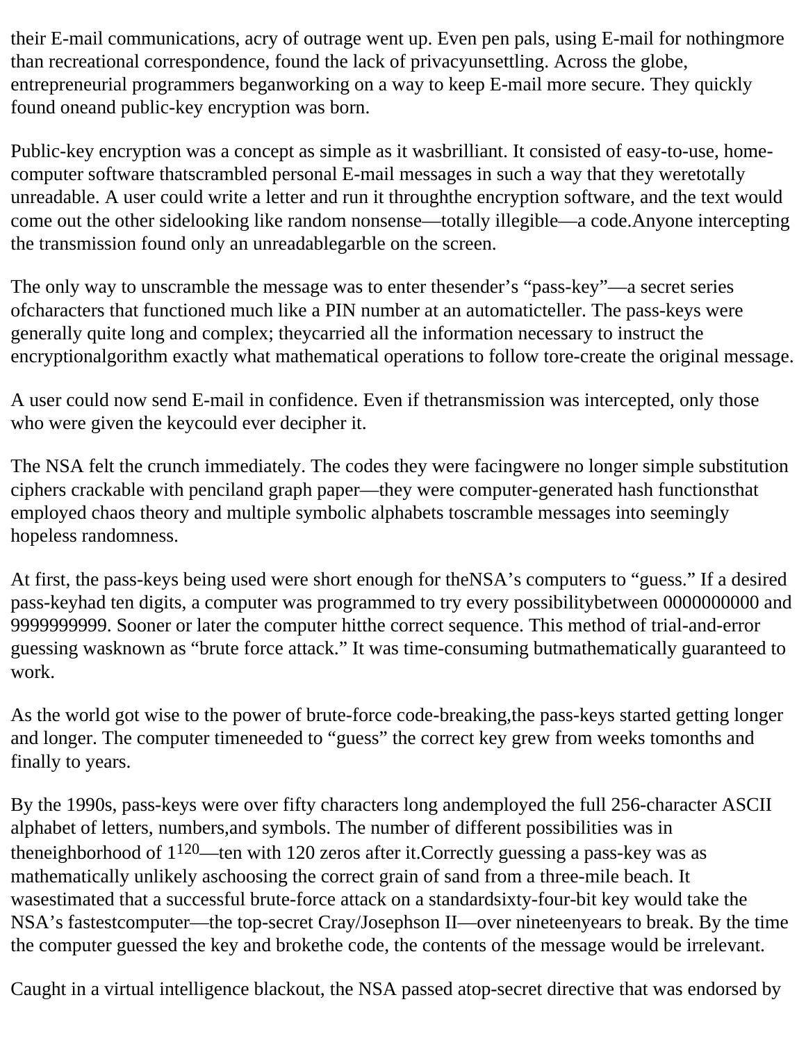their E-mail communications, acry of outrage went up. Even pen pals, using E-mail for nothingmore than recreational correspondence, found the lack of privacyunsettling. Across the globe, entrepreneurial programmers beganworking on a way to keep E-mail more secure. They quickly found oneand public-key encryption was born.

Public-key encryption was a concept as simple as it wasbrilliant. It consisted of easy-to-use, home-computer software thatscrambled personal E-mail messages in such a way that they weretotally unreadable. A user could write a letter and run it throughthe encryption software, and the text would come out the other sidelooking like random nonsense—totally illegible—a code.Anyone intercepting the transmission found only an unreadablegarble on the screen.

The only way to unscramble the message was to enter thesender's "pass-key"—a secret series ofcharacters that functioned much like a PIN number at an automaticteller. The pass-keys were generally quite long and complex; theycarried all the information necessary to instruct the encryptionalgorithm exactly what mathematical operations to follow tore-create the original message.

A user could now send E-mail in confidence. Even if thetransmission was intercepted, only those who were given the keycould ever decipher it.

The NSA felt the crunch immediately. The codes they were facingwere no longer simple substitution ciphers crackable with penciland graph paper—they were computer-generated hash functionsthat employed chaos theory and multiple symbolic alphabets toscramble messages into seemingly hopeless randomness.

At first, the pass-keys being used were short enough for theNSA's computers to "guess." If a desired pass-keyhad ten digits, a computer was programmed to try every possibilitybetween 0000000000 and 9999999999. Sooner or later the computer hitthe correct sequence. This method of trial-and-error guessing wasknown as "brute force attack." It was time-consuming butmathematically guaranteed to work.

As the world got wise to the power of brute-force code-breaking,the pass-keys started getting longer and longer. The computer timeneeded to "guess" the correct key grew from weeks tomonths and finally to years.

By the 1990s, pass-keys were over fifty characters long andemployed the full 256-character ASCII alphabet of letters, numbers,and symbols. The number of different possibilities was in theneighborhood of $1^{120}$—ten with 120 zeros after it.Correctly guessing a pass-key was as mathematically unlikely aschoosing the correct grain of sand from a three-mile beach. It wasestimated that a successful brute-force attack on a standardsixty-four-bit key would take the NSA's fastestcomputer—the top-secret Cray/Josephson II—over nineteenyears to break. By the time the computer guessed the key and brokethe code, the contents of the message would be irrelevant.

Caught in a virtual intelligence blackout, the NSA passed atop-secret directive that was endorsed by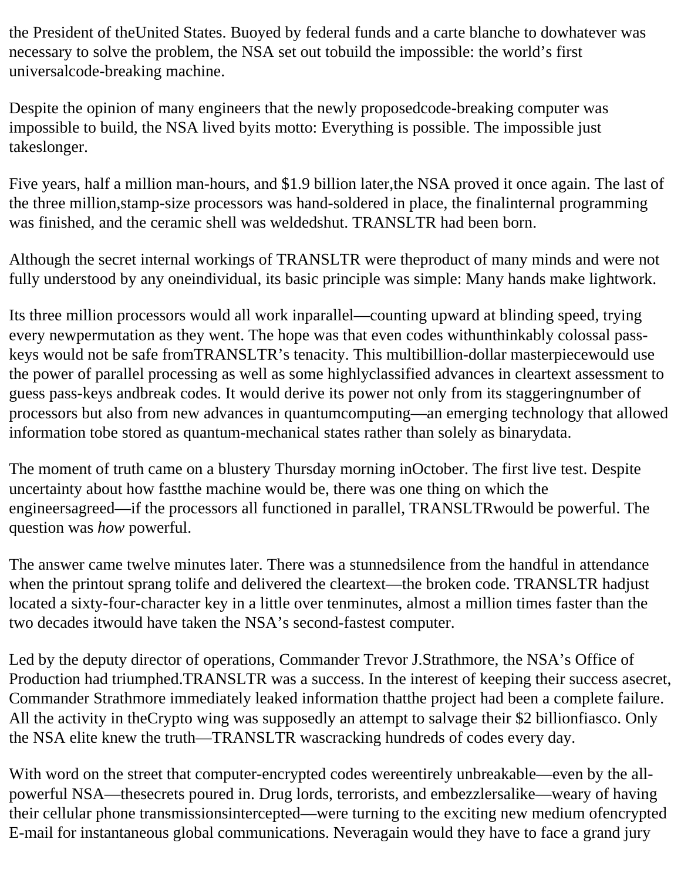the President of theUnited States. Buoyed by federal funds and a carte blanche to dowhatever was necessary to solve the problem, the NSA set out tobuild the impossible: the world's first universalcode-breaking machine.

Despite the opinion of many engineers that the newly proposedcode-breaking computer was impossible to build, the NSA lived byits motto: Everything is possible. The impossible just takeslonger.

Five years, half a million man-hours, and $1.9 billion later,the NSA proved it once again. The last of the three million,stamp-size processors was hand-soldered in place, the finalinternal programming was finished, and the ceramic shell was weldedshut. TRANSLTR had been born.

Although the secret internal workings of TRANSLTR were theproduct of many minds and were not fully understood by any oneindividual, its basic principle was simple: Many hands make lightwork.

Its three million processors would all work inparallel—counting upward at blinding speed, trying every newpermutation as they went. The hope was that even codes withunthinkably colossal pass-keys would not be safe fromTRANSLTR's tenacity. This multibillion-dollar masterpiecewould use the power of parallel processing as well as some highlyclassified advances in cleartext assessment to guess pass-keys andbreak codes. It would derive its power not only from its staggeringnumber of processors but also from new advances in quantumcomputing—an emerging technology that allowed information tobe stored as quantum-mechanical states rather than solely as binarydata.

The moment of truth came on a blustery Thursday morning inOctober. The first live test. Despite uncertainty about how fastthe machine would be, there was one thing on which the engineersagreed—if the processors all functioned in parallel, TRANSLTRwould be powerful. The question was *how* powerful.

The answer came twelve minutes later. There was a stunnedsilence from the handful in attendance when the printout sprang tolife and delivered the cleartext—the broken code. TRANSLTR hadjust located a sixty-four-character key in a little over tenminutes, almost a million times faster than the two decades itwould have taken the NSA's second-fastest computer.

Led by the deputy director of operations, Commander Trevor J.Strathmore, the NSA's Office of Production had triumphed.TRANSLTR was a success. In the interest of keeping their success asecret, Commander Strathmore immediately leaked information thatthe project had been a complete failure. All the activity in theCrypto wing was supposedly an attempt to salvage their $2 billionfiasco. Only the NSA elite knew the truth—TRANSLTR wascracking hundreds of codes every day.

With word on the street that computer-encrypted codes wereentirely unbreakable—even by the all-powerful NSA—thesecrets poured in. Drug lords, terrorists, and embezzlersalike—weary of having their cellular phone transmissionsintercepted—were turning to the exciting new medium ofencrypted E-mail for instantaneous global communications. Neveragain would they have to face a grand jury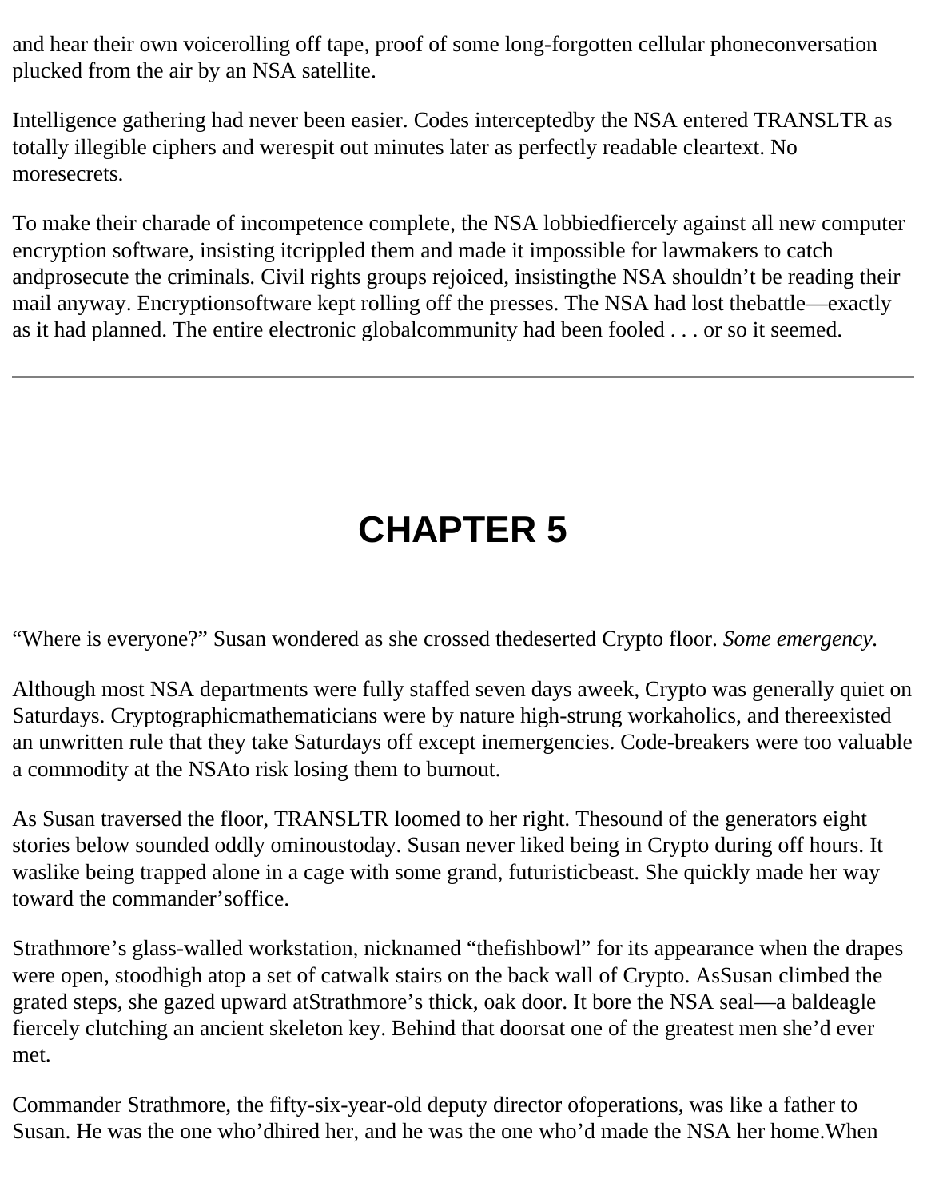and hear their own voicerolling off tape, proof of some long-forgotten cellular phoneconversation plucked from the air by an NSA satellite.

Intelligence gathering had never been easier. Codes interceptedby the NSA entered TRANSLTR as totally illegible ciphers and werespit out minutes later as perfectly readable cleartext. No moresecrets.

To make their charade of incompetence complete, the NSA lobbiedfiercely against all new computer encryption software, insisting itcrippled them and made it impossible for lawmakers to catch andprosecute the criminals. Civil rights groups rejoiced, insistingthe NSA shouldn't be reading their mail anyway. Encryptionsoftware kept rolling off the presses. The NSA had lost thebattle—exactly as it had planned. The entire electronic globalcommunity had been fooled . . . or so it seemed.

---

# CHAPTER 5

"Where is everyone?" Susan wondered as she crossed thedeserted Crypto floor. *Some emergency.*

Although most NSA departments were fully staffed seven days aweek, Crypto was generally quiet on Saturdays. Cryptographicmathematicians were by nature high-strung workaholics, and thereexisted an unwritten rule that they take Saturdays off except inemergencies. Code-breakers were too valuable a commodity at the NSAto risk losing them to burnout.

As Susan traversed the floor, TRANSLTR loomed to her right. Thesound of the generators eight stories below sounded oddly ominoustoday. Susan never liked being in Crypto during off hours. It waslike being trapped alone in a cage with some grand, futuristicbeast. She quickly made her way toward the commander'soffice.

Strathmore's glass-walled workstation, nicknamed "thefishbowl" for its appearance when the drapes were open, stoodhigh atop a set of catwalk stairs on the back wall of Crypto. AsSusan climbed the grated steps, she gazed upward atStrathmore's thick, oak door. It bore the NSA seal—a baldeagle fiercely clutching an ancient skeleton key. Behind that doorsat one of the greatest men she'd ever met.

Commander Strathmore, the fifty-six-year-old deputy director ofoperations, was like a father to Susan. He was the one who'dhired her, and he was the one who'd made the NSA her home.When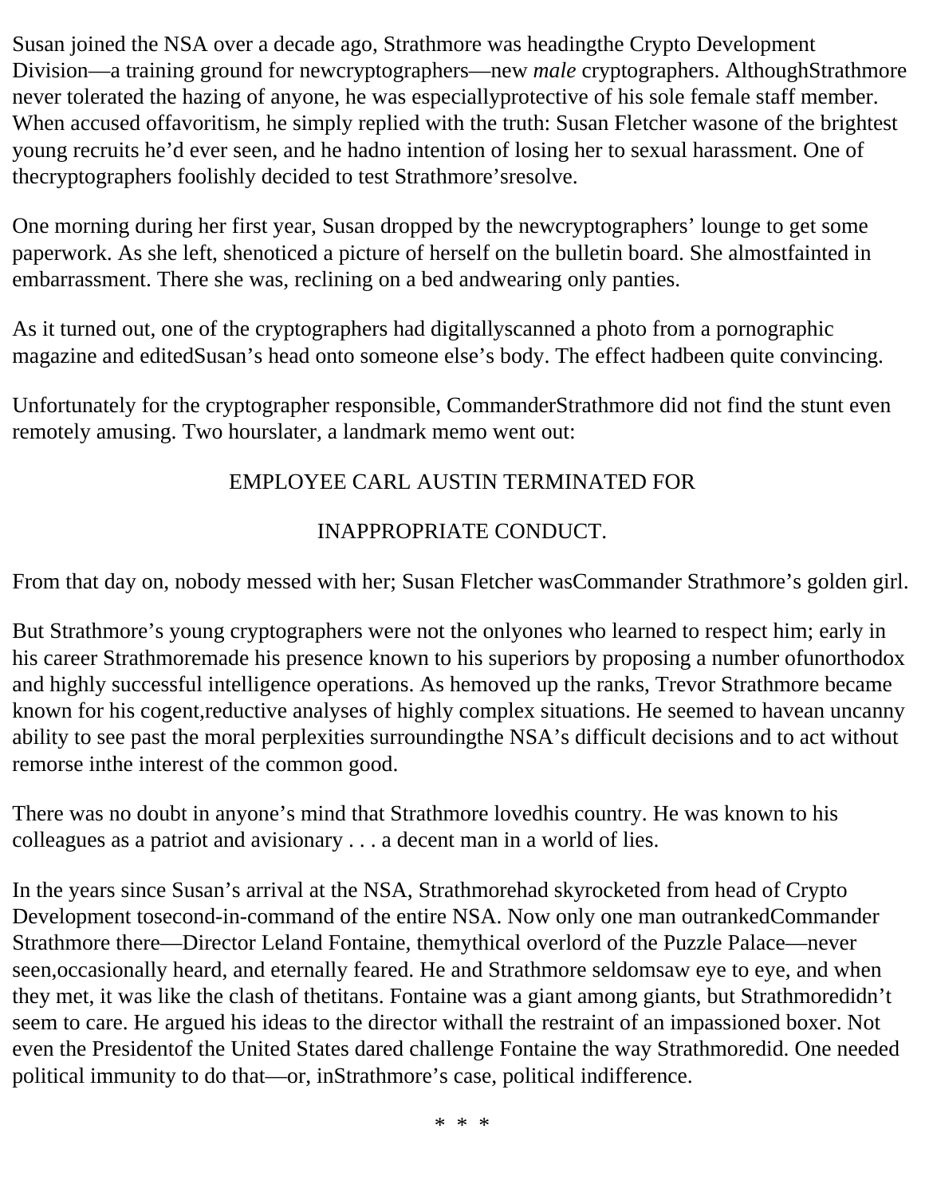Susan joined the NSA over a decade ago, Strathmore was heading the Crypto Development Division—a training ground for new cryptographers—new *male* cryptographers. Although Strathmore never tolerated the hazing of anyone, he was especially protective of his sole female staff member. When accused of favoritism, he simply replied with the truth: Susan Fletcher was one of the brightest young recruits he'd ever seen, and he had no intention of losing her to sexual harassment. One of the cryptographers foolishly decided to test Strathmore's resolve.

One morning during her first year, Susan dropped by the new cryptographers' lounge to get some paperwork. As she left, she noticed a picture of herself on the bulletin board. She almost fainted in embarrassment. There she was, reclining on a bed and wearing only panties.

As it turned out, one of the cryptographers had digitally scanned a photo from a pornographic magazine and edited Susan's head onto someone else's body. The effect had been quite convincing.

Unfortunately for the cryptographer responsible, Commander Strathmore did not find the stunt even remotely amusing. Two hours later, a landmark memo went out:

EMPLOYEE CARL AUSTIN TERMINATED FOR

INAPPROPRIATE CONDUCT.

From that day on, nobody messed with her; Susan Fletcher was Commander Strathmore's golden girl.

But Strathmore's young cryptographers were not the only ones who learned to respect him; early in his career Strathmore made his presence known to his superiors by proposing a number of unorthodox and highly successful intelligence operations. As he moved up the ranks, Trevor Strathmore became known for his cogent, reductive analyses of highly complex situations. He seemed to have an uncanny ability to see past the moral perplexities surrounding the NSA's difficult decisions and to act without remorse in the interest of the common good.

There was no doubt in anyone's mind that Strathmore loved his country. He was known to his colleagues as a patriot and a visionary . . . a decent man in a world of lies.

In the years since Susan's arrival at the NSA, Strathmore had skyrocketed from head of Crypto Development to second-in-command of the entire NSA. Now only one man outranked Commander Strathmore there—Director Leland Fontaine, the mythical overlord of the Puzzle Palace—never seen, occasionally heard, and eternally feared. He and Strathmore seldom saw eye to eye, and when they met, it was like the clash of the titans. Fontaine was a giant among giants, but Strathmore didn't seem to care. He argued his ideas to the director with all the restraint of an impassioned boxer. Not even the President of the United States dared challenge Fontaine the way Strathmore did. One needed political immunity to do that—or, in Strathmore's case, political indifference.

\* \* \*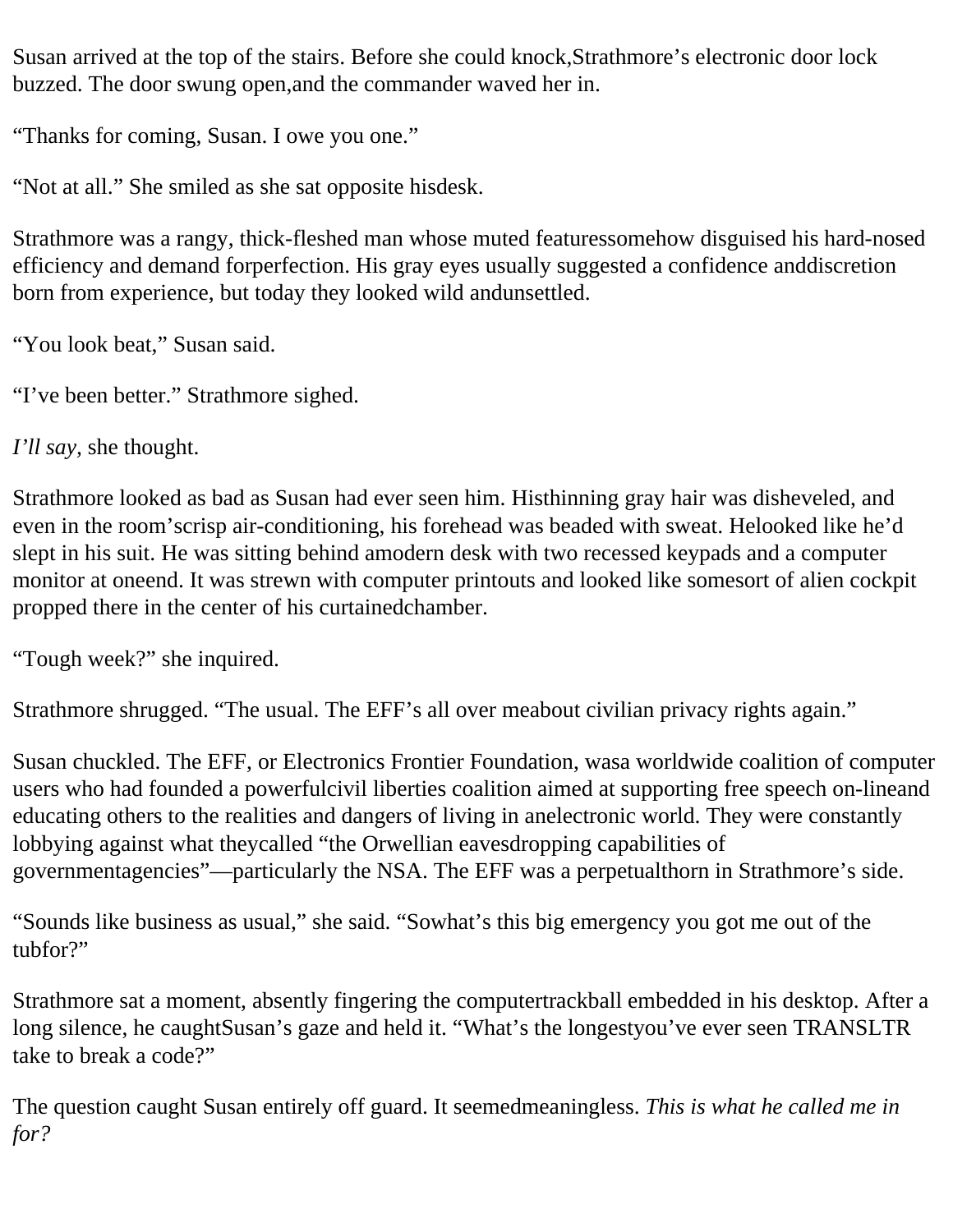Susan arrived at the top of the stairs. Before she could knock,Strathmore’s electronic door lock buzzed. The door swung open,and the commander waved her in.

“Thanks for coming, Susan. I owe you one.”

“Not at all.” She smiled as she sat opposite hisdesk.

Strathmore was a rangy, thick-fleshed man whose muted featuressomehow disguised his hard-nosed efficiency and demand forperfection. His gray eyes usually suggested a confidence anddiscretion born from experience, but today they looked wild andunsettled.

“You look beat,” Susan said.

“I’ve been better.” Strathmore sighed.

*I’ll say,* she thought.

Strathmore looked as bad as Susan had ever seen him. Histhinning gray hair was disheveled, and even in the room’scrisp air-conditioning, his forehead was beaded with sweat. Helooked like he’d slept in his suit. He was sitting behind amodern desk with two recessed keypads and a computer monitor at oneend. It was strewn with computer printouts and looked like somesort of alien cockpit propped there in the center of his curtainedchamber.

“Tough week?” she inquired.

Strathmore shrugged. “The usual. The EFF’s all over meabout civilian privacy rights again.”

Susan chuckled. The EFF, or Electronics Frontier Foundation, wasa worldwide coalition of computer users who had founded a powerfulcivil liberties coalition aimed at supporting free speech on-lineand educating others to the realities and dangers of living in anelectronic world. They were constantly lobbying against what theycalled “the Orwellian eavesdropping capabilities of governmentagencies”—particularly the NSA. The EFF was a perpetualthorn in Strathmore’s side.

“Sounds like business as usual,” she said. “Sowhat’s this big emergency you got me out of the tubfor?”

Strathmore sat a moment, absently fingering the computertrackball embedded in his desktop. After a long silence, he caughtSusan’s gaze and held it. “What’s the longestyou’ve ever seen TRANSLTR take to break a code?”

The question caught Susan entirely off guard. It seemedmeaningless. *This is what he called me in for?*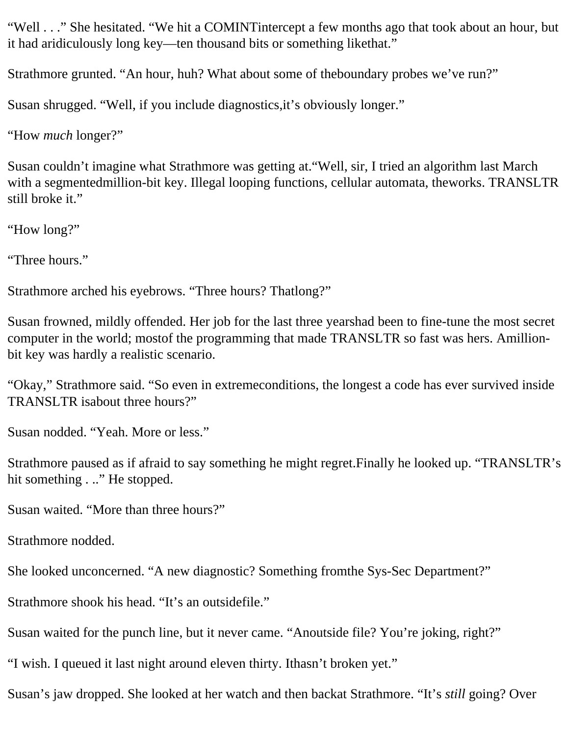"Well . . ." She hesitated. "We hit a COMINTintercept a few months ago that took about an hour, but it had aridiculously long key—ten thousand bits or something likethat."

Strathmore grunted. "An hour, huh? What about some of theboundary probes we've run?"

Susan shrugged. "Well, if you include diagnostics,it's obviously longer."

"How *much* longer?"

Susan couldn't imagine what Strathmore was getting at."Well, sir, I tried an algorithm last March with a segmentedmillion-bit key. Illegal looping functions, cellular automata, theworks. TRANSLTR still broke it."

"How long?"

"Three hours."

Strathmore arched his eyebrows. "Three hours? Thatlong?"

Susan frowned, mildly offended. Her job for the last three yearshad been to fine-tune the most secret computer in the world; mostof the programming that made TRANSLTR so fast was hers. Amillion-bit key was hardly a realistic scenario.

"Okay," Strathmore said. "So even in extremeconditions, the longest a code has ever survived inside TRANSLTR isabout three hours?"

Susan nodded. "Yeah. More or less."

Strathmore paused as if afraid to say something he might regret.Finally he looked up. "TRANSLTR's hit something . .." He stopped.

Susan waited. "More than three hours?"

Strathmore nodded.

She looked unconcerned. "A new diagnostic? Something fromthe Sys-Sec Department?"

Strathmore shook his head. "It's an outsidefile."

Susan waited for the punch line, but it never came. "Anoutside file? You're joking, right?"

"I wish. I queued it last night around eleven thirty. Ithasn't broken yet."

Susan's jaw dropped. She looked at her watch and then backat Strathmore. "It's *still* going? Over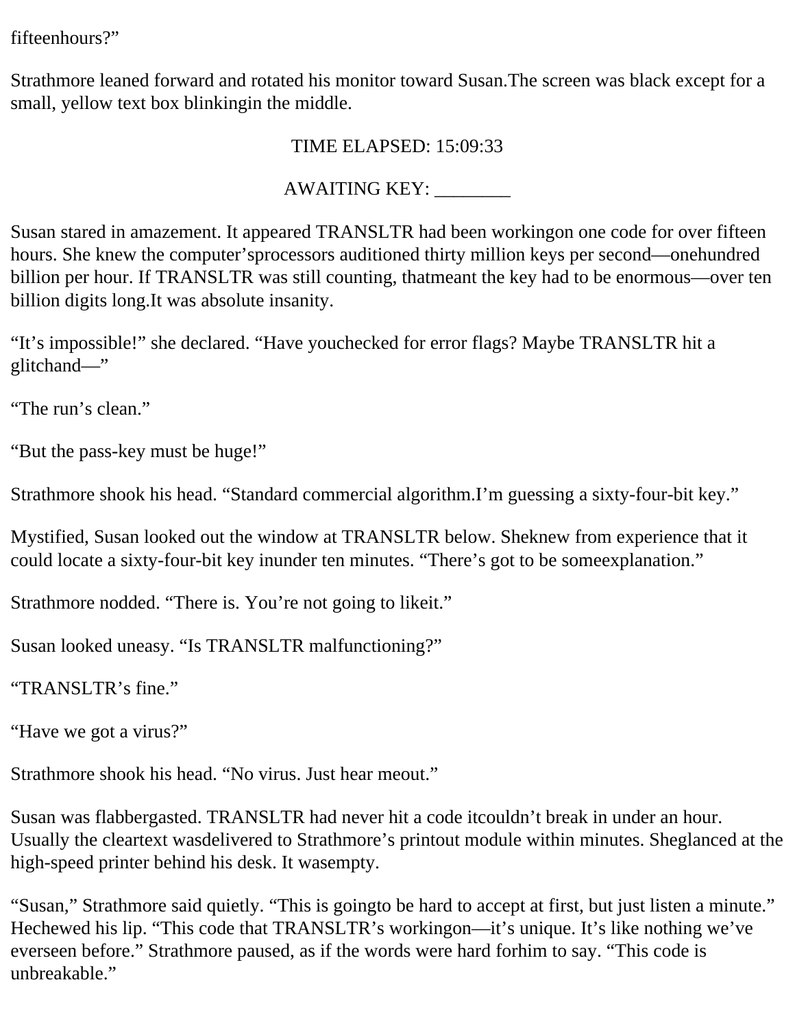fifteenhours?”

Strathmore leaned forward and rotated his monitor toward Susan.The screen was black except for a small, yellow text box blinkingin the middle.

TIME ELAPSED: 15:09:33

AWAITING KEY: ________

Susan stared in amazement. It appeared TRANSLTR had been workingon one code for over fifteen hours. She knew the computer’sprocessors auditioned thirty million keys per second—onehundred billion per hour. If TRANSLTR was still counting, thatmeant the key had to be enormous—over ten billion digits long.It was absolute insanity.

“It’s impossible!” she declared. “Have youchecked for error flags? Maybe TRANSLTR hit a glitchand—”

“The run’s clean.”

“But the pass-key must be huge!”

Strathmore shook his head. “Standard commercial algorithm.I’m guessing a sixty-four-bit key.”

Mystified, Susan looked out the window at TRANSLTR below. Sheknew from experience that it could locate a sixty-four-bit key inunder ten minutes. “There’s got to be someexplanation.”

Strathmore nodded. “There is. You’re not going to likeit.”

Susan looked uneasy. “Is TRANSLTR malfunctioning?”

“TRANSLTR’s fine.”

“Have we got a virus?”

Strathmore shook his head. “No virus. Just hear meout.”

Susan was flabbergasted. TRANSLTR had never hit a code itcouldn’t break in under an hour. Usually the cleartext wasdelivered to Strathmore’s printout module within minutes. Sheglanced at the high-speed printer behind his desk. It wasempty.

“Susan,” Strathmore said quietly. “This is goingto be hard to accept at first, but just listen a minute.” Hechewed his lip. “This code that TRANSLTR’s workingon—it’s unique. It’s like nothing we’ve everseen before.” Strathmore paused, as if the words were hard forhim to say. “This code is unbreakable.”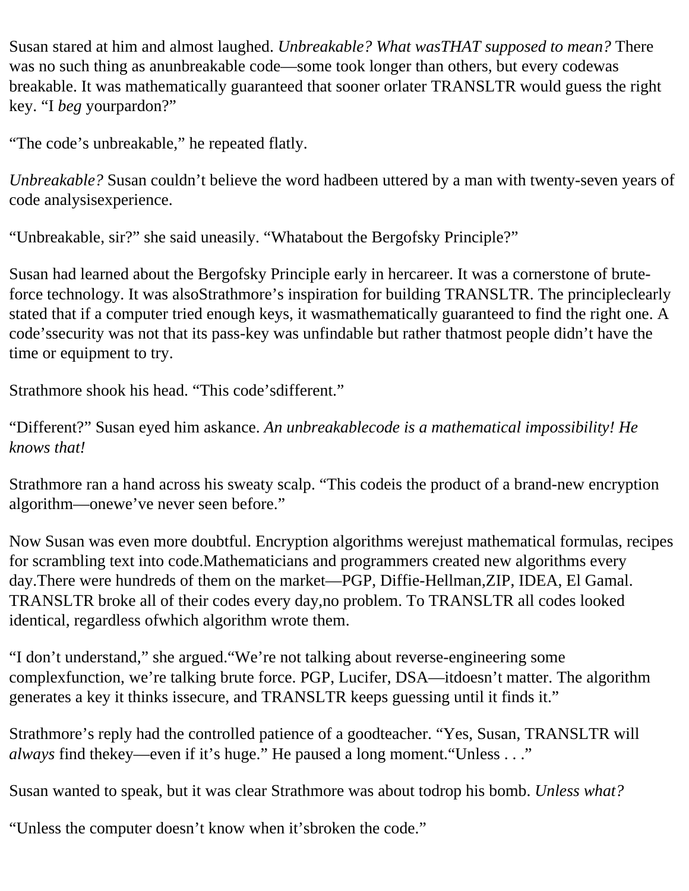Susan stared at him and almost laughed. *Unbreakable? What wasTHAT supposed to mean?* There was no such thing as anunbreakable code—some took longer than others, but every codewas breakable. It was mathematically guaranteed that sooner orlater TRANSLTR would guess the right key. “I *beg* yourpardon?”

“The code’s unbreakable,” he repeated flatly.

*Unbreakable?* Susan couldn’t believe the word hadbeen uttered by a man with twenty-seven years of code analysisexperience.

“Unbreakable, sir?” she said uneasily. “Whatabout the Bergofsky Principle?”

Susan had learned about the Bergofsky Principle early in hercareer. It was a cornerstone of brute-force technology. It was alsoStrathmore’s inspiration for building TRANSLTR. The principleclearly stated that if a computer tried enough keys, it wasmathematically guaranteed to find the right one. A code’ssecurity was not that its pass-key was unfindable but rather thatmost people didn’t have the time or equipment to try.

Strathmore shook his head. “This code’sdifferent.”

“Different?” Susan eyed him askance. *An unbreakablecode is a mathematical impossibility! He knows that!*

Strathmore ran a hand across his sweaty scalp. “This codeis the product of a brand-new encryption algorithm—onewe’ve never seen before.”

Now Susan was even more doubtful. Encryption algorithms werejust mathematical formulas, recipes for scrambling text into code.Mathematicians and programmers created new algorithms every day.There were hundreds of them on the market—PGP, Diffie-Hellman,ZIP, IDEA, El Gamal. TRANSLTR broke all of their codes every day,no problem. To TRANSLTR all codes looked identical, regardless ofwhich algorithm wrote them.

“I don’t understand,” she argued.“We’re not talking about reverse-engineering some complexfunction, we’re talking brute force. PGP, Lucifer, DSA—itdoesn’t matter. The algorithm generates a key it thinks issecure, and TRANSLTR keeps guessing until it finds it.”

Strathmore’s reply had the controlled patience of a goodteacher. “Yes, Susan, TRANSLTR will *always* find thekey—even if it’s huge.” He paused a long moment.“Unless . . .”

Susan wanted to speak, but it was clear Strathmore was about todrop his bomb. *Unless what?*

“Unless the computer doesn’t know when it’sbroken the code.”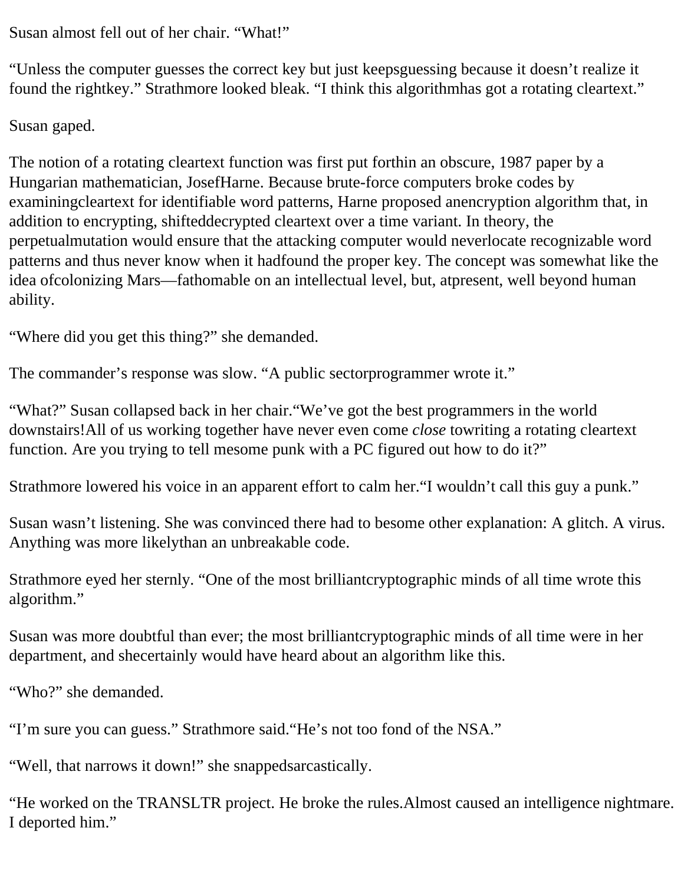Susan almost fell out of her chair. “What!”

“Unless the computer guesses the correct key but just keepsguessing because it doesn’t realize it found the rightkey.” Strathmore looked bleak. “I think this algorithmhas got a rotating cleartext.”

Susan gaped.

The notion of a rotating cleartext function was first put forthin an obscure, 1987 paper by a Hungarian mathematician, JosefHarne. Because brute-force computers broke codes by examiningcleartext for identifiable word patterns, Harne proposed anencryption algorithm that, in addition to encrypting, shifteddecrypted cleartext over a time variant. In theory, the perpetualmutation would ensure that the attacking computer would neverlocate recognizable word patterns and thus never know when it hadfound the proper key. The concept was somewhat like the idea ofcolonizing Mars—fathomable on an intellectual level, but, atpresent, well beyond human ability.

“Where did you get this thing?” she demanded.

The commander’s response was slow. “A public sectorprogrammer wrote it.”

“What?” Susan collapsed back in her chair.“We’ve got the best programmers in the world downstairs!All of us working together have never even come *close* towriting a rotating cleartext function. Are you trying to tell mesome punk with a PC figured out how to do it?”

Strathmore lowered his voice in an apparent effort to calm her.“I wouldn’t call this guy a punk.”

Susan wasn’t listening. She was convinced there had to besome other explanation: A glitch. A virus. Anything was more likelythan an unbreakable code.

Strathmore eyed her sternly. “One of the most brilliantcryptographic minds of all time wrote this algorithm.”

Susan was more doubtful than ever; the most brilliantcryptographic minds of all time were in her department, and shecertainly would have heard about an algorithm like this.

“Who?” she demanded.

“I’m sure you can guess.” Strathmore said.“He’s not too fond of the NSA.”

“Well, that narrows it down!” she snappedsarcastically.

“He worked on the TRANSLTR project. He broke the rules.Almost caused an intelligence nightmare. I deported him.”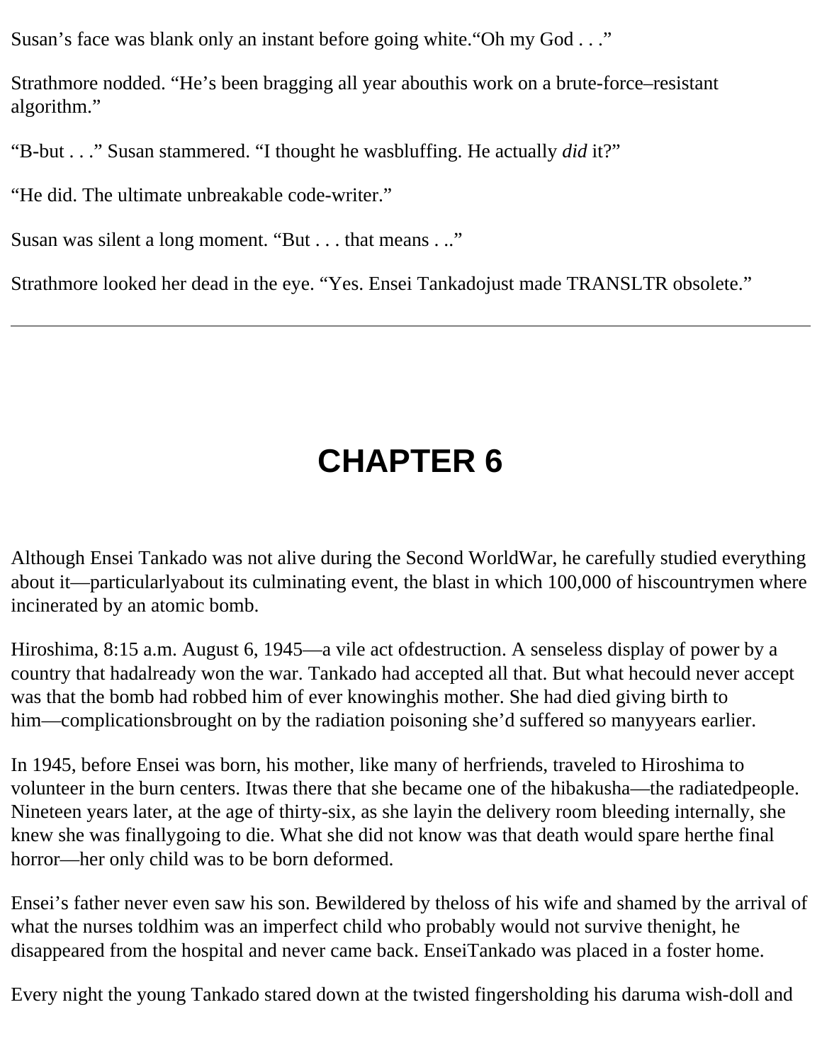Susan's face was blank only an instant before going white."Oh my God . . ."

Strathmore nodded. "He's been bragging all year abouthis work on a brute-force–resistant algorithm."

"B-but . . ." Susan stammered. "I thought he wasbluffing. He actually *did* it?"

"He did. The ultimate unbreakable code-writer."

Susan was silent a long moment. "But . . . that means . .."

Strathmore looked her dead in the eye. "Yes. Ensei Tankadojust made TRANSLTR obsolete."

---

# CHAPTER 6

Although Ensei Tankado was not alive during the Second WorldWar, he carefully studied everything about it—particularlyabout its culminating event, the blast in which 100,000 of hiscountrymen where incinerated by an atomic bomb.

Hiroshima, 8:15 a.m. August 6, 1945—a vile act ofdestruction. A senseless display of power by a country that hadalready won the war. Tankado had accepted all that. But what hecould never accept was that the bomb had robbed him of ever knowinghis mother. She had died giving birth to him—complicationsbrought on by the radiation poisoning she'd suffered so manyyears earlier.

In 1945, before Ensei was born, his mother, like many of herfriends, traveled to Hiroshima to volunteer in the burn centers. Itwas there that she became one of the hibakusha—the radiatedpeople. Nineteen years later, at the age of thirty-six, as she layin the delivery room bleeding internally, she knew she was finallygoing to die. What she did not know was that death would spare herthe final horror—her only child was to be born deformed.

Ensei's father never even saw his son. Bewildered by theloss of his wife and shamed by the arrival of what the nurses toldhim was an imperfect child who probably would not survive thenight, he disappeared from the hospital and never came back. EnseiTankado was placed in a foster home.

Every night the young Tankado stared down at the twisted fingersholding his daruma wish-doll and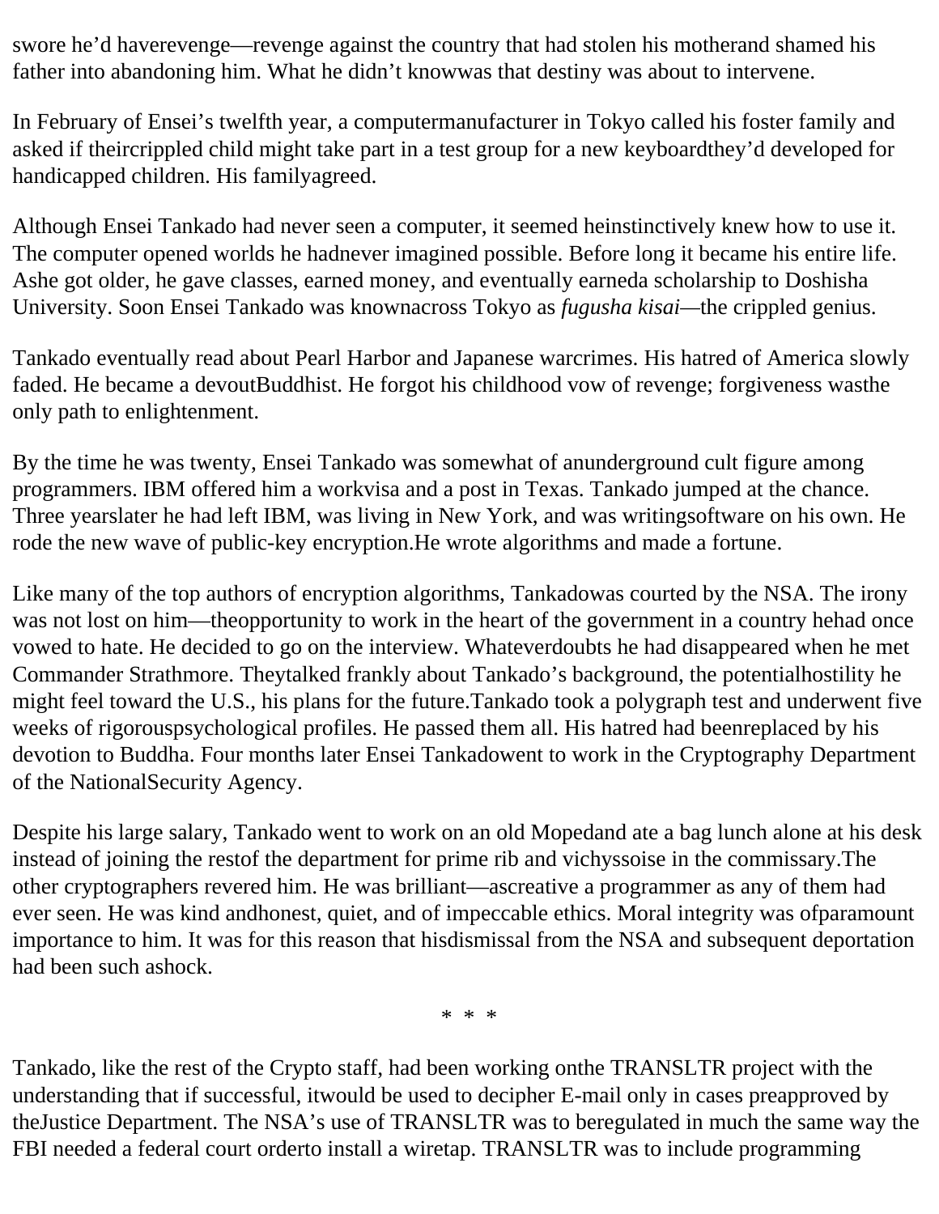swore he'd haverevenge—revenge against the country that had stolen his motherand shamed his father into abandoning him. What he didn't knowwas that destiny was about to intervene.

In February of Ensei's twelfth year, a computermanufacturer in Tokyo called his foster family and asked if theircrippled child might take part in a test group for a new keyboardthey'd developed for handicapped children. His familyagreed.

Although Ensei Tankado had never seen a computer, it seemed heinstinctively knew how to use it. The computer opened worlds he hadnever imagined possible. Before long it became his entire life. Ashe got older, he gave classes, earned money, and eventually earneda scholarship to Doshisha University. Soon Ensei Tankado was knownacross Tokyo as *fugusha kisai*—the crippled genius.

Tankado eventually read about Pearl Harbor and Japanese warcrimes. His hatred of America slowly faded. He became a devoutBuddhist. He forgot his childhood vow of revenge; forgiveness wasthe only path to enlightenment.

By the time he was twenty, Ensei Tankado was somewhat of anunderground cult figure among programmers. IBM offered him a workvisa and a post in Texas. Tankado jumped at the chance. Three yearslater he had left IBM, was living in New York, and was writingsoftware on his own. He rode the new wave of public-key encryption.He wrote algorithms and made a fortune.

Like many of the top authors of encryption algorithms, Tankadowas courted by the NSA. The irony was not lost on him—theopportunity to work in the heart of the government in a country hehad once vowed to hate. He decided to go on the interview. Whateverdoubts he had disappeared when he met Commander Strathmore. Theytalked frankly about Tankado's background, the potentialhostility he might feel toward the U.S., his plans for the future.Tankado took a polygraph test and underwent five weeks of rigorouspsychological profiles. He passed them all. His hatred had beenreplaced by his devotion to Buddha. Four months later Ensei Tankadowent to work in the Cryptography Department of the NationalSecurity Agency.

Despite his large salary, Tankado went to work on an old Mopedand ate a bag lunch alone at his desk instead of joining the restof the department for prime rib and vichyssoise in the commissary.The other cryptographers revered him. He was brilliant—ascreative a programmer as any of them had ever seen. He was kind andhonest, quiet, and of impeccable ethics. Moral integrity was ofparamount importance to him. It was for this reason that hisdismissal from the NSA and subsequent deportation had been such ashock.

\* \* \*

Tankado, like the rest of the Crypto staff, had been working onthe TRANSLTR project with the understanding that if successful, itwould be used to decipher E-mail only in cases preapproved by theJustice Department. The NSA's use of TRANSLTR was to beregulated in much the same way the FBI needed a federal court orderto install a wiretap. TRANSLTR was to include programming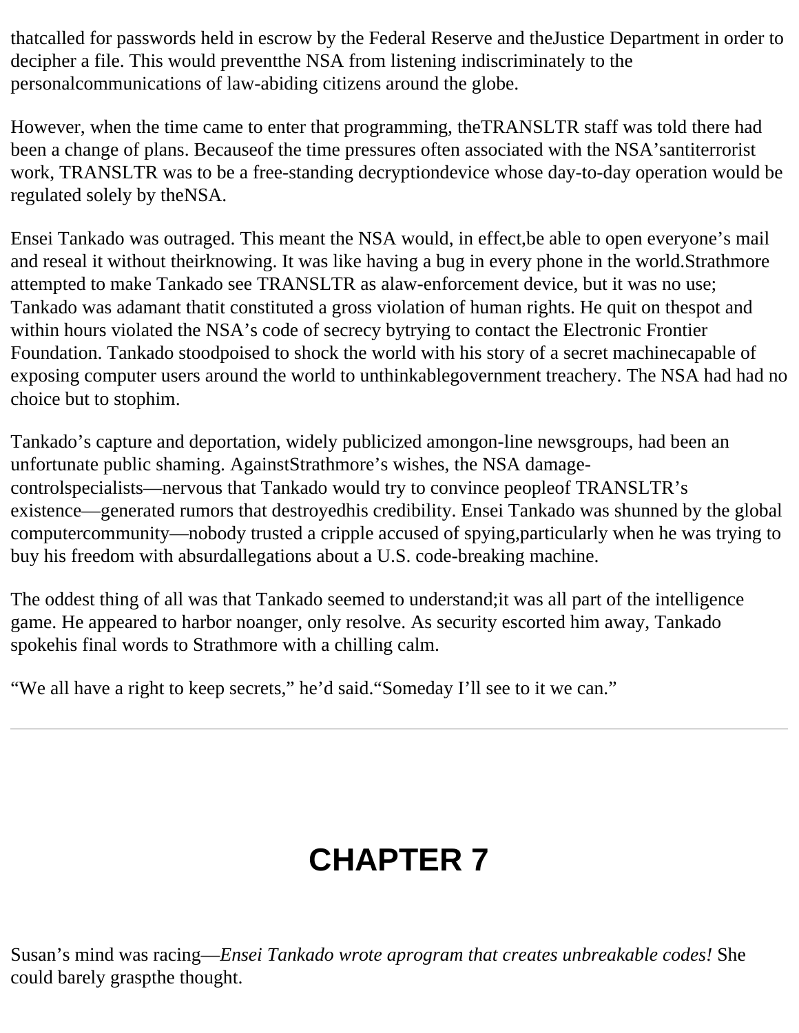thatcalled for passwords held in escrow by the Federal Reserve and theJustice Department in order to decipher a file. This would preventthe NSA from listening indiscriminately to the personalcommunications of law-abiding citizens around the globe.

However, when the time came to enter that programming, theTRANSLTR staff was told there had been a change of plans. Becauseof the time pressures often associated with the NSA'santiterrorist work, TRANSLTR was to be a free-standing decryptiondevice whose day-to-day operation would be regulated solely by theNSA.

Ensei Tankado was outraged. This meant the NSA would, in effect,be able to open everyone's mail and reseal it without theirknowing. It was like having a bug in every phone in the world.Strathmore attempted to make Tankado see TRANSLTR as alaw-enforcement device, but it was no use; Tankado was adamant thatit constituted a gross violation of human rights. He quit on thespot and within hours violated the NSA's code of secrecy bytrying to contact the Electronic Frontier Foundation. Tankado stoodpoised to shock the world with his story of a secret machinecapable of exposing computer users around the world to unthinkablegovernment treachery. The NSA had had no choice but to stophim.

Tankado's capture and deportation, widely publicized amongon-line newsgroups, had been an unfortunate public shaming. AgainstStrathmore's wishes, the NSA damage-controlspecialists—nervous that Tankado would try to convince peopleof TRANSLTR's existence—generated rumors that destroyedhis credibility. Ensei Tankado was shunned by the global computercommunity—nobody trusted a cripple accused of spying,particularly when he was trying to buy his freedom with absurdallegations about a U.S. code-breaking machine.

The oddest thing of all was that Tankado seemed to understand;it was all part of the intelligence game. He appeared to harbor noanger, only resolve. As security escorted him away, Tankado spokehis final words to Strathmore with a chilling calm.

"We all have a right to keep secrets," he'd said."Someday I'll see to it we can."

---

# CHAPTER 7

Susan's mind was racing—*Ensei Tankado wrote aprogram that creates unbreakable codes!* She could barely graspthe thought.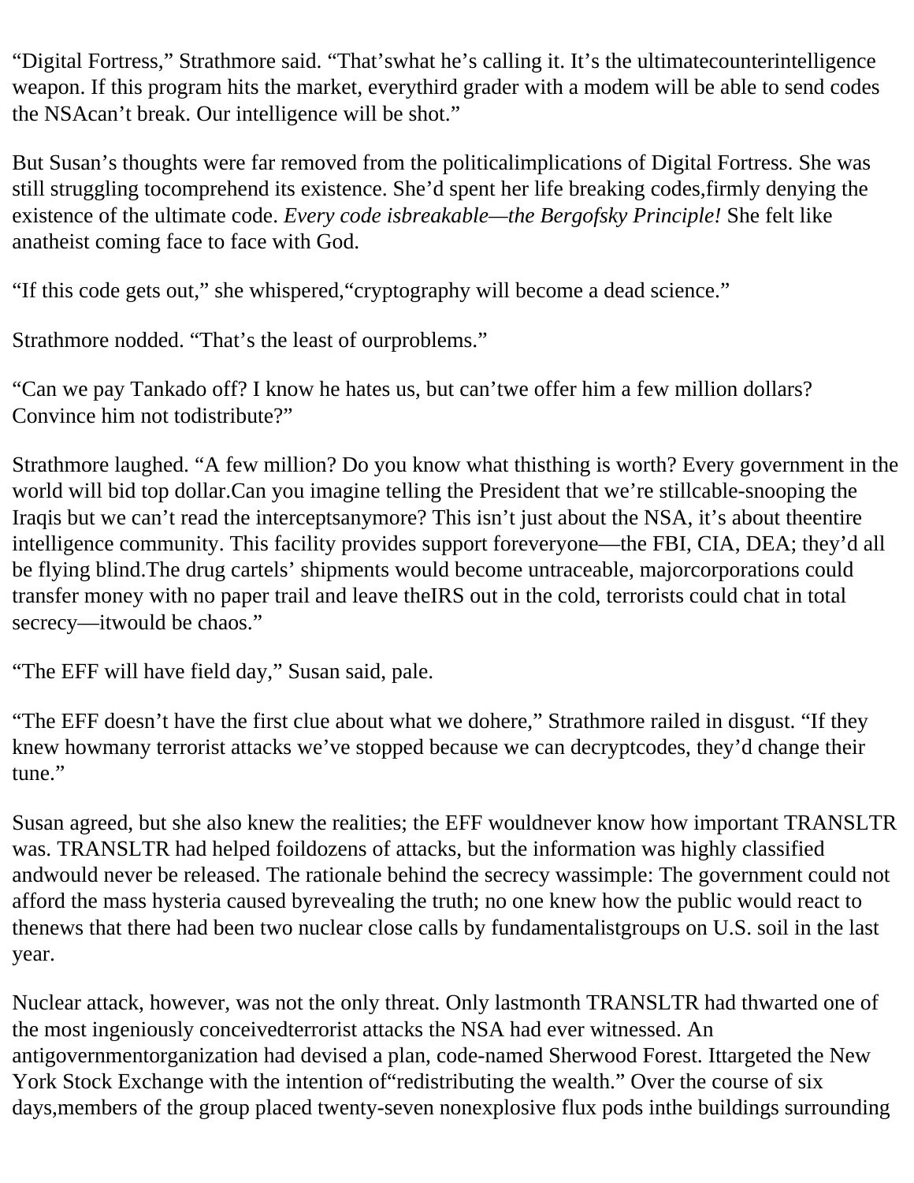“Digital Fortress,” Strathmore said. “That’swhat he’s calling it. It’s the ultimatecounterintelligence weapon. If this program hits the market, everythird grader with a modem will be able to send codes the NSAcan’t break. Our intelligence will be shot.”

But Susan’s thoughts were far removed from the politicalimplications of Digital Fortress. She was still struggling tocomprehend its existence. She’d spent her life breaking codes,firmly denying the existence of the ultimate code. *Every code isbreakable—the Bergofsky Principle!* She felt like anatheist coming face to face with God.

“If this code gets out,” she whispered,“cryptography will become a dead science.”

Strathmore nodded. “That’s the least of ourproblems.”

“Can we pay Tankado off? I know he hates us, but can’twe offer him a few million dollars? Convince him not todistribute?”

Strathmore laughed. “A few million? Do you know what thisthing is worth? Every government in the world will bid top dollar.Can you imagine telling the President that we’re stillcable-snooping the Iraqis but we can’t read the interceptsanymore? This isn’t just about the NSA, it’s about theentire intelligence community. This facility provides support foreveryone—the FBI, CIA, DEA; they’d all be flying blind.The drug cartels’ shipments would become untraceable, majorcorporations could transfer money with no paper trail and leave theIRS out in the cold, terrorists could chat in total secrecy—itwould be chaos.”

“The EFF will have field day,” Susan said, pale.

“The EFF doesn’t have the first clue about what we dohere,” Strathmore railed in disgust. “If they knew howmany terrorist attacks we’ve stopped because we can decryptcodes, they’d change their tune.”

Susan agreed, but she also knew the realities; the EFF wouldnever know how important TRANSLTR was. TRANSLTR had helped foildozens of attacks, but the information was highly classified andwould never be released. The rationale behind the secrecy wassimple: The government could not afford the mass hysteria caused byrevealing the truth; no one knew how the public would react to thenews that there had been two nuclear close calls by fundamentalistgroups on U.S. soil in the last year.

Nuclear attack, however, was not the only threat. Only lastmonth TRANSLTR had thwarted one of the most ingeniously conceivedterrorist attacks the NSA had ever witnessed. An antigovernmentorganization had devised a plan, code-named Sherwood Forest. Ittargeted the New York Stock Exchange with the intention of“redistributing the wealth.” Over the course of six days,members of the group placed twenty-seven nonexplosive flux pods inthe buildings surrounding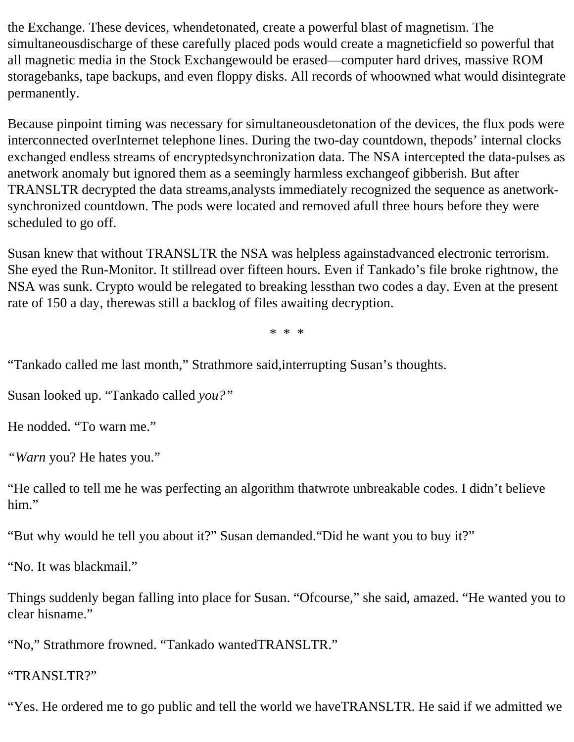the Exchange. These devices, whendetonated, create a powerful blast of magnetism. The simultaneousdischarge of these carefully placed pods would create a magneticfield so powerful that all magnetic media in the Stock Exchangewould be erased—computer hard drives, massive ROM storagebanks, tape backups, and even floppy disks. All records of whoowned what would disintegrate permanently.

Because pinpoint timing was necessary for simultaneousdetonation of the devices, the flux pods were interconnected overInternet telephone lines. During the two-day countdown, thepods' internal clocks exchanged endless streams of encryptedsynchronization data. The NSA intercepted the data-pulses as anetwork anomaly but ignored them as a seemingly harmless exchangeof gibberish. But after TRANSLTR decrypted the data streams,analysts immediately recognized the sequence as anetwork-synchronized countdown. The pods were located and removed afull three hours before they were scheduled to go off.

Susan knew that without TRANSLTR the NSA was helpless againstadvanced electronic terrorism. She eyed the Run-Monitor. It stillread over fifteen hours. Even if Tankado's file broke rightnow, the NSA was sunk. Crypto would be relegated to breaking lessthan two codes a day. Even at the present rate of 150 a day, therewas still a backlog of files awaiting decryption.

\* \* \*

"Tankado called me last month," Strathmore said,interrupting Susan's thoughts.

Susan looked up. "Tankado called *you?"*

He nodded. "To warn me."

*"Warn* you? He hates you."

"He called to tell me he was perfecting an algorithm thatwrote unbreakable codes. I didn't believe him."

"But why would he tell you about it?" Susan demanded."Did he want you to buy it?"

"No. It was blackmail."

Things suddenly began falling into place for Susan. "Ofcourse," she said, amazed. "He wanted you to clear hisname."

"No," Strathmore frowned. "Tankado wantedTRANSLTR."

"TRANSLTR?"

"Yes. He ordered me to go public and tell the world we haveTRANSLTR. He said if we admitted we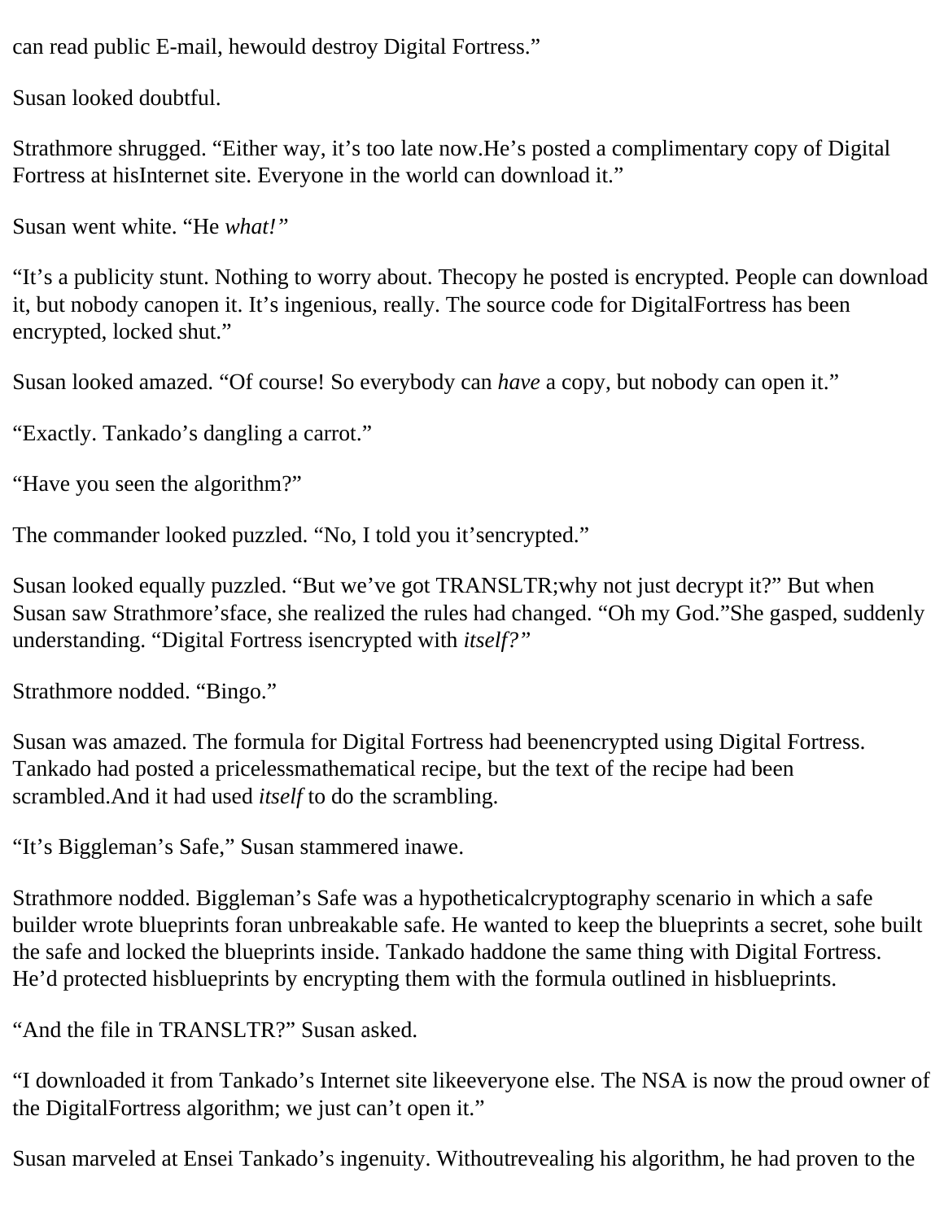can read public E-mail, hewould destroy Digital Fortress."

Susan looked doubtful.

Strathmore shrugged. "Either way, it's too late now.He's posted a complimentary copy of Digital Fortress at hisInternet site. Everyone in the world can download it."

Susan went white. "He *what!*"

"It's a publicity stunt. Nothing to worry about. Thecopy he posted is encrypted. People can download it, but nobody canopen it. It's ingenious, really. The source code for DigitalFortress has been encrypted, locked shut."

Susan looked amazed. "Of course! So everybody can *have* a copy, but nobody can open it."

"Exactly. Tankado's dangling a carrot."

"Have you seen the algorithm?"

The commander looked puzzled. "No, I told you it'sencrypted."

Susan looked equally puzzled. "But we've got TRANSLTR;why not just decrypt it?" But when Susan saw Strathmore'sface, she realized the rules had changed. "Oh my God."She gasped, suddenly understanding. "Digital Fortress isencrypted with *itself?*"

Strathmore nodded. "Bingo."

Susan was amazed. The formula for Digital Fortress had beenencrypted using Digital Fortress. Tankado had posted a pricelessmathematical recipe, but the text of the recipe had been scrambled.And it had used *itself* to do the scrambling.

"It's Biggleman's Safe," Susan stammered inawe.

Strathmore nodded. Biggleman's Safe was a hypotheticalcryptography scenario in which a safe builder wrote blueprints foran unbreakable safe. He wanted to keep the blueprints a secret, sohe built the safe and locked the blueprints inside. Tankado haddone the same thing with Digital Fortress. He'd protected hisblueprints by encrypting them with the formula outlined in hisblueprints.

"And the file in TRANSLTR?" Susan asked.

"I downloaded it from Tankado's Internet site likeeveryone else. The NSA is now the proud owner of the DigitalFortress algorithm; we just can't open it."

Susan marveled at Ensei Tankado's ingenuity. Withoutrevealing his algorithm, he had proven to the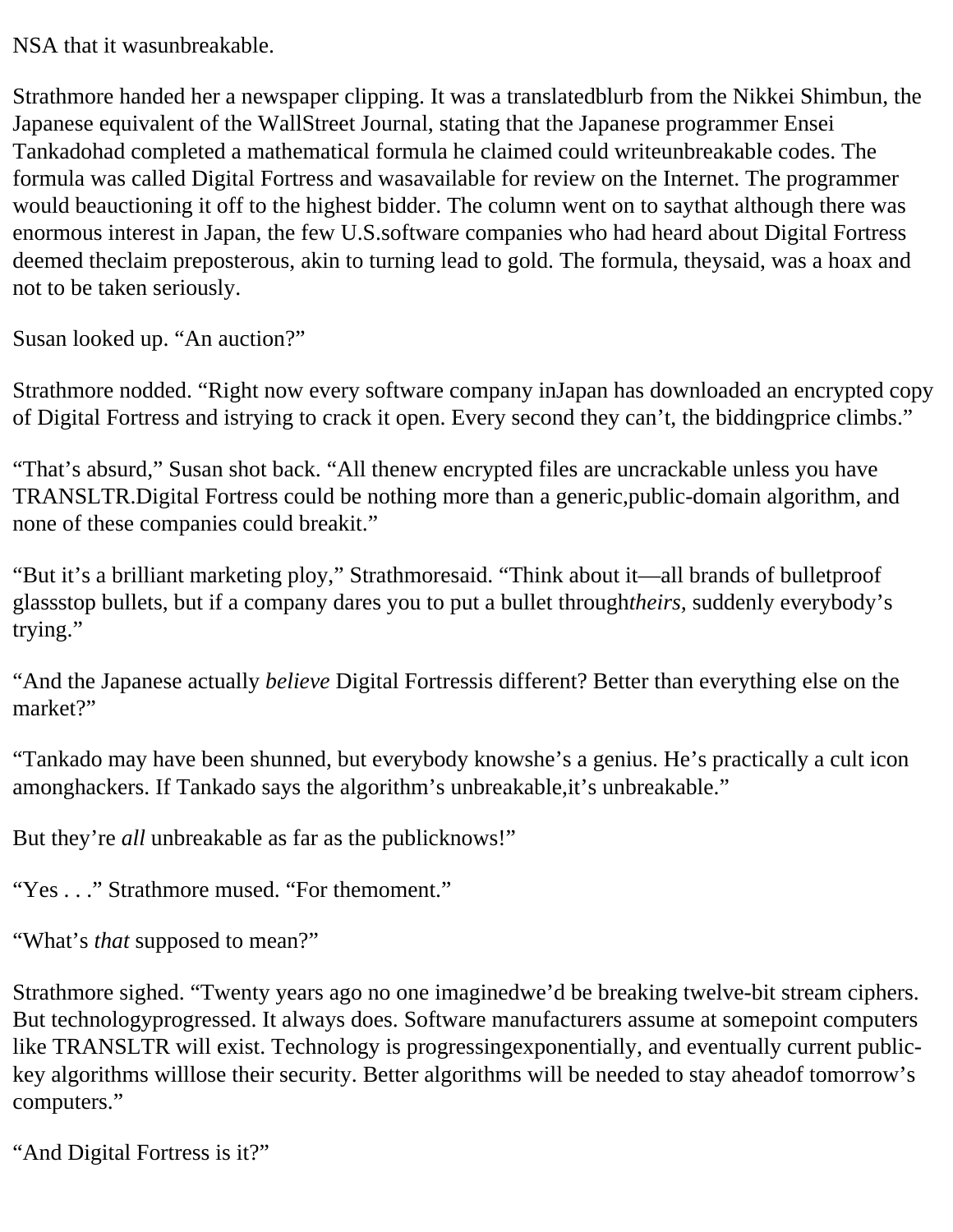NSA that it wasunbreakable.

Strathmore handed her a newspaper clipping. It was a translatedblurb from the Nikkei Shimbun, the Japanese equivalent of the WallStreet Journal, stating that the Japanese programmer Ensei Tankadohad completed a mathematical formula he claimed could writeunbreakable codes. The formula was called Digital Fortress and wasavailable for review on the Internet. The programmer would beauctioning it off to the highest bidder. The column went on to saythat although there was enormous interest in Japan, the few U.S.software companies who had heard about Digital Fortress deemed theclaim preposterous, akin to turning lead to gold. The formula, theysaid, was a hoax and not to be taken seriously.

Susan looked up. “An auction?”

Strathmore nodded. “Right now every software company inJapan has downloaded an encrypted copy of Digital Fortress and istrying to crack it open. Every second they can’t, the biddingprice climbs.”

“That’s absurd,” Susan shot back. “All thenew encrypted files are uncrackable unless you have TRANSLTR.Digital Fortress could be nothing more than a generic,public-domain algorithm, and none of these companies could breakit.”

“But it’s a brilliant marketing ploy,” Strathmoresaid. “Think about it—all brands of bulletproof glassstop bullets, but if a company dares you to put a bullet through*theirs,* suddenly everybody’s trying.”

“And the Japanese actually *believe* Digital Fortressis different? Better than everything else on the market?”

“Tankado may have been shunned, but everybody knowshe’s a genius. He’s practically a cult icon amonghackers. If Tankado says the algorithm’s unbreakable,it’s unbreakable.”

But they’re *all* unbreakable as far as the publicknows!”

“Yes . . .” Strathmore mused. “For themoment.”

“What’s *that* supposed to mean?”

Strathmore sighed. “Twenty years ago no one imaginedwe’d be breaking twelve-bit stream ciphers. But technologyprogressed. It always does. Software manufacturers assume at somepoint computers like TRANSLTR will exist. Technology is progressingexponentially, and eventually current public-key algorithms willlose their security. Better algorithms will be needed to stay aheadof tomorrow’s computers.”

“And Digital Fortress is it?”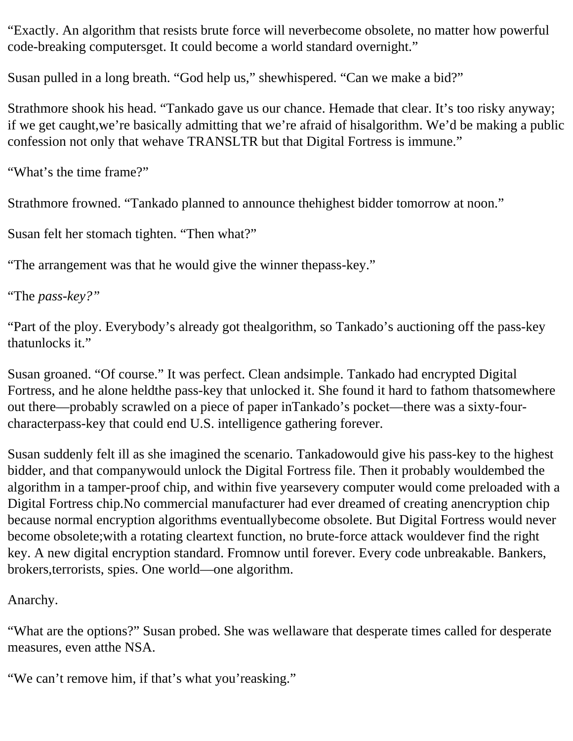"Exactly. An algorithm that resists brute force will neverbecome obsolete, no matter how powerful code-breaking computersget. It could become a world standard overnight."

Susan pulled in a long breath. "God help us," shewhispered. "Can we make a bid?"

Strathmore shook his head. "Tankado gave us our chance. Hemade that clear. It's too risky anyway; if we get caught,we're basically admitting that we're afraid of hisalgorithm. We'd be making a public confession not only that wehave TRANSLTR but that Digital Fortress is immune."

"What's the time frame?"

Strathmore frowned. "Tankado planned to announce thehighest bidder tomorrow at noon."

Susan felt her stomach tighten. "Then what?"

"The arrangement was that he would give the winner thepass-key."

"The *pass-key?"*

"Part of the ploy. Everybody's already got thealgorithm, so Tankado's auctioning off the pass-key thatunlocks it."

Susan groaned. "Of course." It was perfect. Clean andsimple. Tankado had encrypted Digital Fortress, and he alone heldthe pass-key that unlocked it. She found it hard to fathom thatsomewhere out there—probably scrawled on a piece of paper inTankado's pocket—there was a sixty-four-characterpass-key that could end U.S. intelligence gathering forever.

Susan suddenly felt ill as she imagined the scenario. Tankadowould give his pass-key to the highest bidder, and that companywould unlock the Digital Fortress file. Then it probably wouldembed the algorithm in a tamper-proof chip, and within five yearsevery computer would come preloaded with a Digital Fortress chip.No commercial manufacturer had ever dreamed of creating anencryption chip because normal encryption algorithms eventuallybecome obsolete. But Digital Fortress would never become obsolete;with a rotating cleartext function, no brute-force attack wouldever find the right key. A new digital encryption standard. Fromnow until forever. Every code unbreakable. Bankers, brokers,terrorists, spies. One world—one algorithm.

Anarchy.

"What are the options?" Susan probed. She was wellaware that desperate times called for desperate measures, even atthe NSA.

"We can't remove him, if that's what you'reasking."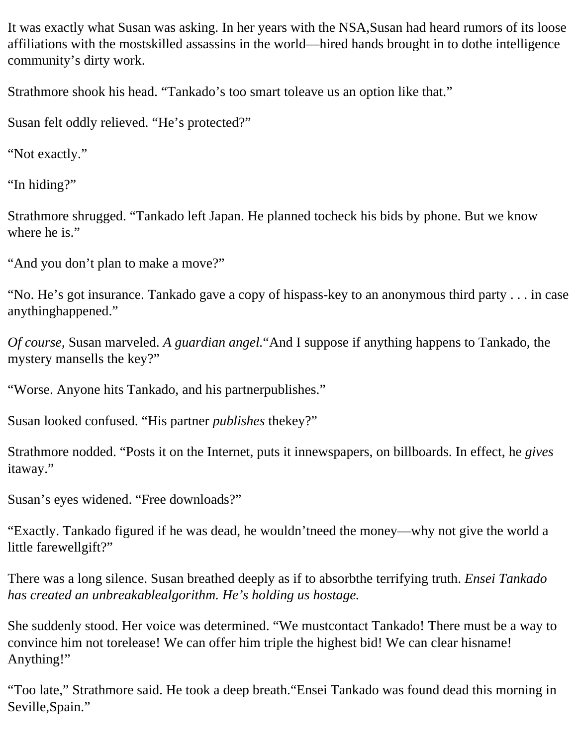It was exactly what Susan was asking. In her years with the NSA,Susan had heard rumors of its loose affiliations with the mostskilled assassins in the world—hired hands brought in to dothe intelligence community's dirty work.

Strathmore shook his head. "Tankado's too smart toleave us an option like that."

Susan felt oddly relieved. "He's protected?"

"Not exactly."

"In hiding?"

Strathmore shrugged. "Tankado left Japan. He planned tocheck his bids by phone. But we know where he is."

"And you don't plan to make a move?"

"No. He's got insurance. Tankado gave a copy of hispass-key to an anonymous third party . . . in case anythinghappened."

*Of course,* Susan marveled. *A guardian angel.*"And I suppose if anything happens to Tankado, the mystery mansells the key?"

"Worse. Anyone hits Tankado, and his partnerpublishes."

Susan looked confused. "His partner *publishes* thekey?"

Strathmore nodded. "Posts it on the Internet, puts it innewspapers, on billboards. In effect, he *gives* itaway."

Susan's eyes widened. "Free downloads?"

"Exactly. Tankado figured if he was dead, he wouldn'tneed the money—why not give the world a little farewellgift?"

There was a long silence. Susan breathed deeply as if to absorbthe terrifying truth. *Ensei Tankado has created an unbreakablealgorithm. He's holding us hostage.*

She suddenly stood. Her voice was determined. "We mustcontact Tankado! There must be a way to convince him not torelease! We can offer him triple the highest bid! We can clear hisname! Anything!"

"Too late," Strathmore said. He took a deep breath."Ensei Tankado was found dead this morning in Seville,Spain."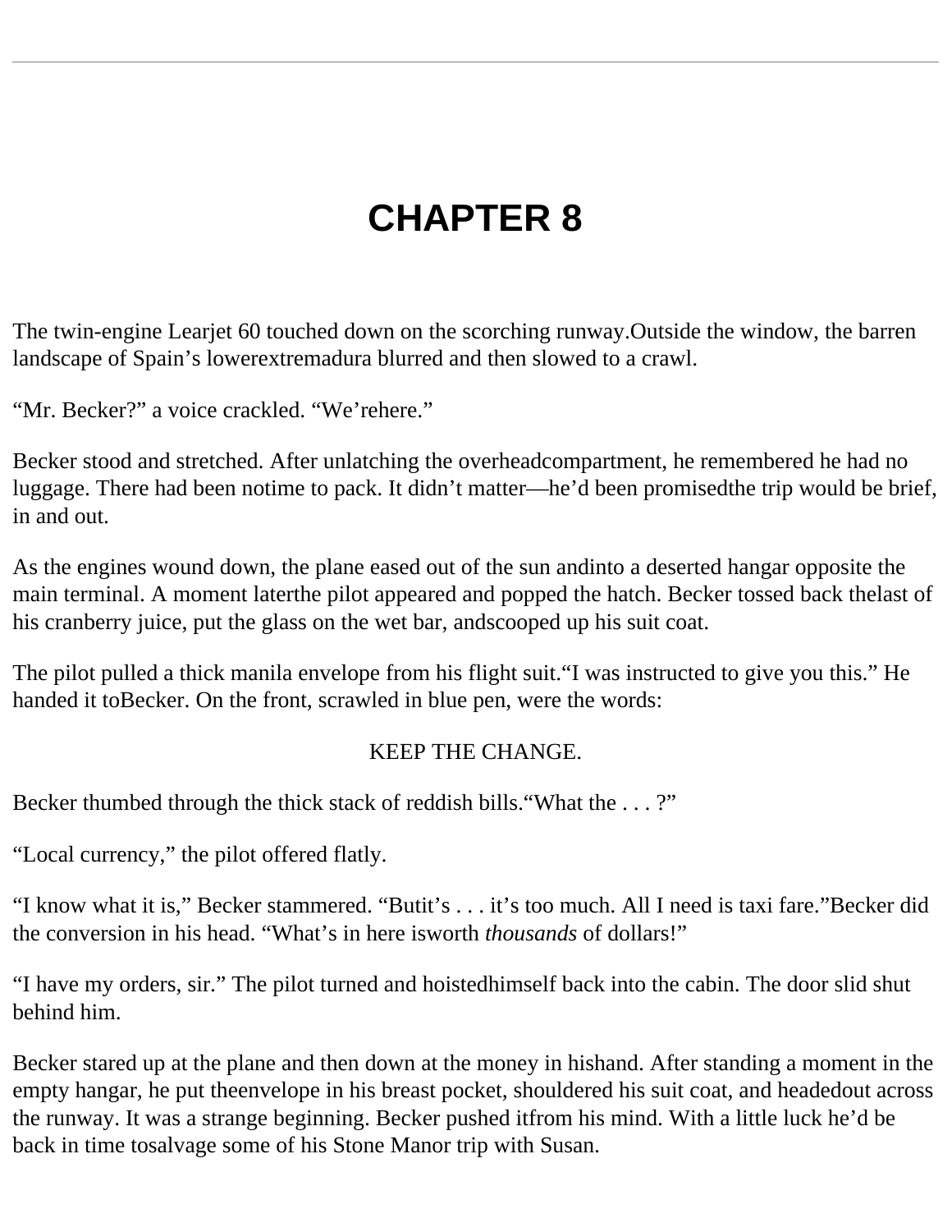# CHAPTER 8

The twin-engine Learjet 60 touched down on the scorching runway.Outside the window, the barren landscape of Spain's lowerextremadura blurred and then slowed to a crawl.

"Mr. Becker?" a voice crackled. "We'rehere."

Becker stood and stretched. After unlatching the overheadcompartment, he remembered he had no luggage. There had been notime to pack. It didn't matter—he'd been promisedthe trip would be brief, in and out.

As the engines wound down, the plane eased out of the sun andinto a deserted hangar opposite the main terminal. A moment laterthe pilot appeared and popped the hatch. Becker tossed back thelast of his cranberry juice, put the glass on the wet bar, andscooped up his suit coat.

The pilot pulled a thick manila envelope from his flight suit."I was instructed to give you this." He handed it toBecker. On the front, scrawled in blue pen, were the words:

KEEP THE CHANGE.

Becker thumbed through the thick stack of reddish bills."What the . . . ?"

"Local currency," the pilot offered flatly.

"I know what it is," Becker stammered. "Butit's . . . it's too much. All I need is taxi fare."Becker did the conversion in his head. "What's in here isworth *thousands* of dollars!"

"I have my orders, sir." The pilot turned and hoistedhimself back into the cabin. The door slid shut behind him.

Becker stared up at the plane and then down at the money in hishand. After standing a moment in the empty hangar, he put theenvelope in his breast pocket, shouldered his suit coat, and headedout across the runway. It was a strange beginning. Becker pushed itfrom his mind. With a little luck he'd be back in time tosalvage some of his Stone Manor trip with Susan.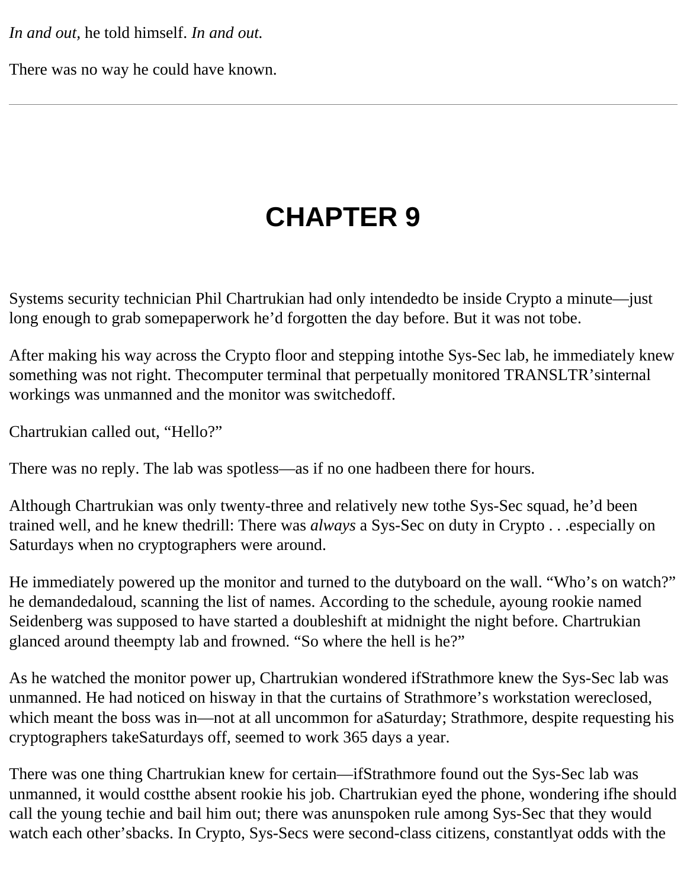*In and out,* he told himself. *In and out.*

There was no way he could have known.

---

# CHAPTER 9

Systems security technician Phil Chartrukian had only intended to be inside Crypto a minute—just long enough to grab some paperwork he'd forgotten the day before. But it was not to be.

After making his way across the Crypto floor and stepping into the Sys-Sec lab, he immediately knew something was not right. The computer terminal that perpetually monitored TRANSLTR's internal workings was unmanned and the monitor was switched off.

Chartrukian called out, "Hello?"

There was no reply. The lab was spotless—as if no one had been there for hours.

Although Chartrukian was only twenty-three and relatively new to the Sys-Sec squad, he'd been trained well, and he knew the drill: There was *always* a Sys-Sec on duty in Crypto . . . especially on Saturdays when no cryptographers were around.

He immediately powered up the monitor and turned to the duty board on the wall. "Who's on watch?" he demanded aloud, scanning the list of names. According to the schedule, a young rookie named Seidenberg was supposed to have started a double shift at midnight the night before. Chartrukian glanced around the empty lab and frowned. "So where the hell is he?"

As he watched the monitor power up, Chartrukian wondered if Strathmore knew the Sys-Sec lab was unmanned. He had noticed on his way in that the curtains of Strathmore's workstation were closed, which meant the boss was in—not at all uncommon for a Saturday; Strathmore, despite requesting his cryptographers take Saturdays off, seemed to work 365 days a year.

There was one thing Chartrukian knew for certain—if Strathmore found out the Sys-Sec lab was unmanned, it would cost the absent rookie his job. Chartrukian eyed the phone, wondering if he should call the young techie and bail him out; there was an unspoken rule among Sys-Sec that they would watch each other's backs. In Crypto, Sys-Secs were second-class citizens, constantly at odds with the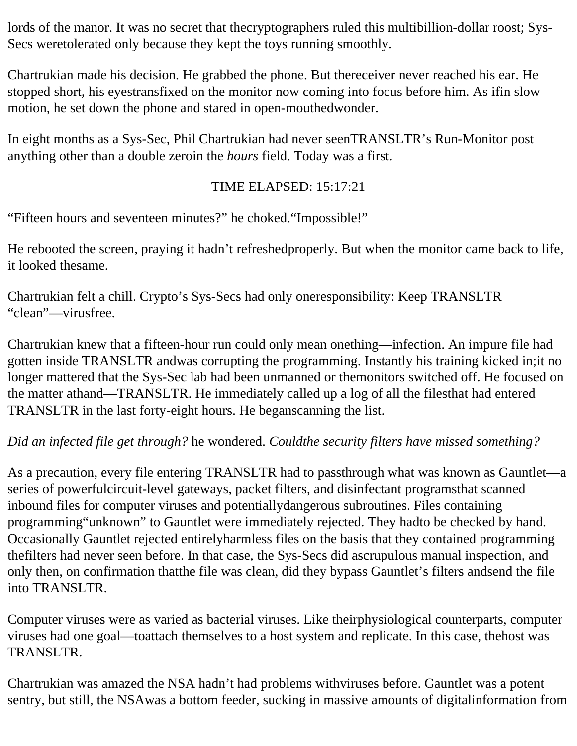lords of the manor. It was no secret that thecryptographers ruled this multibillion-dollar roost; Sys-Secs weretolerated only because they kept the toys running smoothly.

Chartrukian made his decision. He grabbed the phone. But thereceiver never reached his ear. He stopped short, his eyestransfixed on the monitor now coming into focus before him. As ifin slow motion, he set down the phone and stared in open-mouthedwonder.

In eight months as a Sys-Sec, Phil Chartrukian had never seenTRANSLTR's Run-Monitor post anything other than a double zeroin the *hours* field. Today was a first.

TIME ELAPSED: 15:17:21

"Fifteen hours and seventeen minutes?" he choked."Impossible!"

He rebooted the screen, praying it hadn't refreshedproperly. But when the monitor came back to life, it looked thesame.

Chartrukian felt a chill. Crypto's Sys-Secs had only oneresponsibility: Keep TRANSLTR "clean"—virusfree.

Chartrukian knew that a fifteen-hour run could only mean onething—infection. An impure file had gotten inside TRANSLTR andwas corrupting the programming. Instantly his training kicked in;it no longer mattered that the Sys-Sec lab had been unmanned or themonitors switched off. He focused on the matter athand—TRANSLTR. He immediately called up a log of all the filesthat had entered TRANSLTR in the last forty-eight hours. He beganscanning the list.

*Did an infected file get through?* he wondered. *Couldthe security filters have missed something?*

As a precaution, every file entering TRANSLTR had to passthrough what was known as Gauntlet—a series of powerfulcircuit-level gateways, packet filters, and disinfectant programsthat scanned inbound files for computer viruses and potentiallydangerous subroutines. Files containing programming"unknown" to Gauntlet were immediately rejected. They hadto be checked by hand. Occasionally Gauntlet rejected entirelyharmless files on the basis that they contained programming thefilters had never seen before. In that case, the Sys-Secs did ascrupulous manual inspection, and only then, on confirmation thatthe file was clean, did they bypass Gauntlet's filters andsend the file into TRANSLTR.

Computer viruses were as varied as bacterial viruses. Like theirphysiological counterparts, computer viruses had one goal—toattach themselves to a host system and replicate. In this case, thehost was TRANSLTR.

Chartrukian was amazed the NSA hadn't had problems withviruses before. Gauntlet was a potent sentry, but still, the NSAwas a bottom feeder, sucking in massive amounts of digitalinformation from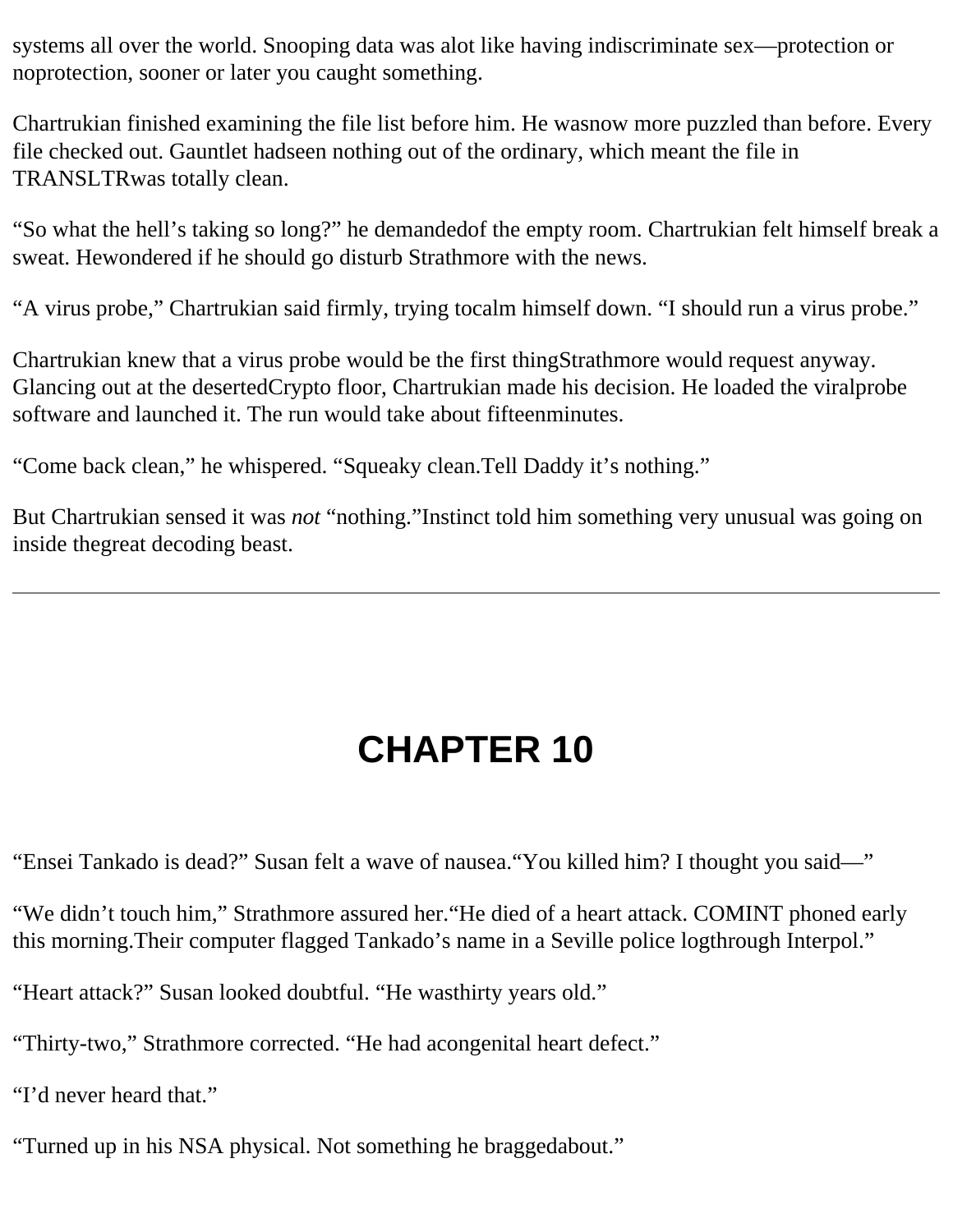systems all over the world. Snooping data was alot like having indiscriminate sex—protection or noprotection, sooner or later you caught something.

Chartrukian finished examining the file list before him. He wasnow more puzzled than before. Every file checked out. Gauntlet hadseen nothing out of the ordinary, which meant the file in TRANSLTRwas totally clean.

“So what the hell’s taking so long?” he demandedof the empty room. Chartrukian felt himself break a sweat. Hewondered if he should go disturb Strathmore with the news.

“A virus probe,” Chartrukian said firmly, trying tocalm himself down. “I should run a virus probe.”

Chartrukian knew that a virus probe would be the first thingStrathmore would request anyway. Glancing out at the desertedCrypto floor, Chartrukian made his decision. He loaded the viralprobe software and launched it. The run would take about fifteenminutes.

“Come back clean,” he whispered. “Squeaky clean.Tell Daddy it’s nothing.”

But Chartrukian sensed it was *not* “nothing.”Instinct told him something very unusual was going on inside thegreat decoding beast.

---

# CHAPTER 10

“Ensei Tankado is dead?” Susan felt a wave of nausea.“You killed him? I thought you said—”

“We didn’t touch him,” Strathmore assured her.“He died of a heart attack. COMINT phoned early this morning.Their computer flagged Tankado’s name in a Seville police logthrough Interpol.”

“Heart attack?” Susan looked doubtful. “He wasthirty years old.”

“Thirty-two,” Strathmore corrected. “He had acongenital heart defect.”

“I’d never heard that.”

“Turned up in his NSA physical. Not something he braggedabout.”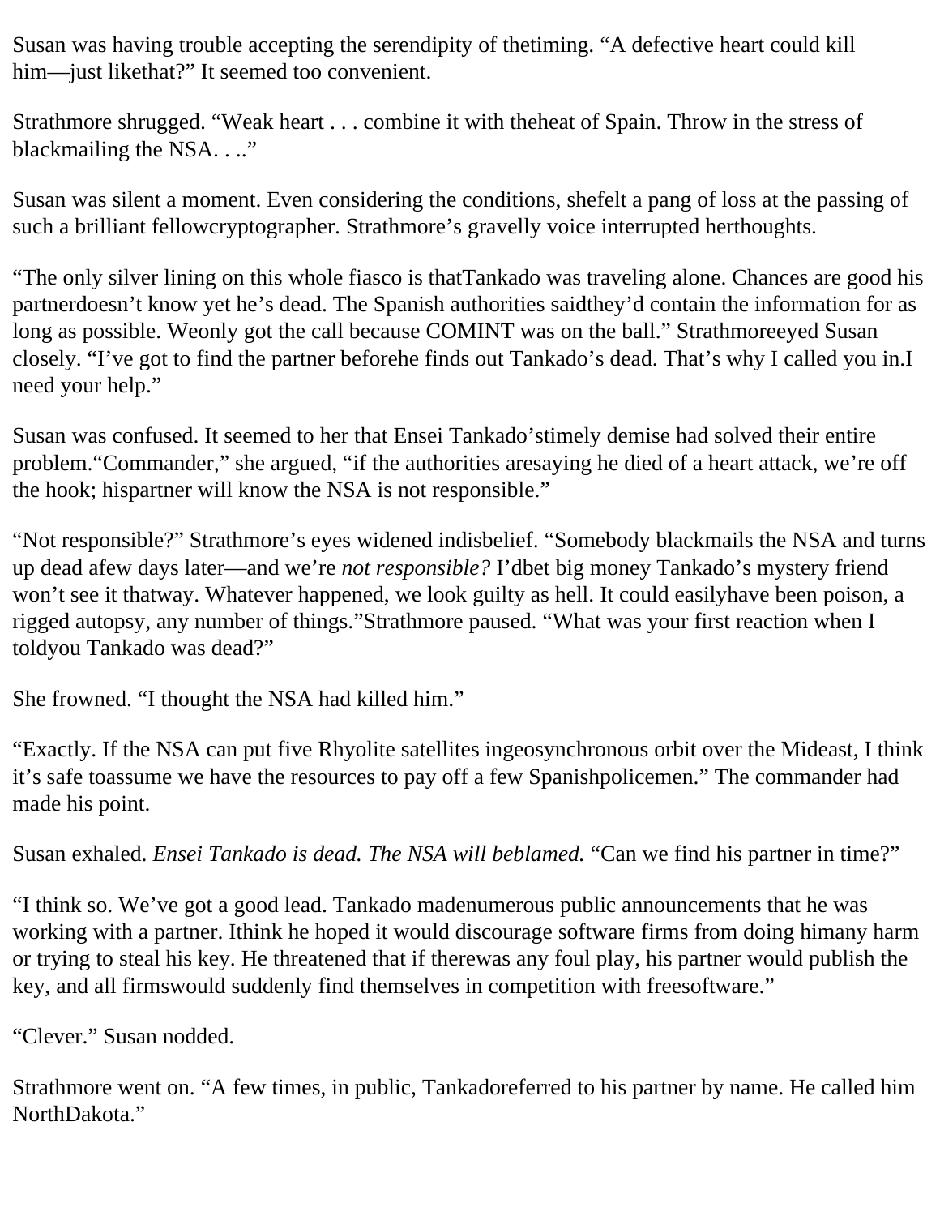Susan was having trouble accepting the serendipity of thetiming. “A defective heart could kill him—just likethat?” It seemed too convenient.

Strathmore shrugged. “Weak heart . . . combine it with theheat of Spain. Throw in the stress of blackmailing the NSA. . ..”

Susan was silent a moment. Even considering the conditions, shefelt a pang of loss at the passing of such a brilliant fellowcryptographer. Strathmore’s gravelly voice interrupted herthoughts.

“The only silver lining on this whole fiasco is thatTankado was traveling alone. Chances are good his partnerdoesn’t know yet he’s dead. The Spanish authorities saidthey’d contain the information for as long as possible. Weonly got the call because COMINT was on the ball.” Strathmoreeyed Susan closely. “I’ve got to find the partner beforehe finds out Tankado’s dead. That’s why I called you in.I need your help.”

Susan was confused. It seemed to her that Ensei Tankado’stimely demise had solved their entire problem.“Commander,” she argued, “if the authorities aresaying he died of a heart attack, we’re off the hook; hispartner will know the NSA is not responsible.”

“Not responsible?” Strathmore’s eyes widened indisbelief. “Somebody blackmails the NSA and turns up dead afew days later—and we’re *not responsible?* I’dbet big money Tankado’s mystery friend won’t see it thatway. Whatever happened, we look guilty as hell. It could easilyhave been poison, a rigged autopsy, any number of things.”Strathmore paused. “What was your first reaction when I toldyou Tankado was dead?”

She frowned. “I thought the NSA had killed him.”

“Exactly. If the NSA can put five Rhyolite satellites ingeosynchronous orbit over the Mideast, I think it’s safe toassume we have the resources to pay off a few Spanishpolicemen.” The commander had made his point.

Susan exhaled. *Ensei Tankado is dead. The NSA will beblamed.* “Can we find his partner in time?”

“I think so. We’ve got a good lead. Tankado madenumerous public announcements that he was working with a partner. Ithink he hoped it would discourage software firms from doing himany harm or trying to steal his key. He threatened that if therewas any foul play, his partner would publish the key, and all firmswould suddenly find themselves in competition with freesoftware.”

“Clever.” Susan nodded.

Strathmore went on. “A few times, in public, Tankadoreferred to his partner by name. He called him NorthDakota.”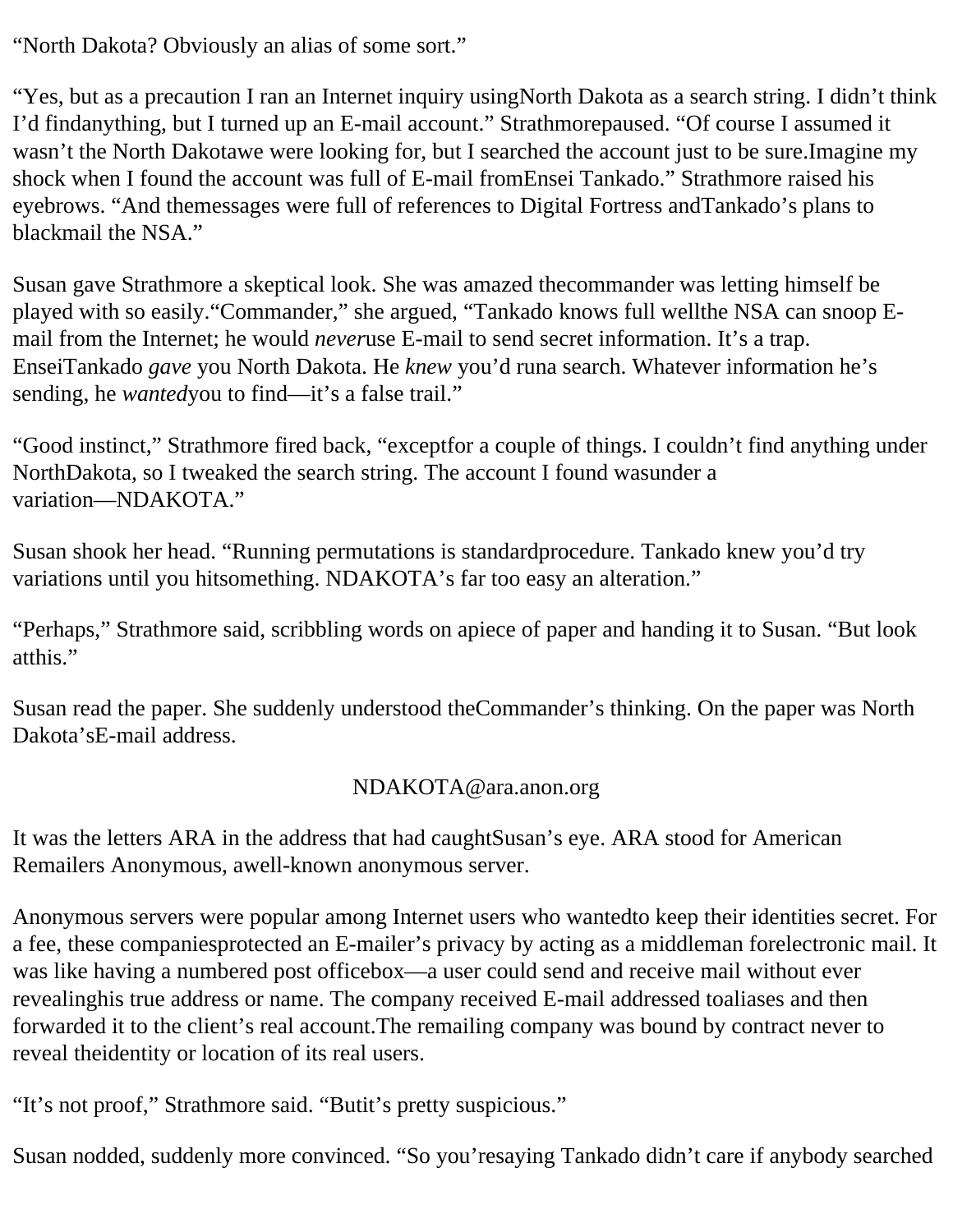"North Dakota? Obviously an alias of some sort."

"Yes, but as a precaution I ran an Internet inquiry using North Dakota as a search string. I didn't think I'd find anything, but I turned up an E-mail account." Strathmore paused. "Of course I assumed it wasn't the North Dakota we were looking for, but I searched the account just to be sure. Imagine my shock when I found the account was full of E-mail from Ensei Tankado." Strathmore raised his eyebrows. "And the messages were full of references to Digital Fortress and Tankado's plans to blackmail the NSA."

Susan gave Strathmore a skeptical look. She was amazed the commander was letting himself be played with so easily. "Commander," she argued, "Tankado knows full well the NSA can snoop E-mail from the Internet; he would *never* use E-mail to send secret information. It's a trap. Ensei Tankado *gave* you North Dakota. He *knew* you'd run a search. Whatever information he's sending, he *wanted* you to find—it's a false trail."

"Good instinct," Strathmore fired back, "except for a couple of things. I couldn't find anything under North Dakota, so I tweaked the search string. The account I found was under a variation—NDAKOTA."

Susan shook her head. "Running permutations is standard procedure. Tankado knew you'd try variations until you hit something. NDAKOTA's far too easy an alteration."

"Perhaps," Strathmore said, scribbling words on a piece of paper and handing it to Susan. "But look at this."

Susan read the paper. She suddenly understood the Commander's thinking. On the paper was North Dakota's E-mail address.

NDAKOTA@ara.anon.org

It was the letters ARA in the address that had caught Susan's eye. ARA stood for American Remailers Anonymous, a well-known anonymous server.

Anonymous servers were popular among Internet users who wanted to keep their identities secret. For a fee, these companies protected an E-mailer's privacy by acting as a middleman for electronic mail. It was like having a numbered post office box—a user could send and receive mail without ever revealing his true address or name. The company received E-mail addressed to aliases and then forwarded it to the client's real account. The remailing company was bound by contract never to reveal the identity or location of its real users.

"It's not proof," Strathmore said. "But it's pretty suspicious."

Susan nodded, suddenly more convinced. "So you're saying Tankado didn't care if anybody searched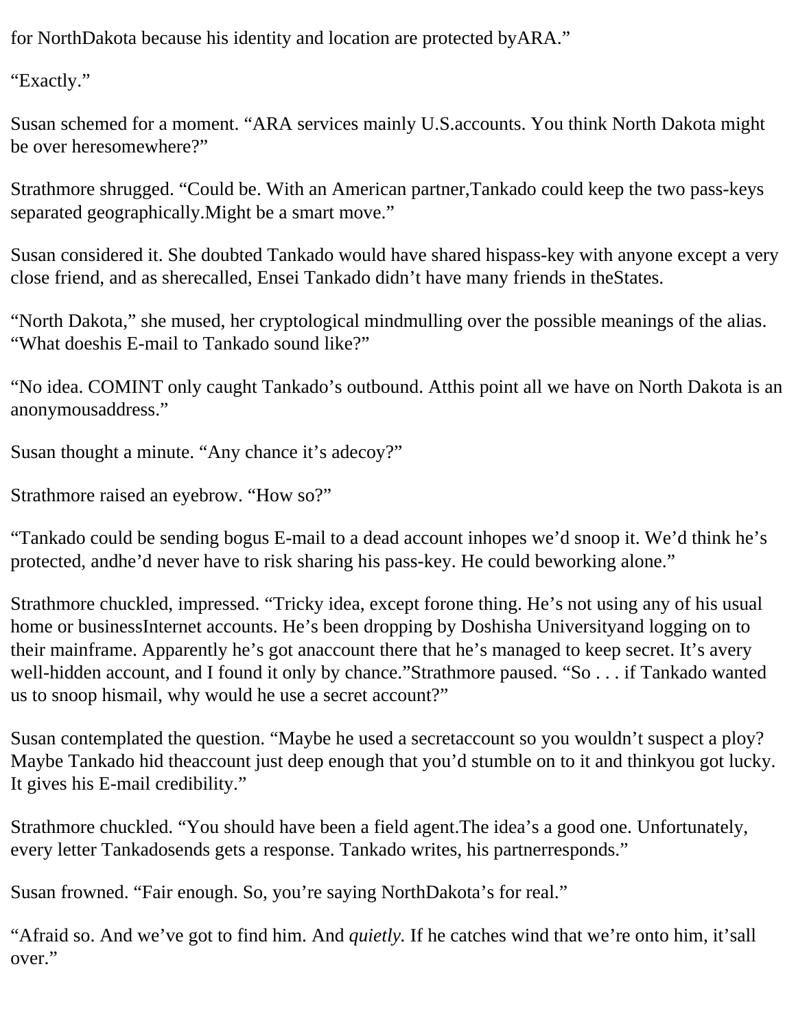for NorthDakota because his identity and location are protected byARA."

"Exactly."

Susan schemed for a moment. "ARA services mainly U.S.accounts. You think North Dakota might be over heresomewhere?"

Strathmore shrugged. "Could be. With an American partner,Tankado could keep the two pass-keys separated geographically.Might be a smart move."

Susan considered it. She doubted Tankado would have shared hispass-key with anyone except a very close friend, and as sherecalled, Ensei Tankado didn't have many friends in theStates.

"North Dakota," she mused, her cryptological mindmulling over the possible meanings of the alias. "What doeshis E-mail to Tankado sound like?"

"No idea. COMINT only caught Tankado's outbound. Atthis point all we have on North Dakota is an anonymousaddress."

Susan thought a minute. "Any chance it's adecoy?"

Strathmore raised an eyebrow. "How so?"

"Tankado could be sending bogus E-mail to a dead account inhopes we'd snoop it. We'd think he's protected, andhe'd never have to risk sharing his pass-key. He could beworking alone."

Strathmore chuckled, impressed. "Tricky idea, except forone thing. He's not using any of his usual home or businessInternet accounts. He's been dropping by Doshisha Universityand logging on to their mainframe. Apparently he's got anaccount there that he's managed to keep secret. It's avery well-hidden account, and I found it only by chance."Strathmore paused. "So . . . if Tankado wanted us to snoop hismail, why would he use a secret account?"

Susan contemplated the question. "Maybe he used a secretaccount so you wouldn't suspect a ploy? Maybe Tankado hid theaccount just deep enough that you'd stumble on to it and thinkyou got lucky. It gives his E-mail credibility."

Strathmore chuckled. "You should have been a field agent.The idea's a good one. Unfortunately, every letter Tankadosends gets a response. Tankado writes, his partnerresponds."

Susan frowned. "Fair enough. So, you're saying NorthDakota's for real."

"Afraid so. And we've got to find him. And *quietly.* If he catches wind that we're onto him, it'sall over."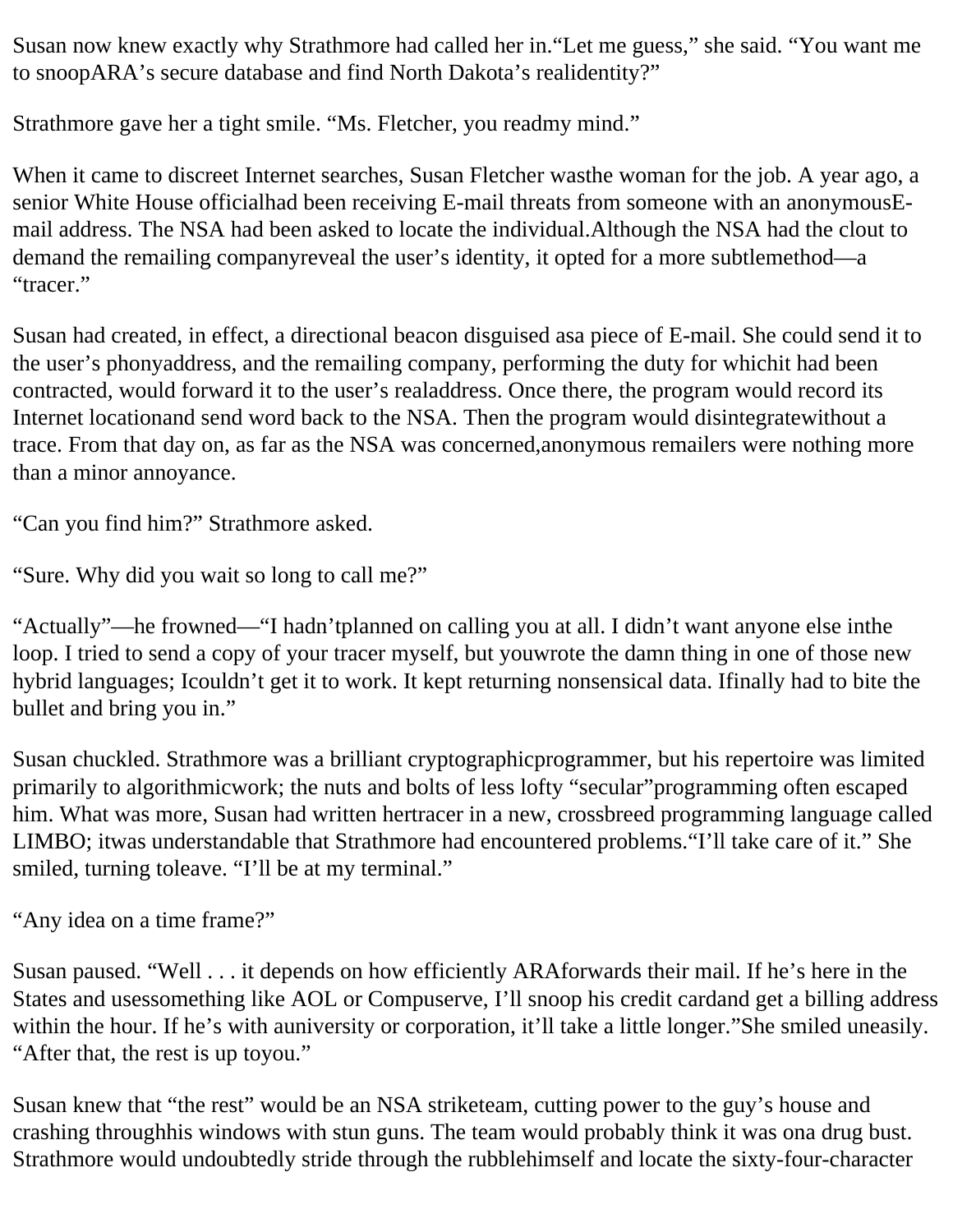Susan now knew exactly why Strathmore had called her in. "Let me guess," she said. "You want me to snoop ARA's secure database and find North Dakota's real identity?"

Strathmore gave her a tight smile. "Ms. Fletcher, you read my mind."

When it came to discreet Internet searches, Susan Fletcher was the woman for the job. A year ago, a senior White House official had been receiving E-mail threats from someone with an anonymous E-mail address. The NSA had been asked to locate the individual. Although the NSA had the clout to demand the remailing company reveal the user's identity, it opted for a more subtle method—a "tracer."

Susan had created, in effect, a directional beacon disguised as a piece of E-mail. She could send it to the user's phony address, and the remailing company, performing the duty for which it had been contracted, would forward it to the user's real address. Once there, the program would record its Internet location and send word back to the NSA. Then the program would disintegrate without a trace. From that day on, as far as the NSA was concerned, anonymous remailers were nothing more than a minor annoyance.

"Can you find him?" Strathmore asked.

"Sure. Why did you wait so long to call me?"

"Actually"—he frowned—"I hadn't planned on calling you at all. I didn't want anyone else in the loop. I tried to send a copy of your tracer myself, but you wrote the damn thing in one of those new hybrid languages; I couldn't get it to work. It kept returning nonsensical data. I finally had to bite the bullet and bring you in."

Susan chuckled. Strathmore was a brilliant cryptographic programmer, but his repertoire was limited primarily to algorithmic work; the nuts and bolts of less lofty "secular" programming often escaped him. What was more, Susan had written her tracer in a new, crossbreed programming language called LIMBO; it was understandable that Strathmore had encountered problems. "I'll take care of it." She smiled, turning to leave. "I'll be at my terminal."

"Any idea on a time frame?"

Susan paused. "Well . . . it depends on how efficiently ARA forwards their mail. If he's here in the States and uses something like AOL or Compuserve, I'll snoop his credit card and get a billing address within the hour. If he's with a university or corporation, it'll take a little longer." She smiled uneasily. "After that, the rest is up to you."

Susan knew that "the rest" would be an NSA strike team, cutting power to the guy's house and crashing through his windows with stun guns. The team would probably think it was on a drug bust. Strathmore would undoubtedly stride through the rubble himself and locate the sixty-four-character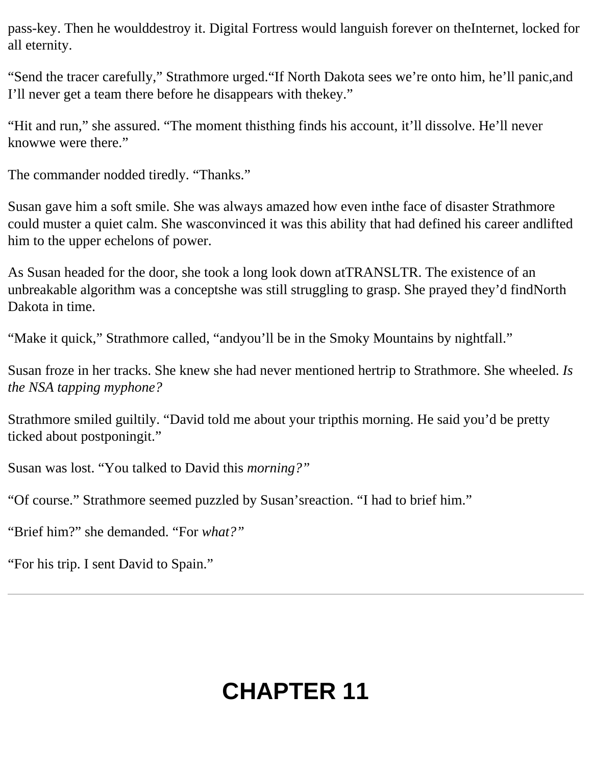pass-key. Then he woulddestroy it. Digital Fortress would languish forever on theInternet, locked for all eternity.

“Send the tracer carefully,” Strathmore urged.“If North Dakota sees we’re onto him, he’ll panic,and I’ll never get a team there before he disappears with thekey.”

“Hit and run,” she assured. “The moment thisthing finds his account, it’ll dissolve. He’ll never knowwe were there.”

The commander nodded tiredly. “Thanks.”

Susan gave him a soft smile. She was always amazed how even inthe face of disaster Strathmore could muster a quiet calm. She wasconvinced it was this ability that had defined his career andlifted him to the upper echelons of power.

As Susan headed for the door, she took a long look down atTRANSLTR. The existence of an unbreakable algorithm was a conceptshe was still struggling to grasp. She prayed they’d findNorth Dakota in time.

“Make it quick,” Strathmore called, “andyou’ll be in the Smoky Mountains by nightfall.”

Susan froze in her tracks. She knew she had never mentioned hertrip to Strathmore. She wheeled. *Is the NSA tapping myphone?*

Strathmore smiled guiltily. “David told me about your tripthis morning. He said you’d be pretty ticked about postponingit.”

Susan was lost. “You talked to David this *morning?*”

“Of course.” Strathmore seemed puzzled by Susan’sreaction. “I had to brief him.”

“Brief him?” she demanded. “For *what?*”

“For his trip. I sent David to Spain.”

---

# CHAPTER 11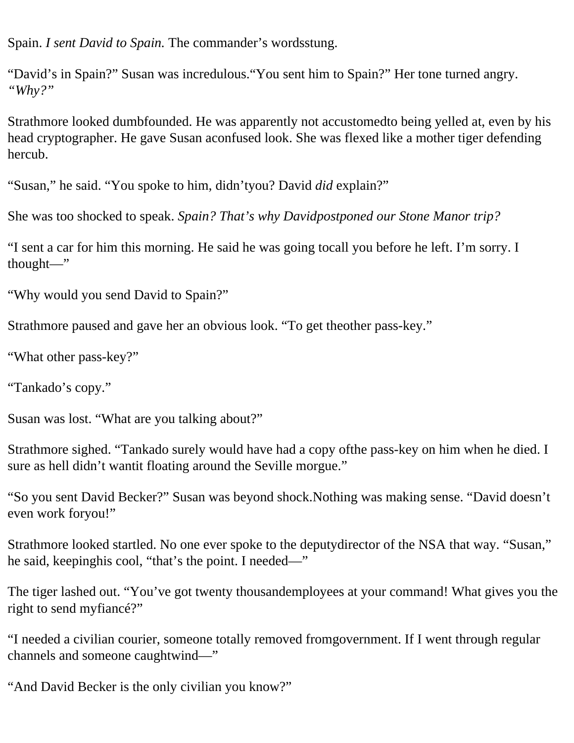Spain. *I sent David to Spain.* The commander's wordsstung.

"David's in Spain?" Susan was incredulous."You sent him to Spain?" Her tone turned angry. *"Why?"*

Strathmore looked dumbfounded. He was apparently not accustomedto being yelled at, even by his head cryptographer. He gave Susan aconfused look. She was flexed like a mother tiger defending hercub.

"Susan," he said. "You spoke to him, didn'tyou? David *did* explain?"

She was too shocked to speak. *Spain? That's why Davidpostponed our Stone Manor trip?*

"I sent a car for him this morning. He said he was going tocall you before he left. I'm sorry. I thought—"

"Why would you send David to Spain?"

Strathmore paused and gave her an obvious look. "To get theother pass-key."

"What other pass-key?"

"Tankado's copy."

Susan was lost. "What are you talking about?"

Strathmore sighed. "Tankado surely would have had a copy ofthe pass-key on him when he died. I sure as hell didn't wantit floating around the Seville morgue."

"So you sent David Becker?" Susan was beyond shock.Nothing was making sense. "David doesn't even work foryou!"

Strathmore looked startled. No one ever spoke to the deputydirector of the NSA that way. "Susan," he said, keepinghis cool, "that's the point. I needed—"

The tiger lashed out. "You've got twenty thousandemployees at your command! What gives you the right to send myfiancé?"

"I needed a civilian courier, someone totally removed fromgovernment. If I went through regular channels and someone caughtwind—"

"And David Becker is the only civilian you know?"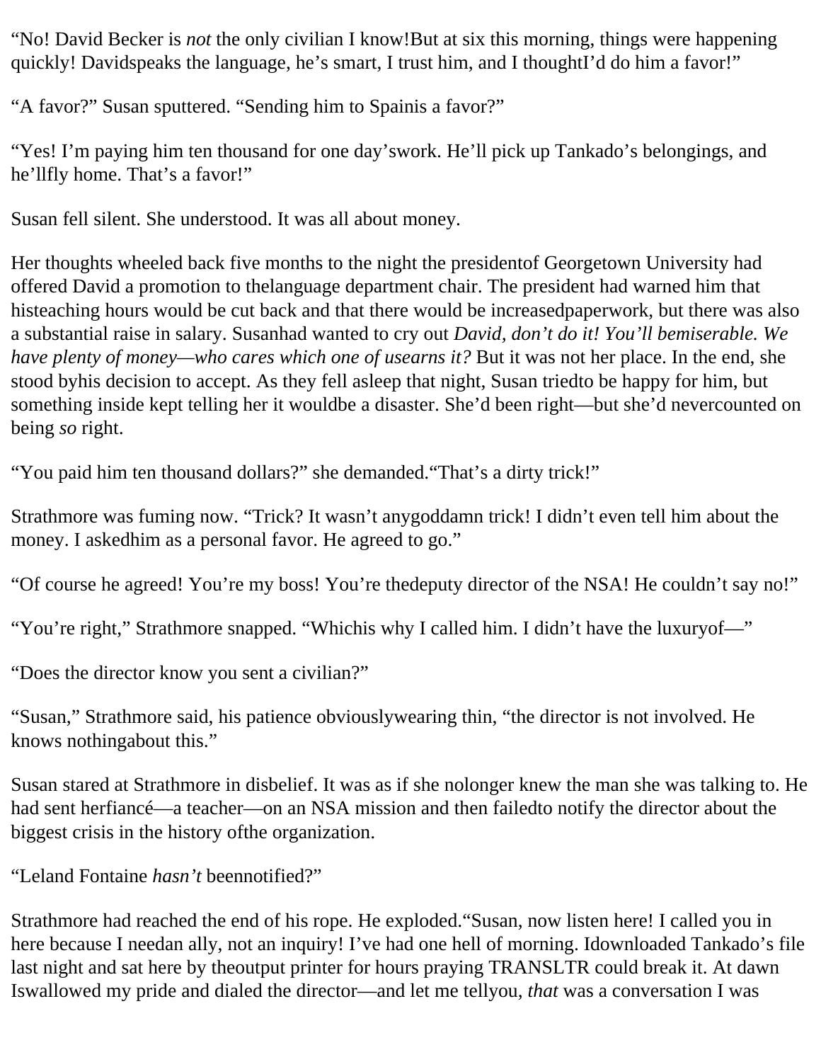"No! David Becker is *not* the only civilian I know! But at six this morning, things were happening quickly! David speaks the language, he's smart, I trust him, and I thought I'd do him a favor!"

"A favor?" Susan sputtered. "Sending him to Spain is a favor?"

"Yes! I'm paying him ten thousand for one day's work. He'll pick up Tankado's belongings, and he'll fly home. That's a favor!"

Susan fell silent. She understood. It was all about money.

Her thoughts wheeled back five months to the night the president of Georgetown University had offered David a promotion to the language department chair. The president had warned him that his teaching hours would be cut back and that there would be increased paperwork, but there was also a substantial raise in salary. Susan had wanted to cry out *David, don't do it! You'll be miserable. We have plenty of money—who cares which one of us earns it?* But it was not her place. In the end, she stood by his decision to accept. As they fell asleep that night, Susan tried to be happy for him, but something inside kept telling her it would be a disaster. She'd been right—but she'd never counted on being *so* right.

"You paid him ten thousand dollars?" she demanded. "That's a dirty trick!"

Strathmore was fuming now. "Trick? It wasn't any goddamn trick! I didn't even tell him about the money. I asked him as a personal favor. He agreed to go."

"Of course he agreed! You're my boss! You're the deputy director of the NSA! He couldn't say no!"

"You're right," Strathmore snapped. "Which is why I called him. I didn't have the luxury of—"

"Does the director know you sent a civilian?"

"Susan," Strathmore said, his patience obviously wearing thin, "the director is not involved. He knows nothing about this."

Susan stared at Strathmore in disbelief. It was as if she no longer knew the man she was talking to. He had sent her fiancé—a teacher—on an NSA mission and then failed to notify the director about the biggest crisis in the history of the organization.

"Leland Fontaine *hasn't* been notified?"

Strathmore had reached the end of his rope. He exploded. "Susan, now listen here! I called you in here because I need an ally, not an inquiry! I've had one hell of morning. I downloaded Tankado's file last night and sat here by the output printer for hours praying TRANSLTR could break it. At dawn I swallowed my pride and dialed the director—and let me tell you, *that* was a conversation I was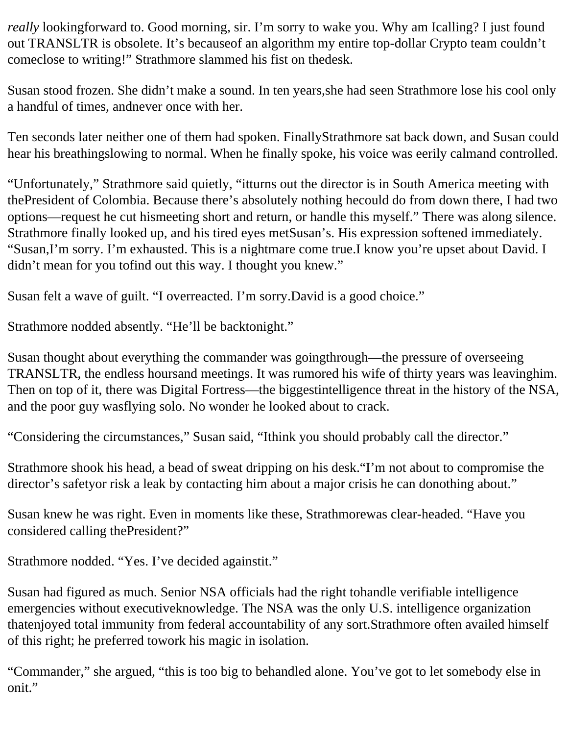*really* lookingforward to. Good morning, sir. I'm sorry to wake you. Why am Icalling? I just found out TRANSLTR is obsolete. It's becauseof an algorithm my entire top-dollar Crypto team couldn't comeclose to writing!" Strathmore slammed his fist on thedesk.

Susan stood frozen. She didn't make a sound. In ten years,she had seen Strathmore lose his cool only a handful of times, andnever once with her.

Ten seconds later neither one of them had spoken. FinallyStrathmore sat back down, and Susan could hear his breathingslowing to normal. When he finally spoke, his voice was eerily calmand controlled.

"Unfortunately," Strathmore said quietly, "itturns out the director is in South America meeting with thePresident of Colombia. Because there's absolutely nothing hecould do from down there, I had two options—request he cut hismeeting short and return, or handle this myself." There was along silence. Strathmore finally looked up, and his tired eyes metSusan's. His expression softened immediately. "Susan,I'm sorry. I'm exhausted. This is a nightmare come true.I know you're upset about David. I didn't mean for you tofind out this way. I thought you knew."

Susan felt a wave of guilt. "I overreacted. I'm sorry.David is a good choice."

Strathmore nodded absently. "He'll be backtonight."

Susan thought about everything the commander was goingthrough—the pressure of overseeing TRANSLTR, the endless hoursand meetings. It was rumored his wife of thirty years was leavinghim. Then on top of it, there was Digital Fortress—the biggestintelligence threat in the history of the NSA, and the poor guy wasflying solo. No wonder he looked about to crack.

"Considering the circumstances," Susan said, "Ithink you should probably call the director."

Strathmore shook his head, a bead of sweat dripping on his desk."I'm not about to compromise the director's safetyor risk a leak by contacting him about a major crisis he can donothing about."

Susan knew he was right. Even in moments like these, Strathmorewas clear-headed. "Have you considered calling thePresident?"

Strathmore nodded. "Yes. I've decided againstit."

Susan had figured as much. Senior NSA officials had the right tohandle verifiable intelligence emergencies without executiveknowledge. The NSA was the only U.S. intelligence organization thatenjoyed total immunity from federal accountability of any sort.Strathmore often availed himself of this right; he preferred towork his magic in isolation.

"Commander," she argued, "this is too big to behandled alone. You've got to let somebody else in onit."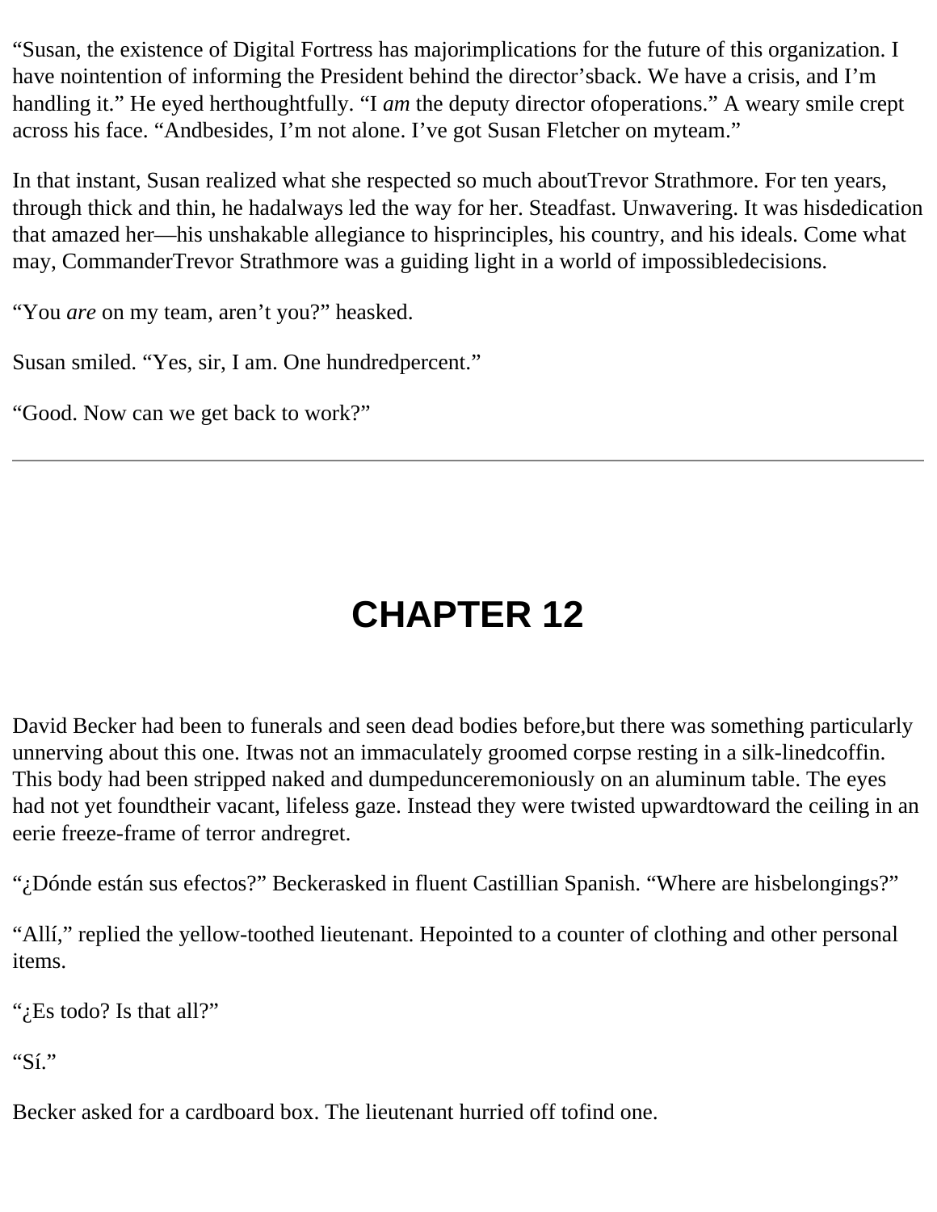"Susan, the existence of Digital Fortress has majorimplications for the future of this organization. I have nointention of informing the President behind the director'sback. We have a crisis, and I'm handling it." He eyed herthoughtfully. "I *am* the deputy director ofoperations." A weary smile crept across his face. "Andbesides, I'm not alone. I've got Susan Fletcher on myteam."

In that instant, Susan realized what she respected so much aboutTrevor Strathmore. For ten years, through thick and thin, he hadalways led the way for her. Steadfast. Unwavering. It was hisdedication that amazed her—his unshakable allegiance to hisprinciples, his country, and his ideals. Come what may, CommanderTrevor Strathmore was a guiding light in a world of impossibledecisions.

"You *are* on my team, aren't you?" heasked.

Susan smiled. "Yes, sir, I am. One hundredpercent."

"Good. Now can we get back to work?"

---

# CHAPTER 12

David Becker had been to funerals and seen dead bodies before,but there was something particularly unnerving about this one. Itwas not an immaculately groomed corpse resting in a silk-linedcoffin. This body had been stripped naked and dumpedunceremoniously on an aluminum table. The eyes had not yet foundtheir vacant, lifeless gaze. Instead they were twisted upwardtoward the ceiling in an eerie freeze-frame of terror andregret.

"¿Dónde están sus efectos?" Beckerasked in fluent Castillian Spanish. "Where are hisbelongings?"

"Allí," replied the yellow-toothed lieutenant. Hepointed to a counter of clothing and other personal items.

"¿Es todo? Is that all?"

"Sí."

Becker asked for a cardboard box. The lieutenant hurried off tofind one.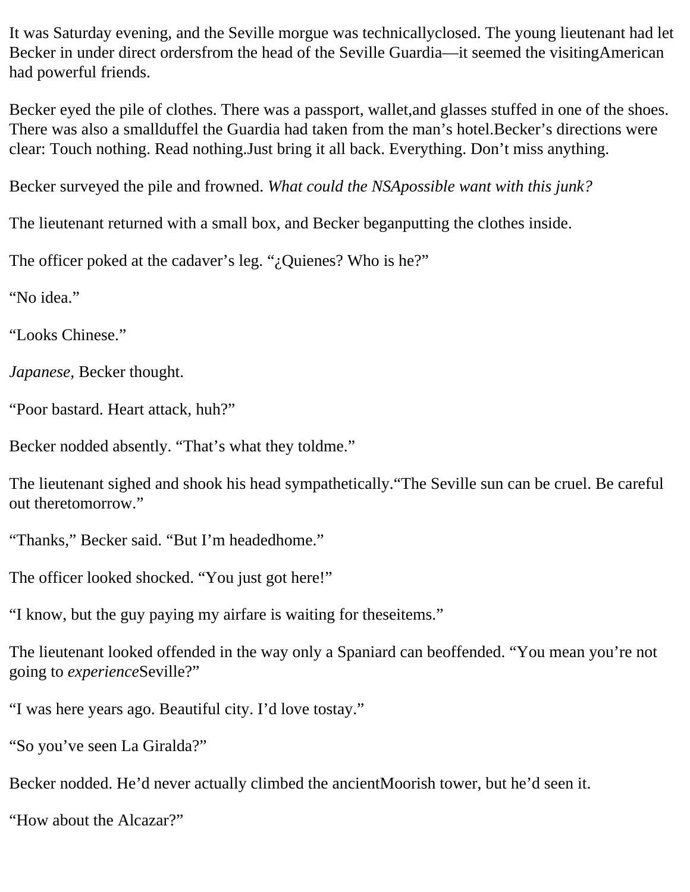It was Saturday evening, and the Seville morgue was technically closed. The young lieutenant had let Becker in under direct orders from the head of the Seville Guardia—it seemed the visiting American had powerful friends.

Becker eyed the pile of clothes. There was a passport, wallet, and glasses stuffed in one of the shoes. There was also a small duffel the Guardia had taken from the man's hotel. Becker's directions were clear: Touch nothing. Read nothing. Just bring it all back. Everything. Don't miss anything.

Becker surveyed the pile and frowned. *What could the NSA possible want with this junk?*

The lieutenant returned with a small box, and Becker began putting the clothes inside.

The officer poked at the cadaver's leg. "¿Quienes? Who is he?"

"No idea."

"Looks Chinese."

*Japanese,* Becker thought.

"Poor bastard. Heart attack, huh?"

Becker nodded absently. "That's what they told me."

The lieutenant sighed and shook his head sympathetically. "The Seville sun can be cruel. Be careful out there tomorrow."

"Thanks," Becker said. "But I'm headed home."

The officer looked shocked. "You just got here!"

"I know, but the guy paying my airfare is waiting for these items."

The lieutenant looked offended in the way only a Spaniard can be offended. "You mean you're not going to *experience* Seville?"

"I was here years ago. Beautiful city. I'd love to stay."

"So you've seen La Giralda?"

Becker nodded. He'd never actually climbed the ancient Moorish tower, but he'd seen it.

"How about the Alcazar?"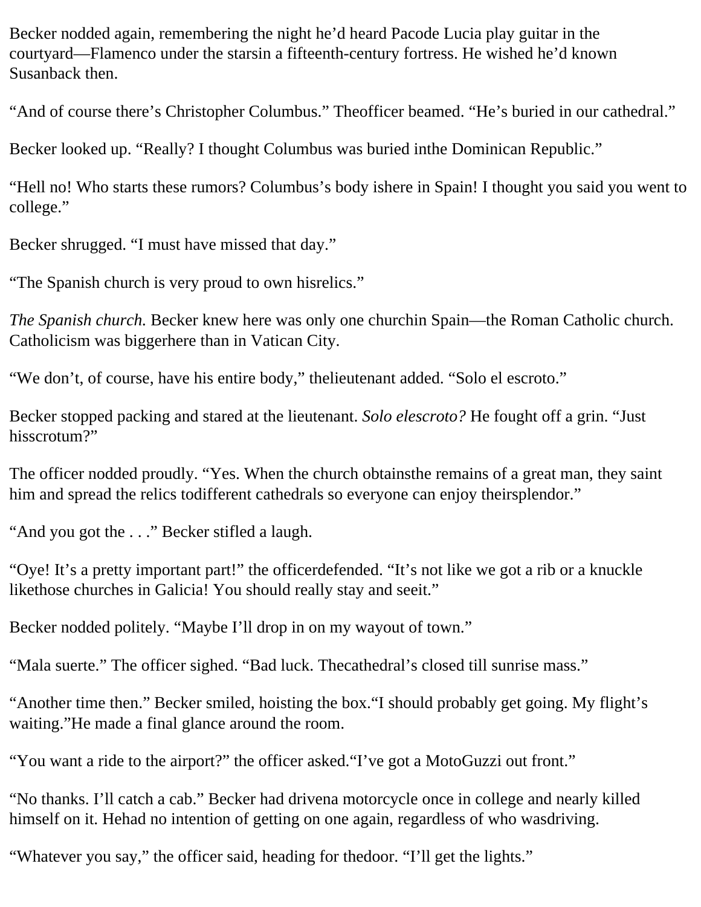Becker nodded again, remembering the night he'd heard Pacode Lucia play guitar in the courtyard—Flamenco under the starsin a fifteenth-century fortress. He wished he'd known Susanback then.

"And of course there's Christopher Columbus." Theofficer beamed. "He's buried in our cathedral."

Becker looked up. "Really? I thought Columbus was buried inthe Dominican Republic."

"Hell no! Who starts these rumors? Columbus's body ishere in Spain! I thought you said you went to college."

Becker shrugged. "I must have missed that day."

"The Spanish church is very proud to own hisrelics."

*The Spanish church.* Becker knew here was only one churchin Spain—the Roman Catholic church. Catholicism was biggerhere than in Vatican City.

"We don't, of course, have his entire body," thelieutenant added. "Solo el escroto."

Becker stopped packing and stared at the lieutenant. *Solo elescroto?* He fought off a grin. "Just hisscrotum?"

The officer nodded proudly. "Yes. When the church obtainsthe remains of a great man, they saint him and spread the relics todifferent cathedrals so everyone can enjoy theirsplendor."

"And you got the . . ." Becker stifled a laugh.

"Oye! It's a pretty important part!" the officerdefended. "It's not like we got a rib or a knuckle likethose churches in Galicia! You should really stay and seeit."

Becker nodded politely. "Maybe I'll drop in on my wayout of town."

"Mala suerte." The officer sighed. "Bad luck. Thecathedral's closed till sunrise mass."

"Another time then." Becker smiled, hoisting the box."I should probably get going. My flight's waiting."He made a final glance around the room.

"You want a ride to the airport?" the officer asked."I've got a MotoGuzzi out front."

"No thanks. I'll catch a cab." Becker had drivena motorcycle once in college and nearly killed himself on it. Hehad no intention of getting on one again, regardless of who wasdriving.

"Whatever you say," the officer said, heading for thedoor. "I'll get the lights."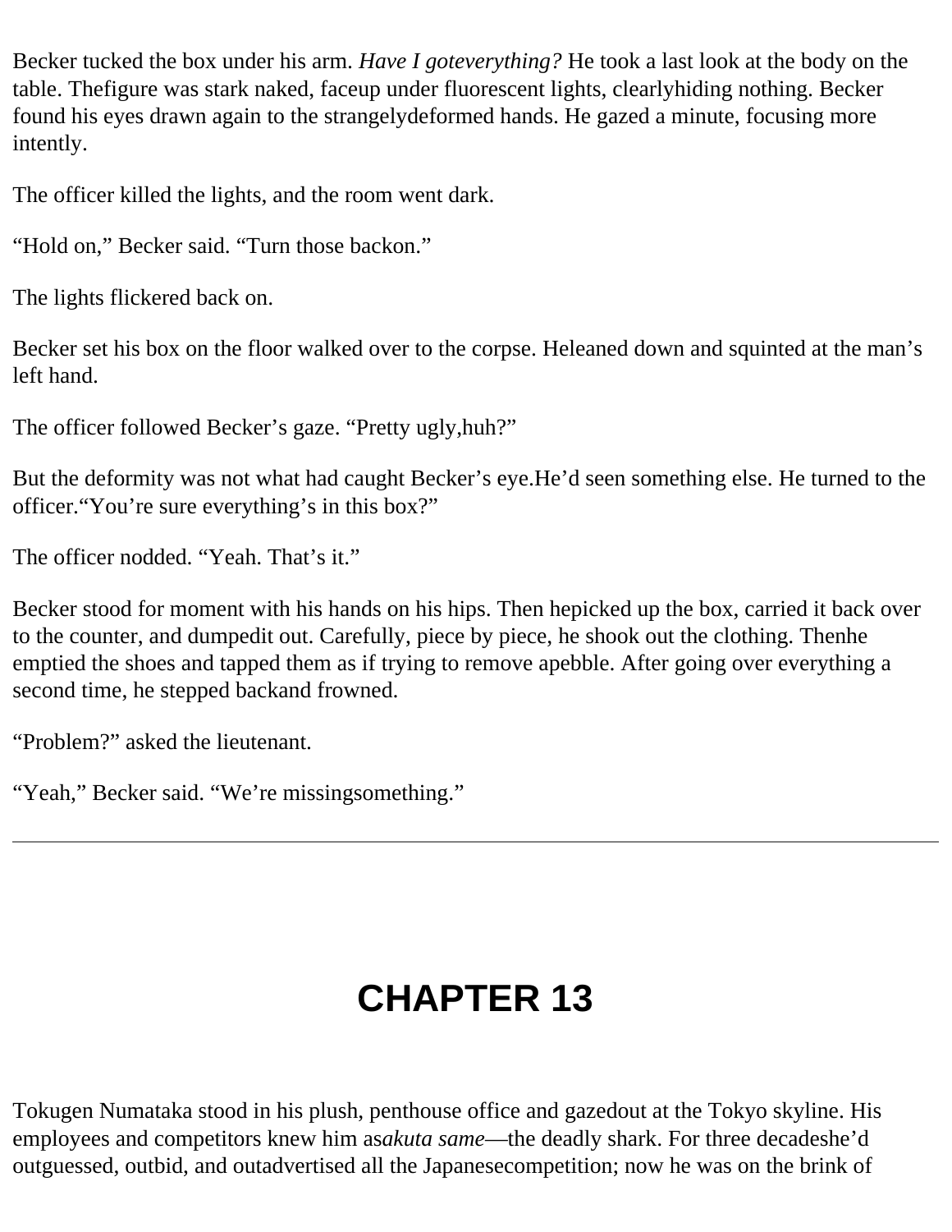Becker tucked the box under his arm. *Have I goteverything?* He took a last look at the body on the table. Thefigure was stark naked, faceup under fluorescent lights, clearlyhiding nothing. Becker found his eyes drawn again to the strangelydeformed hands. He gazed a minute, focusing more intently.

The officer killed the lights, and the room went dark.

“Hold on,” Becker said. “Turn those backon.”

The lights flickered back on.

Becker set his box on the floor walked over to the corpse. Heleaned down and squinted at the man’s left hand.

The officer followed Becker’s gaze. “Pretty ugly,huh?”

But the deformity was not what had caught Becker’s eye.He’d seen something else. He turned to the officer.“You’re sure everything’s in this box?”

The officer nodded. “Yeah. That’s it.”

Becker stood for moment with his hands on his hips. Then hepicked up the box, carried it back over to the counter, and dumpedit out. Carefully, piece by piece, he shook out the clothing. Thenhe emptied the shoes and tapped them as if trying to remove apebble. After going over everything a second time, he stepped backand frowned.

“Problem?” asked the lieutenant.

“Yeah,” Becker said. “We’re missingsomething.”

---

# CHAPTER 13

Tokugen Numataka stood in his plush, penthouse office and gazedout at the Tokyo skyline. His employees and competitors knew him as*akuta same*—the deadly shark. For three decadeshe’d outguessed, outbid, and outadvertised all the Japanesecompetition; now he was on the brink of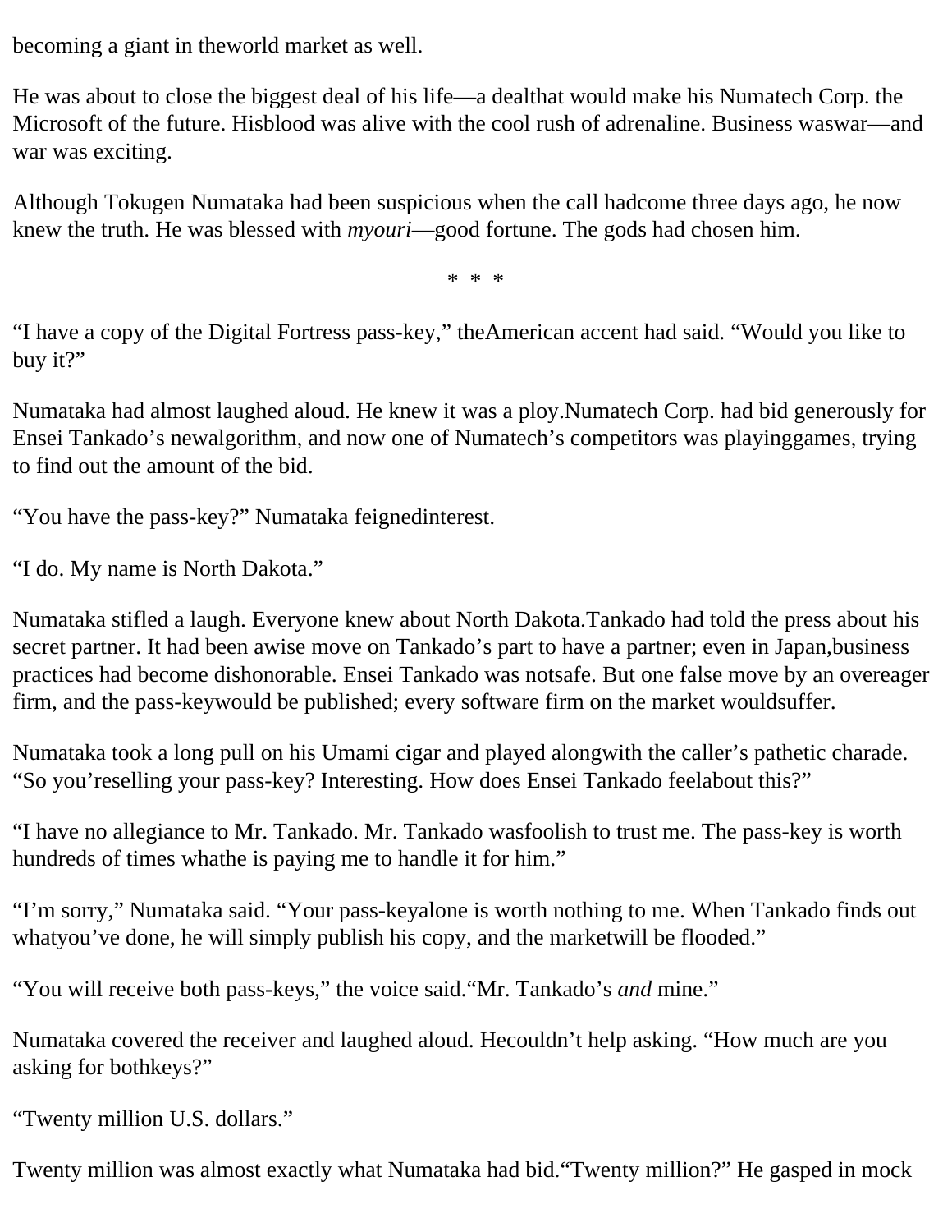becoming a giant in theworld market as well.

He was about to close the biggest deal of his life—a dealthat would make his Numatech Corp. the Microsoft of the future. Hisblood was alive with the cool rush of adrenaline. Business waswar—and war was exciting.

Although Tokugen Numataka had been suspicious when the call hadcome three days ago, he now knew the truth. He was blessed with *myouri*—good fortune. The gods had chosen him.

* * *

"I have a copy of the Digital Fortress pass-key," theAmerican accent had said. "Would you like to buy it?"

Numataka had almost laughed aloud. He knew it was a ploy.Numatech Corp. had bid generously for Ensei Tankado's newalgorithm, and now one of Numatech's competitors was playinggames, trying to find out the amount of the bid.

"You have the pass-key?" Numataka feignedinterest.

"I do. My name is North Dakota."

Numataka stifled a laugh. Everyone knew about North Dakota.Tankado had told the press about his secret partner. It had been awise move on Tankado's part to have a partner; even in Japan,business practices had become dishonorable. Ensei Tankado was notsafe. But one false move by an overeager firm, and the pass-keywould be published; every software firm on the market wouldsuffer.

Numataka took a long pull on his Umami cigar and played alongwith the caller's pathetic charade. "So you'reselling your pass-key? Interesting. How does Ensei Tankado feelabout this?"

"I have no allegiance to Mr. Tankado. Mr. Tankado wasfoolish to trust me. The pass-key is worth hundreds of times whathe is paying me to handle it for him."

"I'm sorry," Numataka said. "Your pass-keyalone is worth nothing to me. When Tankado finds out whatyou've done, he will simply publish his copy, and the marketwill be flooded."

"You will receive both pass-keys," the voice said."Mr. Tankado's *and* mine."

Numataka covered the receiver and laughed aloud. Hecouldn't help asking. "How much are you asking for bothkeys?"

"Twenty million U.S. dollars."

Twenty million was almost exactly what Numataka had bid."Twenty million?" He gasped in mock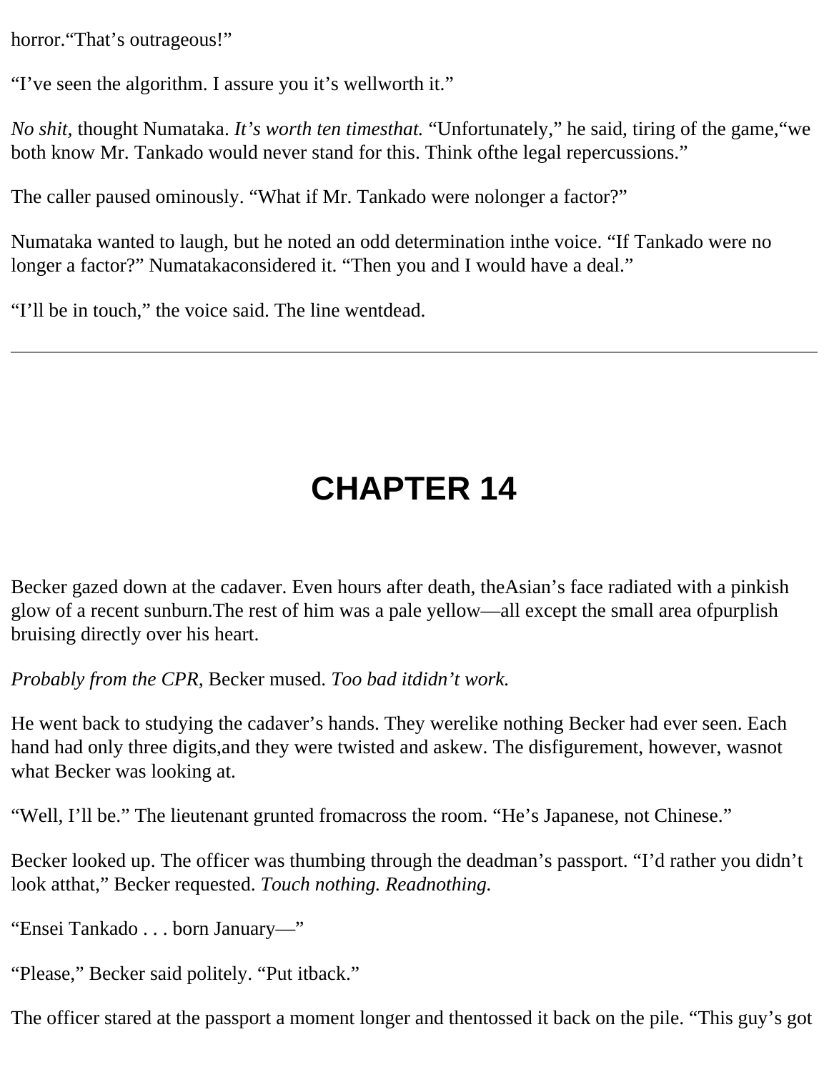horror.“That’s outrageous!”

“I’ve seen the algorithm. I assure you it’s wellworth it.”

*No shit,* thought Numataka. *It’s worth ten timesthat.* “Unfortunately,” he said, tiring of the game,“we both know Mr. Tankado would never stand for this. Think ofthe legal repercussions.”

The caller paused ominously. “What if Mr. Tankado were nolonger a factor?”

Numataka wanted to laugh, but he noted an odd determination inthe voice. “If Tankado were no longer a factor?” Numatakaconsidered it. “Then you and I would have a deal.”

“I’ll be in touch,” the voice said. The line wentdead.

---

# CHAPTER 14

Becker gazed down at the cadaver. Even hours after death, theAsian’s face radiated with a pinkish glow of a recent sunburn.The rest of him was a pale yellow—all except the small area ofpurplish bruising directly over his heart.

*Probably from the CPR,* Becker mused. *Too bad itdidn’t work.*

He went back to studying the cadaver’s hands. They werelike nothing Becker had ever seen. Each hand had only three digits,and they were twisted and askew. The disfigurement, however, wasnot what Becker was looking at.

“Well, I’ll be.” The lieutenant grunted fromacross the room. “He’s Japanese, not Chinese.”

Becker looked up. The officer was thumbing through the deadman’s passport. “I’d rather you didn’t look atthat,” Becker requested. *Touch nothing. Readnothing.*

“Ensei Tankado . . . born January—”

“Please,” Becker said politely. “Put itback.”

The officer stared at the passport a moment longer and thentossed it back on the pile. “This guy’s got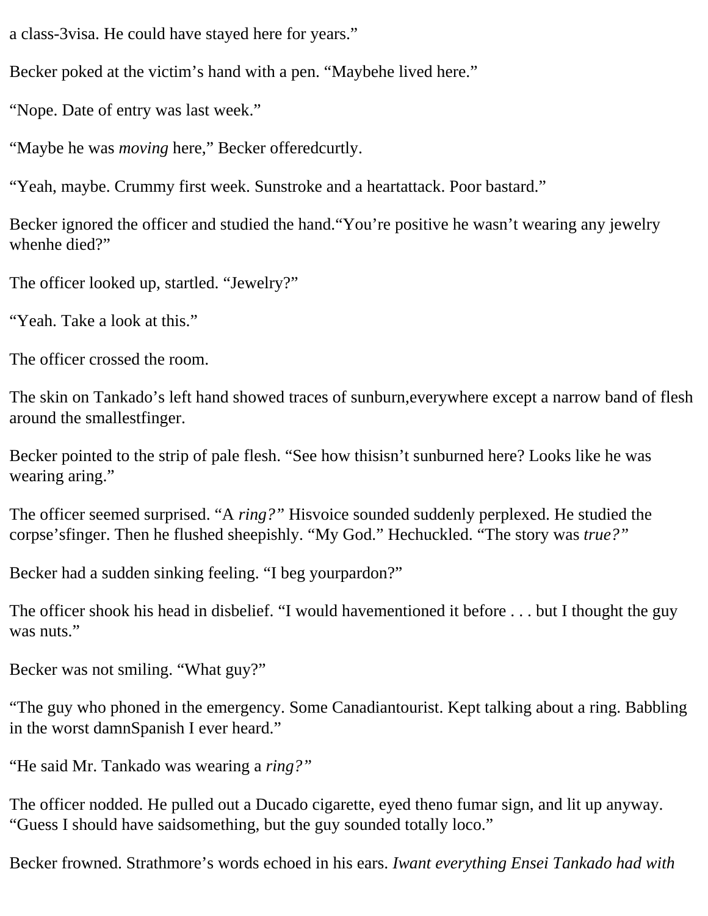a class-3visa. He could have stayed here for years."

Becker poked at the victim's hand with a pen. "Maybehe lived here."

"Nope. Date of entry was last week."

"Maybe he was *moving* here," Becker offeredcurtly.

"Yeah, maybe. Crummy first week. Sunstroke and a heartattack. Poor bastard."

Becker ignored the officer and studied the hand."You're positive he wasn't wearing any jewelry whenhe died?"

The officer looked up, startled. "Jewelry?"

"Yeah. Take a look at this."

The officer crossed the room.

The skin on Tankado's left hand showed traces of sunburn,everywhere except a narrow band of flesh around the smallestfinger.

Becker pointed to the strip of pale flesh. "See how thisisn't sunburned here? Looks like he was wearing aring."

The officer seemed surprised. "A *ring?"* Hisvoice sounded suddenly perplexed. He studied the corpse'sfinger. Then he flushed sheepishly. "My God." Hechuckled. "The story was *true?"*

Becker had a sudden sinking feeling. "I beg yourpardon?"

The officer shook his head in disbelief. "I would havementioned it before . . . but I thought the guy was nuts."

Becker was not smiling. "What guy?"

"The guy who phoned in the emergency. Some Canadiantourist. Kept talking about a ring. Babbling in the worst damnSpanish I ever heard."

"He said Mr. Tankado was wearing a *ring?"*

The officer nodded. He pulled out a Ducado cigarette, eyed theno fumar sign, and lit up anyway. "Guess I should have saidsomething, but the guy sounded totally loco."

Becker frowned. Strathmore's words echoed in his ears. *Iwant everything Ensei Tankado had with*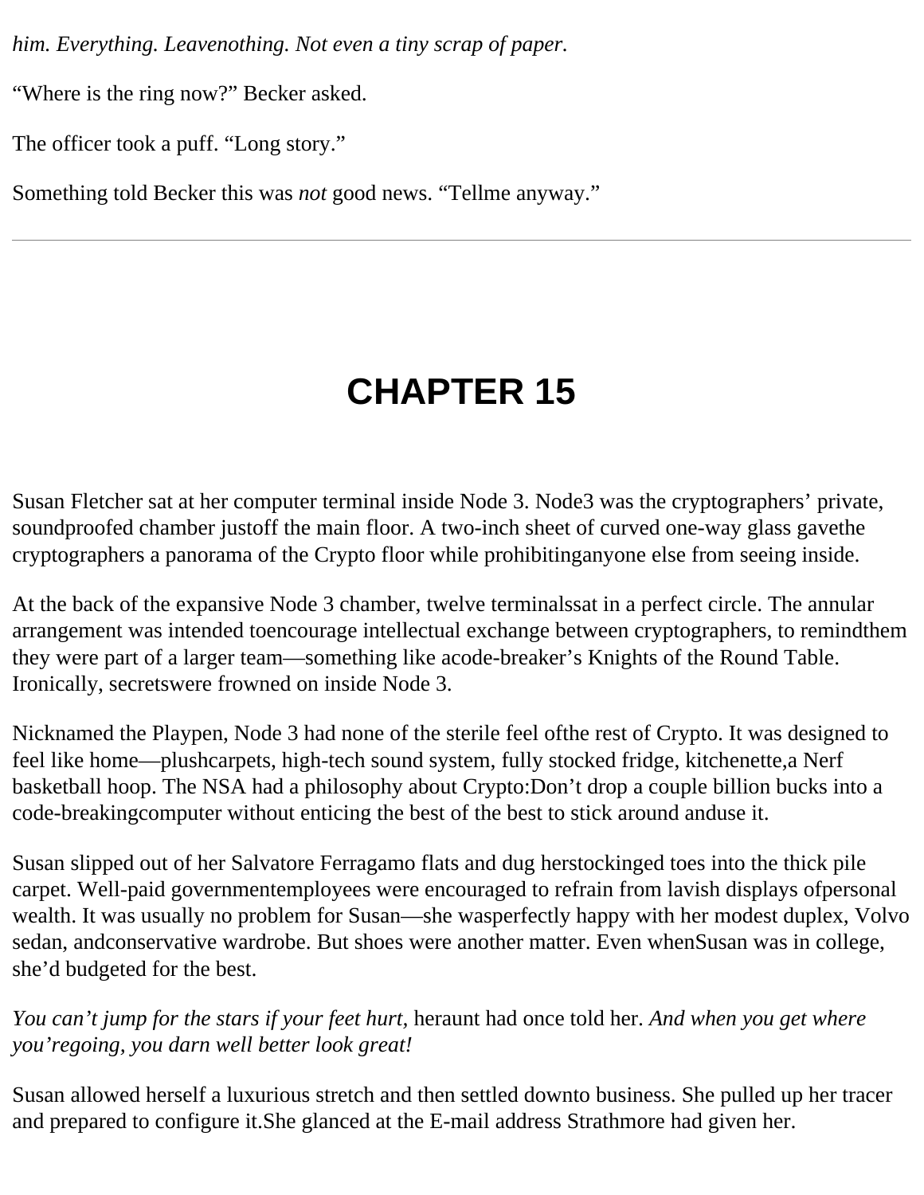*him. Everything. Leavenothing. Not even a tiny scrap of paper.*

“Where is the ring now?” Becker asked.

The officer took a puff. “Long story.”

Something told Becker this was *not* good news. “Tellme anyway.”

---

# CHAPTER 15

Susan Fletcher sat at her computer terminal inside Node 3. Node3 was the cryptographers’ private, soundproofed chamber justoff the main floor. A two-inch sheet of curved one-way glass gavethe cryptographers a panorama of the Crypto floor while prohibitinganyone else from seeing inside.

At the back of the expansive Node 3 chamber, twelve terminalssat in a perfect circle. The annular arrangement was intended toencourage intellectual exchange between cryptographers, to remindthem they were part of a larger team—something like acode-breaker’s Knights of the Round Table. Ironically, secretswere frowned on inside Node 3.

Nicknamed the Playpen, Node 3 had none of the sterile feel ofthe rest of Crypto. It was designed to feel like home—plushcarpets, high-tech sound system, fully stocked fridge, kitchenette,a Nerf basketball hoop. The NSA had a philosophy about Crypto:Don’t drop a couple billion bucks into a code-breakingcomputer without enticing the best of the best to stick around anduse it.

Susan slipped out of her Salvatore Ferragamo flats and dug herstockinged toes into the thick pile carpet. Well-paid governmentemployees were encouraged to refrain from lavish displays ofpersonal wealth. It was usually no problem for Susan—she wasperfectly happy with her modest duplex, Volvo sedan, andconservative wardrobe. But shoes were another matter. Even whenSusan was in college, she’d budgeted for the best.

*You can’t jump for the stars if your feet hurt,* heraunt had once told her. *And when you get where you’regoing, you darn well better look great!*

Susan allowed herself a luxurious stretch and then settled downto business. She pulled up her tracer and prepared to configure it.She glanced at the E-mail address Strathmore had given her.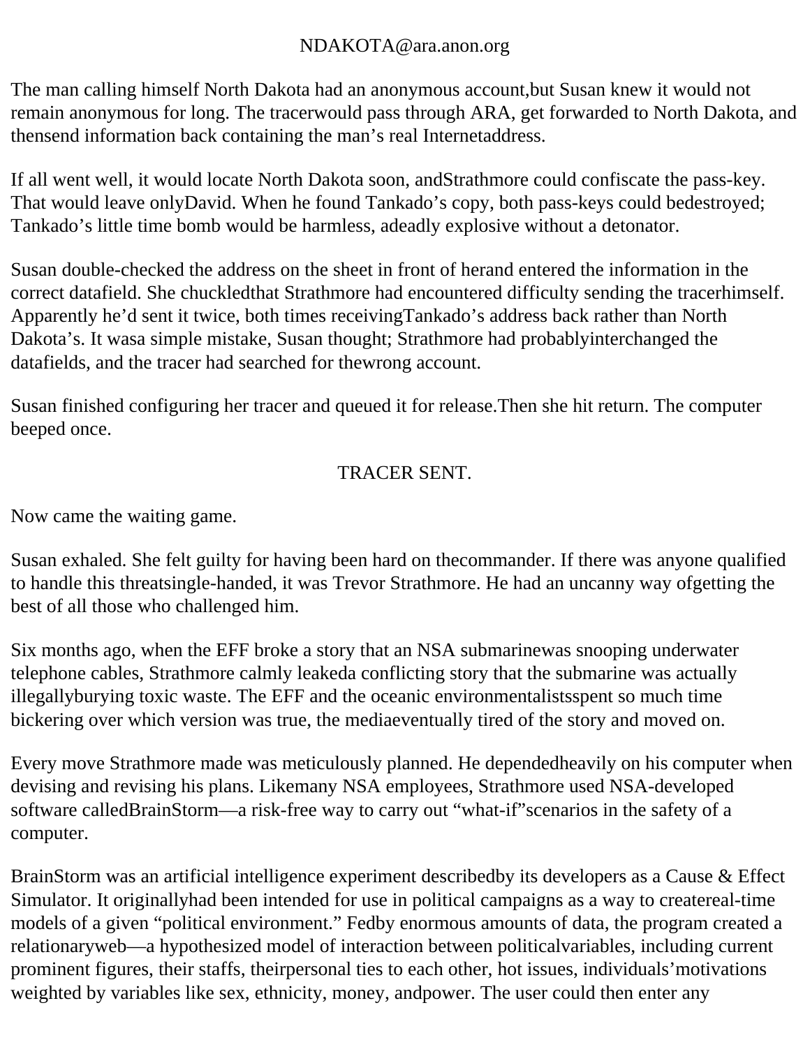NDAKOTA@ara.anon.org

The man calling himself North Dakota had an anonymous account,but Susan knew it would not remain anonymous for long. The tracerwould pass through ARA, get forwarded to North Dakota, and thensend information back containing the man's real Internetaddress.

If all went well, it would locate North Dakota soon, andStrathmore could confiscate the pass-key. That would leave onlyDavid. When he found Tankado's copy, both pass-keys could bedestroyed; Tankado's little time bomb would be harmless, adeadly explosive without a detonator.

Susan double-checked the address on the sheet in front of herand entered the information in the correct datafield. She chuckledthat Strathmore had encountered difficulty sending the tracerhimself. Apparently he'd sent it twice, both times receivingTankado's address back rather than North Dakota's. It wasa simple mistake, Susan thought; Strathmore had probablyinterchanged the datafields, and the tracer had searched for thewrong account.

Susan finished configuring her tracer and queued it for release.Then she hit return. The computer beeped once.

TRACER SENT.

Now came the waiting game.

Susan exhaled. She felt guilty for having been hard on thecommander. If there was anyone qualified to handle this threatsingle-handed, it was Trevor Strathmore. He had an uncanny way ofgetting the best of all those who challenged him.

Six months ago, when the EFF broke a story that an NSA submarinewas snooping underwater telephone cables, Strathmore calmly leakeda conflicting story that the submarine was actually illegallyburying toxic waste. The EFF and the oceanic environmentalistsspent so much time bickering over which version was true, the mediaeventually tired of the story and moved on.

Every move Strathmore made was meticulously planned. He dependedheavily on his computer when devising and revising his plans. Likemany NSA employees, Strathmore used NSA-developed software calledBrainStorm—a risk-free way to carry out "what-if"scenarios in the safety of a computer.

BrainStorm was an artificial intelligence experiment describedby its developers as a Cause & Effect Simulator. It originallyhad been intended for use in political campaigns as a way to createreal-time models of a given "political environment." Fedby enormous amounts of data, the program created a relationaryweb—a hypothesized model of interaction between politicalvariables, including current prominent figures, their staffs, theirpersonal ties to each other, hot issues, individuals'motivations weighted by variables like sex, ethnicity, money, andpower. The user could then enter any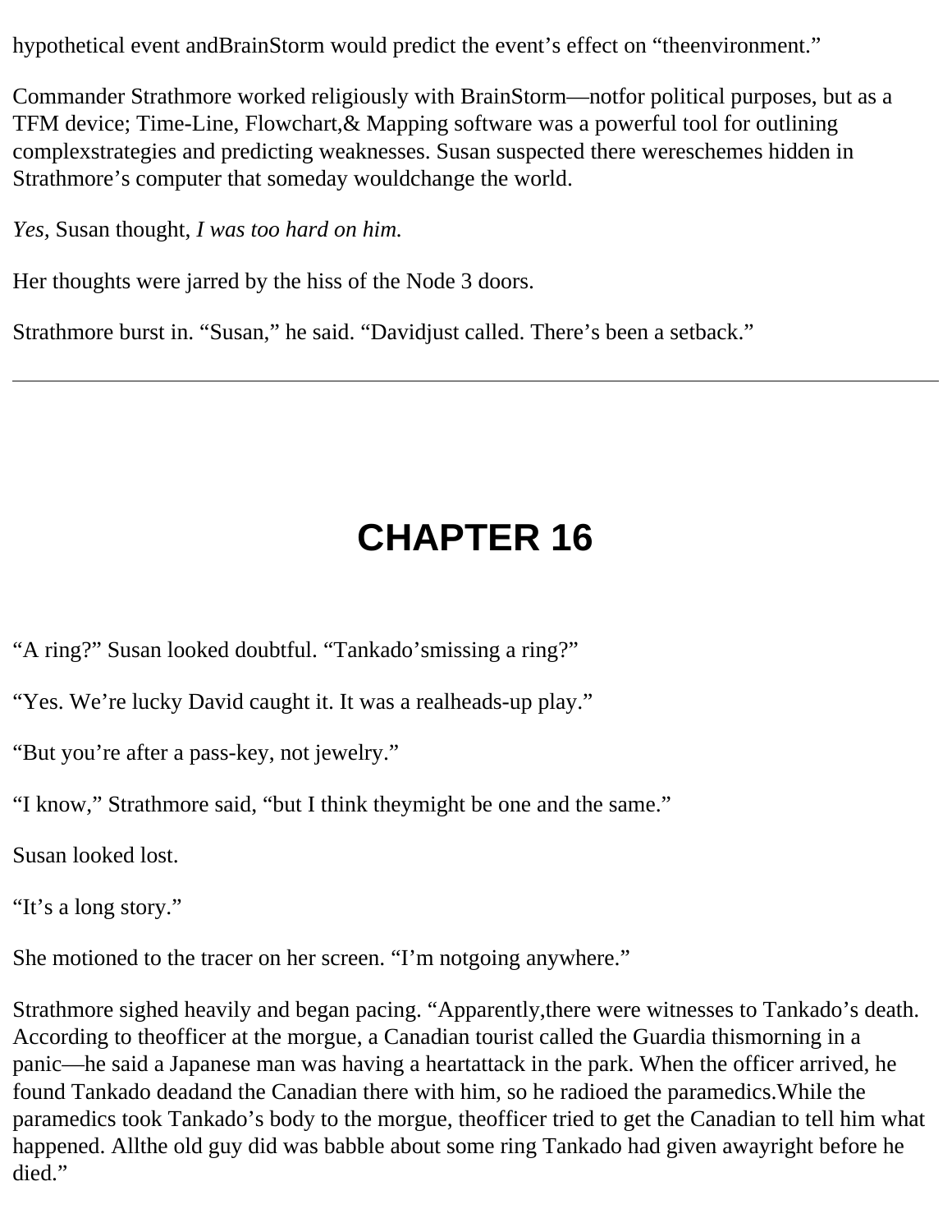hypothetical event andBrainStorm would predict the event's effect on "theenvironment."

Commander Strathmore worked religiously with BrainStorm—notfor political purposes, but as a TFM device; Time-Line, Flowchart,& Mapping software was a powerful tool for outlining complexstrategies and predicting weaknesses. Susan suspected there wereschemes hidden in Strathmore's computer that someday wouldchange the world.

*Yes,* Susan thought, *I was too hard on him.*

Her thoughts were jarred by the hiss of the Node 3 doors.

Strathmore burst in. "Susan," he said. "Davidjust called. There's been a setback."

---

# CHAPTER 16

"A ring?" Susan looked doubtful. "Tankado'smissing a ring?"

"Yes. We're lucky David caught it. It was a realheads-up play."

"But you're after a pass-key, not jewelry."

"I know," Strathmore said, "but I think theymight be one and the same."

Susan looked lost.

"It's a long story."

She motioned to the tracer on her screen. "I'm notgoing anywhere."

Strathmore sighed heavily and began pacing. "Apparently,there were witnesses to Tankado's death. According to theofficer at the morgue, a Canadian tourist called the Guardia thismorning in a panic—he said a Japanese man was having a heartattack in the park. When the officer arrived, he found Tankado deadand the Canadian there with him, so he radioed the paramedics.While the paramedics took Tankado's body to the morgue, theofficer tried to get the Canadian to tell him what happened. Allthe old guy did was babble about some ring Tankado had given awayright before he died."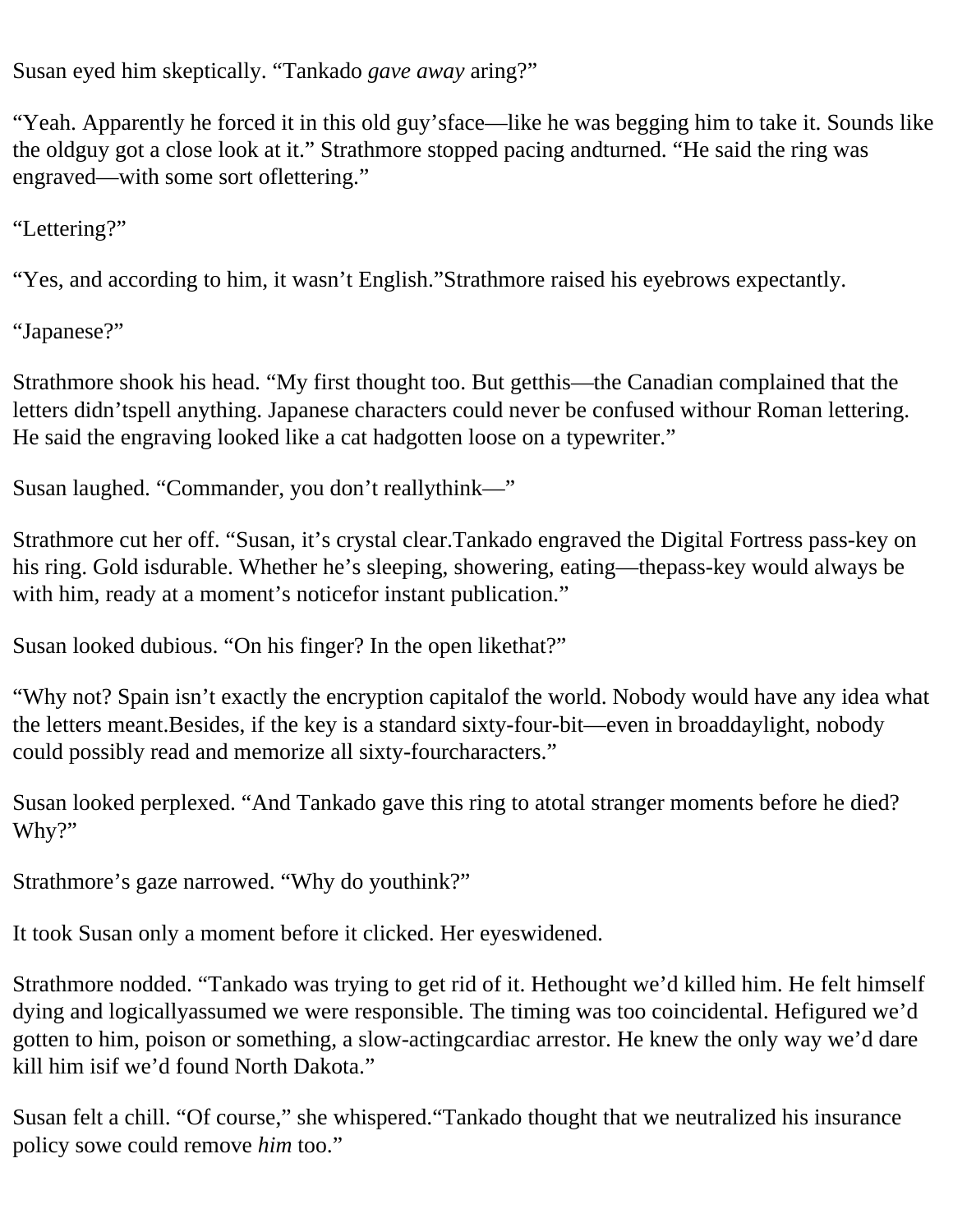Susan eyed him skeptically. "Tankado *gave away* aring?"

"Yeah. Apparently he forced it in this old guy'sface—like he was begging him to take it. Sounds like the oldguy got a close look at it." Strathmore stopped pacing andturned. "He said the ring was engraved—with some sort oflettering."

"Lettering?"

"Yes, and according to him, it wasn't English."Strathmore raised his eyebrows expectantly.

"Japanese?"

Strathmore shook his head. "My first thought too. But getthis—the Canadian complained that the letters didn'tspell anything. Japanese characters could never be confused withour Roman lettering. He said the engraving looked like a cat hadgotten loose on a typewriter."

Susan laughed. "Commander, you don't reallythink—"

Strathmore cut her off. "Susan, it's crystal clear.Tankado engraved the Digital Fortress pass-key on his ring. Gold isdurable. Whether he's sleeping, showering, eating—thepass-key would always be with him, ready at a moment's noticefor instant publication."

Susan looked dubious. "On his finger? In the open likethat?"

"Why not? Spain isn't exactly the encryption capitalof the world. Nobody would have any idea what the letters meant.Besides, if the key is a standard sixty-four-bit—even in broaddaylight, nobody could possibly read and memorize all sixty-fourcharacters."

Susan looked perplexed. "And Tankado gave this ring to atotal stranger moments before he died? Why?"

Strathmore's gaze narrowed. "Why do youthink?"

It took Susan only a moment before it clicked. Her eyeswidened.

Strathmore nodded. "Tankado was trying to get rid of it. Hethought we'd killed him. He felt himself dying and logicallyassumed we were responsible. The timing was too coincidental. Hefigured we'd gotten to him, poison or something, a slow-actingcardiac arrestor. He knew the only way we'd dare kill him isif we'd found North Dakota."

Susan felt a chill. "Of course," she whispered."Tankado thought that we neutralized his insurance policy sowe could remove *him* too."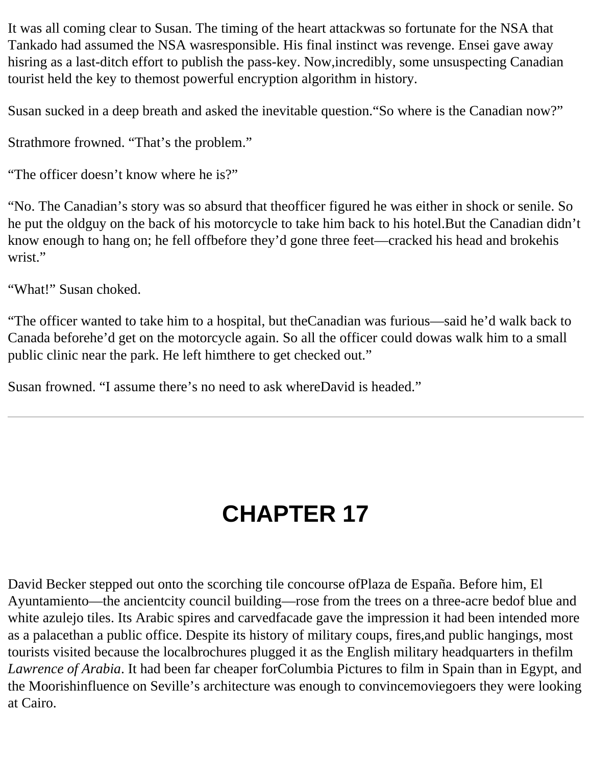It was all coming clear to Susan. The timing of the heart attack was so fortunate for the NSA that Tankado had assumed the NSA was responsible. His final instinct was revenge. Ensei gave away his ring as a last-ditch effort to publish the pass-key. Now, incredibly, some unsuspecting Canadian tourist held the key to the most powerful encryption algorithm in history.

Susan sucked in a deep breath and asked the inevitable question. "So where is the Canadian now?"

Strathmore frowned. "That's the problem."

"The officer doesn't know where he is?"

"No. The Canadian's story was so absurd that the officer figured he was either in shock or senile. So he put the old guy on the back of his motorcycle to take him back to his hotel. But the Canadian didn't know enough to hang on; he fell off before they'd gone three feet—cracked his head and broke his wrist."

"What!" Susan choked.

"The officer wanted to take him to a hospital, but the Canadian was furious—said he'd walk back to Canada before he'd get on the motorcycle again. So all the officer could do was walk him to a small public clinic near the park. He left him there to get checked out."

Susan frowned. "I assume there's no need to ask where David is headed."

---

# CHAPTER 17

David Becker stepped out onto the scorching tile concourse of Plaza de España. Before him, El Ayuntamiento—the ancient city council building—rose from the trees on a three-acre bed of blue and white azulejo tiles. Its Arabic spires and carved facade gave the impression it had been intended more as a palace than a public office. Despite its history of military coups, fires, and public hangings, most tourists visited because the local brochures plugged it as the English military headquarters in the film *Lawrence of Arabia*. It had been far cheaper for Columbia Pictures to film in Spain than in Egypt, and the Moorish influence on Seville's architecture was enough to convince moviegoers they were looking at Cairo.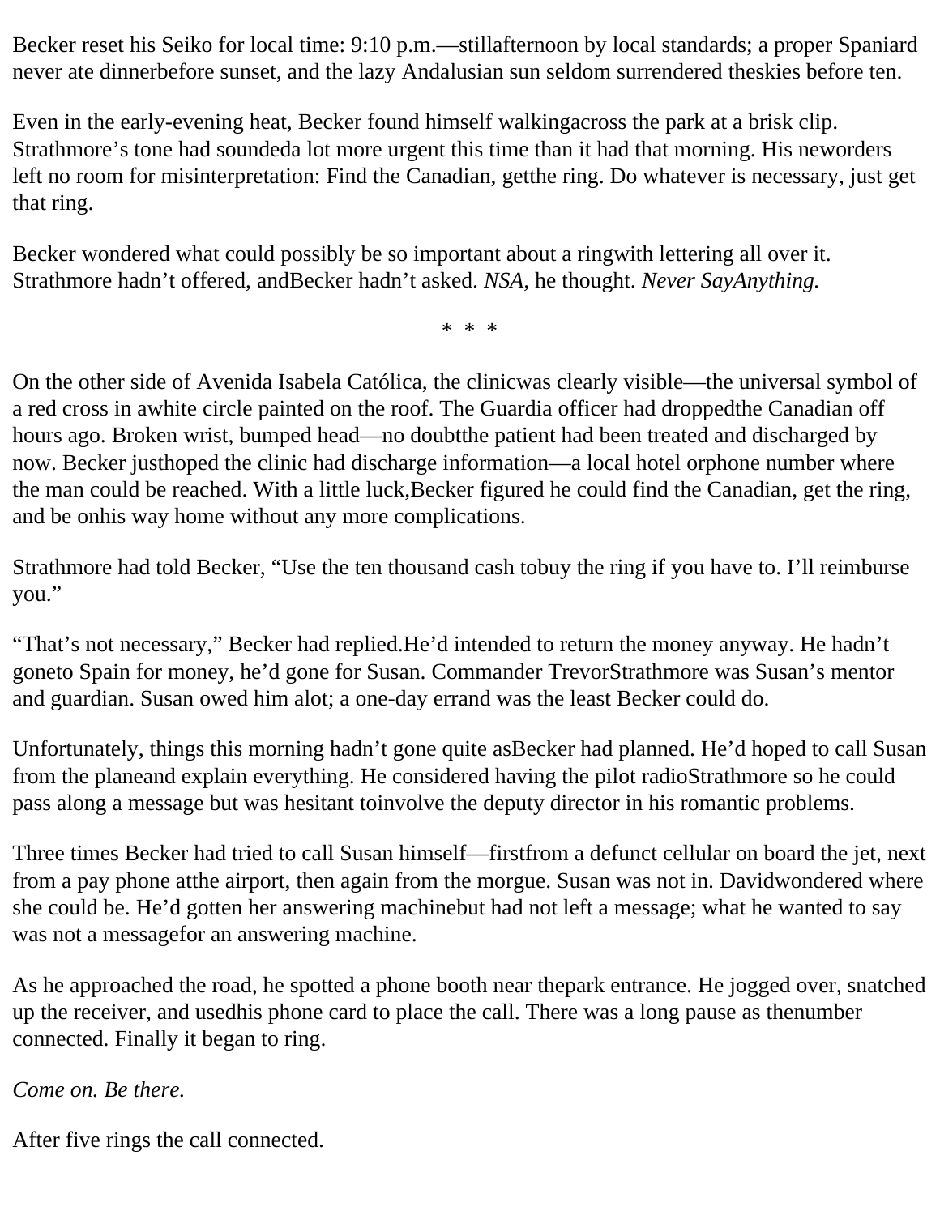Becker reset his Seiko for local time: 9:10 p.m.—stillafternoon by local standards; a proper Spaniard never ate dinnerbefore sunset, and the lazy Andalusian sun seldom surrendered theskies before ten.

Even in the early-evening heat, Becker found himself walkingacross the park at a brisk clip. Strathmore's tone had soundeda lot more urgent this time than it had that morning. His neworders left no room for misinterpretation: Find the Canadian, getthe ring. Do whatever is necessary, just get that ring.

Becker wondered what could possibly be so important about a ringwith lettering all over it. Strathmore hadn't offered, andBecker hadn't asked. *NSA,* he thought. *Never SayAnything.*

\* \* \*

On the other side of Avenida Isabela Católica, the clinicwas clearly visible—the universal symbol of a red cross in awhite circle painted on the roof. The Guardia officer had droppedthe Canadian off hours ago. Broken wrist, bumped head—no doubtthe patient had been treated and discharged by now. Becker justhoped the clinic had discharge information—a local hotel orphone number where the man could be reached. With a little luck,Becker figured he could find the Canadian, get the ring, and be onhis way home without any more complications.

Strathmore had told Becker, "Use the ten thousand cash tobuy the ring if you have to. I'll reimburse you."

"That's not necessary," Becker had replied.He'd intended to return the money anyway. He hadn't goneto Spain for money, he'd gone for Susan. Commander TrevorStrathmore was Susan's mentor and guardian. Susan owed him alot; a one-day errand was the least Becker could do.

Unfortunately, things this morning hadn't gone quite asBecker had planned. He'd hoped to call Susan from the planeand explain everything. He considered having the pilot radioStrathmore so he could pass along a message but was hesitant toinvolve the deputy director in his romantic problems.

Three times Becker had tried to call Susan himself—firstfrom a defunct cellular on board the jet, next from a pay phone atthe airport, then again from the morgue. Susan was not in. Davidwondered where she could be. He'd gotten her answering machinebut had not left a message; what he wanted to say was not a messagefor an answering machine.

As he approached the road, he spotted a phone booth near thepark entrance. He jogged over, snatched up the receiver, and usedhis phone card to place the call. There was a long pause as thenumber connected. Finally it began to ring.

*Come on. Be there.*

After five rings the call connected.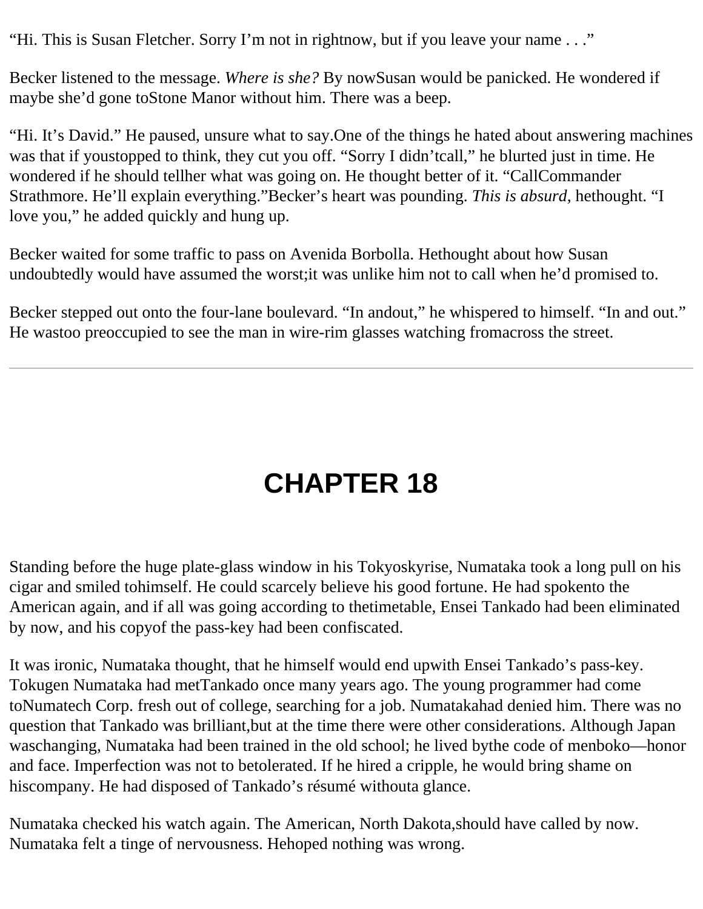“Hi. This is Susan Fletcher. Sorry I’m not in rightnow, but if you leave your name . . .”

Becker listened to the message. *Where is she?* By nowSusan would be panicked. He wondered if maybe she’d gone toStone Manor without him. There was a beep.

“Hi. It’s David.” He paused, unsure what to say.One of the things he hated about answering machines was that if youstopped to think, they cut you off. “Sorry I didn’tcall,” he blurted just in time. He wondered if he should tellher what was going on. He thought better of it. “CallCommander Strathmore. He’ll explain everything.”Becker’s heart was pounding. *This is absurd,* hethought. “I love you,” he added quickly and hung up.

Becker waited for some traffic to pass on Avenida Borbolla. Hethought about how Susan undoubtedly would have assumed the worst;it was unlike him not to call when he’d promised to.

Becker stepped out onto the four-lane boulevard. “In andout,” he whispered to himself. “In and out.” He wastoo preoccupied to see the man in wire-rim glasses watching fromacross the street.

---

# CHAPTER 18

Standing before the huge plate-glass window in his Tokyoskyrise, Numataka took a long pull on his cigar and smiled tohimself. He could scarcely believe his good fortune. He had spokento the American again, and if all was going according to thetimetable, Ensei Tankado had been eliminated by now, and his copyof the pass-key had been confiscated.

It was ironic, Numataka thought, that he himself would end upwith Ensei Tankado’s pass-key. Tokugen Numataka had metTankado once many years ago. The young programmer had come toNumatech Corp. fresh out of college, searching for a job. Numatakahad denied him. There was no question that Tankado was brilliant,but at the time there were other considerations. Although Japan waschanging, Numataka had been trained in the old school; he lived bythe code of menboko—honor and face. Imperfection was not to betolerated. If he hired a cripple, he would bring shame on hiscompany. He had disposed of Tankado’s résumé withouta glance.

Numataka checked his watch again. The American, North Dakota,should have called by now. Numataka felt a tinge of nervousness. Hehoped nothing was wrong.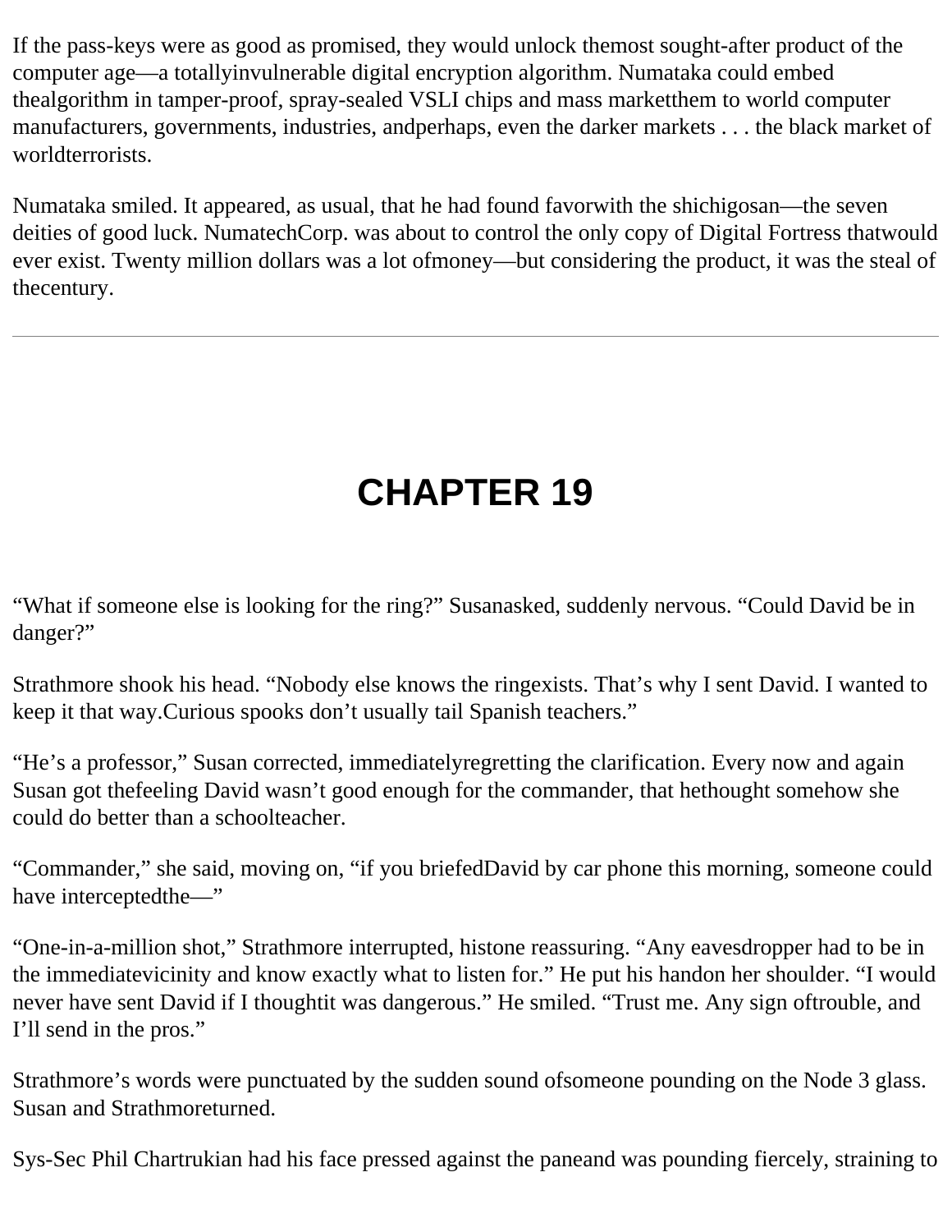If the pass-keys were as good as promised, they would unlock themost sought-after product of the computer age—a totallyinvulnerable digital encryption algorithm. Numataka could embed thealgorithm in tamper-proof, spray-sealed VSLI chips and mass marketthem to world computer manufacturers, governments, industries, andperhaps, even the darker markets . . . the black market of worldterrorists.

Numataka smiled. It appeared, as usual, that he had found favorwith the shichigosan—the seven deities of good luck. NumatechCorp. was about to control the only copy of Digital Fortress thatwould ever exist. Twenty million dollars was a lot ofmoney—but considering the product, it was the steal of thecentury.

---

# CHAPTER 19

"What if someone else is looking for the ring?" Susanasked, suddenly nervous. "Could David be in danger?"

Strathmore shook his head. "Nobody else knows the ringexists. That's why I sent David. I wanted to keep it that way.Curious spooks don't usually tail Spanish teachers."

"He's a professor," Susan corrected, immediatelyregretting the clarification. Every now and again Susan got thefeeling David wasn't good enough for the commander, that hethought somehow she could do better than a schoolteacher.

"Commander," she said, moving on, "if you briefedDavid by car phone this morning, someone could have interceptedthe—"

"One-in-a-million shot," Strathmore interrupted, histone reassuring. "Any eavesdropper had to be in the immediatevicinity and know exactly what to listen for." He put his handon her shoulder. "I would never have sent David if I thoughtit was dangerous." He smiled. "Trust me. Any sign oftrouble, and I'll send in the pros."

Strathmore's words were punctuated by the sudden sound ofsomeone pounding on the Node 3 glass. Susan and Strathmoreturned.

Sys-Sec Phil Chartrukian had his face pressed against the paneand was pounding fiercely, straining to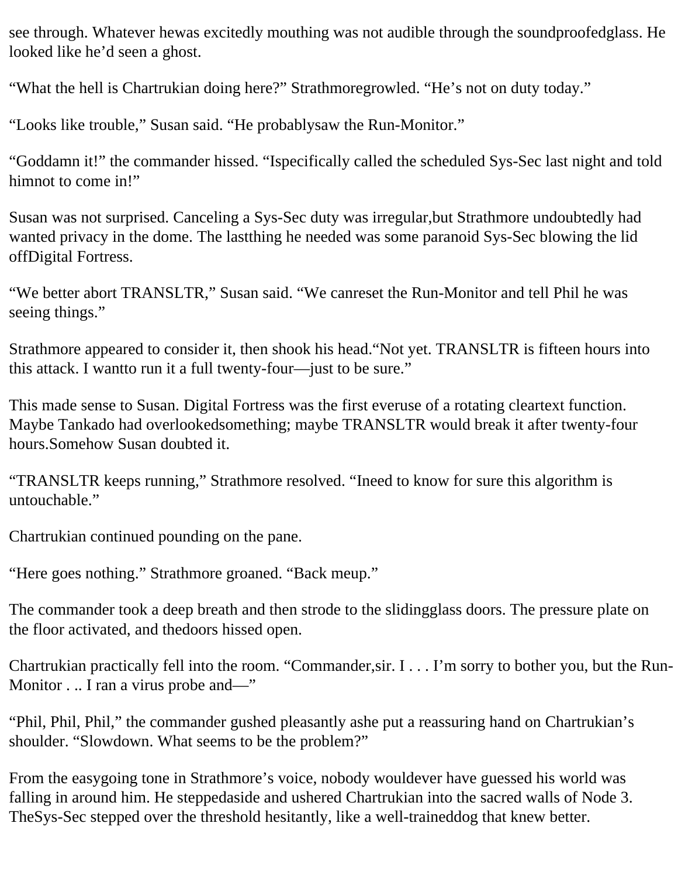see through. Whatever hewas excitedly mouthing was not audible through the soundproofedglass. He looked like he'd seen a ghost.

"What the hell is Chartrukian doing here?" Strathmoregrowled. "He's not on duty today."

"Looks like trouble," Susan said. "He probablysaw the Run-Monitor."

"Goddamn it!" the commander hissed. "Ispecifically called the scheduled Sys-Sec last night and told himnot to come in!"

Susan was not surprised. Canceling a Sys-Sec duty was irregular,but Strathmore undoubtedly had wanted privacy in the dome. The lastthing he needed was some paranoid Sys-Sec blowing the lid offDigital Fortress.

"We better abort TRANSLTR," Susan said. "We canreset the Run-Monitor and tell Phil he was seeing things."

Strathmore appeared to consider it, then shook his head."Not yet. TRANSLTR is fifteen hours into this attack. I wantto run it a full twenty-four—just to be sure."

This made sense to Susan. Digital Fortress was the first everuse of a rotating cleartext function. Maybe Tankado had overlookedsomething; maybe TRANSLTR would break it after twenty-four hours.Somehow Susan doubted it.

"TRANSLTR keeps running," Strathmore resolved. "Ineed to know for sure this algorithm is untouchable."

Chartrukian continued pounding on the pane.

"Here goes nothing." Strathmore groaned. "Back meup."

The commander took a deep breath and then strode to the slidingglass doors. The pressure plate on the floor activated, and thedoors hissed open.

Chartrukian practically fell into the room. "Commander,sir. I . . . I'm sorry to bother you, but the Run-Monitor . .. I ran a virus probe and—"

"Phil, Phil, Phil," the commander gushed pleasantly ashe put a reassuring hand on Chartrukian's shoulder. "Slowdown. What seems to be the problem?"

From the easygoing tone in Strathmore's voice, nobody wouldever have guessed his world was falling in around him. He steppedaside and ushered Chartrukian into the sacred walls of Node 3. TheSys-Sec stepped over the threshold hesitantly, like a well-traineddog that knew better.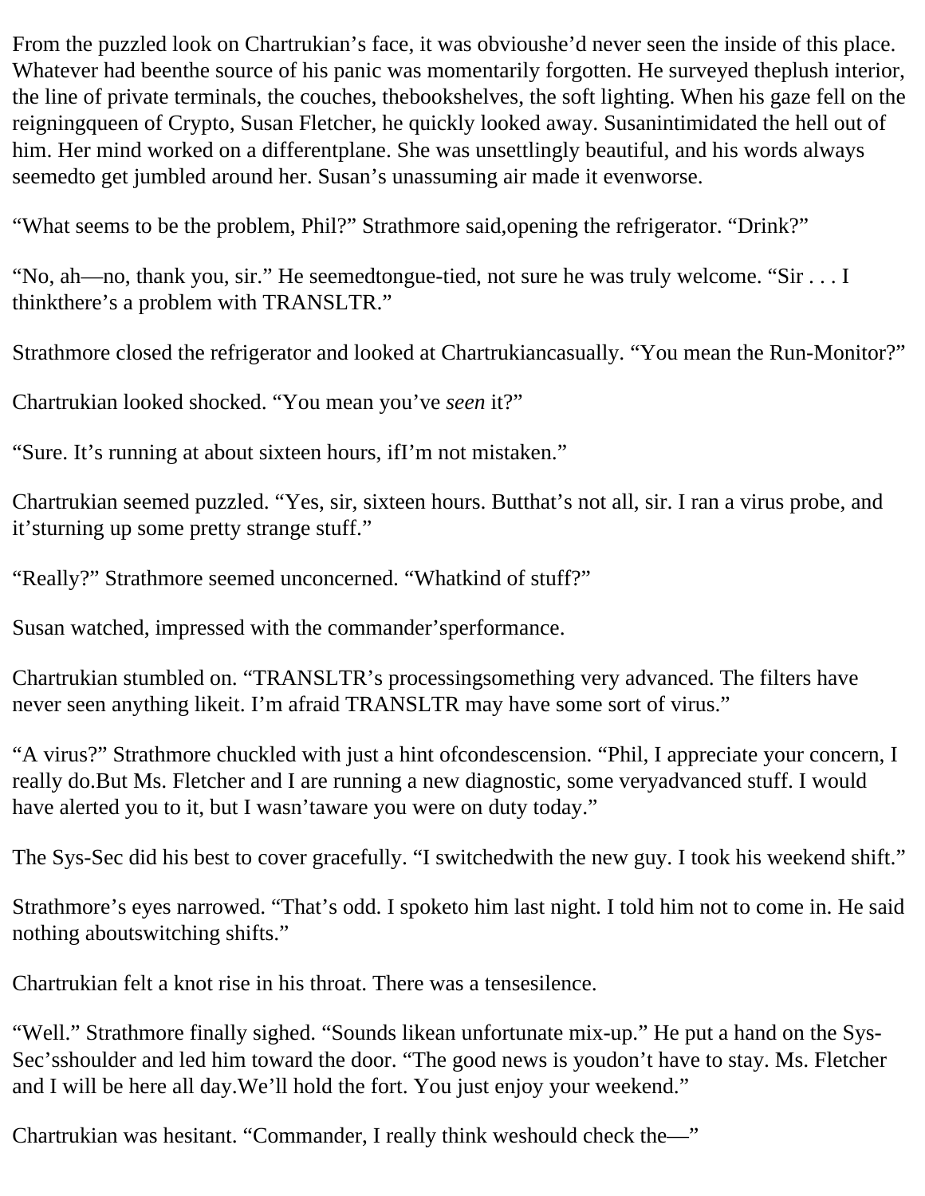From the puzzled look on Chartrukian's face, it was obvioushe'd never seen the inside of this place. Whatever had beenthe source of his panic was momentarily forgotten. He surveyed theplush interior, the line of private terminals, the couches, thebookshelves, the soft lighting. When his gaze fell on the reigningqueen of Crypto, Susan Fletcher, he quickly looked away. Susanintimidated the hell out of him. Her mind worked on a differentplane. She was unsettlingly beautiful, and his words always seemedto get jumbled around her. Susan's unassuming air made it evenworse.

"What seems to be the problem, Phil?" Strathmore said,opening the refrigerator. "Drink?"

"No, ah—no, thank you, sir." He seemedtongue-tied, not sure he was truly welcome. "Sir . . . I thinkthere's a problem with TRANSLTR."

Strathmore closed the refrigerator and looked at Chartrukiancasually. "You mean the Run-Monitor?"

Chartrukian looked shocked. "You mean you've *seen* it?"

"Sure. It's running at about sixteen hours, ifI'm not mistaken."

Chartrukian seemed puzzled. "Yes, sir, sixteen hours. Butthat's not all, sir. I ran a virus probe, and it'sturning up some pretty strange stuff."

"Really?" Strathmore seemed unconcerned. "Whatkind of stuff?"

Susan watched, impressed with the commander'sperformance.

Chartrukian stumbled on. "TRANSLTR's processingsomething very advanced. The filters have never seen anything likeit. I'm afraid TRANSLTR may have some sort of virus."

"A virus?" Strathmore chuckled with just a hint ofcondescension. "Phil, I appreciate your concern, I really do.But Ms. Fletcher and I are running a new diagnostic, some veryadvanced stuff. I would have alerted you to it, but I wasn'taware you were on duty today."

The Sys-Sec did his best to cover gracefully. "I switchedwith the new guy. I took his weekend shift."

Strathmore's eyes narrowed. "That's odd. I spoketo him last night. I told him not to come in. He said nothing aboutswitching shifts."

Chartrukian felt a knot rise in his throat. There was a tensesilence.

"Well." Strathmore finally sighed. "Sounds likean unfortunate mix-up." He put a hand on the Sys-Sec'sshoulder and led him toward the door. "The good news is youdon't have to stay. Ms. Fletcher and I will be here all day.We'll hold the fort. You just enjoy your weekend."

Chartrukian was hesitant. "Commander, I really think weshould check the—"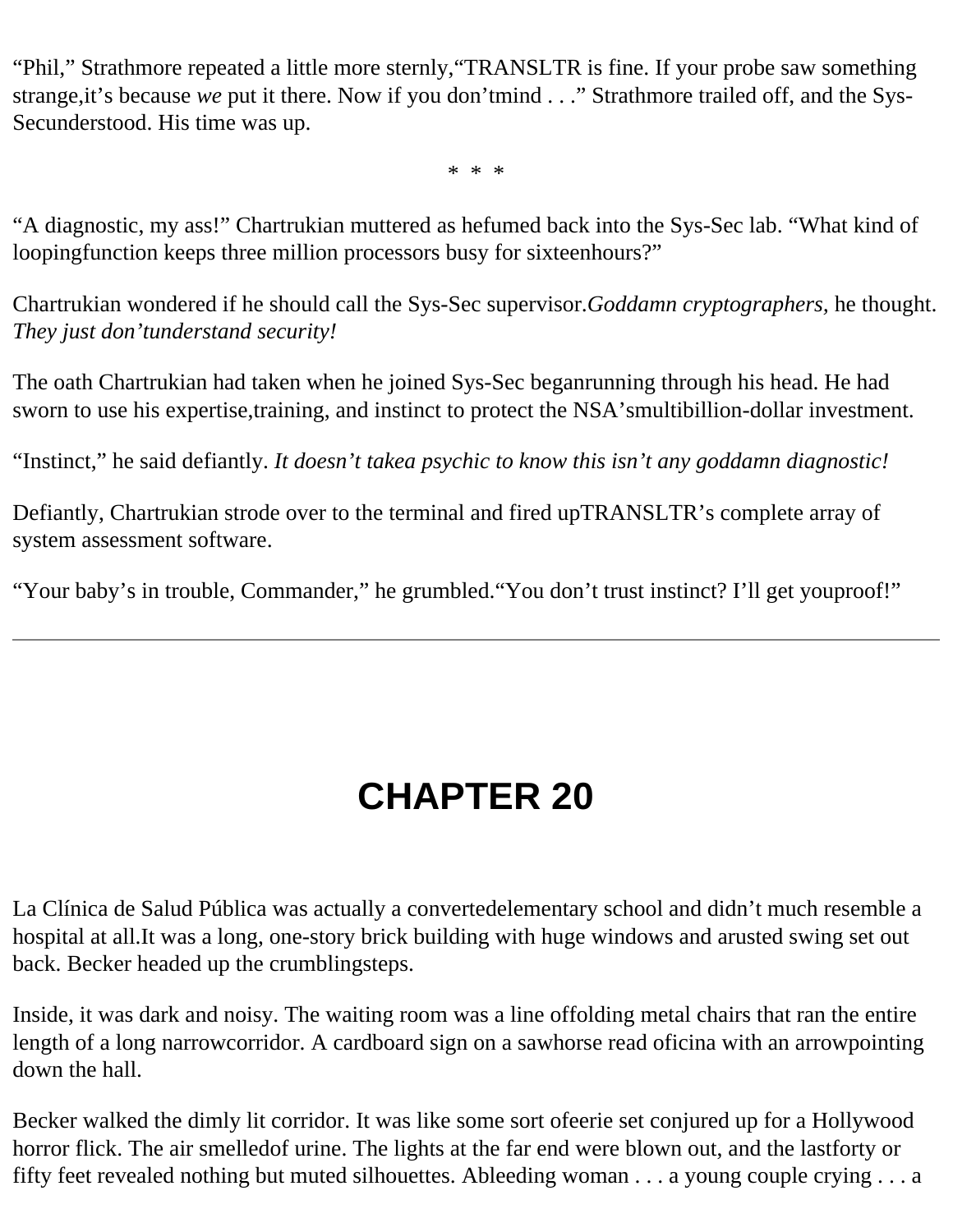“Phil,” Strathmore repeated a little more sternly,“TRANSLTR is fine. If your probe saw something strange,it’s because *we* put it there. Now if you don’tmind . . .” Strathmore trailed off, and the Sys-Secunderstood. His time was up.

\* \* \*

“A diagnostic, my ass!” Chartrukian muttered as hefumed back into the Sys-Sec lab. “What kind of loopingfunction keeps three million processors busy for sixteenhours?”

Chartrukian wondered if he should call the Sys-Sec supervisor.*Goddamn cryptographers,* he thought. *They just don’tunderstand security!*

The oath Chartrukian had taken when he joined Sys-Sec beganrunning through his head. He had sworn to use his expertise,training, and instinct to protect the NSA’smultibillion-dollar investment.

“Instinct,” he said defiantly. *It doesn’t takea psychic to know this isn’t any goddamn diagnostic!*

Defiantly, Chartrukian strode over to the terminal and fired upTRANSLTR’s complete array of system assessment software.

“Your baby’s in trouble, Commander,” he grumbled.“You don’t trust instinct? I’ll get youproof!”

---

# CHAPTER 20

La Clínica de Salud Pública was actually a convertedelementary school and didn’t much resemble a hospital at all.It was a long, one-story brick building with huge windows and arusted swing set out back. Becker headed up the crumblingsteps.

Inside, it was dark and noisy. The waiting room was a line offolding metal chairs that ran the entire length of a long narrowcorridor. A cardboard sign on a sawhorse read oficina with an arrowpointing down the hall.

Becker walked the dimly lit corridor. It was like some sort ofeerie set conjured up for a Hollywood horror flick. The air smelledof urine. The lights at the far end were blown out, and the lastforty or fifty feet revealed nothing but muted silhouettes. Ableeding woman . . . a young couple crying . . . a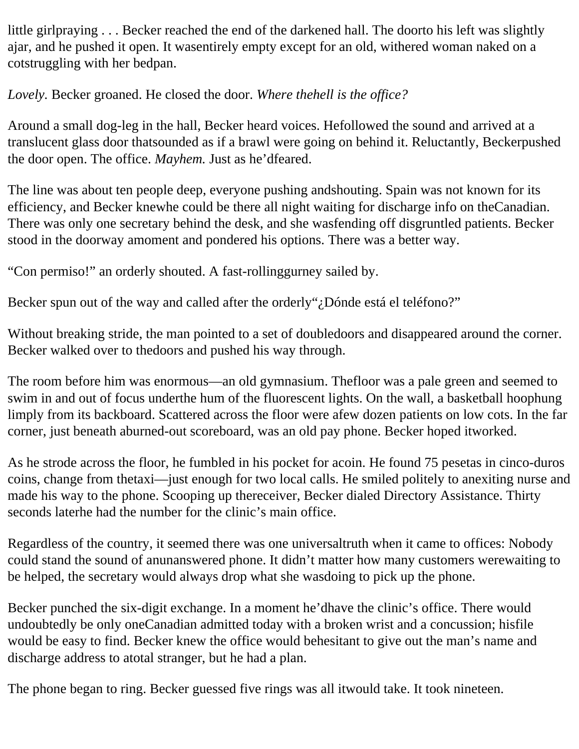little girlpraying . . . Becker reached the end of the darkened hall. The doorto his left was slightly ajar, and he pushed it open. It wasentirely empty except for an old, withered woman naked on a cotstruggling with her bedpan.

*Lovely*. Becker groaned. He closed the door. *Where thehell is the office?*

Around a small dog-leg in the hall, Becker heard voices. Hefollowed the sound and arrived at a translucent glass door thatsounded as if a brawl were going on behind it. Reluctantly, Beckerpushed the door open. The office. *Mayhem.* Just as he'dfeared.

The line was about ten people deep, everyone pushing andshouting. Spain was not known for its efficiency, and Becker knewhe could be there all night waiting for discharge info on theCanadian. There was only one secretary behind the desk, and she wasfending off disgruntled patients. Becker stood in the doorway amoment and pondered his options. There was a better way.

"Con permiso!" an orderly shouted. A fast-rollinggurney sailed by.

Becker spun out of the way and called after the orderly"¿Dónde está el teléfono?"

Without breaking stride, the man pointed to a set of doubledoors and disappeared around the corner. Becker walked over to thedoors and pushed his way through.

The room before him was enormous—an old gymnasium. Thefloor was a pale green and seemed to swim in and out of focus underthe hum of the fluorescent lights. On the wall, a basketball hoophung limply from its backboard. Scattered across the floor were afew dozen patients on low cots. In the far corner, just beneath aburned-out scoreboard, was an old pay phone. Becker hoped itworked.

As he strode across the floor, he fumbled in his pocket for acoin. He found 75 pesetas in cinco-duros coins, change from thetaxi—just enough for two local calls. He smiled politely to anexiting nurse and made his way to the phone. Scooping up thereceiver, Becker dialed Directory Assistance. Thirty seconds laterhe had the number for the clinic's main office.

Regardless of the country, it seemed there was one universaltruth when it came to offices: Nobody could stand the sound of anunanswered phone. It didn't matter how many customers werewaiting to be helped, the secretary would always drop what she wasdoing to pick up the phone.

Becker punched the six-digit exchange. In a moment he'dhave the clinic's office. There would undoubtedly be only oneCanadian admitted today with a broken wrist and a concussion; hisfile would be easy to find. Becker knew the office would behesitant to give out the man's name and discharge address to atotal stranger, but he had a plan.

The phone began to ring. Becker guessed five rings was all itwould take. It took nineteen.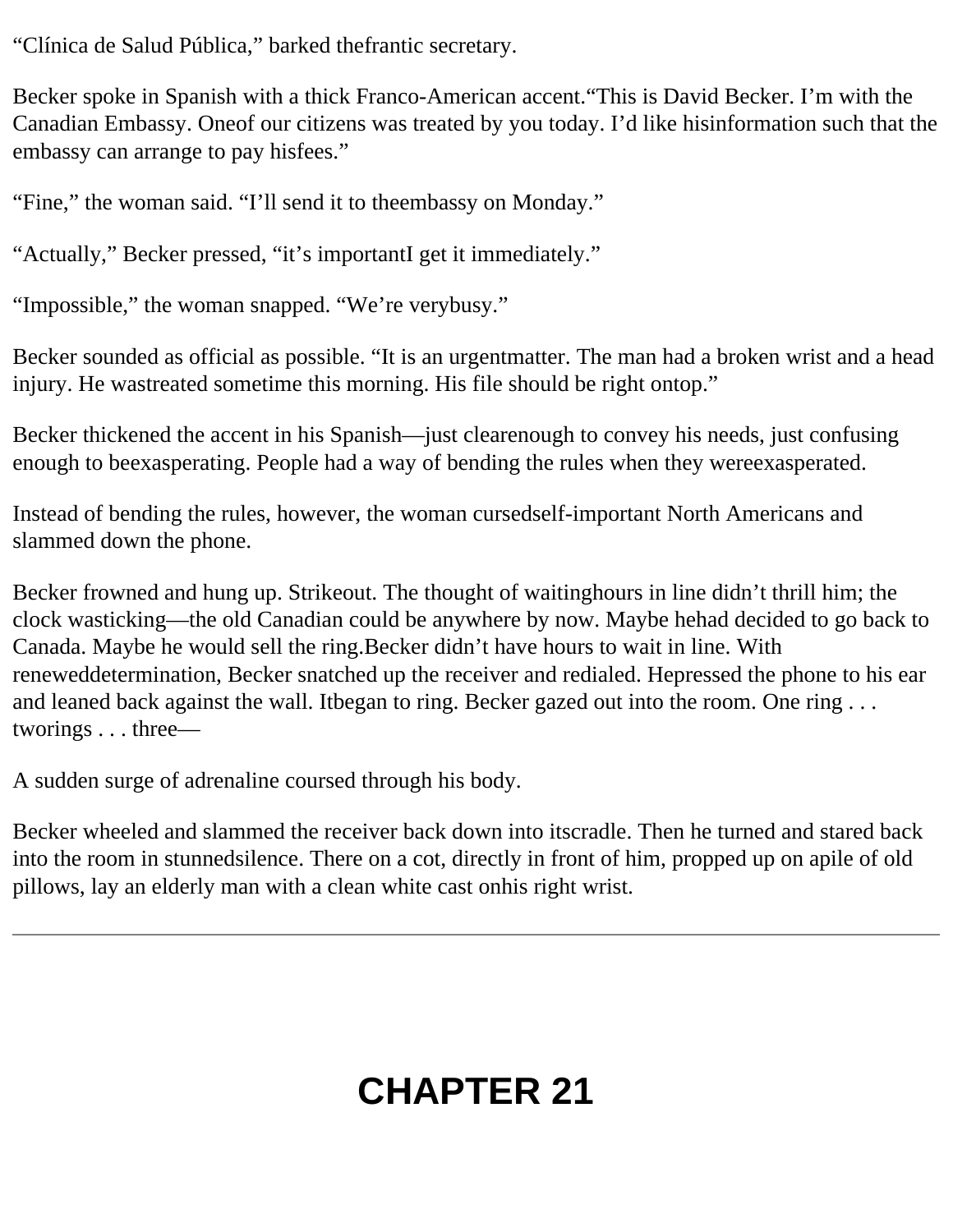"Clínica de Salud Pública," barked thefrantic secretary.

Becker spoke in Spanish with a thick Franco-American accent."This is David Becker. I'm with the Canadian Embassy. Oneof our citizens was treated by you today. I'd like hisinformation such that the embassy can arrange to pay hisfees."

"Fine," the woman said. "I'll send it to theembassy on Monday."

"Actually," Becker pressed, "it's importantI get it immediately."

"Impossible," the woman snapped. "We're verybusy."

Becker sounded as official as possible. "It is an urgentmatter. The man had a broken wrist and a head injury. He wastreated sometime this morning. His file should be right ontop."

Becker thickened the accent in his Spanish—just clearenough to convey his needs, just confusing enough to beexasperating. People had a way of bending the rules when they wereexasperated.

Instead of bending the rules, however, the woman cursedself-important North Americans and slammed down the phone.

Becker frowned and hung up. Strikeout. The thought of waitinghours in line didn't thrill him; the clock wasticking—the old Canadian could be anywhere by now. Maybe hehad decided to go back to Canada. Maybe he would sell the ring.Becker didn't have hours to wait in line. With reneweddetermination, Becker snatched up the receiver and redialed. Hepressed the phone to his ear and leaned back against the wall. Itbegan to ring. Becker gazed out into the room. One ring . . . tworings . . . three—

A sudden surge of adrenaline coursed through his body.

Becker wheeled and slammed the receiver back down into itscradle. Then he turned and stared back into the room in stunnedsilence. There on a cot, directly in front of him, propped up on apile of old pillows, lay an elderly man with a clean white cast onhis right wrist.

---

# CHAPTER 21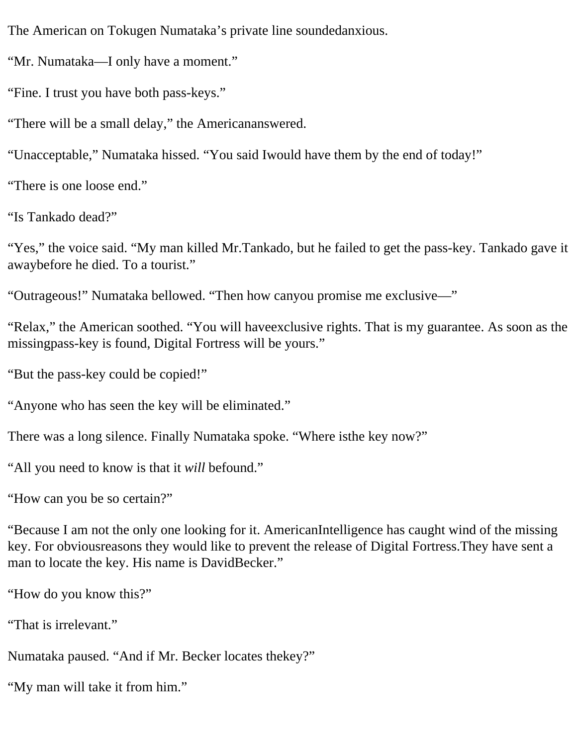The American on Tokugen Numataka's private line soundedanxious.

"Mr. Numataka—I only have a moment."

"Fine. I trust you have both pass-keys."

"There will be a small delay," the Americananswered.

"Unacceptable," Numataka hissed. "You said Iwould have them by the end of today!"

"There is one loose end."

"Is Tankado dead?"

"Yes," the voice said. "My man killed Mr.Tankado, but he failed to get the pass-key. Tankado gave it awaybefore he died. To a tourist."

"Outrageous!" Numataka bellowed. "Then how canyou promise me exclusive—"

"Relax," the American soothed. "You will haveexclusive rights. That is my guarantee. As soon as the missingpass-key is found, Digital Fortress will be yours."

"But the pass-key could be copied!"

"Anyone who has seen the key will be eliminated."

There was a long silence. Finally Numataka spoke. "Where isthe key now?"

"All you need to know is that it *will* befound."

"How can you be so certain?"

"Because I am not the only one looking for it. AmericanIntelligence has caught wind of the missing key. For obviousreasons they would like to prevent the release of Digital Fortress.They have sent a man to locate the key. His name is DavidBecker."

"How do you know this?"

"That is irrelevant."

Numataka paused. "And if Mr. Becker locates thekey?"

"My man will take it from him."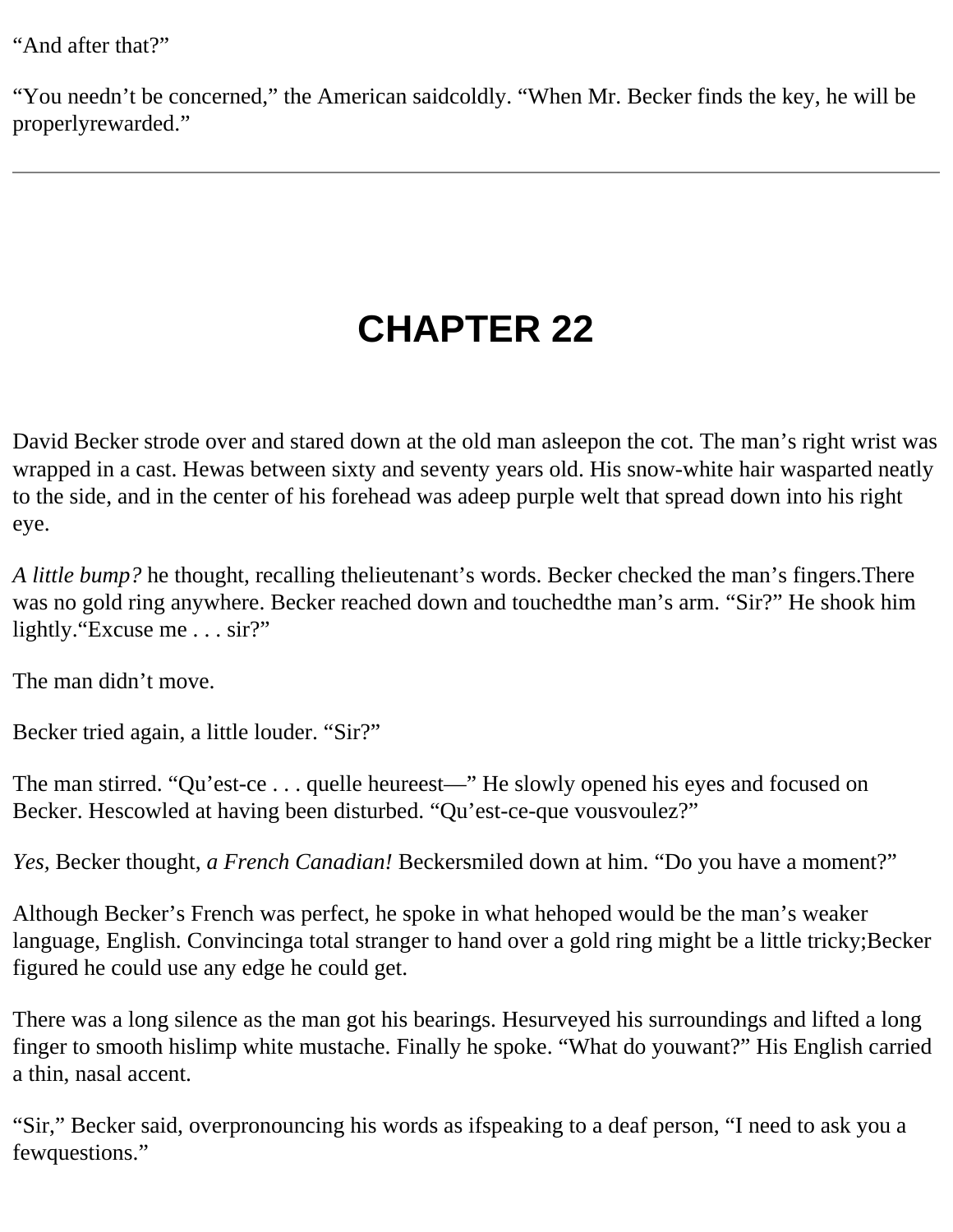"And after that?"

"You needn't be concerned," the American saidcoldly. "When Mr. Becker finds the key, he will be properlyrewarded."

---

# CHAPTER 22

David Becker strode over and stared down at the old man asleepon the cot. The man's right wrist was wrapped in a cast. Hewas between sixty and seventy years old. His snow-white hair wasparted neatly to the side, and in the center of his forehead was adeep purple welt that spread down into his right eye.

*A little bump?* he thought, recalling thelieutenant's words. Becker checked the man's fingers.There was no gold ring anywhere. Becker reached down and touchedthe man's arm. "Sir?" He shook him lightly."Excuse me . . . sir?"

The man didn't move.

Becker tried again, a little louder. "Sir?"

The man stirred. "Qu'est-ce . . . quelle heureest—" He slowly opened his eyes and focused on Becker. Hescowled at having been disturbed. "Qu'est-ce-que vousvoulez?"

*Yes,* Becker thought, *a French Canadian!* Beckersmiled down at him. "Do you have a moment?"

Although Becker's French was perfect, he spoke in what hehoped would be the man's weaker language, English. Convincinga total stranger to hand over a gold ring might be a little tricky;Becker figured he could use any edge he could get.

There was a long silence as the man got his bearings. Hesurveyed his surroundings and lifted a long finger to smooth hislimp white mustache. Finally he spoke. "What do youwant?" His English carried a thin, nasal accent.

"Sir," Becker said, overpronouncing his words as ifspeaking to a deaf person, "I need to ask you a fewquestions."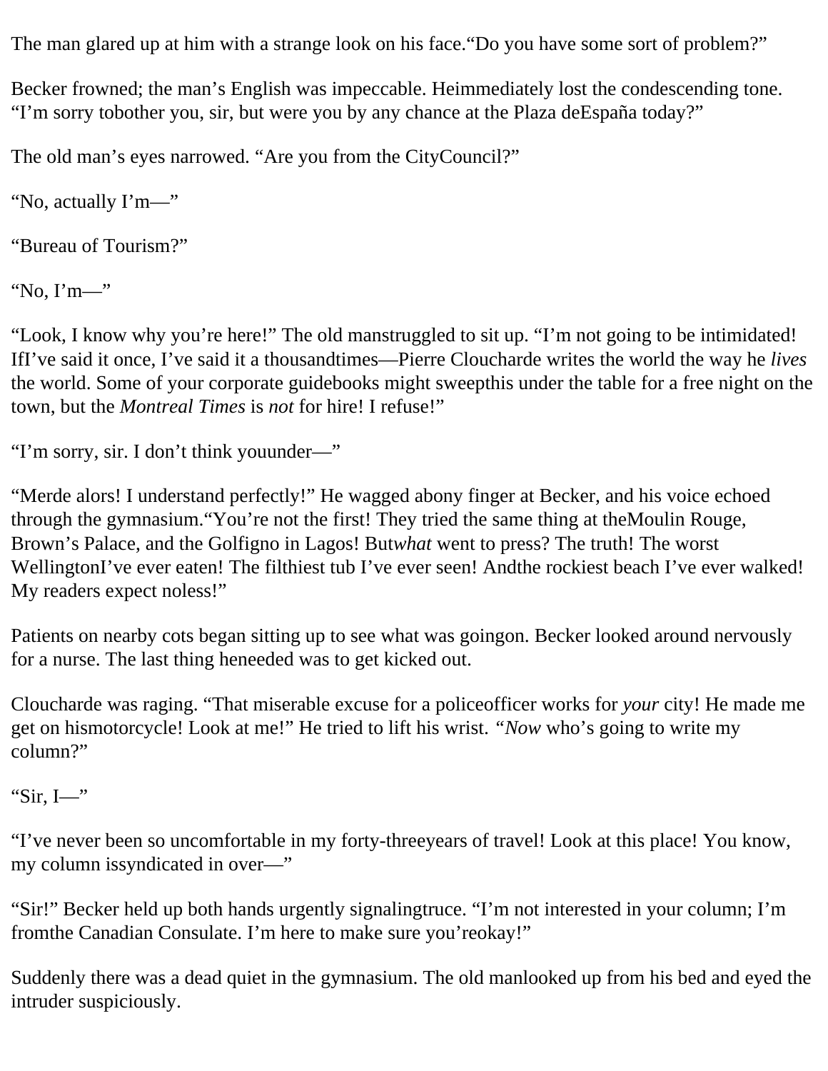The man glared up at him with a strange look on his face.“Do you have some sort of problem?”

Becker frowned; the man’s English was impeccable. Heimmediately lost the condescending tone. “I’m sorry tobother you, sir, but were you by any chance at the Plaza deEspaña today?”

The old man’s eyes narrowed. “Are you from the CityCouncil?”

“No, actually I’m—”

“Bureau of Tourism?”

“No, I’m—”

“Look, I know why you’re here!” The old manstruggled to sit up. “I’m not going to be intimidated! IfI’ve said it once, I’ve said it a thousandtimes—Pierre Cloucharde writes the world the way he *lives* the world. Some of your corporate guidebooks might sweepthis under the table for a free night on the town, but the *Montreal Times* is *not* for hire! I refuse!”

“I’m sorry, sir. I don’t think youunder—”

“Merde alors! I understand perfectly!” He wagged abony finger at Becker, and his voice echoed through the gymnasium.“You’re not the first! They tried the same thing at theMoulin Rouge, Brown’s Palace, and the Golfigno in Lagos! But*what* went to press? The truth! The worst WellingtonI’ve ever eaten! The filthiest tub I’ve ever seen! Andthe rockiest beach I’ve ever walked! My readers expect noless!”

Patients on nearby cots began sitting up to see what was goingon. Becker looked around nervously for a nurse. The last thing heneeded was to get kicked out.

Cloucharde was raging. “That miserable excuse for a policeofficer works for *your* city! He made me get on hismotorcycle! Look at me!” He tried to lift his wrist. *“Now* who’s going to write my column?”

“Sir, I—”

“I’ve never been so uncomfortable in my forty-threeyears of travel! Look at this place! You know, my column issyndicated in over—”

“Sir!” Becker held up both hands urgently signalingtruce. “I’m not interested in your column; I’m fromthe Canadian Consulate. I’m here to make sure you’reokay!”

Suddenly there was a dead quiet in the gymnasium. The old manlooked up from his bed and eyed the intruder suspiciously.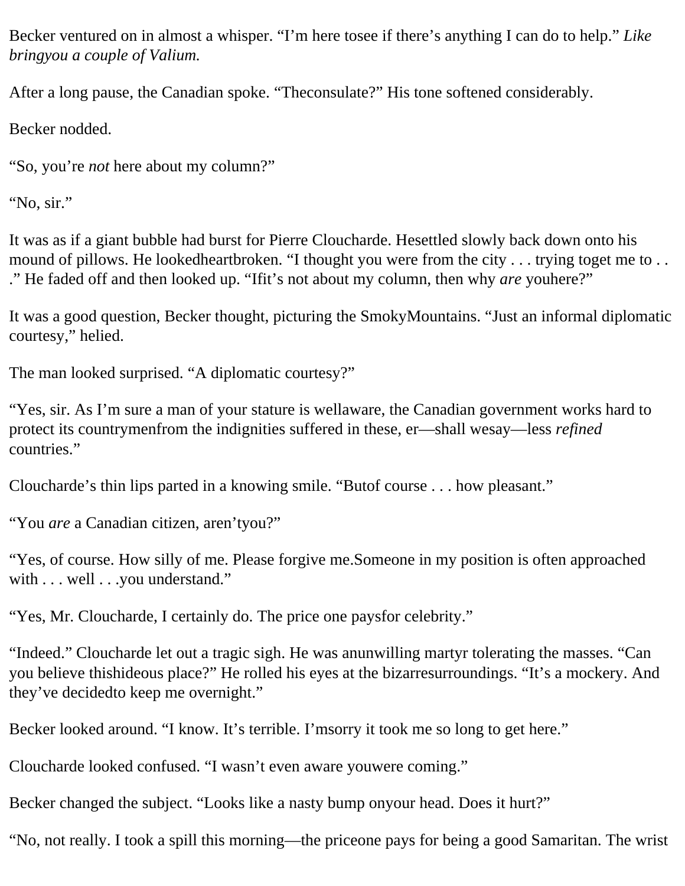Becker ventured on in almost a whisper. "I'm here tosee if there's anything I can do to help." *Like bringyou a couple of Valium.*

After a long pause, the Canadian spoke. "Theconsulate?" His tone softened considerably.

Becker nodded.

"So, you're *not* here about my column?"

"No, sir."

It was as if a giant bubble had burst for Pierre Cloucharde. Hesettled slowly back down onto his mound of pillows. He lookedheartbroken. "I thought you were from the city . . . trying toget me to . . ." He faded off and then looked up. "Ifit's not about my column, then why *are* youhere?"

It was a good question, Becker thought, picturing the SmokyMountains. "Just an informal diplomatic courtesy," helied.

The man looked surprised. "A diplomatic courtesy?"

"Yes, sir. As I'm sure a man of your stature is wellaware, the Canadian government works hard to protect its countrymenfrom the indignities suffered in these, er—shall wesay—less *refined* countries."

Cloucharde's thin lips parted in a knowing smile. "Butof course . . . how pleasant."

"You *are* a Canadian citizen, aren'tyou?"

"Yes, of course. How silly of me. Please forgive me.Someone in my position is often approached with . . . well . . .you understand."

"Yes, Mr. Cloucharde, I certainly do. The price one paysfor celebrity."

"Indeed." Cloucharde let out a tragic sigh. He was anunwilling martyr tolerating the masses. "Can you believe thishideous place?" He rolled his eyes at the bizarresurroundings. "It's a mockery. And they've decidedto keep me overnight."

Becker looked around. "I know. It's terrible. I'msorry it took me so long to get here."

Cloucharde looked confused. "I wasn't even aware youwere coming."

Becker changed the subject. "Looks like a nasty bump onyour head. Does it hurt?"

"No, not really. I took a spill this morning—the priceone pays for being a good Samaritan. The wrist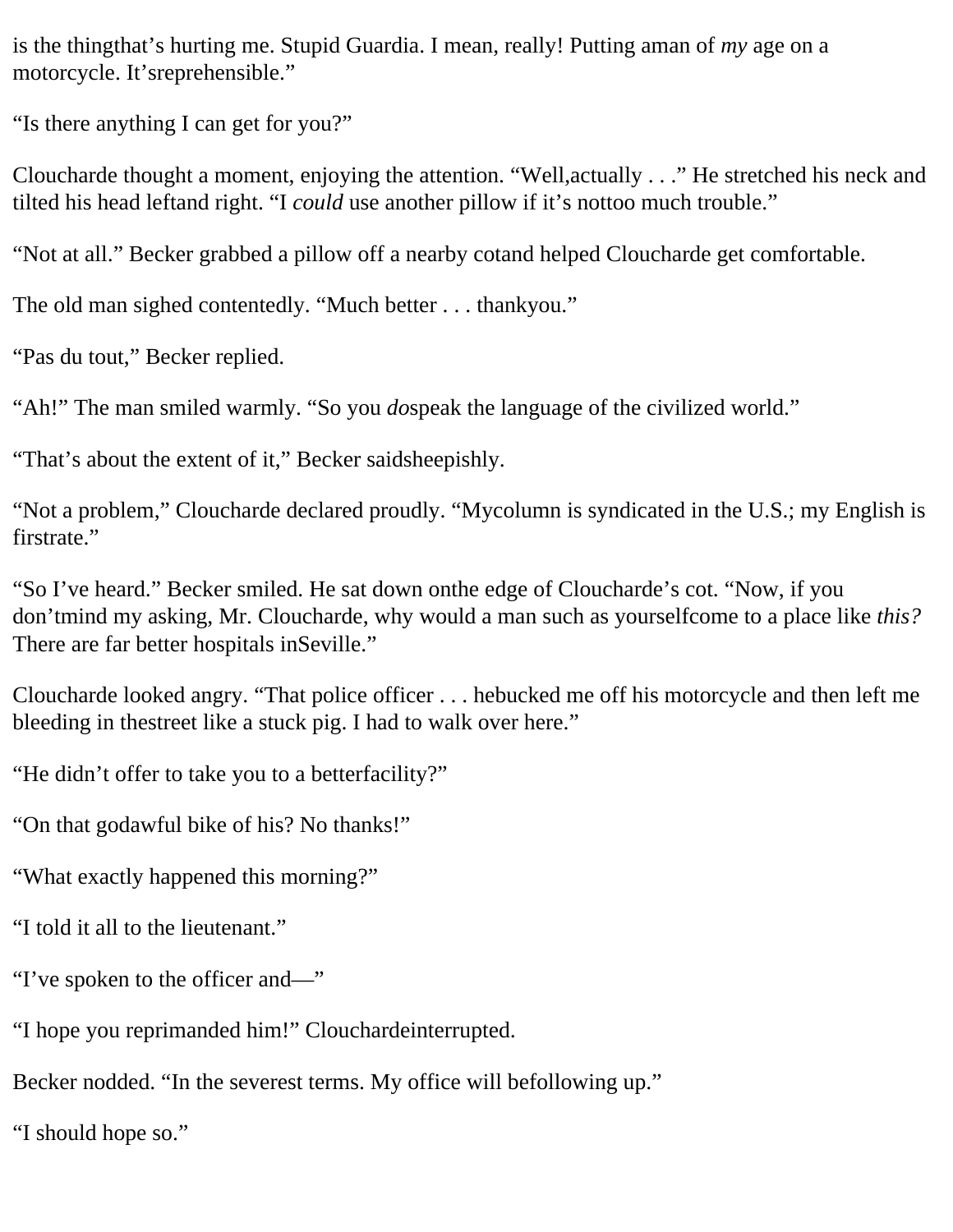is the thingthat’s hurting me. Stupid Guardia. I mean, really! Putting aman of *my* age on a motorcycle. It’sreprehensible.”

“Is there anything I can get for you?”

Cloucharde thought a moment, enjoying the attention. “Well,actually . . .” He stretched his neck and tilted his head leftand right. “I *could* use another pillow if it’s nottoo much trouble.”

“Not at all.” Becker grabbed a pillow off a nearby cotand helped Cloucharde get comfortable.

The old man sighed contentedly. “Much better . . . thankyou.”

“Pas du tout,” Becker replied.

“Ah!” The man smiled warmly. “So you *do*speak the language of the civilized world.”

“That’s about the extent of it,” Becker saidsheepishly.

“Not a problem,” Cloucharde declared proudly. “Mycolumn is syndicated in the U.S.; my English is firstrate.”

“So I’ve heard.” Becker smiled. He sat down onthe edge of Cloucharde’s cot. “Now, if you don’tmind my asking, Mr. Cloucharde, why would a man such as yourselfcome to a place like *this?* There are far better hospitals inSeville.”

Cloucharde looked angry. “That police officer . . . hebucked me off his motorcycle and then left me bleeding in thestreet like a stuck pig. I had to walk over here.”

“He didn’t offer to take you to a betterfacility?”

“On that godawful bike of his? No thanks!”

“What exactly happened this morning?”

“I told it all to the lieutenant.”

“I’ve spoken to the officer and—”

“I hope you reprimanded him!” Clouchardeinterrupted.

Becker nodded. “In the severest terms. My office will befollowing up.”

“I should hope so.”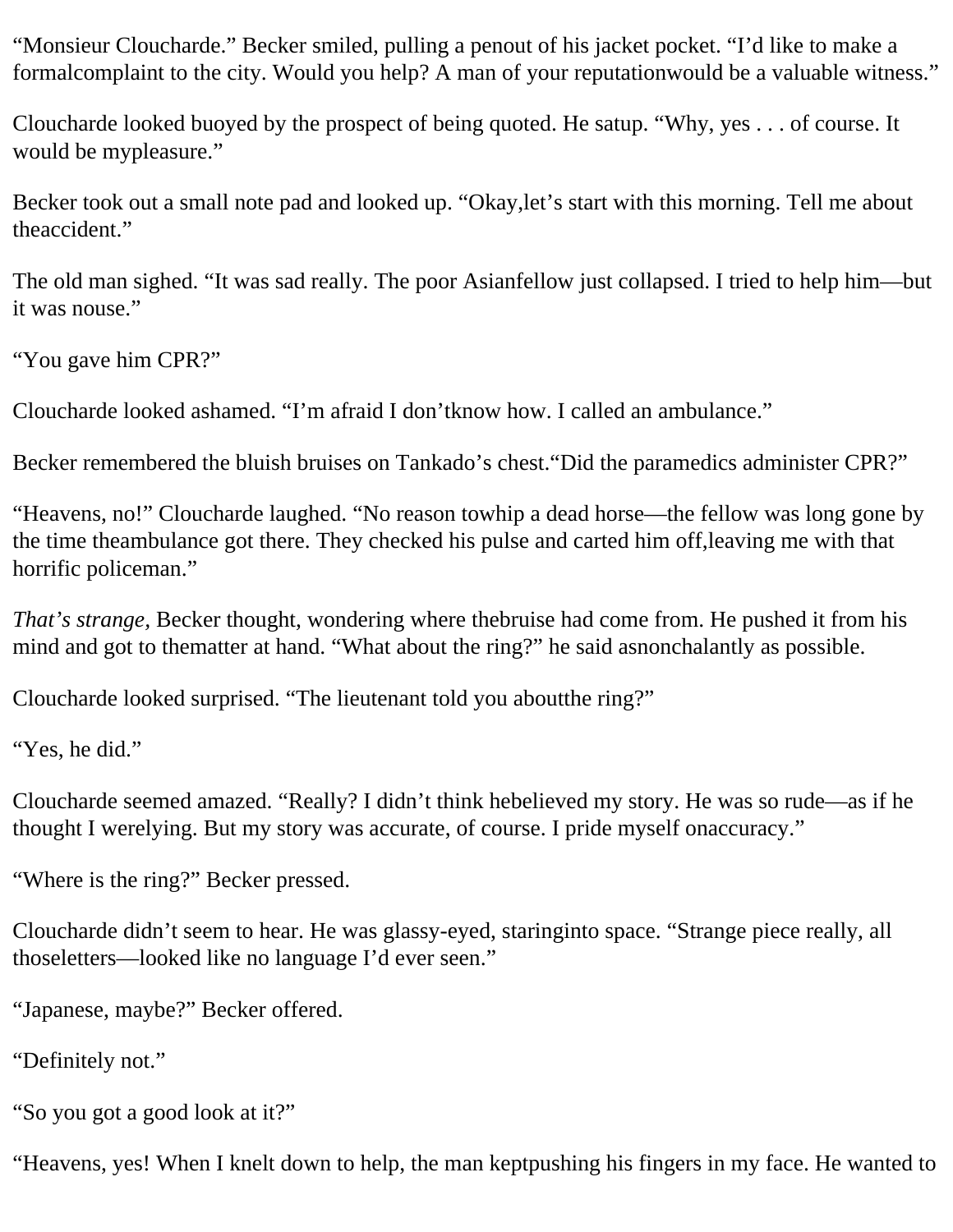“Monsieur Cloucharde.” Becker smiled, pulling a penout of his jacket pocket. “I’d like to make a formalcomplaint to the city. Would you help? A man of your reputationwould be a valuable witness.”

Cloucharde looked buoyed by the prospect of being quoted. He satup. “Why, yes . . . of course. It would be mypleasure.”

Becker took out a small note pad and looked up. “Okay,let’s start with this morning. Tell me about theaccident.”

The old man sighed. “It was sad really. The poor Asianfellow just collapsed. I tried to help him—but it was nouse.”

“You gave him CPR?”

Cloucharde looked ashamed. “I’m afraid I don’tknow how. I called an ambulance.”

Becker remembered the bluish bruises on Tankado’s chest.“Did the paramedics administer CPR?”

“Heavens, no!” Cloucharde laughed. “No reason towhip a dead horse—the fellow was long gone by the time theambulance got there. They checked his pulse and carted him off,leaving me with that horrific policeman.”

*That’s strange,* Becker thought, wondering where thebruise had come from. He pushed it from his mind and got to thematter at hand. “What about the ring?” he said asnonchalantly as possible.

Cloucharde looked surprised. “The lieutenant told you aboutthe ring?”

“Yes, he did.”

Cloucharde seemed amazed. “Really? I didn’t think hebelieved my story. He was so rude—as if he thought I werelying. But my story was accurate, of course. I pride myself onaccuracy.”

“Where is the ring?” Becker pressed.

Cloucharde didn’t seem to hear. He was glassy-eyed, staringinto space. “Strange piece really, all thoseletters—looked like no language I’d ever seen.”

“Japanese, maybe?” Becker offered.

“Definitely not.”

“So you got a good look at it?”

“Heavens, yes! When I knelt down to help, the man keptpushing his fingers in my face. He wanted to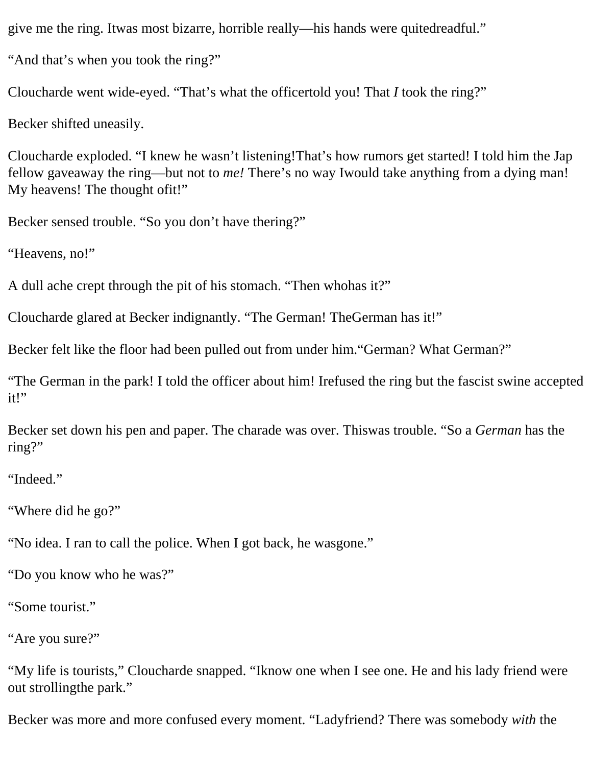give me the ring. It was most bizarre, horrible really—his hands were quite dreadful."

"And that's when you took the ring?"

Cloucharde went wide-eyed. "That's what the officer told you! That *I* took the ring?"

Becker shifted uneasily.

Cloucharde exploded. "I knew he wasn't listening! That's how rumors get started! I told him the Jap fellow gave away the ring—but not to *me!* There's no way I would take anything from a dying man! My heavens! The thought of it!"

Becker sensed trouble. "So you don't have the ring?"

"Heavens, no!"

A dull ache crept through the pit of his stomach. "Then who has it?"

Cloucharde glared at Becker indignantly. "The German! The German has it!"

Becker felt like the floor had been pulled out from under him. "German? What German?"

"The German in the park! I told the officer about him! I refused the ring but the fascist swine accepted it!"

Becker set down his pen and paper. The charade was over. This was trouble. "So a *German* has the ring?"

"Indeed."

"Where did he go?"

"No idea. I ran to call the police. When I got back, he was gone."

"Do you know who he was?"

"Some tourist."

"Are you sure?"

"My life is tourists," Cloucharde snapped. "I know one when I see one. He and his lady friend were out strolling the park."

Becker was more and more confused every moment. "Lady friend? There was somebody *with* the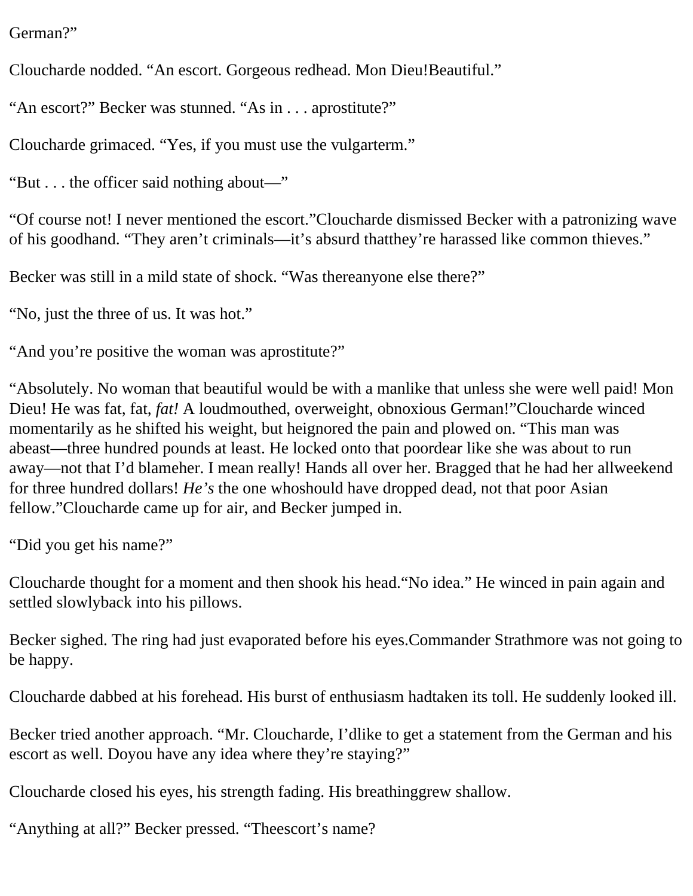German?”

Cloucharde nodded. “An escort. Gorgeous redhead. Mon Dieu!Beautiful.”

“An escort?” Becker was stunned. “As in . . . aprostitute?”

Cloucharde grimaced. “Yes, if you must use the vulgarterm.”

“But . . . the officer said nothing about—”

“Of course not! I never mentioned the escort.”Cloucharde dismissed Becker with a patronizing wave of his goodhand. “They aren’t criminals—it’s absurd thatthey’re harassed like common thieves.”

Becker was still in a mild state of shock. “Was thereanyone else there?”

“No, just the three of us. It was hot.”

“And you’re positive the woman was aprostitute?”

“Absolutely. No woman that beautiful would be with a manlike that unless she were well paid! Mon Dieu! He was fat, fat, *fat!* A loudmouthed, overweight, obnoxious German!”Cloucharde winced momentarily as he shifted his weight, but heignored the pain and plowed on. “This man was abeast—three hundred pounds at least. He locked onto that poordear like she was about to run away—not that I’d blameher. I mean really! Hands all over her. Bragged that he had her allweekend for three hundred dollars! *He’s* the one whoshould have dropped dead, not that poor Asian fellow.”Cloucharde came up for air, and Becker jumped in.

“Did you get his name?”

Cloucharde thought for a moment and then shook his head.“No idea.” He winced in pain again and settled slowlyback into his pillows.

Becker sighed. The ring had just evaporated before his eyes.Commander Strathmore was not going to be happy.

Cloucharde dabbed at his forehead. His burst of enthusiasm hadtaken its toll. He suddenly looked ill.

Becker tried another approach. “Mr. Cloucharde, I’dlike to get a statement from the German and his escort as well. Doyou have any idea where they’re staying?”

Cloucharde closed his eyes, his strength fading. His breathinggrew shallow.

“Anything at all?” Becker pressed. “Theescort’s name?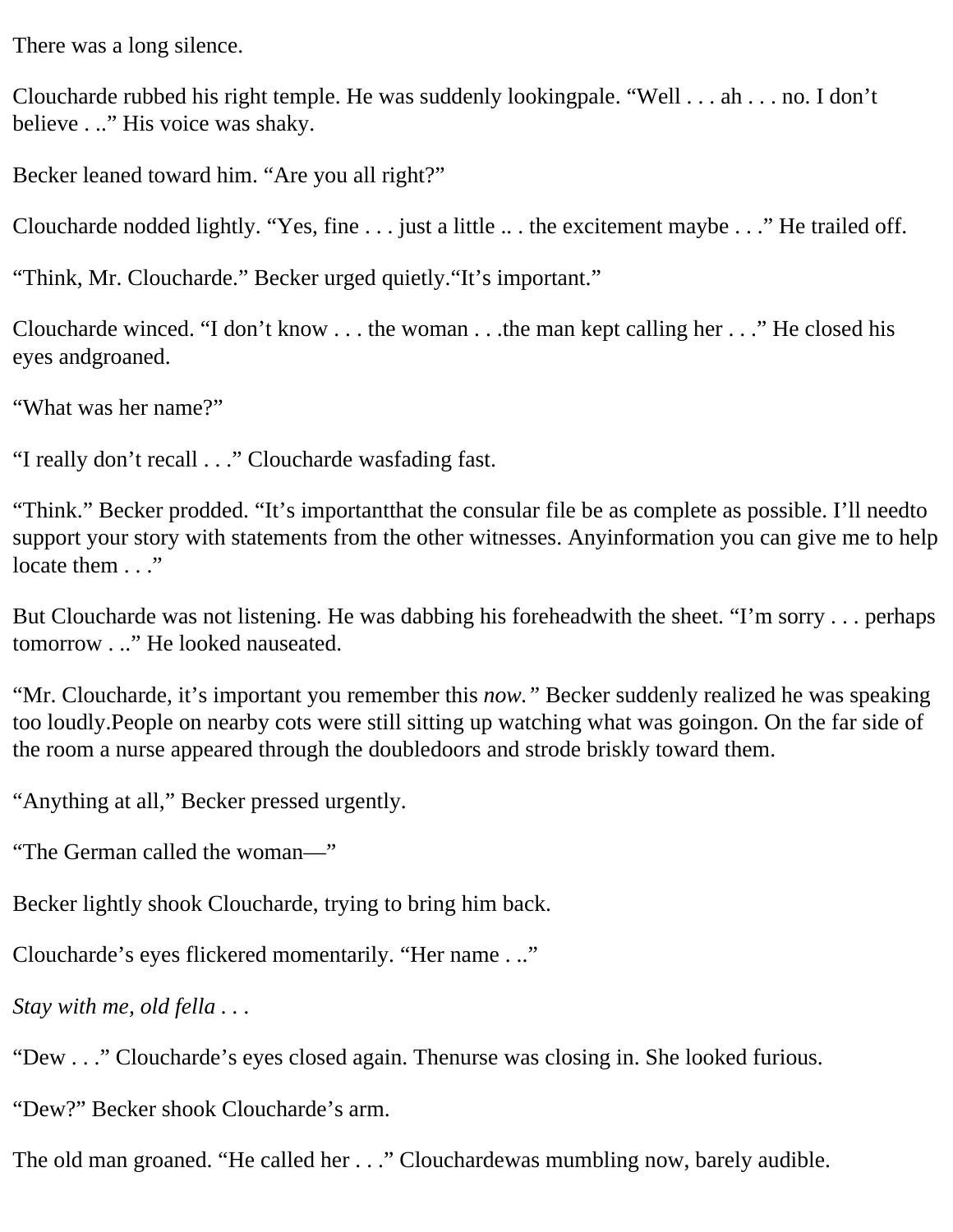There was a long silence.

Cloucharde rubbed his right temple. He was suddenly lookingpale. “Well . . . ah . . . no. I don’t believe . ..” His voice was shaky.

Becker leaned toward him. “Are you all right?”

Cloucharde nodded lightly. “Yes, fine . . . just a little .. . the excitement maybe . . .” He trailed off.

“Think, Mr. Cloucharde.” Becker urged quietly.“It’s important.”

Cloucharde winced. “I don’t know . . . the woman . . .the man kept calling her . . .” He closed his eyes andgroaned.

“What was her name?”

“I really don’t recall . . .” Cloucharde wasfading fast.

“Think.” Becker prodded. “It’s importantthat the consular file be as complete as possible. I’ll needto support your story with statements from the other witnesses. Anyinformation you can give me to help locate them . . .”

But Cloucharde was not listening. He was dabbing his foreheadwith the sheet. “I’m sorry . . . perhaps tomorrow . ..” He looked nauseated.

“Mr. Cloucharde, it’s important you remember this *now.”* Becker suddenly realized he was speaking too loudly.People on nearby cots were still sitting up watching what was goingon. On the far side of the room a nurse appeared through the doubledoors and strode briskly toward them.

“Anything at all,” Becker pressed urgently.

“The German called the woman—”

Becker lightly shook Cloucharde, trying to bring him back.

Cloucharde’s eyes flickered momentarily. “Her name . ..”

*Stay with me, old fella . . .*

“Dew . . .” Cloucharde’s eyes closed again. Thenurse was closing in. She looked furious.

“Dew?” Becker shook Cloucharde’s arm.

The old man groaned. “He called her . . .” Clouchardewas mumbling now, barely audible.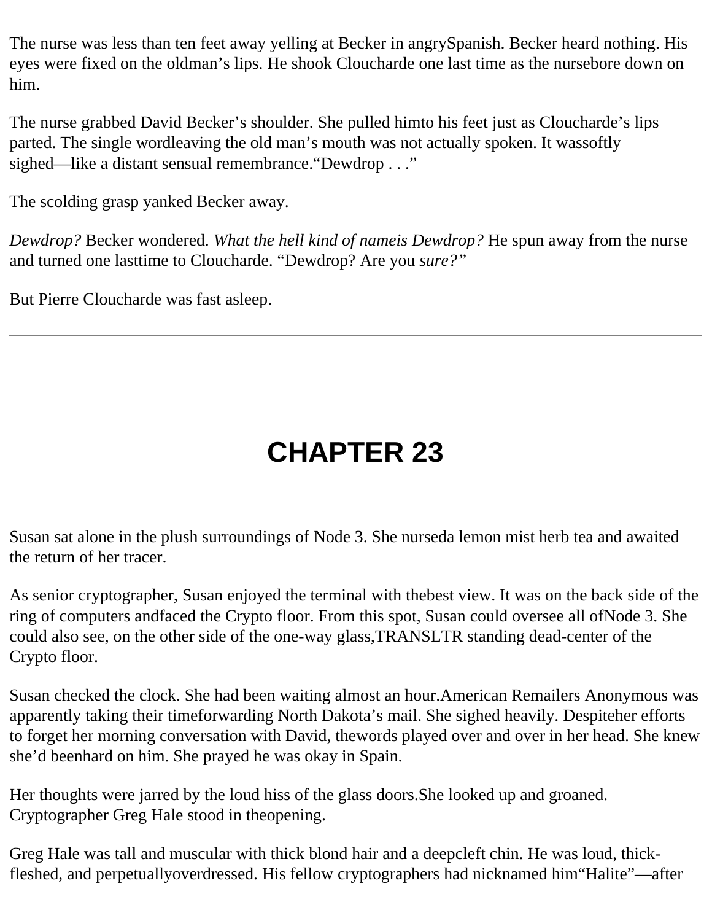The nurse was less than ten feet away yelling at Becker in angrySpanish. Becker heard nothing. His eyes were fixed on the oldman's lips. He shook Cloucharde one last time as the nursebore down on him.

The nurse grabbed David Becker's shoulder. She pulled himto his feet just as Cloucharde's lips parted. The single wordleaving the old man's mouth was not actually spoken. It wassoftly sighed—like a distant sensual remembrance."Dewdrop . . ."

The scolding grasp yanked Becker away.

*Dewdrop?* Becker wondered. *What the hell kind of nameis Dewdrop?* He spun away from the nurse and turned one lasttime to Cloucharde. "Dewdrop? Are you *sure?"*

But Pierre Cloucharde was fast asleep.

---

# CHAPTER 23

Susan sat alone in the plush surroundings of Node 3. She nurseda lemon mist herb tea and awaited the return of her tracer.

As senior cryptographer, Susan enjoyed the terminal with thebest view. It was on the back side of the ring of computers andfaced the Crypto floor. From this spot, Susan could oversee all ofNode 3. She could also see, on the other side of the one-way glass,TRANSLTR standing dead-center of the Crypto floor.

Susan checked the clock. She had been waiting almost an hour.American Remailers Anonymous was apparently taking their timeforwarding North Dakota's mail. She sighed heavily. Despiteher efforts to forget her morning conversation with David, thewords played over and over in her head. She knew she'd beenhard on him. She prayed he was okay in Spain.

Her thoughts were jarred by the loud hiss of the glass doors.She looked up and groaned. Cryptographer Greg Hale stood in theopening.

Greg Hale was tall and muscular with thick blond hair and a deepcleft chin. He was loud, thick-fleshed, and perpetuallyoverdressed. His fellow cryptographers had nicknamed him"Halite"—after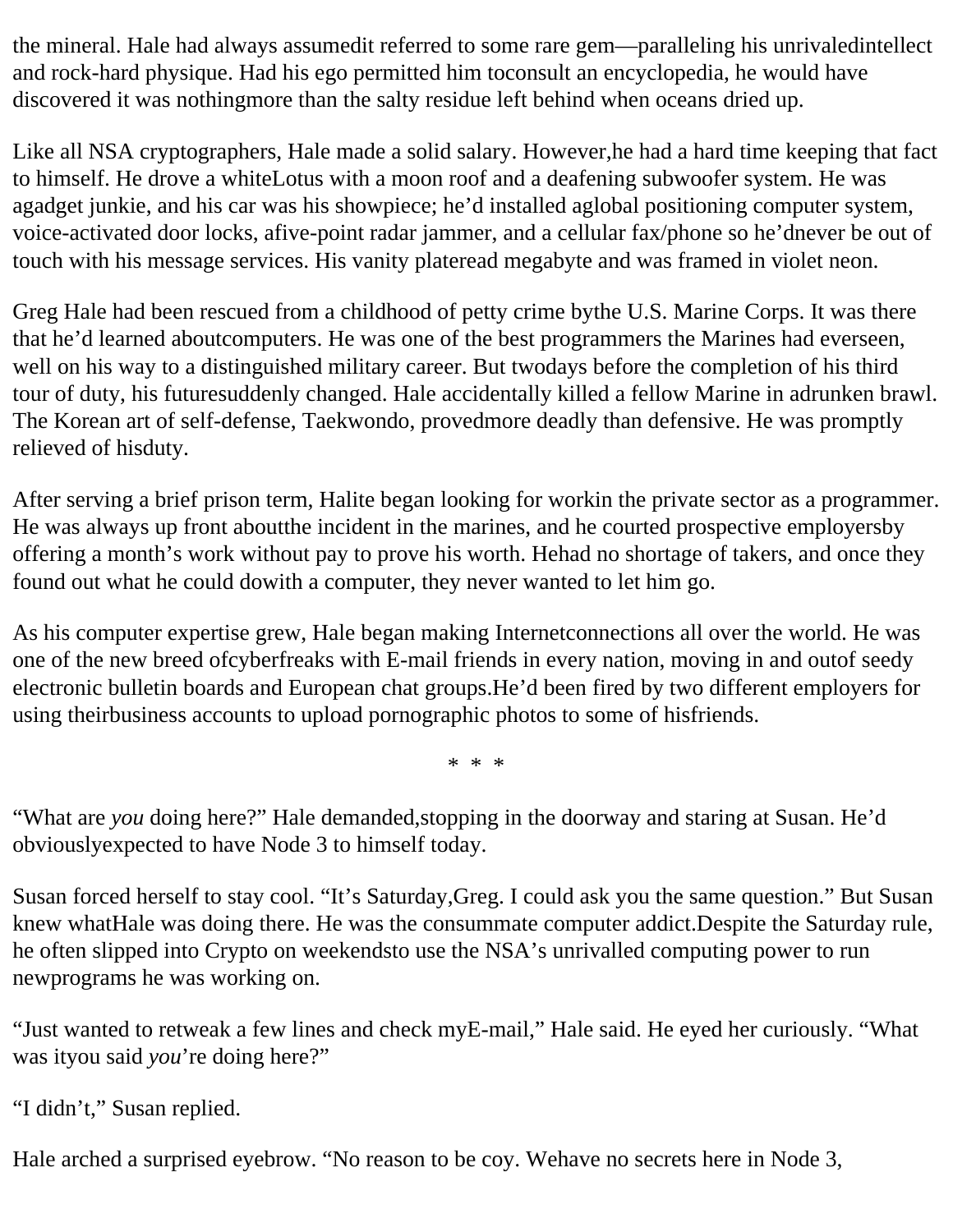the mineral. Hale had always assumedit referred to some rare gem—paralleling his unrivaledintellect and rock-hard physique. Had his ego permitted him toconsult an encyclopedia, he would have discovered it was nothingmore than the salty residue left behind when oceans dried up.

Like all NSA cryptographers, Hale made a solid salary. However,he had a hard time keeping that fact to himself. He drove a whiteLotus with a moon roof and a deafening subwoofer system. He was agadget junkie, and his car was his showpiece; he'd installed aglobal positioning computer system, voice-activated door locks, afive-point radar jammer, and a cellular fax/phone so he'dnever be out of touch with his message services. His vanity plateread megabyte and was framed in violet neon.

Greg Hale had been rescued from a childhood of petty crime bythe U.S. Marine Corps. It was there that he'd learned aboutcomputers. He was one of the best programmers the Marines had everseen, well on his way to a distinguished military career. But twodays before the completion of his third tour of duty, his futuresuddenly changed. Hale accidentally killed a fellow Marine in adrunken brawl. The Korean art of self-defense, Taekwondo, provedmore deadly than defensive. He was promptly relieved of hisduty.

After serving a brief prison term, Halite began looking for workin the private sector as a programmer. He was always up front aboutthe incident in the marines, and he courted prospective employersby offering a month's work without pay to prove his worth. Hehad no shortage of takers, and once they found out what he could dowith a computer, they never wanted to let him go.

As his computer expertise grew, Hale began making Internetconnections all over the world. He was one of the new breed ofcyberfreaks with E-mail friends in every nation, moving in and outof seedy electronic bulletin boards and European chat groups.He'd been fired by two different employers for using theirbusiness accounts to upload pornographic photos to some of hisfriends.

* * *

"What are *you* doing here?" Hale demanded,stopping in the doorway and staring at Susan. He'd obviouslyexpected to have Node 3 to himself today.

Susan forced herself to stay cool. "It's Saturday,Greg. I could ask you the same question." But Susan knew whatHale was doing there. He was the consummate computer addict.Despite the Saturday rule, he often slipped into Crypto on weekendsto use the NSA's unrivalled computing power to run newprograms he was working on.

"Just wanted to retweak a few lines and check myE-mail," Hale said. He eyed her curiously. "What was ityou said *you*'re doing here?"

"I didn't," Susan replied.

Hale arched a surprised eyebrow. "No reason to be coy. Wehave no secrets here in Node 3,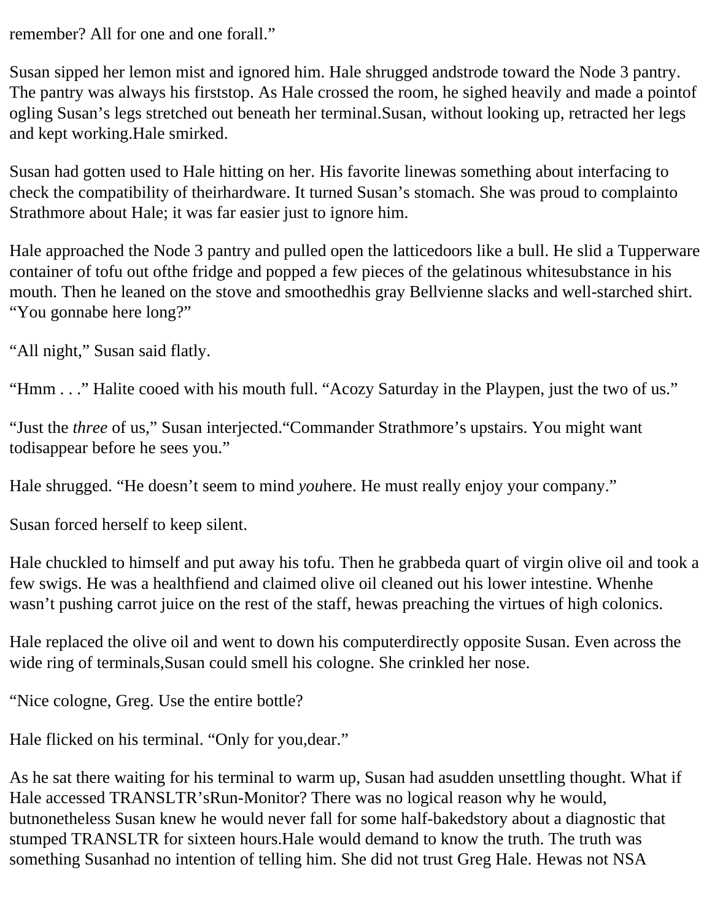remember? All for one and one forall."

Susan sipped her lemon mist and ignored him. Hale shrugged andstrode toward the Node 3 pantry. The pantry was always his firststop. As Hale crossed the room, he sighed heavily and made a pointof ogling Susan's legs stretched out beneath her terminal.Susan, without looking up, retracted her legs and kept working.Hale smirked.

Susan had gotten used to Hale hitting on her. His favorite linewas something about interfacing to check the compatibility of theirhardware. It turned Susan's stomach. She was proud to complainto Strathmore about Hale; it was far easier just to ignore him.

Hale approached the Node 3 pantry and pulled open the latticedoors like a bull. He slid a Tupperware container of tofu out ofthe fridge and popped a few pieces of the gelatinous whitesubstance in his mouth. Then he leaned on the stove and smoothedhis gray Bellvienne slacks and well-starched shirt. "You gonnabe here long?"

"All night," Susan said flatly.

"Hmm . . ." Halite cooed with his mouth full. "Acozy Saturday in the Playpen, just the two of us."

"Just the *three* of us," Susan interjected."Commander Strathmore's upstairs. You might want todisappear before he sees you."

Hale shrugged. "He doesn't seem to mind *you*here. He must really enjoy your company."

Susan forced herself to keep silent.

Hale chuckled to himself and put away his tofu. Then he grabbeda quart of virgin olive oil and took a few swigs. He was a healthfiend and claimed olive oil cleaned out his lower intestine. Whenhe wasn't pushing carrot juice on the rest of the staff, hewas preaching the virtues of high colonics.

Hale replaced the olive oil and went to down his computerdirectly opposite Susan. Even across the wide ring of terminals,Susan could smell his cologne. She crinkled her nose.

"Nice cologne, Greg. Use the entire bottle?

Hale flicked on his terminal. "Only for you,dear."

As he sat there waiting for his terminal to warm up, Susan had asudden unsettling thought. What if Hale accessed TRANSLTR'sRun-Monitor? There was no logical reason why he would, butnonetheless Susan knew he would never fall for some half-bakedstory about a diagnostic that stumped TRANSLTR for sixteen hours.Hale would demand to know the truth. The truth was something Susanhad no intention of telling him. She did not trust Greg Hale. Hewas not NSA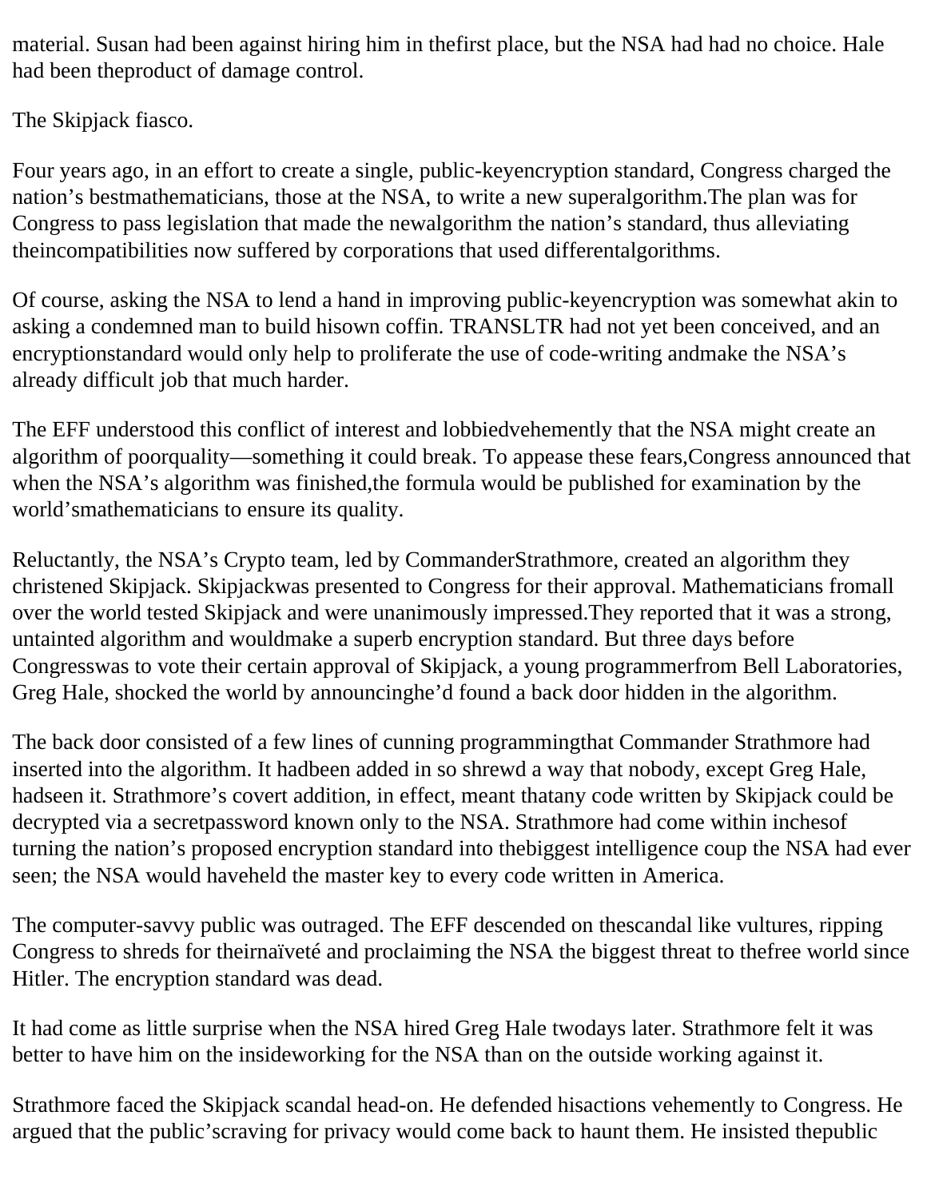material. Susan had been against hiring him in thefirst place, but the NSA had had no choice. Hale had been theproduct of damage control.

The Skipjack fiasco.

Four years ago, in an effort to create a single, public-keyencryption standard, Congress charged the nation's bestmathematicians, those at the NSA, to write a new superalgorithm.The plan was for Congress to pass legislation that made the newalgorithm the nation's standard, thus alleviating theincompatibilities now suffered by corporations that used differentalgorithms.

Of course, asking the NSA to lend a hand in improving public-keyencryption was somewhat akin to asking a condemned man to build hisown coffin. TRANSLTR had not yet been conceived, and an encryptionstandard would only help to proliferate the use of code-writing andmake the NSA's already difficult job that much harder.

The EFF understood this conflict of interest and lobbiedvehemently that the NSA might create an algorithm of poorquality—something it could break. To appease these fears,Congress announced that when the NSA's algorithm was finished,the formula would be published for examination by the world'smathematicians to ensure its quality.

Reluctantly, the NSA's Crypto team, led by CommanderStrathmore, created an algorithm they christened Skipjack. Skipjackwas presented to Congress for their approval. Mathematicians fromall over the world tested Skipjack and were unanimously impressed.They reported that it was a strong, untainted algorithm and wouldmake a superb encryption standard. But three days before Congresswas to vote their certain approval of Skipjack, a young programmerfrom Bell Laboratories, Greg Hale, shocked the world by announcinghe'd found a back door hidden in the algorithm.

The back door consisted of a few lines of cunning programmingthat Commander Strathmore had inserted into the algorithm. It hadbeen added in so shrewd a way that nobody, except Greg Hale, hadseen it. Strathmore's covert addition, in effect, meant thatany code written by Skipjack could be decrypted via a secretpassword known only to the NSA. Strathmore had come within inchesof turning the nation's proposed encryption standard into thebiggest intelligence coup the NSA had ever seen; the NSA would haveheld the master key to every code written in America.

The computer-savvy public was outraged. The EFF descended on thescandal like vultures, ripping Congress to shreds for theirnaïveté and proclaiming the NSA the biggest threat to thefree world since Hitler. The encryption standard was dead.

It had come as little surprise when the NSA hired Greg Hale twodays later. Strathmore felt it was better to have him on the insideworking for the NSA than on the outside working against it.

Strathmore faced the Skipjack scandal head-on. He defended hisactions vehemently to Congress. He argued that the public'scraving for privacy would come back to haunt them. He insisted thepublic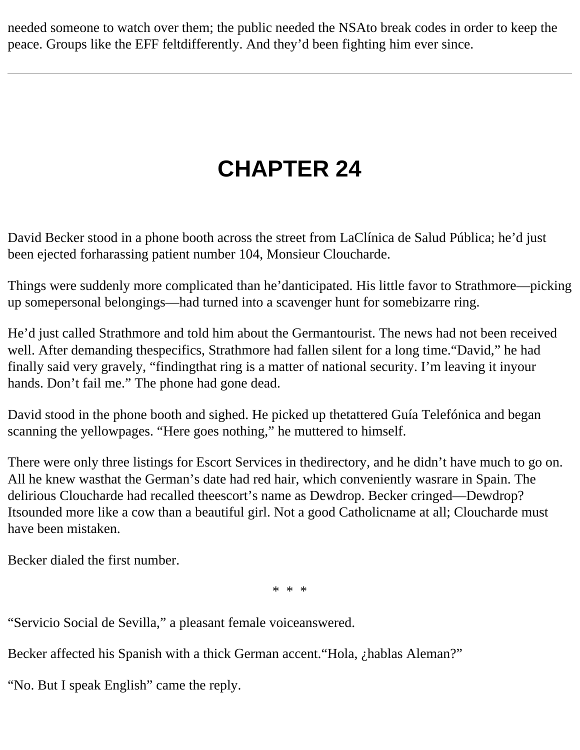needed someone to watch over them; the public needed the NSAto break codes in order to keep the peace. Groups like the EFF feltdifferently. And they'd been fighting him ever since.

---

# CHAPTER 24

David Becker stood in a phone booth across the street from LaClínica de Salud Pública; he'd just been ejected forharassing patient number 104, Monsieur Cloucharde.

Things were suddenly more complicated than he'danticipated. His little favor to Strathmore—picking up somepersonal belongings—had turned into a scavenger hunt for somebizarre ring.

He'd just called Strathmore and told him about the Germantourist. The news had not been received well. After demanding thespecifics, Strathmore had fallen silent for a long time."David," he had finally said very gravely, "findingthat ring is a matter of national security. I'm leaving it inyour hands. Don't fail me." The phone had gone dead.

David stood in the phone booth and sighed. He picked up thetattered Guía Telefónica and began scanning the yellowpages. "Here goes nothing," he muttered to himself.

There were only three listings for Escort Services in thedirectory, and he didn't have much to go on. All he knew wasthat the German's date had red hair, which conveniently wasrare in Spain. The delirious Cloucharde had recalled theescort's name as Dewdrop. Becker cringed—Dewdrop? Itsounded more like a cow than a beautiful girl. Not a good Catholicname at all; Cloucharde must have been mistaken.

Becker dialed the first number.

* * *

"Servicio Social de Sevilla," a pleasant female voiceanswered.

Becker affected his Spanish with a thick German accent."Hola, ¿hablas Aleman?"

"No. But I speak English" came the reply.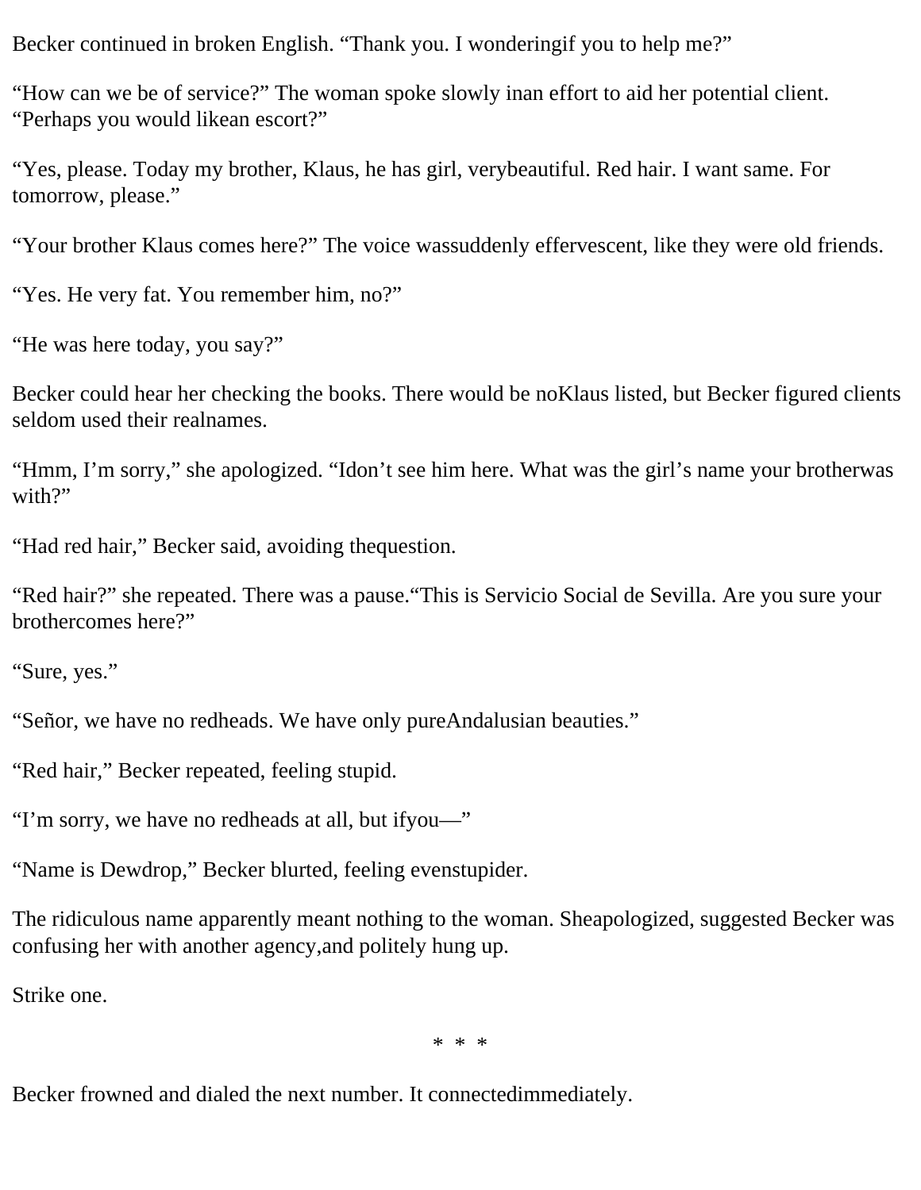Becker continued in broken English. “Thank you. I wonderingif you to help me?”

“How can we be of service?” The woman spoke slowly inan effort to aid her potential client. “Perhaps you would likean escort?”

“Yes, please. Today my brother, Klaus, he has girl, verybeautiful. Red hair. I want same. For tomorrow, please.”

“Your brother Klaus comes here?” The voice wassuddenly effervescent, like they were old friends.

“Yes. He very fat. You remember him, no?”

“He was here today, you say?”

Becker could hear her checking the books. There would be noKlaus listed, but Becker figured clients seldom used their realnames.

“Hmm, I’m sorry,” she apologized. “Idon’t see him here. What was the girl’s name your brotherwas with?”

“Had red hair,” Becker said, avoiding thequestion.

“Red hair?” she repeated. There was a pause.“This is Servicio Social de Sevilla. Are you sure your brothercomes here?”

“Sure, yes.”

“Señor, we have no redheads. We have only pureAndalusian beauties.”

“Red hair,” Becker repeated, feeling stupid.

“I’m sorry, we have no redheads at all, but ifyou—”

“Name is Dewdrop,” Becker blurted, feeling evenstupider.

The ridiculous name apparently meant nothing to the woman. Sheapologized, suggested Becker was confusing her with another agency,and politely hung up.

Strike one.

* * *

Becker frowned and dialed the next number. It connectedimmediately.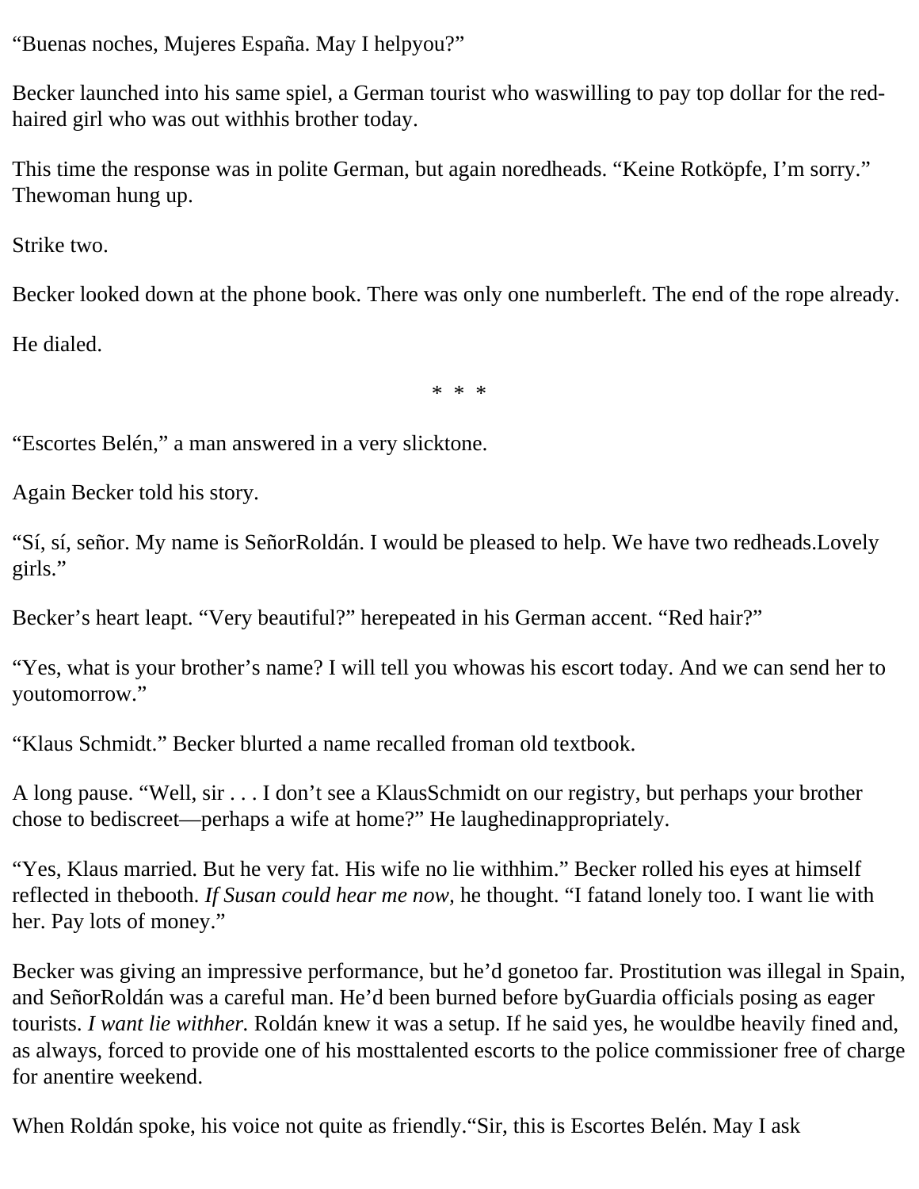"Buenas noches, Mujeres España. May I helpyou?"

Becker launched into his same spiel, a German tourist who waswilling to pay top dollar for the red-haired girl who was out withhis brother today.

This time the response was in polite German, but again noredheads. "Keine Rotköpfe, I'm sorry." Thewoman hung up.

Strike two.

Becker looked down at the phone book. There was only one numberleft. The end of the rope already.

He dialed.

* * *

"Escortes Belén," a man answered in a very slicktone.

Again Becker told his story.

"Sí, sí, señor. My name is SeñorRoldán. I would be pleased to help. We have two redheads.Lovely girls."

Becker's heart leapt. "Very beautiful?" herepeated in his German accent. "Red hair?"

"Yes, what is your brother's name? I will tell you whowas his escort today. And we can send her to youtomorrow."

"Klaus Schmidt." Becker blurted a name recalled froman old textbook.

A long pause. "Well, sir . . . I don't see a KlausSchmidt on our registry, but perhaps your brother chose to bediscreet—perhaps a wife at home?" He laughedinappropriately.

"Yes, Klaus married. But he very fat. His wife no lie withhim." Becker rolled his eyes at himself reflected in thebooth. *If Susan could hear me now,* he thought. "I fatand lonely too. I want lie with her. Pay lots of money."

Becker was giving an impressive performance, but he'd gonetoo far. Prostitution was illegal in Spain, and SeñorRoldán was a careful man. He'd been burned before byGuardia officials posing as eager tourists. *I want lie withher.* Roldán knew it was a setup. If he said yes, he wouldbe heavily fined and, as always, forced to provide one of his mosttalented escorts to the police commissioner free of charge for anentire weekend.

When Roldán spoke, his voice not quite as friendly."Sir, this is Escortes Belén. May I ask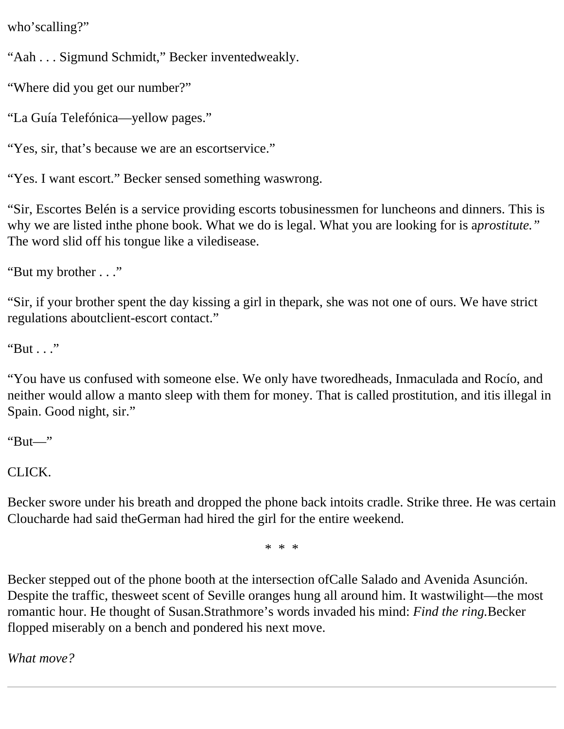who'scalling?"

"Aah . . . Sigmund Schmidt," Becker inventedweakly.

"Where did you get our number?"

"La Guía Telefónica—yellow pages."

"Yes, sir, that's because we are an escortservice."

"Yes. I want escort." Becker sensed something waswrong.

"Sir, Escortes Belén is a service providing escorts tobusinessmen for luncheons and dinners. This is why we are listed inthe phone book. What we do is legal. What you are looking for is a*prostitute.*" The word slid off his tongue like a viledisease.

"But my brother . . ."

"Sir, if your brother spent the day kissing a girl in thepark, she was not one of ours. We have strict regulations aboutclient-escort contact."

"But . . ."

"You have us confused with someone else. We only have tworedheads, Inmaculada and Rocío, and neither would allow a manto sleep with them for money. That is called prostitution, and itis illegal in Spain. Good night, sir."

"But—"

CLICK.

Becker swore under his breath and dropped the phone back intoits cradle. Strike three. He was certain Cloucharde had said theGerman had hired the girl for the entire weekend.

* * *

Becker stepped out of the phone booth at the intersection ofCalle Salado and Avenida Asunción. Despite the traffic, thesweet scent of Seville oranges hung all around him. It wastwilight—the most romantic hour. He thought of Susan.Strathmore's words invaded his mind: *Find the ring.*Becker flopped miserably on a bench and pondered his next move.

*What move?*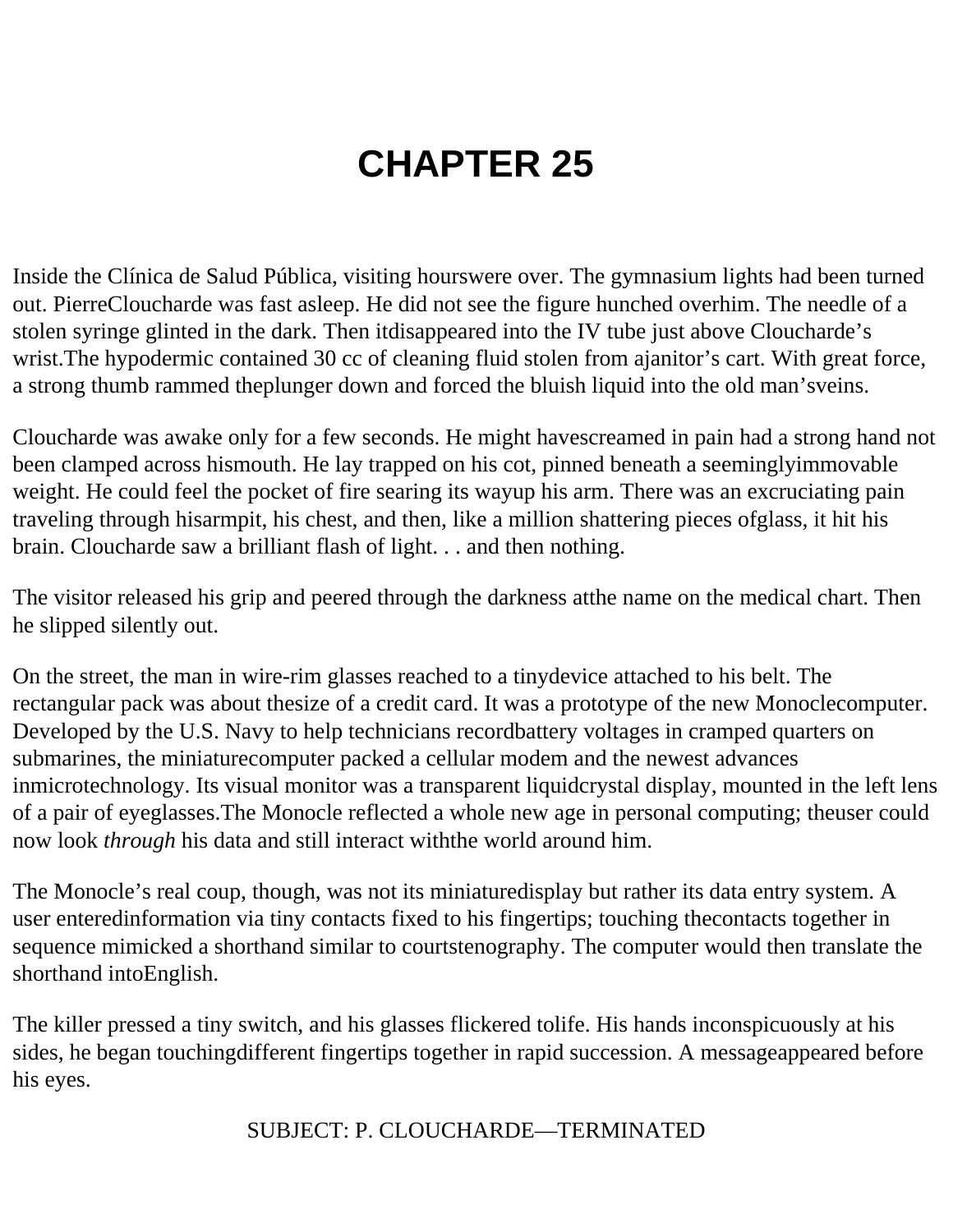# CHAPTER 25

Inside the Clínica de Salud Pública, visiting hours were over. The gymnasium lights had been turned out. Pierre Cloucharde was fast asleep. He did not see the figure hunched over him. The needle of a stolen syringe glinted in the dark. Then it disappeared into the IV tube just above Cloucharde's wrist. The hypodermic contained 30 cc of cleaning fluid stolen from a janitor's cart. With great force, a strong thumb rammed the plunger down and forced the bluish liquid into the old man's veins.

Cloucharde was awake only for a few seconds. He might have screamed in pain had a strong hand not been clamped across his mouth. He lay trapped on his cot, pinned beneath a seemingly immovable weight. He could feel the pocket of fire searing its way up his arm. There was an excruciating pain traveling through his armpit, his chest, and then, like a million shattering pieces of glass, it hit his brain. Cloucharde saw a brilliant flash of light. . . and then nothing.

The visitor released his grip and peered through the darkness at the name on the medical chart. Then he slipped silently out.

On the street, the man in wire-rim glasses reached to a tiny device attached to his belt. The rectangular pack was about the size of a credit card. It was a prototype of the new Monocle computer. Developed by the U.S. Navy to help technicians record battery voltages in cramped quarters on submarines, the miniature computer packed a cellular modem and the newest advances in microtechnology. Its visual monitor was a transparent liquid crystal display, mounted in the left lens of a pair of eyeglasses. The Monocle reflected a whole new age in personal computing; the user could now look *through* his data and still interact with the world around him.

The Monocle's real coup, though, was not its miniature display but rather its data entry system. A user entered information via tiny contacts fixed to his fingertips; touching the contacts together in sequence mimicked a shorthand similar to court stenography. The computer would then translate the shorthand into English.

The killer pressed a tiny switch, and his glasses flickered to life. His hands inconspicuously at his sides, he began touching different fingertips together in rapid succession. A message appeared before his eyes.

SUBJECT: P. CLOUCHARDE—TERMINATED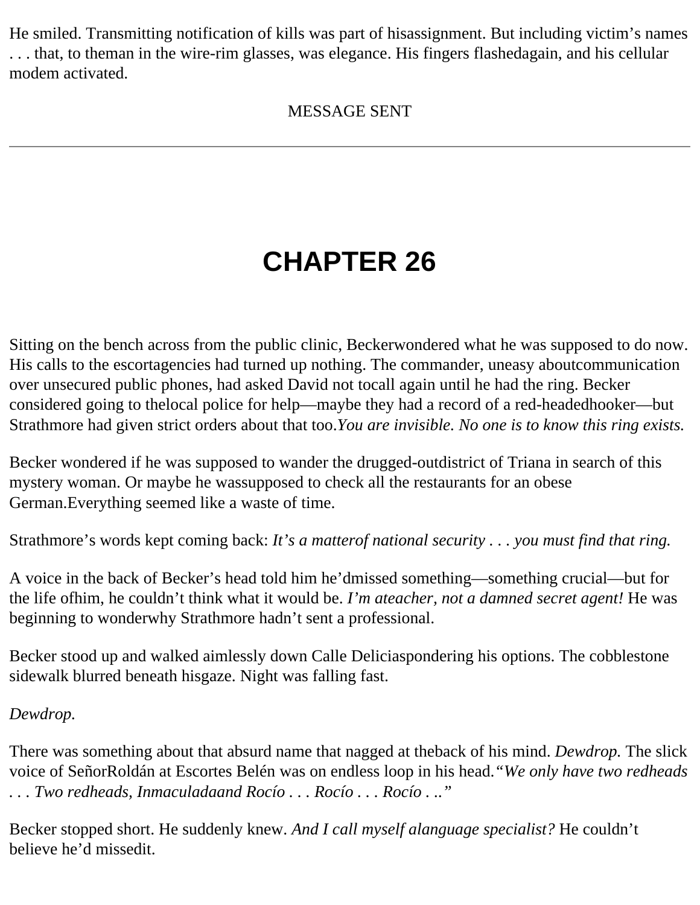He smiled. Transmitting notification of kills was part of hisassignment. But including victim's names . . . that, to theman in the wire-rim glasses, was elegance. His fingers flashedagain, and his cellular modem activated.

MESSAGE SENT

---

# CHAPTER 26

Sitting on the bench across from the public clinic, Beckerwondered what he was supposed to do now. His calls to the escortagencies had turned up nothing. The commander, uneasy aboutcommunication over unsecured public phones, had asked David not tocall again until he had the ring. Becker considered going to thelocal police for help—maybe they had a record of a red-headedhooker—but Strathmore had given strict orders about that too.*You are invisible. No one is to know this ring exists.*

Becker wondered if he was supposed to wander the drugged-outdistrict of Triana in search of this mystery woman. Or maybe he wassupposed to check all the restaurants for an obese German.Everything seemed like a waste of time.

Strathmore's words kept coming back: *It's a matterof national security . . . you must find that ring.*

A voice in the back of Becker's head told him he'dmissed something—something crucial—but for the life ofhim, he couldn't think what it would be. *I'm ateacher, not a damned secret agent!* He was beginning to wonderwhy Strathmore hadn't sent a professional.

Becker stood up and walked aimlessly down Calle Deliciaspondering his options. The cobblestone sidewalk blurred beneath hisgaze. Night was falling fast.

*Dewdrop.*

There was something about that absurd name that nagged at theback of his mind. *Dewdrop.* The slick voice of SeñorRoldán at Escortes Belén was on endless loop in his head.*"We only have two redheads . . . Two redheads, Inmaculadaand Rocío . . . Rocío . . . Rocío . . .."*

Becker stopped short. He suddenly knew. *And I call myself alanguage specialist?* He couldn't believe he'd missedit.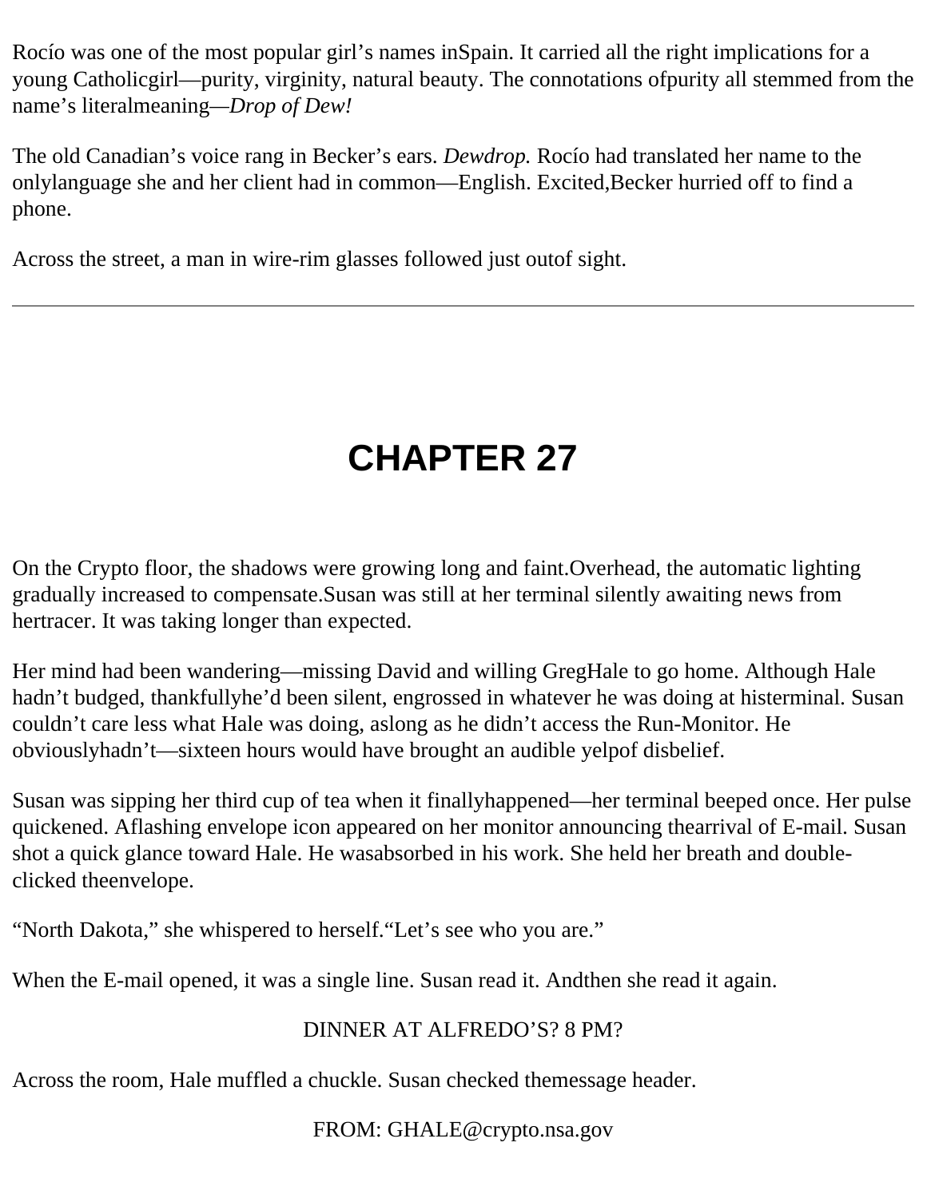Rocío was one of the most popular girl's names inSpain. It carried all the right implications for a young Catholicgirl—purity, virginity, natural beauty. The connotations ofpurity all stemmed from the name's literalmeaning—*Drop of Dew!*

The old Canadian's voice rang in Becker's ears. *Dewdrop.* Rocío had translated her name to the onlylanguage she and her client had in common—English. Excited,Becker hurried off to find a phone.

Across the street, a man in wire-rim glasses followed just outof sight.

---

# CHAPTER 27

On the Crypto floor, the shadows were growing long and faint.Overhead, the automatic lighting gradually increased to compensate.Susan was still at her terminal silently awaiting news from hertracer. It was taking longer than expected.

Her mind had been wandering—missing David and willing GregHale to go home. Although Hale hadn't budged, thankfullyhe'd been silent, engrossed in whatever he was doing at histerminal. Susan couldn't care less what Hale was doing, aslong as he didn't access the Run-Monitor. He obviouslyhadn't—sixteen hours would have brought an audible yelpof disbelief.

Susan was sipping her third cup of tea when it finallyhappened—her terminal beeped once. Her pulse quickened. Aflashing envelope icon appeared on her monitor announcing thearrival of E-mail. Susan shot a quick glance toward Hale. He wasabsorbed in his work. She held her breath and double-clicked theenvelope.

"North Dakota," she whispered to herself."Let's see who you are."

When the E-mail opened, it was a single line. Susan read it. Andthen she read it again.

DINNER AT ALFREDO'S? 8 PM?

Across the room, Hale muffled a chuckle. Susan checked themessage header.

FROM: GHALE@crypto.nsa.gov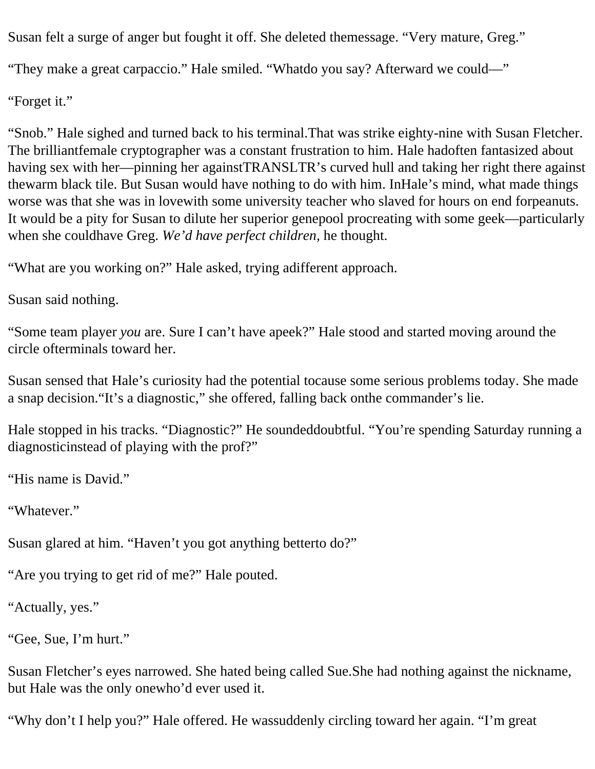Susan felt a surge of anger but fought it off. She deleted the message. "Very mature, Greg."

"They make a great carpaccio." Hale smiled. "What do you say? Afterward we could—"

"Forget it."

"Snob." Hale sighed and turned back to his terminal. That was strike eighty-nine with Susan Fletcher. The brilliant female cryptographer was a constant frustration to him. Hale had often fantasized about having sex with her—pinning her against TRANSLTR's curved hull and taking her right there against the warm black tile. But Susan would have nothing to do with him. In Hale's mind, what made things worse was that she was in love with some university teacher who slaved for hours on end for peanuts. It would be a pity for Susan to dilute her superior gene pool procreating with some geek—particularly when she could have Greg. *We'd have perfect children,* he thought.

"What are you working on?" Hale asked, trying a different approach.

Susan said nothing.

"Some team player *you* are. Sure I can't have a peek?" Hale stood and started moving around the circle of terminals toward her.

Susan sensed that Hale's curiosity had the potential to cause some serious problems today. She made a snap decision. "It's a diagnostic," she offered, falling back on the commander's lie.

Hale stopped in his tracks. "Diagnostic?" He sounded doubtful. "You're spending Saturday running a diagnostic instead of playing with the prof?"

"His name is David."

"Whatever."

Susan glared at him. "Haven't you got anything better to do?"

"Are you trying to get rid of me?" Hale pouted.

"Actually, yes."

"Gee, Sue, I'm hurt."

Susan Fletcher's eyes narrowed. She hated being called Sue. She had nothing against the nickname, but Hale was the only one who'd ever used it.

"Why don't I help you?" Hale offered. He was suddenly circling toward her again. "I'm great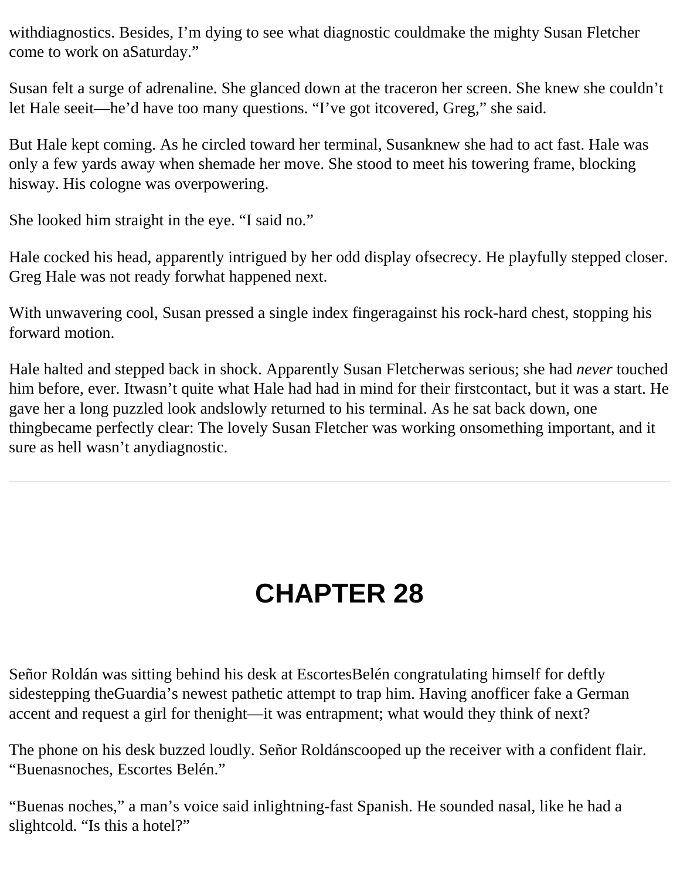withdiagnostics. Besides, I'm dying to see what diagnostic couldmake the mighty Susan Fletcher come to work on aSaturday."

Susan felt a surge of adrenaline. She glanced down at the traceron her screen. She knew she couldn't let Hale seeit—he'd have too many questions. "I've got itcovered, Greg," she said.

But Hale kept coming. As he circled toward her terminal, Susanknew she had to act fast. Hale was only a few yards away when shemade her move. She stood to meet his towering frame, blocking hisway. His cologne was overpowering.

She looked him straight in the eye. "I said no."

Hale cocked his head, apparently intrigued by her odd display ofsecrecy. He playfully stepped closer. Greg Hale was not ready forwhat happened next.

With unwavering cool, Susan pressed a single index fingeragainst his rock-hard chest, stopping his forward motion.

Hale halted and stepped back in shock. Apparently Susan Fletcherwas serious; she had *never* touched him before, ever. Itwasn't quite what Hale had had in mind for their firstcontact, but it was a start. He gave her a long puzzled look andslowly returned to his terminal. As he sat back down, one thingbecame perfectly clear: The lovely Susan Fletcher was working onsomething important, and it sure as hell wasn't anydiagnostic.

---

# CHAPTER 28

Señor Roldán was sitting behind his desk at EscortesBelén congratulating himself for deftly sidestepping theGuardia's newest pathetic attempt to trap him. Having anofficer fake a German accent and request a girl for thenight—it was entrapment; what would they think of next?

The phone on his desk buzzed loudly. Señor Roldánscooped up the receiver with a confident flair. "Buenasnoches, Escortes Belén."

"Buenas noches," a man's voice said inlightning-fast Spanish. He sounded nasal, like he had a slightcold. "Is this a hotel?"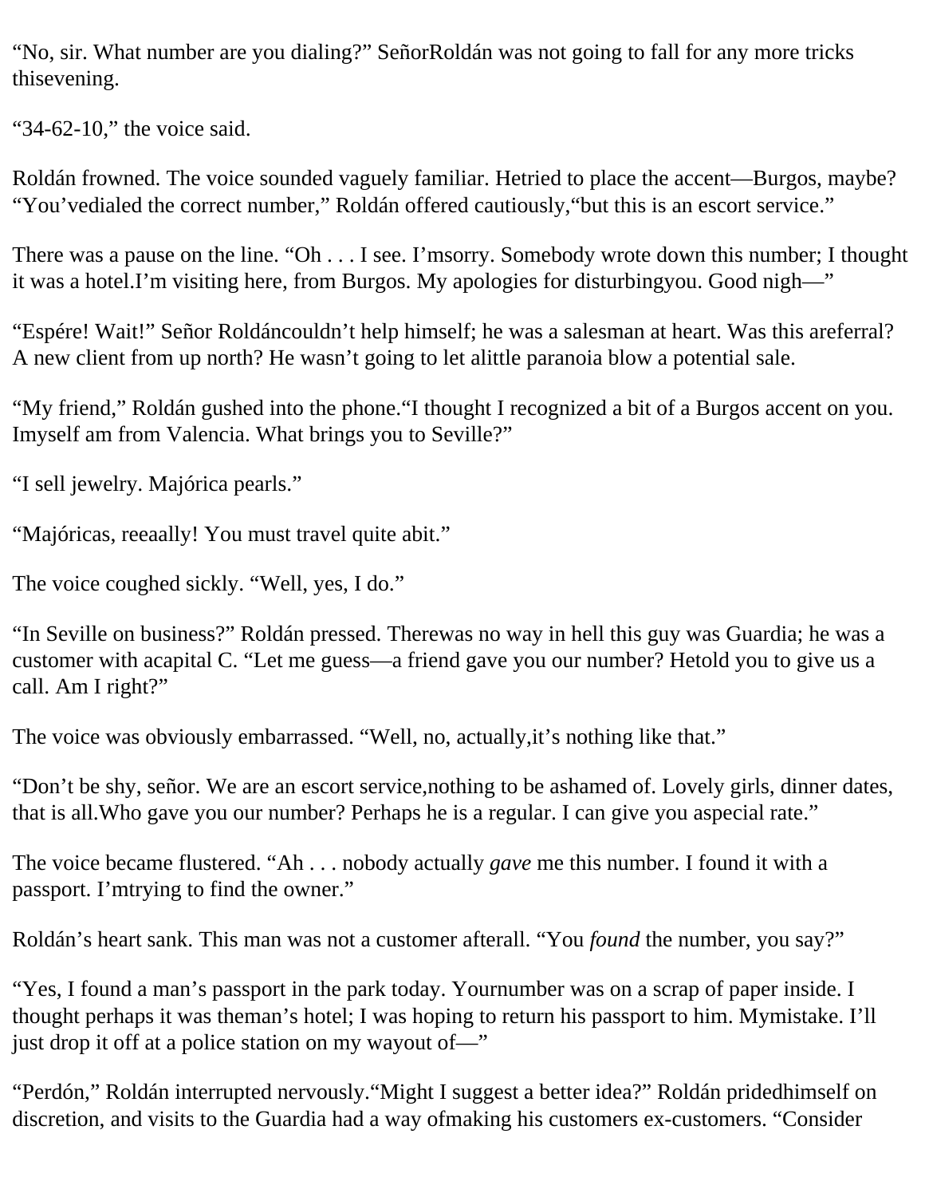"No, sir. What number are you dialing?" Señor Roldán was not going to fall for any more tricks this evening.

"34-62-10," the voice said.

Roldán frowned. The voice sounded vaguely familiar. He tried to place the accent—Burgos, maybe? "You've dialed the correct number," Roldán offered cautiously, "but this is an escort service."

There was a pause on the line. "Oh . . . I see. I'm sorry. Somebody wrote down this number; I thought it was a hotel. I'm visiting here, from Burgos. My apologies for disturbing you. Good nigh—"

"Espére! Wait!" Señor Roldán couldn't help himself; he was a salesman at heart. Was this a referral? A new client from up north? He wasn't going to let a little paranoia blow a potential sale.

"My friend," Roldán gushed into the phone. "I thought I recognized a bit of a Burgos accent on you. I myself am from Valencia. What brings you to Seville?"

"I sell jewelry. Majórica pearls."

"Majóricas, reeaally! You must travel quite a bit."

The voice coughed sickly. "Well, yes, I do."

"In Seville on business?" Roldán pressed. There was no way in hell this guy was Guardia; he was a customer with a capital C. "Let me guess—a friend gave you our number? He told you to give us a call. Am I right?"

The voice was obviously embarrassed. "Well, no, actually, it's nothing like that."

"Don't be shy, señor. We are an escort service, nothing to be ashamed of. Lovely girls, dinner dates, that is all. Who gave you our number? Perhaps he is a regular. I can give you a special rate."

The voice became flustered. "Ah . . . nobody actually *gave* me this number. I found it with a passport. I'm trying to find the owner."

Roldán's heart sank. This man was not a customer after all. "You *found* the number, you say?"

"Yes, I found a man's passport in the park today. Your number was on a scrap of paper inside. I thought perhaps it was the man's hotel; I was hoping to return his passport to him. My mistake. I'll just drop it off at a police station on my way out of—"

"Perdón," Roldán interrupted nervously. "Might I suggest a better idea?" Roldán prided himself on discretion, and visits to the Guardia had a way of making his customers ex-customers. "Consider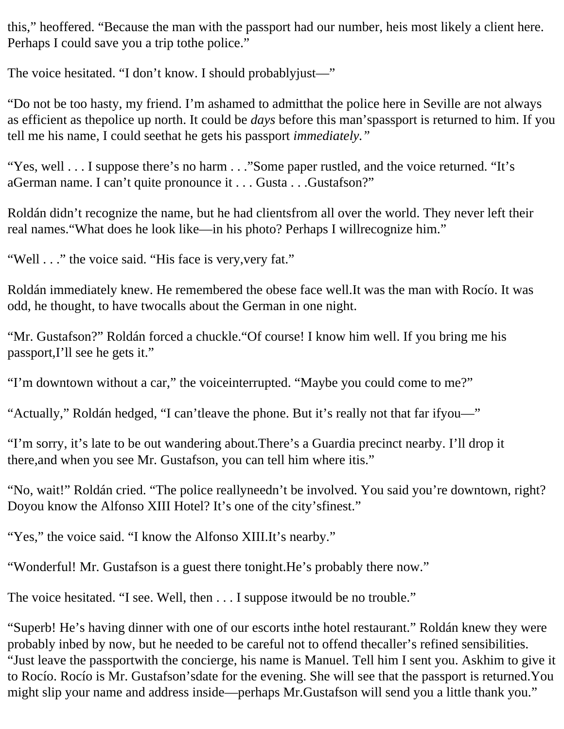this," he offered. "Because the man with the passport had our number, he is most likely a client here. Perhaps I could save you a trip to the police."

The voice hesitated. "I don't know. I should probably just—"

"Do not be too hasty, my friend. I'm ashamed to admit that the police here in Seville are not always as efficient as the police up north. It could be *days* before this man's passport is returned to him. If you tell me his name, I could see that he gets his passport *immediately.*"

"Yes, well . . . I suppose there's no harm . . ." Some paper rustled, and the voice returned. "It's a German name. I can't quite pronounce it . . . Gusta . . . Gustafson?"

Roldán didn't recognize the name, but he had clients from all over the world. They never left their real names. "What does he look like—in his photo? Perhaps I will recognize him."

"Well . . ." the voice said. "His face is very, very fat."

Roldán immediately knew. He remembered the obese face well. It was the man with Rocío. It was odd, he thought, to have two calls about the German in one night.

"Mr. Gustafson?" Roldán forced a chuckle. "Of course! I know him well. If you bring me his passport, I'll see he gets it."

"I'm downtown without a car," the voice interrupted. "Maybe you could come to me?"

"Actually," Roldán hedged, "I can't leave the phone. But it's really not that far if you—"

"I'm sorry, it's late to be out wandering about. There's a Guardia precinct nearby. I'll drop it there, and when you see Mr. Gustafson, you can tell him where it is."

"No, wait!" Roldán cried. "The police really needn't be involved. You said you're downtown, right? Do you know the Alfonso XIII Hotel? It's one of the city's finest."

"Yes," the voice said. "I know the Alfonso XIII. It's nearby."

"Wonderful! Mr. Gustafson is a guest there tonight. He's probably there now."

The voice hesitated. "I see. Well, then . . . I suppose it would be no trouble."

"Superb! He's having dinner with one of our escorts in the hotel restaurant." Roldán knew they were probably in bed by now, but he needed to be careful not to offend the caller's refined sensibilities. "Just leave the passport with the concierge, his name is Manuel. Tell him I sent you. Ask him to give it to Rocío. Rocío is Mr. Gustafson's date for the evening. She will see that the passport is returned. You might slip your name and address inside—perhaps Mr. Gustafson will send you a little thank you."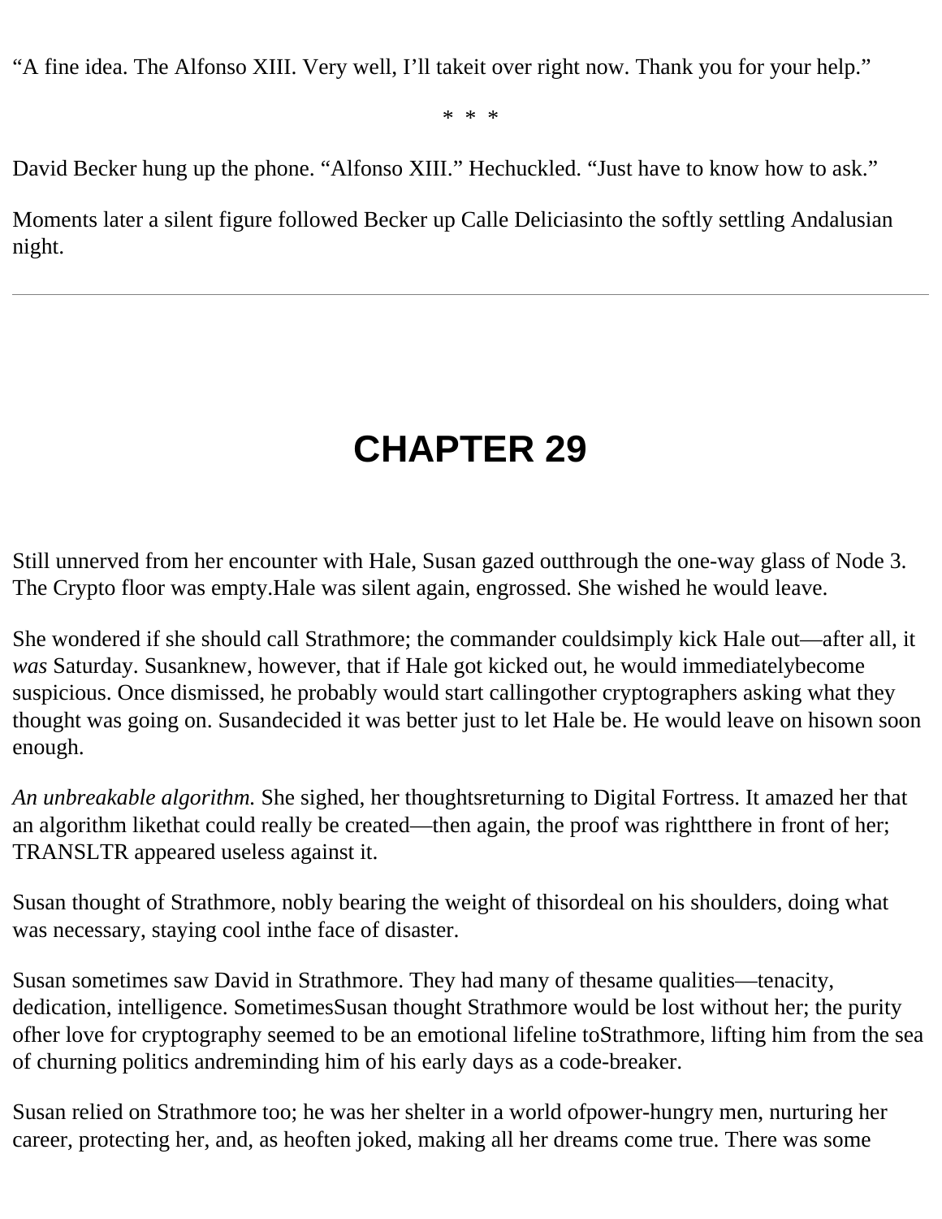"A fine idea. The Alfonso XIII. Very well, I'll takeit over right now. Thank you for your help."

* * *

David Becker hung up the phone. "Alfonso XIII." Hechuckled. "Just have to know how to ask."

Moments later a silent figure followed Becker up Calle Deliciasinto the softly settling Andalusian night.

---

# CHAPTER 29

Still unnerved from her encounter with Hale, Susan gazed outthrough the one-way glass of Node 3. The Crypto floor was empty.Hale was silent again, engrossed. She wished he would leave.

She wondered if she should call Strathmore; the commander couldsimply kick Hale out—after all, it *was* Saturday. Susanknew, however, that if Hale got kicked out, he would immediatelybecome suspicious. Once dismissed, he probably would start callingother cryptographers asking what they thought was going on. Susandecided it was better just to let Hale be. He would leave on hisown soon enough.

*An unbreakable algorithm.* She sighed, her thoughtsreturning to Digital Fortress. It amazed her that an algorithm likethat could really be created—then again, the proof was rightthere in front of her; TRANSLTR appeared useless against it.

Susan thought of Strathmore, nobly bearing the weight of thisordeal on his shoulders, doing what was necessary, staying cool inthe face of disaster.

Susan sometimes saw David in Strathmore. They had many of thesame qualities—tenacity, dedication, intelligence. SometimesSusan thought Strathmore would be lost without her; the purity ofher love for cryptography seemed to be an emotional lifeline toStrathmore, lifting him from the sea of churning politics andreminding him of his early days as a code-breaker.

Susan relied on Strathmore too; he was her shelter in a world ofpower-hungry men, nurturing her career, protecting her, and, as heoften joked, making all her dreams come true. There was some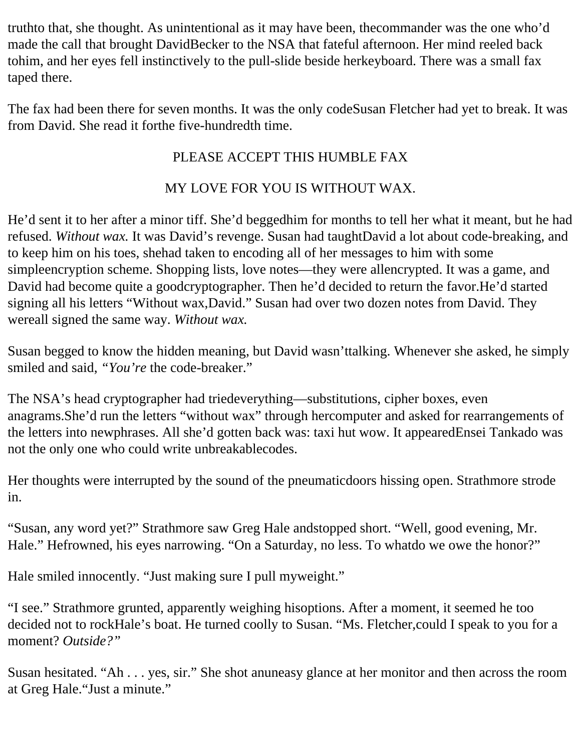truthto that, she thought. As unintentional as it may have been, thecommander was the one who'd made the call that brought DavidBecker to the NSA that fateful afternoon. Her mind reeled back tohim, and her eyes fell instinctively to the pull-slide beside herkeyboard. There was a small fax taped there.

The fax had been there for seven months. It was the only codeSusan Fletcher had yet to break. It was from David. She read it forthe five-hundredth time.

PLEASE ACCEPT THIS HUMBLE FAX

MY LOVE FOR YOU IS WITHOUT WAX.

He'd sent it to her after a minor tiff. She'd beggedhim for months to tell her what it meant, but he had refused. *Without wax.* It was David's revenge. Susan had taughtDavid a lot about code-breaking, and to keep him on his toes, shehad taken to encoding all of her messages to him with some simpleencryption scheme. Shopping lists, love notes—they were allencrypted. It was a game, and David had become quite a goodcryptographer. Then he'd decided to return the favor.He'd started signing all his letters "Without wax,David." Susan had over two dozen notes from David. They wereall signed the same way. *Without wax.*

Susan begged to know the hidden meaning, but David wasn'ttalking. Whenever she asked, he simply smiled and said, *"You're* the code-breaker."

The NSA's head cryptographer had triedeverything—substitutions, cipher boxes, even anagrams.She'd run the letters "without wax" through hercomputer and asked for rearrangements of the letters into newphrases. All she'd gotten back was: taxi hut wow. It appearedEnsei Tankado was not the only one who could write unbreakablecodes.

Her thoughts were interrupted by the sound of the pneumaticdoors hissing open. Strathmore strode in.

"Susan, any word yet?" Strathmore saw Greg Hale andstopped short. "Well, good evening, Mr. Hale." Hefrowned, his eyes narrowing. "On a Saturday, no less. To whatdo we owe the honor?"

Hale smiled innocently. "Just making sure I pull myweight."

"I see." Strathmore grunted, apparently weighing hisoptions. After a moment, it seemed he too decided not to rockHale's boat. He turned coolly to Susan. "Ms. Fletcher,could I speak to you for a moment? *Outside?"*

Susan hesitated. "Ah . . . yes, sir." She shot anuneasy glance at her monitor and then across the room at Greg Hale."Just a minute."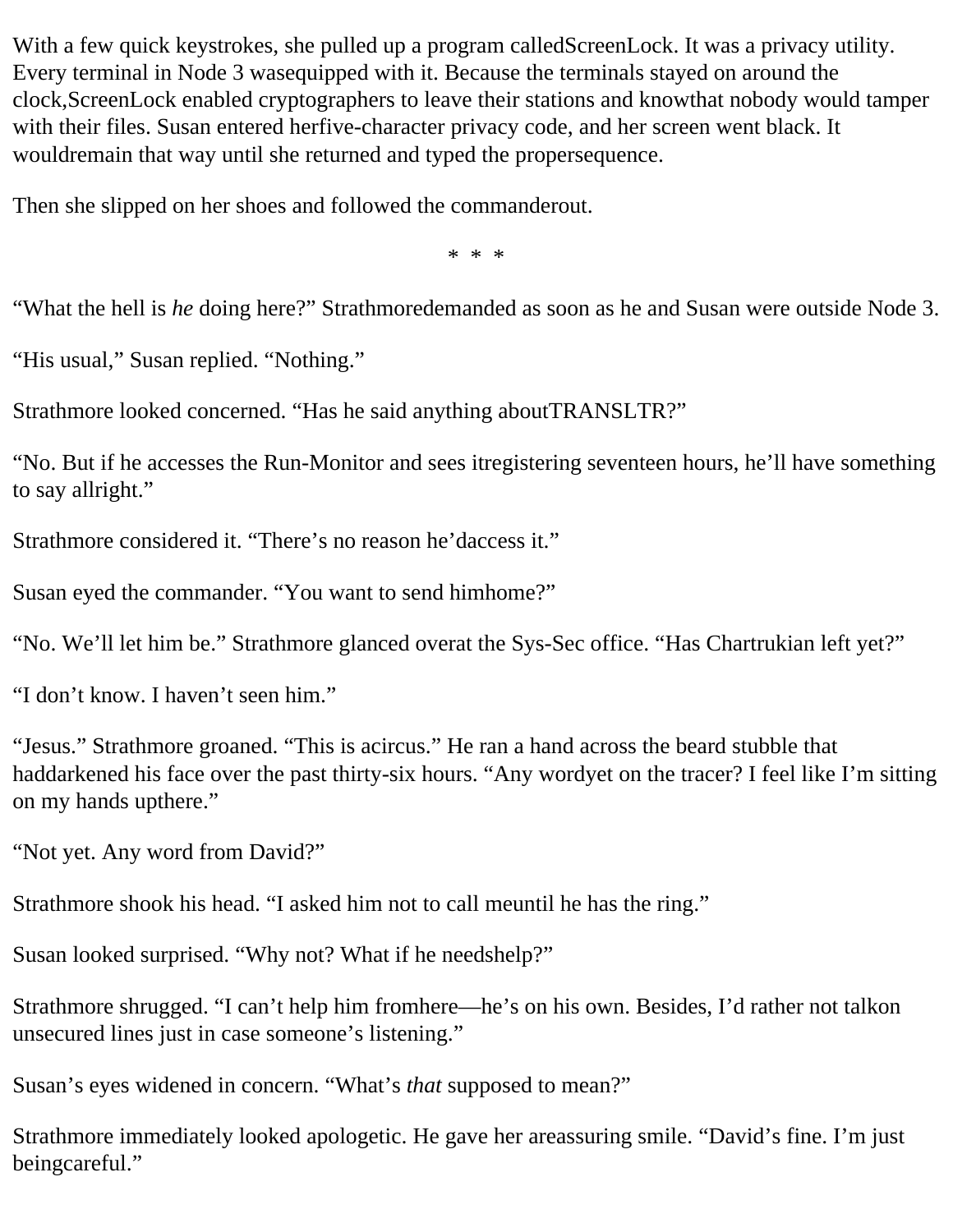With a few quick keystrokes, she pulled up a program calledScreenLock. It was a privacy utility. Every terminal in Node 3 wasequipped with it. Because the terminals stayed on around the clock,ScreenLock enabled cryptographers to leave their stations and knowthat nobody would tamper with their files. Susan entered herfive-character privacy code, and her screen went black. It wouldremain that way until she returned and typed the propersequence.

Then she slipped on her shoes and followed the commanderout.

* * *

"What the hell is *he* doing here?" Strathmoredemanded as soon as he and Susan were outside Node 3.

"His usual," Susan replied. "Nothing."

Strathmore looked concerned. "Has he said anything aboutTRANSLTR?"

"No. But if he accesses the Run-Monitor and sees itregistering seventeen hours, he'll have something to say allright."

Strathmore considered it. "There's no reason he'daccess it."

Susan eyed the commander. "You want to send himhome?"

"No. We'll let him be." Strathmore glanced overat the Sys-Sec office. "Has Chartrukian left yet?"

"I don't know. I haven't seen him."

"Jesus." Strathmore groaned. "This is acircus." He ran a hand across the beard stubble that haddarkened his face over the past thirty-six hours. "Any wordyet on the tracer? I feel like I'm sitting on my hands upthere."

"Not yet. Any word from David?"

Strathmore shook his head. "I asked him not to call meuntil he has the ring."

Susan looked surprised. "Why not? What if he needshelp?"

Strathmore shrugged. "I can't help him fromhere—he's on his own. Besides, I'd rather not talkon unsecured lines just in case someone's listening."

Susan's eyes widened in concern. "What's *that* supposed to mean?"

Strathmore immediately looked apologetic. He gave her areassuring smile. "David's fine. I'm just beingcareful."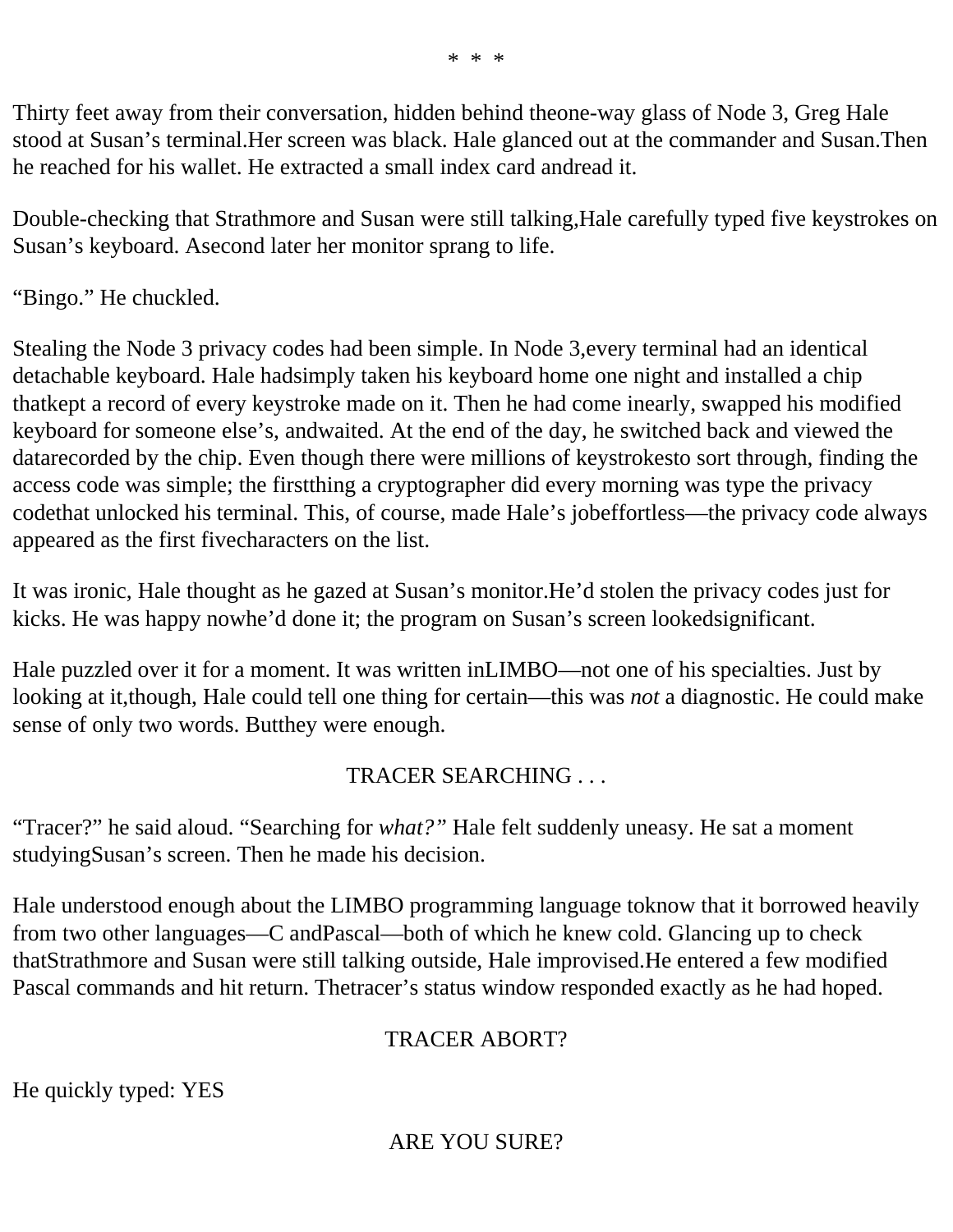* * *

Thirty feet away from their conversation, hidden behind theone-way glass of Node 3, Greg Hale stood at Susan's terminal.Her screen was black. Hale glanced out at the commander and Susan.Then he reached for his wallet. He extracted a small index card andread it.

Double-checking that Strathmore and Susan were still talking,Hale carefully typed five keystrokes on Susan's keyboard. Asecond later her monitor sprang to life.

"Bingo." He chuckled.

Stealing the Node 3 privacy codes had been simple. In Node 3,every terminal had an identical detachable keyboard. Hale hadsimply taken his keyboard home one night and installed a chip thatkept a record of every keystroke made on it. Then he had come inearly, swapped his modified keyboard for someone else's, andwaited. At the end of the day, he switched back and viewed the datarecorded by the chip. Even though there were millions of keystrokesto sort through, finding the access code was simple; the firstthing a cryptographer did every morning was type the privacy codethat unlocked his terminal. This, of course, made Hale's jobeffortless—the privacy code always appeared as the first fivecharacters on the list.

It was ironic, Hale thought as he gazed at Susan's monitor.He'd stolen the privacy codes just for kicks. He was happy nowhe'd done it; the program on Susan's screen lookedsignificant.

Hale puzzled over it for a moment. It was written inLIMBO—not one of his specialties. Just by looking at it,though, Hale could tell one thing for certain—this was *not* a diagnostic. He could make sense of only two words. Butthey were enough.

TRACER SEARCHING . . .

"Tracer?" he said aloud. "Searching for *what?"* Hale felt suddenly uneasy. He sat a moment studyingSusan's screen. Then he made his decision.

Hale understood enough about the LIMBO programming language toknow that it borrowed heavily from two other languages—C andPascal—both of which he knew cold. Glancing up to check thatStrathmore and Susan were still talking outside, Hale improvised.He entered a few modified Pascal commands and hit return. Thetracer's status window responded exactly as he had hoped.

TRACER ABORT?

He quickly typed: YES

ARE YOU SURE?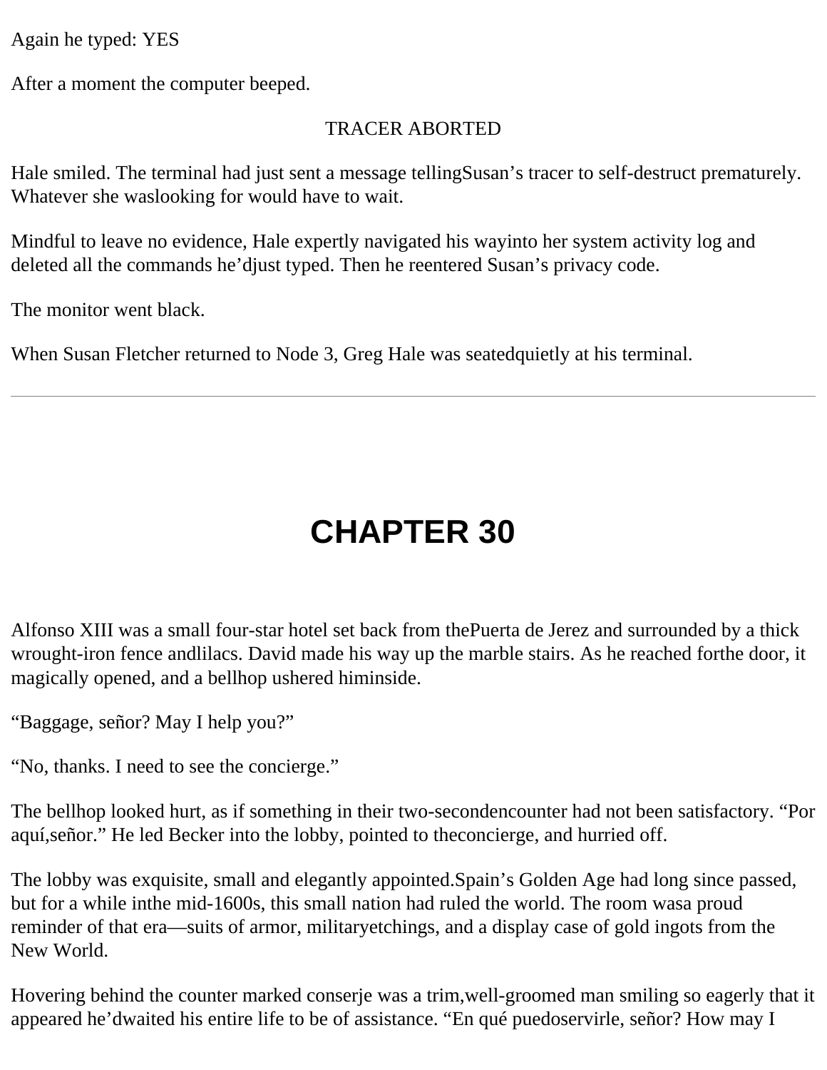Again he typed: YES

After a moment the computer beeped.

TRACER ABORTED

Hale smiled. The terminal had just sent a message telling Susan's tracer to self-destruct prematurely. Whatever she was looking for would have to wait.

Mindful to leave no evidence, Hale expertly navigated his way into her system activity log and deleted all the commands he'd just typed. Then he reentered Susan's privacy code.

The monitor went black.

When Susan Fletcher returned to Node 3, Greg Hale was seated quietly at his terminal.

---

# CHAPTER 30

Alfonso XIII was a small four-star hotel set back from the Puerta de Jerez and surrounded by a thick wrought-iron fence and lilacs. David made his way up the marble stairs. As he reached for the door, it magically opened, and a bellhop ushered him inside.

"Baggage, señor? May I help you?"

"No, thanks. I need to see the concierge."

The bellhop looked hurt, as if something in their two-second encounter had not been satisfactory. "Por aquí, señor." He led Becker into the lobby, pointed to the concierge, and hurried off.

The lobby was exquisite, small and elegantly appointed. Spain's Golden Age had long since passed, but for a while in the mid-1600s, this small nation had ruled the world. The room was a proud reminder of that era—suits of armor, military etchings, and a display case of gold ingots from the New World.

Hovering behind the counter marked conserje was a trim, well-groomed man smiling so eagerly that it appeared he'd waited his entire life to be of assistance. "En qué puedo servirle, señor? How may I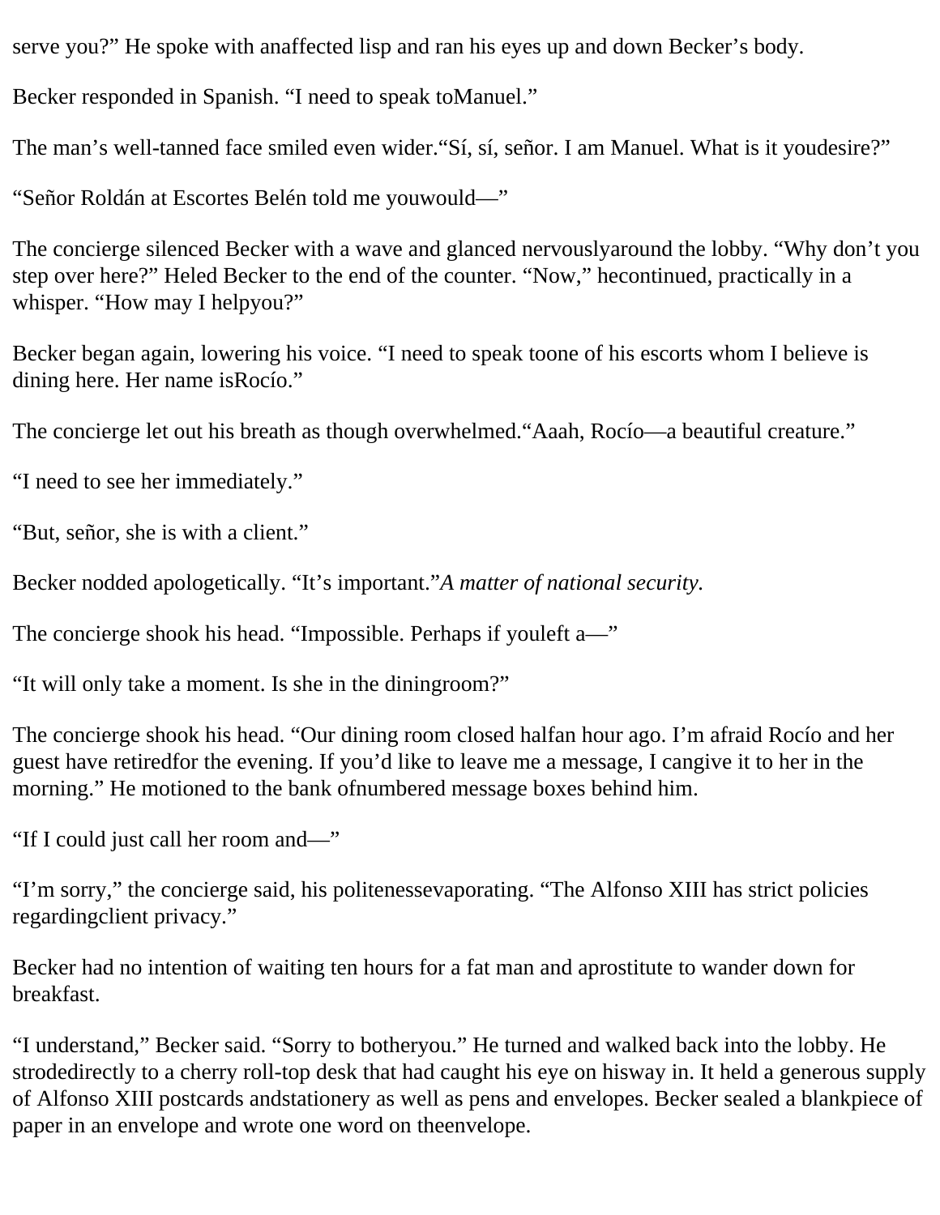serve you?" He spoke with anaffected lisp and ran his eyes up and down Becker's body.

Becker responded in Spanish. "I need to speak toManuel."

The man's well-tanned face smiled even wider."Sí, sí, señor. I am Manuel. What is it youdesire?"

"Señor Roldán at Escortes Belén told me youwould—"

The concierge silenced Becker with a wave and glanced nervouslyaround the lobby. "Why don't you step over here?" Heled Becker to the end of the counter. "Now," hecontinued, practically in a whisper. "How may I helpyou?"

Becker began again, lowering his voice. "I need to speak toone of his escorts whom I believe is dining here. Her name isRocío."

The concierge let out his breath as though overwhelmed."Aaah, Rocío—a beautiful creature."

"I need to see her immediately."

"But, señor, she is with a client."

Becker nodded apologetically. "It's important."*A matter of national security.*

The concierge shook his head. "Impossible. Perhaps if youleft a—"

"It will only take a moment. Is she in the diningroom?"

The concierge shook his head. "Our dining room closed halfan hour ago. I'm afraid Rocío and her guest have retiredfor the evening. If you'd like to leave me a message, I cangive it to her in the morning." He motioned to the bank ofnumbered message boxes behind him.

"If I could just call her room and—"

"I'm sorry," the concierge said, his politenessevaporating. "The Alfonso XIII has strict policies regardingclient privacy."

Becker had no intention of waiting ten hours for a fat man and aprostitute to wander down for breakfast.

"I understand," Becker said. "Sorry to botheryou." He turned and walked back into the lobby. He strodedirectly to a cherry roll-top desk that had caught his eye on hisway in. It held a generous supply of Alfonso XIII postcards andstationery as well as pens and envelopes. Becker sealed a blankpiece of paper in an envelope and wrote one word on theenvelope.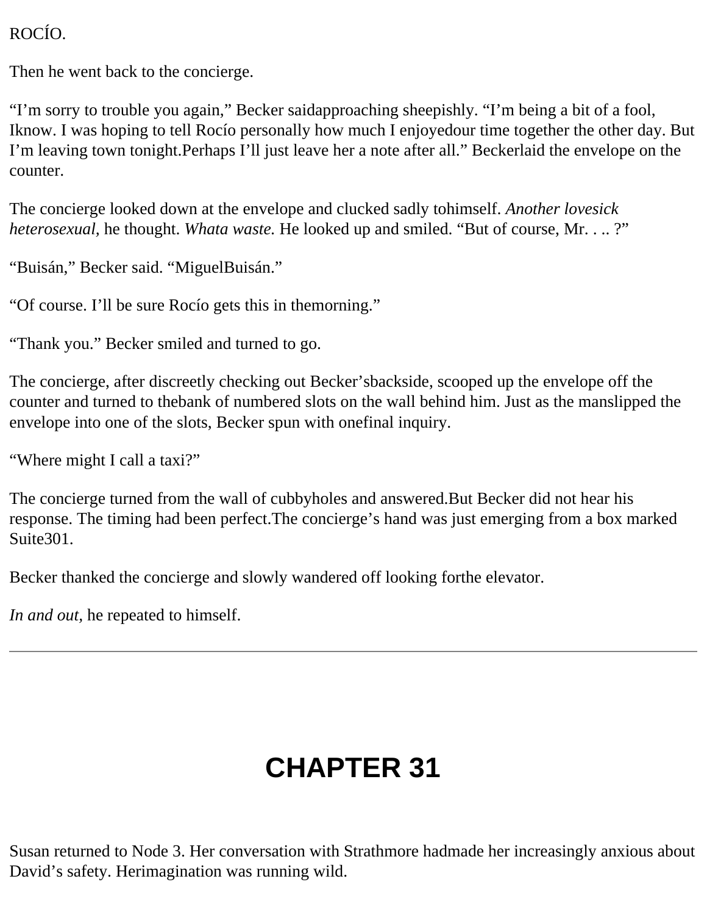ROCÍO.

Then he went back to the concierge.

"I'm sorry to trouble you again," Becker saidapproaching sheepishly. "I'm being a bit of a fool, Iknow. I was hoping to tell Rocío personally how much I enjoyedour time together the other day. But I'm leaving town tonight.Perhaps I'll just leave her a note after all." Beckerlaid the envelope on the counter.

The concierge looked down at the envelope and clucked sadly tohimself. *Another lovesick heterosexual,* he thought. *Whata waste.* He looked up and smiled. "But of course, Mr. . .. ?"

"Buisán," Becker said. "MiguelBuisán."

"Of course. I'll be sure Rocío gets this in themorning."

"Thank you." Becker smiled and turned to go.

The concierge, after discreetly checking out Becker'sbackside, scooped up the envelope off the counter and turned to thebank of numbered slots on the wall behind him. Just as the manslipped the envelope into one of the slots, Becker spun with onefinal inquiry.

"Where might I call a taxi?"

The concierge turned from the wall of cubbyholes and answered.But Becker did not hear his response. The timing had been perfect.The concierge's hand was just emerging from a box marked Suite301.

Becker thanked the concierge and slowly wandered off looking forthe elevator.

*In and out,* he repeated to himself.

---

# CHAPTER 31

Susan returned to Node 3. Her conversation with Strathmore hadmade her increasingly anxious about David's safety. Herimagination was running wild.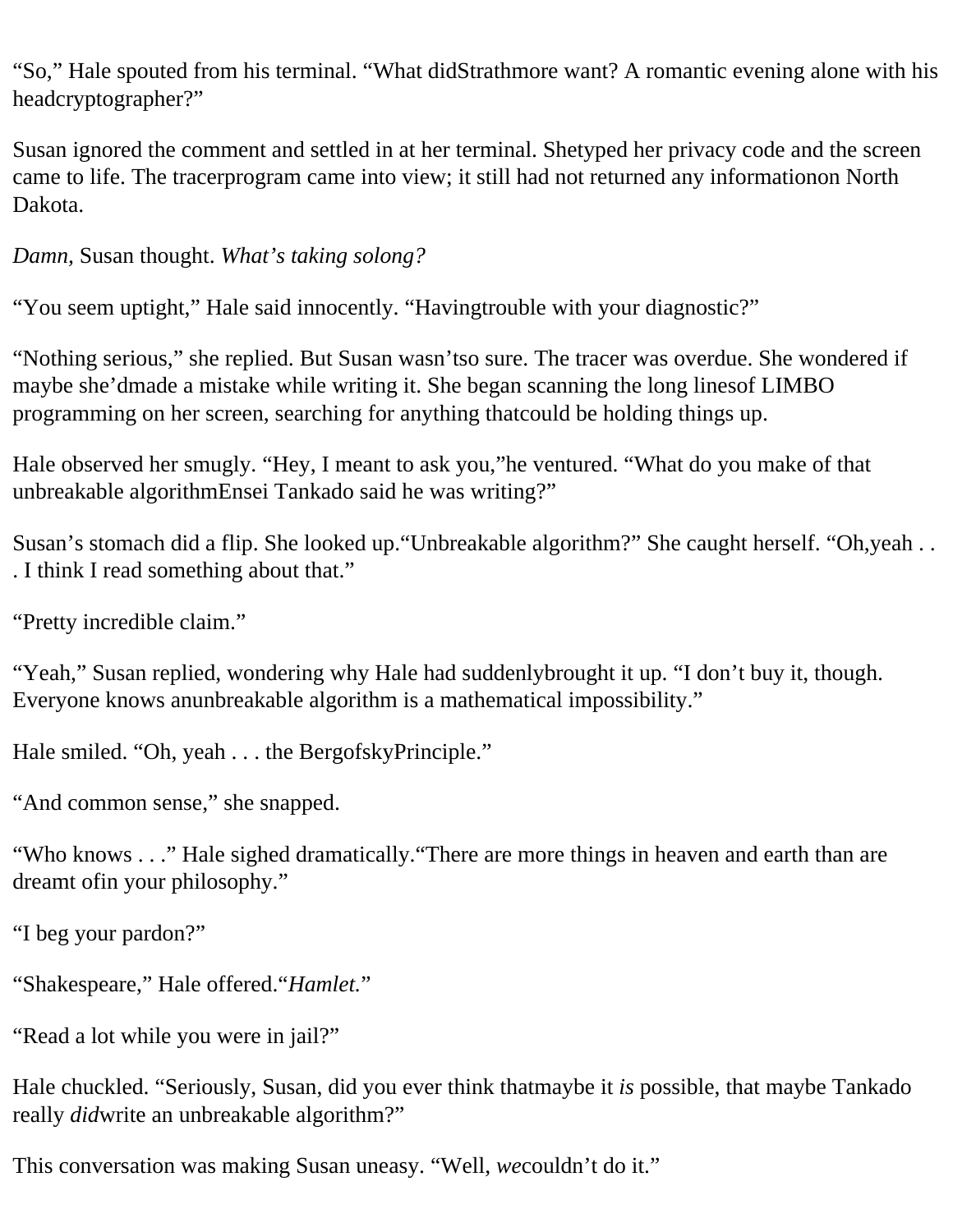"So," Hale spouted from his terminal. "What didStrathmore want? A romantic evening alone with his headcryptographer?"

Susan ignored the comment and settled in at her terminal. Shetyped her privacy code and the screen came to life. The tracerprogram came into view; it still had not returned any informationon North Dakota.

*Damn,* Susan thought. *What's taking solong?*

"You seem uptight," Hale said innocently. "Havingtrouble with your diagnostic?"

"Nothing serious," she replied. But Susan wasn'tso sure. The tracer was overdue. She wondered if maybe she'dmade a mistake while writing it. She began scanning the long linesof LIMBO programming on her screen, searching for anything thatcould be holding things up.

Hale observed her smugly. "Hey, I meant to ask you,"he ventured. "What do you make of that unbreakable algorithmEnsei Tankado said he was writing?"

Susan's stomach did a flip. She looked up."Unbreakable algorithm?" She caught herself. "Oh,yeah . . . I think I read something about that."

"Pretty incredible claim."

"Yeah," Susan replied, wondering why Hale had suddenlybrought it up. "I don't buy it, though. Everyone knows anunbreakable algorithm is a mathematical impossibility."

Hale smiled. "Oh, yeah . . . the BergofskyPrinciple."

"And common sense," she snapped.

"Who knows . . ." Hale sighed dramatically."There are more things in heaven and earth than are dreamt ofin your philosophy."

"I beg your pardon?"

"Shakespeare," Hale offered."*Hamlet.*"

"Read a lot while you were in jail?"

Hale chuckled. "Seriously, Susan, did you ever think thatmaybe it *is* possible, that maybe Tankado really *did*write an unbreakable algorithm?"

This conversation was making Susan uneasy. "Well, *we*couldn't do it."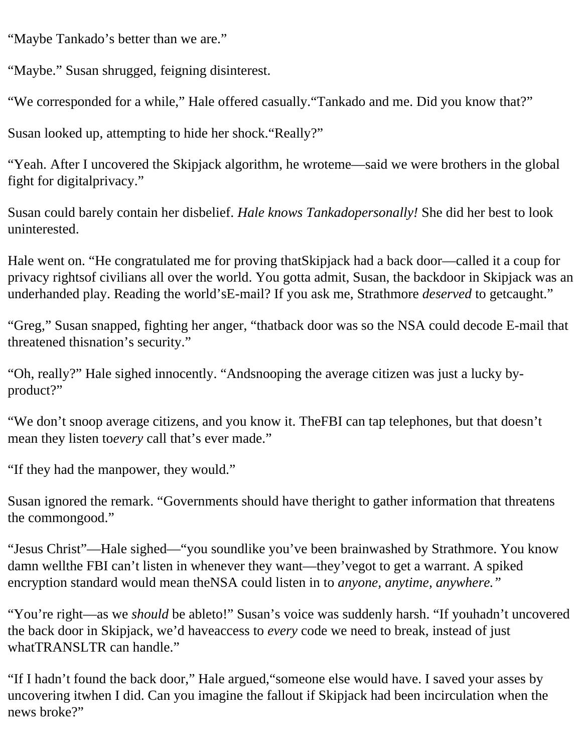"Maybe Tankado's better than we are."

"Maybe." Susan shrugged, feigning disinterest.

"We corresponded for a while," Hale offered casually."Tankado and me. Did you know that?"

Susan looked up, attempting to hide her shock."Really?"

"Yeah. After I uncovered the Skipjack algorithm, he wroteme—said we were brothers in the global fight for digitalprivacy."

Susan could barely contain her disbelief. *Hale knows Tankadopersonally!* She did her best to look uninterested.

Hale went on. "He congratulated me for proving thatSkipjack had a back door—called it a coup for privacy rightsof civilians all over the world. You gotta admit, Susan, the backdoor in Skipjack was an underhanded play. Reading the world'sE-mail? If you ask me, Strathmore *deserved* to getcaught."

"Greg," Susan snapped, fighting her anger, "thatback door was so the NSA could decode E-mail that threatened thisnation's security."

"Oh, really?" Hale sighed innocently. "Andsnooping the average citizen was just a lucky by-product?"

"We don't snoop average citizens, and you know it. TheFBI can tap telephones, but that doesn't mean they listen to*every* call that's ever made."

"If they had the manpower, they would."

Susan ignored the remark. "Governments should have theright to gather information that threatens the commongood."

"Jesus Christ"—Hale sighed—"you soundlike you've been brainwashed by Strathmore. You know damn wellthe FBI can't listen in whenever they want—they'vegot to get a warrant. A spiked encryption standard would mean theNSA could listen in to *anyone, anytime, anywhere.*"

"You're right—as we *should* be ableto!" Susan's voice was suddenly harsh. "If youhadn't uncovered the back door in Skipjack, we'd haveaccess to *every* code we need to break, instead of just whatTRANSLTR can handle."

"If I hadn't found the back door," Hale argued,"someone else would have. I saved your asses by uncovering itwhen I did. Can you imagine the fallout if Skipjack had been incirculation when the news broke?"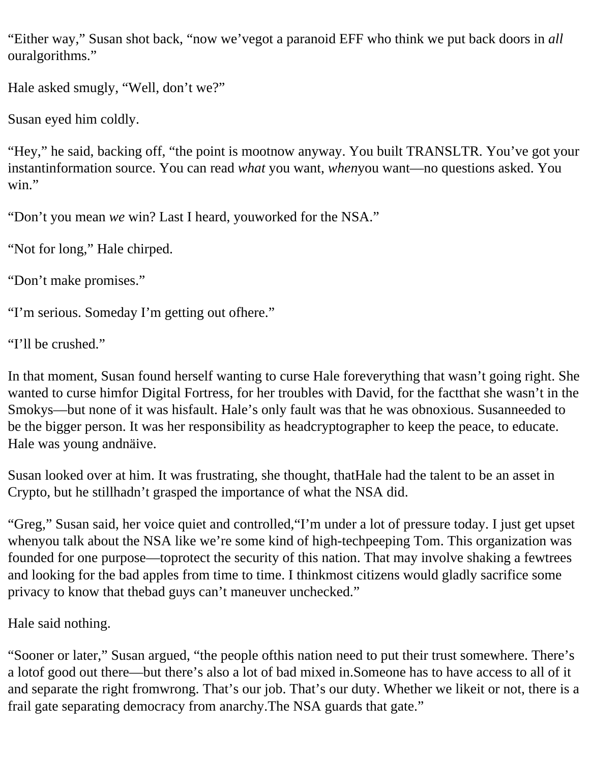"Either way," Susan shot back, "now we'vegot a paranoid EFF who think we put back doors in *all* ouralgorithms."

Hale asked smugly, "Well, don't we?"

Susan eyed him coldly.

"Hey," he said, backing off, "the point is mootnow anyway. You built TRANSLTR. You've got your instantinformation source. You can read *what* you want, *when*you want—no questions asked. You win."

"Don't you mean *we* win? Last I heard, youworked for the NSA."

"Not for long," Hale chirped.

"Don't make promises."

"I'm serious. Someday I'm getting out ofhere."

"I'll be crushed."

In that moment, Susan found herself wanting to curse Hale foreverything that wasn't going right. She wanted to curse himfor Digital Fortress, for her troubles with David, for the factthat she wasn't in the Smokys—but none of it was hisfault. Hale's only fault was that he was obnoxious. Susanneeded to be the bigger person. It was her responsibility as headcryptographer to keep the peace, to educate. Hale was young andnäive.

Susan looked over at him. It was frustrating, she thought, thatHale had the talent to be an asset in Crypto, but he stillhadn't grasped the importance of what the NSA did.

"Greg," Susan said, her voice quiet and controlled,"I'm under a lot of pressure today. I just get upset whenyou talk about the NSA like we're some kind of high-techpeeping Tom. This organization was founded for one purpose—toprotect the security of this nation. That may involve shaking a fewtrees and looking for the bad apples from time to time. I thinkmost citizens would gladly sacrifice some privacy to know that thebad guys can't maneuver unchecked."

Hale said nothing.

"Sooner or later," Susan argued, "the people ofthis nation need to put their trust somewhere. There's a lotof good out there—but there's also a lot of bad mixed in.Someone has to have access to all of it and separate the right fromwrong. That's our job. That's our duty. Whether we likeit or not, there is a frail gate separating democracy from anarchy.The NSA guards that gate."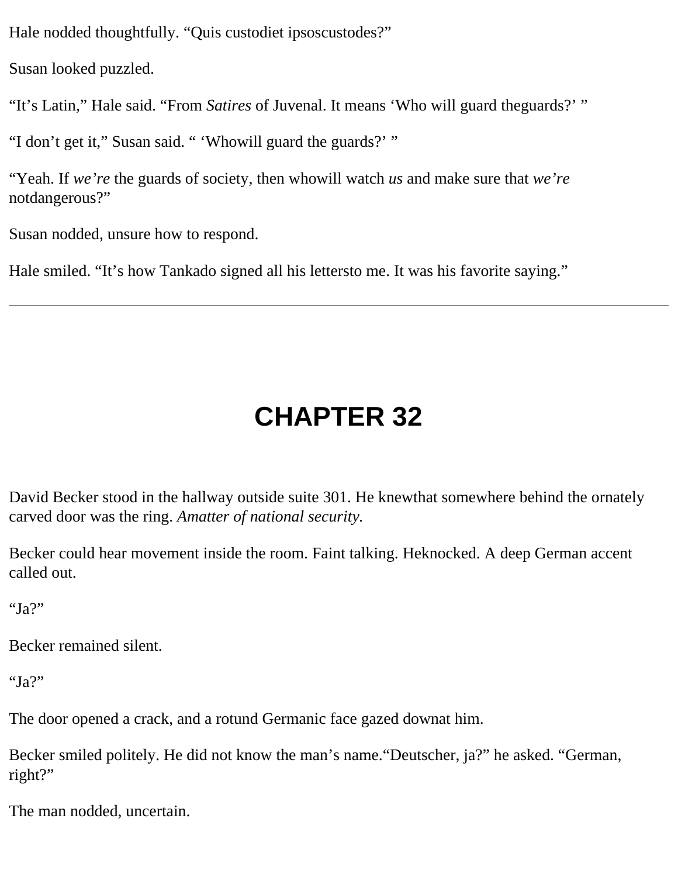Hale nodded thoughtfully. “Quis custodiet ipsoscustodes?”

Susan looked puzzled.

“It’s Latin,” Hale said. “From *Satires* of Juvenal. It means ‘Who will guard theguards?’ ”

“I don’t get it,” Susan said. “ ‘Whowill guard the guards?’ ”

“Yeah. If *we’re* the guards of society, then whowill watch *us* and make sure that *we’re* notdangerous?”

Susan nodded, unsure how to respond.

Hale smiled. “It’s how Tankado signed all his lettersto me. It was his favorite saying.”

---

# CHAPTER 32

David Becker stood in the hallway outside suite 301. He knewthat somewhere behind the ornately carved door was the ring. *Amatter of national security.*

Becker could hear movement inside the room. Faint talking. Heknocked. A deep German accent called out.

“Ja?”

Becker remained silent.

“Ja?”

The door opened a crack, and a rotund Germanic face gazed downat him.

Becker smiled politely. He did not know the man’s name.“Deutscher, ja?” he asked. “German, right?”

The man nodded, uncertain.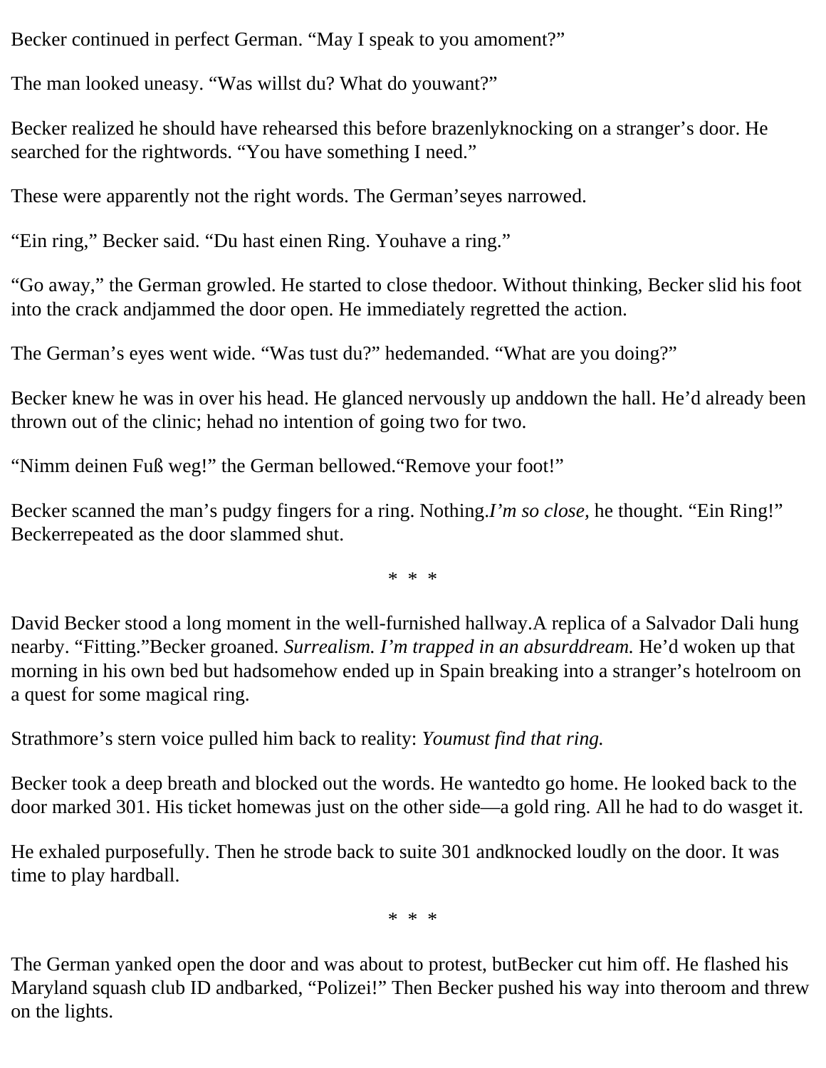Becker continued in perfect German. "May I speak to you amoment?"

The man looked uneasy. "Was willst du? What do youwant?"

Becker realized he should have rehearsed this before brazenlyknocking on a stranger's door. He searched for the rightwords. "You have something I need."

These were apparently not the right words. The German'seyes narrowed.

"Ein ring," Becker said. "Du hast einen Ring. Youhave a ring."

"Go away," the German growled. He started to close thedoor. Without thinking, Becker slid his foot into the crack andjammed the door open. He immediately regretted the action.

The German's eyes went wide. "Was tust du?" hedemanded. "What are you doing?"

Becker knew he was in over his head. He glanced nervously up anddown the hall. He'd already been thrown out of the clinic; hehad no intention of going two for two.

"Nimm deinen Fuß weg!" the German bellowed."Remove your foot!"

Becker scanned the man's pudgy fingers for a ring. Nothing.*I'm so close,* he thought. "Ein Ring!" Beckerrepeated as the door slammed shut.

* * *

David Becker stood a long moment in the well-furnished hallway.A replica of a Salvador Dali hung nearby. "Fitting."Becker groaned. *Surrealism. I'm trapped in an absurddream.* He'd woken up that morning in his own bed but hadsomehow ended up in Spain breaking into a stranger's hotelroom on a quest for some magical ring.

Strathmore's stern voice pulled him back to reality: *Youmust find that ring.*

Becker took a deep breath and blocked out the words. He wantedto go home. He looked back to the door marked 301. His ticket homewas just on the other side—a gold ring. All he had to do wasget it.

He exhaled purposefully. Then he strode back to suite 301 andknocked loudly on the door. It was time to play hardball.

* * *

The German yanked open the door and was about to protest, butBecker cut him off. He flashed his Maryland squash club ID andbarked, "Polizei!" Then Becker pushed his way into theroom and threw on the lights.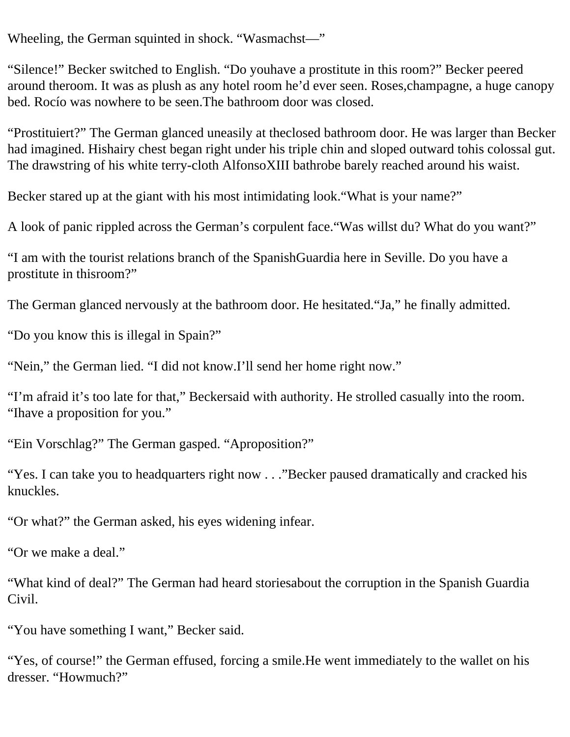Wheeling, the German squinted in shock. “Wasmachst—”

“Silence!” Becker switched to English. “Do youhave a prostitute in this room?” Becker peered around theroom. It was as plush as any hotel room he’d ever seen. Roses,champagne, a huge canopy bed. Rocío was nowhere to be seen.The bathroom door was closed.

“Prostituiert?” The German glanced uneasily at theclosed bathroom door. He was larger than Becker had imagined. Hishairy chest began right under his triple chin and sloped outward tohis colossal gut. The drawstring of his white terry-cloth AlfonsoXIII bathrobe barely reached around his waist.

Becker stared up at the giant with his most intimidating look.“What is your name?”

A look of panic rippled across the German’s corpulent face.“Was willst du? What do you want?”

“I am with the tourist relations branch of the SpanishGuardia here in Seville. Do you have a prostitute in thisroom?”

The German glanced nervously at the bathroom door. He hesitated.“Ja,” he finally admitted.

“Do you know this is illegal in Spain?”

“Nein,” the German lied. “I did not know.I’ll send her home right now.”

“I’m afraid it’s too late for that,” Beckersaid with authority. He strolled casually into the room. “Ihave a proposition for you.”

“Ein Vorschlag?” The German gasped. “Aproposition?”

“Yes. I can take you to headquarters right now . . .”Becker paused dramatically and cracked his knuckles.

“Or what?” the German asked, his eyes widening infear.

“Or we make a deal.”

“What kind of deal?” The German had heard storiesabout the corruption in the Spanish Guardia Civil.

“You have something I want,” Becker said.

“Yes, of course!” the German effused, forcing a smile.He went immediately to the wallet on his dresser. “Howmuch?”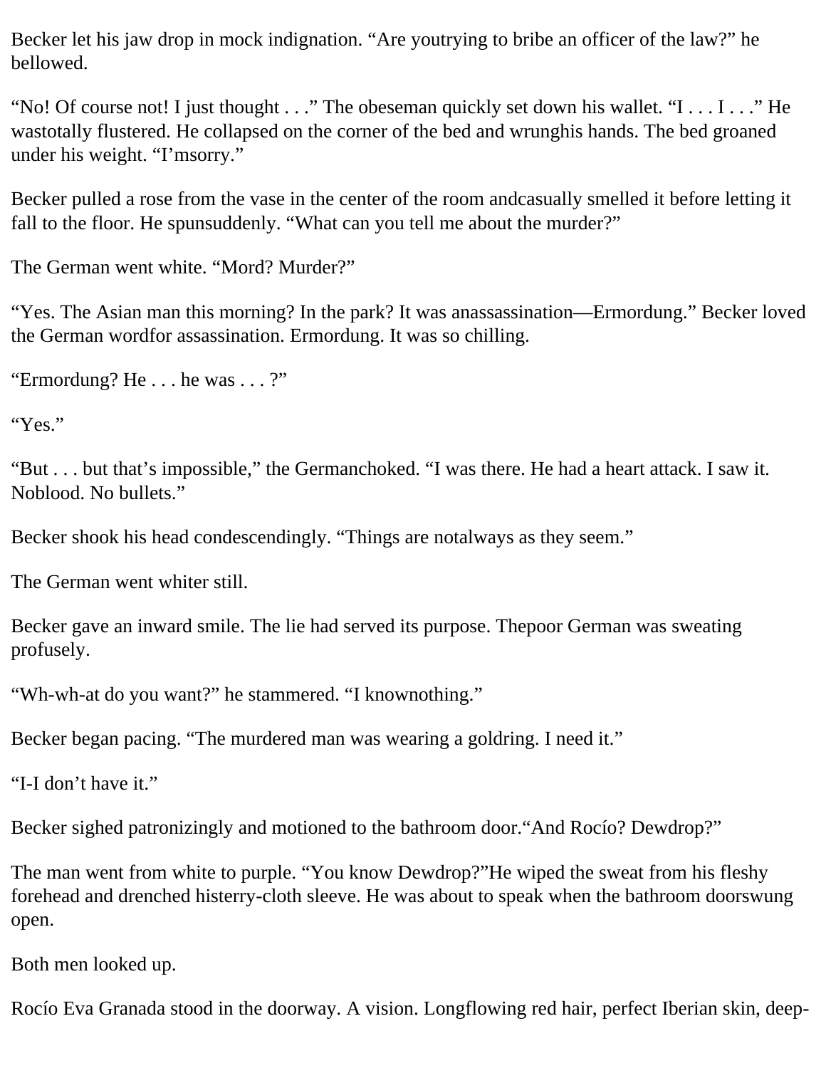Becker let his jaw drop in mock indignation. “Are youtrying to bribe an officer of the law?” he bellowed.

“No! Of course not! I just thought . . .” The obeseman quickly set down his wallet. “I . . . I . . .” He wastotally flustered. He collapsed on the corner of the bed and wrunghis hands. The bed groaned under his weight. “I’msorry.”

Becker pulled a rose from the vase in the center of the room andcasually smelled it before letting it fall to the floor. He spunsuddenly. “What can you tell me about the murder?”

The German went white. “Mord? Murder?”

“Yes. The Asian man this morning? In the park? It was anassassination—Ermordung.” Becker loved the German wordfor assassination. Ermordung. It was so chilling.

“Ermordung? He . . . he was . . . ?”

“Yes.”

“But . . . but that’s impossible,” the Germanchoked. “I was there. He had a heart attack. I saw it. Noblood. No bullets.”

Becker shook his head condescendingly. “Things are notalways as they seem.”

The German went whiter still.

Becker gave an inward smile. The lie had served its purpose. Thepoor German was sweating profusely.

“Wh-wh-at do you want?” he stammered. “I knownothing.”

Becker began pacing. “The murdered man was wearing a goldring. I need it.”

“I-I don’t have it.”

Becker sighed patronizingly and motioned to the bathroom door.“And Rocío? Dewdrop?”

The man went from white to purple. “You know Dewdrop?”He wiped the sweat from his fleshy forehead and drenched histerry-cloth sleeve. He was about to speak when the bathroom doorswung open.

Both men looked up.

Rocío Eva Granada stood in the doorway. A vision. Longflowing red hair, perfect Iberian skin, deep-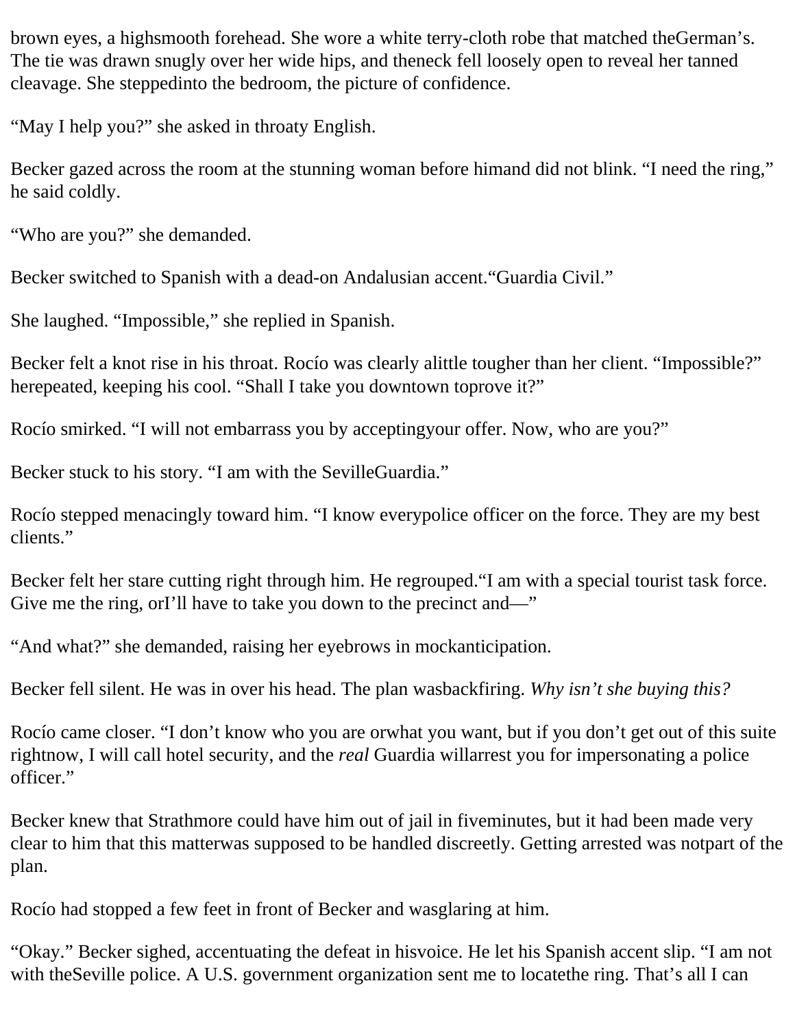brown eyes, a highsmooth forehead. She wore a white terry-cloth robe that matched theGerman's. The tie was drawn snugly over her wide hips, and theneck fell loosely open to reveal her tanned cleavage. She steppedinto the bedroom, the picture of confidence.

"May I help you?" she asked in throaty English.

Becker gazed across the room at the stunning woman before himand did not blink. "I need the ring," he said coldly.

"Who are you?" she demanded.

Becker switched to Spanish with a dead-on Andalusian accent."Guardia Civil."

She laughed. "Impossible," she replied in Spanish.

Becker felt a knot rise in his throat. Rocío was clearly alittle tougher than her client. "Impossible?" herepeated, keeping his cool. "Shall I take you downtown toprove it?"

Rocío smirked. "I will not embarrass you by acceptingyour offer. Now, who are you?"

Becker stuck to his story. "I am with the SevilleGuardia."

Rocío stepped menacingly toward him. "I know everypolice officer on the force. They are my best clients."

Becker felt her stare cutting right through him. He regrouped."I am with a special tourist task force. Give me the ring, orI'll have to take you down to the precinct and—"

"And what?" she demanded, raising her eyebrows in mockanticipation.

Becker fell silent. He was in over his head. The plan wasbackfiring. *Why isn't she buying this?*

Rocío came closer. "I don't know who you are orwhat you want, but if you don't get out of this suite rightnow, I will call hotel security, and the *real* Guardia willarrest you for impersonating a police officer."

Becker knew that Strathmore could have him out of jail in fiveminutes, but it had been made very clear to him that this matterwas supposed to be handled discreetly. Getting arrested was notpart of the plan.

Rocío had stopped a few feet in front of Becker and wasglaring at him.

"Okay." Becker sighed, accentuating the defeat in hisvoice. He let his Spanish accent slip. "I am not with theSeville police. A U.S. government organization sent me to locatethe ring. That's all I can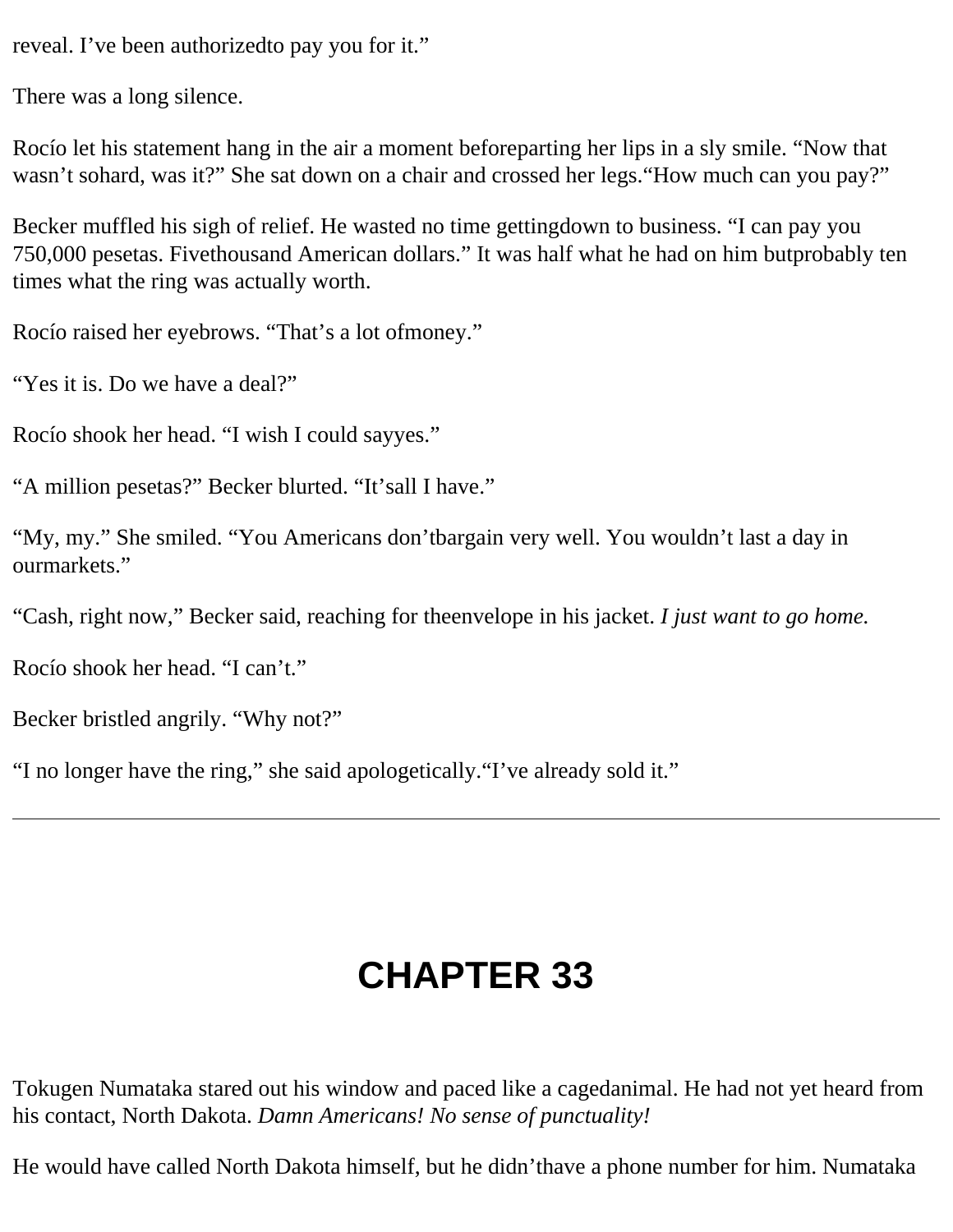reveal. I've been authorizedto pay you for it."

There was a long silence.

Rocío let his statement hang in the air a moment beforeparting her lips in a sly smile. "Now that wasn't sohard, was it?" She sat down on a chair and crossed her legs."How much can you pay?"

Becker muffled his sigh of relief. He wasted no time gettingdown to business. "I can pay you 750,000 pesetas. Fivethousand American dollars." It was half what he had on him butprobably ten times what the ring was actually worth.

Rocío raised her eyebrows. "That's a lot ofmoney."

"Yes it is. Do we have a deal?"

Rocío shook her head. "I wish I could sayyes."

"A million pesetas?" Becker blurted. "It'sall I have."

"My, my." She smiled. "You Americans don'tbargain very well. You wouldn't last a day in ourmarkets."

"Cash, right now," Becker said, reaching for theenvelope in his jacket. *I just want to go home.*

Rocío shook her head. "I can't."

Becker bristled angrily. "Why not?"

"I no longer have the ring," she said apologetically."I've already sold it."

---

# CHAPTER 33

Tokugen Numataka stared out his window and paced like a cagedanimal. He had not yet heard from his contact, North Dakota. *Damn Americans! No sense of punctuality!*

He would have called North Dakota himself, but he didn'thave a phone number for him. Numataka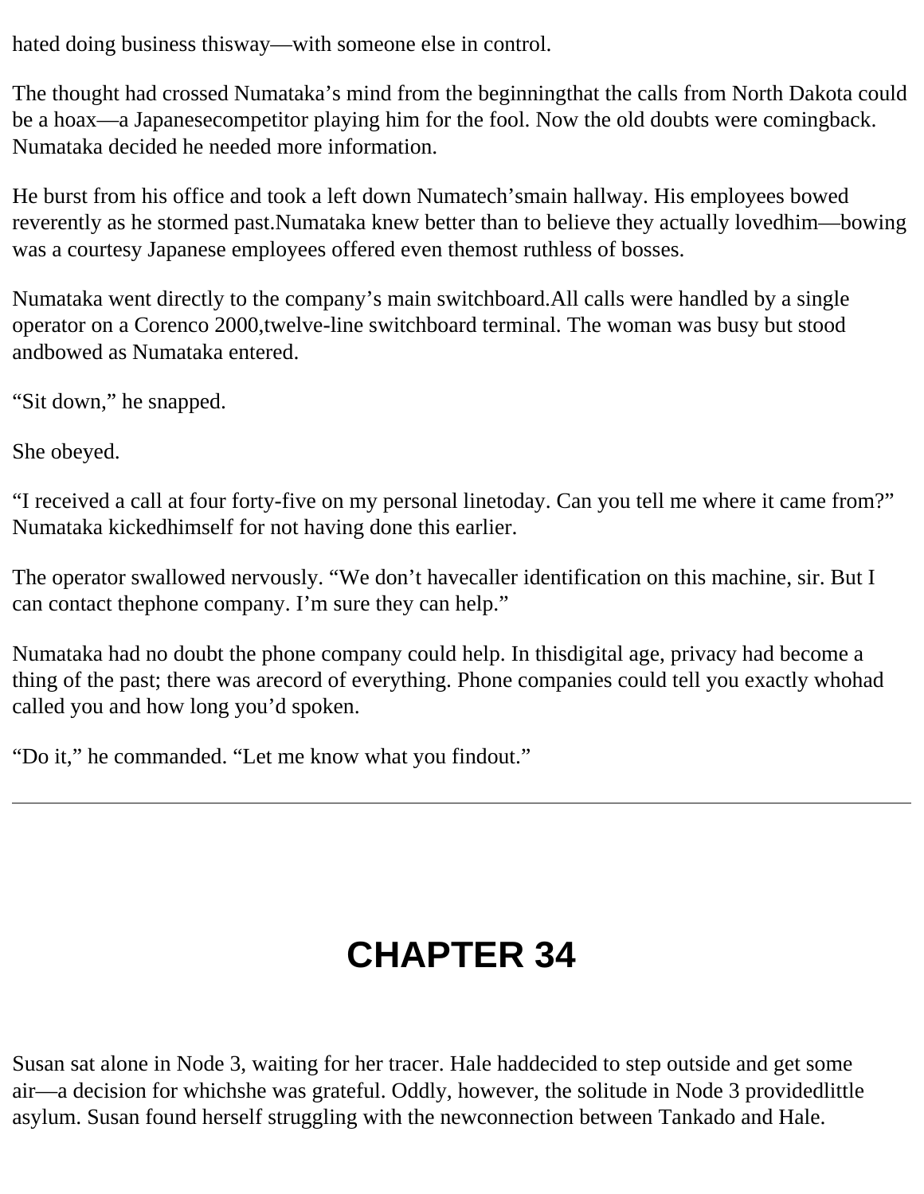hated doing business thisway—with someone else in control.

The thought had crossed Numataka's mind from the beginningthat the calls from North Dakota could be a hoax—a Japanesecompetitor playing him for the fool. Now the old doubts were comingback. Numataka decided he needed more information.

He burst from his office and took a left down Numatech'smain hallway. His employees bowed reverently as he stormed past.Numataka knew better than to believe they actually lovedhim—bowing was a courtesy Japanese employees offered even themost ruthless of bosses.

Numataka went directly to the company's main switchboard.All calls were handled by a single operator on a Corenco 2000,twelve-line switchboard terminal. The woman was busy but stood andbowed as Numataka entered.

"Sit down," he snapped.

She obeyed.

"I received a call at four forty-five on my personal linetoday. Can you tell me where it came from?" Numataka kickedhimself for not having done this earlier.

The operator swallowed nervously. "We don't havecaller identification on this machine, sir. But I can contact thephone company. I'm sure they can help."

Numataka had no doubt the phone company could help. In thisdigital age, privacy had become a thing of the past; there was arecord of everything. Phone companies could tell you exactly whohad called you and how long you'd spoken.

"Do it," he commanded. "Let me know what you findout."

---

# CHAPTER 34

Susan sat alone in Node 3, waiting for her tracer. Hale haddecided to step outside and get some air—a decision for whichshe was grateful. Oddly, however, the solitude in Node 3 providedlittle asylum. Susan found herself struggling with the newconnection between Tankado and Hale.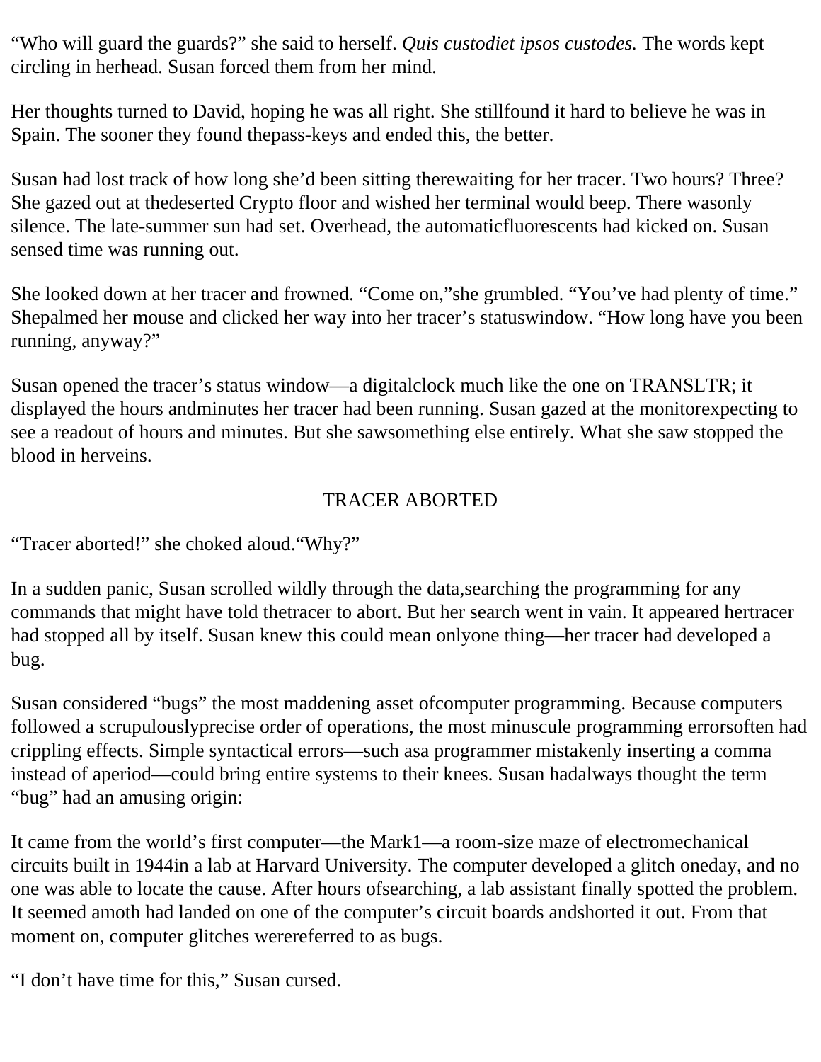"Who will guard the guards?" she said to herself. *Quis custodiet ipsos custodes.* The words kept circling in herhead. Susan forced them from her mind.

Her thoughts turned to David, hoping he was all right. She stillfound it hard to believe he was in Spain. The sooner they found thepass-keys and ended this, the better.

Susan had lost track of how long she'd been sitting therewaiting for her tracer. Two hours? Three? She gazed out at thedeserted Crypto floor and wished her terminal would beep. There wasonly silence. The late-summer sun had set. Overhead, the automaticfluorescents had kicked on. Susan sensed time was running out.

She looked down at her tracer and frowned. "Come on,"she grumbled. "You've had plenty of time." Shepalmed her mouse and clicked her way into her tracer's statuswindow. "How long have you been running, anyway?"

Susan opened the tracer's status window—a digitalclock much like the one on TRANSLTR; it displayed the hours andminutes her tracer had been running. Susan gazed at the monitorexpecting to see a readout of hours and minutes. But she sawsomething else entirely. What she saw stopped the blood in herveins.

TRACER ABORTED

"Tracer aborted!" she choked aloud."Why?"

In a sudden panic, Susan scrolled wildly through the data,searching the programming for any commands that might have told thetracer to abort. But her search went in vain. It appeared hertracer had stopped all by itself. Susan knew this could mean onlyone thing—her tracer had developed a bug.

Susan considered "bugs" the most maddening asset ofcomputer programming. Because computers followed a scrupulouslyprecise order of operations, the most minuscule programming errorsoften had crippling effects. Simple syntactical errors—such asa programmer mistakenly inserting a comma instead of aperiod—could bring entire systems to their knees. Susan hadalways thought the term "bug" had an amusing origin:

It came from the world's first computer—the Mark1—a room-size maze of electromechanical circuits built in 1944in a lab at Harvard University. The computer developed a glitch oneday, and no one was able to locate the cause. After hours ofsearching, a lab assistant finally spotted the problem. It seemed amoth had landed on one of the computer's circuit boards andshorted it out. From that moment on, computer glitches werereferred to as bugs.

"I don't have time for this," Susan cursed.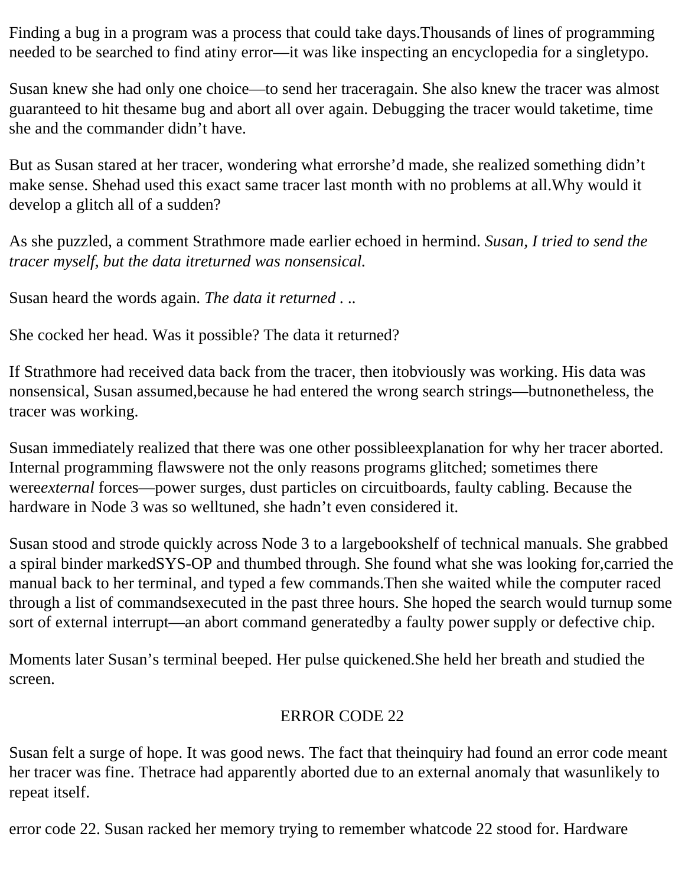Finding a bug in a program was a process that could take days.Thousands of lines of programming needed to be searched to find atiny error—it was like inspecting an encyclopedia for a singletypo.

Susan knew she had only one choice—to send her traceragain. She also knew the tracer was almost guaranteed to hit thesame bug and abort all over again. Debugging the tracer would taketime, time she and the commander didn't have.

But as Susan stared at her tracer, wondering what errorshe'd made, she realized something didn't make sense. Shehad used this exact same tracer last month with no problems at all.Why would it develop a glitch all of a sudden?

As she puzzled, a comment Strathmore made earlier echoed in hermind. *Susan, I tried to send the tracer myself, but the data itreturned was nonsensical.*

Susan heard the words again. *The data it returned* . ..

She cocked her head. Was it possible? The data it returned?

If Strathmore had received data back from the tracer, then itobviously was working. His data was nonsensical, Susan assumed,because he had entered the wrong search strings—butnonetheless, the tracer was working.

Susan immediately realized that there was one other possibleexplanation for why her tracer aborted. Internal programming flawswere not the only reasons programs glitched; sometimes there were*external* forces—power surges, dust particles on circuitboards, faulty cabling. Because the hardware in Node 3 was so welltuned, she hadn't even considered it.

Susan stood and strode quickly across Node 3 to a largebookshelf of technical manuals. She grabbed a spiral binder markedSYS-OP and thumbed through. She found what she was looking for,carried the manual back to her terminal, and typed a few commands.Then she waited while the computer raced through a list of commandsexecuted in the past three hours. She hoped the search would turnup some sort of external interrupt—an abort command generatedby a faulty power supply or defective chip.

Moments later Susan's terminal beeped. Her pulse quickened.She held her breath and studied the screen.

ERROR CODE 22

Susan felt a surge of hope. It was good news. The fact that theinquiry had found an error code meant her tracer was fine. Thetrace had apparently aborted due to an external anomaly that wasunlikely to repeat itself.

error code 22. Susan racked her memory trying to remember whatcode 22 stood for. Hardware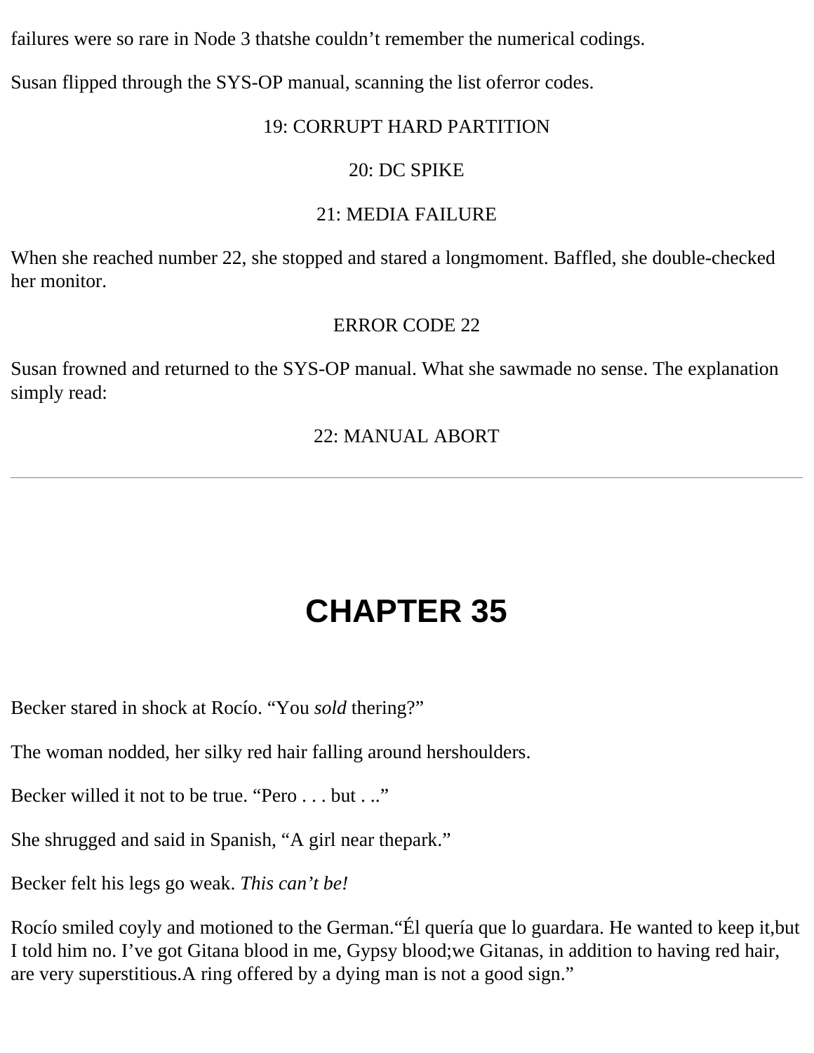failures were so rare in Node 3 thatshe couldn’t remember the numerical codings.

Susan flipped through the SYS-OP manual, scanning the list oferror codes.

19: CORRUPT HARD PARTITION

20: DC SPIKE

21: MEDIA FAILURE

When she reached number 22, she stopped and stared a longmoment. Baffled, she double-checked her monitor.

ERROR CODE 22

Susan frowned and returned to the SYS-OP manual. What she sawmade no sense. The explanation simply read:

22: MANUAL ABORT

---

# CHAPTER 35

Becker stared in shock at Rocío. “You *sold* thering?”

The woman nodded, her silky red hair falling around hershoulders.

Becker willed it not to be true. “Pero . . . but . ..”

She shrugged and said in Spanish, “A girl near thepark.”

Becker felt his legs go weak. *This can’t be!*

Rocío smiled coyly and motioned to the German.“Él quería que lo guardara. He wanted to keep it,but I told him no. I’ve got Gitana blood in me, Gypsy blood;we Gitanas, in addition to having red hair, are very superstitious.A ring offered by a dying man is not a good sign.”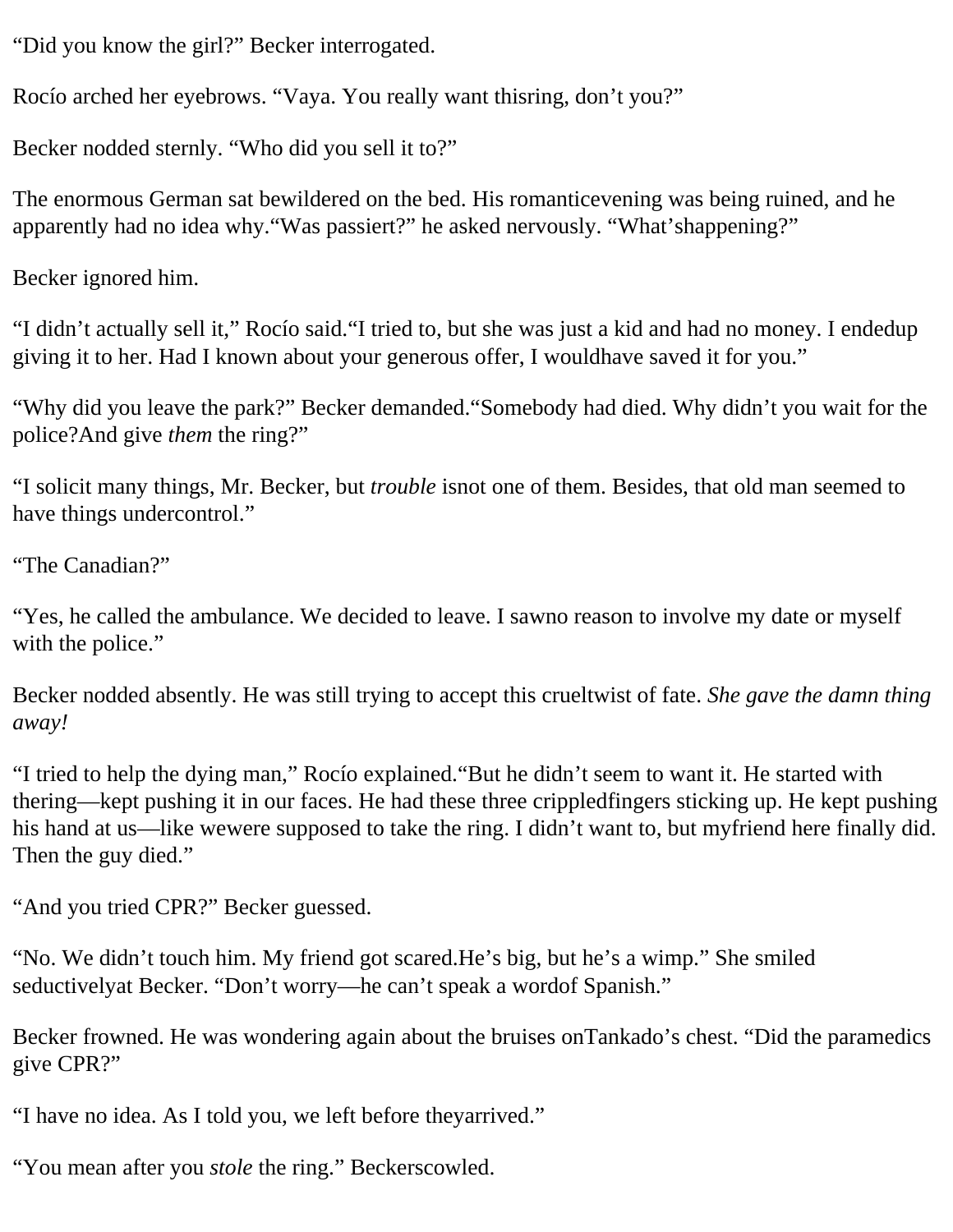"Did you know the girl?" Becker interrogated.

Rocío arched her eyebrows. "Vaya. You really want thisring, don't you?"

Becker nodded sternly. "Who did you sell it to?"

The enormous German sat bewildered on the bed. His romanticevening was being ruined, and he apparently had no idea why."Was passiert?" he asked nervously. "What'shappening?"

Becker ignored him.

"I didn't actually sell it," Rocío said."I tried to, but she was just a kid and had no money. I endedup giving it to her. Had I known about your generous offer, I wouldhave saved it for you."

"Why did you leave the park?" Becker demanded."Somebody had died. Why didn't you wait for the police?And give *them* the ring?"

"I solicit many things, Mr. Becker, but *trouble* isnot one of them. Besides, that old man seemed to have things undercontrol."

"The Canadian?"

"Yes, he called the ambulance. We decided to leave. I sawno reason to involve my date or myself with the police."

Becker nodded absently. He was still trying to accept this crueltwist of fate. *She gave the damn thing away!*

"I tried to help the dying man," Rocío explained."But he didn't seem to want it. He started with thering—kept pushing it in our faces. He had these three crippledfingers sticking up. He kept pushing his hand at us—like wewere supposed to take the ring. I didn't want to, but myfriend here finally did. Then the guy died."

"And you tried CPR?" Becker guessed.

"No. We didn't touch him. My friend got scared.He's big, but he's a wimp." She smiled seductivelyat Becker. "Don't worry—he can't speak a wordof Spanish."

Becker frowned. He was wondering again about the bruises onTankado's chest. "Did the paramedics give CPR?"

"I have no idea. As I told you, we left before theyarrived."

"You mean after you *stole* the ring." Beckerscowled.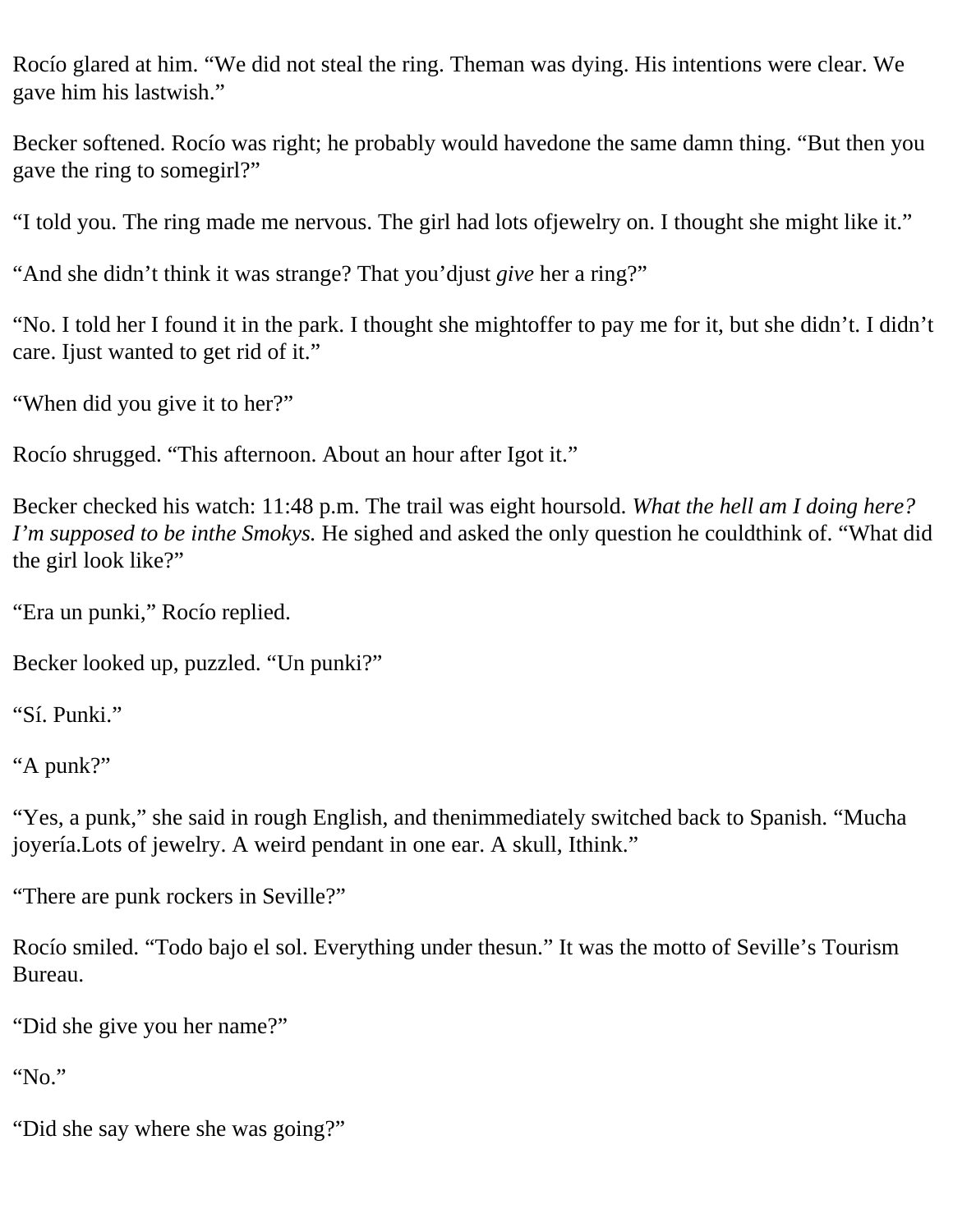Rocío glared at him. "We did not steal the ring. Theman was dying. His intentions were clear. We gave him his lastwish."

Becker softened. Rocío was right; he probably would havedone the same damn thing. "But then you gave the ring to somegirl?"

"I told you. The ring made me nervous. The girl had lots ofjewelry on. I thought she might like it."

"And she didn't think it was strange? That you'djust *give* her a ring?"

"No. I told her I found it in the park. I thought she mightoffer to pay me for it, but she didn't. I didn't care. Ijust wanted to get rid of it."

"When did you give it to her?"

Rocío shrugged. "This afternoon. About an hour after Igot it."

Becker checked his watch: 11:48 p.m. The trail was eight hoursold. *What the hell am I doing here? I'm supposed to be inthe Smokys.* He sighed and asked the only question he couldthink of. "What did the girl look like?"

"Era un punki," Rocío replied.

Becker looked up, puzzled. "Un punki?"

"Sí. Punki."

"A punk?"

"Yes, a punk," she said in rough English, and thenimmediately switched back to Spanish. "Mucha joyería.Lots of jewelry. A weird pendant in one ear. A skull, Ithink."

"There are punk rockers in Seville?"

Rocío smiled. "Todo bajo el sol. Everything under thesun." It was the motto of Seville's Tourism Bureau.

"Did she give you her name?"

"No."

"Did she say where she was going?"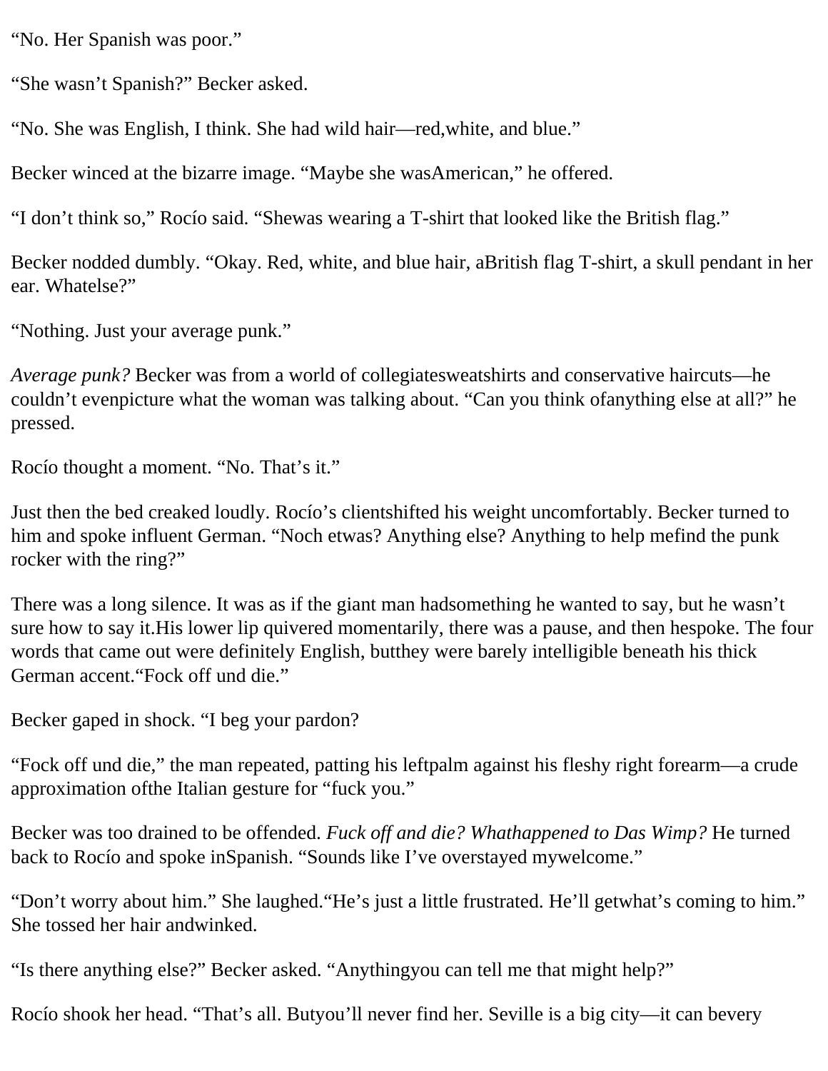"No. Her Spanish was poor."

"She wasn't Spanish?" Becker asked.

"No. She was English, I think. She had wild hair—red,white, and blue."

Becker winced at the bizarre image. "Maybe she wasAmerican," he offered.

"I don't think so," Rocío said. "Shewas wearing a T-shirt that looked like the British flag."

Becker nodded dumbly. "Okay. Red, white, and blue hair, aBritish flag T-shirt, a skull pendant in her ear. Whatelse?"

"Nothing. Just your average punk."

*Average punk?* Becker was from a world of collegiatesweatshirts and conservative haircuts—he couldn't evenpicture what the woman was talking about. "Can you think ofanything else at all?" he pressed.

Rocío thought a moment. "No. That's it."

Just then the bed creaked loudly. Rocío's clientshifted his weight uncomfortably. Becker turned to him and spoke influent German. "Noch etwas? Anything else? Anything to help mefind the punk rocker with the ring?"

There was a long silence. It was as if the giant man hadsomething he wanted to say, but he wasn't sure how to say it.His lower lip quivered momentarily, there was a pause, and then hespoke. The four words that came out were definitely English, butthey were barely intelligible beneath his thick German accent."Fock off und die."

Becker gaped in shock. "I beg your pardon?

"Fock off und die," the man repeated, patting his leftpalm against his fleshy right forearm—a crude approximation ofthe Italian gesture for "fuck you."

Becker was too drained to be offended. *Fuck off and die? Whathappened to Das Wimp?* He turned back to Rocío and spoke inSpanish. "Sounds like I've overstayed mywelcome."

"Don't worry about him." She laughed."He's just a little frustrated. He'll getwhat's coming to him." She tossed her hair andwinked.

"Is there anything else?" Becker asked. "Anythingyou can tell me that might help?"

Rocío shook her head. "That's all. Butyou'll never find her. Seville is a big city—it can bevery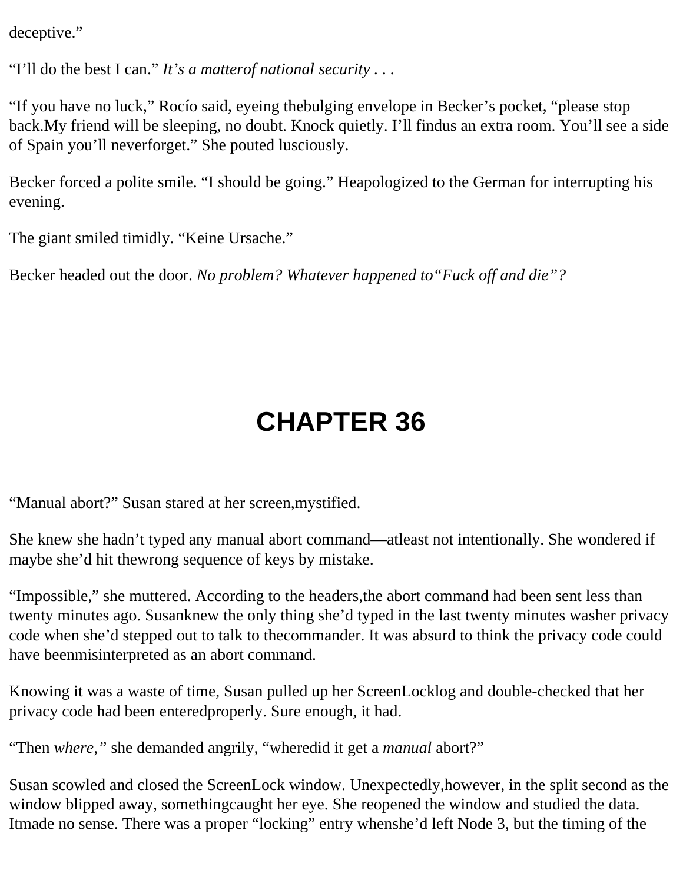deceptive."

"I'll do the best I can." *It's a matterof national security . . .*

"If you have no luck," Rocío said, eyeing thebulging envelope in Becker's pocket, "please stop back.My friend will be sleeping, no doubt. Knock quietly. I'll findus an extra room. You'll see a side of Spain you'll neverforget." She pouted lusciously.

Becker forced a polite smile. "I should be going." Heapologized to the German for interrupting his evening.

The giant smiled timidly. "Keine Ursache."

Becker headed out the door. *No problem? Whatever happened to"Fuck off and die"?*

---

# CHAPTER 36

"Manual abort?" Susan stared at her screen,mystified.

She knew she hadn't typed any manual abort command—atleast not intentionally. She wondered if maybe she'd hit thewrong sequence of keys by mistake.

"Impossible," she muttered. According to the headers,the abort command had been sent less than twenty minutes ago. Susanknew the only thing she'd typed in the last twenty minutes washer privacy code when she'd stepped out to talk to thecommander. It was absurd to think the privacy code could have beenmisinterpreted as an abort command.

Knowing it was a waste of time, Susan pulled up her ScreenLocklog and double-checked that her privacy code had been enteredproperly. Sure enough, it had.

"Then *where,"* she demanded angrily, "wheredid it get a *manual* abort?"

Susan scowled and closed the ScreenLock window. Unexpectedly,however, in the split second as the window blipped away, somethingcaught her eye. She reopened the window and studied the data. Itmade no sense. There was a proper "locking" entry whenshe'd left Node 3, but the timing of the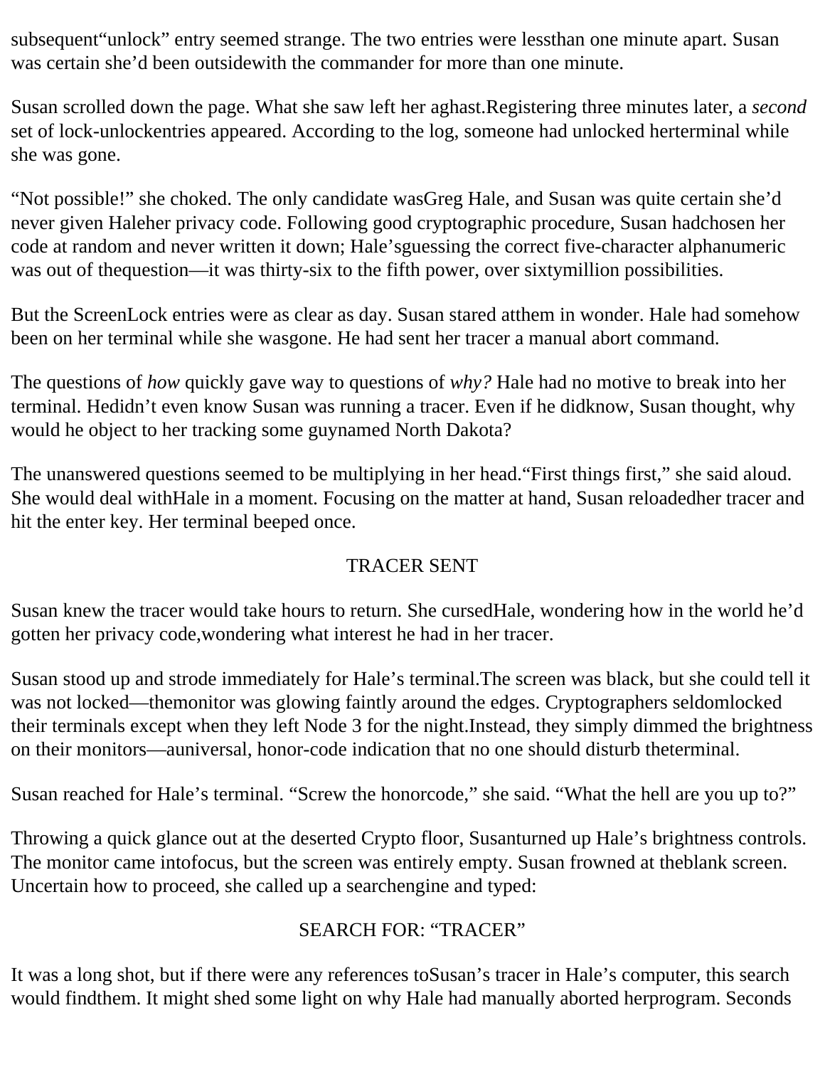subsequent“unlock” entry seemed strange. The two entries were lessthan one minute apart. Susan was certain she’d been outsidewith the commander for more than one minute.

Susan scrolled down the page. What she saw left her aghast.Registering three minutes later, a *second* set of lock-unlockentries appeared. According to the log, someone had unlocked herterminal while she was gone.

“Not possible!” she choked. The only candidate wasGreg Hale, and Susan was quite certain she’d never given Haleher privacy code. Following good cryptographic procedure, Susan hadchosen her code at random and never written it down; Hale’sguessing the correct five-character alphanumeric was out of thequestion—it was thirty-six to the fifth power, over sixtymillion possibilities.

But the ScreenLock entries were as clear as day. Susan stared atthem in wonder. Hale had somehow been on her terminal while she wasgone. He had sent her tracer a manual abort command.

The questions of *how* quickly gave way to questions of *why?* Hale had no motive to break into her terminal. Hedidn’t even know Susan was running a tracer. Even if he didknow, Susan thought, why would he object to her tracking some guynamed North Dakota?

The unanswered questions seemed to be multiplying in her head.“First things first,” she said aloud. She would deal withHale in a moment. Focusing on the matter at hand, Susan reloadedher tracer and hit the enter key. Her terminal beeped once.

TRACER SENT

Susan knew the tracer would take hours to return. She cursedHale, wondering how in the world he’d gotten her privacy code,wondering what interest he had in her tracer.

Susan stood up and strode immediately for Hale’s terminal.The screen was black, but she could tell it was not locked—themonitor was glowing faintly around the edges. Cryptographers seldomlocked their terminals except when they left Node 3 for the night.Instead, they simply dimmed the brightness on their monitors—auniversal, honor-code indication that no one should disturb theterminal.

Susan reached for Hale’s terminal. “Screw the honorcode,” she said. “What the hell are you up to?”

Throwing a quick glance out at the deserted Crypto floor, Susanturned up Hale’s brightness controls. The monitor came intofocus, but the screen was entirely empty. Susan frowned at theblank screen. Uncertain how to proceed, she called up a searchengine and typed:

SEARCH FOR: “TRACER”

It was a long shot, but if there were any references toSusan’s tracer in Hale’s computer, this search would findthem. It might shed some light on why Hale had manually aborted herprogram. Seconds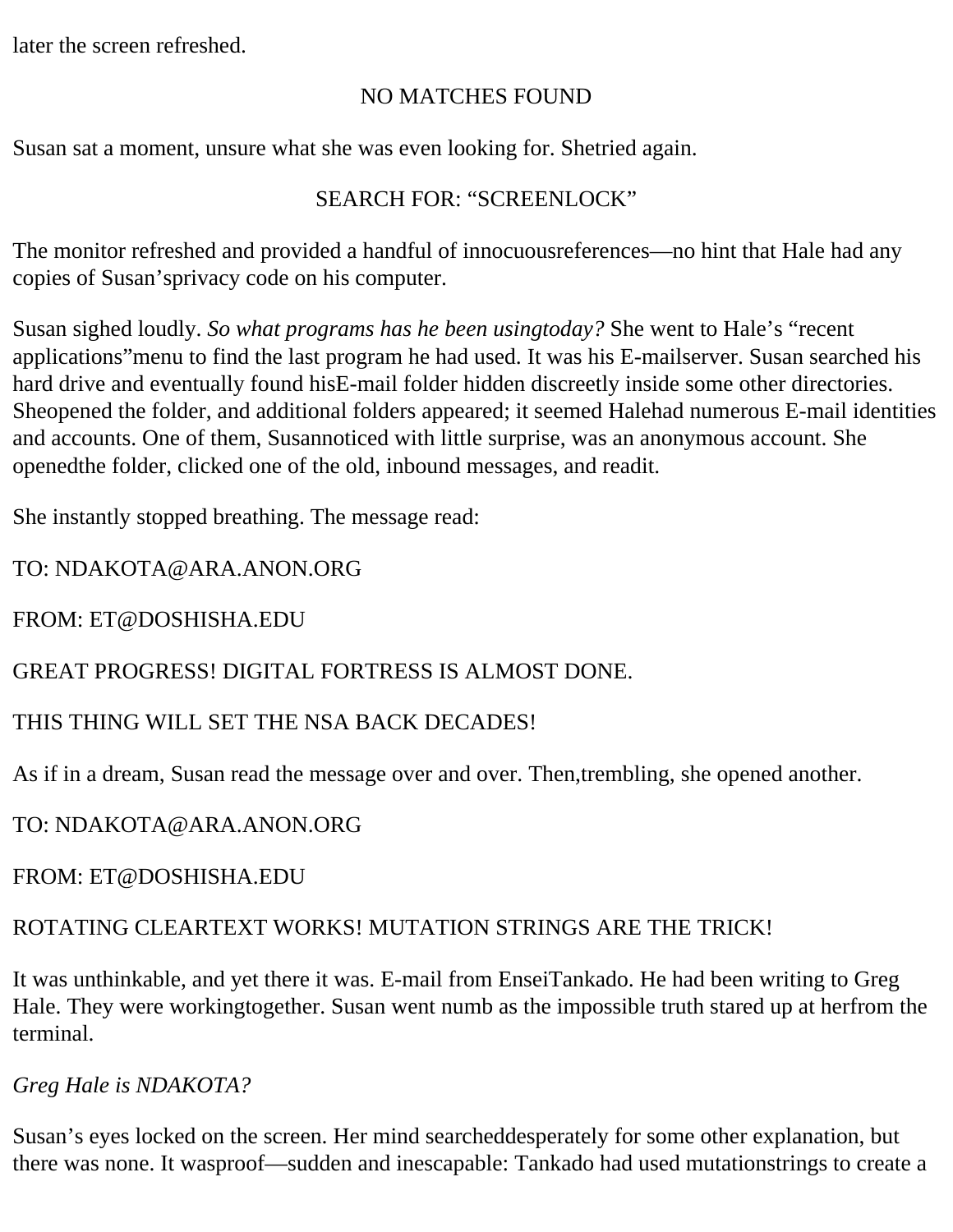later the screen refreshed.

NO MATCHES FOUND

Susan sat a moment, unsure what she was even looking for. Shetried again.

SEARCH FOR: “SCREENLOCK”

The monitor refreshed and provided a handful of innocuousreferences—no hint that Hale had any copies of Susan’sprivacy code on his computer.

Susan sighed loudly. *So what programs has he been usingtoday?* She went to Hale’s “recent applications”menu to find the last program he had used. It was his E-mailserver. Susan searched his hard drive and eventually found hisE-mail folder hidden discreetly inside some other directories. Sheopened the folder, and additional folders appeared; it seemed Halehad numerous E-mail identities and accounts. One of them, Susannoticed with little surprise, was an anonymous account. She openedthe folder, clicked one of the old, inbound messages, and readit.

She instantly stopped breathing. The message read:

TO: NDAKOTA@ARA.ANON.ORG

FROM: ET@DOSHISHA.EDU

GREAT PROGRESS! DIGITAL FORTRESS IS ALMOST DONE.

THIS THING WILL SET THE NSA BACK DECADES!

As if in a dream, Susan read the message over and over. Then,trembling, she opened another.

TO: NDAKOTA@ARA.ANON.ORG

FROM: ET@DOSHISHA.EDU

ROTATING CLEARTEXT WORKS! MUTATION STRINGS ARE THE TRICK!

It was unthinkable, and yet there it was. E-mail from EnseiTankado. He had been writing to Greg Hale. They were workingtogether. Susan went numb as the impossible truth stared up at herfrom the terminal.

*Greg Hale is NDAKOTA?*

Susan’s eyes locked on the screen. Her mind searcheddesperately for some other explanation, but there was none. It wasproof—sudden and inescapable: Tankado had used mutationstrings to create a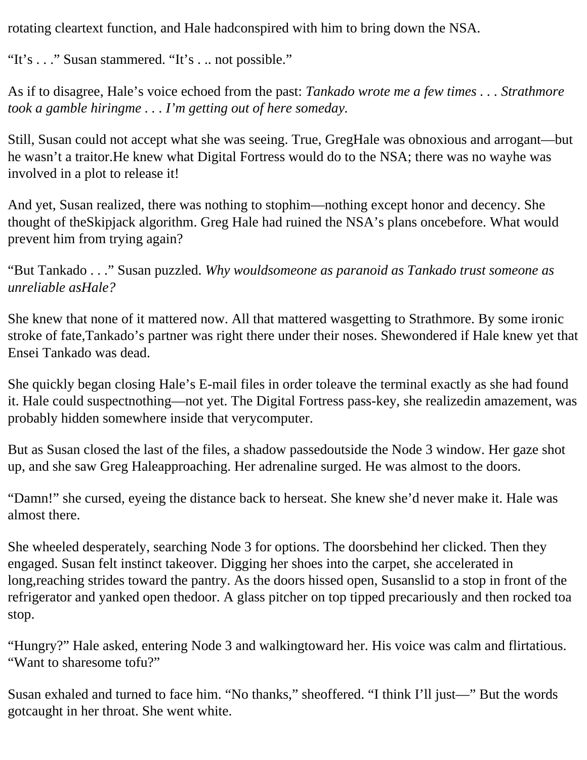rotating cleartext function, and Hale hadconspired with him to bring down the NSA.

“It’s . . .” Susan stammered. “It’s . .. not possible.”

As if to disagree, Hale’s voice echoed from the past: *Tankado wrote me a few times* . . . *Strathmore took a gamble hiringme . . . I’m getting out of here someday.*

Still, Susan could not accept what she was seeing. True, GregHale was obnoxious and arrogant—but he wasn’t a traitor.He knew what Digital Fortress would do to the NSA; there was no wayhe was involved in a plot to release it!

And yet, Susan realized, there was nothing to stophim—nothing except honor and decency. She thought of theSkipjack algorithm. Greg Hale had ruined the NSA’s plans oncebefore. What would prevent him from trying again?

“But Tankado . . .” Susan puzzled. *Why wouldsomeone as paranoid as Tankado trust someone as unreliable asHale?*

She knew that none of it mattered now. All that mattered wasgetting to Strathmore. By some ironic stroke of fate,Tankado’s partner was right there under their noses. Shewondered if Hale knew yet that Ensei Tankado was dead.

She quickly began closing Hale’s E-mail files in order toleave the terminal exactly as she had found it. Hale could suspectnothing—not yet. The Digital Fortress pass-key, she realizedin amazement, was probably hidden somewhere inside that verycomputer.

But as Susan closed the last of the files, a shadow passedoutside the Node 3 window. Her gaze shot up, and she saw Greg Haleapproaching. Her adrenaline surged. He was almost to the doors.

“Damn!” she cursed, eyeing the distance back to herseat. She knew she’d never make it. Hale was almost there.

She wheeled desperately, searching Node 3 for options. The doorsbehind her clicked. Then they engaged. Susan felt instinct takeover. Digging her shoes into the carpet, she accelerated in long,reaching strides toward the pantry. As the doors hissed open, Susanslid to a stop in front of the refrigerator and yanked open thedoor. A glass pitcher on top tipped precariously and then rocked toa stop.

“Hungry?” Hale asked, entering Node 3 and walkingtoward her. His voice was calm and flirtatious. “Want to sharesome tofu?”

Susan exhaled and turned to face him. “No thanks,” sheoffered. “I think I’ll just—” But the words gotcaught in her throat. She went white.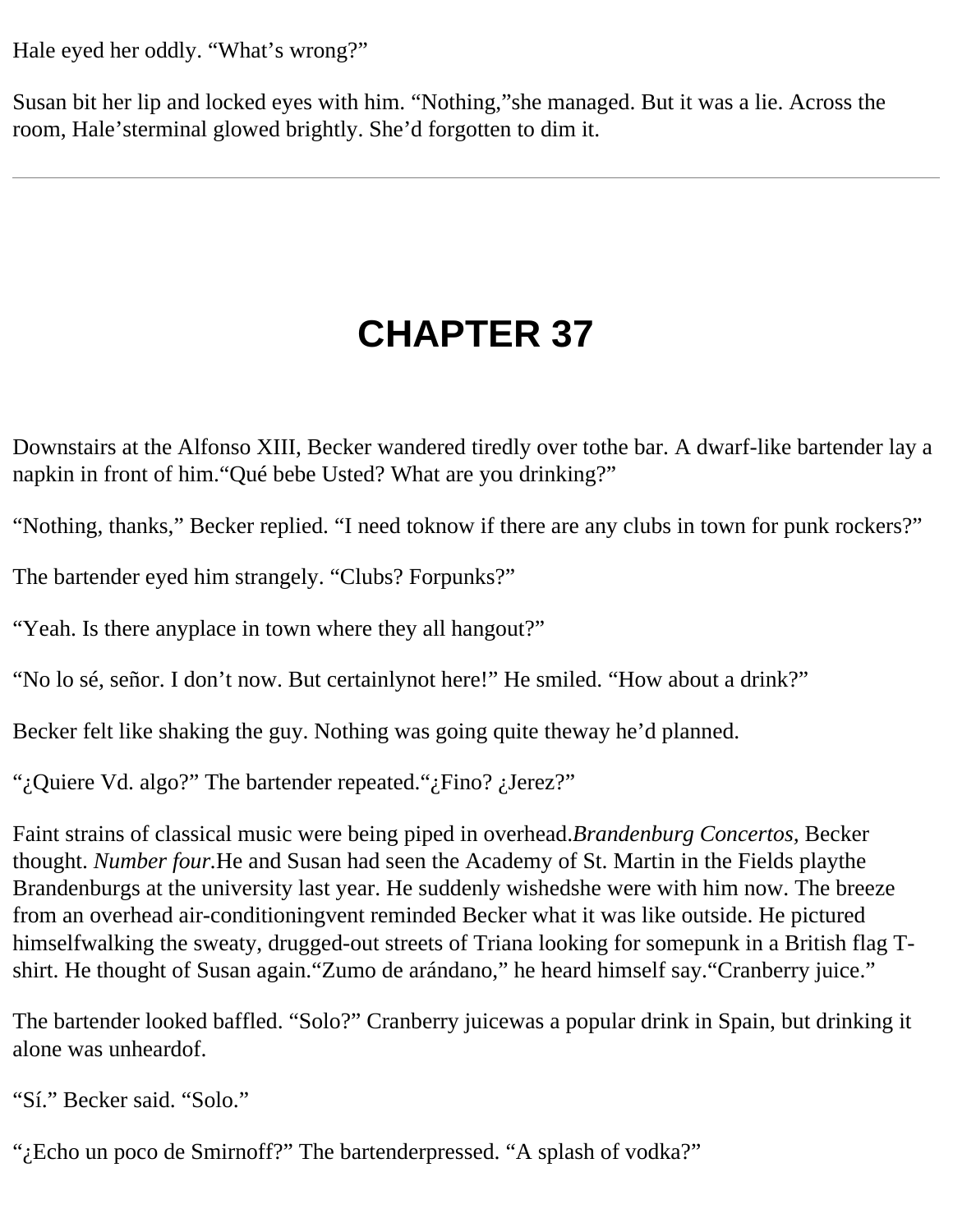Hale eyed her oddly. “What’s wrong?”

Susan bit her lip and locked eyes with him. “Nothing,”she managed. But it was a lie. Across the room, Hale’sterminal glowed brightly. She’d forgotten to dim it.

---

# CHAPTER 37

Downstairs at the Alfonso XIII, Becker wandered tiredly over tothe bar. A dwarf-like bartender lay a napkin in front of him.“Qué bebe Usted? What are you drinking?”

“Nothing, thanks,” Becker replied. “I need toknow if there are any clubs in town for punk rockers?”

The bartender eyed him strangely. “Clubs? Forpunks?”

“Yeah. Is there anyplace in town where they all hangout?”

“No lo sé, señor. I don’t now. But certainlynot here!” He smiled. “How about a drink?”

Becker felt like shaking the guy. Nothing was going quite theway he’d planned.

“¿Quiere Vd. algo?” The bartender repeated.“¿Fino? ¿Jerez?”

Faint strains of classical music were being piped in overhead.*Brandenburg Concertos,* Becker thought. *Number four.*He and Susan had seen the Academy of St. Martin in the Fields playthe Brandenburgs at the university last year. He suddenly wishedshe were with him now. The breeze from an overhead air-conditioningvent reminded Becker what it was like outside. He pictured himselfwalking the sweaty, drugged-out streets of Triana looking for somepunk in a British flag T-shirt. He thought of Susan again.“Zumo de arándano,” he heard himself say.“Cranberry juice.”

The bartender looked baffled. “Solo?” Cranberry juicewas a popular drink in Spain, but drinking it alone was unheardof.

“Sí.” Becker said. “Solo.”

“¿Echo un poco de Smirnoff?” The bartenderpressed. “A splash of vodka?”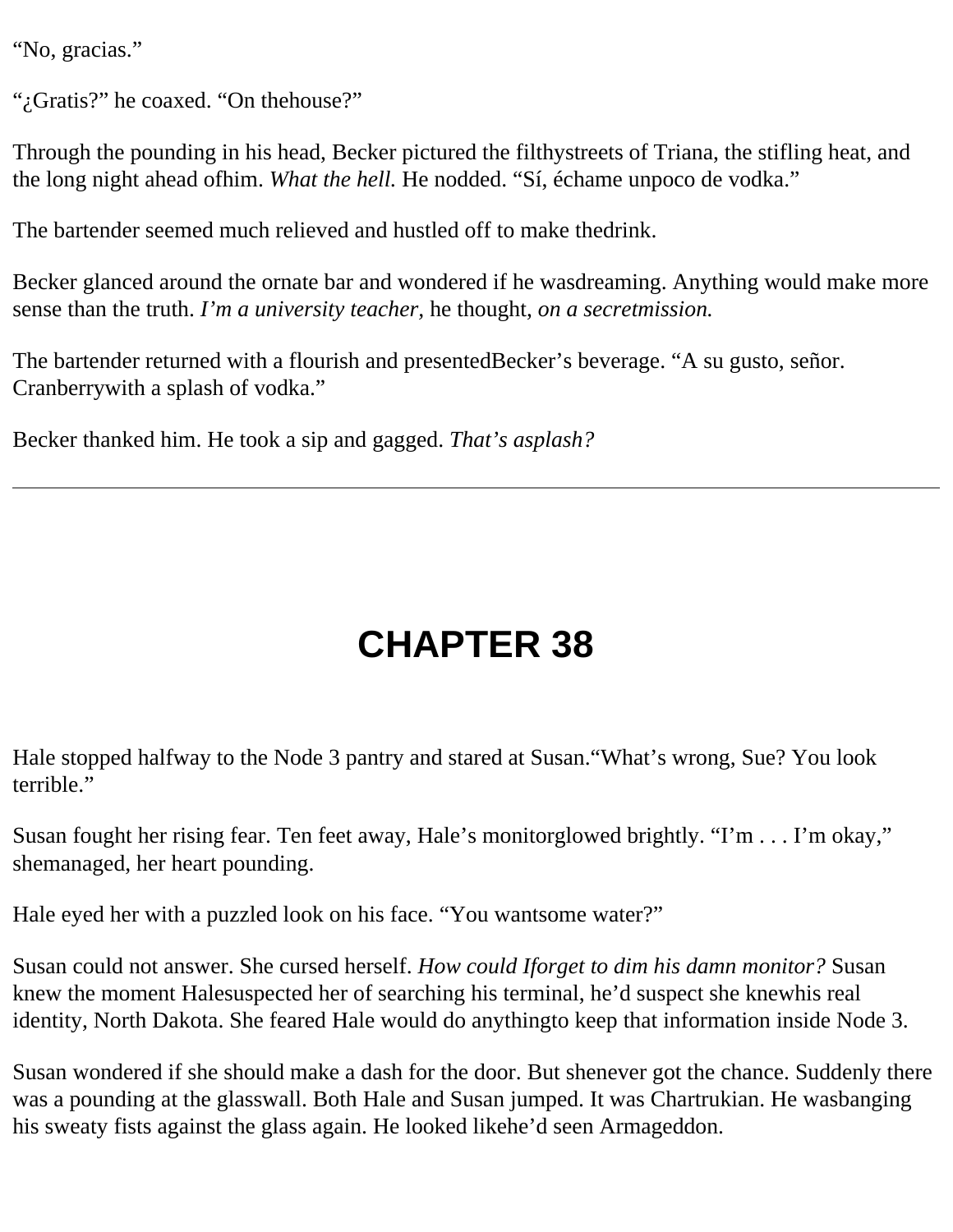"No, gracias."

"¿Gratis?" he coaxed. "On thehouse?"

Through the pounding in his head, Becker pictured the filthystreets of Triana, the stifling heat, and the long night ahead ofhim. *What the hell.* He nodded. "Sí, échame unpoco de vodka."

The bartender seemed much relieved and hustled off to make thedrink.

Becker glanced around the ornate bar and wondered if he wasdreaming. Anything would make more sense than the truth. *I'm a university teacher,* he thought, *on a secretmission.*

The bartender returned with a flourish and presentedBecker's beverage. "A su gusto, señor. Cranberrywith a splash of vodka."

Becker thanked him. He took a sip and gagged. *That's asplash?*

---

# CHAPTER 38

Hale stopped halfway to the Node 3 pantry and stared at Susan."What's wrong, Sue? You look terrible."

Susan fought her rising fear. Ten feet away, Hale's monitorglowed brightly. "I'm . . . I'm okay," shemanaged, her heart pounding.

Hale eyed her with a puzzled look on his face. "You wantsome water?"

Susan could not answer. She cursed herself. *How could Iforget to dim his damn monitor?* Susan knew the moment Halesuspected her of searching his terminal, he'd suspect she knewhis real identity, North Dakota. She feared Hale would do anythingto keep that information inside Node 3.

Susan wondered if she should make a dash for the door. But shenever got the chance. Suddenly there was a pounding at the glasswall. Both Hale and Susan jumped. It was Chartrukian. He wasbanging his sweaty fists against the glass again. He looked likehe'd seen Armageddon.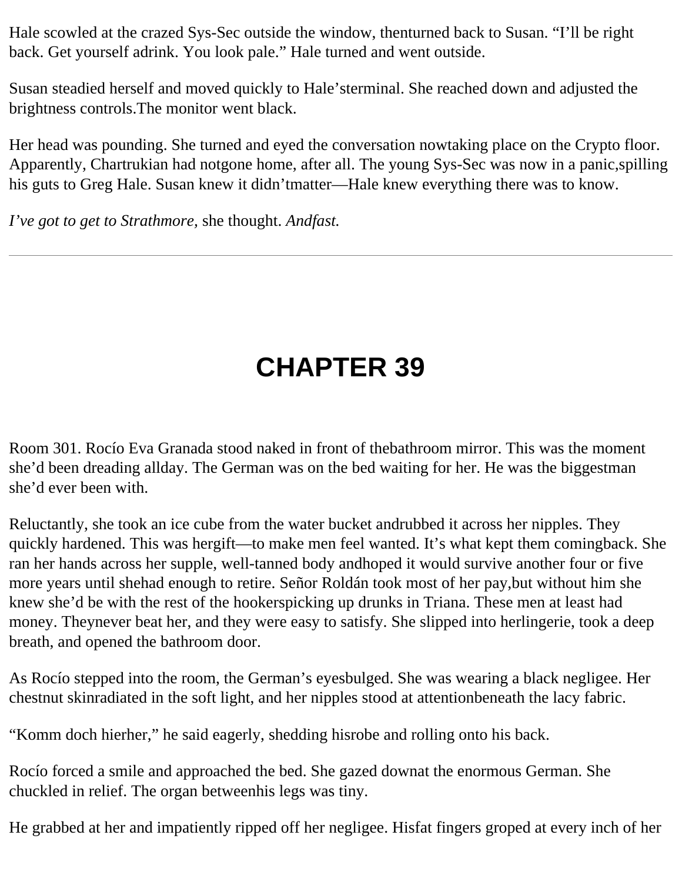Hale scowled at the crazed Sys-Sec outside the window, thenturned back to Susan. “I’ll be right back. Get yourself adrink. You look pale.” Hale turned and went outside.

Susan steadied herself and moved quickly to Hale’sterminal. She reached down and adjusted the brightness controls.The monitor went black.

Her head was pounding. She turned and eyed the conversation nowtaking place on the Crypto floor. Apparently, Chartrukian had notgone home, after all. The young Sys-Sec was now in a panic,spilling his guts to Greg Hale. Susan knew it didn’tmatter—Hale knew everything there was to know.

*I’ve got to get to Strathmore,* she thought. *Andfast.*

---

# CHAPTER 39

Room 301. Rocío Eva Granada stood naked in front of thebathroom mirror. This was the moment she’d been dreading allday. The German was on the bed waiting for her. He was the biggestman she’d ever been with.

Reluctantly, she took an ice cube from the water bucket andrubbed it across her nipples. They quickly hardened. This was hergift—to make men feel wanted. It’s what kept them comingback. She ran her hands across her supple, well-tanned body andhoped it would survive another four or five more years until shehad enough to retire. Señor Roldán took most of her pay,but without him she knew she’d be with the rest of the hookerspicking up drunks in Triana. These men at least had money. Theynever beat her, and they were easy to satisfy. She slipped into herlingerie, took a deep breath, and opened the bathroom door.

As Rocío stepped into the room, the German’s eyesbulged. She was wearing a black negligee. Her chestnut skinradiated in the soft light, and her nipples stood at attentionbeneath the lacy fabric.

“Komm doch hierher,” he said eagerly, shedding hisrobe and rolling onto his back.

Rocío forced a smile and approached the bed. She gazed downat the enormous German. She chuckled in relief. The organ betweenhis legs was tiny.

He grabbed at her and impatiently ripped off her negligee. Hisfat fingers groped at every inch of her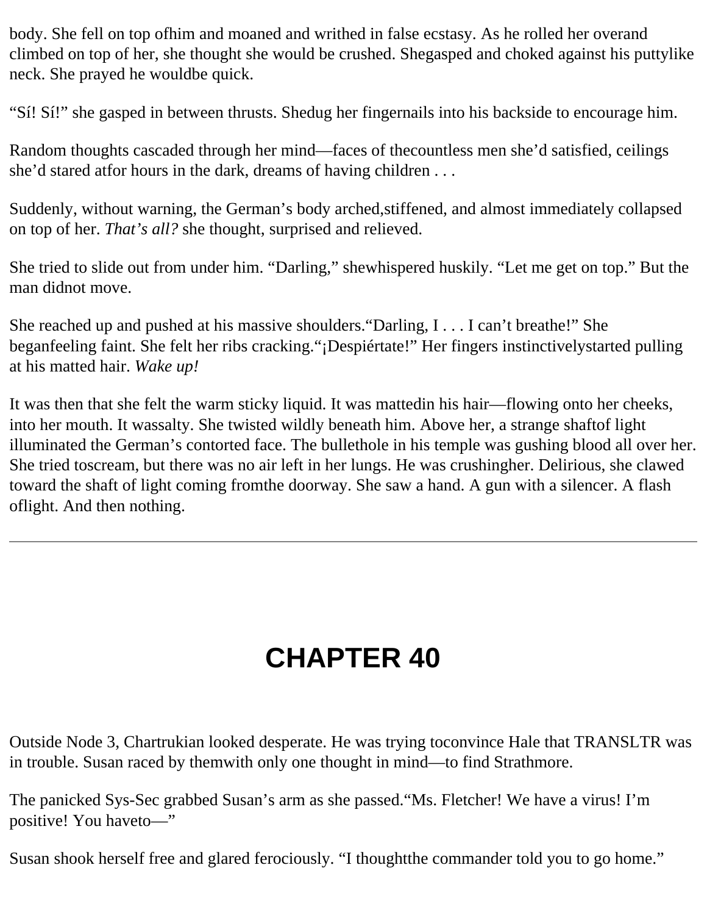body. She fell on top ofhim and moaned and writhed in false ecstasy. As he rolled her overand climbed on top of her, she thought she would be crushed. Shegasped and choked against his puttylike neck. She prayed he wouldbe quick.

“Sí! Sí!” she gasped in between thrusts. Shedug her fingernails into his backside to encourage him.

Random thoughts cascaded through her mind—faces of thecountless men she’d satisfied, ceilings she’d stared atfor hours in the dark, dreams of having children . . .

Suddenly, without warning, the German’s body arched,stiffened, and almost immediately collapsed on top of her. *That’s all?* she thought, surprised and relieved.

She tried to slide out from under him. “Darling,” shewhispered huskily. “Let me get on top.” But the man didnot move.

She reached up and pushed at his massive shoulders.“Darling, I . . . I can’t breathe!” She beganfeeling faint. She felt her ribs cracking.“¡Despiértate!” Her fingers instinctivelystarted pulling at his matted hair. *Wake up!*

It was then that she felt the warm sticky liquid. It was mattedin his hair—flowing onto her cheeks, into her mouth. It wassalty. She twisted wildly beneath him. Above her, a strange shaftof light illuminated the German’s contorted face. The bullethole in his temple was gushing blood all over her. She tried toscream, but there was no air left in her lungs. He was crushingher. Delirious, she clawed toward the shaft of light coming fromthe doorway. She saw a hand. A gun with a silencer. A flash oflight. And then nothing.

---

# CHAPTER 40

Outside Node 3, Chartrukian looked desperate. He was trying toconvince Hale that TRANSLTR was in trouble. Susan raced by themwith only one thought in mind—to find Strathmore.

The panicked Sys-Sec grabbed Susan’s arm as she passed.“Ms. Fletcher! We have a virus! I’m positive! You haveto—”

Susan shook herself free and glared ferociously. “I thoughtthe commander told you to go home.”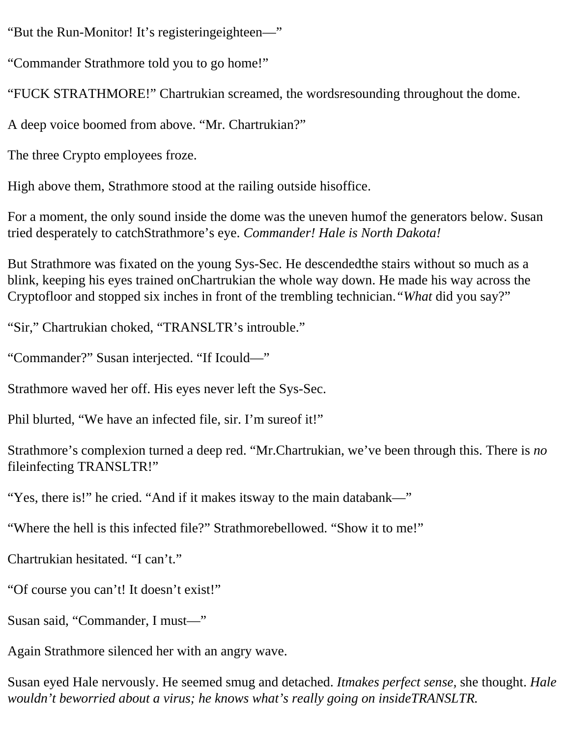"But the Run-Monitor! It's registering eighteen—"

"Commander Strathmore told you to go home!"

"FUCK STRATHMORE!" Chartrukian screamed, the words resounding throughout the dome.

A deep voice boomed from above. "Mr. Chartrukian?"

The three Crypto employees froze.

High above them, Strathmore stood at the railing outside his office.

For a moment, the only sound inside the dome was the uneven hum of the generators below. Susan tried desperately to catch Strathmore's eye. *Commander! Hale is North Dakota!*

But Strathmore was fixated on the young Sys-Sec. He descended the stairs without so much as a blink, keeping his eyes trained on Chartrukian the whole way down. He made his way across the Crypto floor and stopped six inches in front of the trembling technician. "*What* did you say?"

"Sir," Chartrukian choked, "TRANSLTR's in trouble."

"Commander?" Susan interjected. "If I could—"

Strathmore waved her off. His eyes never left the Sys-Sec.

Phil blurted, "We have an infected file, sir. I'm sure of it!"

Strathmore's complexion turned a deep red. "Mr. Chartrukian, we've been through this. There is *no* file infecting TRANSLTR!"

"Yes, there is!" he cried. "And if it makes its way to the main databank—"

"Where the hell is this infected file?" Strathmore bellowed. "Show it to me!"

Chartrukian hesitated. "I can't."

"Of course you can't! It doesn't exist!"

Susan said, "Commander, I must—"

Again Strathmore silenced her with an angry wave.

Susan eyed Hale nervously. He seemed smug and detached. *It makes perfect sense*, she thought. *Hale wouldn't be worried about a virus; he knows what's really going on inside TRANSLTR.*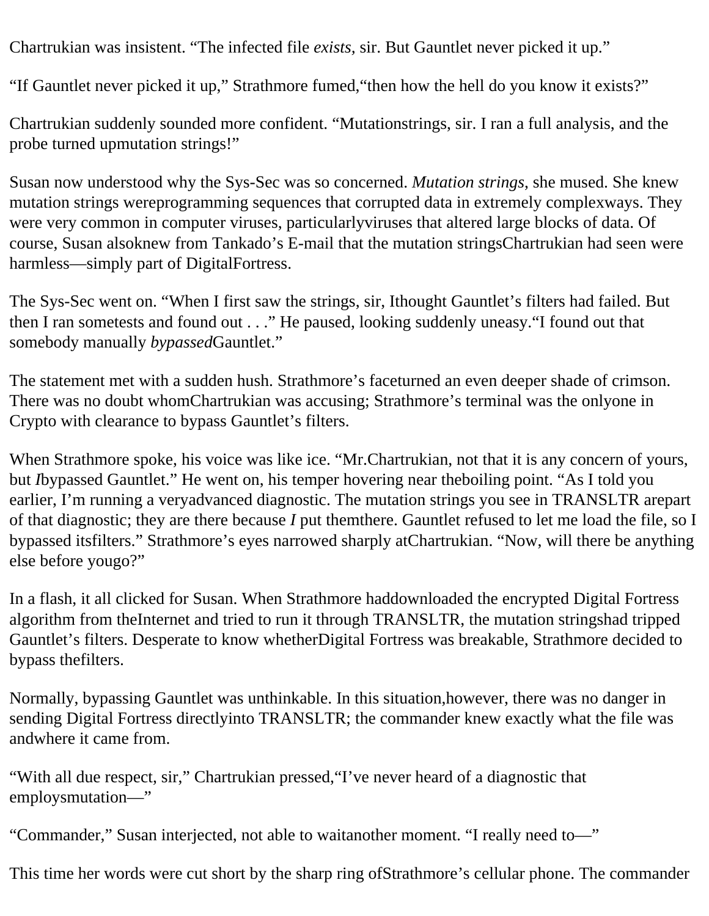Chartrukian was insistent. “The infected file *exists*, sir. But Gauntlet never picked it up.”

“If Gauntlet never picked it up,” Strathmore fumed,“then how the hell do you know it exists?”

Chartrukian suddenly sounded more confident. “Mutationstrings, sir. I ran a full analysis, and the probe turned upmutation strings!”

Susan now understood why the Sys-Sec was so concerned. *Mutation strings*, she mused. She knew mutation strings wereprogramming sequences that corrupted data in extremely complexways. They were very common in computer viruses, particularlyviruses that altered large blocks of data. Of course, Susan alsoknew from Tankado’s E-mail that the mutation stringsChartrukian had seen were harmless—simply part of DigitalFortress.

The Sys-Sec went on. “When I first saw the strings, sir, Ithought Gauntlet’s filters had failed. But then I ran sometests and found out . . .” He paused, looking suddenly uneasy.“I found out that somebody manually *bypassed*Gauntlet.”

The statement met with a sudden hush. Strathmore’s faceturned an even deeper shade of crimson. There was no doubt whomChartrukian was accusing; Strathmore’s terminal was the onlyone in Crypto with clearance to bypass Gauntlet’s filters.

When Strathmore spoke, his voice was like ice. “Mr.Chartrukian, not that it is any concern of yours, but *I*bypassed Gauntlet.” He went on, his temper hovering near theboiling point. “As I told you earlier, I’m running a veryadvanced diagnostic. The mutation strings you see in TRANSLTR arepart of that diagnostic; they are there because *I* put themthere. Gauntlet refused to let me load the file, so I bypassed itsfilters.” Strathmore’s eyes narrowed sharply atChartrukian. “Now, will there be anything else before yougo?”

In a flash, it all clicked for Susan. When Strathmore haddownloaded the encrypted Digital Fortress algorithm from theInternet and tried to run it through TRANSLTR, the mutation stringshad tripped Gauntlet’s filters. Desperate to know whetherDigital Fortress was breakable, Strathmore decided to bypass thefilters.

Normally, bypassing Gauntlet was unthinkable. In this situation,however, there was no danger in sending Digital Fortress directlyinto TRANSLTR; the commander knew exactly what the file was andwhere it came from.

“With all due respect, sir,” Chartrukian pressed,“I’ve never heard of a diagnostic that employsmutation—”

“Commander,” Susan interjected, not able to waitanother moment. “I really need to—”

This time her words were cut short by the sharp ring ofStrathmore’s cellular phone. The commander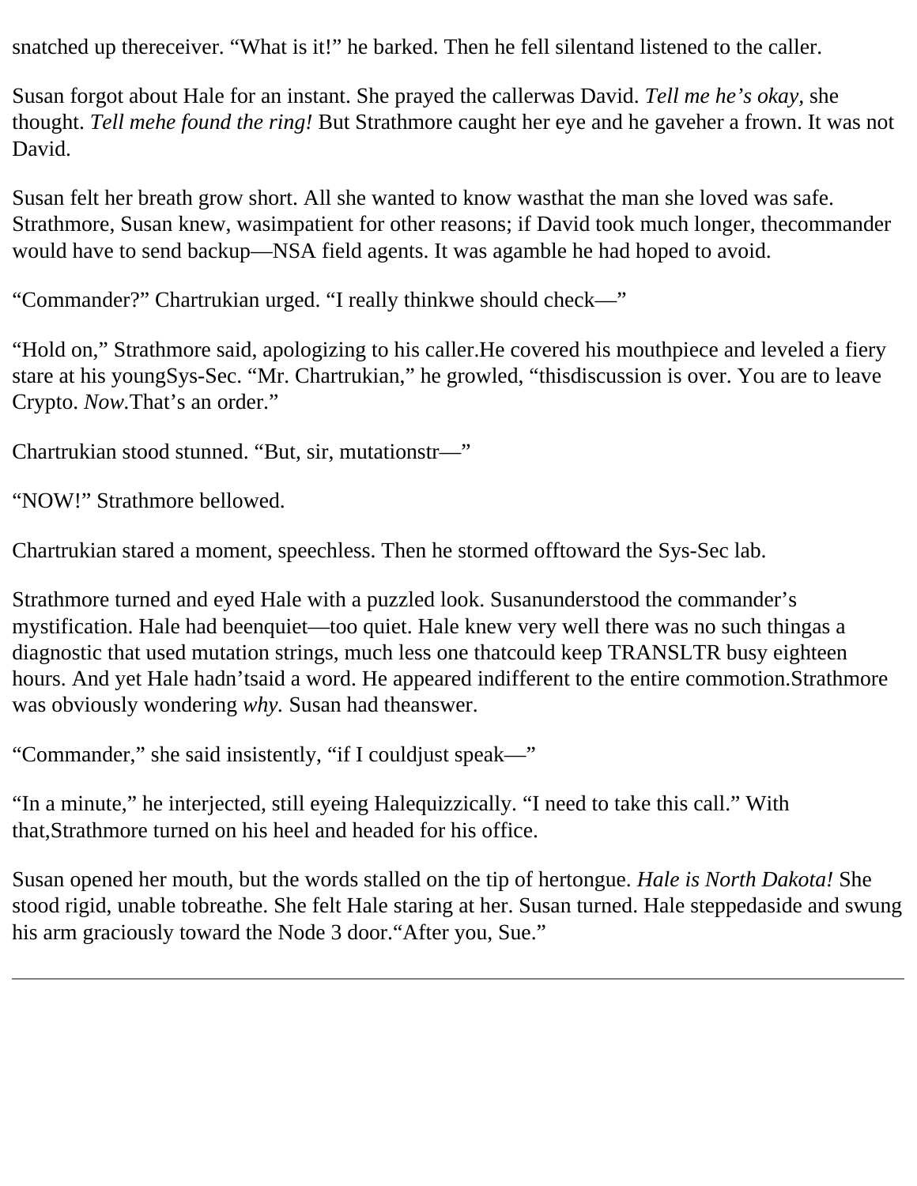snatched up the receiver. “What is it!” he barked. Then he fell silent and listened to the caller.

Susan forgot about Hale for an instant. She prayed the caller was David. *Tell me he’s okay,* she thought. *Tell me he found the ring!* But Strathmore caught her eye and he gave her a frown. It was not David.

Susan felt her breath grow short. All she wanted to know was that the man she loved was safe. Strathmore, Susan knew, was impatient for other reasons; if David took much longer, the commander would have to send backup—NSA field agents. It was a gamble he had hoped to avoid.

“Commander?” Chartrukian urged. “I really think we should check—”

“Hold on,” Strathmore said, apologizing to his caller. He covered his mouthpiece and leveled a fiery stare at his young Sys-Sec. “Mr. Chartrukian,” he growled, “this discussion is over. You are to leave Crypto. *Now.* That’s an order.”

Chartrukian stood stunned. “But, sir, mutation str—”

“NOW!” Strathmore bellowed.

Chartrukian stared a moment, speechless. Then he stormed off toward the Sys-Sec lab.

Strathmore turned and eyed Hale with a puzzled look. Susan understood the commander’s mystification. Hale had been quiet—too quiet. Hale knew very well there was no such thing as a diagnostic that used mutation strings, much less one that could keep TRANSLTR busy eighteen hours. And yet Hale hadn’t said a word. He appeared indifferent to the entire commotion. Strathmore was obviously wondering *why.* Susan had the answer.

“Commander,” she said insistently, “if I could just speak—”

“In a minute,” he interjected, still eyeing Hale quizzically. “I need to take this call.” With that, Strathmore turned on his heel and headed for his office.

Susan opened her mouth, but the words stalled on the tip of her tongue. *Hale is North Dakota!* She stood rigid, unable to breathe. She felt Hale staring at her. Susan turned. Hale stepped aside and swung his arm graciously toward the Node 3 door. “After you, Sue.”

---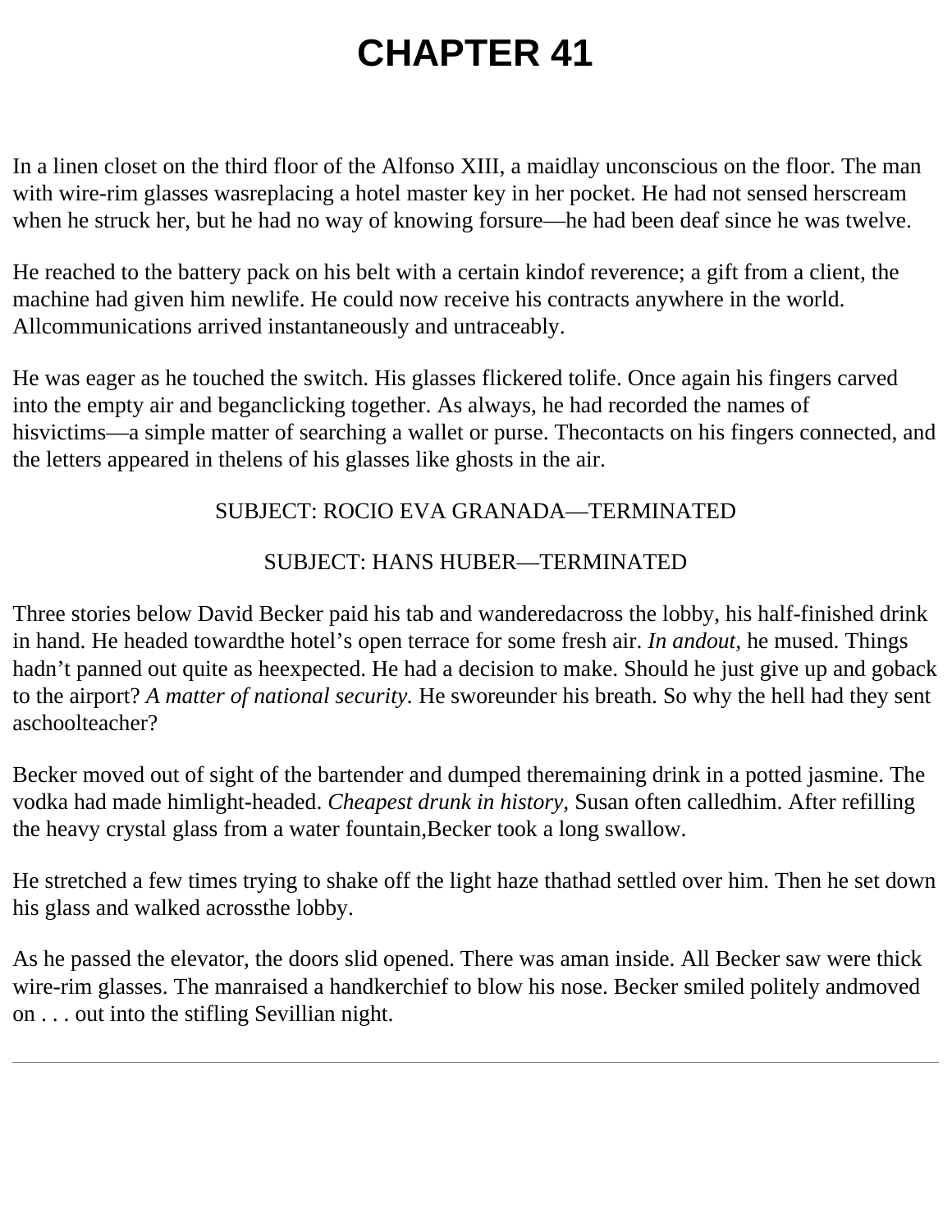# CHAPTER 41

In a linen closet on the third floor of the Alfonso XIII, a maidlay unconscious on the floor. The man with wire-rim glasses wasreplacing a hotel master key in her pocket. He had not sensed herscream when he struck her, but he had no way of knowing forsure—he had been deaf since he was twelve.

He reached to the battery pack on his belt with a certain kindof reverence; a gift from a client, the machine had given him newlife. He could now receive his contracts anywhere in the world. Allcommunications arrived instantaneously and untraceably.

He was eager as he touched the switch. His glasses flickered tolife. Once again his fingers carved into the empty air and beganclicking together. As always, he had recorded the names of hisvictims—a simple matter of searching a wallet or purse. Thecontacts on his fingers connected, and the letters appeared in thelens of his glasses like ghosts in the air.

SUBJECT: ROCIO EVA GRANADA—TERMINATED

SUBJECT: HANS HUBER—TERMINATED

Three stories below David Becker paid his tab and wanderedacross the lobby, his half-finished drink in hand. He headed towardthe hotel's open terrace for some fresh air. *In andout,* he mused. Things hadn't panned out quite as heexpected. He had a decision to make. Should he just give up and goback to the airport? *A matter of national security.* He sworeunder his breath. So why the hell had they sent aschoolteacher?

Becker moved out of sight of the bartender and dumped theremaining drink in a potted jasmine. The vodka had made himlight-headed. *Cheapest drunk in history,* Susan often calledhim. After refilling the heavy crystal glass from a water fountain,Becker took a long swallow.

He stretched a few times trying to shake off the light haze thathad settled over him. Then he set down his glass and walked acrossthe lobby.

As he passed the elevator, the doors slid opened. There was aman inside. All Becker saw were thick wire-rim glasses. The manraised a handkerchief to blow his nose. Becker smiled politely andmoved on . . . out into the stifling Sevillian night.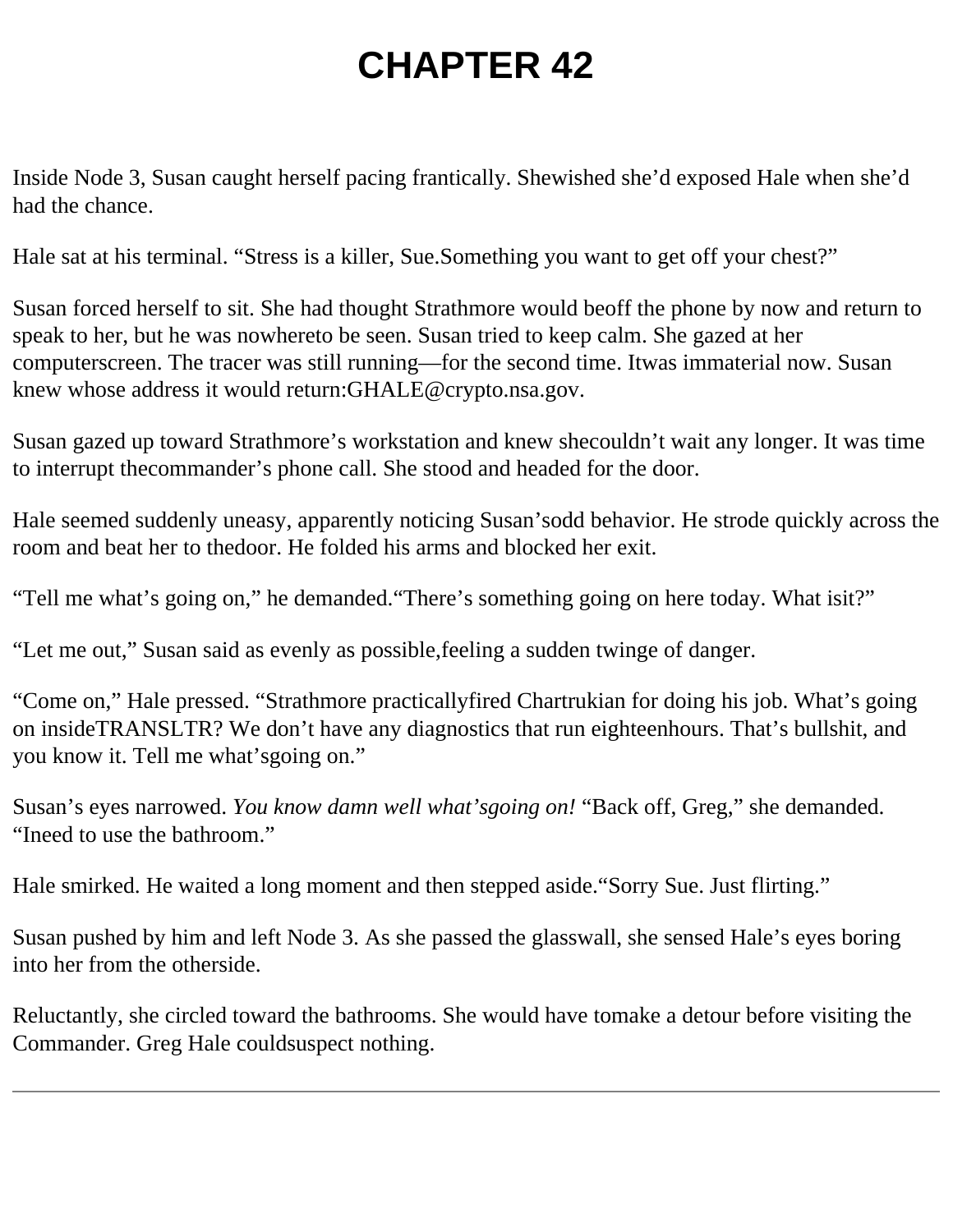# CHAPTER 42

Inside Node 3, Susan caught herself pacing frantically. Shewished she'd exposed Hale when she'd had the chance.

Hale sat at his terminal. "Stress is a killer, Sue.Something you want to get off your chest?"

Susan forced herself to sit. She had thought Strathmore would beoff the phone by now and return to speak to her, but he was nowhereto be seen. Susan tried to keep calm. She gazed at her computerscreen. The tracer was still running—for the second time. Itwas immaterial now. Susan knew whose address it would return:GHALE@crypto.nsa.gov.

Susan gazed up toward Strathmore's workstation and knew shecouldn't wait any longer. It was time to interrupt thecommander's phone call. She stood and headed for the door.

Hale seemed suddenly uneasy, apparently noticing Susan'sodd behavior. He strode quickly across the room and beat her to thedoor. He folded his arms and blocked her exit.

"Tell me what's going on," he demanded."There's something going on here today. What isit?"

"Let me out," Susan said as evenly as possible,feeling a sudden twinge of danger.

"Come on," Hale pressed. "Strathmore practicallyfired Chartrukian for doing his job. What's going on insideTRANSLTR? We don't have any diagnostics that run eighteenhours. That's bullshit, and you know it. Tell me what'sgoing on."

Susan's eyes narrowed. *You know damn well what'sgoing on!* "Back off, Greg," she demanded. "Ineed to use the bathroom."

Hale smirked. He waited a long moment and then stepped aside."Sorry Sue. Just flirting."

Susan pushed by him and left Node 3. As she passed the glasswall, she sensed Hale's eyes boring into her from the otherside.

Reluctantly, she circled toward the bathrooms. She would have tomake a detour before visiting the Commander. Greg Hale couldsuspect nothing.

---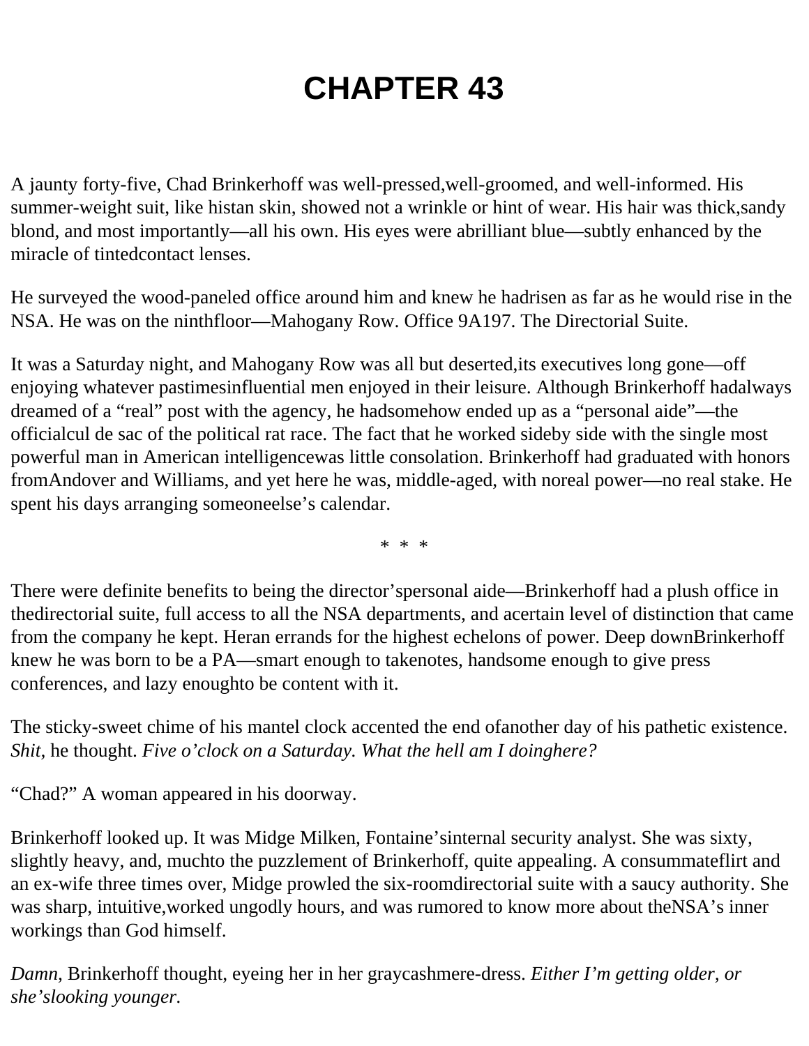# CHAPTER 43

A jaunty forty-five, Chad Brinkerhoff was well-pressed,well-groomed, and well-informed. His summer-weight suit, like histan skin, showed not a wrinkle or hint of wear. His hair was thick,sandy blond, and most importantly—all his own. His eyes were abrilliant blue—subtly enhanced by the miracle of tintedcontact lenses.

He surveyed the wood-paneled office around him and knew he hadrisen as far as he would rise in the NSA. He was on the ninthfloor—Mahogany Row. Office 9A197. The Directorial Suite.

It was a Saturday night, and Mahogany Row was all but deserted,its executives long gone—off enjoying whatever pastimesinfluential men enjoyed in their leisure. Although Brinkerhoff hadalways dreamed of a "real" post with the agency, he hadsomehow ended up as a "personal aide"—the officialcul de sac of the political rat race. The fact that he worked sideby side with the single most powerful man in American intelligencewas little consolation. Brinkerhoff had graduated with honors fromAndover and Williams, and yet here he was, middle-aged, with noreal power—no real stake. He spent his days arranging someoneelse's calendar.

\* \* \*

There were definite benefits to being the director'spersonal aide—Brinkerhoff had a plush office in thedirectorial suite, full access to all the NSA departments, and acertain level of distinction that came from the company he kept. Heran errands for the highest echelons of power. Deep downBrinkerhoff knew he was born to be a PA—smart enough to takenotes, handsome enough to give press conferences, and lazy enoughto be content with it.

The sticky-sweet chime of his mantel clock accented the end ofanother day of his pathetic existence. *Shit,* he thought. *Five o'clock on a Saturday. What the hell am I doinghere?*

"Chad?" A woman appeared in his doorway.

Brinkerhoff looked up. It was Midge Milken, Fontaine'sinternal security analyst. She was sixty, slightly heavy, and, muchto the puzzlement of Brinkerhoff, quite appealing. A consummateflirt and an ex-wife three times over, Midge prowled the six-roomdirectorial suite with a saucy authority. She was sharp, intuitive,worked ungodly hours, and was rumored to know more about theNSA's inner workings than God himself.

*Damn,* Brinkerhoff thought, eyeing her in her graycashmere-dress. *Either I'm getting older, or she'slooking younger.*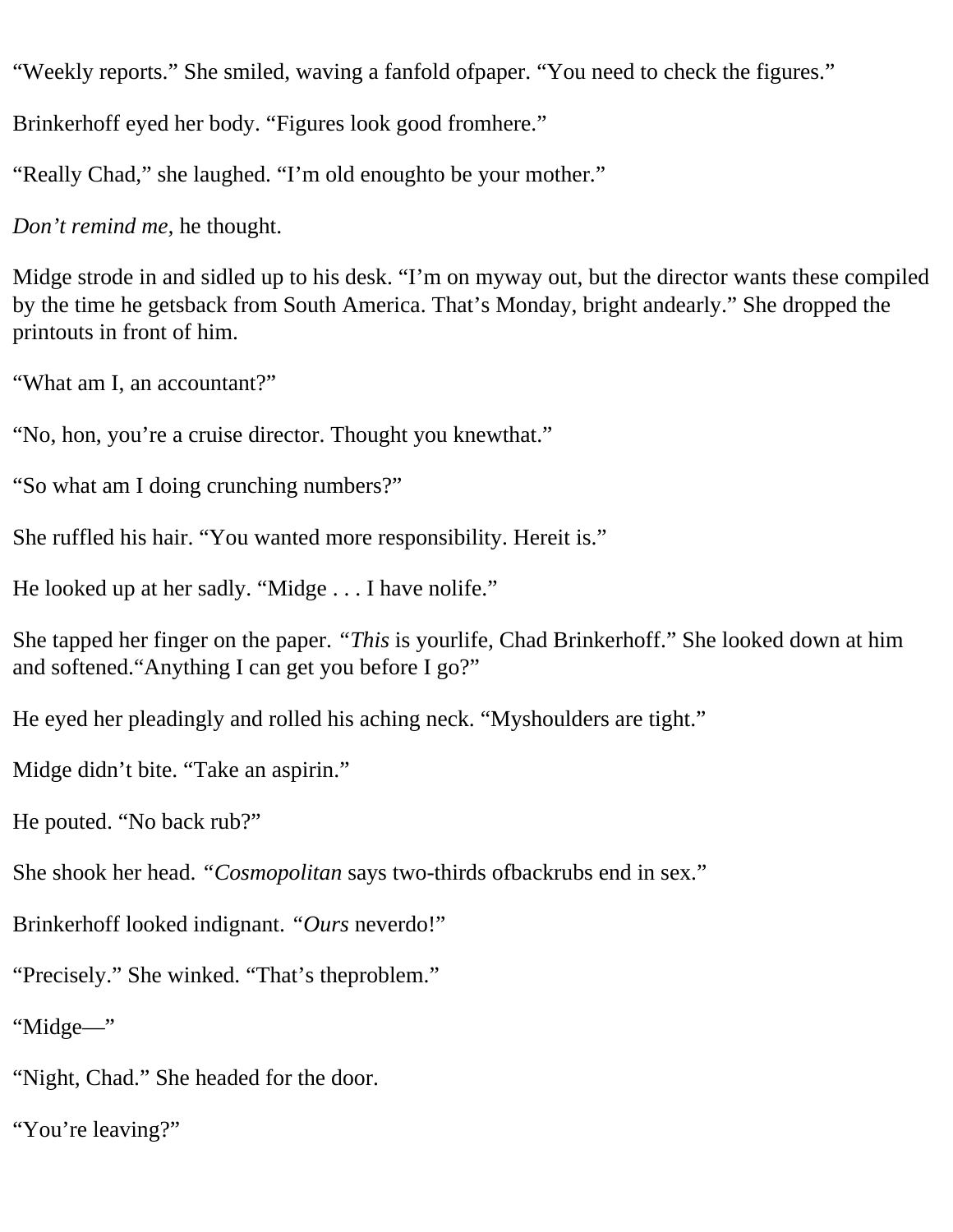"Weekly reports." She smiled, waving a fanfold ofpaper. "You need to check the figures."

Brinkerhoff eyed her body. "Figures look good fromhere."

"Really Chad," she laughed. "I'm old enoughto be your mother."

*Don't remind me,* he thought.

Midge strode in and sidled up to his desk. "I'm on myway out, but the director wants these compiled by the time he getsback from South America. That's Monday, bright andearly." She dropped the printouts in front of him.

"What am I, an accountant?"

"No, hon, you're a cruise director. Thought you knewthat."

"So what am I doing crunching numbers?"

She ruffled his hair. "You wanted more responsibility. Hereit is."

He looked up at her sadly. "Midge . . . I have nolife."

She tapped her finger on the paper. *"This* is yourlife, Chad Brinkerhoff." She looked down at him and softened."Anything I can get you before I go?"

He eyed her pleadingly and rolled his aching neck. "Myshoulders are tight."

Midge didn't bite. "Take an aspirin."

He pouted. "No back rub?"

She shook her head. *"Cosmopolitan* says two-thirds ofbackrubs end in sex."

Brinkerhoff looked indignant. *"Ours* neverdo!"

"Precisely." She winked. "That's theproblem."

"Midge—"

"Night, Chad." She headed for the door.

"You're leaving?"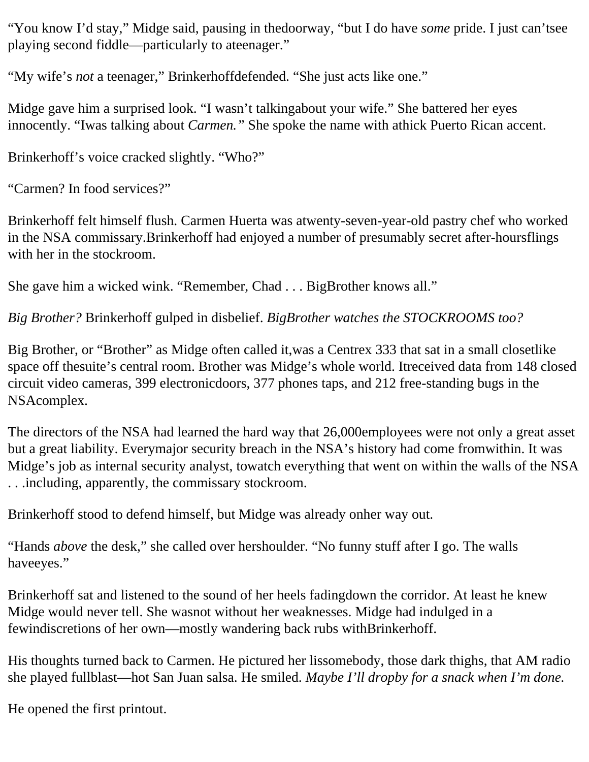"You know I'd stay," Midge said, pausing in thedoorway, "but I do have *some* pride. I just can'tsee playing second fiddle—particularly to ateenager."

"My wife's *not* a teenager," Brinkerhoffdefended. "She just acts like one."

Midge gave him a surprised look. "I wasn't talkingabout your wife." She battered her eyes innocently. "Iwas talking about *Carmen.*" She spoke the name with athick Puerto Rican accent.

Brinkerhoff's voice cracked slightly. "Who?"

"Carmen? In food services?"

Brinkerhoff felt himself flush. Carmen Huerta was atwenty-seven-year-old pastry chef who worked in the NSA commissary.Brinkerhoff had enjoyed a number of presumably secret after-hoursflings with her in the stockroom.

She gave him a wicked wink. "Remember, Chad . . . BigBrother knows all."

*Big Brother?* Brinkerhoff gulped in disbelief. *BigBrother watches the STOCKROOMS too?*

Big Brother, or "Brother" as Midge often called it,was a Centrex 333 that sat in a small closetlike space off thesuite's central room. Brother was Midge's whole world. Itreceived data from 148 closed circuit video cameras, 399 electronicdoors, 377 phones taps, and 212 free-standing bugs in the NSAcomplex.

The directors of the NSA had learned the hard way that 26,000employees were not only a great asset but a great liability. Everymajor security breach in the NSA's history had come fromwithin. It was Midge's job as internal security analyst, towatch everything that went on within the walls of the NSA . . .including, apparently, the commissary stockroom.

Brinkerhoff stood to defend himself, but Midge was already onher way out.

"Hands *above* the desk," she called over hershoulder. "No funny stuff after I go. The walls haveeyes."

Brinkerhoff sat and listened to the sound of her heels fadingdown the corridor. At least he knew Midge would never tell. She wasnot without her weaknesses. Midge had indulged in a fewindiscretions of her own—mostly wandering back rubs withBrinkerhoff.

His thoughts turned back to Carmen. He pictured her lissomebody, those dark thighs, that AM radio she played fullblast—hot San Juan salsa. He smiled. *Maybe I'll dropby for a snack when I'm done.*

He opened the first printout.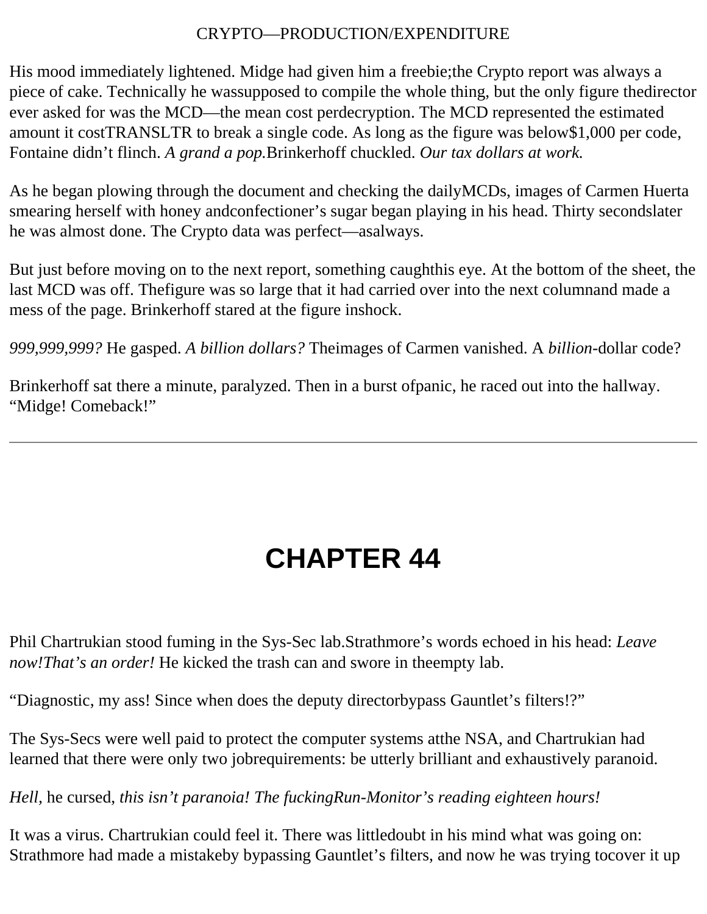CRYPTO—PRODUCTION/EXPENDITURE

His mood immediately lightened. Midge had given him a freebie;the Crypto report was always a piece of cake. Technically he wassupposed to compile the whole thing, but the only figure thedirector ever asked for was the MCD—the mean cost perdecryption. The MCD represented the estimated amount it costTRANSLTR to break a single code. As long as the figure was below$1,000 per code, Fontaine didn't flinch. *A grand a pop.*Brinkerhoff chuckled. *Our tax dollars at work.*

As he began plowing through the document and checking the dailyMCDs, images of Carmen Huerta smearing herself with honey andconfectioner's sugar began playing in his head. Thirty secondslater he was almost done. The Crypto data was perfect—asalways.

But just before moving on to the next report, something caughthis eye. At the bottom of the sheet, the last MCD was off. Thefigure was so large that it had carried over into the next columnand made a mess of the page. Brinkerhoff stared at the figure inshock.

*999,999,999?* He gasped. *A billion dollars?* Theimages of Carmen vanished. A *billion*-dollar code?

Brinkerhoff sat there a minute, paralyzed. Then in a burst ofpanic, he raced out into the hallway. "Midge! Comeback!"

---

# CHAPTER 44

Phil Chartrukian stood fuming in the Sys-Sec lab.Strathmore's words echoed in his head: *Leave now!That's an order!* He kicked the trash can and swore in theempty lab.

"Diagnostic, my ass! Since when does the deputy directorbypass Gauntlet's filters!?"

The Sys-Secs were well paid to protect the computer systems atthe NSA, and Chartrukian had learned that there were only two jobrequirements: be utterly brilliant and exhaustively paranoid.

*Hell,* he cursed, *this isn't paranoia! The fuckingRun-Monitor's reading eighteen hours!*

It was a virus. Chartrukian could feel it. There was littledoubt in his mind what was going on: Strathmore had made a mistakeby bypassing Gauntlet's filters, and now he was trying tocover it up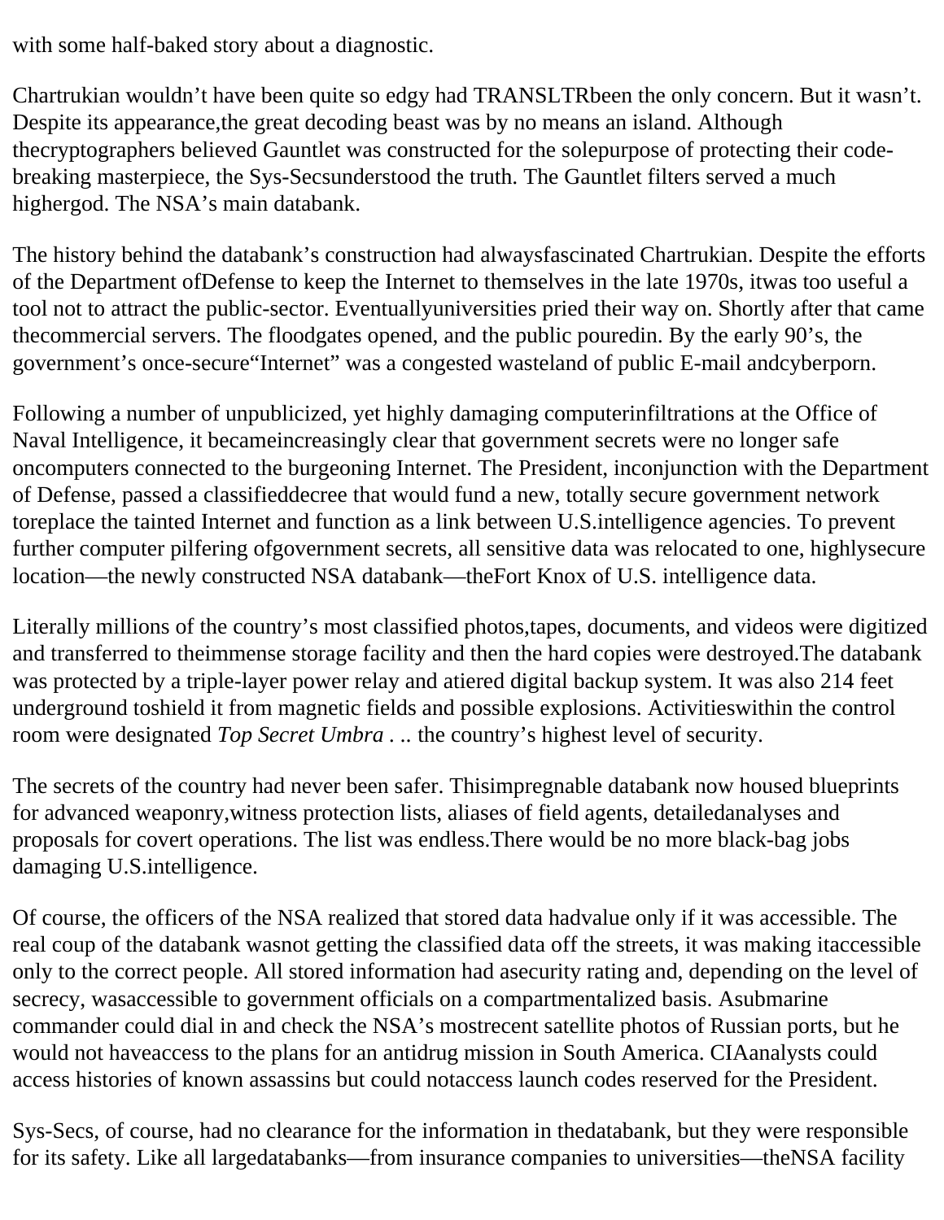with some half-baked story about a diagnostic.

Chartrukian wouldn't have been quite so edgy had TRANSLTRbeen the only concern. But it wasn't. Despite its appearance,the great decoding beast was by no means an island. Although thecryptographers believed Gauntlet was constructed for the solepurpose of protecting their code-breaking masterpiece, the Sys-Secsunderstood the truth. The Gauntlet filters served a much highergod. The NSA's main databank.

The history behind the databank's construction had alwaysfascinated Chartrukian. Despite the efforts of the Department ofDefense to keep the Internet to themselves in the late 1970s, itwas too useful a tool not to attract the public-sector. Eventuallyuniversities pried their way on. Shortly after that came thecommercial servers. The floodgates opened, and the public pouredin. By the early 90's, the government's once-secure"Internet" was a congested wasteland of public E-mail andcyberporn.

Following a number of unpublicized, yet highly damaging computerinfiltrations at the Office of Naval Intelligence, it becameincreasingly clear that government secrets were no longer safe oncomputers connected to the burgeoning Internet. The President, inconjunction with the Department of Defense, passed a classifieddecree that would fund a new, totally secure government network toreplace the tainted Internet and function as a link between U.S.intelligence agencies. To prevent further computer pilfering ofgovernment secrets, all sensitive data was relocated to one, highlysecure location—the newly constructed NSA databank—theFort Knox of U.S. intelligence data.

Literally millions of the country's most classified photos,tapes, documents, and videos were digitized and transferred to theimmense storage facility and then the hard copies were destroyed.The databank was protected by a triple-layer power relay and atiered digital backup system. It was also 214 feet underground toshield it from magnetic fields and possible explosions. Activitieswithin the control room were designated *Top Secret Umbra* . .. the country's highest level of security.

The secrets of the country had never been safer. Thisimpregnable databank now housed blueprints for advanced weaponry,witness protection lists, aliases of field agents, detailedanalyses and proposals for covert operations. The list was endless.There would be no more black-bag jobs damaging U.S.intelligence.

Of course, the officers of the NSA realized that stored data hadvalue only if it was accessible. The real coup of the databank wasnot getting the classified data off the streets, it was making itaccessible only to the correct people. All stored information had asecurity rating and, depending on the level of secrecy, wasaccessible to government officials on a compartmentalized basis. Asubmarine commander could dial in and check the NSA's mostrecent satellite photos of Russian ports, but he would not haveaccess to the plans for an antidrug mission in South America. CIAanalysts could access histories of known assassins but could notaccess launch codes reserved for the President.

Sys-Secs, of course, had no clearance for the information in thedatabank, but they were responsible for its safety. Like all largedatabanks—from insurance companies to universities—theNSA facility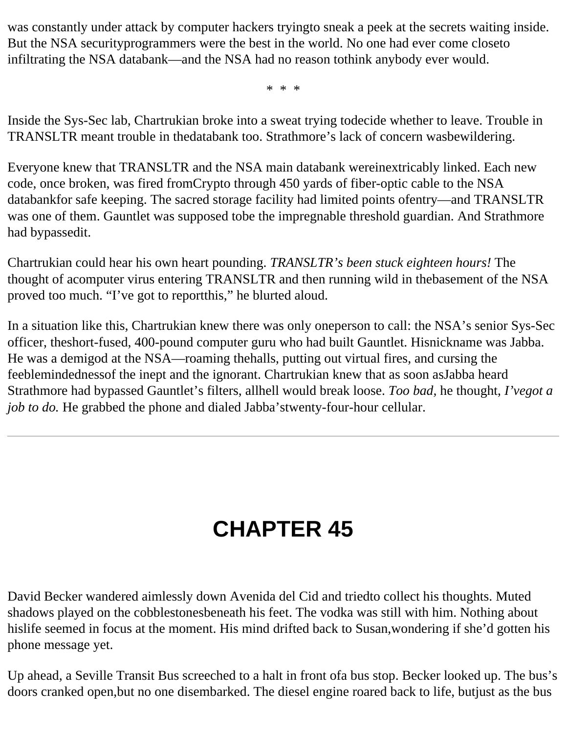was constantly under attack by computer hackers tryingto sneak a peek at the secrets waiting inside. But the NSA securityprogrammers were the best in the world. No one had ever come closeto infiltrating the NSA databank—and the NSA had no reason tothink anybody ever would.

* * *

Inside the Sys-Sec lab, Chartrukian broke into a sweat trying todecide whether to leave. Trouble in TRANSLTR meant trouble in thedatabank too. Strathmore's lack of concern wasbewildering.

Everyone knew that TRANSLTR and the NSA main databank wereinextricably linked. Each new code, once broken, was fired fromCrypto through 450 yards of fiber-optic cable to the NSA databankfor safe keeping. The sacred storage facility had limited points ofentry—and TRANSLTR was one of them. Gauntlet was supposed tobe the impregnable threshold guardian. And Strathmore had bypassedit.

Chartrukian could hear his own heart pounding. *TRANSLTR's been stuck eighteen hours!* The thought of acomputer virus entering TRANSLTR and then running wild in thebasement of the NSA proved too much. "I've got to reportthis," he blurted aloud.

In a situation like this, Chartrukian knew there was only oneperson to call: the NSA's senior Sys-Sec officer, theshort-fused, 400-pound computer guru who had built Gauntlet. Hisnickname was Jabba. He was a demigod at the NSA—roaming thehalls, putting out virtual fires, and cursing the feeblemindednessof the inept and the ignorant. Chartrukian knew that as soon asJabba heard Strathmore had bypassed Gauntlet's filters, allhell would break loose. *Too bad,* he thought, *I'vegot a job to do.* He grabbed the phone and dialed Jabba'stwenty-four-hour cellular.

---

# CHAPTER 45

David Becker wandered aimlessly down Avenida del Cid and triedto collect his thoughts. Muted shadows played on the cobblestonesbeneath his feet. The vodka was still with him. Nothing about hislife seemed in focus at the moment. His mind drifted back to Susan,wondering if she'd gotten his phone message yet.

Up ahead, a Seville Transit Bus screeched to a halt in front ofa bus stop. Becker looked up. The bus's doors cranked open,but no one disembarked. The diesel engine roared back to life, butjust as the bus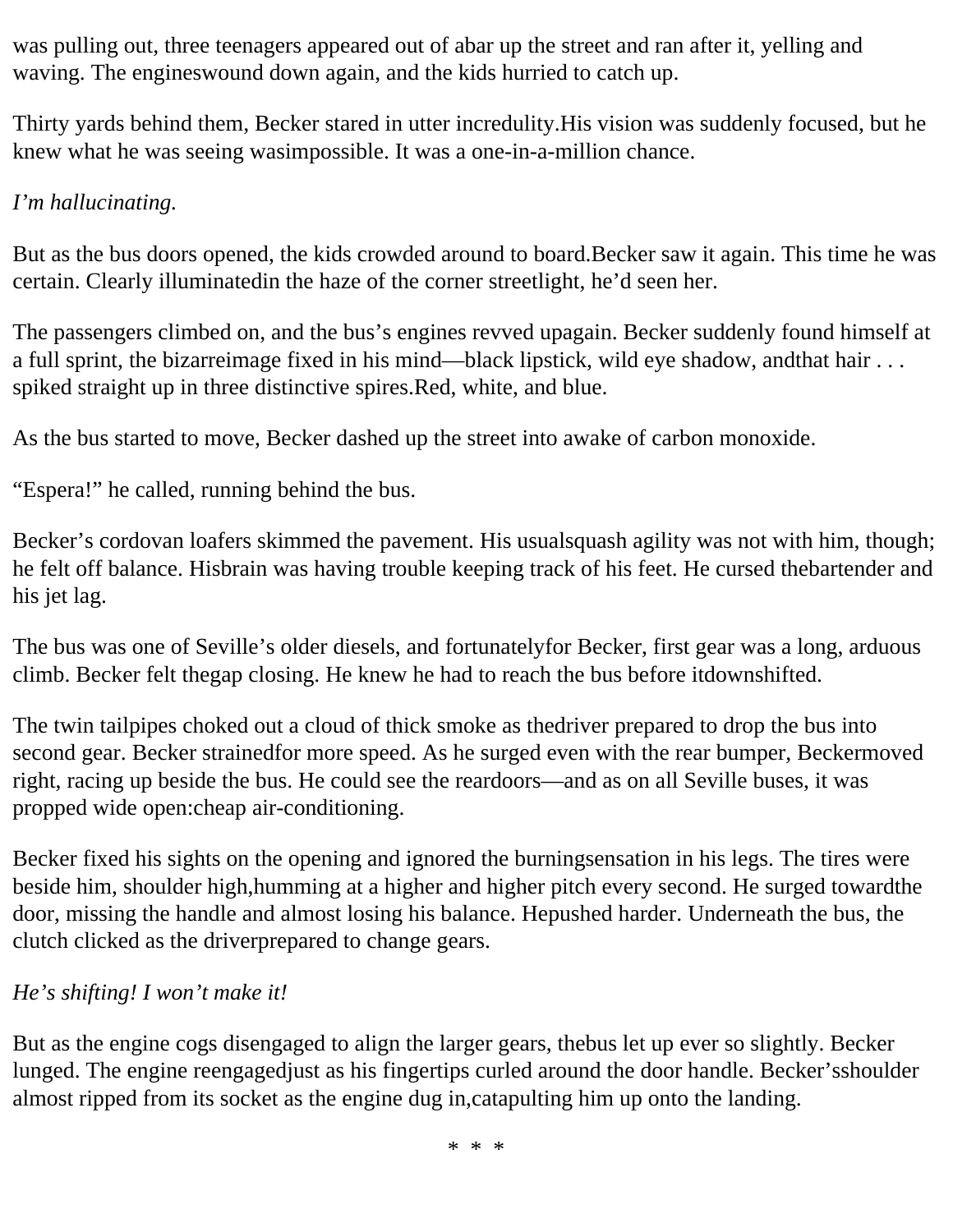was pulling out, three teenagers appeared out of abar up the street and ran after it, yelling and waving. The engineswound down again, and the kids hurried to catch up.

Thirty yards behind them, Becker stared in utter incredulity.His vision was suddenly focused, but he knew what he was seeing wasimpossible. It was a one-in-a-million chance.

*I'm hallucinating.*

But as the bus doors opened, the kids crowded around to board.Becker saw it again. This time he was certain. Clearly illuminatedin the haze of the corner streetlight, he'd seen her.

The passengers climbed on, and the bus's engines revved upagain. Becker suddenly found himself at a full sprint, the bizarreimage fixed in his mind—black lipstick, wild eye shadow, andthat hair . . . spiked straight up in three distinctive spires.Red, white, and blue.

As the bus started to move, Becker dashed up the street into awake of carbon monoxide.

"Espera!" he called, running behind the bus.

Becker's cordovan loafers skimmed the pavement. His usualsquash agility was not with him, though; he felt off balance. Hisbrain was having trouble keeping track of his feet. He cursed thebartender and his jet lag.

The bus was one of Seville's older diesels, and fortunatelyfor Becker, first gear was a long, arduous climb. Becker felt thegap closing. He knew he had to reach the bus before itdownshifted.

The twin tailpipes choked out a cloud of thick smoke as thedriver prepared to drop the bus into second gear. Becker strainedfor more speed. As he surged even with the rear bumper, Beckermoved right, racing up beside the bus. He could see the reardoors—and as on all Seville buses, it was propped wide open:cheap air-conditioning.

Becker fixed his sights on the opening and ignored the burningsensation in his legs. The tires were beside him, shoulder high,humming at a higher and higher pitch every second. He surged towardthe door, missing the handle and almost losing his balance. Hepushed harder. Underneath the bus, the clutch clicked as the driverprepared to change gears.

*He's shifting! I won't make it!*

But as the engine cogs disengaged to align the larger gears, thebus let up ever so slightly. Becker lunged. The engine reengagedjust as his fingertips curled around the door handle. Becker'sshoulder almost ripped from its socket as the engine dug in,catapulting him up onto the landing.

\* \* \*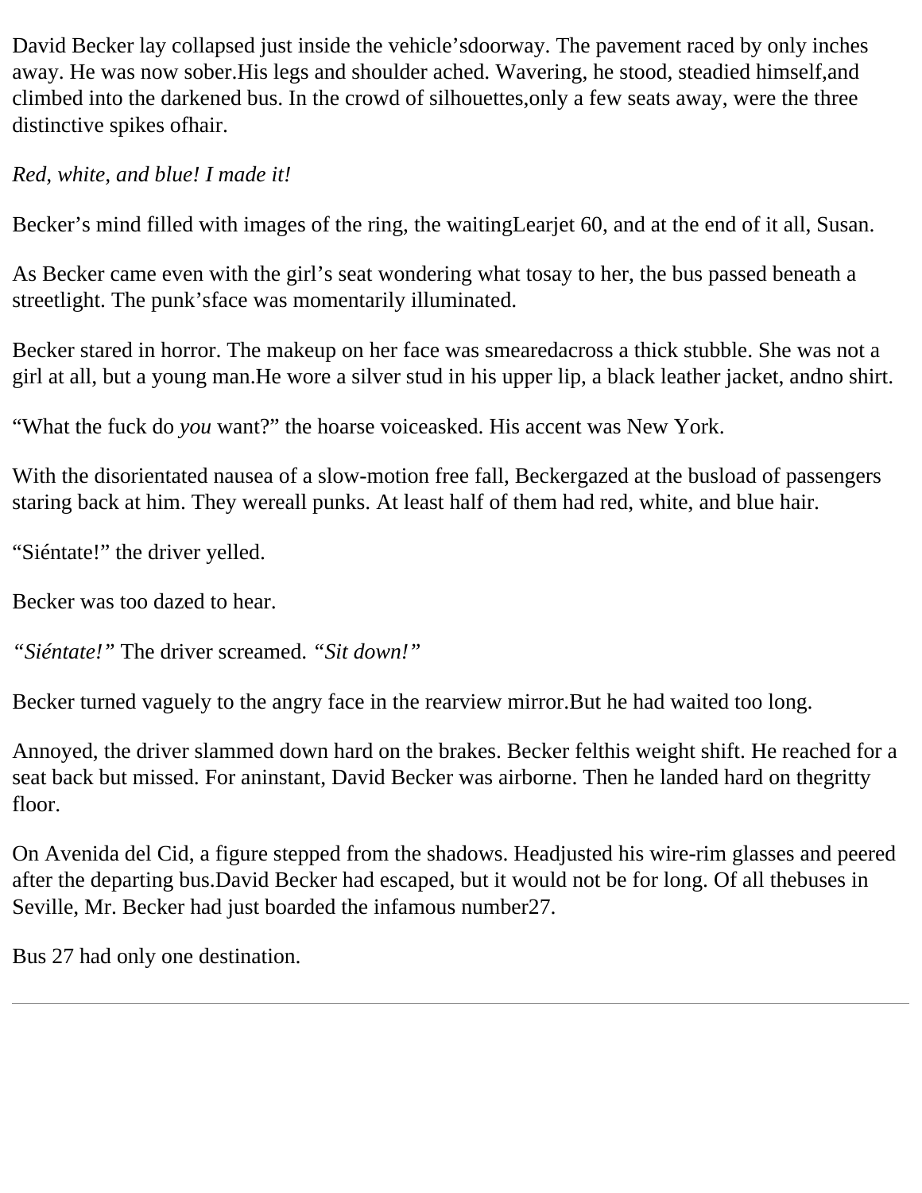David Becker lay collapsed just inside the vehicle's doorway. The pavement raced by only inches away. He was now sober. His legs and shoulder ached. Wavering, he stood, steadied himself, and climbed into the darkened bus. In the crowd of silhouettes, only a few seats away, were the three distinctive spikes of hair.

*Red, white, and blue! I made it!*

Becker's mind filled with images of the ring, the waiting Learjet 60, and at the end of it all, Susan.

As Becker came even with the girl's seat wondering what to say to her, the bus passed beneath a streetlight. The punk's face was momentarily illuminated.

Becker stared in horror. The makeup on her face was smeared across a thick stubble. She was not a girl at all, but a young man. He wore a silver stud in his upper lip, a black leather jacket, and no shirt.

"What the fuck do *you* want?" the hoarse voice asked. His accent was New York.

With the disorientated nausea of a slow-motion free fall, Becker gazed at the busload of passengers staring back at him. They were all punks. At least half of them had red, white, and blue hair.

"Siéntate!" the driver yelled.

Becker was too dazed to hear.

*"Siéntate!"* The driver screamed. *"Sit down!"*

Becker turned vaguely to the angry face in the rearview mirror. But he had waited too long.

Annoyed, the driver slammed down hard on the brakes. Becker felt his weight shift. He reached for a seat back but missed. For an instant, David Becker was airborne. Then he landed hard on the gritty floor.

On Avenida del Cid, a figure stepped from the shadows. He adjusted his wire-rim glasses and peered after the departing bus. David Becker had escaped, but it would not be for long. Of all the buses in Seville, Mr. Becker had just boarded the infamous number 27.

Bus 27 had only one destination.

---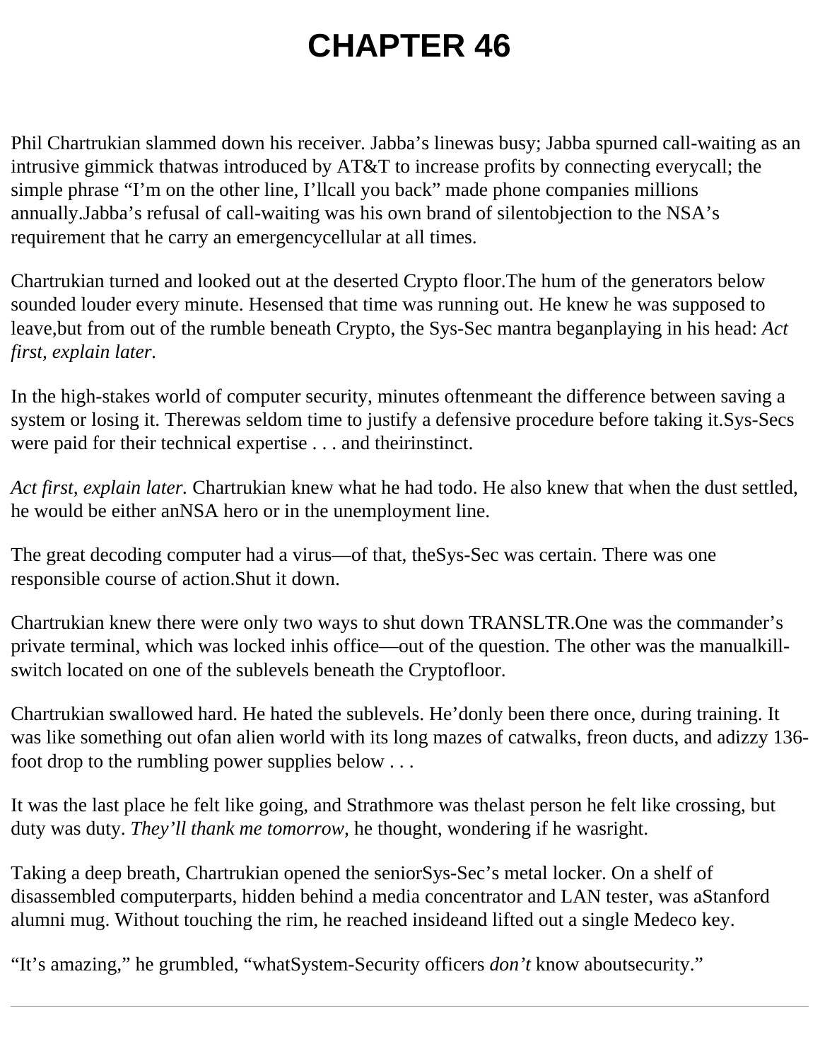# CHAPTER 46

Phil Chartrukian slammed down his receiver. Jabba's linewas busy; Jabba spurned call-waiting as an intrusive gimmick thatwas introduced by AT&T to increase profits by connecting everycall; the simple phrase "I'm on the other line, I'llcall you back" made phone companies millions annually.Jabba's refusal of call-waiting was his own brand of silentobjection to the NSA's requirement that he carry an emergencycellular at all times.

Chartrukian turned and looked out at the deserted Crypto floor.The hum of the generators below sounded louder every minute. Hesensed that time was running out. He knew he was supposed to leave,but from out of the rumble beneath Crypto, the Sys-Sec mantra beganplaying in his head: *Act first, explain later*.

In the high-stakes world of computer security, minutes oftenmeant the difference between saving a system or losing it. Therewas seldom time to justify a defensive procedure before taking it.Sys-Secs were paid for their technical expertise . . . and theirinstinct.

*Act first, explain later*. Chartrukian knew what he had todo. He also knew that when the dust settled, he would be either anNSA hero or in the unemployment line.

The great decoding computer had a virus—of that, theSys-Sec was certain. There was one responsible course of action.Shut it down.

Chartrukian knew there were only two ways to shut down TRANSLTR.One was the commander's private terminal, which was locked inhis office—out of the question. The other was the manualkill-switch located on one of the sublevels beneath the Cryptofloor.

Chartrukian swallowed hard. He hated the sublevels. He'donly been there once, during training. It was like something out ofan alien world with its long mazes of catwalks, freon ducts, and adizzy 136-foot drop to the rumbling power supplies below . . .

It was the last place he felt like going, and Strathmore was thelast person he felt like crossing, but duty was duty. *They'll thank me tomorrow,* he thought, wondering if he wasright.

Taking a deep breath, Chartrukian opened the seniorSys-Sec's metal locker. On a shelf of disassembled computerparts, hidden behind a media concentrator and LAN tester, was aStanford alumni mug. Without touching the rim, he reached insideand lifted out a single Medeco key.

"It's amazing," he grumbled, "whatSystem-Security officers *don't* know aboutsecurity."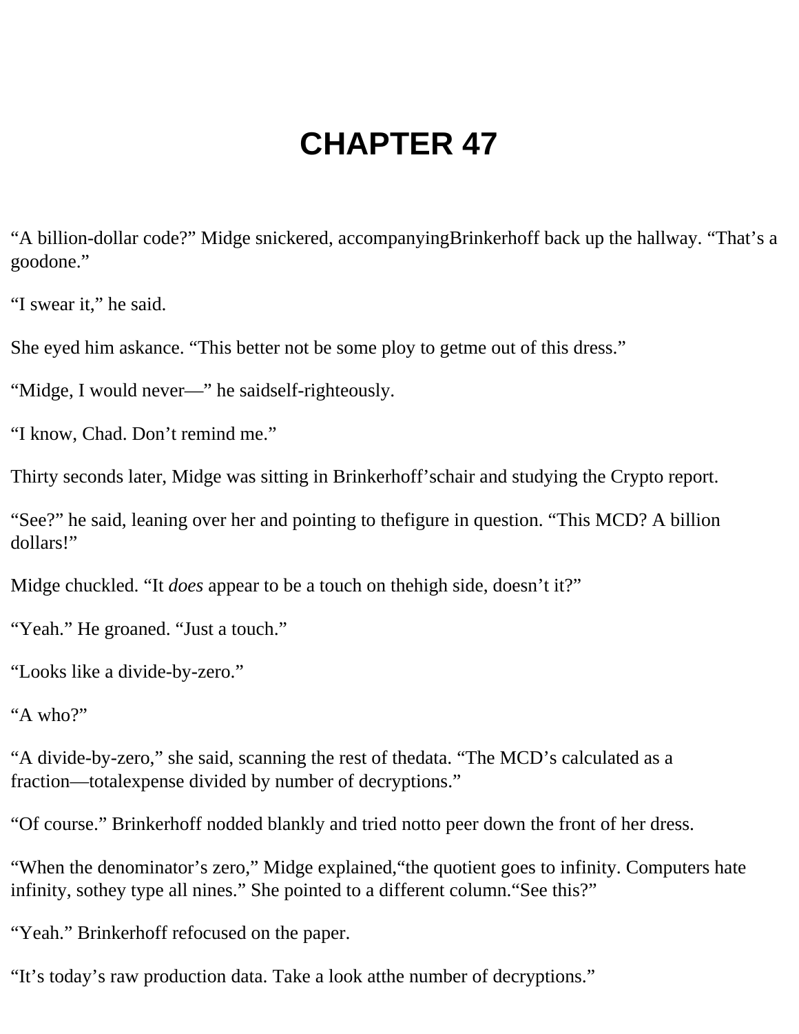# CHAPTER 47

"A billion-dollar code?" Midge snickered, accompanyingBrinkerhoff back up the hallway. "That's a goodone."

"I swear it," he said.

She eyed him askance. "This better not be some ploy to getme out of this dress."

"Midge, I would never—" he saidself-righteously.

"I know, Chad. Don't remind me."

Thirty seconds later, Midge was sitting in Brinkerhoff'schair and studying the Crypto report.

"See?" he said, leaning over her and pointing to thefigure in question. "This MCD? A billion dollars!"

Midge chuckled. "It *does* appear to be a touch on thehigh side, doesn't it?"

"Yeah." He groaned. "Just a touch."

"Looks like a divide-by-zero."

"A who?"

"A divide-by-zero," she said, scanning the rest of thedata. "The MCD's calculated as a fraction—totalexpense divided by number of decryptions."

"Of course." Brinkerhoff nodded blankly and tried notto peer down the front of her dress.

"When the denominator's zero," Midge explained,"the quotient goes to infinity. Computers hate infinity, sothey type all nines." She pointed to a different column."See this?"

"Yeah." Brinkerhoff refocused on the paper.

"It's today's raw production data. Take a look atthe number of decryptions."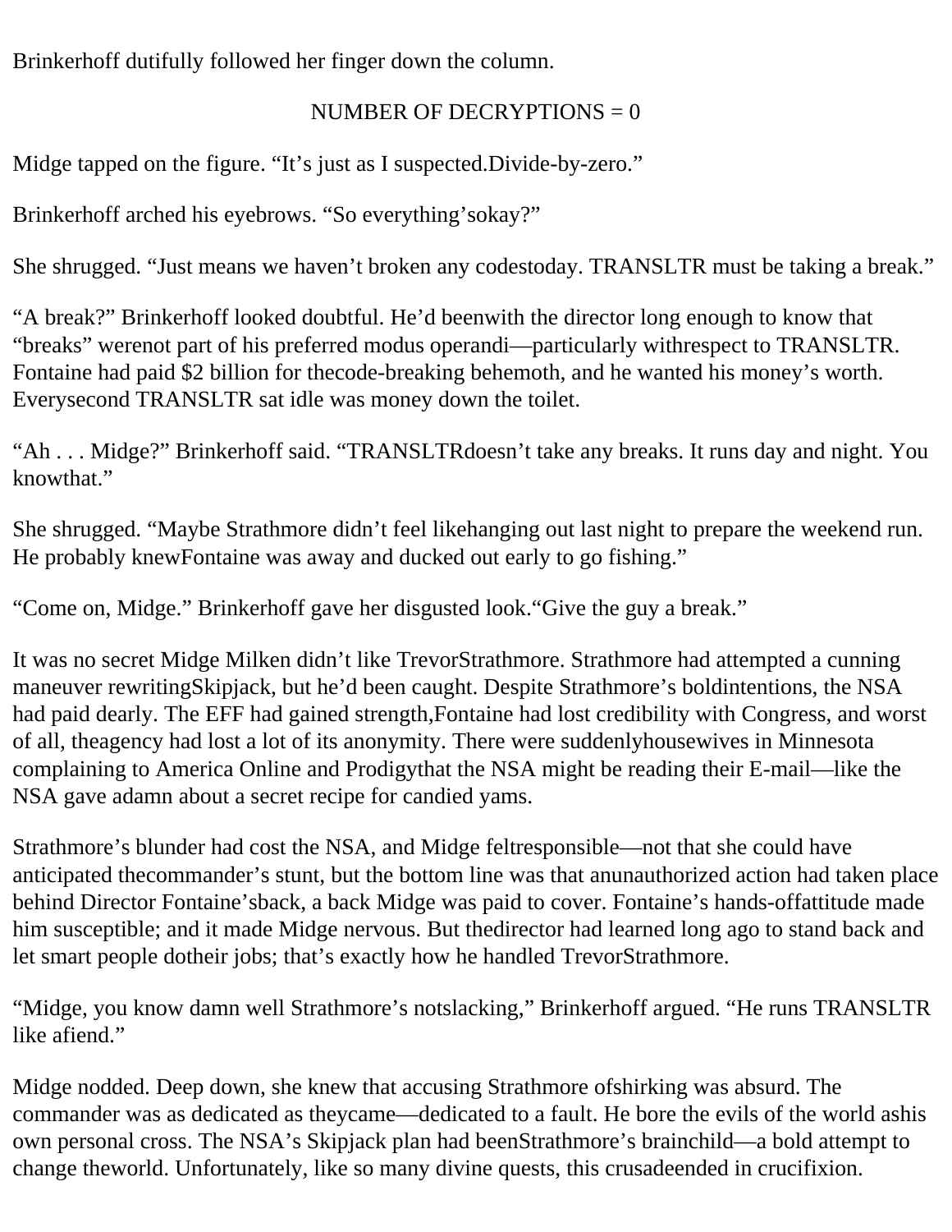Brinkerhoff dutifully followed her finger down the column.

NUMBER OF DECRYPTIONS = 0

Midge tapped on the figure. “It’s just as I suspected.Divide-by-zero.”

Brinkerhoff arched his eyebrows. “So everything’sokay?”

She shrugged. “Just means we haven’t broken any codestoday. TRANSLTR must be taking a break.”

“A break?” Brinkerhoff looked doubtful. He’d beenwith the director long enough to know that “breaks” werenot part of his preferred modus operandi—particularly withrespect to TRANSLTR. Fontaine had paid $2 billion for thecode-breaking behemoth, and he wanted his money’s worth. Everysecond TRANSLTR sat idle was money down the toilet.

“Ah . . . Midge?” Brinkerhoff said. “TRANSLTRdoesn’t take any breaks. It runs day and night. You knowthat.”

She shrugged. “Maybe Strathmore didn’t feel likehanging out last night to prepare the weekend run. He probably knewFontaine was away and ducked out early to go fishing.”

“Come on, Midge.” Brinkerhoff gave her disgusted look.“Give the guy a break.”

It was no secret Midge Milken didn’t like TrevorStrathmore. Strathmore had attempted a cunning maneuver rewritingSkipjack, but he’d been caught. Despite Strathmore’s boldintentions, the NSA had paid dearly. The EFF had gained strength,Fontaine had lost credibility with Congress, and worst of all, theagency had lost a lot of its anonymity. There were suddenlyhousewives in Minnesota complaining to America Online and Prodigythat the NSA might be reading their E-mail—like the NSA gave adamn about a secret recipe for candied yams.

Strathmore’s blunder had cost the NSA, and Midge feltresponsible—not that she could have anticipated thecommander’s stunt, but the bottom line was that anunauthorized action had taken place behind Director Fontaine’sback, a back Midge was paid to cover. Fontaine’s hands-offattitude made him susceptible; and it made Midge nervous. But thedirector had learned long ago to stand back and let smart people dotheir jobs; that’s exactly how he handled TrevorStrathmore.

“Midge, you know damn well Strathmore’s notslacking,” Brinkerhoff argued. “He runs TRANSLTR like afiend.”

Midge nodded. Deep down, she knew that accusing Strathmore ofshirking was absurd. The commander was as dedicated as theycame—dedicated to a fault. He bore the evils of the world ashis own personal cross. The NSA’s Skipjack plan had beenStrathmore’s brainchild—a bold attempt to change theworld. Unfortunately, like so many divine quests, this crusadeended in crucifixion.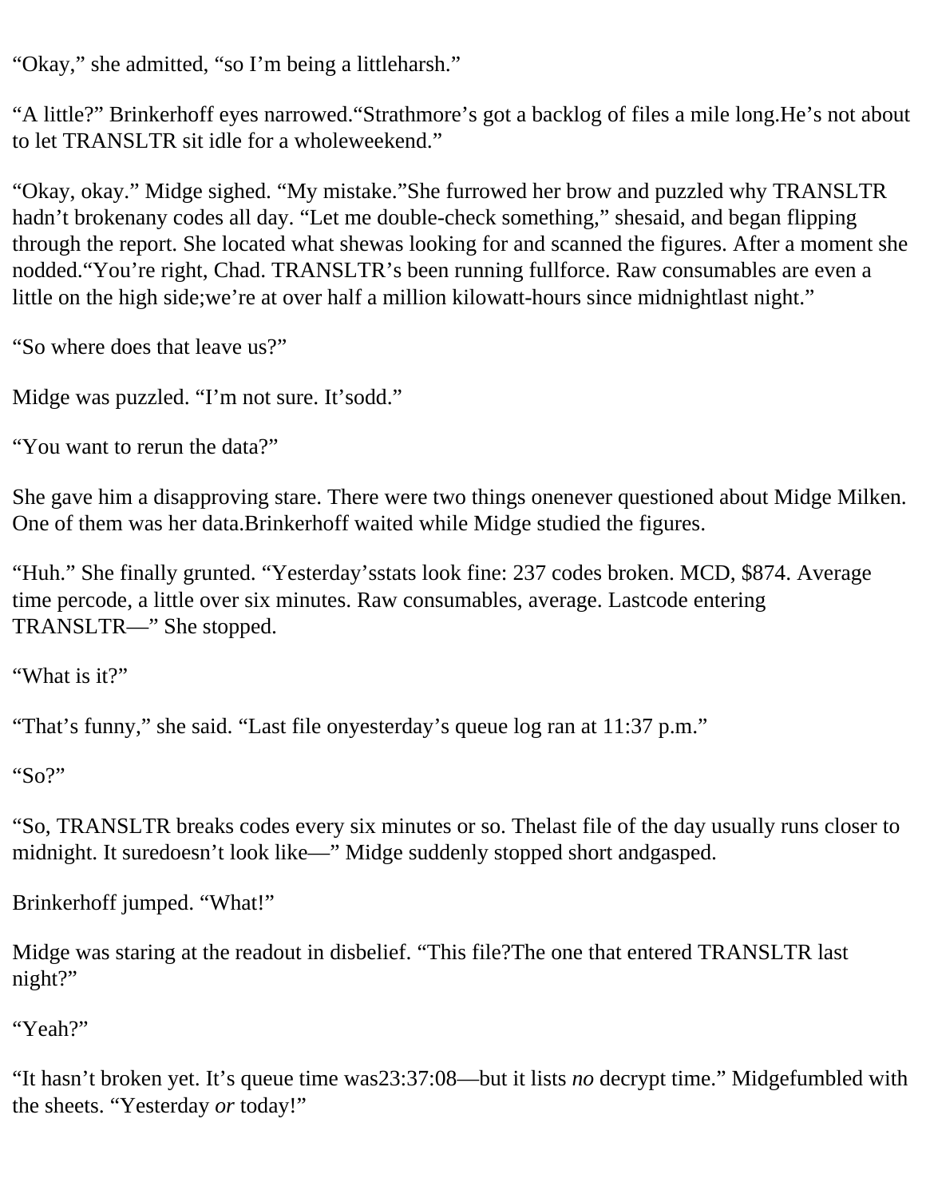"Okay," she admitted, "so I'm being a littleharsh."

"A little?" Brinkerhoff eyes narrowed."Strathmore's got a backlog of files a mile long.He's not about to let TRANSLTR sit idle for a wholeweekend."

"Okay, okay." Midge sighed. "My mistake."She furrowed her brow and puzzled why TRANSLTR hadn't brokenany codes all day. "Let me double-check something," shesaid, and began flipping through the report. She located what shewas looking for and scanned the figures. After a moment she nodded."You're right, Chad. TRANSLTR's been running fullforce. Raw consumables are even a little on the high side;we're at over half a million kilowatt-hours since midnightlast night."

"So where does that leave us?"

Midge was puzzled. "I'm not sure. It'sodd."

"You want to rerun the data?"

She gave him a disapproving stare. There were two things onenever questioned about Midge Milken. One of them was her data.Brinkerhoff waited while Midge studied the figures.

"Huh." She finally grunted. "Yesterday'sstats look fine: 237 codes broken. MCD, $874. Average time percode, a little over six minutes. Raw consumables, average. Lastcode entering TRANSLTR—" She stopped.

"What is it?"

"That's funny," she said. "Last file onyesterday's queue log ran at 11:37 p.m."

"So?"

"So, TRANSLTR breaks codes every six minutes or so. Thelast file of the day usually runs closer to midnight. It suredoesn't look like—" Midge suddenly stopped short andgasped.

Brinkerhoff jumped. "What!"

Midge was staring at the readout in disbelief. "This file?The one that entered TRANSLTR last night?"

"Yeah?"

"It hasn't broken yet. It's queue time was23:37:08—but it lists *no* decrypt time." Midgefumbled with the sheets. "Yesterday *or* today!"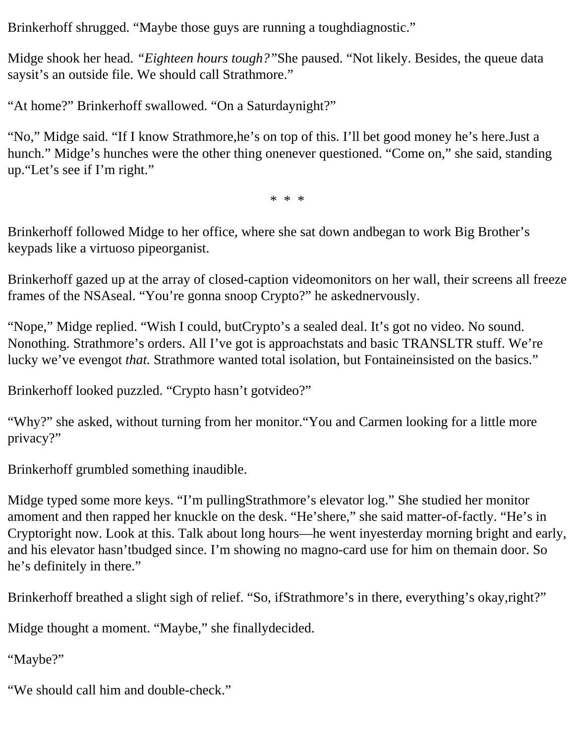Brinkerhoff shrugged. “Maybe those guys are running a toughdiagnostic.”

Midge shook her head. *“Eighteen hours tough?”*She paused. “Not likely. Besides, the queue data saysit’s an outside file. We should call Strathmore.”

“At home?” Brinkerhoff swallowed. “On a Saturdaynight?”

“No,” Midge said. “If I know Strathmore,he’s on top of this. I’ll bet good money he’s here.Just a hunch.” Midge’s hunches were the other thing onenever questioned. “Come on,” she said, standing up.“Let’s see if I’m right.”

\* \* \*

Brinkerhoff followed Midge to her office, where she sat down andbegan to work Big Brother’s keypads like a virtuoso pipeorganist.

Brinkerhoff gazed up at the array of closed-caption videomonitors on her wall, their screens all freeze frames of the NSAseal. “You’re gonna snoop Crypto?” he askednervously.

“Nope,” Midge replied. “Wish I could, butCrypto’s a sealed deal. It’s got no video. No sound. Nonothing. Strathmore’s orders. All I’ve got is approachstats and basic TRANSLTR stuff. We’re lucky we’ve evengot *that.* Strathmore wanted total isolation, but Fontaineinsisted on the basics.”

Brinkerhoff looked puzzled. “Crypto hasn’t gotvideo?”

“Why?” she asked, without turning from her monitor.“You and Carmen looking for a little more privacy?”

Brinkerhoff grumbled something inaudible.

Midge typed some more keys. “I’m pullingStrathmore’s elevator log.” She studied her monitor amoment and then rapped her knuckle on the desk. “He’shere,” she said matter-of-factly. “He’s in Cryptoright now. Look at this. Talk about long hours—he went inyesterday morning bright and early, and his elevator hasn’tbudged since. I’m showing no magno-card use for him on themain door. So he’s definitely in there.”

Brinkerhoff breathed a slight sigh of relief. “So, ifStrathmore’s in there, everything’s okay,right?”

Midge thought a moment. “Maybe,” she finallydecided.

“Maybe?”

“We should call him and double-check.”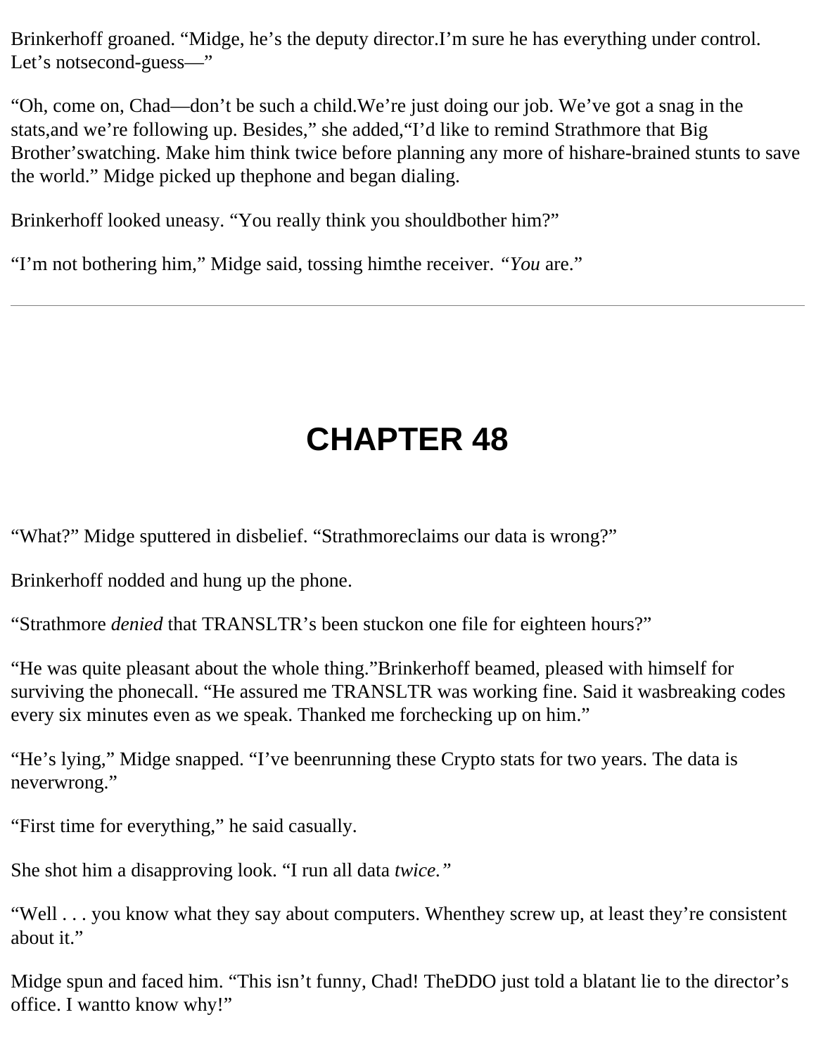Brinkerhoff groaned. “Midge, he’s the deputy director. I’m sure he has everything under control. Let’s not second-guess—”

“Oh, come on, Chad—don’t be such a child. We’re just doing our job. We’ve got a snag in the stats, and we’re following up. Besides,” she added, “I’d like to remind Strathmore that Big Brother’s watching. Make him think twice before planning any more of his hare-brained stunts to save the world.” Midge picked up the phone and began dialing.

Brinkerhoff looked uneasy. “You really think you should bother him?”

“I’m not bothering him,” Midge said, tossing him the receiver. *“You* are.”

---

# CHAPTER 48

“What?” Midge sputtered in disbelief. “Strathmore claims our data is wrong?”

Brinkerhoff nodded and hung up the phone.

“Strathmore *denied* that TRANSLTR’s been stuck on one file for eighteen hours?”

“He was quite pleasant about the whole thing.” Brinkerhoff beamed, pleased with himself for surviving the phone call. “He assured me TRANSLTR was working fine. Said it was breaking codes every six minutes even as we speak. Thanked me for checking up on him.”

“He’s lying,” Midge snapped. “I’ve been running these Crypto stats for two years. The data is never wrong.”

“First time for everything,” he said casually.

She shot him a disapproving look. “I run all data *twice.”*

“Well . . . you know what they say about computers. When they screw up, at least they’re consistent about it.”

Midge spun and faced him. “This isn’t funny, Chad! The DDO just told a blatant lie to the director’s office. I want to know why!”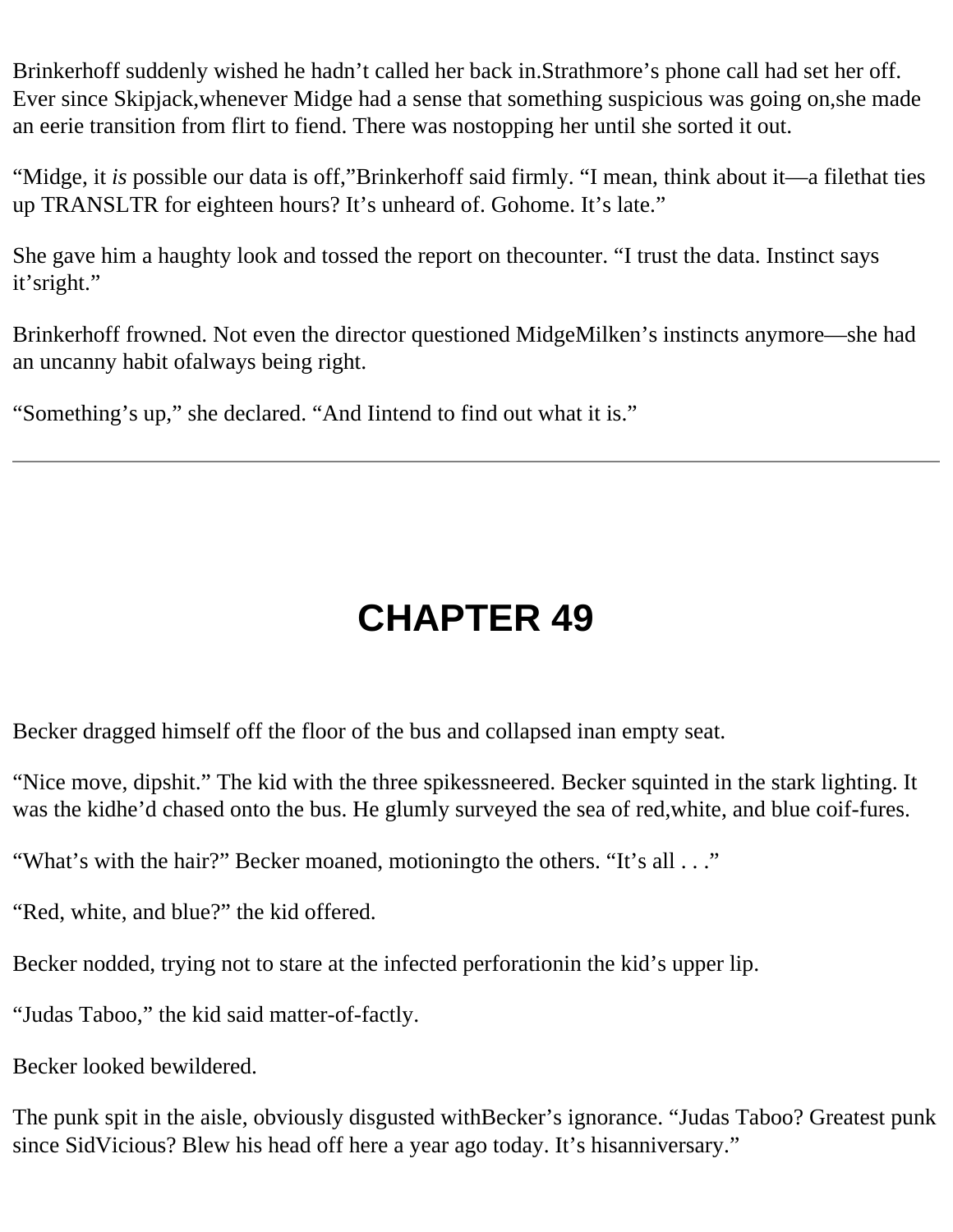Brinkerhoff suddenly wished he hadn’t called her back in.Strathmore’s phone call had set her off. Ever since Skipjack,whenever Midge had a sense that something suspicious was going on,she made an eerie transition from flirt to fiend. There was nostopping her until she sorted it out.

“Midge, it *is* possible our data is off,”Brinkerhoff said firmly. “I mean, think about it—a filethat ties up TRANSLTR for eighteen hours? It’s unheard of. Gohome. It’s late.”

She gave him a haughty look and tossed the report on thecounter. “I trust the data. Instinct says it’sright.”

Brinkerhoff frowned. Not even the director questioned MidgeMilken’s instincts anymore—she had an uncanny habit ofalways being right.

“Something’s up,” she declared. “And Iintend to find out what it is.”

---

# CHAPTER 49

Becker dragged himself off the floor of the bus and collapsed inan empty seat.

“Nice move, dipshit.” The kid with the three spikessneered. Becker squinted in the stark lighting. It was the kidhe’d chased onto the bus. He glumly surveyed the sea of red,white, and blue coif-fures.

“What’s with the hair?” Becker moaned, motioningto the others. “It’s all . . .”

“Red, white, and blue?” the kid offered.

Becker nodded, trying not to stare at the infected perforationin the kid’s upper lip.

“Judas Taboo,” the kid said matter-of-factly.

Becker looked bewildered.

The punk spit in the aisle, obviously disgusted withBecker’s ignorance. “Judas Taboo? Greatest punk since SidVicious? Blew his head off here a year ago today. It’s hisanniversary.”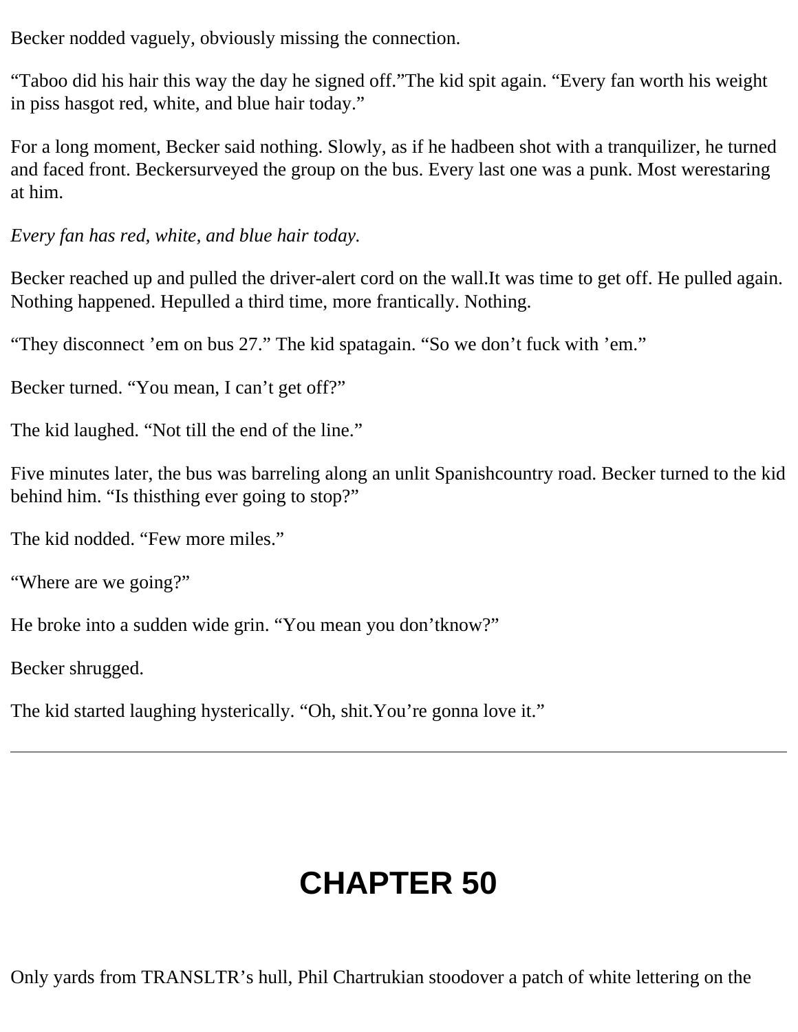Becker nodded vaguely, obviously missing the connection.

“Taboo did his hair this way the day he signed off.”The kid spit again. “Every fan worth his weight in piss hasgot red, white, and blue hair today.”

For a long moment, Becker said nothing. Slowly, as if he hadbeen shot with a tranquilizer, he turned and faced front. Beckersurveyed the group on the bus. Every last one was a punk. Most werestaring at him.

*Every fan has red, white, and blue hair today.*

Becker reached up and pulled the driver-alert cord on the wall.It was time to get off. He pulled again. Nothing happened. Hepulled a third time, more frantically. Nothing.

“They disconnect ’em on bus 27.” The kid spatagain. “So we don’t fuck with ’em.”

Becker turned. “You mean, I can’t get off?”

The kid laughed. “Not till the end of the line.”

Five minutes later, the bus was barreling along an unlit Spanishcountry road. Becker turned to the kid behind him. “Is thisthing ever going to stop?”

The kid nodded. “Few more miles.”

“Where are we going?”

He broke into a sudden wide grin. “You mean you don’tknow?”

Becker shrugged.

The kid started laughing hysterically. “Oh, shit.You’re gonna love it.”

---

# CHAPTER 50

Only yards from TRANSLTR’s hull, Phil Chartrukian stoodover a patch of white lettering on the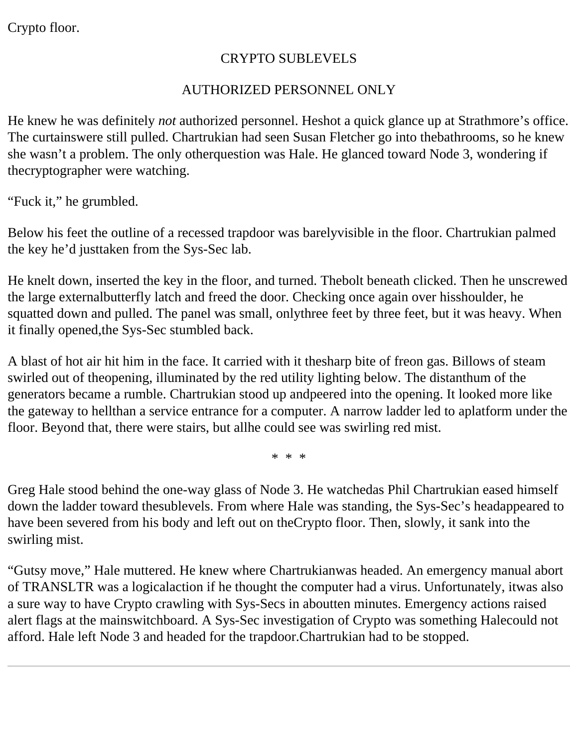Crypto floor.

CRYPTO SUBLEVELS

AUTHORIZED PERSONNEL ONLY

He knew he was definitely *not* authorized personnel. He shot a quick glance up at Strathmore's office. The curtains were still pulled. Chartrukian had seen Susan Fletcher go into the bathrooms, so he knew she wasn't a problem. The only other question was Hale. He glanced toward Node 3, wondering if the cryptographer were watching.

"Fuck it," he grumbled.

Below his feet the outline of a recessed trapdoor was barely visible in the floor. Chartrukian palmed the key he'd just taken from the Sys-Sec lab.

He knelt down, inserted the key in the floor, and turned. The bolt beneath clicked. Then he unscrewed the large external butterfly latch and freed the door. Checking once again over his shoulder, he squatted down and pulled. The panel was small, only three feet by three feet, but it was heavy. When it finally opened, the Sys-Sec stumbled back.

A blast of hot air hit him in the face. It carried with it the sharp bite of freon gas. Billows of steam swirled out of the opening, illuminated by the red utility lighting below. The distant hum of the generators became a rumble. Chartrukian stood up and peered into the opening. It looked more like the gateway to hell than a service entrance for a computer. A narrow ladder led to a platform under the floor. Beyond that, there were stairs, but all he could see was swirling red mist.

\* \* \*

Greg Hale stood behind the one-way glass of Node 3. He watched as Phil Chartrukian eased himself down the ladder toward the sublevels. From where Hale was standing, the Sys-Sec's head appeared to have been severed from his body and left out on the Crypto floor. Then, slowly, it sank into the swirling mist.

"Gutsy move," Hale muttered. He knew where Chartrukian was headed. An emergency manual abort of TRANSLTR was a logical action if he thought the computer had a virus. Unfortunately, it was also a sure way to have Crypto crawling with Sys-Secs in about ten minutes. Emergency actions raised alert flags at the main switchboard. A Sys-Sec investigation of Crypto was something Hale could not afford. Hale left Node 3 and headed for the trapdoor. Chartrukian had to be stopped.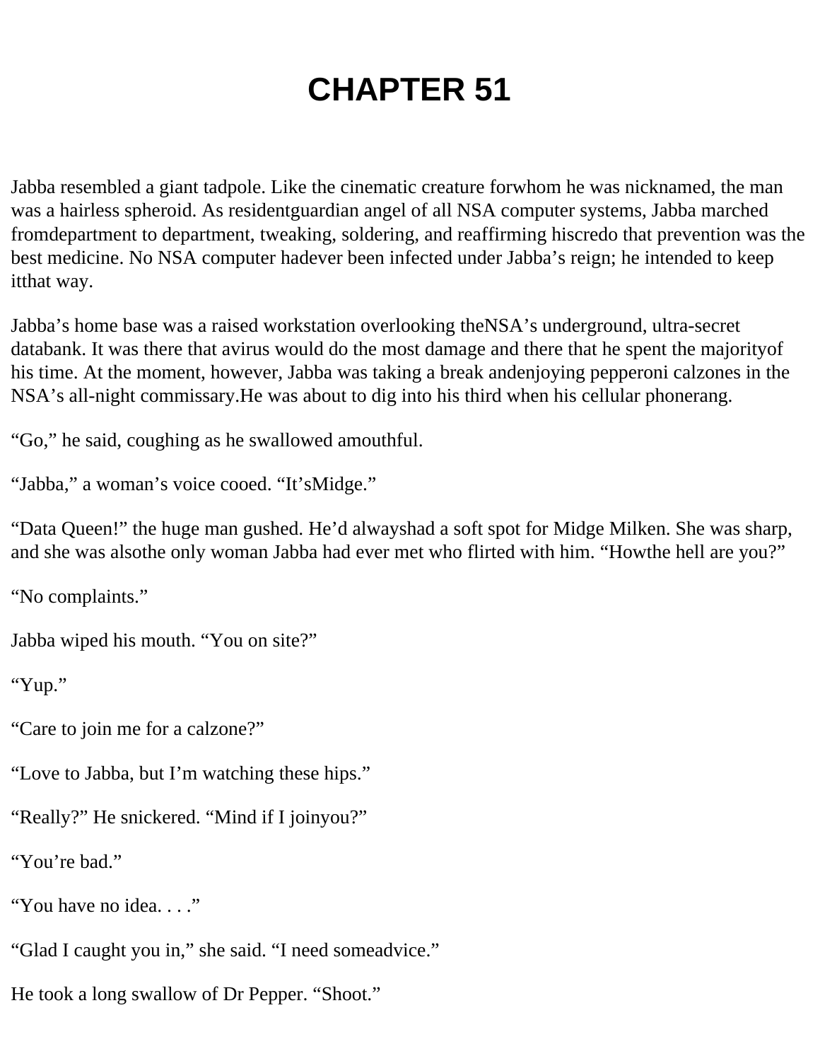# CHAPTER 51

Jabba resembled a giant tadpole. Like the cinematic creature for whom he was nicknamed, the man was a hairless spheroid. As resident guardian angel of all NSA computer systems, Jabba marched from department to department, tweaking, soldering, and reaffirming his credo that prevention was the best medicine. No NSA computer had ever been infected under Jabba's reign; he intended to keep it that way.

Jabba's home base was a raised workstation overlooking the NSA's underground, ultra-secret databank. It was there that a virus would do the most damage and there that he spent the majority of his time. At the moment, however, Jabba was taking a break and enjoying pepperoni calzones in the NSA's all-night commissary. He was about to dig into his third when his cellular phone rang.

"Go," he said, coughing as he swallowed a mouthful.

"Jabba," a woman's voice cooed. "It's Midge."

"Data Queen!" the huge man gushed. He'd always had a soft spot for Midge Milken. She was sharp, and she was also the only woman Jabba had ever met who flirted with him. "How the hell are you?"

"No complaints."

Jabba wiped his mouth. "You on site?"

"Yup."

"Care to join me for a calzone?"

"Love to Jabba, but I'm watching these hips."

"Really?" He snickered. "Mind if I join you?"

"You're bad."

"You have no idea. . . ."

"Glad I caught you in," she said. "I need some advice."

He took a long swallow of Dr Pepper. "Shoot."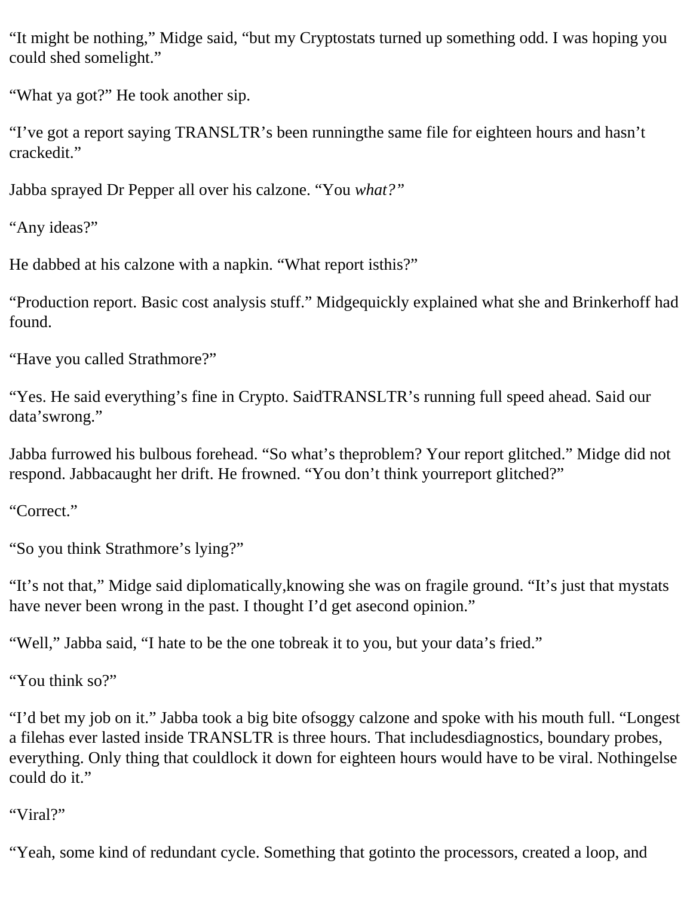“It might be nothing,” Midge said, “but my Cryptostats turned up something odd. I was hoping you could shed somelight.”

“What ya got?” He took another sip.

“I’ve got a report saying TRANSLTR’s been runningthe same file for eighteen hours and hasn’t crackedit.”

Jabba sprayed Dr Pepper all over his calzone. “You *what?”*

“Any ideas?”

He dabbed at his calzone with a napkin. “What report isthis?”

“Production report. Basic cost analysis stuff.” Midgequickly explained what she and Brinkerhoff had found.

“Have you called Strathmore?”

“Yes. He said everything’s fine in Crypto. SaidTRANSLTR’s running full speed ahead. Said our data’swrong.”

Jabba furrowed his bulbous forehead. “So what’s theproblem? Your report glitched.” Midge did not respond. Jabbacaught her drift. He frowned. “You don’t think yourreport glitched?”

“Correct.”

“So you think Strathmore’s lying?”

“It’s not that,” Midge said diplomatically,knowing she was on fragile ground. “It’s just that mystats have never been wrong in the past. I thought I’d get asecond opinion.”

“Well,” Jabba said, “I hate to be the one tobreak it to you, but your data’s fried.”

“You think so?”

“I’d bet my job on it.” Jabba took a big bite ofsoggy calzone and spoke with his mouth full. “Longest a filehas ever lasted inside TRANSLTR is three hours. That includesdiagnostics, boundary probes, everything. Only thing that couldlock it down for eighteen hours would have to be viral. Nothingelse could do it.”

“Viral?”

“Yeah, some kind of redundant cycle. Something that gotinto the processors, created a loop, and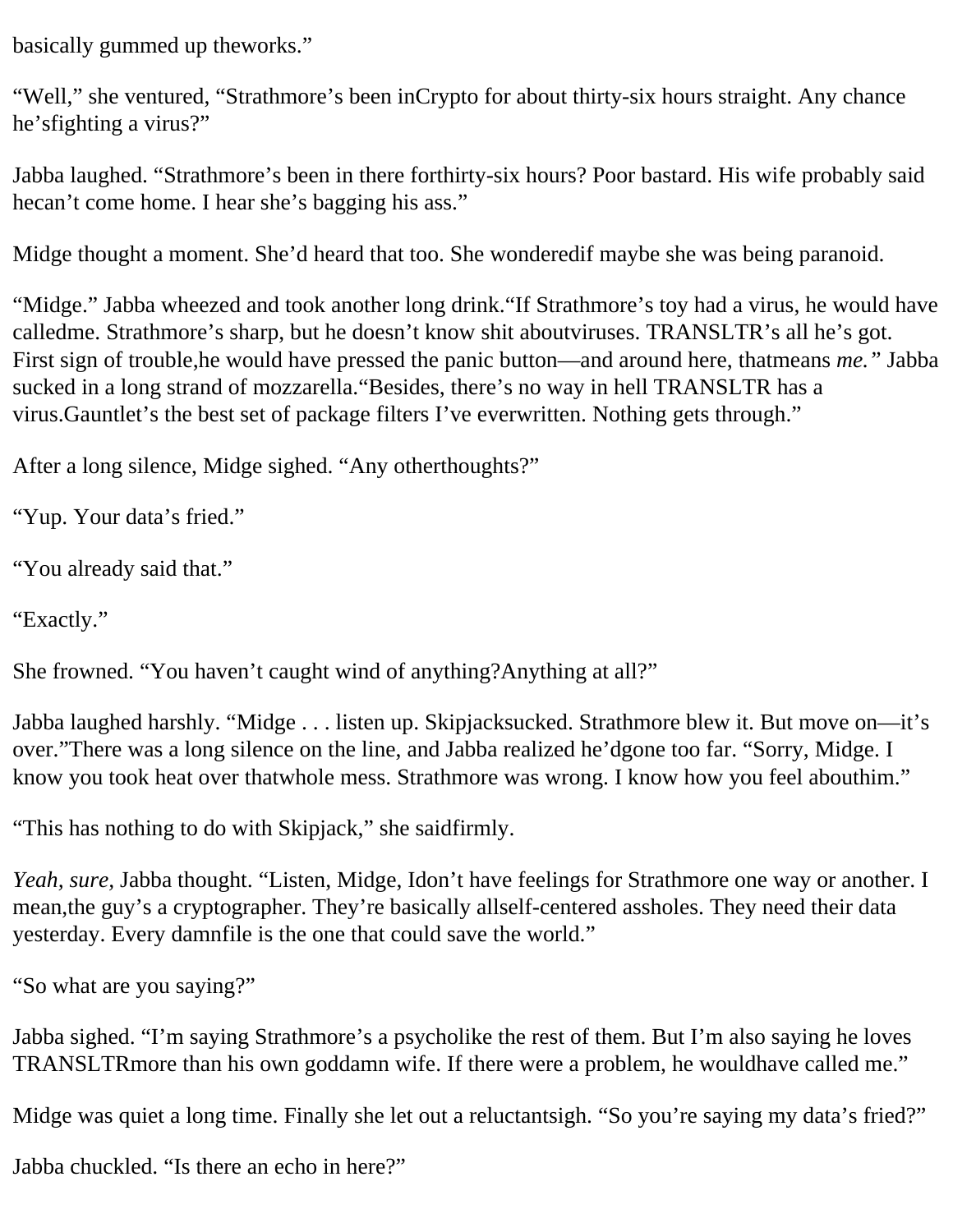basically gummed up theworks."

"Well," she ventured, "Strathmore's been inCrypto for about thirty-six hours straight. Any chance he'sfighting a virus?"

Jabba laughed. "Strathmore's been in there forthirty-six hours? Poor bastard. His wife probably said hecan't come home. I hear she's bagging his ass."

Midge thought a moment. She'd heard that too. She wonderedif maybe she was being paranoid.

"Midge." Jabba wheezed and took another long drink."If Strathmore's toy had a virus, he would have calledme. Strathmore's sharp, but he doesn't know shit aboutviruses. TRANSLTR's all he's got. First sign of trouble,he would have pressed the panic button—and around here, thatmeans *me.*" Jabba sucked in a long strand of mozzarella."Besides, there's no way in hell TRANSLTR has a virus.Gauntlet's the best set of package filters I've everwritten. Nothing gets through."

After a long silence, Midge sighed. "Any otherthoughts?"

"Yup. Your data's fried."

"You already said that."

"Exactly."

She frowned. "You haven't caught wind of anything?Anything at all?"

Jabba laughed harshly. "Midge . . . listen up. Skipjacksucked. Strathmore blew it. But move on—it's over."There was a long silence on the line, and Jabba realized he'dgone too far. "Sorry, Midge. I know you took heat over thatwhole mess. Strathmore was wrong. I know how you feel abouthim."

"This has nothing to do with Skipjack," she saidfirmly.

*Yeah, sure,* Jabba thought. "Listen, Midge, Idon't have feelings for Strathmore one way or another. I mean,the guy's a cryptographer. They're basically allself-centered assholes. They need their data yesterday. Every damnfile is the one that could save the world."

"So what are you saying?"

Jabba sighed. "I'm saying Strathmore's a psycholike the rest of them. But I'm also saying he loves TRANSLTRmore than his own goddamn wife. If there were a problem, he wouldhave called me."

Midge was quiet a long time. Finally she let out a reluctantsigh. "So you're saying my data's fried?"

Jabba chuckled. "Is there an echo in here?"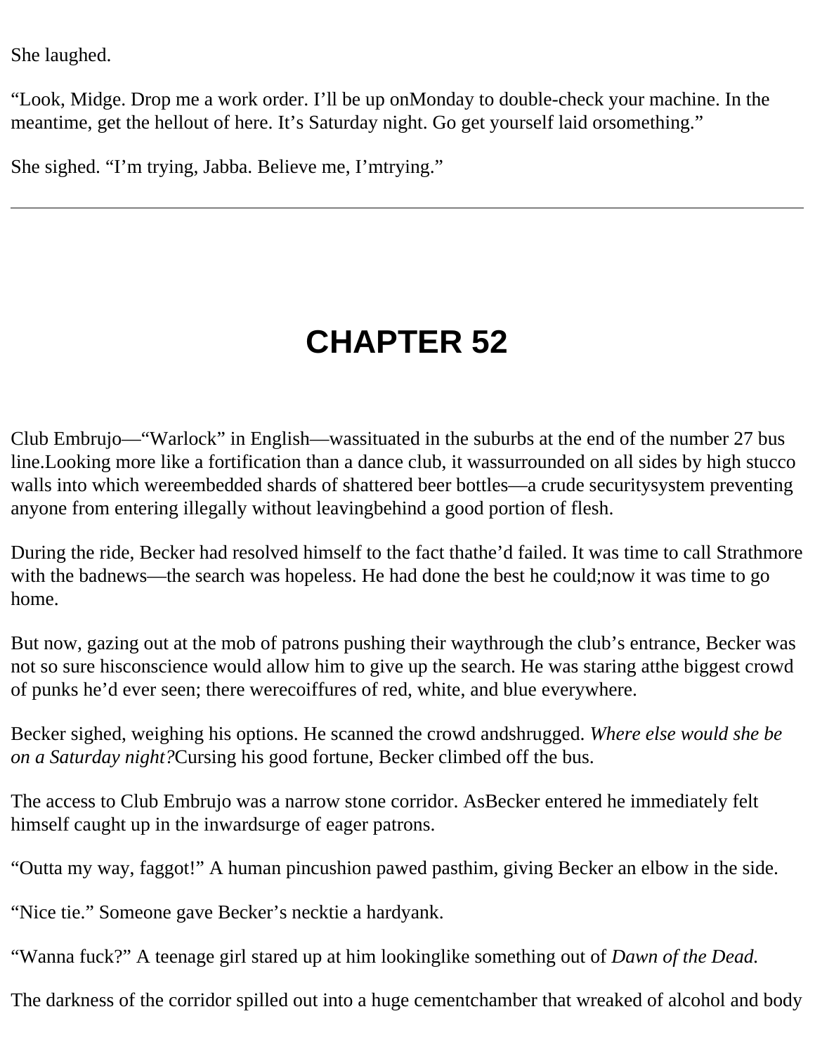She laughed.

"Look, Midge. Drop me a work order. I'll be up onMonday to double-check your machine. In the meantime, get the hellout of here. It's Saturday night. Go get yourself laid orsomething."

She sighed. "I'm trying, Jabba. Believe me, I'mtrying."

---

# CHAPTER 52

Club Embrujo—"Warlock" in English—wassituated in the suburbs at the end of the number 27 bus line.Looking more like a fortification than a dance club, it wassurrounded on all sides by high stucco walls into which wereembedded shards of shattered beer bottles—a crude securitysystem preventing anyone from entering illegally without leavingbehind a good portion of flesh.

During the ride, Becker had resolved himself to the fact thathe'd failed. It was time to call Strathmore with the badnews—the search was hopeless. He had done the best he could;now it was time to go home.

But now, gazing out at the mob of patrons pushing their waythrough the club's entrance, Becker was not so sure hisconscience would allow him to give up the search. He was staring atthe biggest crowd of punks he'd ever seen; there werecoiffures of red, white, and blue everywhere.

Becker sighed, weighing his options. He scanned the crowd andshrugged. *Where else would she be on a Saturday night?*Cursing his good fortune, Becker climbed off the bus.

The access to Club Embrujo was a narrow stone corridor. AsBecker entered he immediately felt himself caught up in the inwardsurge of eager patrons.

"Outta my way, faggot!" A human pincushion pawed pasthim, giving Becker an elbow in the side.

"Nice tie." Someone gave Becker's necktie a hardyank.

"Wanna fuck?" A teenage girl stared up at him lookinglike something out of *Dawn of the Dead.*

The darkness of the corridor spilled out into a huge cementchamber that wreaked of alcohol and body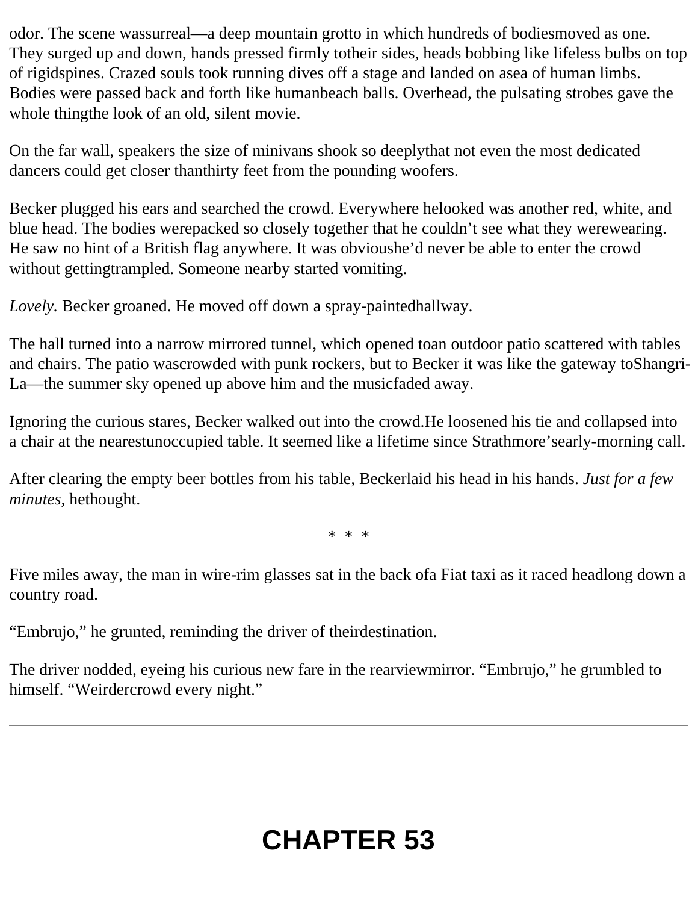odor. The scene wassurreal—a deep mountain grotto in which hundreds of bodiesmoved as one. They surged up and down, hands pressed firmly totheir sides, heads bobbing like lifeless bulbs on top of rigidspines. Crazed souls took running dives off a stage and landed on asea of human limbs. Bodies were passed back and forth like humanbeach balls. Overhead, the pulsating strobes gave the whole thingthe look of an old, silent movie.

On the far wall, speakers the size of minivans shook so deeplythat not even the most dedicated dancers could get closer thanthirty feet from the pounding woofers.

Becker plugged his ears and searched the crowd. Everywhere helooked was another red, white, and blue head. The bodies werepacked so closely together that he couldn't see what they werewearing. He saw no hint of a British flag anywhere. It was obvioushe'd never be able to enter the crowd without gettingtrampled. Someone nearby started vomiting.

*Lovely*. Becker groaned. He moved off down a spray-paintedhallway.

The hall turned into a narrow mirrored tunnel, which opened toan outdoor patio scattered with tables and chairs. The patio wascrowded with punk rockers, but to Becker it was like the gateway toShangri-La—the summer sky opened up above him and the musicfaded away.

Ignoring the curious stares, Becker walked out into the crowd.He loosened his tie and collapsed into a chair at the nearestunoccupied table. It seemed like a lifetime since Strathmore'searly-morning call.

After clearing the empty beer bottles from his table, Beckerlaid his head in his hands. *Just for a few minutes*, hethought.

\* \* \*

Five miles away, the man in wire-rim glasses sat in the back ofa Fiat taxi as it raced headlong down a country road.

"Embrujo," he grunted, reminding the driver of theirdestination.

The driver nodded, eyeing his curious new fare in the rearviewmirror. "Embrujo," he grumbled to himself. "Weirdercrowd every night."

---

# CHAPTER 53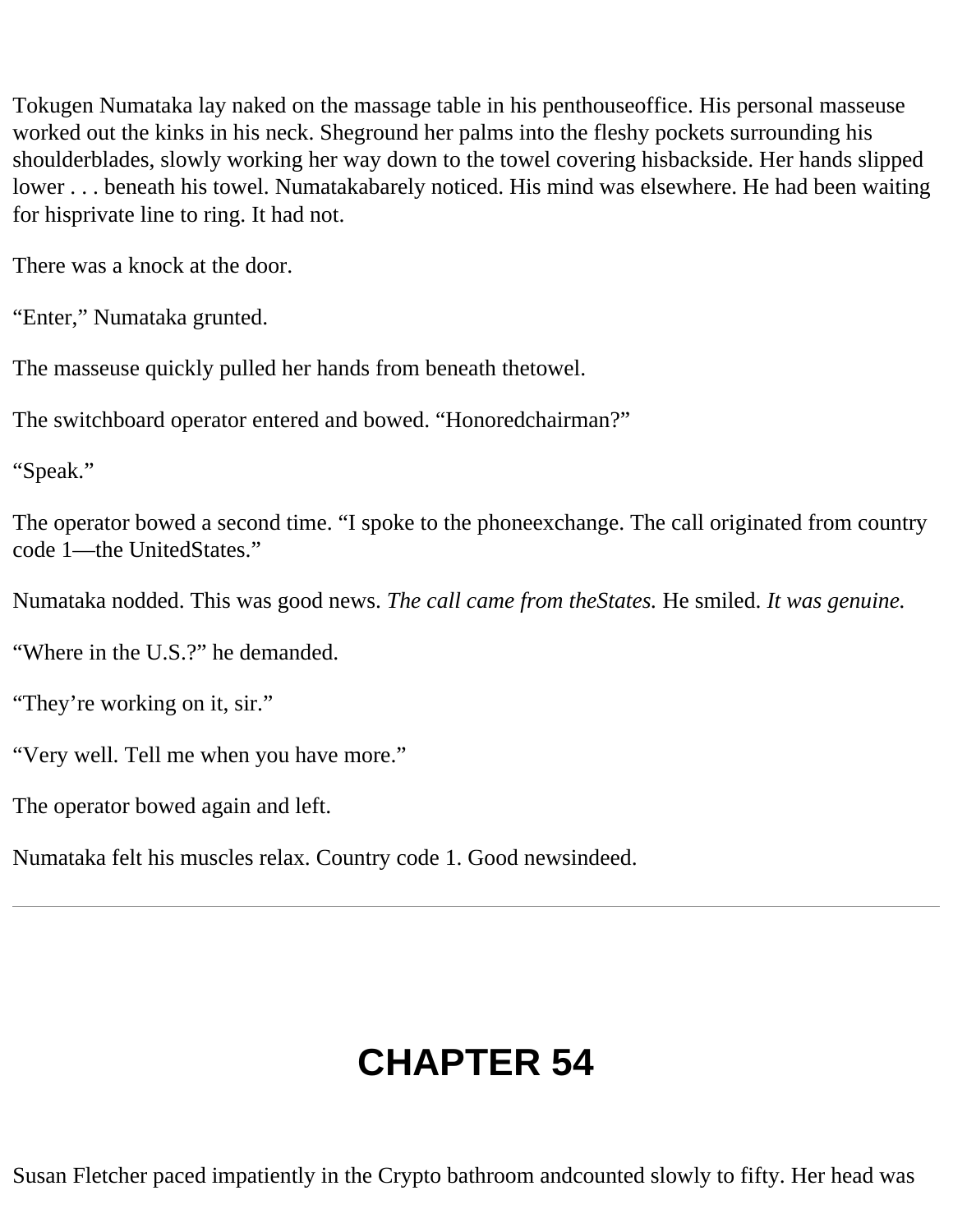Tokugen Numataka lay naked on the massage table in his penthouseoffice. His personal masseuse worked out the kinks in his neck. Sheground her palms into the fleshy pockets surrounding his shoulderblades, slowly working her way down to the towel covering hisbackside. Her hands slipped lower . . . beneath his towel. Numatakabarely noticed. His mind was elsewhere. He had been waiting for hisprivate line to ring. It had not.

There was a knock at the door.

“Enter,” Numataka grunted.

The masseuse quickly pulled her hands from beneath thetowel.

The switchboard operator entered and bowed. “Honoredchairman?”

“Speak.”

The operator bowed a second time. “I spoke to the phoneexchange. The call originated from country code 1—the UnitedStates.”

Numataka nodded. This was good news. *The call came from theStates.* He smiled. *It was genuine.*

“Where in the U.S.?” he demanded.

“They’re working on it, sir.”

“Very well. Tell me when you have more.”

The operator bowed again and left.

Numataka felt his muscles relax. Country code 1. Good newsindeed.

---

# CHAPTER 54

Susan Fletcher paced impatiently in the Crypto bathroom andcounted slowly to fifty. Her head was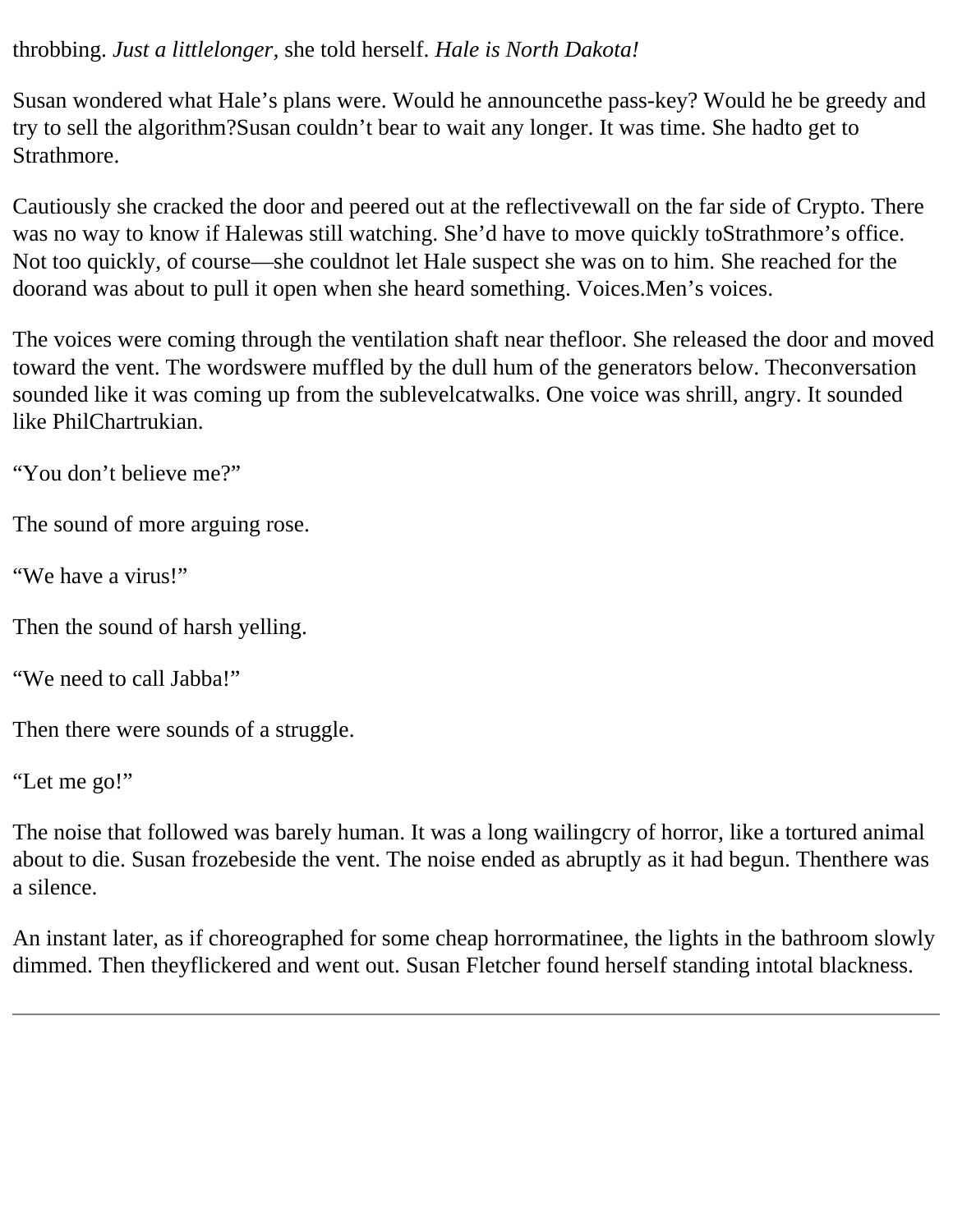throbbing. *Just a littlelonger*, she told herself. *Hale is North Dakota!*

Susan wondered what Hale's plans were. Would he announcethe pass-key? Would he be greedy and try to sell the algorithm?Susan couldn't bear to wait any longer. It was time. She hadto get to Strathmore.

Cautiously she cracked the door and peered out at the reflectivewall on the far side of Crypto. There was no way to know if Halewas still watching. She'd have to move quickly toStrathmore's office. Not too quickly, of course—she couldnot let Hale suspect she was on to him. She reached for the doorand was about to pull it open when she heard something. Voices.Men's voices.

The voices were coming through the ventilation shaft near thefloor. She released the door and moved toward the vent. The wordswere muffled by the dull hum of the generators below. Theconversation sounded like it was coming up from the sublevelcatwalks. One voice was shrill, angry. It sounded like PhilChartrukian.

"You don't believe me?"

The sound of more arguing rose.

"We have a virus!"

Then the sound of harsh yelling.

"We need to call Jabba!"

Then there were sounds of a struggle.

"Let me go!"

The noise that followed was barely human. It was a long wailingcry of horror, like a tortured animal about to die. Susan frozebeside the vent. The noise ended as abruptly as it had begun. Thenthere was a silence.

An instant later, as if choreographed for some cheap horrormatinee, the lights in the bathroom slowly dimmed. Then theyflickered and went out. Susan Fletcher found herself standing intotal blackness.

---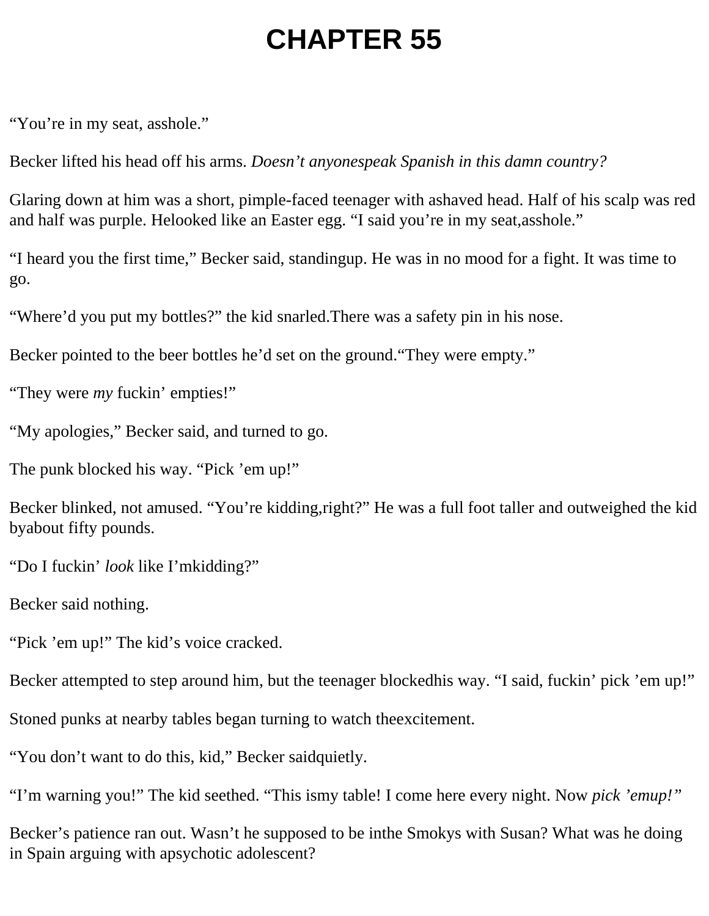# CHAPTER 55

“You’re in my seat, asshole.”

Becker lifted his head off his arms. *Doesn’t anyone speak Spanish in this damn country?*

Glaring down at him was a short, pimple-faced teenager with a shaved head. Half of his scalp was red and half was purple. He looked like an Easter egg. “I said you’re in my seat, asshole.”

“I heard you the first time,” Becker said, standing up. He was in no mood for a fight. It was time to go.

“Where’d you put my bottles?” the kid snarled. There was a safety pin in his nose.

Becker pointed to the beer bottles he’d set on the ground. “They were empty.”

“They were *my* fuckin’ empties!”

“My apologies,” Becker said, and turned to go.

The punk blocked his way. “Pick ’em up!”

Becker blinked, not amused. “You’re kidding, right?” He was a full foot taller and outweighed the kid by about fifty pounds.

“Do I fuckin’ *look* like I’m kidding?”

Becker said nothing.

“Pick ’em up!” The kid’s voice cracked.

Becker attempted to step around him, but the teenager blocked his way. “I said, fuckin’ pick ’em up!”

Stoned punks at nearby tables began turning to watch the excitement.

“You don’t want to do this, kid,” Becker said quietly.

“I’m warning you!” The kid seethed. “This is my table! I come here every night. Now *pick ’em up!*”

Becker’s patience ran out. Wasn’t he supposed to be in the Smokys with Susan? What was he doing in Spain arguing with a psychotic adolescent?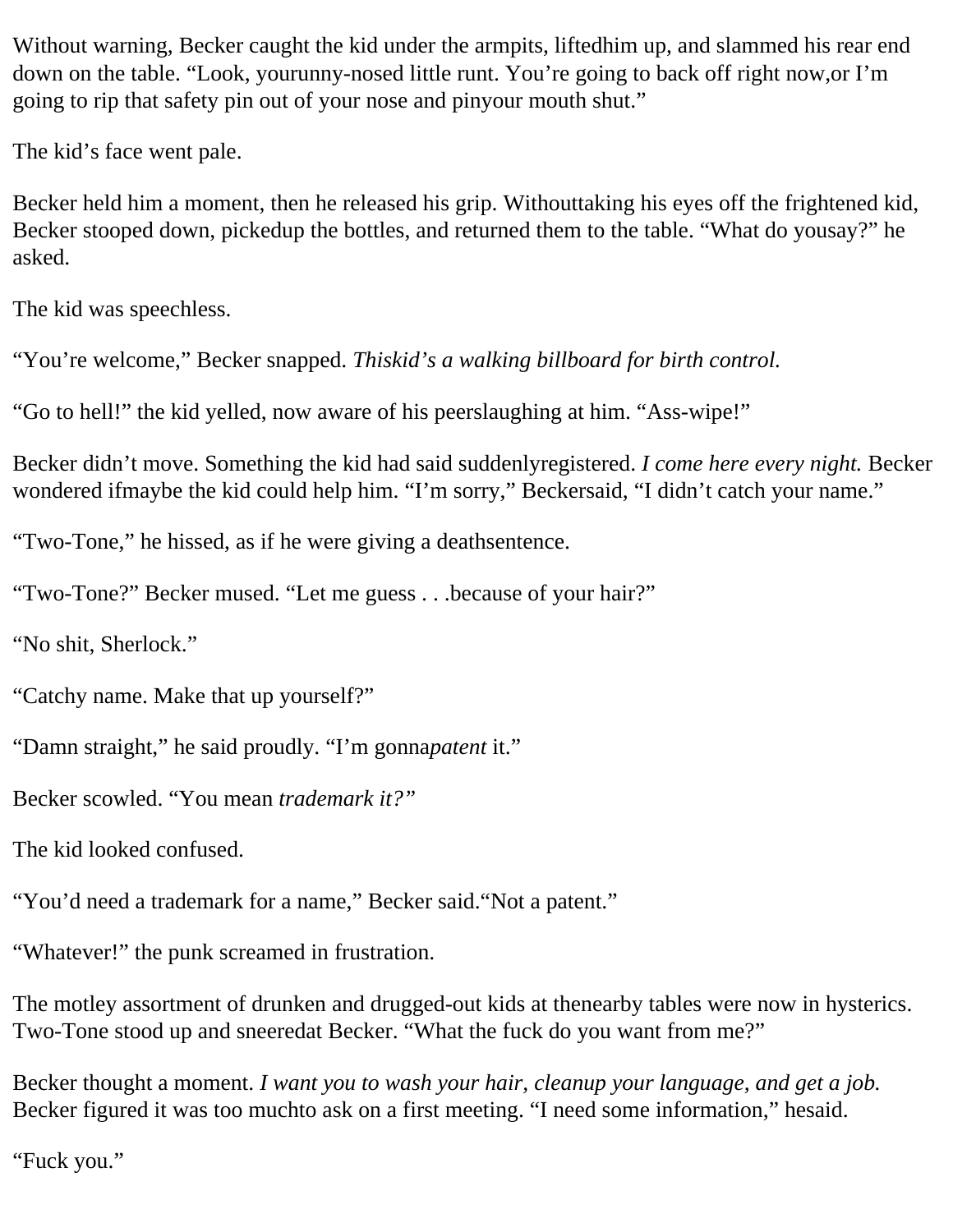Without warning, Becker caught the kid under the armpits, liftedhim up, and slammed his rear end down on the table. “Look, yourunny-nosed little runt. You’re going to back off right now,or I’m going to rip that safety pin out of your nose and pinyour mouth shut.”

The kid’s face went pale.

Becker held him a moment, then he released his grip. Withouttaking his eyes off the frightened kid, Becker stooped down, pickedup the bottles, and returned them to the table. “What do yousay?” he asked.

The kid was speechless.

“You’re welcome,” Becker snapped. *Thiskid’s a walking billboard for birth control.*

“Go to hell!” the kid yelled, now aware of his peerslaughing at him. “Ass-wipe!”

Becker didn’t move. Something the kid had said suddenlyregistered. *I come here every night.* Becker wondered ifmaybe the kid could help him. “I’m sorry,” Beckersaid, “I didn’t catch your name.”

“Two-Tone,” he hissed, as if he were giving a deathsentence.

“Two-Tone?” Becker mused. “Let me guess . . .because of your hair?”

“No shit, Sherlock.”

“Catchy name. Make that up yourself?”

“Damn straight,” he said proudly. “I’m gonna*patent* it.”

Becker scowled. “You mean *trademark it?”*

The kid looked confused.

“You’d need a trademark for a name,” Becker said.“Not a patent.”

“Whatever!” the punk screamed in frustration.

The motley assortment of drunken and drugged-out kids at thenearby tables were now in hysterics. Two-Tone stood up and sneeredat Becker. “What the fuck do you want from me?”

Becker thought a moment. *I want you to wash your hair, cleanup your language, and get a job.* Becker figured it was too muchto ask on a first meeting. “I need some information,” hesaid.

“Fuck you.”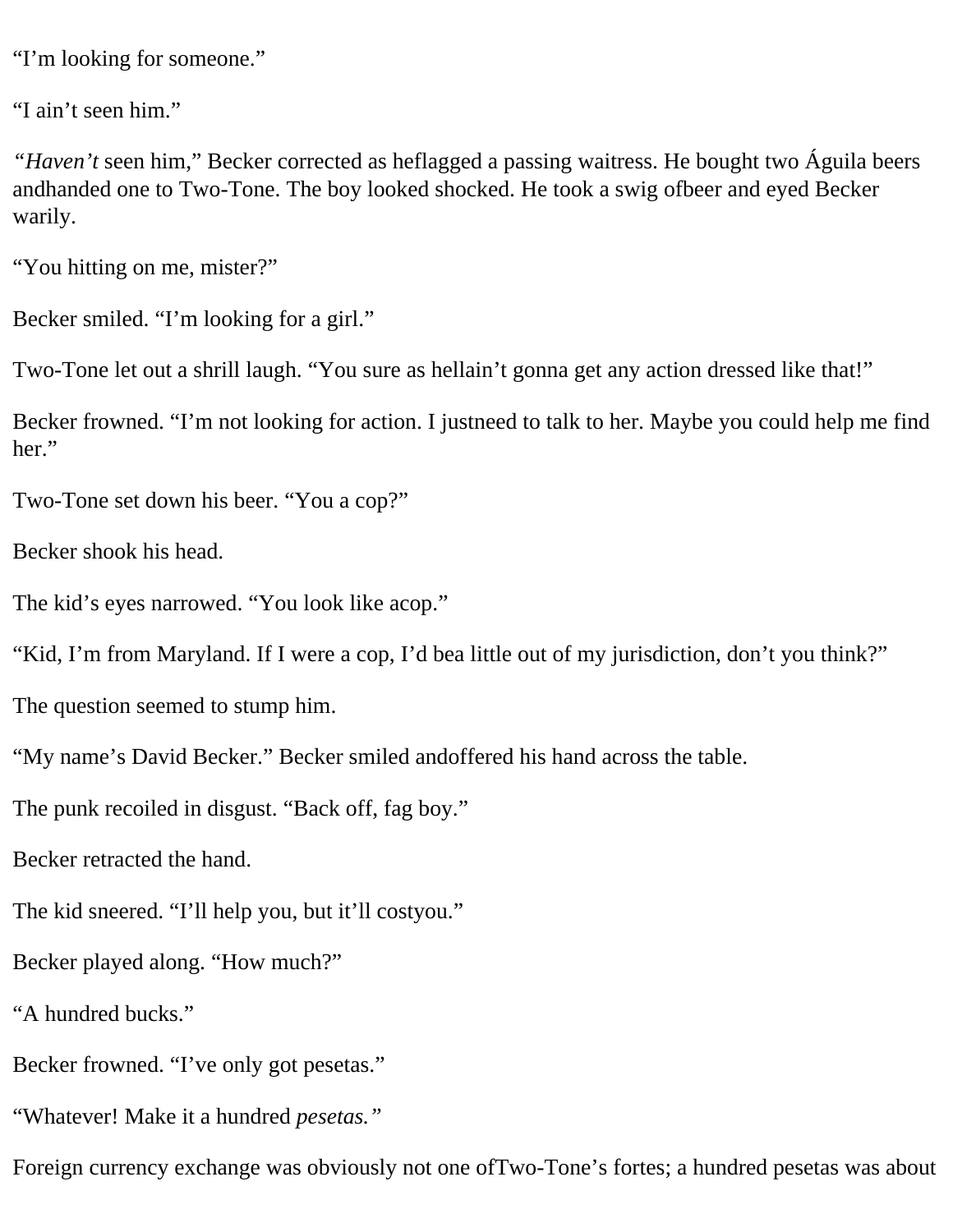"I'm looking for someone."

"I ain't seen him."

*"Haven't* seen him," Becker corrected as heflagged a passing waitress. He bought two Águila beers andhanded one to Two-Tone. The boy looked shocked. He took a swig ofbeer and eyed Becker warily.

"You hitting on me, mister?"

Becker smiled. "I'm looking for a girl."

Two-Tone let out a shrill laugh. "You sure as hellain't gonna get any action dressed like that!"

Becker frowned. "I'm not looking for action. I justneed to talk to her. Maybe you could help me find her."

Two-Tone set down his beer. "You a cop?"

Becker shook his head.

The kid's eyes narrowed. "You look like acop."

"Kid, I'm from Maryland. If I were a cop, I'd bea little out of my jurisdiction, don't you think?"

The question seemed to stump him.

"My name's David Becker." Becker smiled andoffered his hand across the table.

The punk recoiled in disgust. "Back off, fag boy."

Becker retracted the hand.

The kid sneered. "I'll help you, but it'll costyou."

Becker played along. "How much?"

"A hundred bucks."

Becker frowned. "I've only got pesetas."

"Whatever! Make it a hundred *pesetas."*

Foreign currency exchange was obviously not one ofTwo-Tone's fortes; a hundred pesetas was about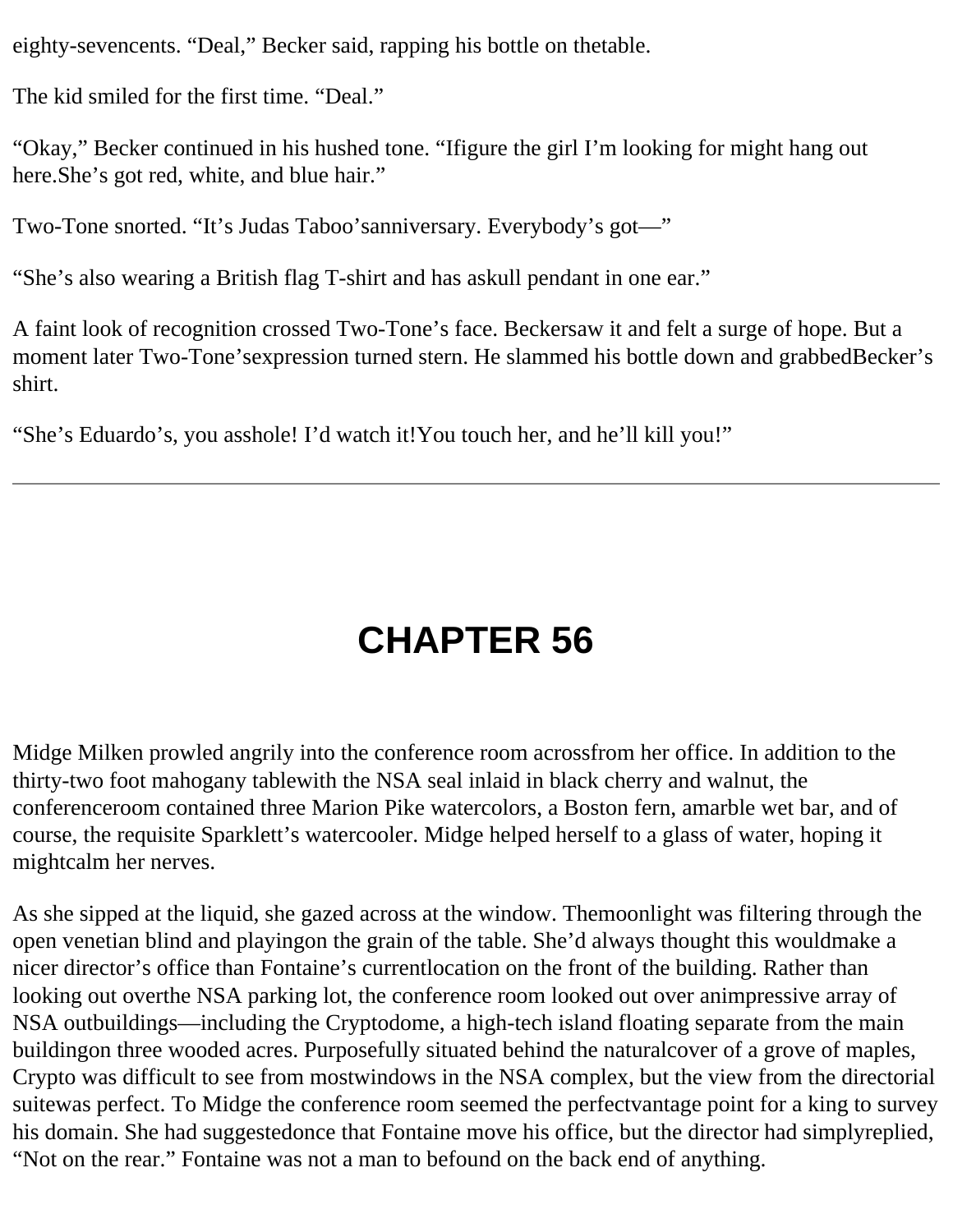eighty-sevencents. “Deal,” Becker said, rapping his bottle on thetable.

The kid smiled for the first time. “Deal.”

“Okay,” Becker continued in his hushed tone. “Ifigure the girl I’m looking for might hang out here.She’s got red, white, and blue hair.”

Two-Tone snorted. “It’s Judas Taboo’sanniversary. Everybody’s got—”

“She’s also wearing a British flag T-shirt and has askull pendant in one ear.”

A faint look of recognition crossed Two-Tone’s face. Beckersaw it and felt a surge of hope. But a moment later Two-Tone’sexpression turned stern. He slammed his bottle down and grabbedBecker’s shirt.

“She’s Eduardo’s, you asshole! I’d watch it!You touch her, and he’ll kill you!”

---

# CHAPTER 56

Midge Milken prowled angrily into the conference room acrossfrom her office. In addition to the thirty-two foot mahogany tablewith the NSA seal inlaid in black cherry and walnut, the conferenceroom contained three Marion Pike watercolors, a Boston fern, amarble wet bar, and of course, the requisite Sparklett’s watercooler. Midge helped herself to a glass of water, hoping it mightcalm her nerves.

As she sipped at the liquid, she gazed across at the window. Themoonlight was filtering through the open venetian blind and playingon the grain of the table. She’d always thought this wouldmake a nicer director’s office than Fontaine’s currentlocation on the front of the building. Rather than looking out overthe NSA parking lot, the conference room looked out over animpressive array of NSA outbuildings—including the Cryptodome, a high-tech island floating separate from the main buildingon three wooded acres. Purposefully situated behind the naturalcover of a grove of maples, Crypto was difficult to see from mostwindows in the NSA complex, but the view from the directorial suitewas perfect. To Midge the conference room seemed the perfectvantage point for a king to survey his domain. She had suggestedonce that Fontaine move his office, but the director had simplyreplied, “Not on the rear.” Fontaine was not a man to befound on the back end of anything.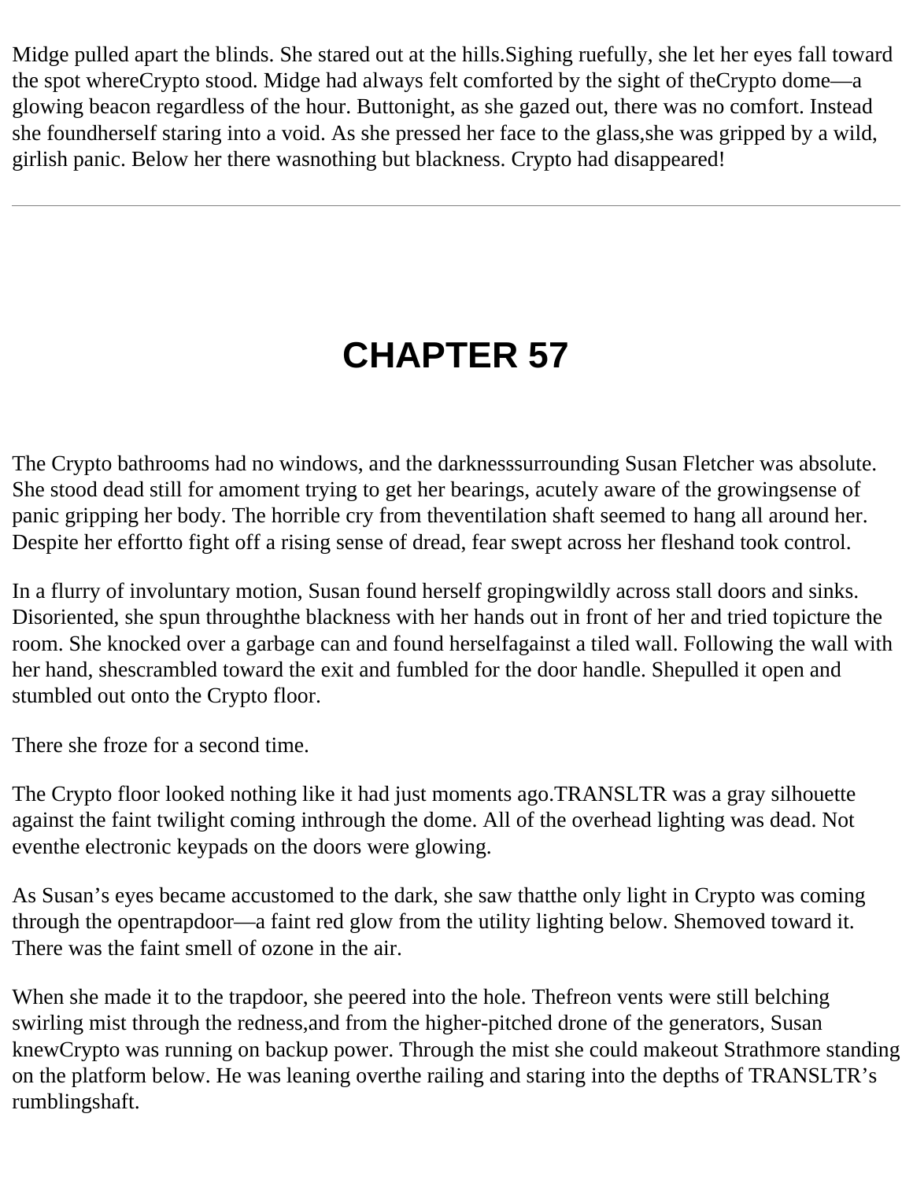Midge pulled apart the blinds. She stared out at the hills.Sighing ruefully, she let her eyes fall toward the spot whereCrypto stood. Midge had always felt comforted by the sight of theCrypto dome—a glowing beacon regardless of the hour. Buttonight, as she gazed out, there was no comfort. Instead she foundherself staring into a void. As she pressed her face to the glass,she was gripped by a wild, girlish panic. Below her there wasnothing but blackness. Crypto had disappeared!

---

# CHAPTER 57

The Crypto bathrooms had no windows, and the darknesssurrounding Susan Fletcher was absolute. She stood dead still for amoment trying to get her bearings, acutely aware of the growingsense of panic gripping her body. The horrible cry from theventilation shaft seemed to hang all around her. Despite her effortto fight off a rising sense of dread, fear swept across her fleshand took control.

In a flurry of involuntary motion, Susan found herself gropingwildly across stall doors and sinks. Disoriented, she spun throughthe blackness with her hands out in front of her and tried topicture the room. She knocked over a garbage can and found herselfagainst a tiled wall. Following the wall with her hand, shescrambled toward the exit and fumbled for the door handle. Shepulled it open and stumbled out onto the Crypto floor.

There she froze for a second time.

The Crypto floor looked nothing like it had just moments ago.TRANSLTR was a gray silhouette against the faint twilight coming inthrough the dome. All of the overhead lighting was dead. Not eventhe electronic keypads on the doors were glowing.

As Susan's eyes became accustomed to the dark, she saw thatthe only light in Crypto was coming through the opentrapdoor—a faint red glow from the utility lighting below. Shemoved toward it. There was the faint smell of ozone in the air.

When she made it to the trapdoor, she peered into the hole. Thefreon vents were still belching swirling mist through the redness,and from the higher-pitched drone of the generators, Susan knewCrypto was running on backup power. Through the mist she could makeout Strathmore standing on the platform below. He was leaning overthe railing and staring into the depths of TRANSLTR's rumblingshaft.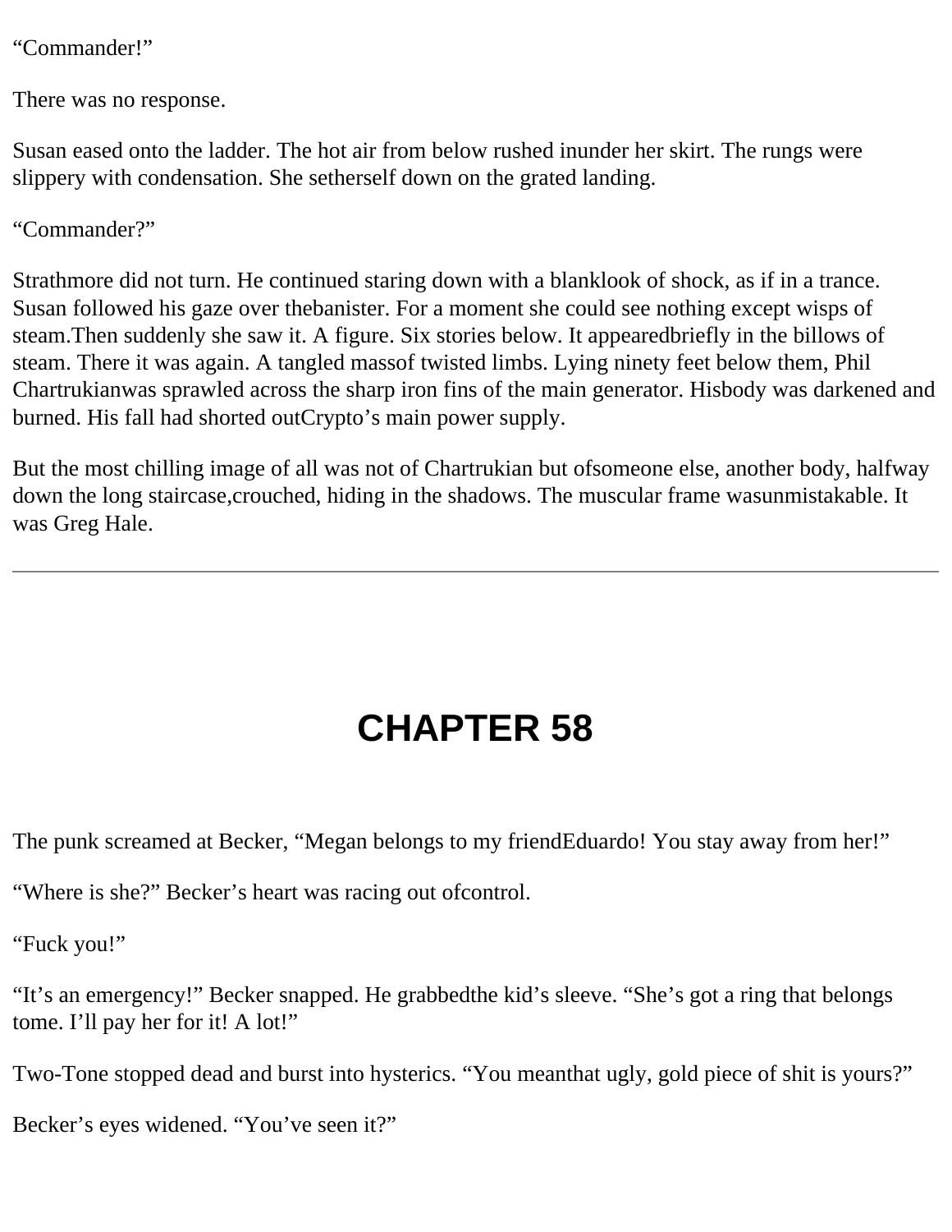“Commander!”

There was no response.

Susan eased onto the ladder. The hot air from below rushed inunder her skirt. The rungs were slippery with condensation. She setherself down on the grated landing.

“Commander?”

Strathmore did not turn. He continued staring down with a blanklook of shock, as if in a trance. Susan followed his gaze over thebanister. For a moment she could see nothing except wisps of steam.Then suddenly she saw it. A figure. Six stories below. It appearedbriefly in the billows of steam. There it was again. A tangled massof twisted limbs. Lying ninety feet below them, Phil Chartrukianwas sprawled across the sharp iron fins of the main generator. Hisbody was darkened and burned. His fall had shorted outCrypto’s main power supply.

But the most chilling image of all was not of Chartrukian but ofsomeone else, another body, halfway down the long staircase,crouched, hiding in the shadows. The muscular frame wasunmistakable. It was Greg Hale.

---

# CHAPTER 58

The punk screamed at Becker, “Megan belongs to my friendEduardo! You stay away from her!”

“Where is she?” Becker’s heart was racing out ofcontrol.

“Fuck you!”

“It’s an emergency!” Becker snapped. He grabbedthe kid’s sleeve. “She’s got a ring that belongs tome. I’ll pay her for it! A lot!”

Two-Tone stopped dead and burst into hysterics. “You meanthat ugly, gold piece of shit is yours?”

Becker’s eyes widened. “You’ve seen it?”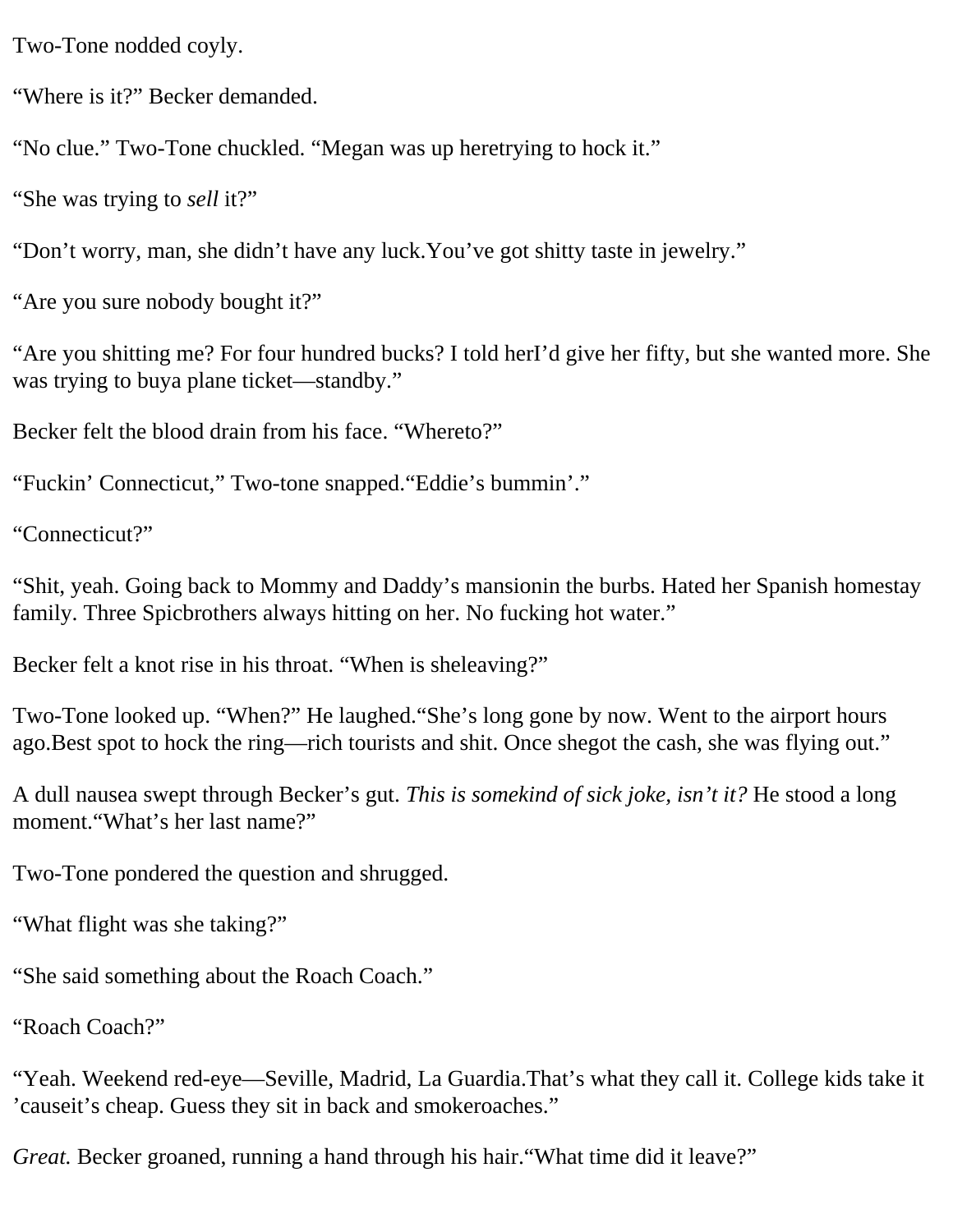Two-Tone nodded coyly.

“Where is it?” Becker demanded.

“No clue.” Two-Tone chuckled. “Megan was up heretrying to hock it.”

“She was trying to *sell* it?”

“Don’t worry, man, she didn’t have any luck.You’ve got shitty taste in jewelry.”

“Are you sure nobody bought it?”

“Are you shitting me? For four hundred bucks? I told herI’d give her fifty, but she wanted more. She was trying to buya plane ticket—standby.”

Becker felt the blood drain from his face. “Whereto?”

“Fuckin’ Connecticut,” Two-tone snapped.“Eddie’s bummin’.”

“Connecticut?”

“Shit, yeah. Going back to Mommy and Daddy’s mansionin the burbs. Hated her Spanish homestay family. Three Spicbrothers always hitting on her. No fucking hot water.”

Becker felt a knot rise in his throat. “When is sheleaving?”

Two-Tone looked up. “When?” He laughed.“She’s long gone by now. Went to the airport hours ago.Best spot to hock the ring—rich tourists and shit. Once shegot the cash, she was flying out.”

A dull nausea swept through Becker’s gut. *This is somekind of sick joke, isn’t it?* He stood a long moment.“What’s her last name?”

Two-Tone pondered the question and shrugged.

“What flight was she taking?”

“She said something about the Roach Coach.”

“Roach Coach?”

“Yeah. Weekend red-eye—Seville, Madrid, La Guardia.That’s what they call it. College kids take it ’causeit’s cheap. Guess they sit in back and smokeroaches.”

*Great.* Becker groaned, running a hand through his hair.“What time did it leave?”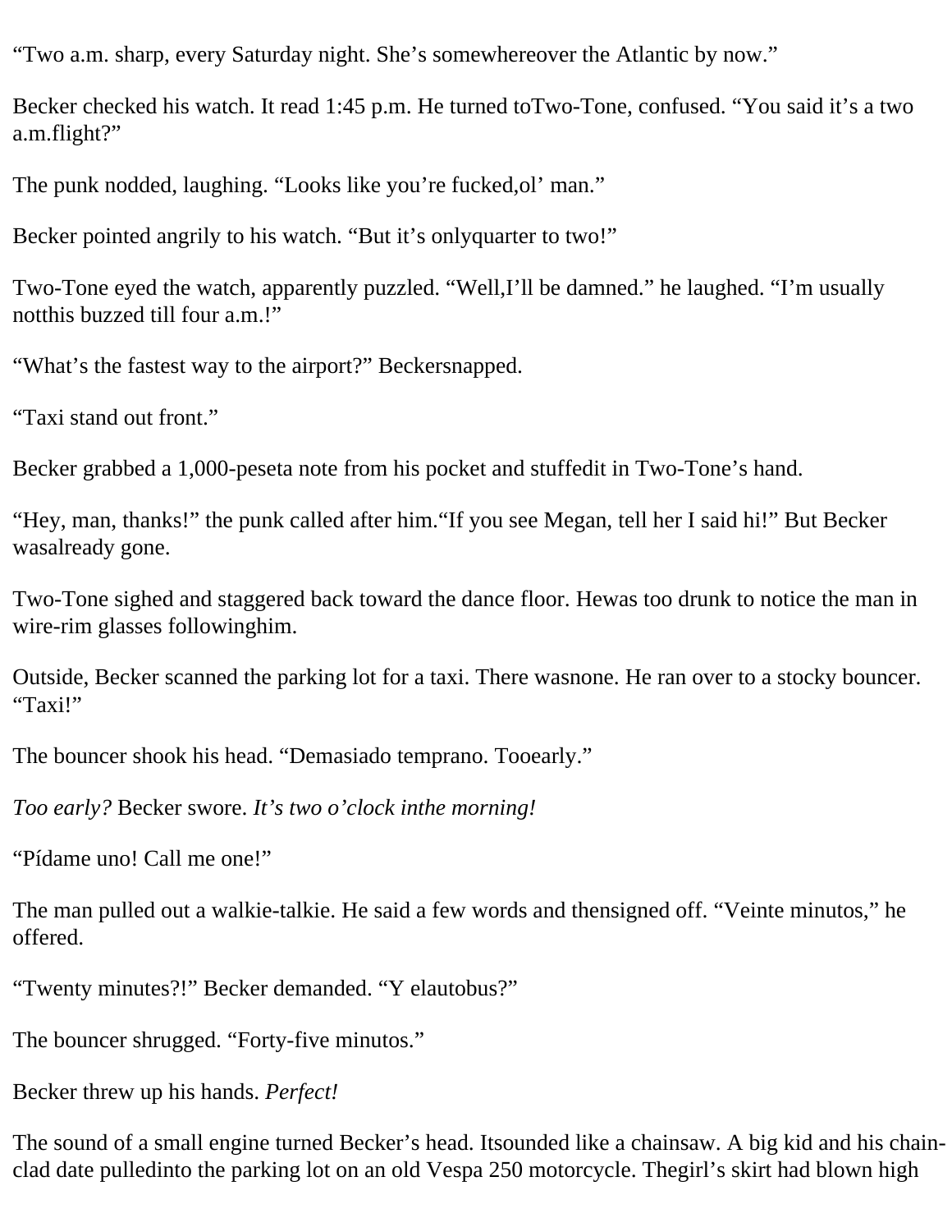"Two a.m. sharp, every Saturday night. She's somewhereover the Atlantic by now."

Becker checked his watch. It read 1:45 p.m. He turned toTwo-Tone, confused. "You said it's a two a.m.flight?"

The punk nodded, laughing. "Looks like you're fucked,ol' man."

Becker pointed angrily to his watch. "But it's onlyquarter to two!"

Two-Tone eyed the watch, apparently puzzled. "Well,I'll be damned." he laughed. "I'm usually notthis buzzed till four a.m.!"

"What's the fastest way to the airport?" Beckersnapped.

"Taxi stand out front."

Becker grabbed a 1,000-peseta note from his pocket and stuffedit in Two-Tone's hand.

"Hey, man, thanks!" the punk called after him."If you see Megan, tell her I said hi!" But Becker wasalready gone.

Two-Tone sighed and staggered back toward the dance floor. Hewas too drunk to notice the man in wire-rim glasses followinghim.

Outside, Becker scanned the parking lot for a taxi. There wasnone. He ran over to a stocky bouncer. "Taxi!"

The bouncer shook his head. "Demasiado temprano. Tooearly."

*Too early?* Becker swore. *It's two o'clock inthe morning!*

"Pídame uno! Call me one!"

The man pulled out a walkie-talkie. He said a few words and thensigned off. "Veinte minutos," he offered.

"Twenty minutes?!" Becker demanded. "Y elautobus?"

The bouncer shrugged. "Forty-five minutos."

Becker threw up his hands. *Perfect!*

The sound of a small engine turned Becker's head. Itsounded like a chainsaw. A big kid and his chain-clad date pulledinto the parking lot on an old Vespa 250 motorcycle. Thegirl's skirt had blown high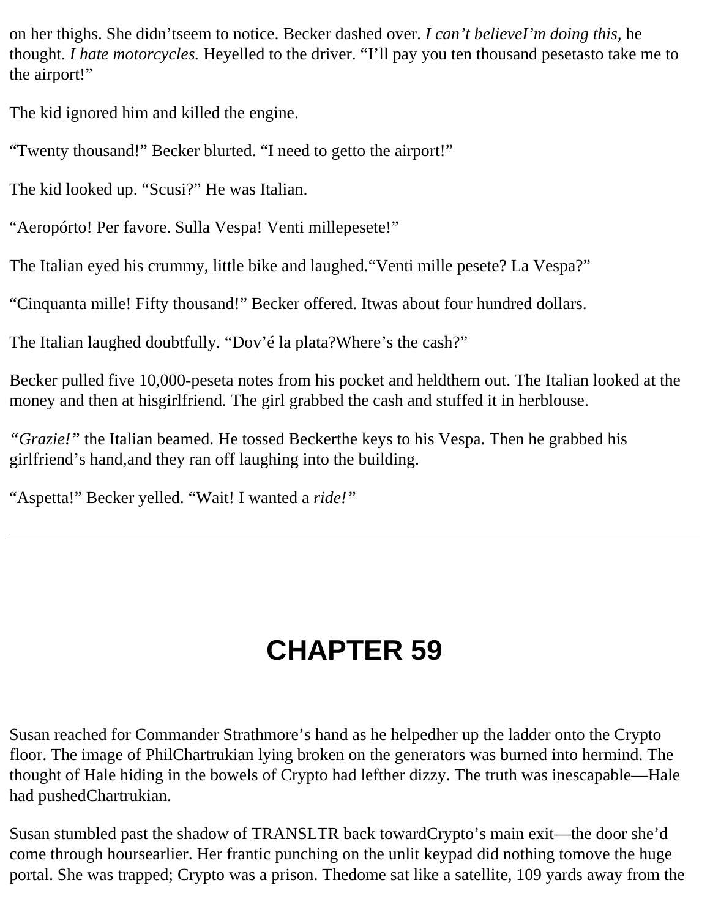on her thighs. She didn'tseem to notice. Becker dashed over. *I can't believeI'm doing this,* he thought. *I hate motorcycles.* Heyelled to the driver. "I'll pay you ten thousand pesetasto take me to the airport!"

The kid ignored him and killed the engine.

"Twenty thousand!" Becker blurted. "I need to getto the airport!"

The kid looked up. "Scusi?" He was Italian.

"Aeropórto! Per favore. Sulla Vespa! Venti millepesete!"

The Italian eyed his crummy, little bike and laughed."Venti mille pesete? La Vespa?"

"Cinquanta mille! Fifty thousand!" Becker offered. Itwas about four hundred dollars.

The Italian laughed doubtfully. "Dov'é la plata?Where's the cash?"

Becker pulled five 10,000-peseta notes from his pocket and heldthem out. The Italian looked at the money and then at hisgirlfriend. The girl grabbed the cash and stuffed it in herblouse.

*"Grazie!"* the Italian beamed. He tossed Beckerthe keys to his Vespa. Then he grabbed his girlfriend's hand,and they ran off laughing into the building.

"Aspetta!" Becker yelled. "Wait! I wanted a *ride!"*

---

# CHAPTER 59

Susan reached for Commander Strathmore's hand as he helpedher up the ladder onto the Crypto floor. The image of PhilChartrukian lying broken on the generators was burned into hermind. The thought of Hale hiding in the bowels of Crypto had lefther dizzy. The truth was inescapable—Hale had pushedChartrukian.

Susan stumbled past the shadow of TRANSLTR back towardCrypto's main exit—the door she'd come through hoursearlier. Her frantic punching on the unlit keypad did nothing tomove the huge portal. She was trapped; Crypto was a prison. Thedome sat like a satellite, 109 yards away from the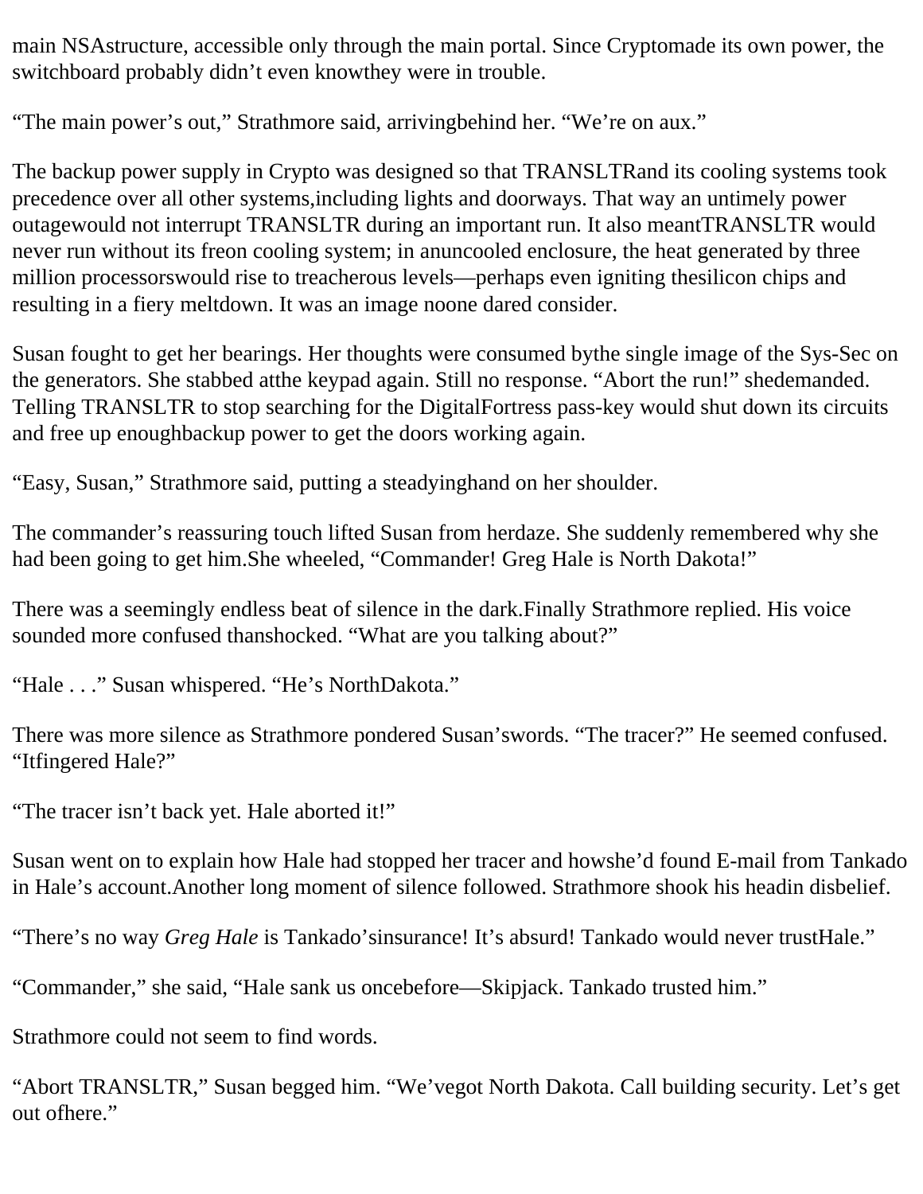main NSAstructure, accessible only through the main portal. Since Cryptomade its own power, the switchboard probably didn't even knowthey were in trouble.

"The main power's out," Strathmore said, arrivingbehind her. "We're on aux."

The backup power supply in Crypto was designed so that TRANSLTRand its cooling systems took precedence over all other systems,including lights and doorways. That way an untimely power outagewould not interrupt TRANSLTR during an important run. It also meantTRANSLTR would never run without its freon cooling system; in anuncooled enclosure, the heat generated by three million processorswould rise to treacherous levels—perhaps even igniting thesilicon chips and resulting in a fiery meltdown. It was an image noone dared consider.

Susan fought to get her bearings. Her thoughts were consumed bythe single image of the Sys-Sec on the generators. She stabbed atthe keypad again. Still no response. "Abort the run!" shedemanded. Telling TRANSLTR to stop searching for the DigitalFortress pass-key would shut down its circuits and free up enoughbackup power to get the doors working again.

"Easy, Susan," Strathmore said, putting a steadyinghand on her shoulder.

The commander's reassuring touch lifted Susan from herdaze. She suddenly remembered why she had been going to get him.She wheeled, "Commander! Greg Hale is North Dakota!"

There was a seemingly endless beat of silence in the dark.Finally Strathmore replied. His voice sounded more confused thanshocked. "What are you talking about?"

"Hale . . ." Susan whispered. "He's NorthDakota."

There was more silence as Strathmore pondered Susan'swords. "The tracer?" He seemed confused. "Itfingered Hale?"

"The tracer isn't back yet. Hale aborted it!"

Susan went on to explain how Hale had stopped her tracer and howshe'd found E-mail from Tankado in Hale's account.Another long moment of silence followed. Strathmore shook his headin disbelief.

"There's no way *Greg Hale* is Tankado'sinsurance! It's absurd! Tankado would never trustHale."

"Commander," she said, "Hale sank us oncebefore—Skipjack. Tankado trusted him."

Strathmore could not seem to find words.

"Abort TRANSLTR," Susan begged him. "We'vegot North Dakota. Call building security. Let's get out ofhere."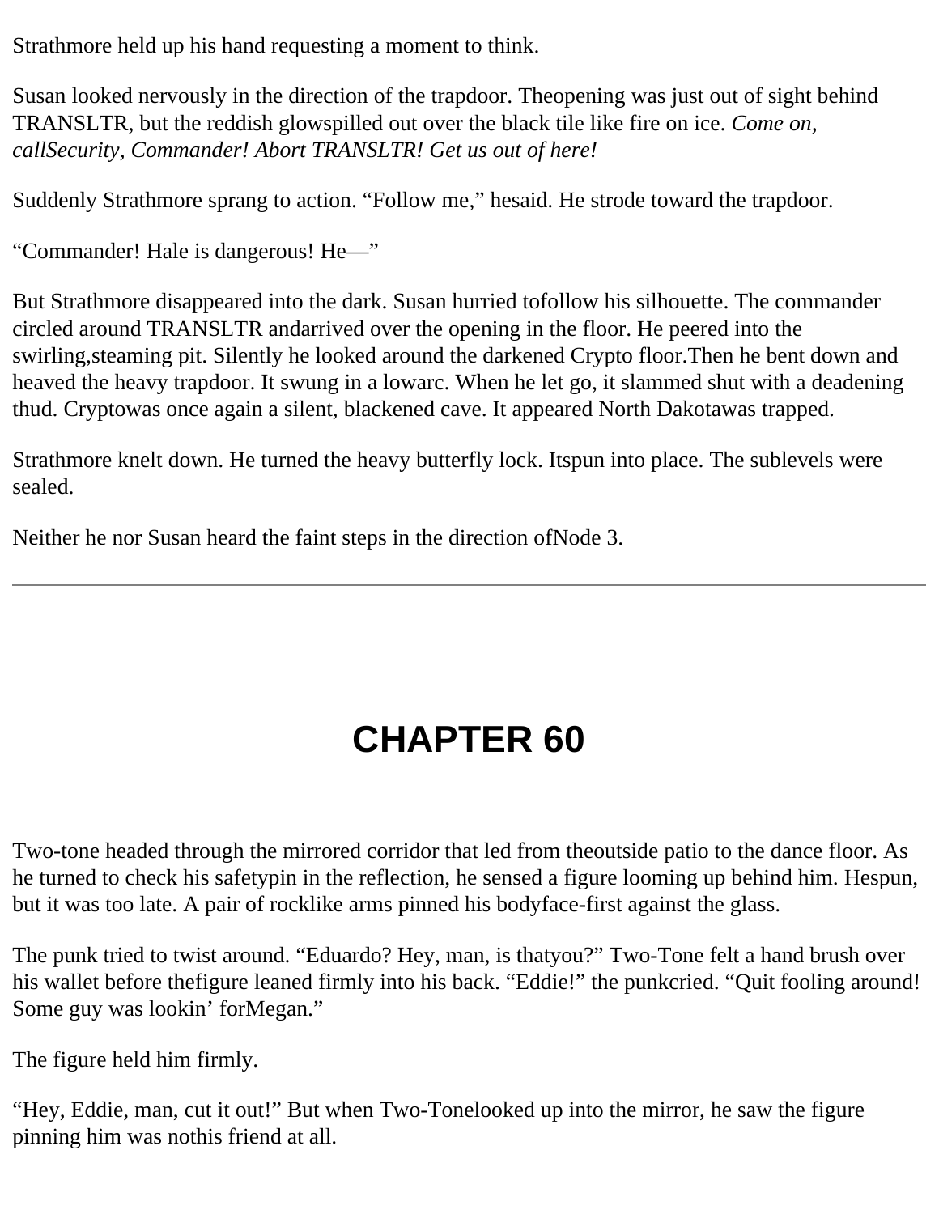Strathmore held up his hand requesting a moment to think.

Susan looked nervously in the direction of the trapdoor. Theopening was just out of sight behind TRANSLTR, but the reddish glowspilled out over the black tile like fire on ice. *Come on, callSecurity, Commander! Abort TRANSLTR! Get us out of here!*

Suddenly Strathmore sprang to action. “Follow me,” hesaid. He strode toward the trapdoor.

“Commander! Hale is dangerous! He—”

But Strathmore disappeared into the dark. Susan hurried tofollow his silhouette. The commander circled around TRANSLTR andarrived over the opening in the floor. He peered into the swirling,steaming pit. Silently he looked around the darkened Crypto floor.Then he bent down and heaved the heavy trapdoor. It swung in a lowarc. When he let go, it slammed shut with a deadening thud. Cryptowas once again a silent, blackened cave. It appeared North Dakotawas trapped.

Strathmore knelt down. He turned the heavy butterfly lock. Itspun into place. The sublevels were sealed.

Neither he nor Susan heard the faint steps in the direction ofNode 3.

---

# CHAPTER 60

Two-tone headed through the mirrored corridor that led from theoutside patio to the dance floor. As he turned to check his safetypin in the reflection, he sensed a figure looming up behind him. Hespun, but it was too late. A pair of rocklike arms pinned his bodyface-first against the glass.

The punk tried to twist around. “Eduardo? Hey, man, is thatyou?” Two-Tone felt a hand brush over his wallet before thefigure leaned firmly into his back. “Eddie!” the punkcried. “Quit fooling around! Some guy was lookin’ forMegan.”

The figure held him firmly.

“Hey, Eddie, man, cut it out!” But when Two-Tonelooked up into the mirror, he saw the figure pinning him was nothis friend at all.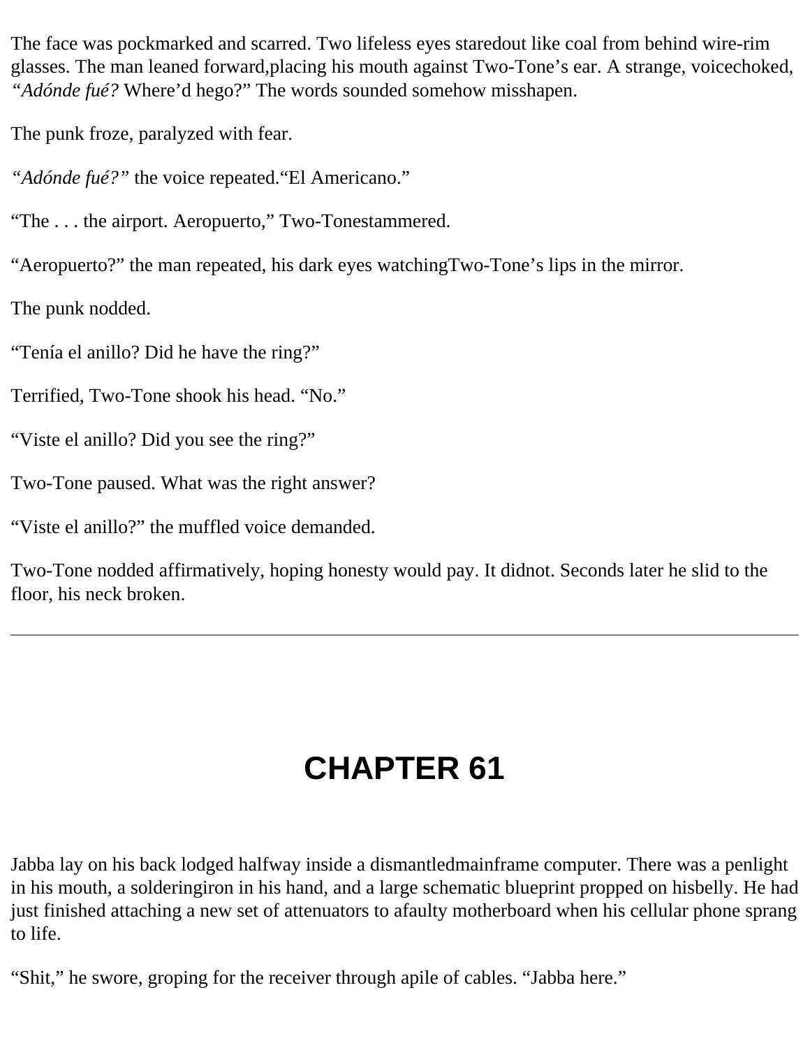The face was pockmarked and scarred. Two lifeless eyes staredout like coal from behind wire-rim glasses. The man leaned forward,placing his mouth against Two-Tone's ear. A strange, voicechoked, *"Adónde fué?* Where'd hego?" The words sounded somehow misshapen.

The punk froze, paralyzed with fear.

*"Adónde fué?"* the voice repeated."El Americano."

"The . . . the airport. Aeropuerto," Two-Tonestammered.

"Aeropuerto?" the man repeated, his dark eyes watchingTwo-Tone's lips in the mirror.

The punk nodded.

"Tenía el anillo? Did he have the ring?"

Terrified, Two-Tone shook his head. "No."

"Viste el anillo? Did you see the ring?"

Two-Tone paused. What was the right answer?

"Viste el anillo?" the muffled voice demanded.

Two-Tone nodded affirmatively, hoping honesty would pay. It didnot. Seconds later he slid to the floor, his neck broken.

---

# CHAPTER 61

Jabba lay on his back lodged halfway inside a dismantledmainframe computer. There was a penlight in his mouth, a solderingiron in his hand, and a large schematic blueprint propped on hisbelly. He had just finished attaching a new set of attenuators to afaulty motherboard when his cellular phone sprang to life.

"Shit," he swore, groping for the receiver through apile of cables. "Jabba here."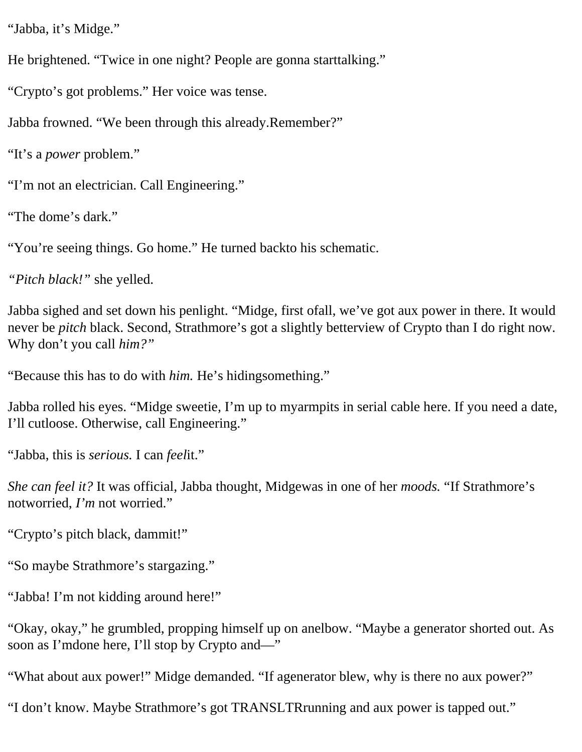“Jabba, it’s Midge.”

He brightened. “Twice in one night? People are gonna starttalking.”

“Crypto’s got problems.” Her voice was tense.

Jabba frowned. “We been through this already.Remember?”

“It’s a *power* problem.”

“I’m not an electrician. Call Engineering.”

“The dome’s dark.”

“You’re seeing things. Go home.” He turned backto his schematic.

*“Pitch black!”* she yelled.

Jabba sighed and set down his penlight. “Midge, first ofall, we’ve got aux power in there. It would never be *pitch* black. Second, Strathmore’s got a slightly betterview of Crypto than I do right now. Why don’t you call *him?”*

“Because this has to do with *him.* He’s hidingsomething.”

Jabba rolled his eyes. “Midge sweetie, I’m up to myarmpits in serial cable here. If you need a date, I’ll cutloose. Otherwise, call Engineering.”

“Jabba, this is *serious.* I can *feel*it.”

*She can feel it?* It was official, Jabba thought, Midgewas in one of her *moods.* “If Strathmore’s notworried, *I’m* not worried.”

“Crypto’s pitch black, dammit!”

“So maybe Strathmore’s stargazing.”

“Jabba! I’m not kidding around here!”

“Okay, okay,” he grumbled, propping himself up on anelbow. “Maybe a generator shorted out. As soon as I’mdone here, I’ll stop by Crypto and—”

“What about aux power!” Midge demanded. “If agenerator blew, why is there no aux power?”

“I don’t know. Maybe Strathmore’s got TRANSLTRrunning and aux power is tapped out.”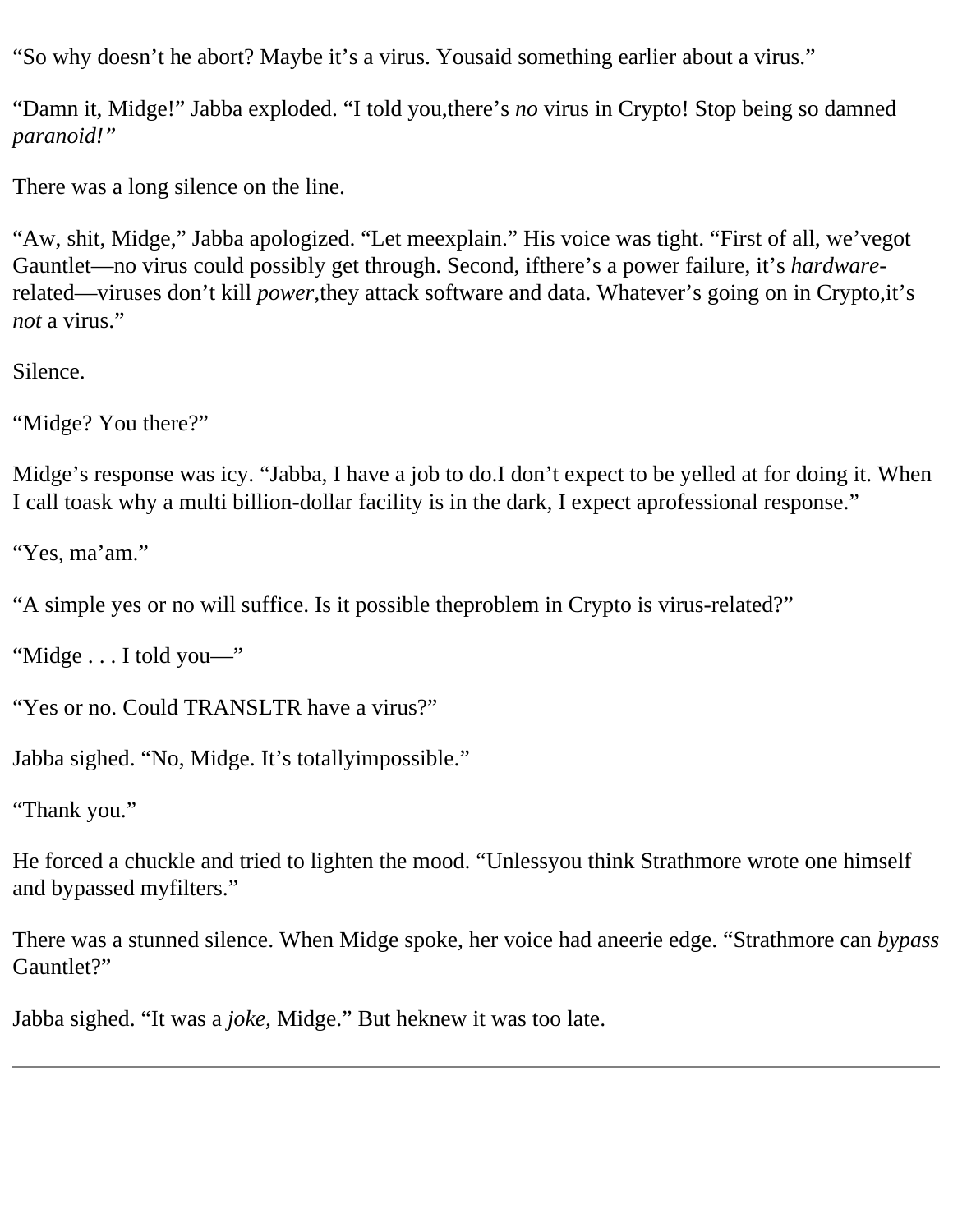“So why doesn’t he abort? Maybe it’s a virus. Yousaid something earlier about a virus.”

“Damn it, Midge!” Jabba exploded. “I told you,there’s *no* virus in Crypto! Stop being so damned *paranoid!”*

There was a long silence on the line.

“Aw, shit, Midge,” Jabba apologized. “Let meexplain.” His voice was tight. “First of all, we’vegot Gauntlet—no virus could possibly get through. Second, ifthere’s a power failure, it’s *hardware*-related—viruses don’t kill *power,*they attack software and data. Whatever’s going on in Crypto,it’s *not* a virus.”

Silence.

“Midge? You there?”

Midge’s response was icy. “Jabba, I have a job to do.I don’t expect to be yelled at for doing it. When I call toask why a multi billion-dollar facility is in the dark, I expect aprofessional response.”

“Yes, ma’am.”

“A simple yes or no will suffice. Is it possible theproblem in Crypto is virus-related?”

“Midge . . . I told you—”

“Yes or no. Could TRANSLTR have a virus?”

Jabba sighed. “No, Midge. It’s totallyimpossible.”

“Thank you.”

He forced a chuckle and tried to lighten the mood. “Unlessyou think Strathmore wrote one himself and bypassed myfilters.”

There was a stunned silence. When Midge spoke, her voice had aneerie edge. “Strathmore can *bypass* Gauntlet?”

Jabba sighed. “It was a *joke,* Midge.” But heknew it was too late.

---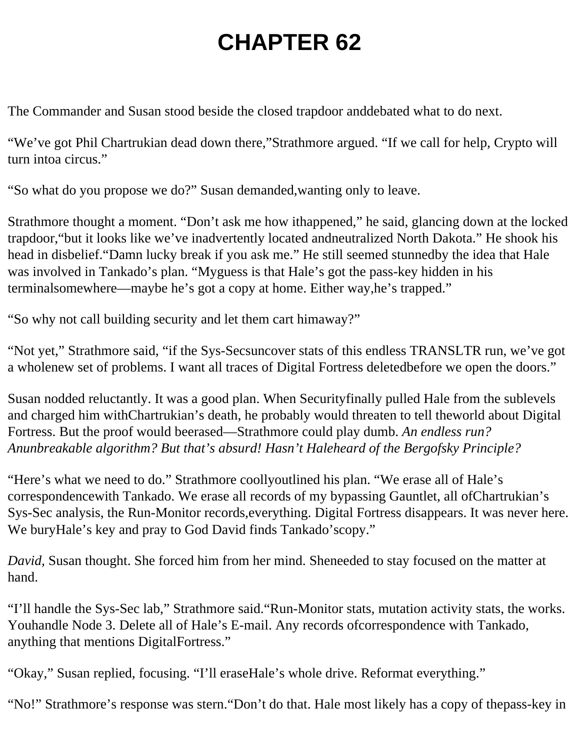# CHAPTER 62

The Commander and Susan stood beside the closed trapdoor anddebated what to do next.

“We’ve got Phil Chartrukian dead down there,”Strathmore argued. “If we call for help, Crypto will turn intoa circus.”

“So what do you propose we do?” Susan demanded,wanting only to leave.

Strathmore thought a moment. “Don’t ask me how ithappened,” he said, glancing down at the locked trapdoor,“but it looks like we’ve inadvertently located andneutralized North Dakota.” He shook his head in disbelief.“Damn lucky break if you ask me.” He still seemed stunnedby the idea that Hale was involved in Tankado’s plan. “Myguess is that Hale’s got the pass-key hidden in his terminalsomewhere—maybe he’s got a copy at home. Either way,he’s trapped.”

“So why not call building security and let them cart himaway?”

“Not yet,” Strathmore said, “if the Sys-Secsuncover stats of this endless TRANSLTR run, we’ve got a wholenew set of problems. I want all traces of Digital Fortress deletedbefore we open the doors.”

Susan nodded reluctantly. It was a good plan. When Securityfinally pulled Hale from the sublevels and charged him withChartrukian’s death, he probably would threaten to tell theworld about Digital Fortress. But the proof would beerased—Strathmore could play dumb. *An endless run? Anunbreakable algorithm? But that’s absurd! Hasn’t Haleheard of the Bergofsky Principle?*

“Here’s what we need to do.” Strathmore coollyoutlined his plan. “We erase all of Hale’s correspondencewith Tankado. We erase all records of my bypassing Gauntlet, all ofChartrukian’s Sys-Sec analysis, the Run-Monitor records,everything. Digital Fortress disappears. It was never here. We buryHale’s key and pray to God David finds Tankado’scopy.”

*David*, Susan thought. She forced him from her mind. Sheneeded to stay focused on the matter at hand.

“I’ll handle the Sys-Sec lab,” Strathmore said.“Run-Monitor stats, mutation activity stats, the works. Youhandle Node 3. Delete all of Hale’s E-mail. Any records ofcorrespondence with Tankado, anything that mentions DigitalFortress.”

“Okay,” Susan replied, focusing. “I’ll eraseHale’s whole drive. Reformat everything.”

“No!” Strathmore’s response was stern.“Don’t do that. Hale most likely has a copy of thepass-key in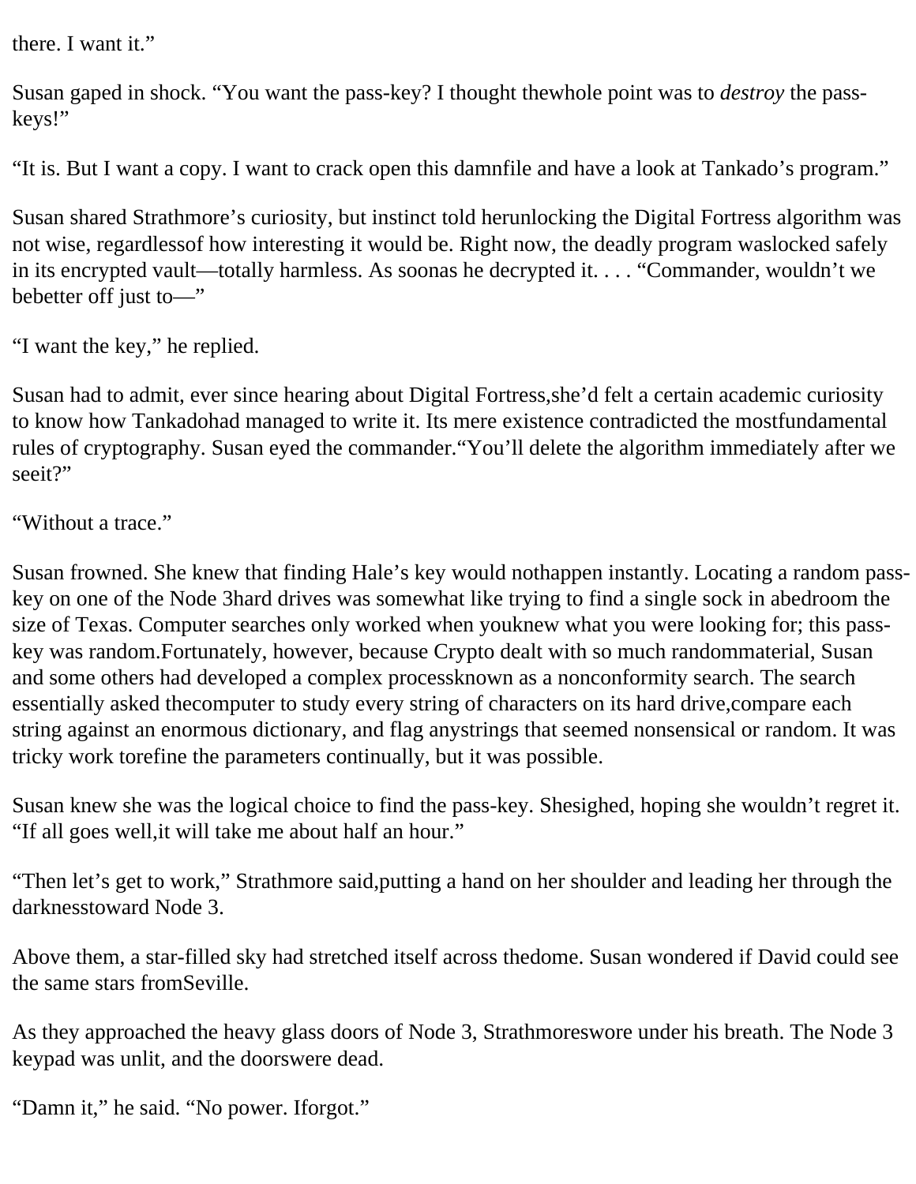there. I want it."

Susan gaped in shock. "You want the pass-key? I thought thewhole point was to *destroy* the pass-keys!"

"It is. But I want a copy. I want to crack open this damnfile and have a look at Tankado's program."

Susan shared Strathmore's curiosity, but instinct told herunlocking the Digital Fortress algorithm was not wise, regardlessof how interesting it would be. Right now, the deadly program waslocked safely in its encrypted vault—totally harmless. As soonas he decrypted it. . . . "Commander, wouldn't we bebetter off just to—"

"I want the key," he replied.

Susan had to admit, ever since hearing about Digital Fortress,she'd felt a certain academic curiosity to know how Tankadohad managed to write it. Its mere existence contradicted the mostfundamental rules of cryptography. Susan eyed the commander."You'll delete the algorithm immediately after we seeit?"

"Without a trace."

Susan frowned. She knew that finding Hale's key would nothappen instantly. Locating a random pass-key on one of the Node 3hard drives was somewhat like trying to find a single sock in abedroom the size of Texas. Computer searches only worked when youknew what you were looking for; this pass-key was random.Fortunately, however, because Crypto dealt with so much randommaterial, Susan and some others had developed a complex processknown as a nonconformity search. The search essentially asked thecomputer to study every string of characters on its hard drive,compare each string against an enormous dictionary, and flag anystrings that seemed nonsensical or random. It was tricky work torefine the parameters continually, but it was possible.

Susan knew she was the logical choice to find the pass-key. Shesighed, hoping she wouldn't regret it. "If all goes well,it will take me about half an hour."

"Then let's get to work," Strathmore said,putting a hand on her shoulder and leading her through the darknesstoward Node 3.

Above them, a star-filled sky had stretched itself across thedome. Susan wondered if David could see the same stars fromSeville.

As they approached the heavy glass doors of Node 3, Strathmoreswore under his breath. The Node 3 keypad was unlit, and the doorswere dead.

"Damn it," he said. "No power. Iforgot."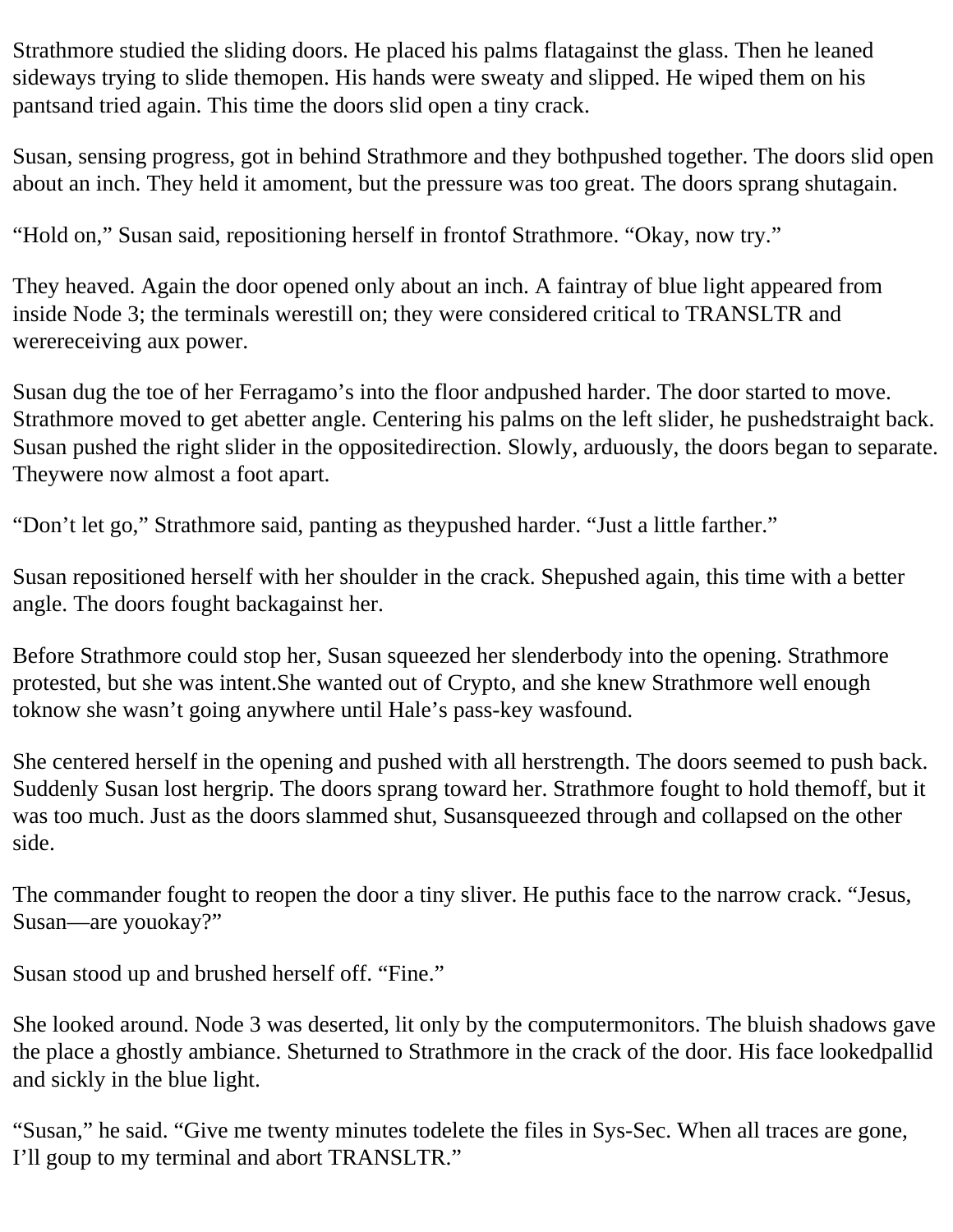Strathmore studied the sliding doors. He placed his palms flat against the glass. Then he leaned sideways trying to slide them open. His hands were sweaty and slipped. He wiped them on his pants and tried again. This time the doors slid open a tiny crack.

Susan, sensing progress, got in behind Strathmore and they both pushed together. The doors slid open about an inch. They held it a moment, but the pressure was too great. The doors sprang shut again.

“Hold on,” Susan said, repositioning herself in front of Strathmore. “Okay, now try.”

They heaved. Again the door opened only about an inch. A faint ray of blue light appeared from inside Node 3; the terminals were still on; they were considered critical to TRANSLTR and were receiving aux power.

Susan dug the toe of her Ferragamo’s into the floor and pushed harder. The door started to move. Strathmore moved to get a better angle. Centering his palms on the left slider, he pushed straight back. Susan pushed the right slider in the opposite direction. Slowly, arduously, the doors began to separate. They were now almost a foot apart.

“Don’t let go,” Strathmore said, panting as they pushed harder. “Just a little farther.”

Susan repositioned herself with her shoulder in the crack. She pushed again, this time with a better angle. The doors fought back against her.

Before Strathmore could stop her, Susan squeezed her slender body into the opening. Strathmore protested, but she was intent. She wanted out of Crypto, and she knew Strathmore well enough to know she wasn’t going anywhere until Hale’s pass-key was found.

She centered herself in the opening and pushed with all her strength. The doors seemed to push back. Suddenly Susan lost her grip. The doors sprang toward her. Strathmore fought to hold them off, but it was too much. Just as the doors slammed shut, Susan squeezed through and collapsed on the other side.

The commander fought to reopen the door a tiny sliver. He put his face to the narrow crack. “Jesus, Susan—are you okay?”

Susan stood up and brushed herself off. “Fine.”

She looked around. Node 3 was deserted, lit only by the computer monitors. The bluish shadows gave the place a ghostly ambiance. She turned to Strathmore in the crack of the door. His face looked pallid and sickly in the blue light.

“Susan,” he said. “Give me twenty minutes to delete the files in Sys-Sec. When all traces are gone, I’ll go up to my terminal and abort TRANSLTR.”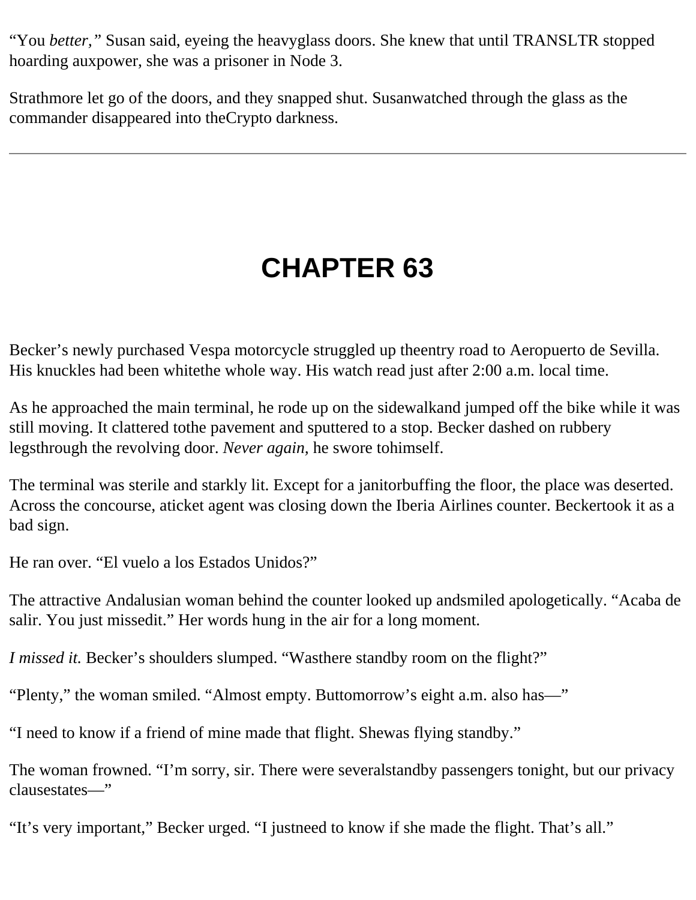"You *better,*" Susan said, eyeing the heavyglass doors. She knew that until TRANSLTR stopped hoarding auxpower, she was a prisoner in Node 3.

Strathmore let go of the doors, and they snapped shut. Susanwatched through the glass as the commander disappeared into theCrypto darkness.

---

# CHAPTER 63

Becker's newly purchased Vespa motorcycle struggled up theentry road to Aeropuerto de Sevilla. His knuckles had been whitethe whole way. His watch read just after 2:00 a.m. local time.

As he approached the main terminal, he rode up on the sidewalkand jumped off the bike while it was still moving. It clattered tothe pavement and sputtered to a stop. Becker dashed on rubbery legsthrough the revolving door. *Never again,* he swore tohimself.

The terminal was sterile and starkly lit. Except for a janitorbuffing the floor, the place was deserted. Across the concourse, aticket agent was closing down the Iberia Airlines counter. Beckertook it as a bad sign.

He ran over. "El vuelo a los Estados Unidos?"

The attractive Andalusian woman behind the counter looked up andsmiled apologetically. "Acaba de salir. You just missedit." Her words hung in the air for a long moment.

*I missed it.* Becker's shoulders slumped. "Wasthere standby room on the flight?"

"Plenty," the woman smiled. "Almost empty. Buttomorrow's eight a.m. also has—"

"I need to know if a friend of mine made that flight. Shewas flying standby."

The woman frowned. "I'm sorry, sir. There were severalstandby passengers tonight, but our privacy clausestates—"

"It's very important," Becker urged. "I justneed to know if she made the flight. That's all."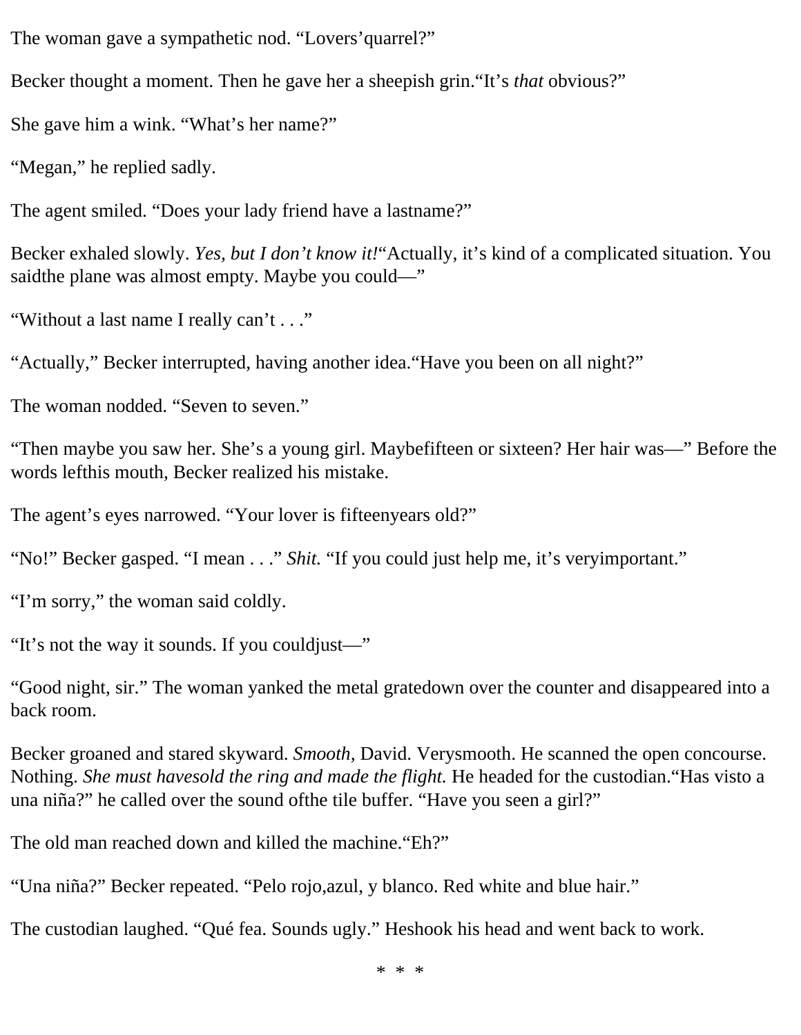The woman gave a sympathetic nod. “Lovers’quarrel?”

Becker thought a moment. Then he gave her a sheepish grin.“It’s *that* obvious?”

She gave him a wink. “What’s her name?”

“Megan,” he replied sadly.

The agent smiled. “Does your lady friend have a lastname?”

Becker exhaled slowly. *Yes, but I don’t know it!*“Actually, it’s kind of a complicated situation. You saidthe plane was almost empty. Maybe you could—”

“Without a last name I really can’t . . .”

“Actually,” Becker interrupted, having another idea.“Have you been on all night?”

The woman nodded. “Seven to seven.”

“Then maybe you saw her. She’s a young girl. Maybefifteen or sixteen? Her hair was—” Before the words lefthis mouth, Becker realized his mistake.

The agent’s eyes narrowed. “Your lover is fifteenyears old?”

“No!” Becker gasped. “I mean . . .” *Shit.* “If you could just help me, it’s veryimportant.”

“I’m sorry,” the woman said coldly.

“It’s not the way it sounds. If you couldjust—”

“Good night, sir.” The woman yanked the metal gratedown over the counter and disappeared into a back room.

Becker groaned and stared skyward. *Smooth,* David. Verysmooth. He scanned the open concourse. Nothing. *She must havesold the ring and made the flight.* He headed for the custodian.“Has visto a una niña?” he called over the sound ofthe tile buffer. “Have you seen a girl?”

The old man reached down and killed the machine.“Eh?”

“Una niña?” Becker repeated. “Pelo rojo,azul, y blanco. Red white and blue hair.”

The custodian laughed. “Qué fea. Sounds ugly.” Heshook his head and went back to work.

\* \* \*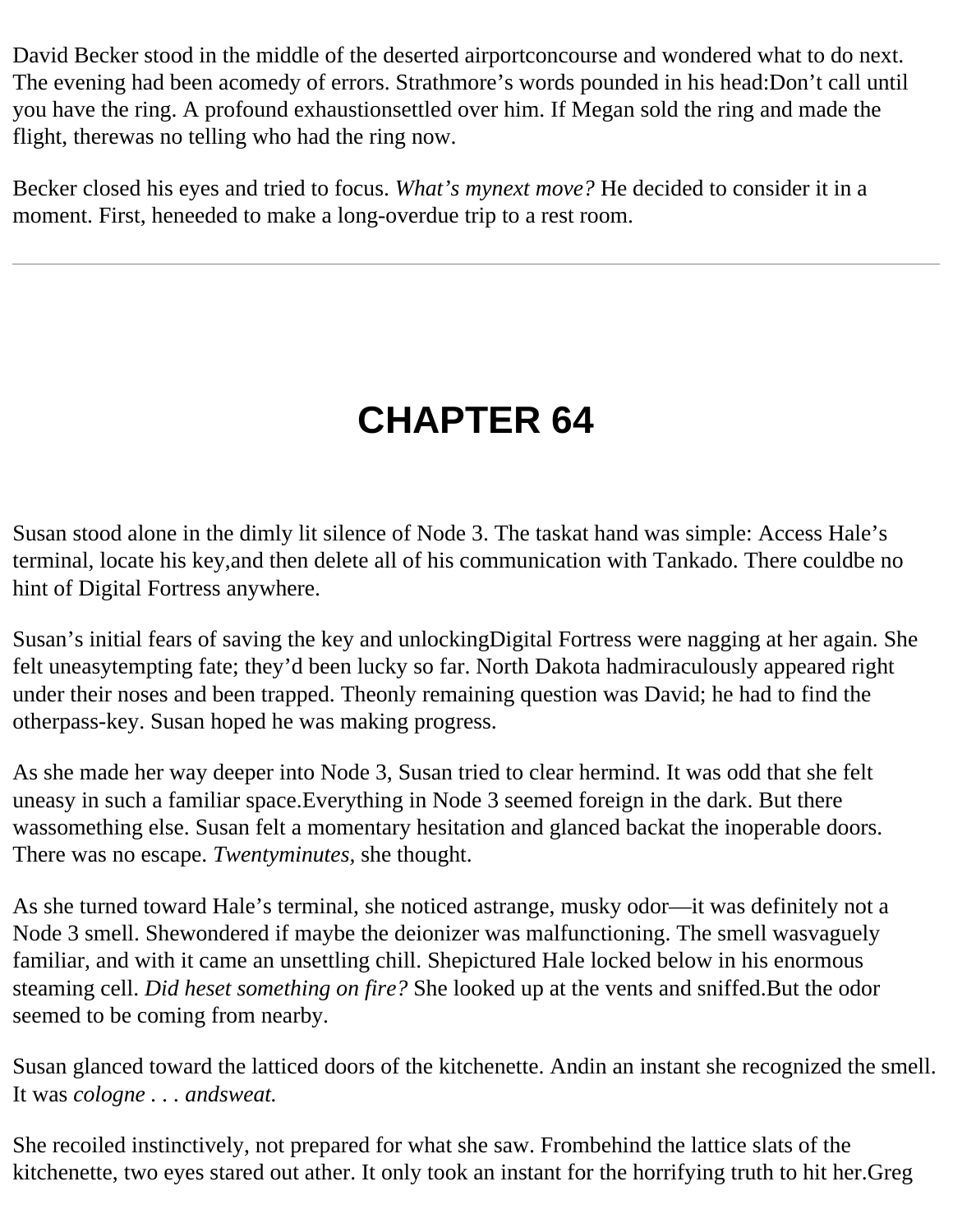David Becker stood in the middle of the deserted airport concourse and wondered what to do next. The evening had been a comedy of errors. Strathmore's words pounded in his head: Don't call until you have the ring. A profound exhaustion settled over him. If Megan sold the ring and made the flight, there was no telling who had the ring now.

Becker closed his eyes and tried to focus. *What's my next move?* He decided to consider it in a moment. First, he needed to make a long-overdue trip to a rest room.

---

# CHAPTER 64

Susan stood alone in the dimly lit silence of Node 3. The task at hand was simple: Access Hale's terminal, locate his key, and then delete all of his communication with Tankado. There could be no hint of Digital Fortress anywhere.

Susan's initial fears of saving the key and unlocking Digital Fortress were nagging at her again. She felt uneasy tempting fate; they'd been lucky so far. North Dakota had miraculously appeared right under their noses and been trapped. The only remaining question was David; he had to find the other pass-key. Susan hoped he was making progress.

As she made her way deeper into Node 3, Susan tried to clear her mind. It was odd that she felt uneasy in such a familiar space. Everything in Node 3 seemed foreign in the dark. But there was something else. Susan felt a momentary hesitation and glanced back at the inoperable doors. There was no escape. *Twenty minutes,* she thought.

As she turned toward Hale's terminal, she noticed a strange, musky odor—it was definitely not a Node 3 smell. She wondered if maybe the deionizer was malfunctioning. The smell was vaguely familiar, and with it came an unsettling chill. She pictured Hale locked below in his enormous steaming cell. *Did he set something on fire?* She looked up at the vents and sniffed. But the odor seemed to be coming from nearby.

Susan glanced toward the latticed doors of the kitchenette. And in an instant she recognized the smell. It was *cologne . . . and sweat.*

She recoiled instinctively, not prepared for what she saw. From behind the lattice slats of the kitchenette, two eyes stared out at her. It only took an instant for the horrifying truth to hit her. Greg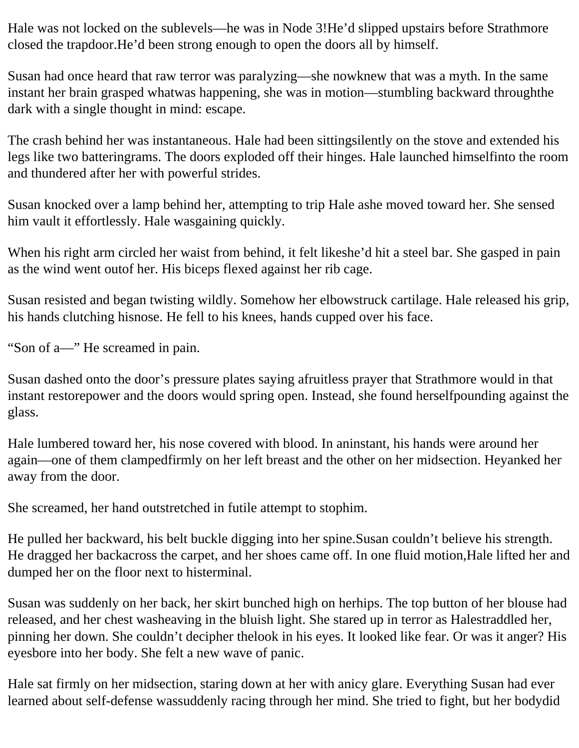Hale was not locked on the sublevels—he was in Node 3! He'd slipped upstairs before Strathmore closed the trapdoor. He'd been strong enough to open the doors all by himself.

Susan had once heard that raw terror was paralyzing—she now knew that was a myth. In the same instant her brain grasped what was happening, she was in motion—stumbling backward through the dark with a single thought in mind: escape.

The crash behind her was instantaneous. Hale had been sitting silently on the stove and extended his legs like two battering rams. The doors exploded off their hinges. Hale launched himself into the room and thundered after her with powerful strides.

Susan knocked over a lamp behind her, attempting to trip Hale as he moved toward her. She sensed him vault it effortlessly. Hale was gaining quickly.

When his right arm circled her waist from behind, it felt like she'd hit a steel bar. She gasped in pain as the wind went out of her. His biceps flexed against her rib cage.

Susan resisted and began twisting wildly. Somehow her elbow struck cartilage. Hale released his grip, his hands clutching his nose. He fell to his knees, hands cupped over his face.

"Son of a—" He screamed in pain.

Susan dashed onto the door's pressure plates saying a fruitless prayer that Strathmore would in that instant restore power and the doors would spring open. Instead, she found herself pounding against the glass.

Hale lumbered toward her, his nose covered with blood. In an instant, his hands were around her again—one of them clamped firmly on her left breast and the other on her midsection. He yanked her away from the door.

She screamed, her hand outstretched in futile attempt to stop him.

He pulled her backward, his belt buckle digging into her spine. Susan couldn't believe his strength. He dragged her back across the carpet, and her shoes came off. In one fluid motion, Hale lifted her and dumped her on the floor next to his terminal.

Susan was suddenly on her back, her skirt bunched high on her hips. The top button of her blouse had released, and her chest was heaving in the bluish light. She stared up in terror as Hale straddled her, pinning her down. She couldn't decipher the look in his eyes. It looked like fear. Or was it anger? His eyes bore into her body. She felt a new wave of panic.

Hale sat firmly on her midsection, staring down at her with an icy glare. Everything Susan had ever learned about self-defense was suddenly racing through her mind. She tried to fight, but her body did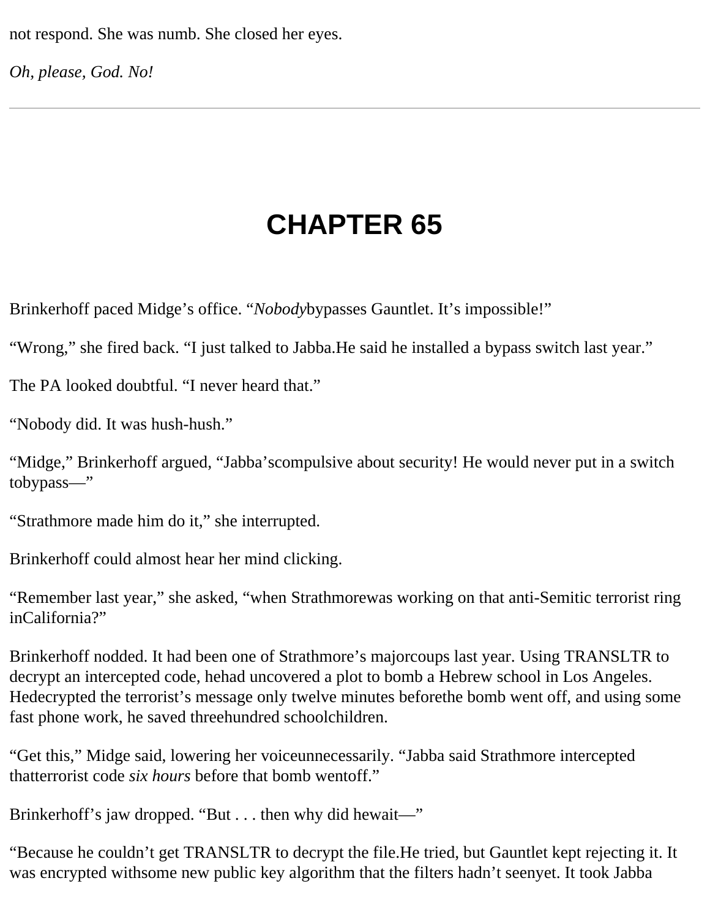not respond. She was numb. She closed her eyes.

*Oh, please, God. No!*

---

# CHAPTER 65

Brinkerhoff paced Midge's office. "*Nobody*bypasses Gauntlet. It's impossible!"

"Wrong," she fired back. "I just talked to Jabba.He said he installed a bypass switch last year."

The PA looked doubtful. "I never heard that."

"Nobody did. It was hush-hush."

"Midge," Brinkerhoff argued, "Jabba'scompulsive about security! He would never put in a switch tobypass—"

"Strathmore made him do it," she interrupted.

Brinkerhoff could almost hear her mind clicking.

"Remember last year," she asked, "when Strathmorewas working on that anti-Semitic terrorist ring inCalifornia?"

Brinkerhoff nodded. It had been one of Strathmore's majorcoups last year. Using TRANSLTR to decrypt an intercepted code, hehad uncovered a plot to bomb a Hebrew school in Los Angeles. Hedecrypted the terrorist's message only twelve minutes beforethe bomb went off, and using some fast phone work, he saved threehundred schoolchildren.

"Get this," Midge said, lowering her voiceunnecessarily. "Jabba said Strathmore intercepted thatterrorist code *six hours* before that bomb wentoff."

Brinkerhoff's jaw dropped. "But . . . then why did hewait—"

"Because he couldn't get TRANSLTR to decrypt the file.He tried, but Gauntlet kept rejecting it. It was encrypted withsome new public key algorithm that the filters hadn't seenyet. It took Jabba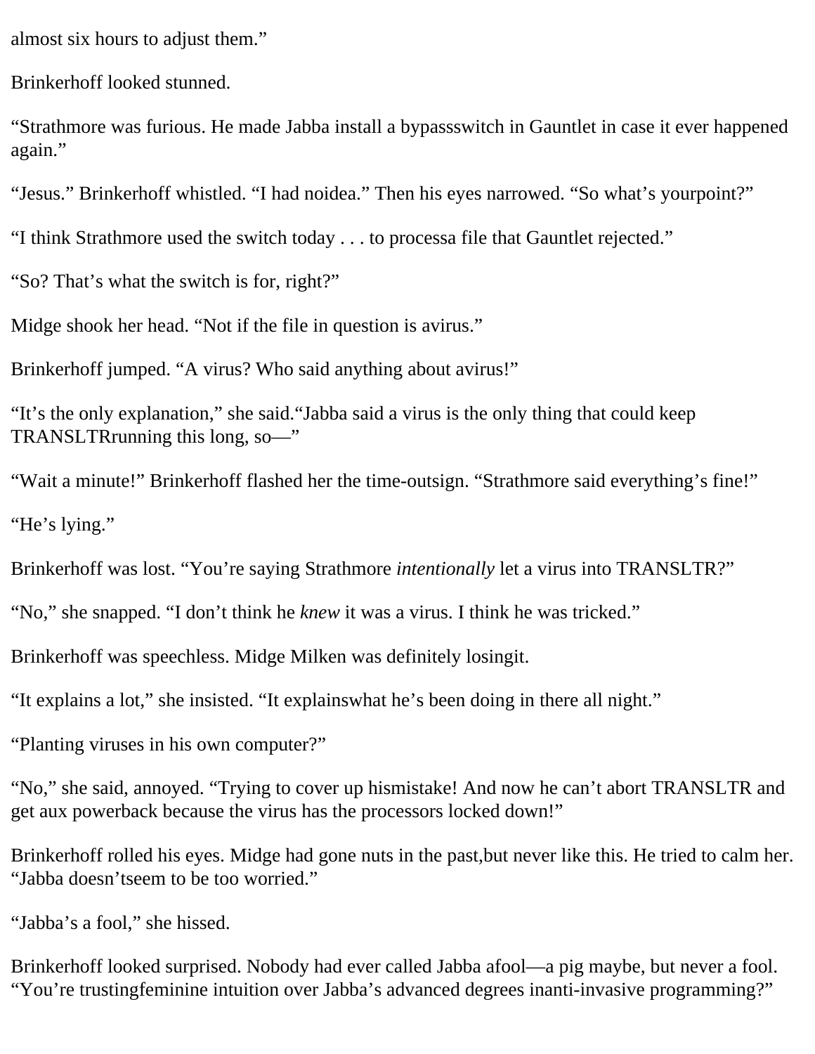almost six hours to adjust them."

Brinkerhoff looked stunned.

"Strathmore was furious. He made Jabba install a bypassswitch in Gauntlet in case it ever happened again."

"Jesus." Brinkerhoff whistled. "I had noidea." Then his eyes narrowed. "So what's yourpoint?"

"I think Strathmore used the switch today . . . to processa file that Gauntlet rejected."

"So? That's what the switch is for, right?"

Midge shook her head. "Not if the file in question is avirus."

Brinkerhoff jumped. "A virus? Who said anything about avirus!"

"It's the only explanation," she said."Jabba said a virus is the only thing that could keep TRANSLTRrunning this long, so—"

"Wait a minute!" Brinkerhoff flashed her the time-outsign. "Strathmore said everything's fine!"

"He's lying."

Brinkerhoff was lost. "You're saying Strathmore *intentionally* let a virus into TRANSLTR?"

"No," she snapped. "I don't think he *knew* it was a virus. I think he was tricked."

Brinkerhoff was speechless. Midge Milken was definitely losingit.

"It explains a lot," she insisted. "It explainswhat he's been doing in there all night."

"Planting viruses in his own computer?"

"No," she said, annoyed. "Trying to cover up hismistake! And now he can't abort TRANSLTR and get aux powerback because the virus has the processors locked down!"

Brinkerhoff rolled his eyes. Midge had gone nuts in the past,but never like this. He tried to calm her. "Jabba doesn'tseem to be too worried."

"Jabba's a fool," she hissed.

Brinkerhoff looked surprised. Nobody had ever called Jabba afool—a pig maybe, but never a fool. "You're trustingfeminine intuition over Jabba's advanced degrees inanti-invasive programming?"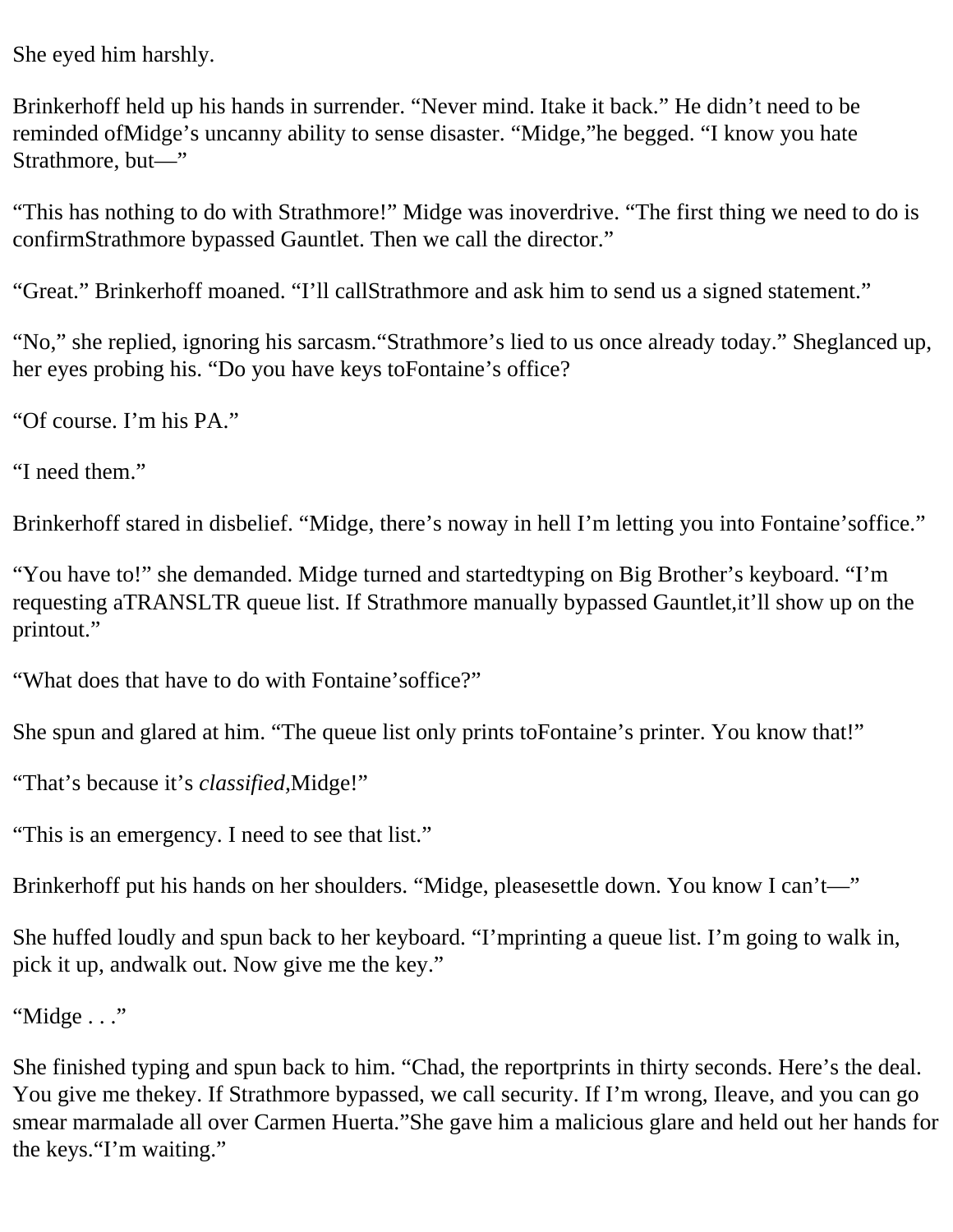She eyed him harshly.

Brinkerhoff held up his hands in surrender. "Never mind. Itake it back." He didn't need to be reminded ofMidge's uncanny ability to sense disaster. "Midge,"he begged. "I know you hate Strathmore, but—"

"This has nothing to do with Strathmore!" Midge was inoverdrive. "The first thing we need to do is confirmStrathmore bypassed Gauntlet. Then we call the director."

"Great." Brinkerhoff moaned. "I'll callStrathmore and ask him to send us a signed statement."

"No," she replied, ignoring his sarcasm."Strathmore's lied to us once already today." Sheglanced up, her eyes probing his. "Do you have keys toFontaine's office?

"Of course. I'm his PA."

"I need them."

Brinkerhoff stared in disbelief. "Midge, there's noway in hell I'm letting you into Fontaine'soffice."

"You have to!" she demanded. Midge turned and startedtyping on Big Brother's keyboard. "I'm requesting aTRANSLTR queue list. If Strathmore manually bypassed Gauntlet,it'll show up on the printout."

"What does that have to do with Fontaine'soffice?"

She spun and glared at him. "The queue list only prints toFontaine's printer. You know that!"

"That's because it's *classified,*Midge!"

"This is an emergency. I need to see that list."

Brinkerhoff put his hands on her shoulders. "Midge, pleasesettle down. You know I can't—"

She huffed loudly and spun back to her keyboard. "I'mprinting a queue list. I'm going to walk in, pick it up, andwalk out. Now give me the key."

"Midge . . ."

She finished typing and spun back to him. "Chad, the reportprints in thirty seconds. Here's the deal. You give me thekey. If Strathmore bypassed, we call security. If I'm wrong, Ileave, and you can go smear marmalade all over Carmen Huerta."She gave him a malicious glare and held out her hands for the keys."I'm waiting."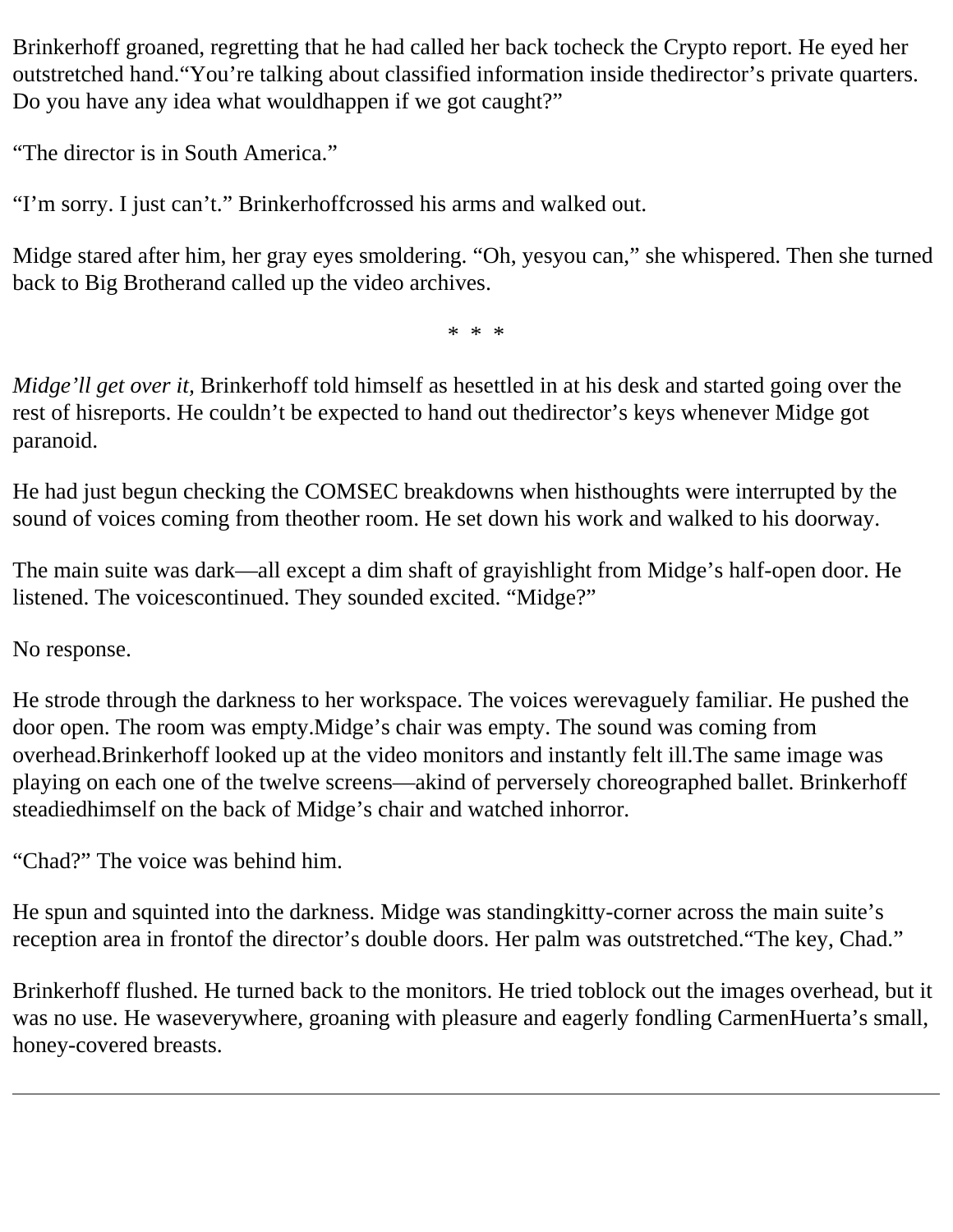Brinkerhoff groaned, regretting that he had called her back tocheck the Crypto report. He eyed her outstretched hand.“You’re talking about classified information inside thedirector’s private quarters. Do you have any idea what wouldhappen if we got caught?”

“The director is in South America.”

“I’m sorry. I just can’t.” Brinkerhoffcrossed his arms and walked out.

Midge stared after him, her gray eyes smoldering. “Oh, yesyou can,” she whispered. Then she turned back to Big Brotherand called up the video archives.

\* \* \*

*Midge’ll get over it,* Brinkerhoff told himself as hesettled in at his desk and started going over the rest of hisreports. He couldn’t be expected to hand out thedirector’s keys whenever Midge got paranoid.

He had just begun checking the COMSEC breakdowns when histhoughts were interrupted by the sound of voices coming from theother room. He set down his work and walked to his doorway.

The main suite was dark—all except a dim shaft of grayishlight from Midge’s half-open door. He listened. The voicescontinued. They sounded excited. “Midge?”

No response.

He strode through the darkness to her workspace. The voices werevaguely familiar. He pushed the door open. The room was empty.Midge’s chair was empty. The sound was coming from overhead.Brinkerhoff looked up at the video monitors and instantly felt ill.The same image was playing on each one of the twelve screens—akind of perversely choreographed ballet. Brinkerhoff steadiedhimself on the back of Midge’s chair and watched inhorror.

“Chad?” The voice was behind him.

He spun and squinted into the darkness. Midge was standingkitty-corner across the main suite’s reception area in frontof the director’s double doors. Her palm was outstretched.“The key, Chad.”

Brinkerhoff flushed. He turned back to the monitors. He tried toblock out the images overhead, but it was no use. He waseverywhere, groaning with pleasure and eagerly fondling CarmenHuerta’s small, honey-covered breasts.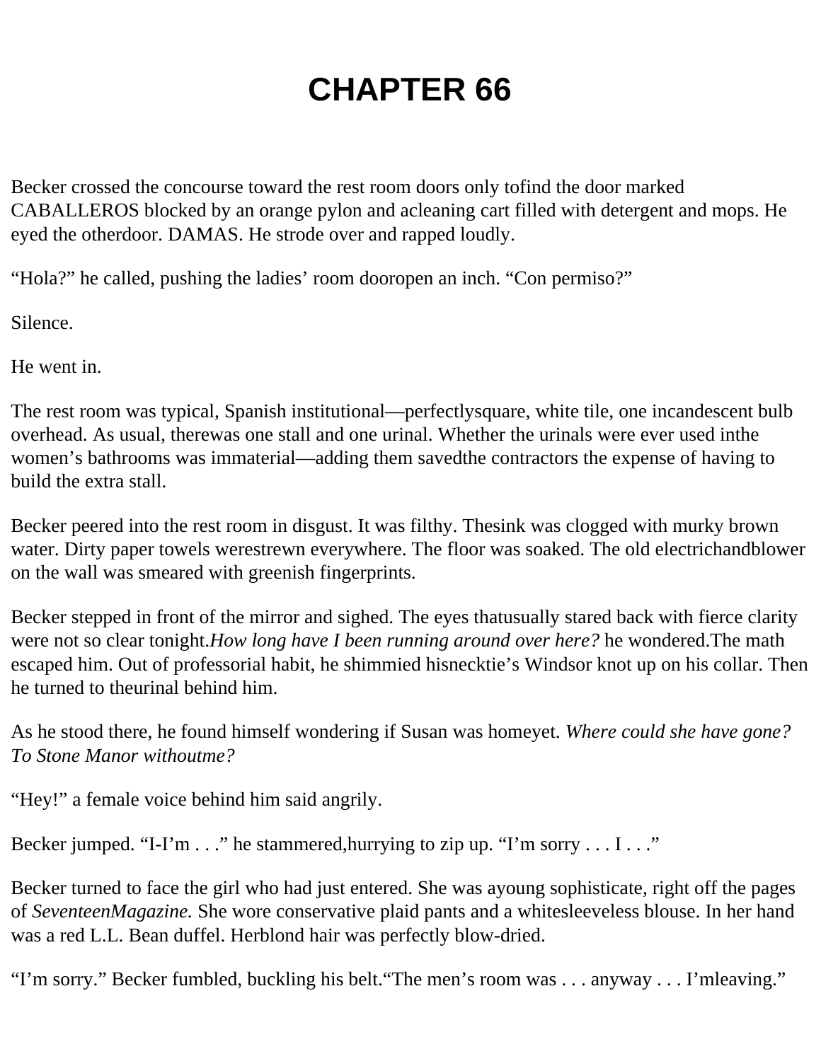# CHAPTER 66

Becker crossed the concourse toward the rest room doors only to find the door marked CABALLEROS blocked by an orange pylon and a cleaning cart filled with detergent and mops. He eyed the other door. DAMAS. He strode over and rapped loudly.

“Hola?” he called, pushing the ladies’ room door open an inch. “Con permiso?”

Silence.

He went in.

The rest room was typical, Spanish institutional—perfectly square, white tile, one incandescent bulb overhead. As usual, there was one stall and one urinal. Whether the urinals were ever used in the women’s bathrooms was immaterial—adding them saved the contractors the expense of having to build the extra stall.

Becker peered into the rest room in disgust. It was filthy. The sink was clogged with murky brown water. Dirty paper towels were strewn everywhere. The floor was soaked. The old electric handblower on the wall was smeared with greenish fingerprints.

Becker stepped in front of the mirror and sighed. The eyes that usually stared back with fierce clarity were not so clear tonight. *How long have I been running around over here?* he wondered. The math escaped him. Out of professorial habit, he shimmied his necktie’s Windsor knot up on his collar. Then he turned to the urinal behind him.

As he stood there, he found himself wondering if Susan was home yet. *Where could she have gone? To Stone Manor without me?*

“Hey!” a female voice behind him said angrily.

Becker jumped. “I-I’m . . .” he stammered, hurrying to zip up. “I’m sorry . . . I . . .”

Becker turned to face the girl who had just entered. She was a young sophisticate, right off the pages of *Seventeen Magazine.* She wore conservative plaid pants and a white sleeveless blouse. In her hand was a red L.L. Bean duffel. Her blond hair was perfectly blow-dried.

“I’m sorry.” Becker fumbled, buckling his belt. “The men’s room was . . . anyway . . . I’m leaving.”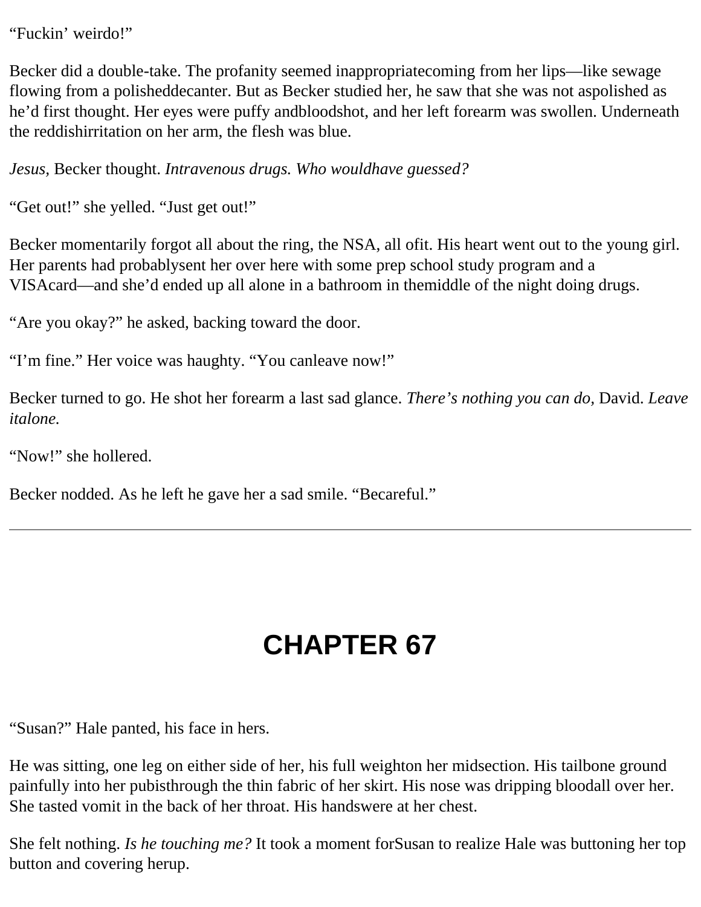"Fuckin' weirdo!"

Becker did a double-take. The profanity seemed inappropriatecoming from her lips—like sewage flowing from a polisheddecanter. But as Becker studied her, he saw that she was not aspolished as he'd first thought. Her eyes were puffy andbloodshot, and her left forearm was swollen. Underneath the reddishirritation on her arm, the flesh was blue.

*Jesus,* Becker thought. *Intravenous drugs. Who wouldhave guessed?*

"Get out!" she yelled. "Just get out!"

Becker momentarily forgot all about the ring, the NSA, all ofit. His heart went out to the young girl. Her parents had probablysent her over here with some prep school study program and a VISAcard—and she'd ended up all alone in a bathroom in themiddle of the night doing drugs.

"Are you okay?" he asked, backing toward the door.

"I'm fine." Her voice was haughty. "You canleave now!"

Becker turned to go. He shot her forearm a last sad glance. *There's nothing you can do,* David. *Leave italone.*

"Now!" she hollered.

Becker nodded. As he left he gave her a sad smile. "Becareful."

---

# CHAPTER 67

"Susan?" Hale panted, his face in hers.

He was sitting, one leg on either side of her, his full weighton her midsection. His tailbone ground painfully into her pubisthrough the thin fabric of her skirt. His nose was dripping bloodall over her. She tasted vomit in the back of her throat. His handswere at her chest.

She felt nothing. *Is he touching me?* It took a moment forSusan to realize Hale was buttoning her top button and covering herup.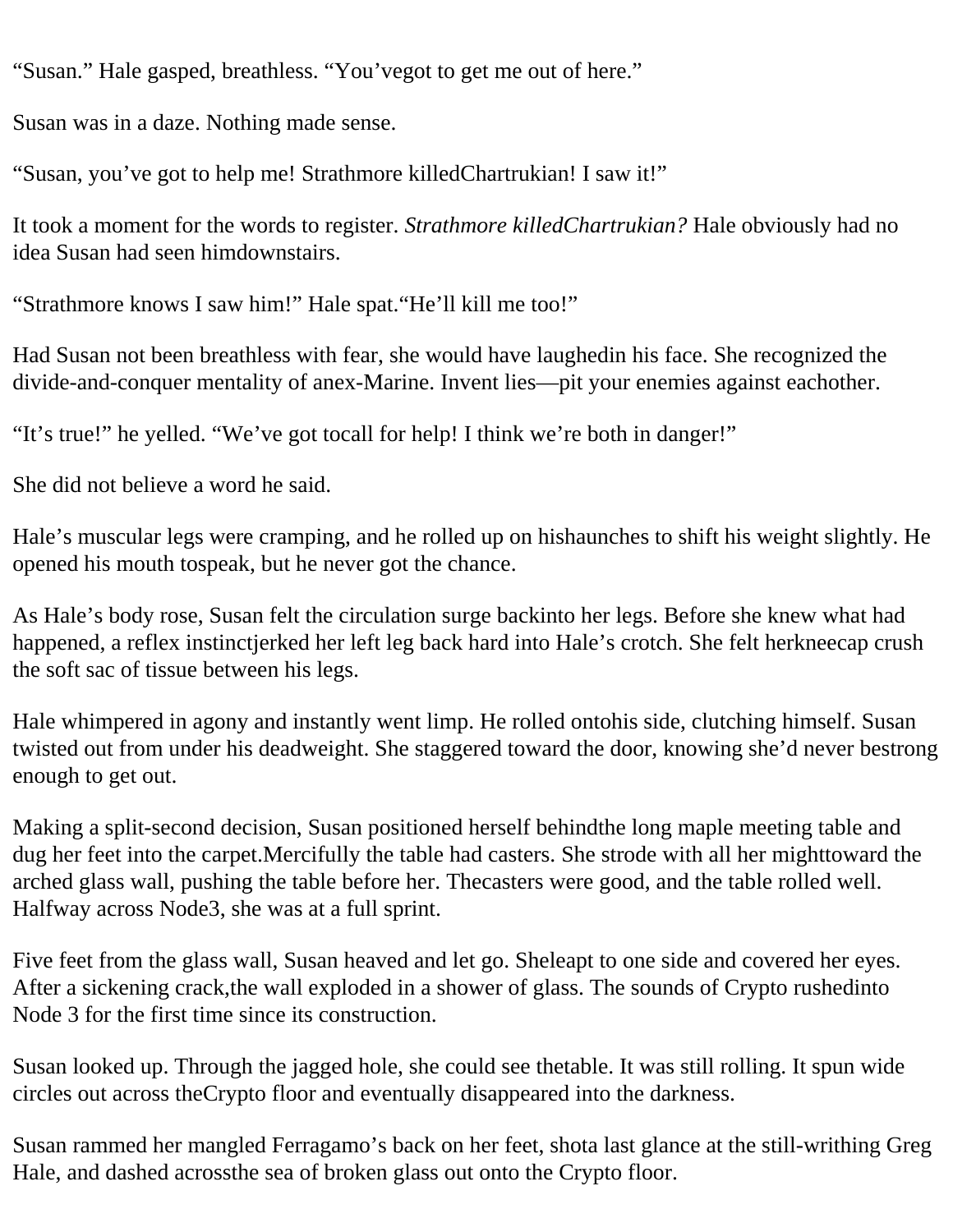"Susan." Hale gasped, breathless. "You'vegot to get me out of here."

Susan was in a daze. Nothing made sense.

"Susan, you've got to help me! Strathmore killedChartrukian! I saw it!"

It took a moment for the words to register. *Strathmore killedChartrukian?* Hale obviously had no idea Susan had seen himdownstairs.

"Strathmore knows I saw him!" Hale spat."He'll kill me too!"

Had Susan not been breathless with fear, she would have laughedin his face. She recognized the divide-and-conquer mentality of anex-Marine. Invent lies—pit your enemies against eachother.

"It's true!" he yelled. "We've got tocall for help! I think we're both in danger!"

She did not believe a word he said.

Hale's muscular legs were cramping, and he rolled up on hishaunches to shift his weight slightly. He opened his mouth tospeak, but he never got the chance.

As Hale's body rose, Susan felt the circulation surge backinto her legs. Before she knew what had happened, a reflex instinctjerked her left leg back hard into Hale's crotch. She felt herkneecap crush the soft sac of tissue between his legs.

Hale whimpered in agony and instantly went limp. He rolled ontohis side, clutching himself. Susan twisted out from under his deadweight. She staggered toward the door, knowing she'd never bestrong enough to get out.

Making a split-second decision, Susan positioned herself behindthe long maple meeting table and dug her feet into the carpet.Mercifully the table had casters. She strode with all her mighttoward the arched glass wall, pushing the table before her. Thecasters were good, and the table rolled well. Halfway across Node3, she was at a full sprint.

Five feet from the glass wall, Susan heaved and let go. Sheleapt to one side and covered her eyes. After a sickening crack,the wall exploded in a shower of glass. The sounds of Crypto rushedinto Node 3 for the first time since its construction.

Susan looked up. Through the jagged hole, she could see thetable. It was still rolling. It spun wide circles out across theCrypto floor and eventually disappeared into the darkness.

Susan rammed her mangled Ferragamo's back on her feet, shota last glance at the still-writhing Greg Hale, and dashed acrossthe sea of broken glass out onto the Crypto floor.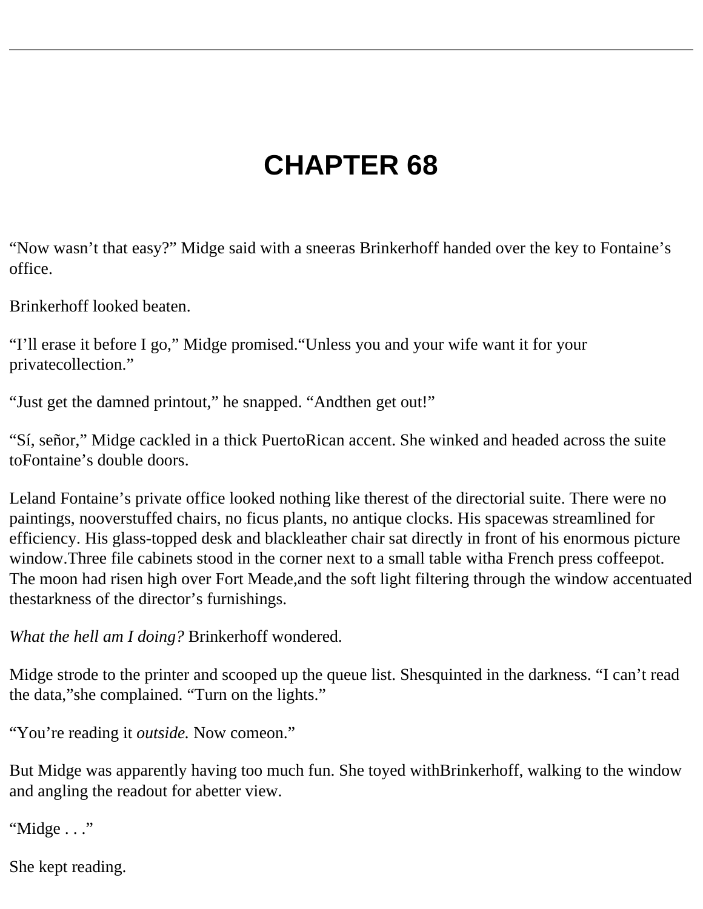# CHAPTER 68

“Now wasn’t that easy?” Midge said with a sneeras Brinkerhoff handed over the key to Fontaine’s office.

Brinkerhoff looked beaten.

“I’ll erase it before I go,” Midge promised.“Unless you and your wife want it for your privatecollection.”

“Just get the damned printout,” he snapped. “Andthen get out!”

“Sí, señor,” Midge cackled in a thick PuertoRican accent. She winked and headed across the suite toFontaine’s double doors.

Leland Fontaine’s private office looked nothing like therest of the directorial suite. There were no paintings, nooverstuffed chairs, no ficus plants, no antique clocks. His spacewas streamlined for efficiency. His glass-topped desk and blackleather chair sat directly in front of his enormous picture window.Three file cabinets stood in the corner next to a small table witha French press coffeepot. The moon had risen high over Fort Meade,and the soft light filtering through the window accentuated thestarkness of the director’s furnishings.

*What the hell am I doing?* Brinkerhoff wondered.

Midge strode to the printer and scooped up the queue list. Shesquinted in the darkness. “I can’t read the data,”she complained. “Turn on the lights.”

“You’re reading it *outside.* Now comeon.”

But Midge was apparently having too much fun. She toyed withBrinkerhoff, walking to the window and angling the readout for abetter view.

“Midge . . .”

She kept reading.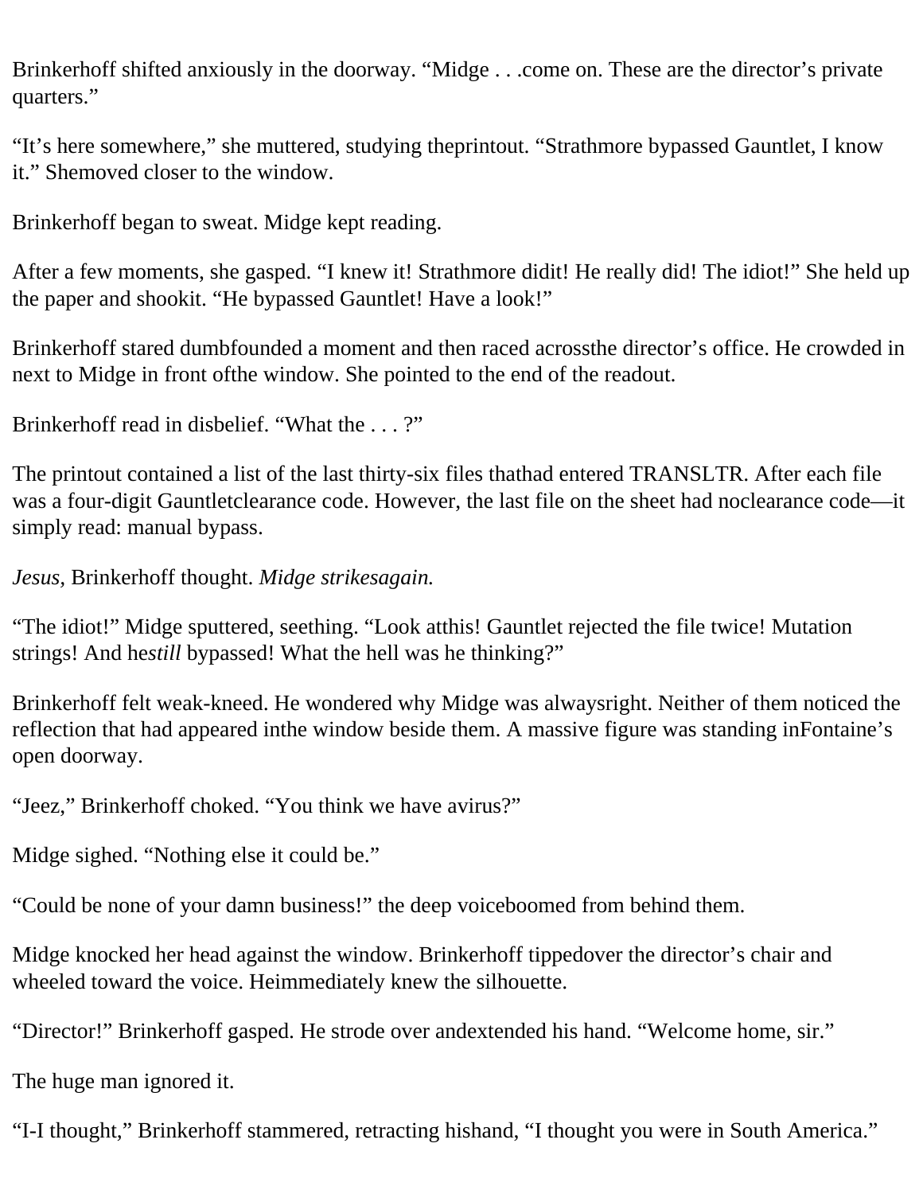Brinkerhoff shifted anxiously in the doorway. “Midge . . .come on. These are the director’s private quarters.”

“It’s here somewhere,” she muttered, studying theprintout. “Strathmore bypassed Gauntlet, I know it.” Shemoved closer to the window.

Brinkerhoff began to sweat. Midge kept reading.

After a few moments, she gasped. “I knew it! Strathmore didit! He really did! The idiot!” She held up the paper and shookit. “He bypassed Gauntlet! Have a look!”

Brinkerhoff stared dumbfounded a moment and then raced acrossthe director’s office. He crowded in next to Midge in front ofthe window. She pointed to the end of the readout.

Brinkerhoff read in disbelief. “What the . . . ?”

The printout contained a list of the last thirty-six files thathad entered TRANSLTR. After each file was a four-digit Gauntletclearance code. However, the last file on the sheet had noclearance code—it simply read: manual bypass.

*Jesus,* Brinkerhoff thought. *Midge strikesagain.*

“The idiot!” Midge sputtered, seething. “Look atthis! Gauntlet rejected the file twice! Mutation strings! And he*still* bypassed! What the hell was he thinking?”

Brinkerhoff felt weak-kneed. He wondered why Midge was alwaysright. Neither of them noticed the reflection that had appeared inthe window beside them. A massive figure was standing inFontaine’s open doorway.

“Jeez,” Brinkerhoff choked. “You think we have avirus?”

Midge sighed. “Nothing else it could be.”

“Could be none of your damn business!” the deep voiceboomed from behind them.

Midge knocked her head against the window. Brinkerhoff tippedover the director’s chair and wheeled toward the voice. Heimmediately knew the silhouette.

“Director!” Brinkerhoff gasped. He strode over andextended his hand. “Welcome home, sir.”

The huge man ignored it.

“I-I thought,” Brinkerhoff stammered, retracting hishand, “I thought you were in South America.”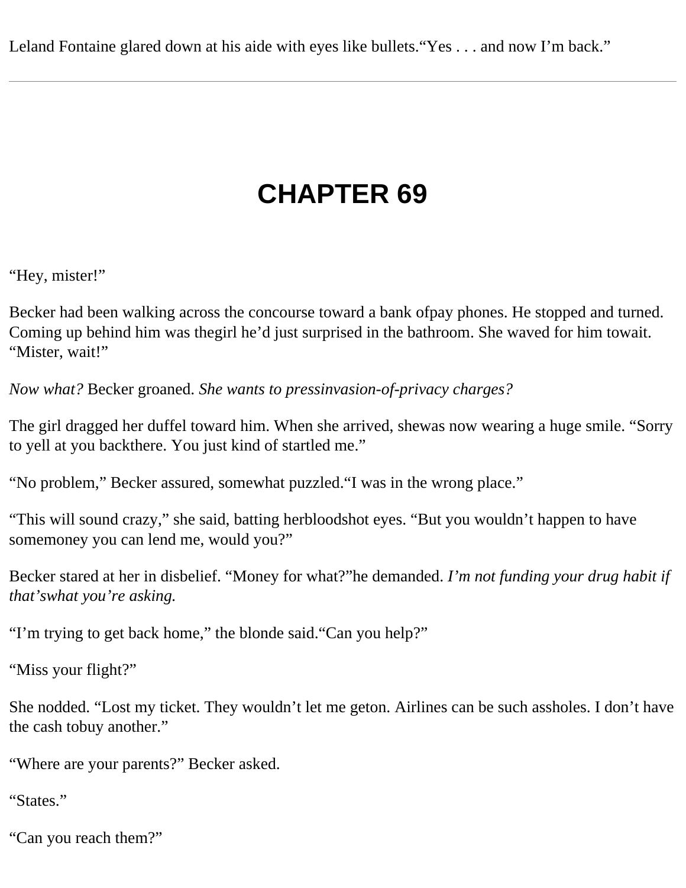Leland Fontaine glared down at his aide with eyes like bullets."Yes . . . and now I'm back."

---

# CHAPTER 69

"Hey, mister!"

Becker had been walking across the concourse toward a bank ofpay phones. He stopped and turned. Coming up behind him was thegirl he'd just surprised in the bathroom. She waved for him towait. "Mister, wait!"

*Now what?* Becker groaned. *She wants to pressinvasion-of-privacy charges?*

The girl dragged her duffel toward him. When she arrived, shewas now wearing a huge smile. "Sorry to yell at you backthere. You just kind of startled me."

"No problem," Becker assured, somewhat puzzled."I was in the wrong place."

"This will sound crazy," she said, batting herbloodshot eyes. "But you wouldn't happen to have somemoney you can lend me, would you?"

Becker stared at her in disbelief. "Money for what?"he demanded. *I'm not funding your drug habit if that'swhat you're asking.*

"I'm trying to get back home," the blonde said."Can you help?"

"Miss your flight?"

She nodded. "Lost my ticket. They wouldn't let me geton. Airlines can be such assholes. I don't have the cash tobuy another."

"Where are your parents?" Becker asked.

"States."

"Can you reach them?"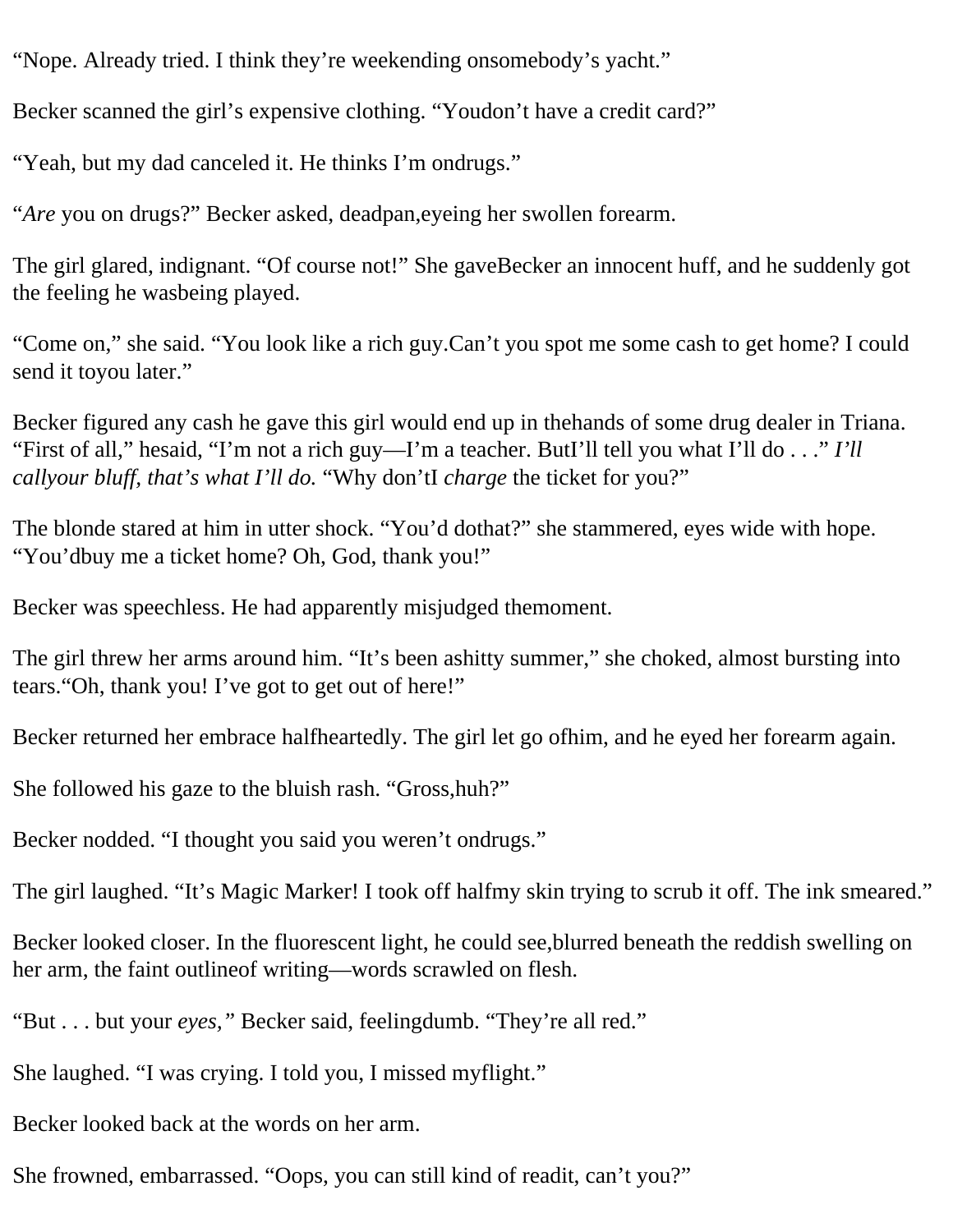“Nope. Already tried. I think they’re weekending on somebody’s yacht.”

Becker scanned the girl’s expensive clothing. “You don’t have a credit card?”

“Yeah, but my dad canceled it. He thinks I’m on drugs.”

“*Are* you on drugs?” Becker asked, deadpan, eyeing her swollen forearm.

The girl glared, indignant. “Of course not!” She gave Becker an innocent huff, and he suddenly got the feeling he was being played.

“Come on,” she said. “You look like a rich guy. Can’t you spot me some cash to get home? I could send it to you later.”

Becker figured any cash he gave this girl would end up in the hands of some drug dealer in Triana. “First of all,” he said, “I’m not a rich guy—I’m a teacher. But I’ll tell you what I’ll do . . .” *I’ll call your bluff, that’s what I’ll do.* “Why don’t I *charge* the ticket for you?”

The blonde stared at him in utter shock. “You’d do that?” she stammered, eyes wide with hope. “You’d buy me a ticket home? Oh, God, thank you!”

Becker was speechless. He had apparently misjudged the moment.

The girl threw her arms around him. “It’s been a shitty summer,” she choked, almost bursting into tears. “Oh, thank you! I’ve got to get out of here!”

Becker returned her embrace halfheartedly. The girl let go of him, and he eyed her forearm again.

She followed his gaze to the bluish rash. “Gross, huh?”

Becker nodded. “I thought you said you weren’t on drugs.”

The girl laughed. “It’s Magic Marker! I took off half my skin trying to scrub it off. The ink smeared.”

Becker looked closer. In the fluorescent light, he could see, blurred beneath the reddish swelling on her arm, the faint outline of writing—words scrawled on flesh.

“But . . . but your *eyes,*” Becker said, feeling dumb. “They’re all red.”

She laughed. “I was crying. I told you, I missed my flight.”

Becker looked back at the words on her arm.

She frowned, embarrassed. “Oops, you can still kind of read it, can’t you?”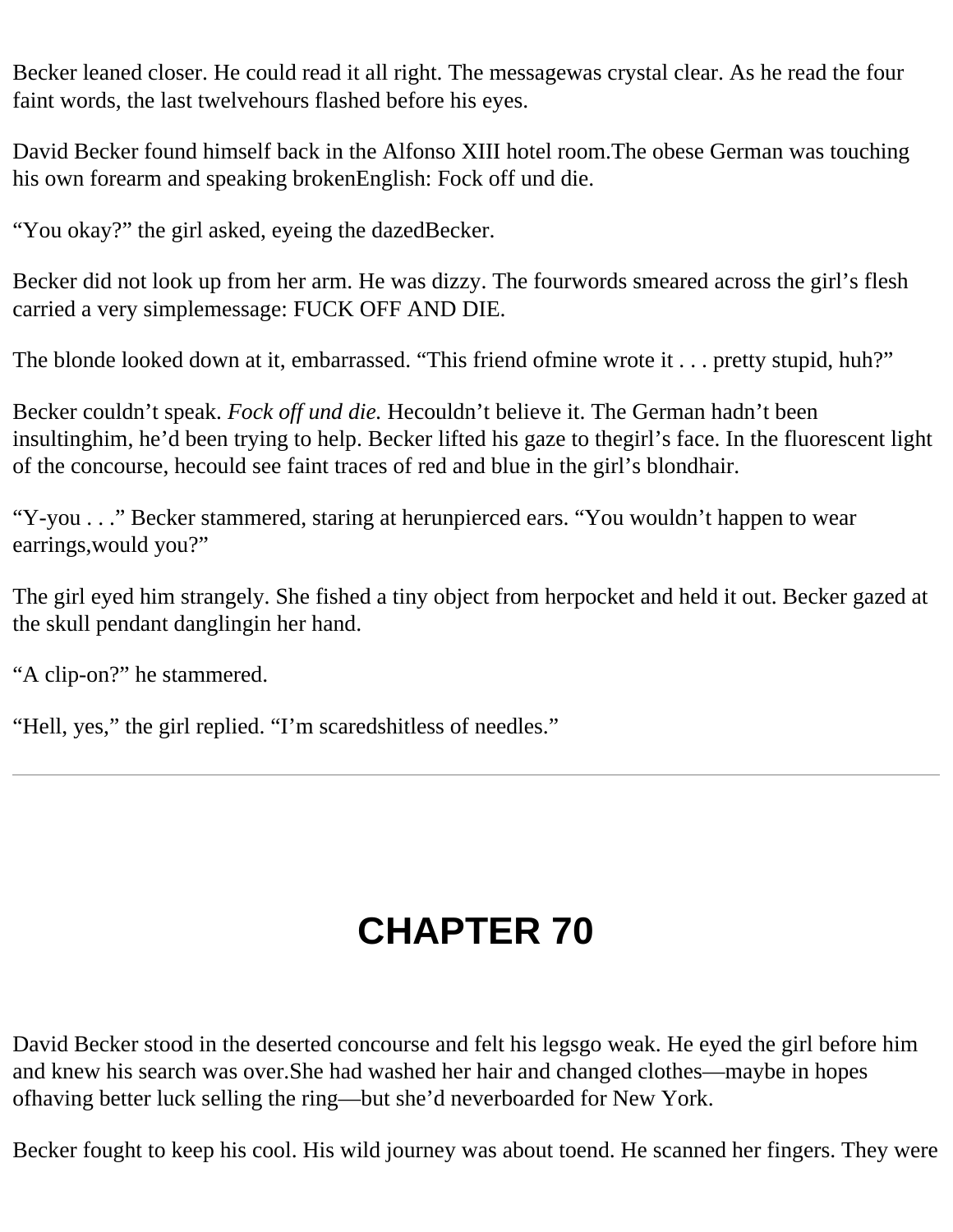Becker leaned closer. He could read it all right. The messagewas crystal clear. As he read the four faint words, the last twelvehours flashed before his eyes.

David Becker found himself back in the Alfonso XIII hotel room.The obese German was touching his own forearm and speaking brokenEnglish: Fock off und die.

“You okay?” the girl asked, eyeing the dazedBecker.

Becker did not look up from her arm. He was dizzy. The fourwords smeared across the girl’s flesh carried a very simplemessage: FUCK OFF AND DIE.

The blonde looked down at it, embarrassed. “This friend ofmine wrote it . . . pretty stupid, huh?”

Becker couldn’t speak. *Fock off und die.* Hecouldn’t believe it. The German hadn’t been insultinghim, he’d been trying to help. Becker lifted his gaze to thegirl’s face. In the fluorescent light of the concourse, hecould see faint traces of red and blue in the girl’s blondhair.

“Y-you . . .” Becker stammered, staring at herunpierced ears. “You wouldn’t happen to wear earrings,would you?”

The girl eyed him strangely. She fished a tiny object from herpocket and held it out. Becker gazed at the skull pendant danglingin her hand.

“A clip-on?” he stammered.

“Hell, yes,” the girl replied. “I’m scaredshitless of needles.”

---

# CHAPTER 70

David Becker stood in the deserted concourse and felt his legsgo weak. He eyed the girl before him and knew his search was over.She had washed her hair and changed clothes—maybe in hopes ofhaving better luck selling the ring—but she’d neverboarded for New York.

Becker fought to keep his cool. His wild journey was about toend. He scanned her fingers. They were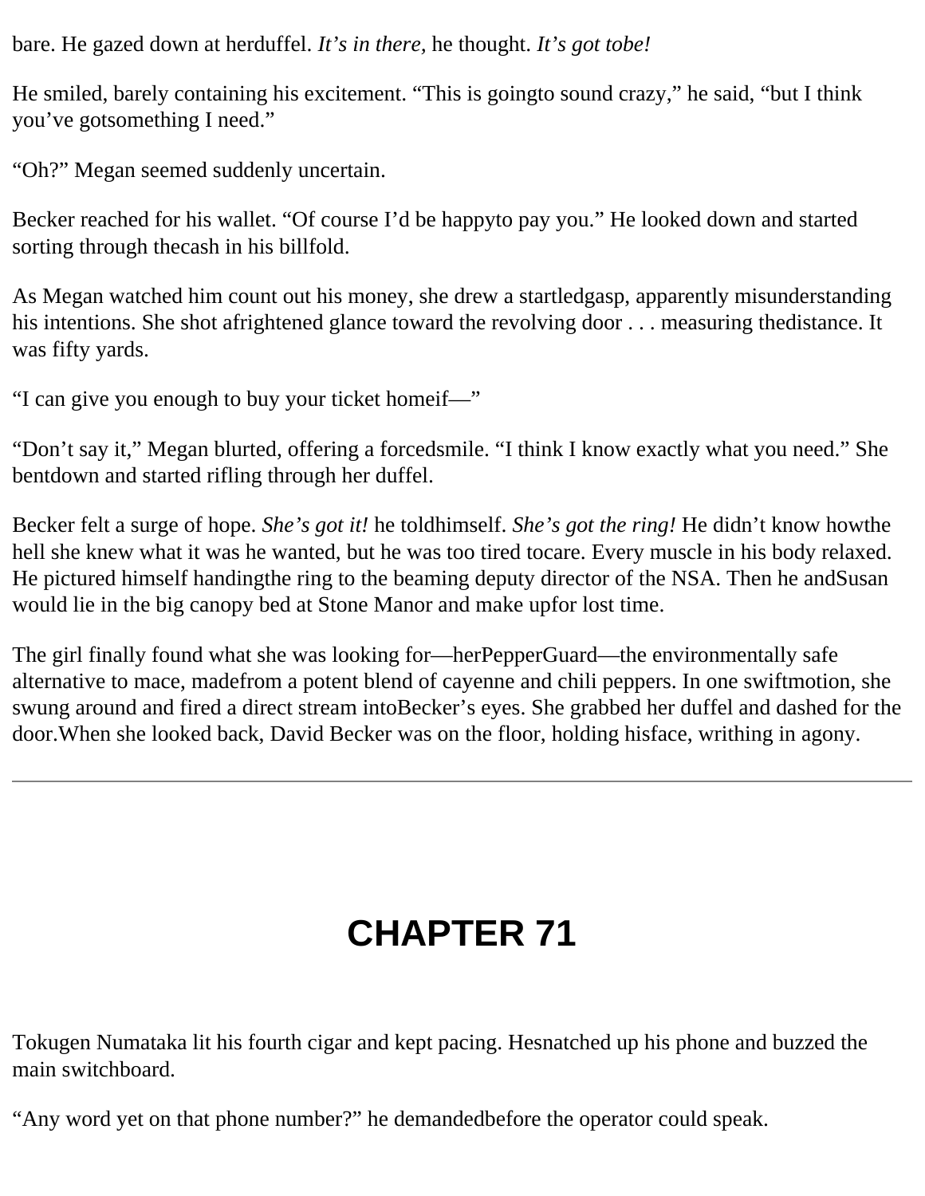bare. He gazed down at herduffel. *It's in there,* he thought. *It's got tobe!*

He smiled, barely containing his excitement. "This is goingto sound crazy," he said, "but I think you've gotsomething I need."

"Oh?" Megan seemed suddenly uncertain.

Becker reached for his wallet. "Of course I'd be happyto pay you." He looked down and started sorting through thecash in his billfold.

As Megan watched him count out his money, she drew a startledgasp, apparently misunderstanding his intentions. She shot afrightened glance toward the revolving door . . . measuring thedistance. It was fifty yards.

"I can give you enough to buy your ticket homeif—"

"Don't say it," Megan blurted, offering a forcedsmile. "I think I know exactly what you need." She bentdown and started rifling through her duffel.

Becker felt a surge of hope. *She's got it!* he toldhimself. *She's got the ring!* He didn't know howthe hell she knew what it was he wanted, but he was too tired tocare. Every muscle in his body relaxed. He pictured himself handingthe ring to the beaming deputy director of the NSA. Then he andSusan would lie in the big canopy bed at Stone Manor and make upfor lost time.

The girl finally found what she was looking for—herPepperGuard—the environmentally safe alternative to mace, madefrom a potent blend of cayenne and chili peppers. In one swiftmotion, she swung around and fired a direct stream intoBecker's eyes. She grabbed her duffel and dashed for the door.When she looked back, David Becker was on the floor, holding hisface, writhing in agony.

---

# CHAPTER 71

Tokugen Numataka lit his fourth cigar and kept pacing. Hesnatched up his phone and buzzed the main switchboard.

"Any word yet on that phone number?" he demandedbefore the operator could speak.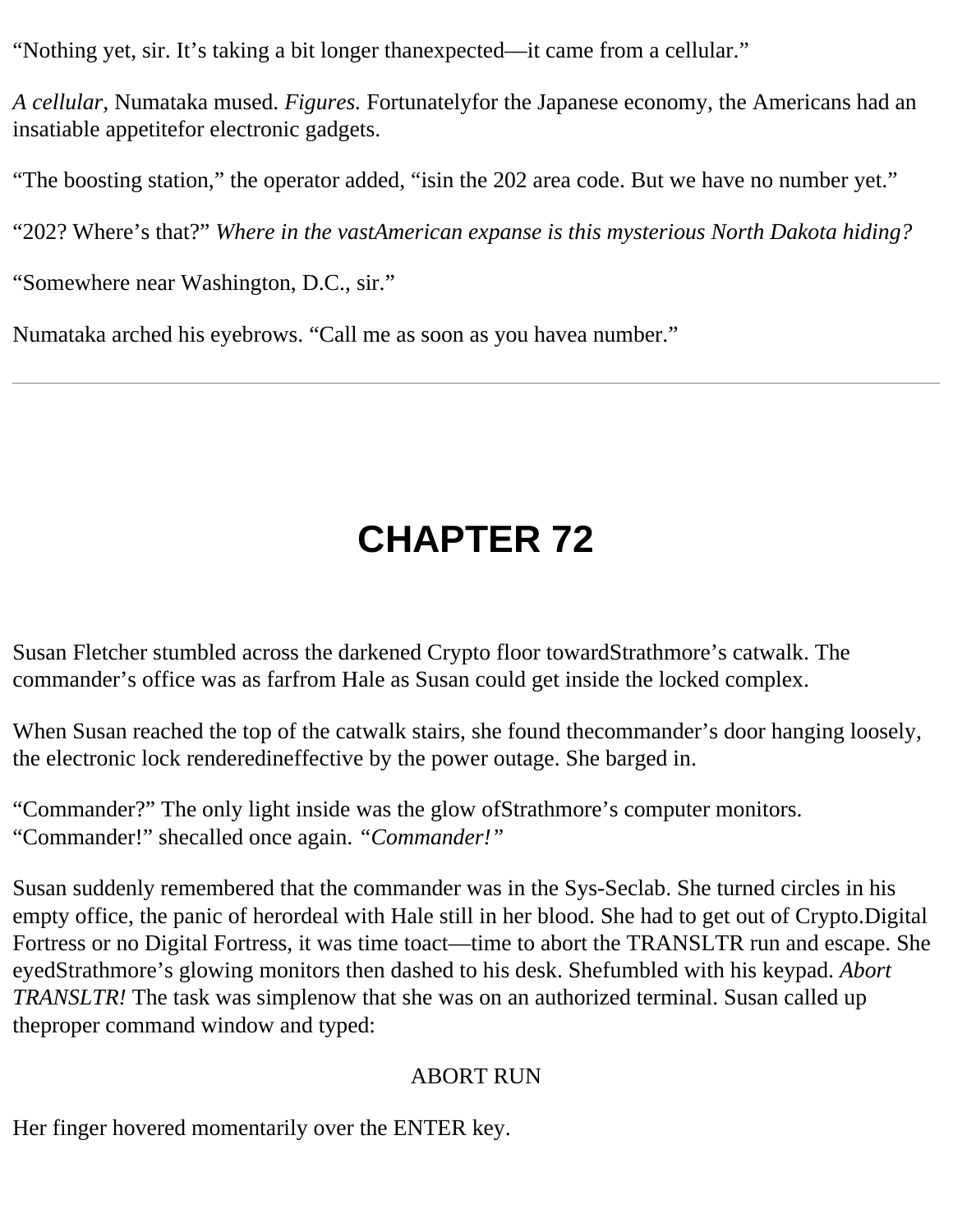"Nothing yet, sir. It's taking a bit longer thanexpected—it came from a cellular."

*A cellular,* Numataka mused. *Figures.* Fortunatelyfor the Japanese economy, the Americans had an insatiable appetitefor electronic gadgets.

"The boosting station," the operator added, "isin the 202 area code. But we have no number yet."

"202? Where's that?" *Where in the vastAmerican expanse is this mysterious North Dakota hiding?*

"Somewhere near Washington, D.C., sir."

Numataka arched his eyebrows. "Call me as soon as you havea number."

---

# CHAPTER 72

Susan Fletcher stumbled across the darkened Crypto floor towardStrathmore's catwalk. The commander's office was as farfrom Hale as Susan could get inside the locked complex.

When Susan reached the top of the catwalk stairs, she found thecommander's door hanging loosely, the electronic lock renderedineffective by the power outage. She barged in.

"Commander?" The only light inside was the glow ofStrathmore's computer monitors. "Commander!" shecalled once again. *"Commander!"*

Susan suddenly remembered that the commander was in the Sys-Seclab. She turned circles in his empty office, the panic of herordeal with Hale still in her blood. She had to get out of Crypto.Digital Fortress or no Digital Fortress, it was time toact—time to abort the TRANSLTR run and escape. She eyedStrathmore's glowing monitors then dashed to his desk. Shefumbled with his keypad. *Abort TRANSLTR!* The task was simplenow that she was on an authorized terminal. Susan called up theproper command window and typed:

ABORT RUN

Her finger hovered momentarily over the ENTER key.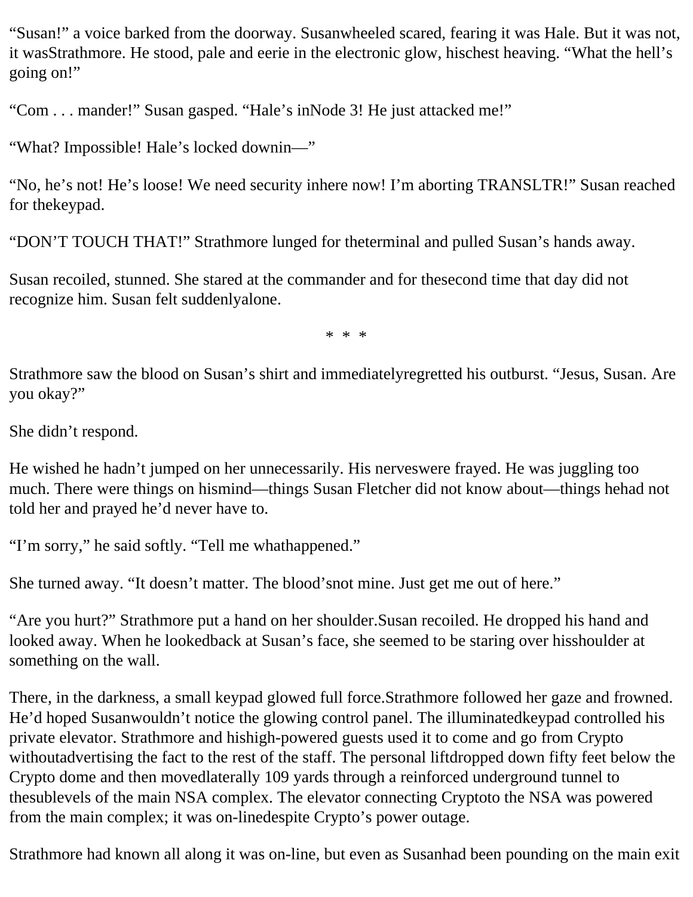"Susan!" a voice barked from the doorway. Susan wheeled scared, fearing it was Hale. But it was not, it was Strathmore. He stood, pale and eerie in the electronic glow, his chest heaving. "What the hell's going on!"

"Com . . . mander!" Susan gasped. "Hale's in Node 3! He just attacked me!"

"What? Impossible! Hale's locked down in—"

"No, he's not! He's loose! We need security in here now! I'm aborting TRANSLTR!" Susan reached for the keypad.

"DON'T TOUCH THAT!" Strathmore lunged for the terminal and pulled Susan's hands away.

Susan recoiled, stunned. She stared at the commander and for the second time that day did not recognize him. Susan felt suddenly alone.

\* \* \*

Strathmore saw the blood on Susan's shirt and immediately regretted his outburst. "Jesus, Susan. Are you okay?"

She didn't respond.

He wished he hadn't jumped on her unnecessarily. His nerves were frayed. He was juggling too much. There were things on his mind—things Susan Fletcher did not know about—things he had not told her and prayed he'd never have to.

"I'm sorry," he said softly. "Tell me what happened."

She turned away. "It doesn't matter. The blood's not mine. Just get me out of here."

"Are you hurt?" Strathmore put a hand on her shoulder. Susan recoiled. He dropped his hand and looked away. When he looked back at Susan's face, she seemed to be staring over his shoulder at something on the wall.

There, in the darkness, a small keypad glowed full force. Strathmore followed her gaze and frowned. He'd hoped Susan wouldn't notice the glowing control panel. The illuminated keypad controlled his private elevator. Strathmore and his high-powered guests used it to come and go from Crypto without advertising the fact to the rest of the staff. The personal lift dropped down fifty feet below the Crypto dome and then moved laterally 109 yards through a reinforced underground tunnel to the sublevels of the main NSA complex. The elevator connecting Crypto to the NSA was powered from the main complex; it was on-line despite Crypto's power outage.

Strathmore had known all along it was on-line, but even as Susan had been pounding on the main exit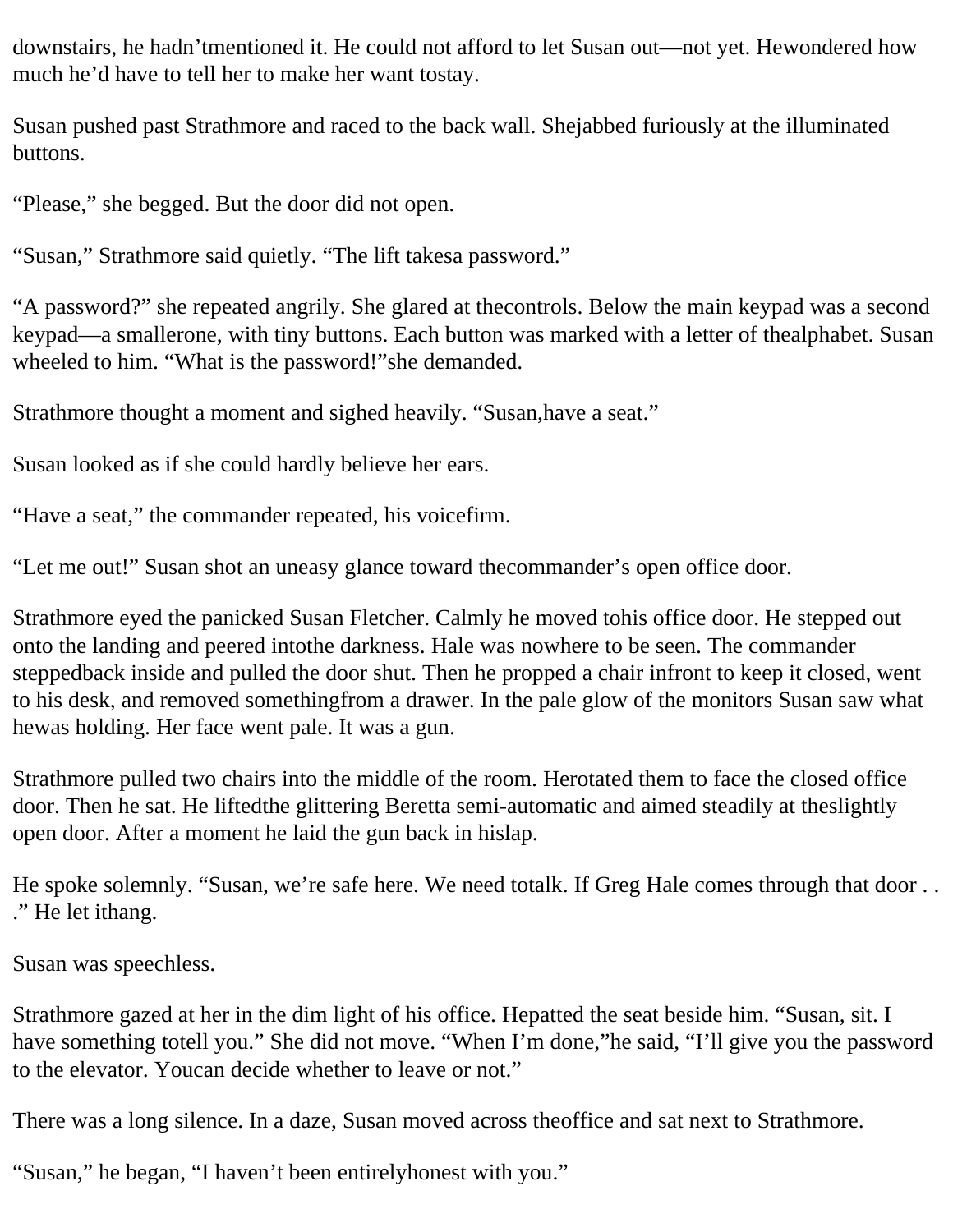downstairs, he hadn't mentioned it. He could not afford to let Susan out—not yet. He wondered how much he'd have to tell her to make her want to stay.

Susan pushed past Strathmore and raced to the back wall. She jabbed furiously at the illuminated buttons.

"Please," she begged. But the door did not open.

"Susan," Strathmore said quietly. "The lift takes a password."

"A password?" she repeated angrily. She glared at the controls. Below the main keypad was a second keypad—a smaller one, with tiny buttons. Each button was marked with a letter of the alphabet. Susan wheeled to him. "What is the password!" she demanded.

Strathmore thought a moment and sighed heavily. "Susan, have a seat."

Susan looked as if she could hardly believe her ears.

"Have a seat," the commander repeated, his voice firm.

"Let me out!" Susan shot an uneasy glance toward the commander's open office door.

Strathmore eyed the panicked Susan Fletcher. Calmly he moved to his office door. He stepped out onto the landing and peered into the darkness. Hale was nowhere to be seen. The commander stepped back inside and pulled the door shut. Then he propped a chair in front to keep it closed, went to his desk, and removed something from a drawer. In the pale glow of the monitors Susan saw what he was holding. Her face went pale. It was a gun.

Strathmore pulled two chairs into the middle of the room. He rotated them to face the closed office door. Then he sat. He lifted the glittering Beretta semi-automatic and aimed steadily at the slightly open door. After a moment he laid the gun back in his lap.

He spoke solemnly. "Susan, we're safe here. We need to talk. If Greg Hale comes through that door . . ." He let it hang.

Susan was speechless.

Strathmore gazed at her in the dim light of his office. He patted the seat beside him. "Susan, sit. I have something to tell you." She did not move. "When I'm done," he said, "I'll give you the password to the elevator. You can decide whether to leave or not."

There was a long silence. In a daze, Susan moved across the office and sat next to Strathmore.

"Susan," he began, "I haven't been entirely honest with you."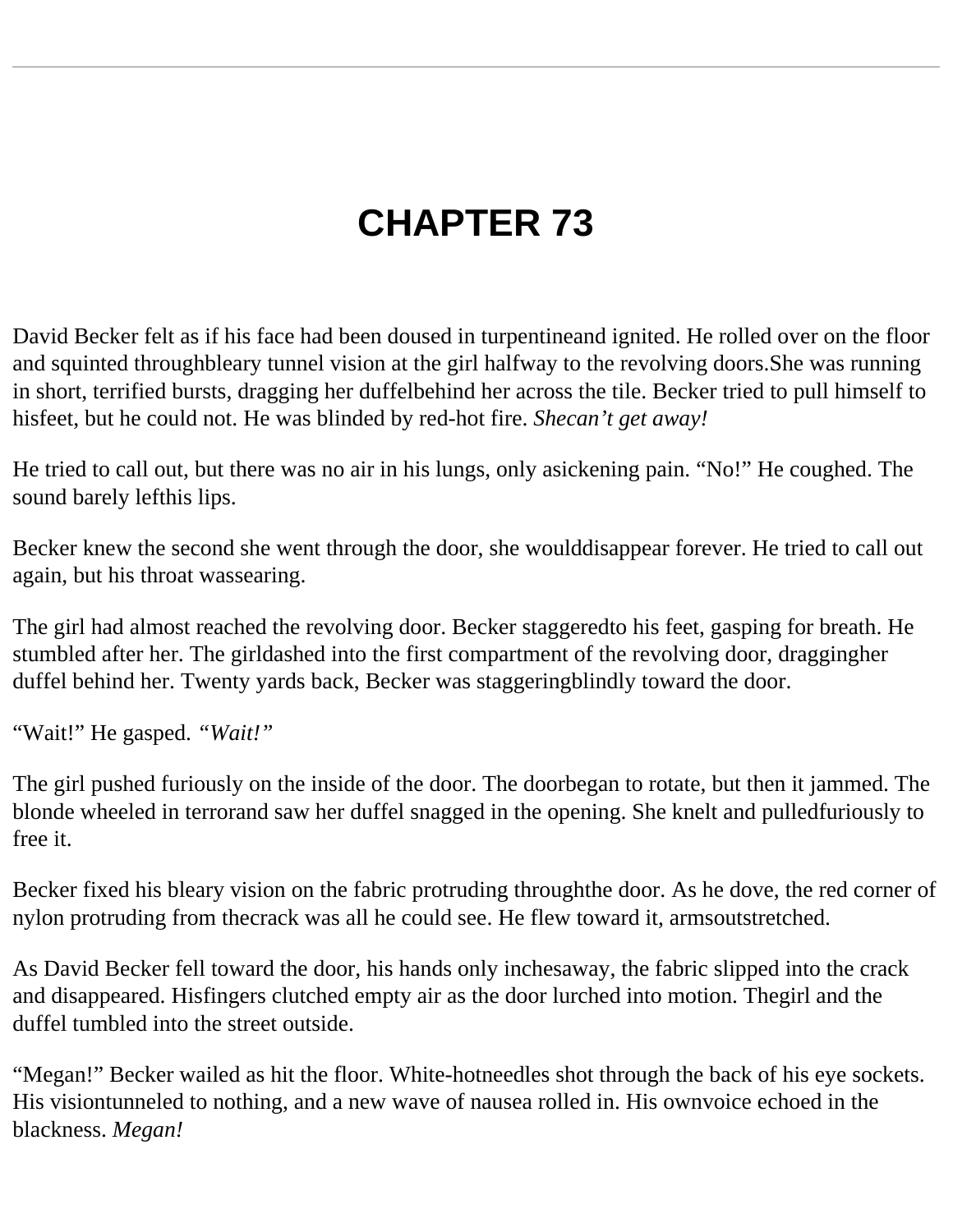# CHAPTER 73

David Becker felt as if his face had been doused in turpentineand ignited. He rolled over on the floor and squinted throughbleary tunnel vision at the girl halfway to the revolving doors.She was running in short, terrified bursts, dragging her duffelbehind her across the tile. Becker tried to pull himself to hisfeet, but he could not. He was blinded by red-hot fire. *Shecan't get away!*

He tried to call out, but there was no air in his lungs, only asickening pain. "No!" He coughed. The sound barely lefthis lips.

Becker knew the second she went through the door, she woulddisappear forever. He tried to call out again, but his throat wassearing.

The girl had almost reached the revolving door. Becker staggeredto his feet, gasping for breath. He stumbled after her. The girldashed into the first compartment of the revolving door, draggingher duffel behind her. Twenty yards back, Becker was staggeringblindly toward the door.

"Wait!" He gasped. *"Wait!"*

The girl pushed furiously on the inside of the door. The doorbegan to rotate, but then it jammed. The blonde wheeled in terrorand saw her duffel snagged in the opening. She knelt and pulledfuriously to free it.

Becker fixed his bleary vision on the fabric protruding throughthe door. As he dove, the red corner of nylon protruding from thecrack was all he could see. He flew toward it, armsoutstretched.

As David Becker fell toward the door, his hands only inchesaway, the fabric slipped into the crack and disappeared. Hisfingers clutched empty air as the door lurched into motion. Thegirl and the duffel tumbled into the street outside.

"Megan!" Becker wailed as hit the floor. White-hotneedles shot through the back of his eye sockets. His visiontunneled to nothing, and a new wave of nausea rolled in. His ownvoice echoed in the blackness. *Megan!*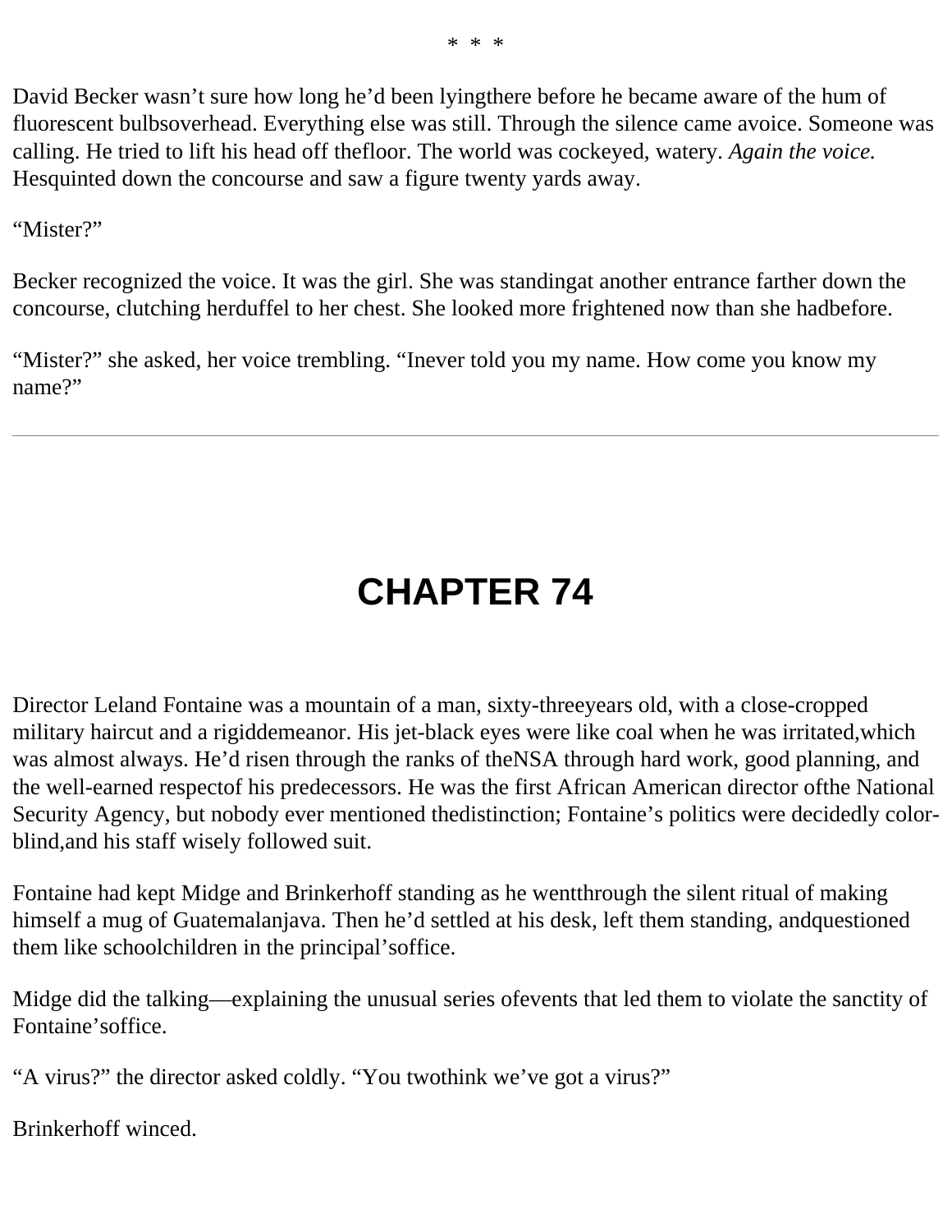\* \* \*

David Becker wasn't sure how long he'd been lyingthere before he became aware of the hum of fluorescent bulbsoverhead. Everything else was still. Through the silence came avoice. Someone was calling. He tried to lift his head off thefloor. The world was cockeyed, watery. *Again the voice.* Hesquinted down the concourse and saw a figure twenty yards away.

"Mister?"

Becker recognized the voice. It was the girl. She was standingat another entrance farther down the concourse, clutching herduffel to her chest. She looked more frightened now than she hadbefore.

"Mister?" she asked, her voice trembling. "Inever told you my name. How come you know my name?"

---

# CHAPTER 74

Director Leland Fontaine was a mountain of a man, sixty-threeyears old, with a close-cropped military haircut and a rigiddemeanor. His jet-black eyes were like coal when he was irritated,which was almost always. He'd risen through the ranks of theNSA through hard work, good planning, and the well-earned respectof his predecessors. He was the first African American director ofthe National Security Agency, but nobody ever mentioned thedistinction; Fontaine's politics were decidedly color-blind,and his staff wisely followed suit.

Fontaine had kept Midge and Brinkerhoff standing as he wentthrough the silent ritual of making himself a mug of Guatemalanjava. Then he'd settled at his desk, left them standing, andquestioned them like schoolchildren in the principal'soffice.

Midge did the talking—explaining the unusual series ofevents that led them to violate the sanctity of Fontaine'soffice.

"A virus?" the director asked coldly. "You twothink we've got a virus?"

Brinkerhoff winced.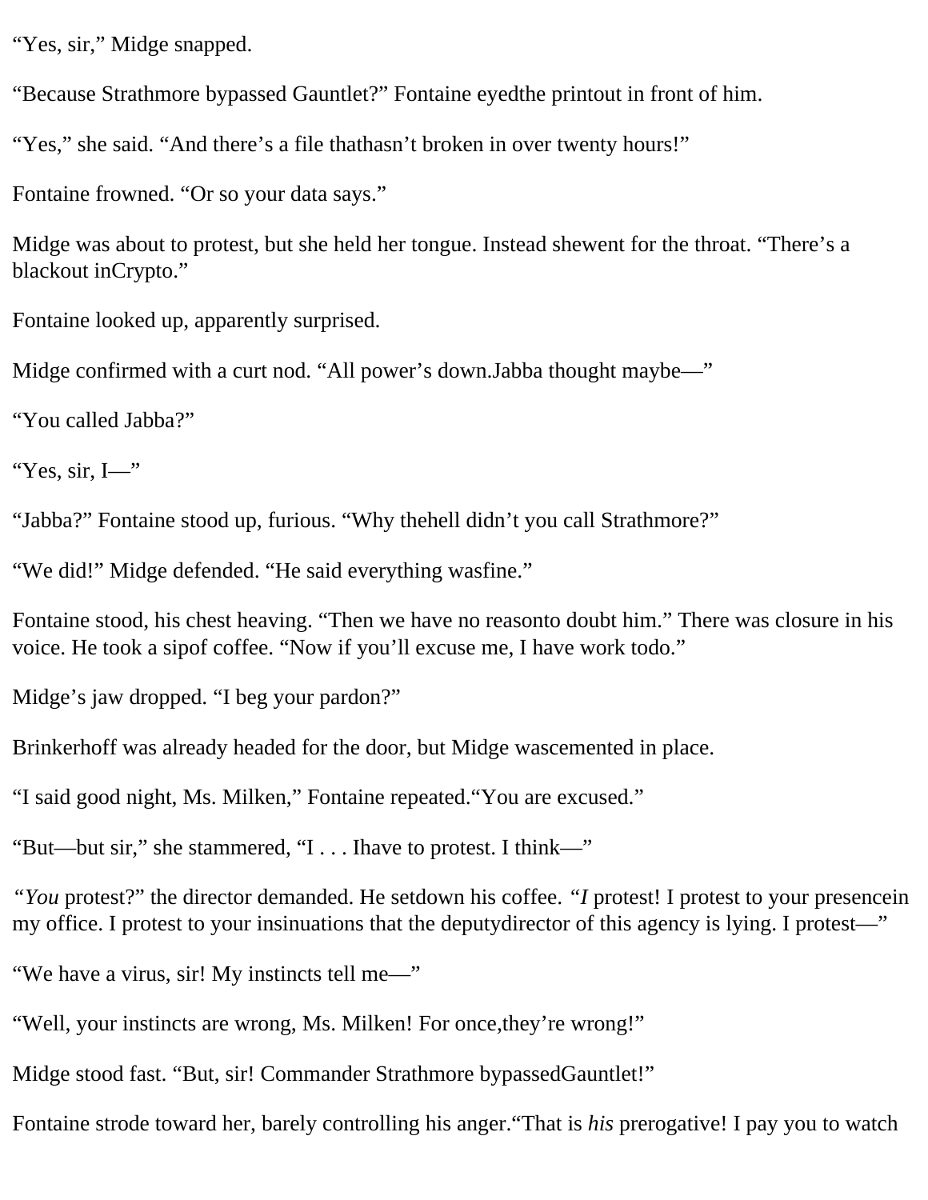"Yes, sir," Midge snapped.

"Because Strathmore bypassed Gauntlet?" Fontaine eyed the printout in front of him.

"Yes," she said. "And there's a file that hasn't broken in over twenty hours!"

Fontaine frowned. "Or so your data says."

Midge was about to protest, but she held her tongue. Instead she went for the throat. "There's a blackout in Crypto."

Fontaine looked up, apparently surprised.

Midge confirmed with a curt nod. "All power's down. Jabba thought maybe—"

"You called Jabba?"

"Yes, sir, I—"

"Jabba?" Fontaine stood up, furious. "Why the hell didn't you call Strathmore?"

"We did!" Midge defended. "He said everything was fine."

Fontaine stood, his chest heaving. "Then we have no reason to doubt him." There was closure in his voice. He took a sip of coffee. "Now if you'll excuse me, I have work to do."

Midge's jaw dropped. "I beg your pardon?"

Brinkerhoff was already headed for the door, but Midge was cemented in place.

"I said good night, Ms. Milken," Fontaine repeated. "You are excused."

"But—but sir," she stammered, "I . . . I have to protest. I think—"

"*You* protest?" the director demanded. He set down his coffee. "*I* protest! I protest to your presence in my office. I protest to your insinuations that the deputy director of this agency is lying. I protest—"

"We have a virus, sir! My instincts tell me—"

"Well, your instincts are wrong, Ms. Milken! For once, they're wrong!"

Midge stood fast. "But, sir! Commander Strathmore bypassed Gauntlet!"

Fontaine strode toward her, barely controlling his anger. "That is *his* prerogative! I pay you to watch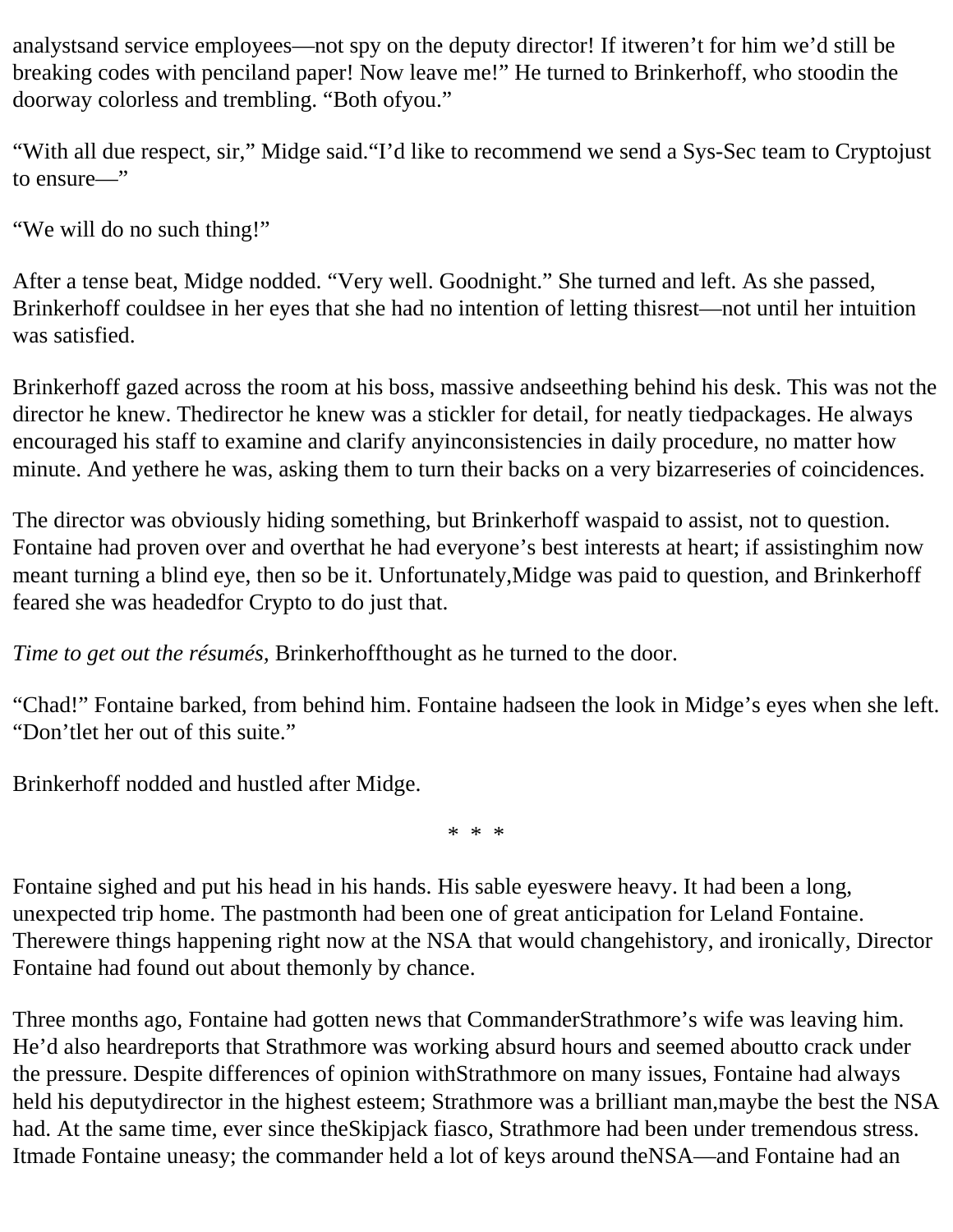analystsand service employees—not spy on the deputy director! If itweren't for him we'd still be breaking codes with penciland paper! Now leave me!" He turned to Brinkerhoff, who stoodin the doorway colorless and trembling. "Both ofyou."

"With all due respect, sir," Midge said."I'd like to recommend we send a Sys-Sec team to Cryptojust to ensure—"

"We will do no such thing!"

After a tense beat, Midge nodded. "Very well. Goodnight." She turned and left. As she passed, Brinkerhoff couldsee in her eyes that she had no intention of letting thisrest—not until her intuition was satisfied.

Brinkerhoff gazed across the room at his boss, massive andseething behind his desk. This was not the director he knew. Thedirector he knew was a stickler for detail, for neatly tiedpackages. He always encouraged his staff to examine and clarify anyinconsistencies in daily procedure, no matter how minute. And yethere he was, asking them to turn their backs on a very bizarreseries of coincidences.

The director was obviously hiding something, but Brinkerhoff waspaid to assist, not to question. Fontaine had proven over and overthat he had everyone's best interests at heart; if assistinghim now meant turning a blind eye, then so be it. Unfortunately,Midge was paid to question, and Brinkerhoff feared she was headedfor Crypto to do just that.

*Time to get out the résumés*, Brinkerhoffthought as he turned to the door.

"Chad!" Fontaine barked, from behind him. Fontaine hadseen the look in Midge's eyes when she left. "Don'tlet her out of this suite."

Brinkerhoff nodded and hustled after Midge.

* * *

Fontaine sighed and put his head in his hands. His sable eyeswere heavy. It had been a long, unexpected trip home. The pastmonth had been one of great anticipation for Leland Fontaine. Therewere things happening right now at the NSA that would changehistory, and ironically, Director Fontaine had found out about themonly by chance.

Three months ago, Fontaine had gotten news that CommanderStrathmore's wife was leaving him. He'd also heardreports that Strathmore was working absurd hours and seemed aboutto crack under the pressure. Despite differences of opinion withStrathmore on many issues, Fontaine had always held his deputydirector in the highest esteem; Strathmore was a brilliant man,maybe the best the NSA had. At the same time, ever since theSkipjack fiasco, Strathmore had been under tremendous stress. Itmade Fontaine uneasy; the commander held a lot of keys around theNSA—and Fontaine had an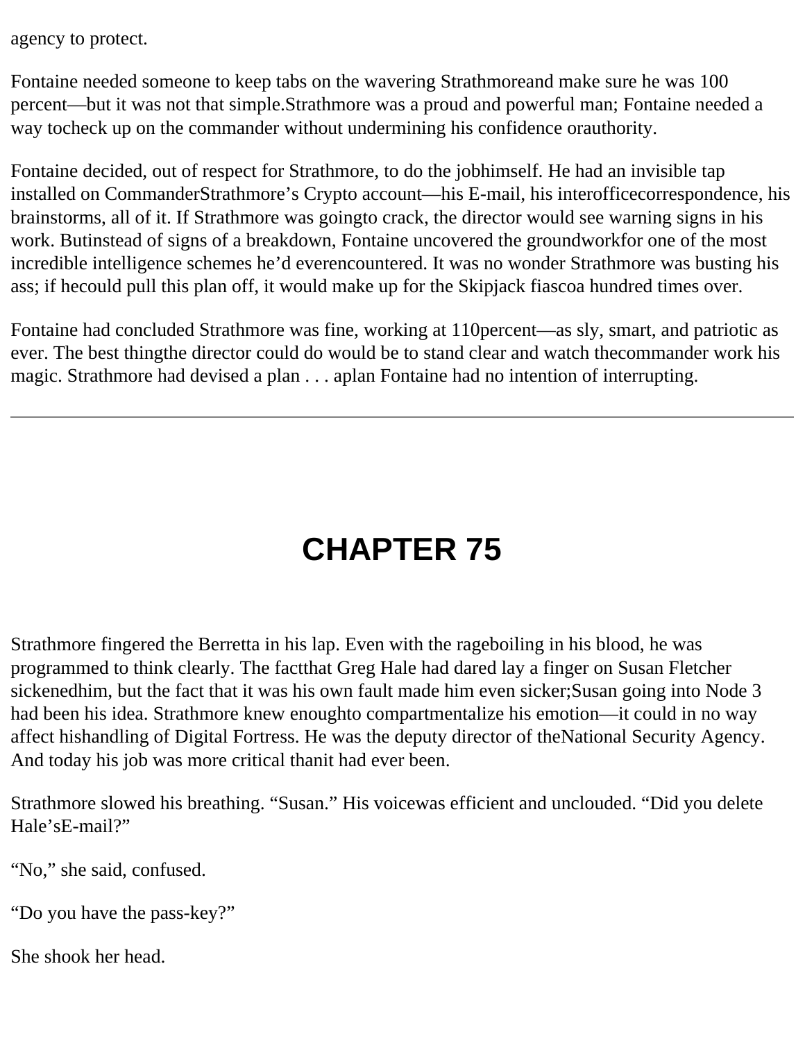agency to protect.

Fontaine needed someone to keep tabs on the wavering Strathmoreand make sure he was 100 percent—but it was not that simple.Strathmore was a proud and powerful man; Fontaine needed a way tocheck up on the commander without undermining his confidence orauthority.

Fontaine decided, out of respect for Strathmore, to do the jobhimself. He had an invisible tap installed on CommanderStrathmore's Crypto account—his E-mail, his interofficecorrespondence, his brainstorms, all of it. If Strathmore was goingto crack, the director would see warning signs in his work. Butinstead of signs of a breakdown, Fontaine uncovered the groundworkfor one of the most incredible intelligence schemes he'd everencountered. It was no wonder Strathmore was busting his ass; if hecould pull this plan off, it would make up for the Skipjack fiascoa hundred times over.

Fontaine had concluded Strathmore was fine, working at 110percent—as sly, smart, and patriotic as ever. The best thingthe director could do would be to stand clear and watch thecommander work his magic. Strathmore had devised a plan . . . aplan Fontaine had no intention of interrupting.

---

# CHAPTER 75

Strathmore fingered the Berretta in his lap. Even with the rageboiling in his blood, he was programmed to think clearly. The factthat Greg Hale had dared lay a finger on Susan Fletcher sickenedhim, but the fact that it was his own fault made him even sicker;Susan going into Node 3 had been his idea. Strathmore knew enoughto compartmentalize his emotion—it could in no way affect hishandling of Digital Fortress. He was the deputy director of theNational Security Agency. And today his job was more critical thanit had ever been.

Strathmore slowed his breathing. "Susan." His voicewas efficient and unclouded. "Did you delete Hale'sE-mail?"

"No," she said, confused.

"Do you have the pass-key?"

She shook her head.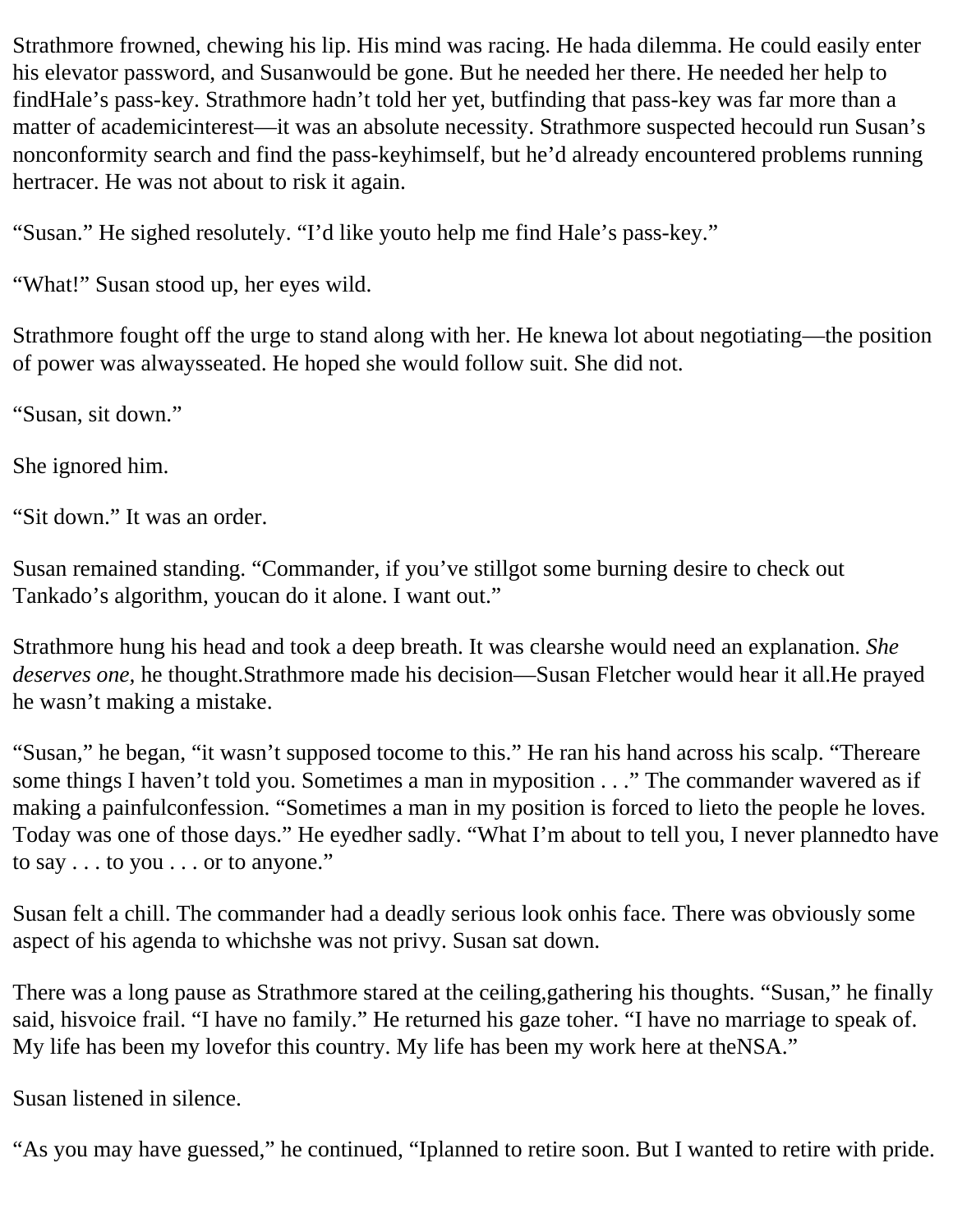Strathmore frowned, chewing his lip. His mind was racing. He had a dilemma. He could easily enter his elevator password, and Susan would be gone. But he needed her there. He needed her help to find Hale's pass-key. Strathmore hadn't told her yet, but finding that pass-key was far more than a matter of academic interest—it was an absolute necessity. Strathmore suspected he could run Susan's nonconformity search and find the pass-key himself, but he'd already encountered problems running her tracer. He was not about to risk it again.

"Susan." He sighed resolutely. "I'd like you to help me find Hale's pass-key."

"What!" Susan stood up, her eyes wild.

Strathmore fought off the urge to stand along with her. He knew a lot about negotiating—the position of power was always seated. He hoped she would follow suit. She did not.

"Susan, sit down."

She ignored him.

"Sit down." It was an order.

Susan remained standing. "Commander, if you've still got some burning desire to check out Tankado's algorithm, you can do it alone. I want out."

Strathmore hung his head and took a deep breath. It was clear she would need an explanation. *She deserves one,* he thought. Strathmore made his decision—Susan Fletcher would hear it all. He prayed he wasn't making a mistake.

"Susan," he began, "it wasn't supposed to come to this." He ran his hand across his scalp. "There are some things I haven't told you. Sometimes a man in my position . . ." The commander wavered as if making a painful confession. "Sometimes a man in my position is forced to lie to the people he loves. Today was one of those days." He eyed her sadly. "What I'm about to tell you, I never planned to have to say . . . to you . . . or to anyone."

Susan felt a chill. The commander had a deadly serious look on his face. There was obviously some aspect of his agenda to which she was not privy. Susan sat down.

There was a long pause as Strathmore stared at the ceiling, gathering his thoughts. "Susan," he finally said, his voice frail. "I have no family." He returned his gaze to her. "I have no marriage to speak of. My life has been my love for this country. My life has been my work here at the NSA."

Susan listened in silence.

"As you may have guessed," he continued, "I planned to retire soon. But I wanted to retire with pride.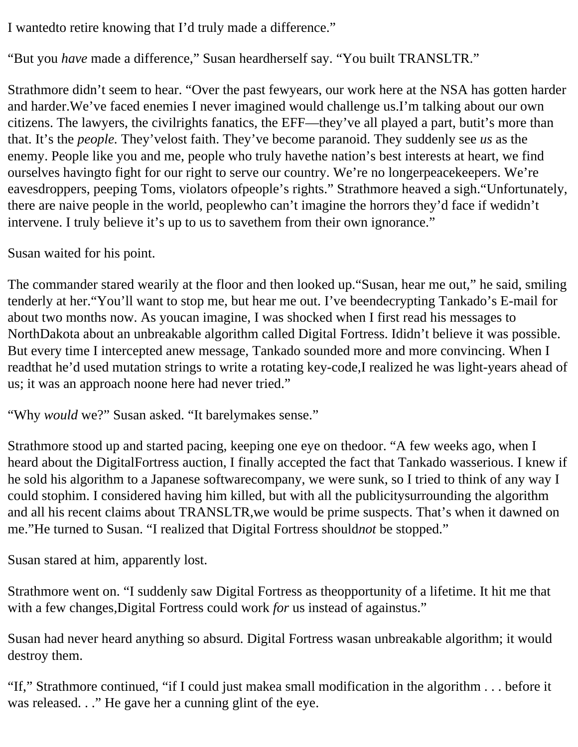I wantedto retire knowing that I'd truly made a difference."

"But you *have* made a difference," Susan heardherself say. "You built TRANSLTR."

Strathmore didn't seem to hear. "Over the past fewyears, our work here at the NSA has gotten harder and harder.We've faced enemies I never imagined would challenge us.I'm talking about our own citizens. The lawyers, the civilrights fanatics, the EFF—they've all played a part, butit's more than that. It's the *people.* They'velost faith. They've become paranoid. They suddenly see *us* as the enemy. People like you and me, people who truly havethe nation's best interests at heart, we find ourselves havingto fight for our right to serve our country. We're no longerpeacekeepers. We're eavesdroppers, peeping Toms, violators ofpeople's rights." Strathmore heaved a sigh."Unfortunately, there are naive people in the world, peoplewho can't imagine the horrors they'd face if wedidn't intervene. I truly believe it's up to us to savethem from their own ignorance."

Susan waited for his point.

The commander stared wearily at the floor and then looked up."Susan, hear me out," he said, smiling tenderly at her."You'll want to stop me, but hear me out. I've beendecrypting Tankado's E-mail for about two months now. As youcan imagine, I was shocked when I first read his messages to NorthDakota about an unbreakable algorithm called Digital Fortress. Ididn't believe it was possible. But every time I intercepted anew message, Tankado sounded more and more convincing. When I readthat he'd used mutation strings to write a rotating key-code,I realized he was light-years ahead of us; it was an approach noone here had never tried."

"Why *would* we?" Susan asked. "It barelymakes sense."

Strathmore stood up and started pacing, keeping one eye on thedoor. "A few weeks ago, when I heard about the DigitalFortress auction, I finally accepted the fact that Tankado wasserious. I knew if he sold his algorithm to a Japanese softwarecompany, we were sunk, so I tried to think of any way I could stophim. I considered having him killed, but with all the publicitysurrounding the algorithm and all his recent claims about TRANSLTR,we would be prime suspects. That's when it dawned on me."He turned to Susan. "I realized that Digital Fortress should*not* be stopped."

Susan stared at him, apparently lost.

Strathmore went on. "I suddenly saw Digital Fortress as theopportunity of a lifetime. It hit me that with a few changes,Digital Fortress could work *for* us instead of againstus."

Susan had never heard anything so absurd. Digital Fortress wasan unbreakable algorithm; it would destroy them.

"If," Strathmore continued, "if I could just makea small modification in the algorithm . . . before it was released. . ." He gave her a cunning glint of the eye.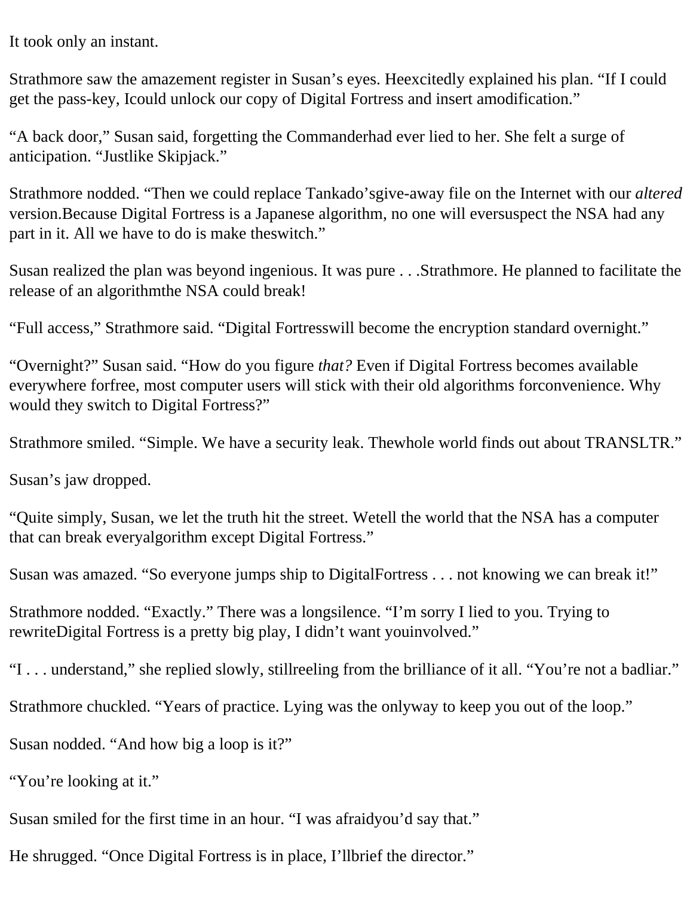It took only an instant.

Strathmore saw the amazement register in Susan's eyes. Heexcitedly explained his plan. "If I could get the pass-key, Icould unlock our copy of Digital Fortress and insert amodification."

"A back door," Susan said, forgetting the Commanderhad ever lied to her. She felt a surge of anticipation. "Justlike Skipjack."

Strathmore nodded. "Then we could replace Tankado'sgive-away file on the Internet with our *altered* version.Because Digital Fortress is a Japanese algorithm, no one will eversuspect the NSA had any part in it. All we have to do is make theswitch."

Susan realized the plan was beyond ingenious. It was pure . . .Strathmore. He planned to facilitate the release of an algorithmthe NSA could break!

"Full access," Strathmore said. "Digital Fortresswill become the encryption standard overnight."

"Overnight?" Susan said. "How do you figure *that?* Even if Digital Fortress becomes available everywhere forfree, most computer users will stick with their old algorithms forconvenience. Why would they switch to Digital Fortress?"

Strathmore smiled. "Simple. We have a security leak. Thewhole world finds out about TRANSLTR."

Susan's jaw dropped.

"Quite simply, Susan, we let the truth hit the street. Wetell the world that the NSA has a computer that can break everyalgorithm except Digital Fortress."

Susan was amazed. "So everyone jumps ship to DigitalFortress . . . not knowing we can break it!"

Strathmore nodded. "Exactly." There was a longsilence. "I'm sorry I lied to you. Trying to rewriteDigital Fortress is a pretty big play, I didn't want youinvolved."

"I . . . understand," she replied slowly, stillreeling from the brilliance of it all. "You're not a badliar."

Strathmore chuckled. "Years of practice. Lying was the onlyway to keep you out of the loop."

Susan nodded. "And how big a loop is it?"

"You're looking at it."

Susan smiled for the first time in an hour. "I was afraidyou'd say that."

He shrugged. "Once Digital Fortress is in place, I'llbrief the director."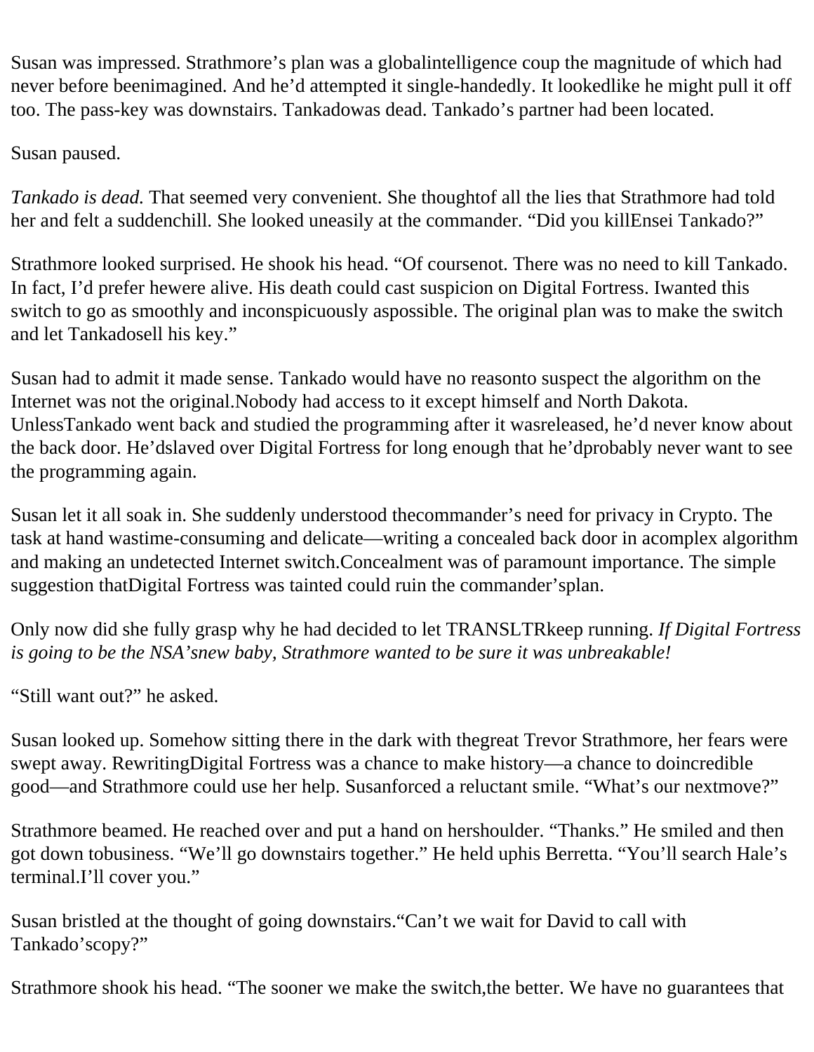Susan was impressed. Strathmore's plan was a globalintelligence coup the magnitude of which had never before beenimagined. And he'd attempted it single-handedly. It lookedlike he might pull it off too. The pass-key was downstairs. Tankadowas dead. Tankado's partner had been located.

Susan paused.

*Tankado is dead.* That seemed very convenient. She thoughtof all the lies that Strathmore had told her and felt a suddenchill. She looked uneasily at the commander. "Did you killEnsei Tankado?"

Strathmore looked surprised. He shook his head. "Of coursenot. There was no need to kill Tankado. In fact, I'd prefer hewere alive. His death could cast suspicion on Digital Fortress. Iwanted this switch to go as smoothly and inconspicuously aspossible. The original plan was to make the switch and let Tankadosell his key."

Susan had to admit it made sense. Tankado would have no reasonto suspect the algorithm on the Internet was not the original.Nobody had access to it except himself and North Dakota. UnlessTankado went back and studied the programming after it wasreleased, he'd never know about the back door. He'dslaved over Digital Fortress for long enough that he'dprobably never want to see the programming again.

Susan let it all soak in. She suddenly understood thecommander's need for privacy in Crypto. The task at hand wastime-consuming and delicate—writing a concealed back door in acomplex algorithm and making an undetected Internet switch.Concealment was of paramount importance. The simple suggestion thatDigital Fortress was tainted could ruin the commander'splan.

Only now did she fully grasp why he had decided to let TRANSLTRkeep running. *If Digital Fortress is going to be the NSA'snew baby, Strathmore wanted to be sure it was unbreakable!*

"Still want out?" he asked.

Susan looked up. Somehow sitting there in the dark with thegreat Trevor Strathmore, her fears were swept away. RewritingDigital Fortress was a chance to make history—a chance to doincredible good—and Strathmore could use her help. Susanforced a reluctant smile. "What's our nextmove?"

Strathmore beamed. He reached over and put a hand on hershoulder. "Thanks." He smiled and then got down tobusiness. "We'll go downstairs together." He held uphis Berretta. "You'll search Hale's terminal.I'll cover you."

Susan bristled at the thought of going downstairs."Can't we wait for David to call with Tankado'scopy?"

Strathmore shook his head. "The sooner we make the switch,the better. We have no guarantees that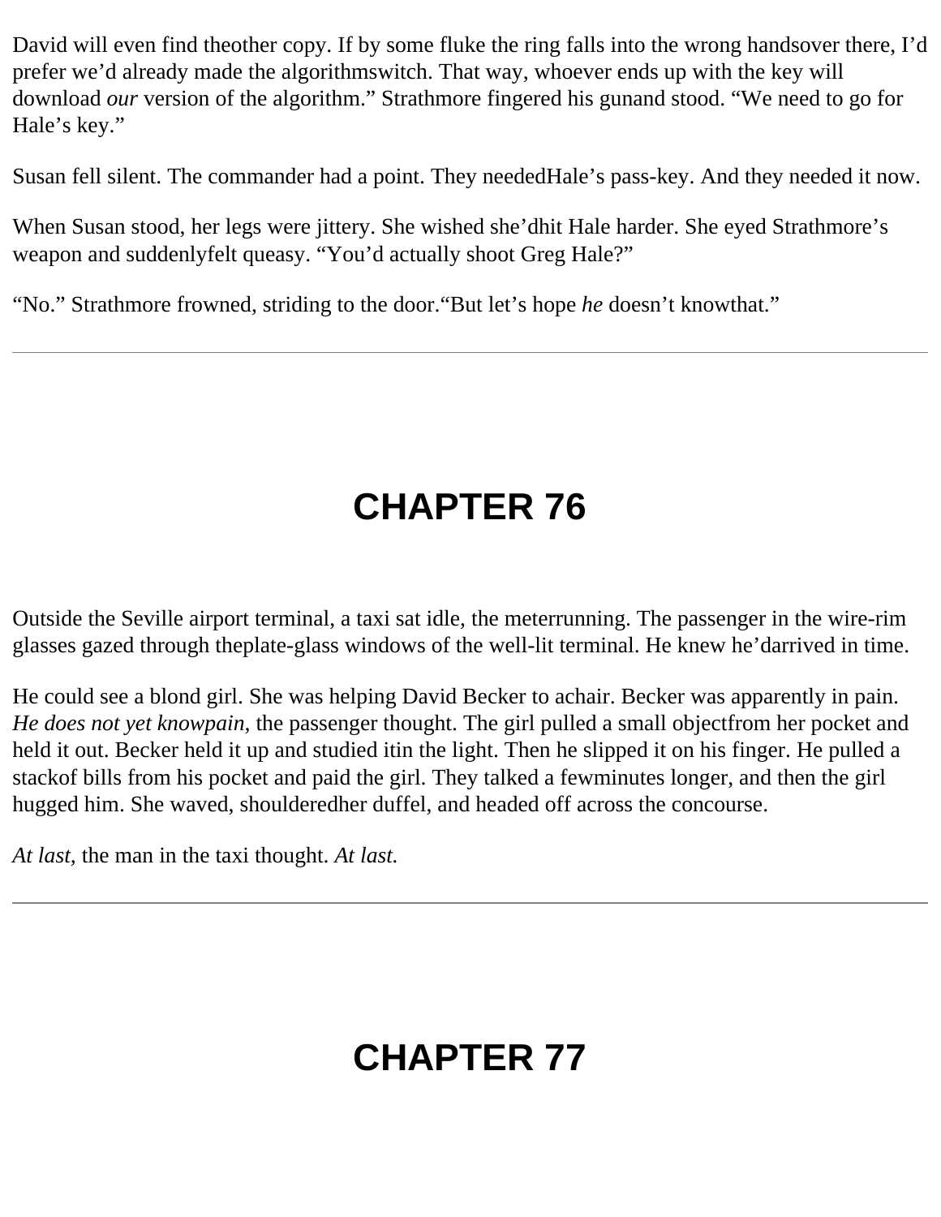David will even find theother copy. If by some fluke the ring falls into the wrong handsover there, I'd prefer we'd already made the algorithmswitch. That way, whoever ends up with the key will download *our* version of the algorithm." Strathmore fingered his gunand stood. "We need to go for Hale's key."

Susan fell silent. The commander had a point. They neededHale's pass-key. And they needed it now.

When Susan stood, her legs were jittery. She wished she'dhit Hale harder. She eyed Strathmore's weapon and suddenlyfelt queasy. "You'd actually shoot Greg Hale?"

"No." Strathmore frowned, striding to the door."But let's hope *he* doesn't knowthat."

---

# CHAPTER 76

Outside the Seville airport terminal, a taxi sat idle, the meterrunning. The passenger in the wire-rim glasses gazed through theplate-glass windows of the well-lit terminal. He knew he'darrived in time.

He could see a blond girl. She was helping David Becker to achair. Becker was apparently in pain. *He does not yet knowpain,* the passenger thought. The girl pulled a small objectfrom her pocket and held it out. Becker held it up and studied itin the light. Then he slipped it on his finger. He pulled a stackof bills from his pocket and paid the girl. They talked a fewminutes longer, and then the girl hugged him. She waved, shoulderedher duffel, and headed off across the concourse.

*At last,* the man in the taxi thought. *At last.*

---

# CHAPTER 77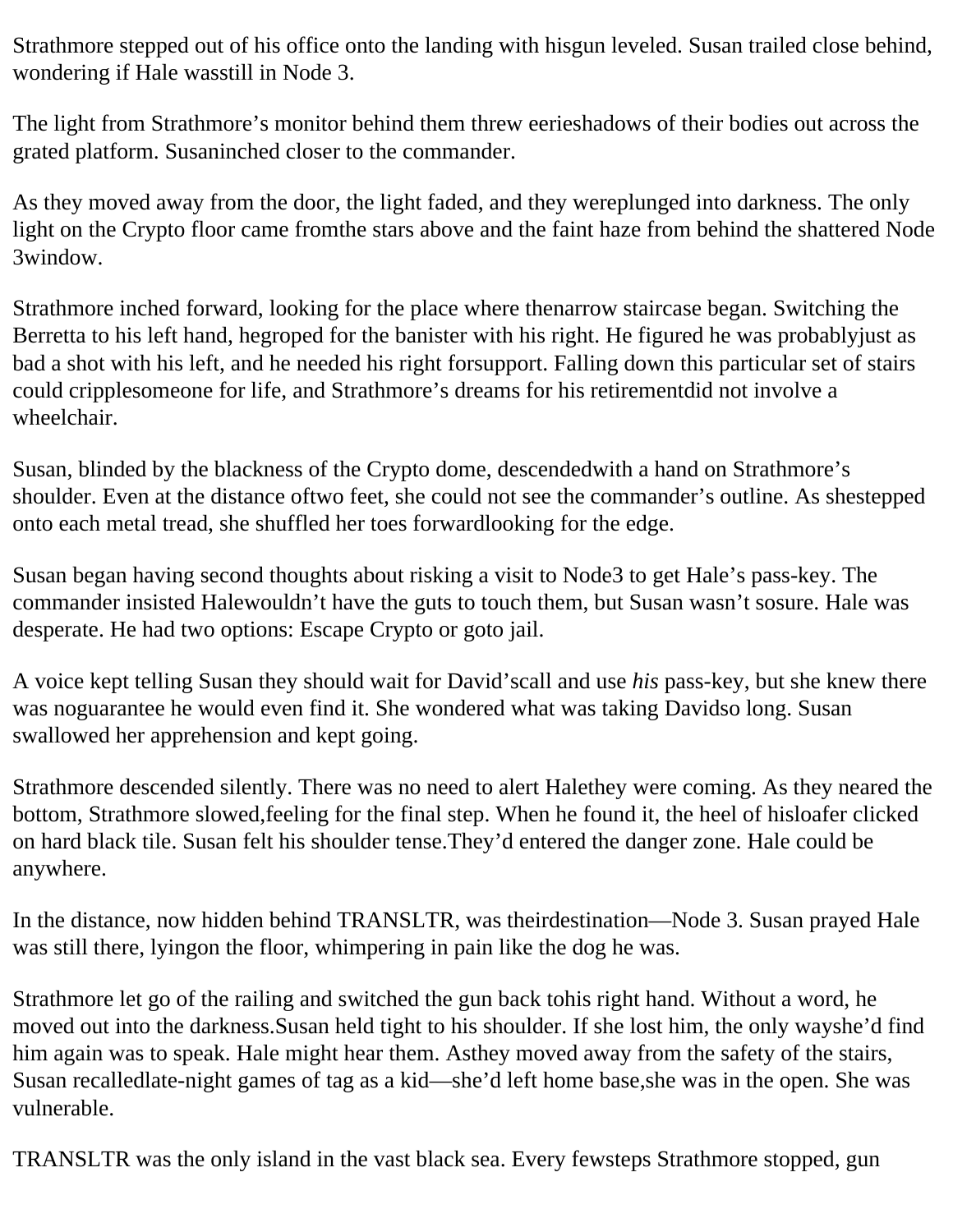Strathmore stepped out of his office onto the landing with hisgun leveled. Susan trailed close behind, wondering if Hale wasstill in Node 3.

The light from Strathmore's monitor behind them threw eerieshadows of their bodies out across the grated platform. Susaninched closer to the commander.

As they moved away from the door, the light faded, and they wereplunged into darkness. The only light on the Crypto floor came fromthe stars above and the faint haze from behind the shattered Node 3window.

Strathmore inched forward, looking for the place where thenarrow staircase began. Switching the Berretta to his left hand, hegroped for the banister with his right. He figured he was probablyjust as bad a shot with his left, and he needed his right forsupport. Falling down this particular set of stairs could cripplesomeone for life, and Strathmore's dreams for his retirementdid not involve a wheelchair.

Susan, blinded by the blackness of the Crypto dome, descendedwith a hand on Strathmore's shoulder. Even at the distance oftwo feet, she could not see the commander's outline. As shestepped onto each metal tread, she shuffled her toes forwardlooking for the edge.

Susan began having second thoughts about risking a visit to Node3 to get Hale's pass-key. The commander insisted Halewouldn't have the guts to touch them, but Susan wasn't sosure. Hale was desperate. He had two options: Escape Crypto or goto jail.

A voice kept telling Susan they should wait for David'scall and use *his* pass-key, but she knew there was noguarantee he would even find it. She wondered what was taking Davidso long. Susan swallowed her apprehension and kept going.

Strathmore descended silently. There was no need to alert Halethey were coming. As they neared the bottom, Strathmore slowed,feeling for the final step. When he found it, the heel of hisloafer clicked on hard black tile. Susan felt his shoulder tense.They'd entered the danger zone. Hale could be anywhere.

In the distance, now hidden behind TRANSLTR, was theirdestination—Node 3. Susan prayed Hale was still there, lyingon the floor, whimpering in pain like the dog he was.

Strathmore let go of the railing and switched the gun back tohis right hand. Without a word, he moved out into the darkness.Susan held tight to his shoulder. If she lost him, the only wayshe'd find him again was to speak. Hale might hear them. Asthey moved away from the safety of the stairs, Susan recalledlate-night games of tag as a kid—she'd left home base,she was in the open. She was vulnerable.

TRANSLTR was the only island in the vast black sea. Every fewsteps Strathmore stopped, gun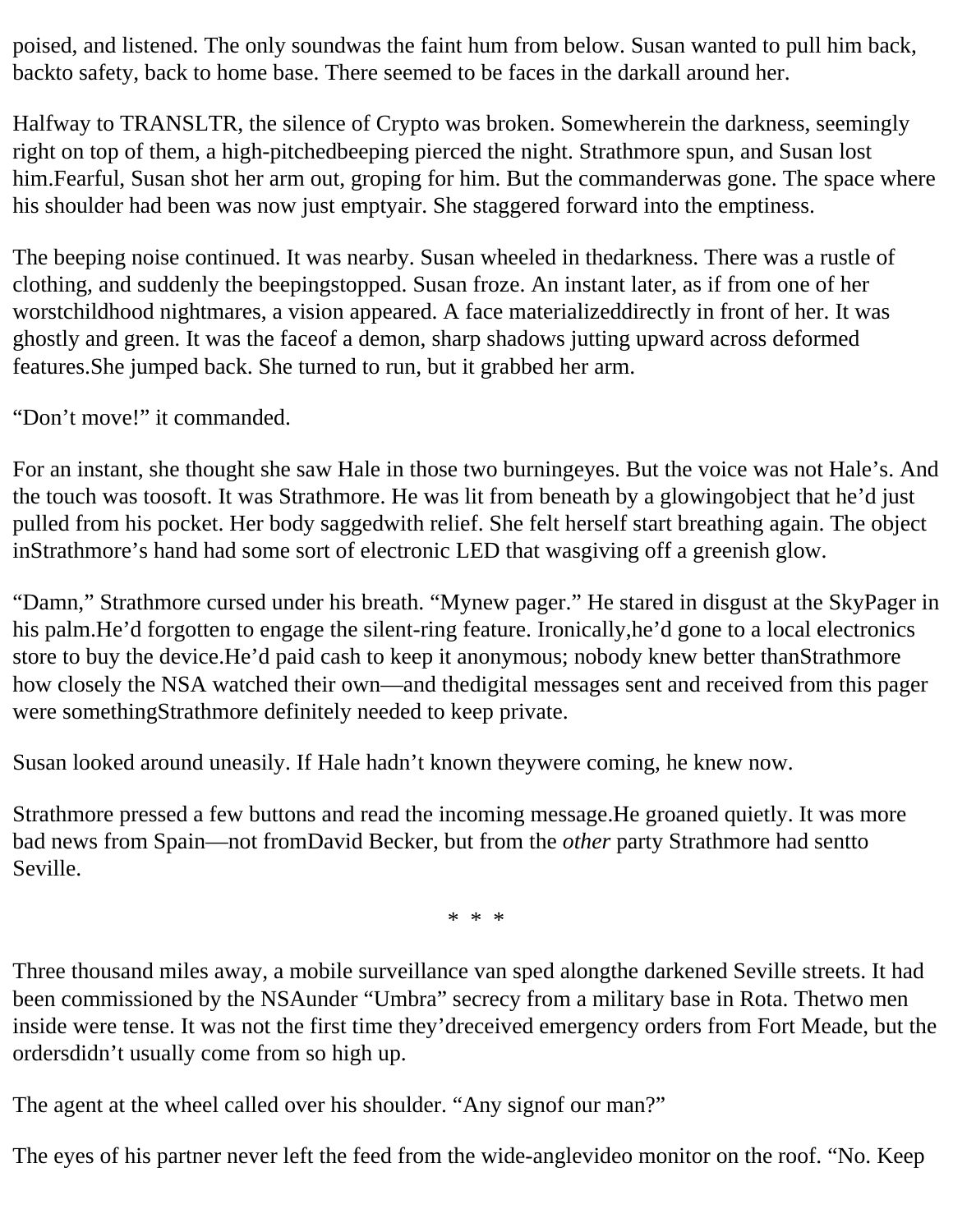poised, and listened. The only soundwas the faint hum from below. Susan wanted to pull him back, backto safety, back to home base. There seemed to be faces in the darkall around her.

Halfway to TRANSLTR, the silence of Crypto was broken. Somewherein the darkness, seemingly right on top of them, a high-pitchedbeeping pierced the night. Strathmore spun, and Susan lost him.Fearful, Susan shot her arm out, groping for him. But the commanderwas gone. The space where his shoulder had been was now just emptyair. She staggered forward into the emptiness.

The beeping noise continued. It was nearby. Susan wheeled in thedarkness. There was a rustle of clothing, and suddenly the beepingstopped. Susan froze. An instant later, as if from one of her worstchildhood nightmares, a vision appeared. A face materializeddirectly in front of her. It was ghostly and green. It was the faceof a demon, sharp shadows jutting upward across deformed features.She jumped back. She turned to run, but it grabbed her arm.

"Don't move!" it commanded.

For an instant, she thought she saw Hale in those two burningeyes. But the voice was not Hale's. And the touch was toosoft. It was Strathmore. He was lit from beneath by a glowingobject that he'd just pulled from his pocket. Her body saggedwith relief. She felt herself start breathing again. The object inStrathmore's hand had some sort of electronic LED that wasgiving off a greenish glow.

"Damn," Strathmore cursed under his breath. "Mynew pager." He stared in disgust at the SkyPager in his palm.He'd forgotten to engage the silent-ring feature. Ironically,he'd gone to a local electronics store to buy the device.He'd paid cash to keep it anonymous; nobody knew better thanStrathmore how closely the NSA watched their own—and thedigital messages sent and received from this pager were somethingStrathmore definitely needed to keep private.

Susan looked around uneasily. If Hale hadn't known theywere coming, he knew now.

Strathmore pressed a few buttons and read the incoming message.He groaned quietly. It was more bad news from Spain—not fromDavid Becker, but from the *other* party Strathmore had sentto Seville.

* * *

Three thousand miles away, a mobile surveillance van sped alongthe darkened Seville streets. It had been commissioned by the NSAunder "Umbra" secrecy from a military base in Rota. Thetwo men inside were tense. It was not the first time they'dreceived emergency orders from Fort Meade, but the ordersdidn't usually come from so high up.

The agent at the wheel called over his shoulder. "Any signof our man?"

The eyes of his partner never left the feed from the wide-anglevideo monitor on the roof. "No. Keep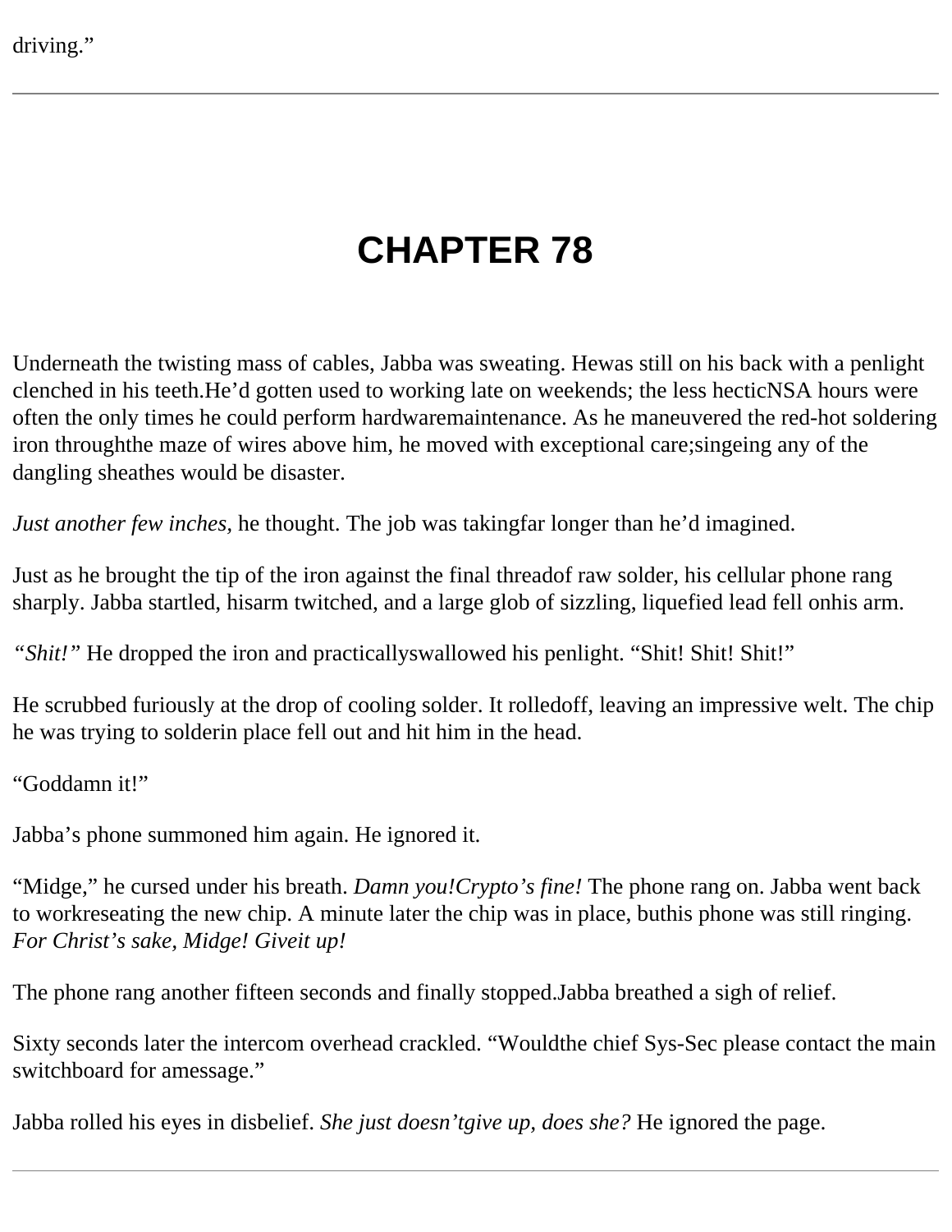driving."

---

# CHAPTER 78

Underneath the twisting mass of cables, Jabba was sweating. Hewas still on his back with a penlight clenched in his teeth.He'd gotten used to working late on weekends; the less hecticNSA hours were often the only times he could perform hardwaremaintenance. As he maneuvered the red-hot soldering iron throughthe maze of wires above him, he moved with exceptional care;singeing any of the dangling sheathes would be disaster.

*Just another few inches,* he thought. The job was takingfar longer than he'd imagined.

Just as he brought the tip of the iron against the final threadof raw solder, his cellular phone rang sharply. Jabba startled, hisarm twitched, and a large glob of sizzling, liquefied lead fell onhis arm.

*"Shit!"* He dropped the iron and practicallyswallowed his penlight. "Shit! Shit! Shit!"

He scrubbed furiously at the drop of cooling solder. It rolledoff, leaving an impressive welt. The chip he was trying to solderin place fell out and hit him in the head.

"Goddamn it!"

Jabba's phone summoned him again. He ignored it.

"Midge," he cursed under his breath. *Damn you!Crypto's fine!* The phone rang on. Jabba went back to workreseating the new chip. A minute later the chip was in place, buthis phone was still ringing. *For Christ's sake, Midge! Giveit up!*

The phone rang another fifteen seconds and finally stopped.Jabba breathed a sigh of relief.

Sixty seconds later the intercom overhead crackled. "Wouldthe chief Sys-Sec please contact the main switchboard for amessage."

Jabba rolled his eyes in disbelief. *She just doesn'tgive up, does she?* He ignored the page.

---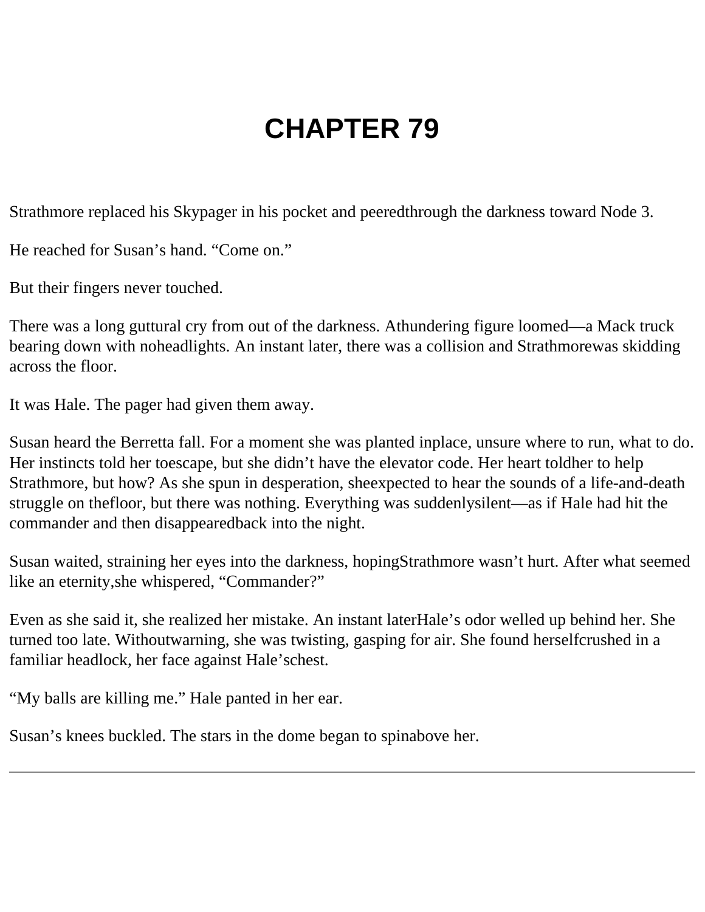# CHAPTER 79

Strathmore replaced his Skypager in his pocket and peeredthrough the darkness toward Node 3.

He reached for Susan's hand. "Come on."

But their fingers never touched.

There was a long guttural cry from out of the darkness. Athundering figure loomed—a Mack truck bearing down with noheadlights. An instant later, there was a collision and Strathmorewas skidding across the floor.

It was Hale. The pager had given them away.

Susan heard the Berretta fall. For a moment she was planted inplace, unsure where to run, what to do. Her instincts told her toescape, but she didn't have the elevator code. Her heart toldher to help Strathmore, but how? As she spun in desperation, sheexpected to hear the sounds of a life-and-death struggle on thefloor, but there was nothing. Everything was suddenlysilent—as if Hale had hit the commander and then disappearedback into the night.

Susan waited, straining her eyes into the darkness, hopingStrathmore wasn't hurt. After what seemed like an eternity,she whispered, "Commander?"

Even as she said it, she realized her mistake. An instant laterHale's odor welled up behind her. She turned too late. Withoutwarning, she was twisting, gasping for air. She found herselfcrushed in a familiar headlock, her face against Hale'schest.

"My balls are killing me." Hale panted in her ear.

Susan's knees buckled. The stars in the dome began to spinabove her.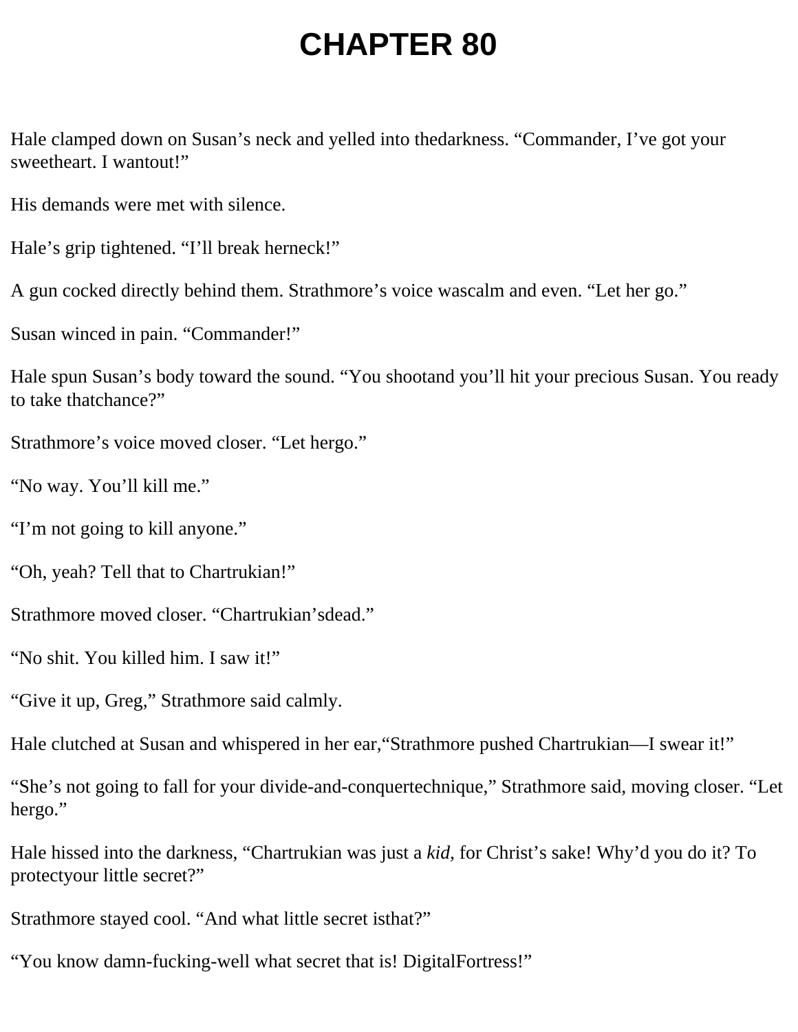# CHAPTER 80

Hale clamped down on Susan's neck and yelled into thedarkness. "Commander, I've got your sweetheart. I wantout!"

His demands were met with silence.

Hale's grip tightened. "I'll break herneck!"

A gun cocked directly behind them. Strathmore's voice wascalm and even. "Let her go."

Susan winced in pain. "Commander!"

Hale spun Susan's body toward the sound. "You shootand you'll hit your precious Susan. You ready to take thatchance?"

Strathmore's voice moved closer. "Let hergo."

"No way. You'll kill me."

"I'm not going to kill anyone."

"Oh, yeah? Tell that to Chartrukian!"

Strathmore moved closer. "Chartrukian'sdead."

"No shit. You killed him. I saw it!"

"Give it up, Greg," Strathmore said calmly.

Hale clutched at Susan and whispered in her ear,"Strathmore pushed Chartrukian—I swear it!"

"She's not going to fall for your divide-and-conquertechnique," Strathmore said, moving closer. "Let hergo."

Hale hissed into the darkness, "Chartrukian was just a *kid,* for Christ's sake! Why'd you do it? To protectyour little secret?"

Strathmore stayed cool. "And what little secret isthat?"

"You know damn-fucking-well what secret that is! DigitalFortress!"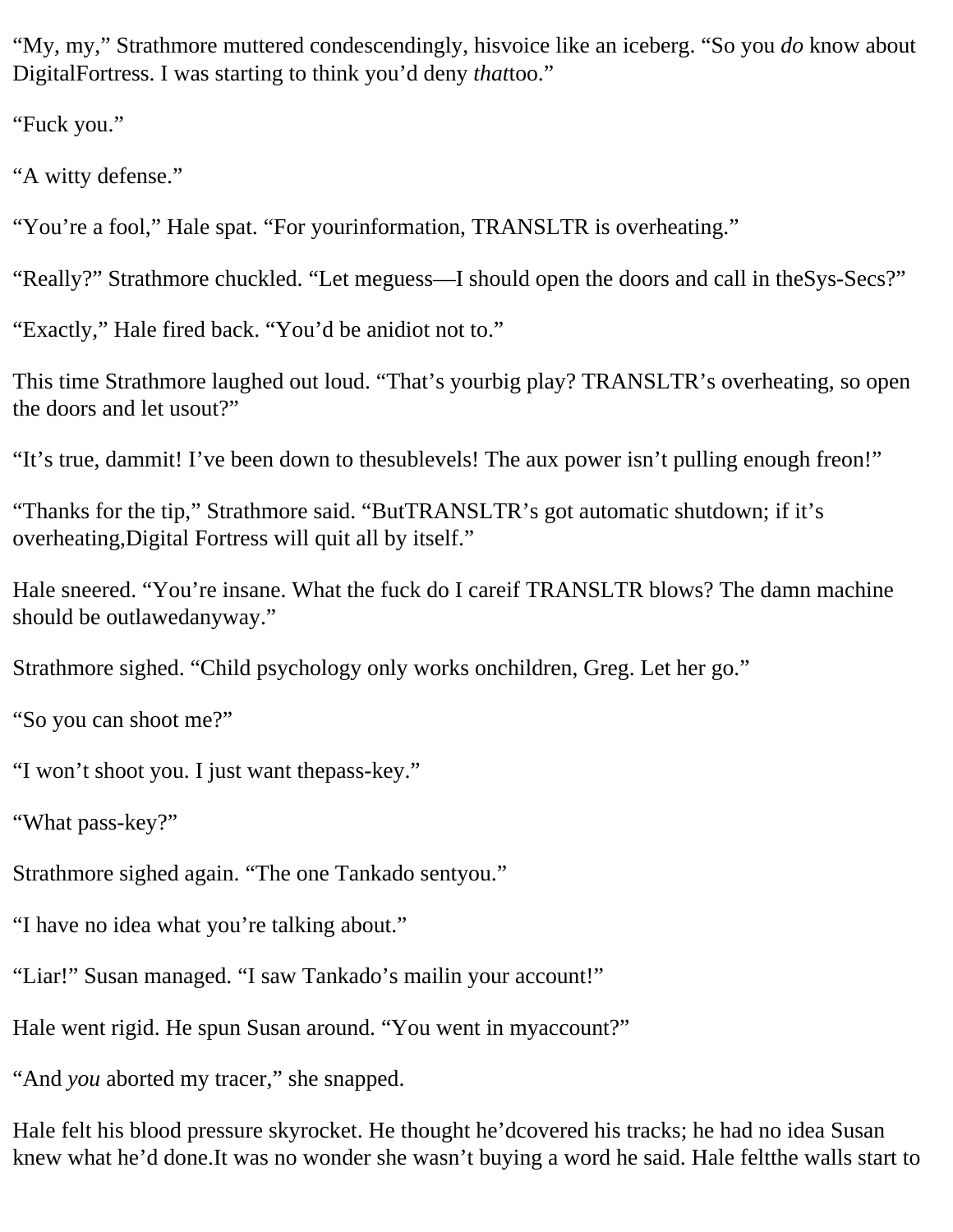"My, my," Strathmore muttered condescendingly, hisvoice like an iceberg. "So you *do* know about DigitalFortress. I was starting to think you'd deny *that*too."

"Fuck you."

"A witty defense."

"You're a fool," Hale spat. "For yourinformation, TRANSLTR is overheating."

"Really?" Strathmore chuckled. "Let meguess—I should open the doors and call in theSys-Secs?"

"Exactly," Hale fired back. "You'd be anidiot not to."

This time Strathmore laughed out loud. "That's yourbig play? TRANSLTR's overheating, so open the doors and let usout?"

"It's true, dammit! I've been down to thesublevels! The aux power isn't pulling enough freon!"

"Thanks for the tip," Strathmore said. "ButTRANSLTR's got automatic shutdown; if it's overheating,Digital Fortress will quit all by itself."

Hale sneered. "You're insane. What the fuck do I careif TRANSLTR blows? The damn machine should be outlawedanyway."

Strathmore sighed. "Child psychology only works onchildren, Greg. Let her go."

"So you can shoot me?"

"I won't shoot you. I just want thepass-key."

"What pass-key?"

Strathmore sighed again. "The one Tankado sentyou."

"I have no idea what you're talking about."

"Liar!" Susan managed. "I saw Tankado's mailin your account!"

Hale went rigid. He spun Susan around. "You went in myaccount?"

"And *you* aborted my tracer," she snapped.

Hale felt his blood pressure skyrocket. He thought he'dcovered his tracks; he had no idea Susan knew what he'd done.It was no wonder she wasn't buying a word he said. Hale feltthe walls start to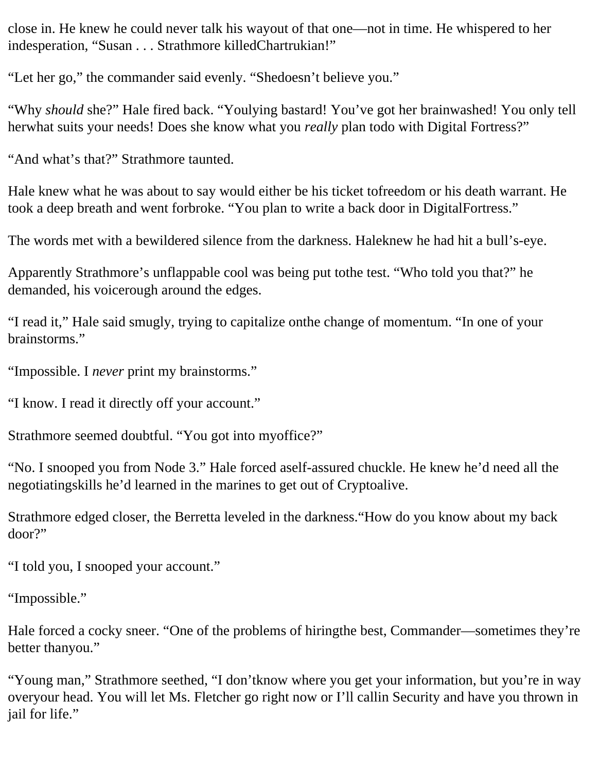close in. He knew he could never talk his wayout of that one—not in time. He whispered to her indesperation, “Susan . . . Strathmore killedChartrukian!”

“Let her go,” the commander said evenly. “Shedoesn’t believe you.”

“Why *should* she?” Hale fired back. “Youlying bastard! You’ve got her brainwashed! You only tell herwhat suits your needs! Does she know what you *really* plan todo with Digital Fortress?”

“And what’s that?” Strathmore taunted.

Hale knew what he was about to say would either be his ticket tofreedom or his death warrant. He took a deep breath and went forbroke. “You plan to write a back door in DigitalFortress.”

The words met with a bewildered silence from the darkness. Haleknew he had hit a bull’s-eye.

Apparently Strathmore’s unflappable cool was being put tothe test. “Who told you that?” he demanded, his voicerough around the edges.

“I read it,” Hale said smugly, trying to capitalize onthe change of momentum. “In one of your brainstorms.”

“Impossible. I *never* print my brainstorms.”

“I know. I read it directly off your account.”

Strathmore seemed doubtful. “You got into myoffice?”

“No. I snooped you from Node 3.” Hale forced aself-assured chuckle. He knew he’d need all the negotiatingskills he’d learned in the marines to get out of Cryptoalive.

Strathmore edged closer, the Berretta leveled in the darkness.“How do you know about my back door?”

“I told you, I snooped your account.”

“Impossible.”

Hale forced a cocky sneer. “One of the problems of hiringthe best, Commander—sometimes they’re better thanyou.”

“Young man,” Strathmore seethed, “I don’tknow where you get your information, but you’re in way overyour head. You will let Ms. Fletcher go right now or I’ll callin Security and have you thrown in jail for life.”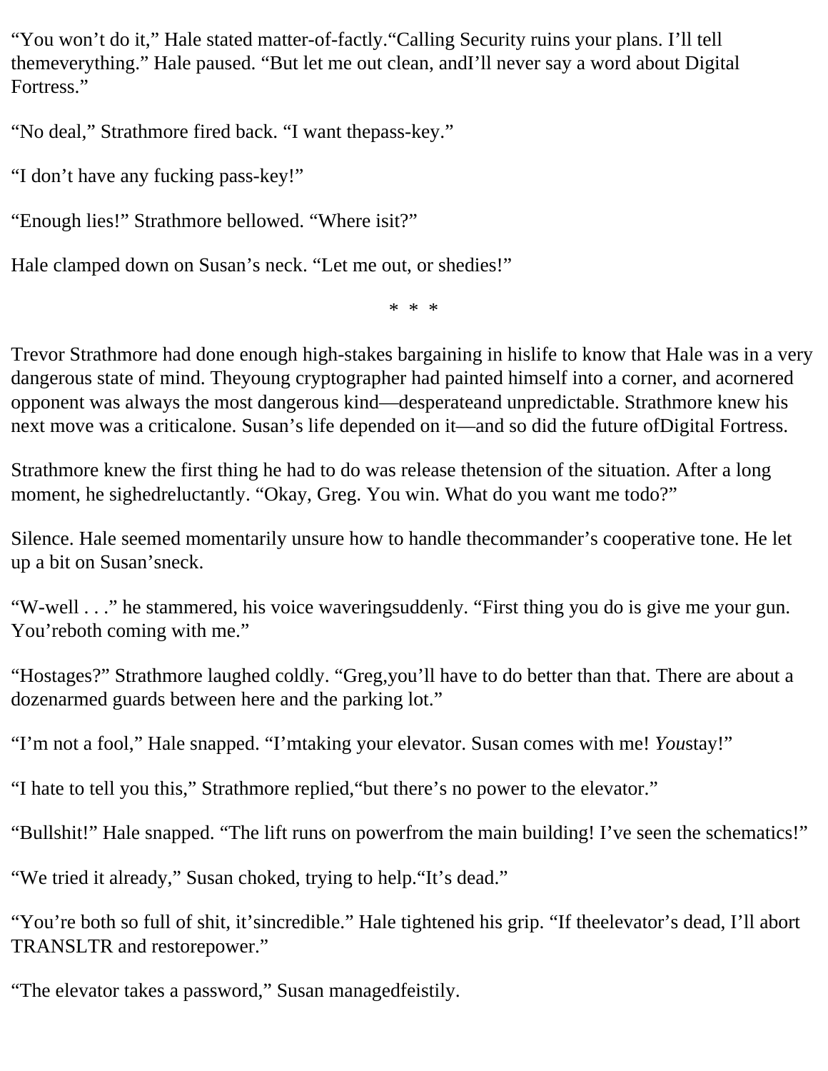"You won't do it," Hale stated matter-of-factly."Calling Security ruins your plans. I'll tell themeverything." Hale paused. "But let me out clean, andI'll never say a word about Digital Fortress."

"No deal," Strathmore fired back. "I want thepass-key."

"I don't have any fucking pass-key!"

"Enough lies!" Strathmore bellowed. "Where isit?"

Hale clamped down on Susan's neck. "Let me out, or shedies!"

\* \* \*

Trevor Strathmore had done enough high-stakes bargaining in hislife to know that Hale was in a very dangerous state of mind. Theyoung cryptographer had painted himself into a corner, and acornered opponent was always the most dangerous kind—desperateand unpredictable. Strathmore knew his next move was a criticalone. Susan's life depended on it—and so did the future ofDigital Fortress.

Strathmore knew the first thing he had to do was release thetension of the situation. After a long moment, he sighedreluctantly. "Okay, Greg. You win. What do you want me todo?"

Silence. Hale seemed momentarily unsure how to handle thecommander's cooperative tone. He let up a bit on Susan'sneck.

"W-well . . ." he stammered, his voice waveringsuddenly. "First thing you do is give me your gun. You'reboth coming with me."

"Hostages?" Strathmore laughed coldly. "Greg,you'll have to do better than that. There are about a dozenarmed guards between here and the parking lot."

"I'm not a fool," Hale snapped. "I'mtaking your elevator. Susan comes with me! *You*stay!"

"I hate to tell you this," Strathmore replied,"but there's no power to the elevator."

"Bullshit!" Hale snapped. "The lift runs on powerfrom the main building! I've seen the schematics!"

"We tried it already," Susan choked, trying to help."It's dead."

"You're both so full of shit, it'sincredible." Hale tightened his grip. "If theelevator's dead, I'll abort TRANSLTR and restorepower."

"The elevator takes a password," Susan managedfeistily.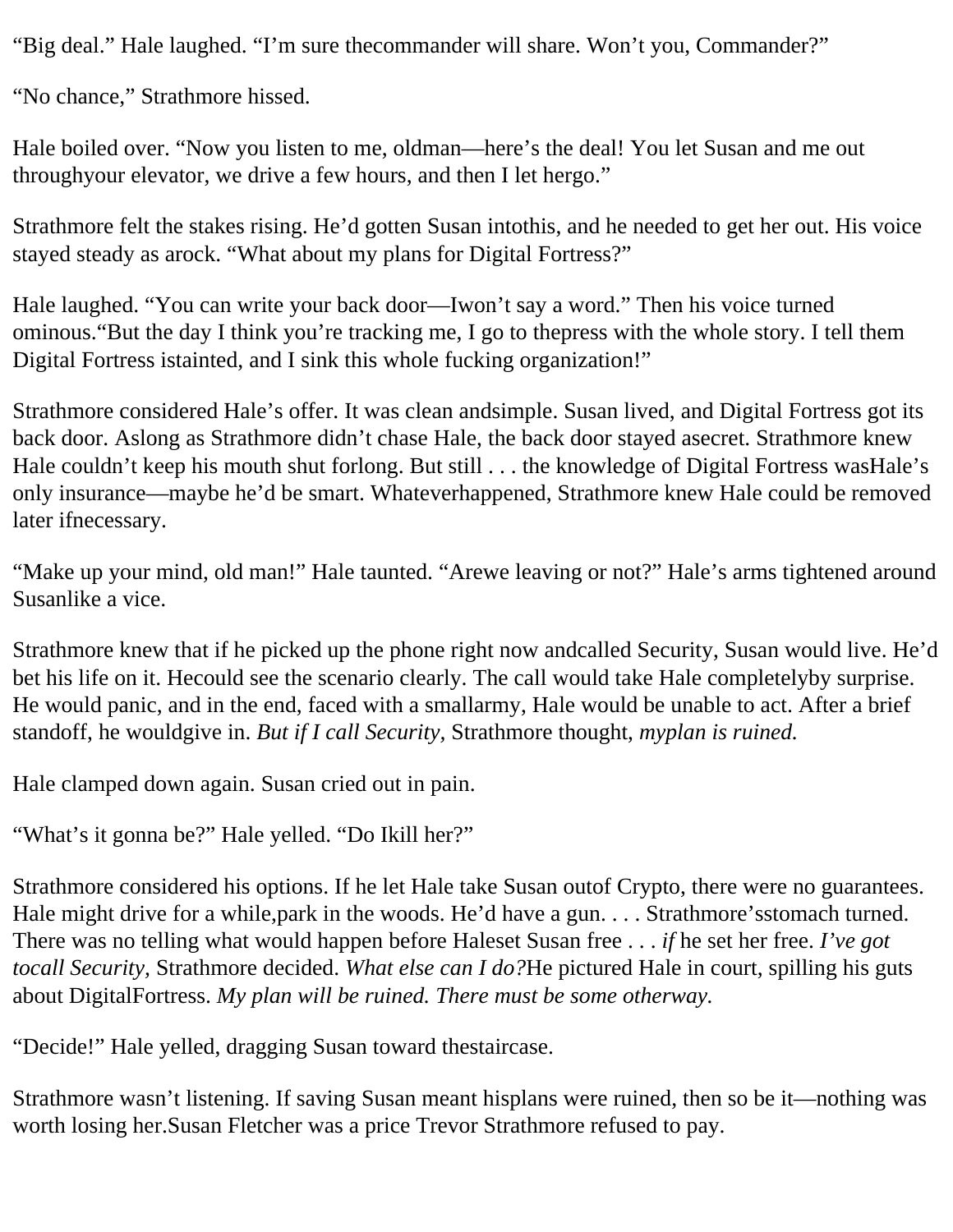"Big deal." Hale laughed. "I'm sure thecommander will share. Won't you, Commander?"

"No chance," Strathmore hissed.

Hale boiled over. "Now you listen to me, oldman—here's the deal! You let Susan and me out throughyour elevator, we drive a few hours, and then I let hergo."

Strathmore felt the stakes rising. He'd gotten Susan intothis, and he needed to get her out. His voice stayed steady as arock. "What about my plans for Digital Fortress?"

Hale laughed. "You can write your back door—Iwon't say a word." Then his voice turned ominous."But the day I think you're tracking me, I go to thepress with the whole story. I tell them Digital Fortress istainted, and I sink this whole fucking organization!"

Strathmore considered Hale's offer. It was clean andsimple. Susan lived, and Digital Fortress got its back door. Aslong as Strathmore didn't chase Hale, the back door stayed asecret. Strathmore knew Hale couldn't keep his mouth shut forlong. But still . . . the knowledge of Digital Fortress wasHale's only insurance—maybe he'd be smart. Whateverhappened, Strathmore knew Hale could be removed later ifnecessary.

"Make up your mind, old man!" Hale taunted. "Arewe leaving or not?" Hale's arms tightened around Susanlike a vice.

Strathmore knew that if he picked up the phone right now andcalled Security, Susan would live. He'd bet his life on it. Hecould see the scenario clearly. The call would take Hale completelyby surprise. He would panic, and in the end, faced with a smallarmy, Hale would be unable to act. After a brief standoff, he wouldgive in. *But if I call Security,* Strathmore thought, *myplan is ruined.*

Hale clamped down again. Susan cried out in pain.

"What's it gonna be?" Hale yelled. "Do Ikill her?"

Strathmore considered his options. If he let Hale take Susan outof Crypto, there were no guarantees. Hale might drive for a while,park in the woods. He'd have a gun. . . . Strathmore'sstomach turned. There was no telling what would happen before Haleset Susan free . . . *if* he set her free. *I've got tocall Security,* Strathmore decided. *What else can I do?*He pictured Hale in court, spilling his guts about DigitalFortress. *My plan will be ruined. There must be some otherway.*

"Decide!" Hale yelled, dragging Susan toward thestaircase.

Strathmore wasn't listening. If saving Susan meant hisplans were ruined, then so be it—nothing was worth losing her.Susan Fletcher was a price Trevor Strathmore refused to pay.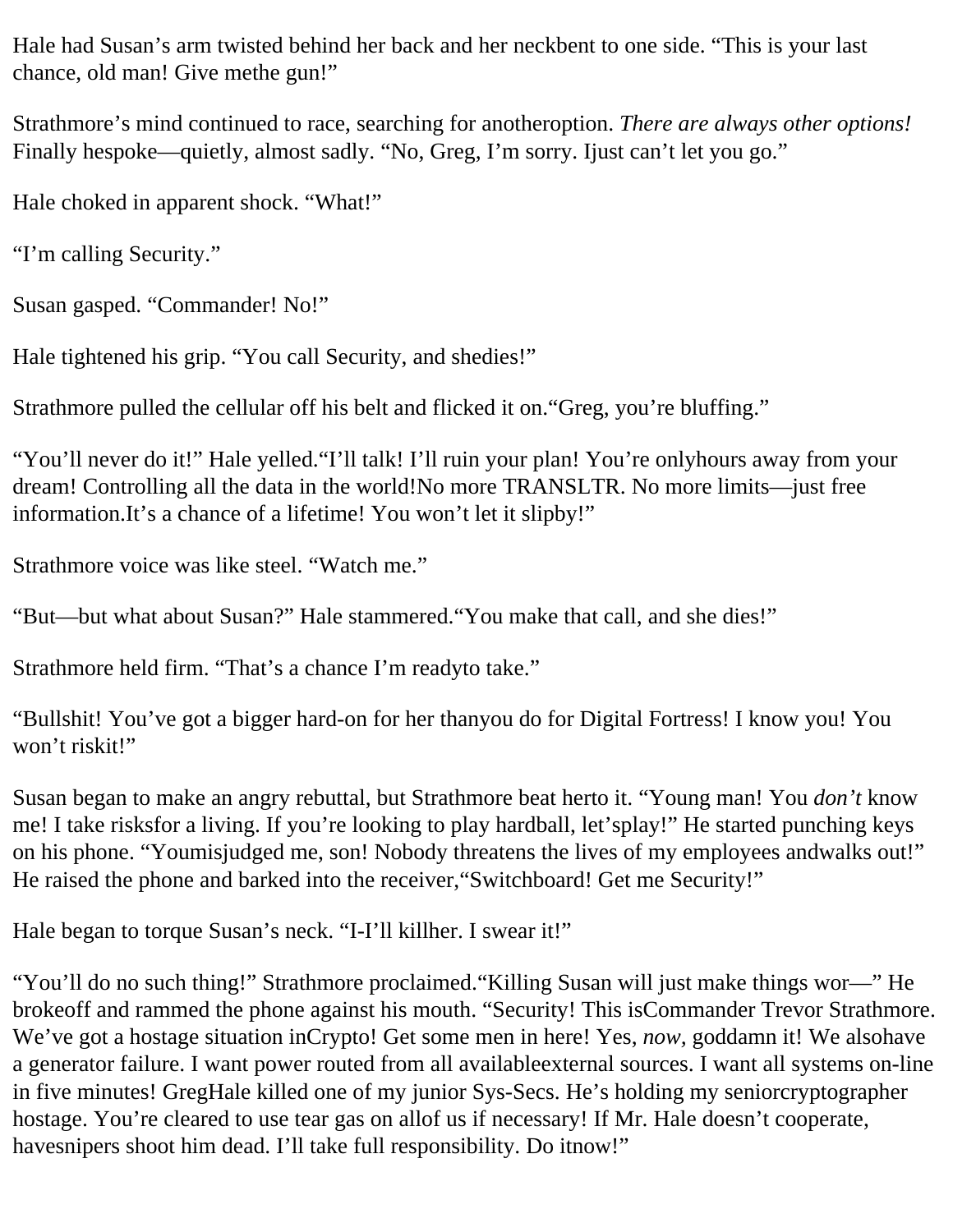Hale had Susan’s arm twisted behind her back and her neckbent to one side. “This is your last chance, old man! Give methe gun!”

Strathmore’s mind continued to race, searching for anotheroption. *There are always other options!* Finally hespoke—quietly, almost sadly. “No, Greg, I’m sorry. Ijust can’t let you go.”

Hale choked in apparent shock. “What!”

“I’m calling Security.”

Susan gasped. “Commander! No!”

Hale tightened his grip. “You call Security, and shedies!”

Strathmore pulled the cellular off his belt and flicked it on.“Greg, you’re bluffing.”

“You’ll never do it!” Hale yelled.“I’ll talk! I’ll ruin your plan! You’re onlyhours away from your dream! Controlling all the data in the world!No more TRANSLTR. No more limits—just free information.It’s a chance of a lifetime! You won’t let it slipby!”

Strathmore voice was like steel. “Watch me.”

“But—but what about Susan?” Hale stammered.“You make that call, and she dies!”

Strathmore held firm. “That’s a chance I’m readyto take.”

“Bullshit! You’ve got a bigger hard-on for her thanyou do for Digital Fortress! I know you! You won’t riskit!”

Susan began to make an angry rebuttal, but Strathmore beat herto it. “Young man! You *don’t* know me! I take risksfor a living. If you’re looking to play hardball, let’splay!” He started punching keys on his phone. “Youmisjudged me, son! Nobody threatens the lives of my employees andwalks out!” He raised the phone and barked into the receiver,“Switchboard! Get me Security!”

Hale began to torque Susan’s neck. “I-I’ll killher. I swear it!”

“You’ll do no such thing!” Strathmore proclaimed.“Killing Susan will just make things wor—” He brokeoff and rammed the phone against his mouth. “Security! This isCommander Trevor Strathmore. We’ve got a hostage situation inCrypto! Get some men in here! Yes, *now,* goddamn it! We alsohave a generator failure. I want power routed from all availableexternal sources. I want all systems on-line in five minutes! GregHale killed one of my junior Sys-Secs. He’s holding my seniorcryptographer hostage. You’re cleared to use tear gas on allof us if necessary! If Mr. Hale doesn’t cooperate, havesnipers shoot him dead. I’ll take full responsibility. Do itnow!”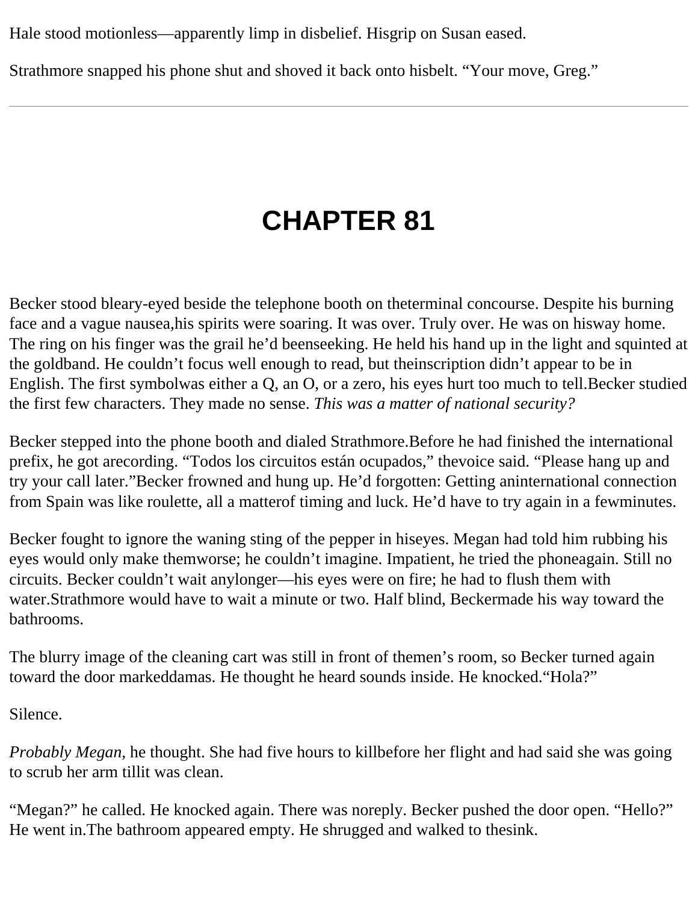Hale stood motionless—apparently limp in disbelief. His grip on Susan eased.

Strathmore snapped his phone shut and shoved it back onto his belt. "Your move, Greg."

---

# CHAPTER 81

Becker stood bleary-eyed beside the telephone booth on the terminal concourse. Despite his burning face and a vague nausea, his spirits were soaring. It was over. Truly over. He was on his way home. The ring on his finger was the grail he'd been seeking. He held his hand up in the light and squinted at the gold band. He couldn't focus well enough to read, but the inscription didn't appear to be in English. The first symbol was either a Q, an O, or a zero, his eyes hurt too much to tell. Becker studied the first few characters. They made no sense. *This was a matter of national security?*

Becker stepped into the phone booth and dialed Strathmore. Before he had finished the international prefix, he got a recording. "Todos los circuitos están ocupados," the voice said. "Please hang up and try your call later." Becker frowned and hung up. He'd forgotten: Getting an international connection from Spain was like roulette, all a matter of timing and luck. He'd have to try again in a few minutes.

Becker fought to ignore the waning sting of the pepper in his eyes. Megan had told him rubbing his eyes would only make them worse; he couldn't imagine. Impatient, he tried the phone again. Still no circuits. Becker couldn't wait any longer—his eyes were on fire; he had to flush them with water. Strathmore would have to wait a minute or two. Half blind, Becker made his way toward the bathrooms.

The blurry image of the cleaning cart was still in front of the men's room, so Becker turned again toward the door marked damas. He thought he heard sounds inside. He knocked. "Hola?"

Silence.

*Probably Megan,* he thought. She had five hours to kill before her flight and had said she was going to scrub her arm till it was clean.

"Megan?" he called. He knocked again. There was no reply. Becker pushed the door open. "Hello?" He went in. The bathroom appeared empty. He shrugged and walked to the sink.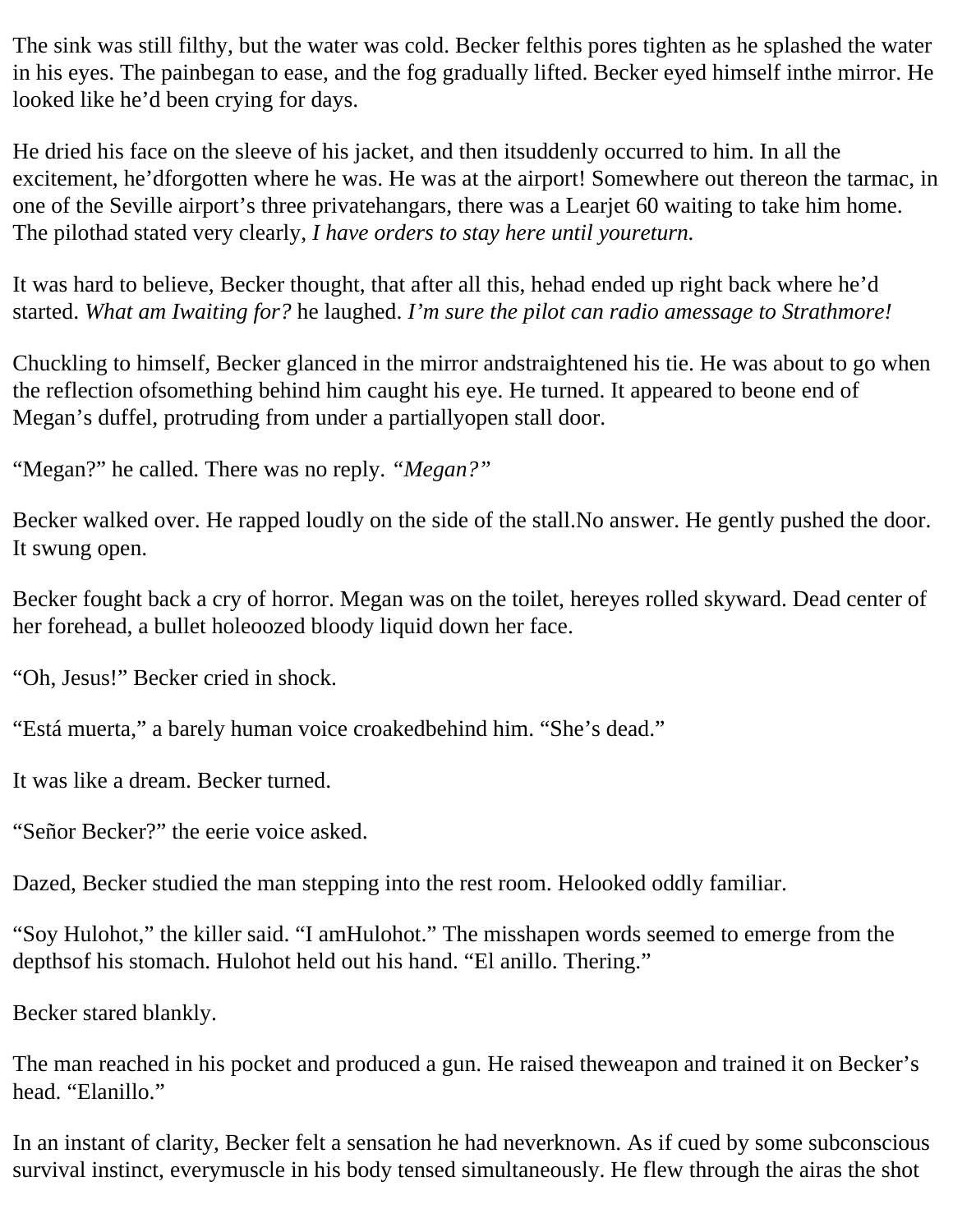The sink was still filthy, but the water was cold. Becker felthis pores tighten as he splashed the water in his eyes. The painbegan to ease, and the fog gradually lifted. Becker eyed himself inthe mirror. He looked like he'd been crying for days.

He dried his face on the sleeve of his jacket, and then itsuddenly occurred to him. In all the excitement, he'dforgotten where he was. He was at the airport! Somewhere out thereon the tarmac, in one of the Seville airport's three privatehangars, there was a Learjet 60 waiting to take him home. The pilothad stated very clearly, *I have orders to stay here until youreturn.*

It was hard to believe, Becker thought, that after all this, hehad ended up right back where he'd started. *What am Iwaiting for?* he laughed. *I'm sure the pilot can radio amessage to Strathmore!*

Chuckling to himself, Becker glanced in the mirror andstraightened his tie. He was about to go when the reflection ofsomething behind him caught his eye. He turned. It appeared to beone end of Megan's duffel, protruding from under a partiallyopen stall door.

"Megan?" he called. There was no reply. *"Megan?"*

Becker walked over. He rapped loudly on the side of the stall.No answer. He gently pushed the door. It swung open.

Becker fought back a cry of horror. Megan was on the toilet, hereyes rolled skyward. Dead center of her forehead, a bullet holeoozed bloody liquid down her face.

"Oh, Jesus!" Becker cried in shock.

"Está muerta," a barely human voice croakedbehind him. "She's dead."

It was like a dream. Becker turned.

"Señor Becker?" the eerie voice asked.

Dazed, Becker studied the man stepping into the rest room. Helooked oddly familiar.

"Soy Hulohot," the killer said. "I amHulohot." The misshapen words seemed to emerge from the depthsof his stomach. Hulohot held out his hand. "El anillo. Thering."

Becker stared blankly.

The man reached in his pocket and produced a gun. He raised theweapon and trained it on Becker's head. "Elanillo."

In an instant of clarity, Becker felt a sensation he had neverknown. As if cued by some subconscious survival instinct, everymuscle in his body tensed simultaneously. He flew through the airas the shot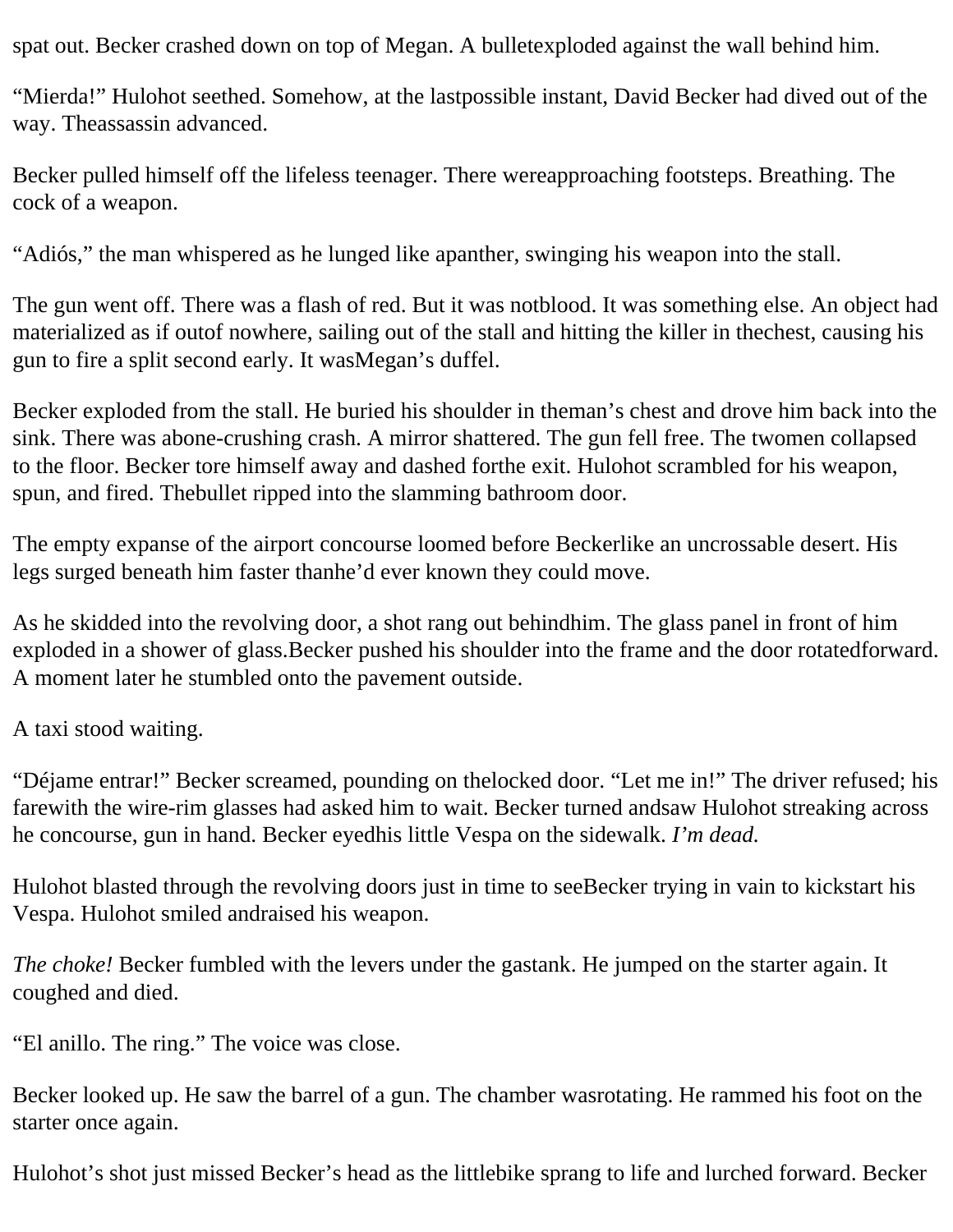spat out. Becker crashed down on top of Megan. A bulletexploded against the wall behind him.

“Mierda!” Hulohot seethed. Somehow, at the lastpossible instant, David Becker had dived out of the way. Theassassin advanced.

Becker pulled himself off the lifeless teenager. There wereapproaching footsteps. Breathing. The cock of a weapon.

“Adiós,” the man whispered as he lunged like apanther, swinging his weapon into the stall.

The gun went off. There was a flash of red. But it was notblood. It was something else. An object had materialized as if outof nowhere, sailing out of the stall and hitting the killer in thechest, causing his gun to fire a split second early. It wasMegan’s duffel.

Becker exploded from the stall. He buried his shoulder in theman’s chest and drove him back into the sink. There was abone-crushing crash. A mirror shattered. The gun fell free. The twomen collapsed to the floor. Becker tore himself away and dashed forthe exit. Hulohot scrambled for his weapon, spun, and fired. Thebullet ripped into the slamming bathroom door.

The empty expanse of the airport concourse loomed before Beckerlike an uncrossable desert. His legs surged beneath him faster thanhe’d ever known they could move.

As he skidded into the revolving door, a shot rang out behindhim. The glass panel in front of him exploded in a shower of glass.Becker pushed his shoulder into the frame and the door rotatedforward. A moment later he stumbled onto the pavement outside.

A taxi stood waiting.

“Déjame entrar!” Becker screamed, pounding on thelocked door. “Let me in!” The driver refused; his farewith the wire-rim glasses had asked him to wait. Becker turned andsaw Hulohot streaking across he concourse, gun in hand. Becker eyedhis little Vespa on the sidewalk. *I’m dead.*

Hulohot blasted through the revolving doors just in time to seeBecker trying in vain to kickstart his Vespa. Hulohot smiled andraised his weapon.

*The choke!* Becker fumbled with the levers under the gastank. He jumped on the starter again. It coughed and died.

“El anillo. The ring.” The voice was close.

Becker looked up. He saw the barrel of a gun. The chamber wasrotating. He rammed his foot on the starter once again.

Hulohot’s shot just missed Becker’s head as the littlebike sprang to life and lurched forward. Becker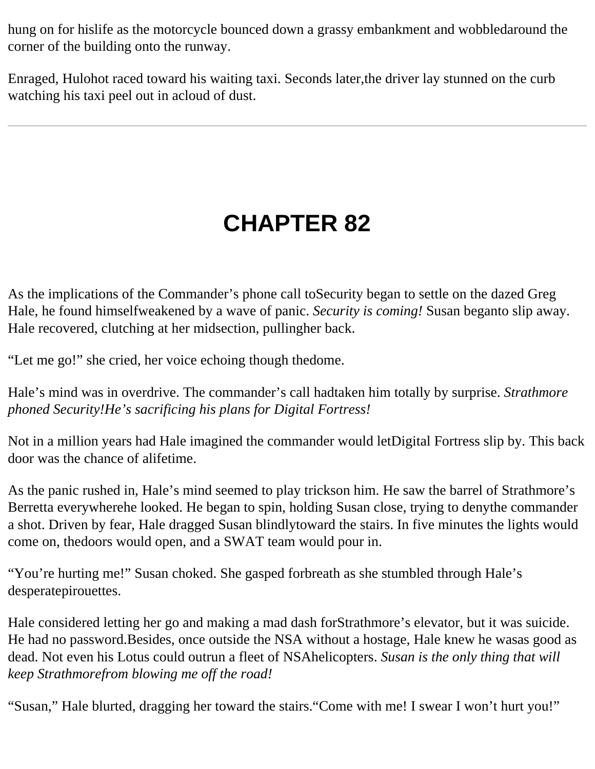hung on for hislife as the motorcycle bounced down a grassy embankment and wobbledaround the corner of the building onto the runway.

Enraged, Hulohot raced toward his waiting taxi. Seconds later,the driver lay stunned on the curb watching his taxi peel out in acloud of dust.

---

# CHAPTER 82

As the implications of the Commander's phone call toSecurity began to settle on the dazed Greg Hale, he found himselfweakened by a wave of panic. *Security is coming!* Susan beganto slip away. Hale recovered, clutching at her midsection, pullingher back.

"Let me go!" she cried, her voice echoing though thedome.

Hale's mind was in overdrive. The commander's call hadtaken him totally by surprise. *Strathmore phoned Security!He's sacrificing his plans for Digital Fortress!*

Not in a million years had Hale imagined the commander would letDigital Fortress slip by. This back door was the chance of alifetime.

As the panic rushed in, Hale's mind seemed to play trickson him. He saw the barrel of Strathmore's Berretta everywherehe looked. He began to spin, holding Susan close, trying to denythe commander a shot. Driven by fear, Hale dragged Susan blindlytoward the stairs. In five minutes the lights would come on, thedoors would open, and a SWAT team would pour in.

"You're hurting me!" Susan choked. She gasped forbreath as she stumbled through Hale's desperatepirouettes.

Hale considered letting her go and making a mad dash forStrathmore's elevator, but it was suicide. He had no password.Besides, once outside the NSA without a hostage, Hale knew he wasas good as dead. Not even his Lotus could outrun a fleet of NSAhelicopters. *Susan is the only thing that will keep Strathmorefrom blowing me off the road!*

"Susan," Hale blurted, dragging her toward the stairs."Come with me! I swear I won't hurt you!"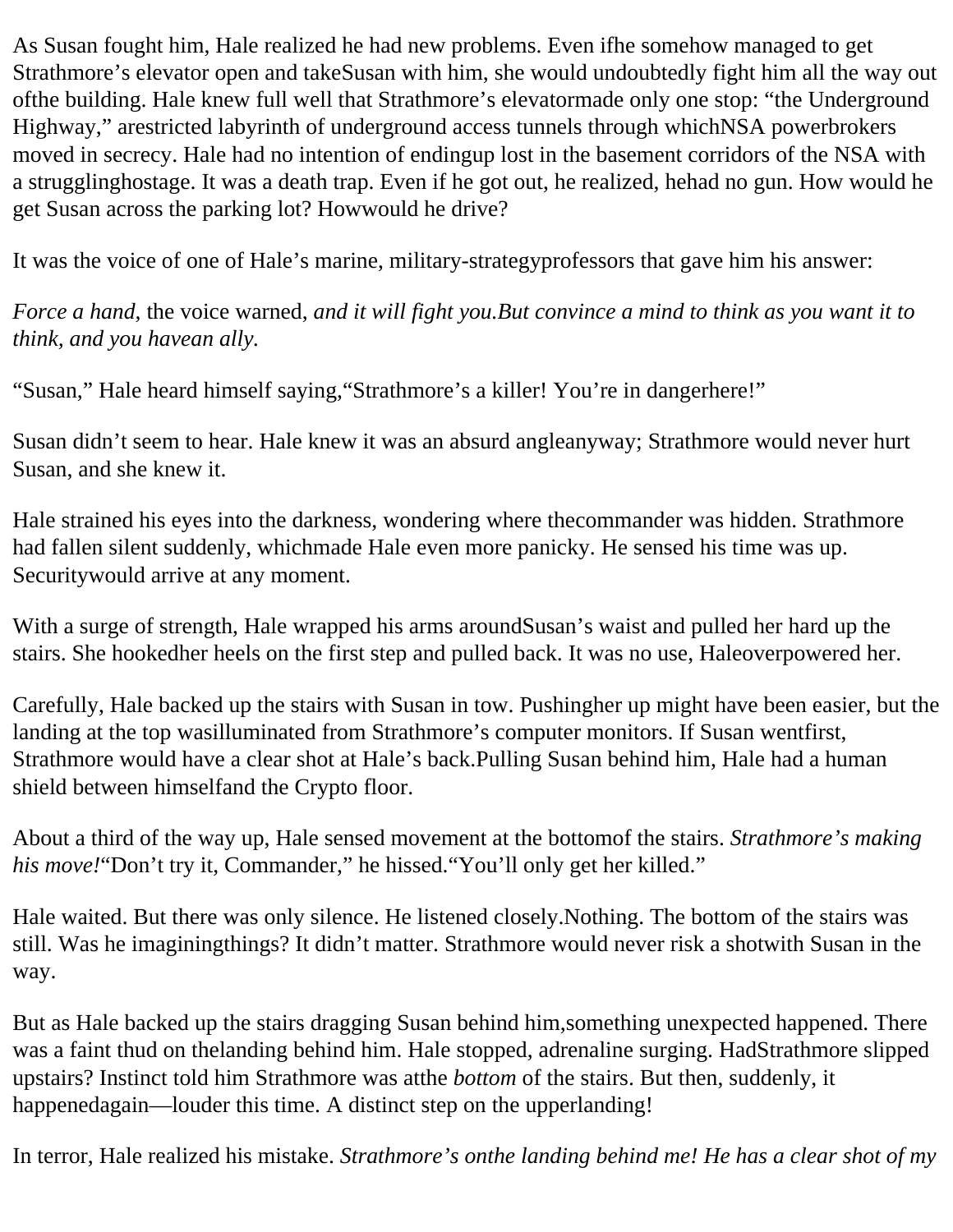As Susan fought him, Hale realized he had new problems. Even if he somehow managed to get Strathmore's elevator open and take Susan with him, she would undoubtedly fight him all the way out of the building. Hale knew full well that Strathmore's elevator made only one stop: "the Underground Highway," a restricted labyrinth of underground access tunnels through which NSA powerbrokers moved in secrecy. Hale had no intention of ending up lost in the basement corridors of the NSA with a struggling hostage. It was a death trap. Even if he got out, he realized, he had no gun. How would he get Susan across the parking lot? How would he drive?

It was the voice of one of Hale's marine, military-strategy professors that gave him his answer:

*Force a hand,* the voice warned, *and it will fight you. But convince a mind to think as you want it to think, and you have an ally.*

"Susan," Hale heard himself saying, "Strathmore's a killer! You're in danger here!"

Susan didn't seem to hear. Hale knew it was an absurd angle anyway; Strathmore would never hurt Susan, and she knew it.

Hale strained his eyes into the darkness, wondering where the commander was hidden. Strathmore had fallen silent suddenly, which made Hale even more panicky. He sensed his time was up. Security would arrive at any moment.

With a surge of strength, Hale wrapped his arms around Susan's waist and pulled her hard up the stairs. She hooked her heels on the first step and pulled back. It was no use, Hale overpowered her.

Carefully, Hale backed up the stairs with Susan in tow. Pushing her up might have been easier, but the landing at the top was illuminated from Strathmore's computer monitors. If Susan went first, Strathmore would have a clear shot at Hale's back. Pulling Susan behind him, Hale had a human shield between himself and the Crypto floor.

About a third of the way up, Hale sensed movement at the bottom of the stairs. *Strathmore's making his move!* "Don't try it, Commander," he hissed. "You'll only get her killed."

Hale waited. But there was only silence. He listened closely. Nothing. The bottom of the stairs was still. Was he imagining things? It didn't matter. Strathmore would never risk a shot with Susan in the way.

But as Hale backed up the stairs dragging Susan behind him, something unexpected happened. There was a faint thud on the landing behind him. Hale stopped, adrenaline surging. Had Strathmore slipped upstairs? Instinct told him Strathmore was at the *bottom* of the stairs. But then, suddenly, it happened again—louder this time. A distinct step on the upper landing!

In terror, Hale realized his mistake. *Strathmore's on the landing behind me! He has a clear shot of my*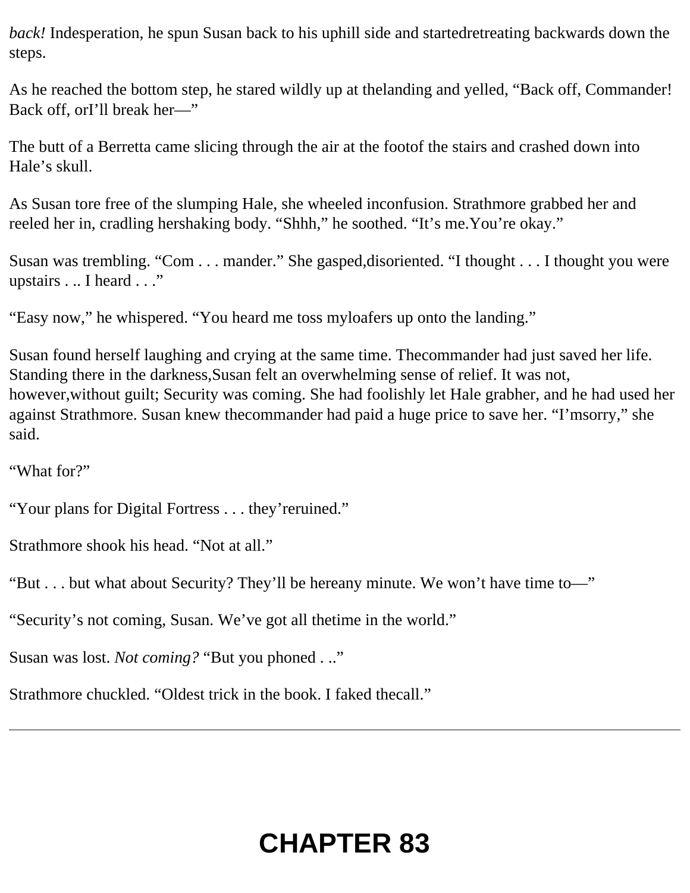*back!* Indesperation, he spun Susan back to his uphill side and startedretreating backwards down the steps.

As he reached the bottom step, he stared wildly up at thelanding and yelled, "Back off, Commander! Back off, orI'll break her—"

The butt of a Berretta came slicing through the air at the footof the stairs and crashed down into Hale's skull.

As Susan tore free of the slumping Hale, she wheeled inconfusion. Strathmore grabbed her and reeled her in, cradling hershaking body. "Shhh," he soothed. "It's me.You're okay."

Susan was trembling. "Com . . . mander." She gasped,disoriented. "I thought . . . I thought you were upstairs . .. I heard . . ."

"Easy now," he whispered. "You heard me toss myloafers up onto the landing."

Susan found herself laughing and crying at the same time. Thecommander had just saved her life. Standing there in the darkness,Susan felt an overwhelming sense of relief. It was not, however,without guilt; Security was coming. She had foolishly let Hale grabher, and he had used her against Strathmore. Susan knew thecommander had paid a huge price to save her. "I'msorry," she said.

"What for?"

"Your plans for Digital Fortress . . . they'reruined."

Strathmore shook his head. "Not at all."

"But . . . but what about Security? They'll be hereany minute. We won't have time to—"

"Security's not coming, Susan. We've got all thetime in the world."

Susan was lost. *Not coming?* "But you phoned . .."

Strathmore chuckled. "Oldest trick in the book. I faked thecall."

---

# CHAPTER 83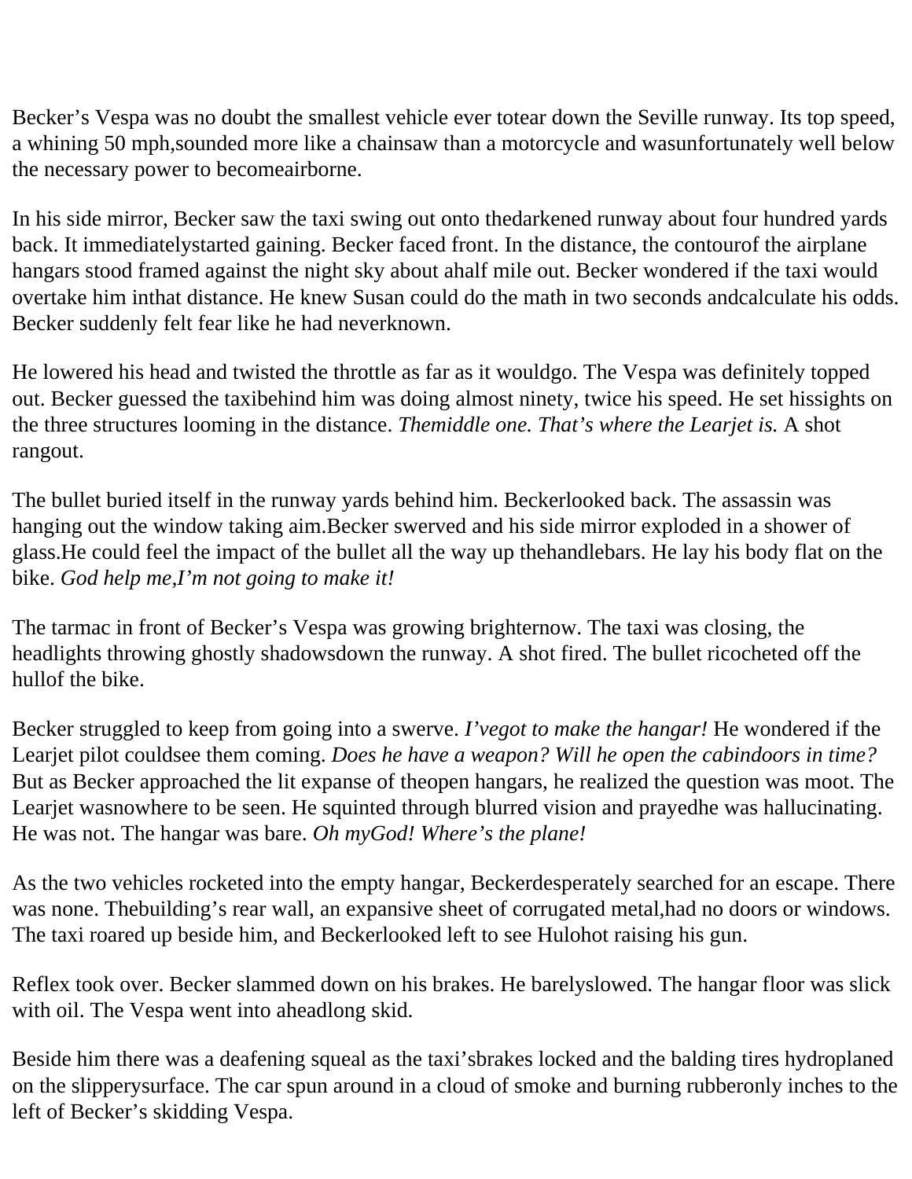Becker's Vespa was no doubt the smallest vehicle ever totear down the Seville runway. Its top speed, a whining 50 mph,sounded more like a chainsaw than a motorcycle and wasunfortunately well below the necessary power to becomeairborne.

In his side mirror, Becker saw the taxi swing out onto thedarkened runway about four hundred yards back. It immediatelystarted gaining. Becker faced front. In the distance, the contourof the airplane hangars stood framed against the night sky about ahalf mile out. Becker wondered if the taxi would overtake him inthat distance. He knew Susan could do the math in two seconds andcalculate his odds. Becker suddenly felt fear like he had neverknown.

He lowered his head and twisted the throttle as far as it wouldgo. The Vespa was definitely topped out. Becker guessed the taxibehind him was doing almost ninety, twice his speed. He set hissights on the three structures looming in the distance. *Themiddle one. That's where the Learjet is.* A shot rangout.

The bullet buried itself in the runway yards behind him. Beckerlooked back. The assassin was hanging out the window taking aim.Becker swerved and his side mirror exploded in a shower of glass.He could feel the impact of the bullet all the way up thehandlebars. He lay his body flat on the bike. *God help me,I'm not going to make it!*

The tarmac in front of Becker's Vespa was growing brighternow. The taxi was closing, the headlights throwing ghostly shadowsdown the runway. A shot fired. The bullet ricocheted off the hullof the bike.

Becker struggled to keep from going into a swerve. *I'vegot to make the hangar!* He wondered if the Learjet pilot couldsee them coming. *Does he have a weapon? Will he open the cabindoors in time?* But as Becker approached the lit expanse of theopen hangars, he realized the question was moot. The Learjet wasnowhere to be seen. He squinted through blurred vision and prayedhe was hallucinating. He was not. The hangar was bare. *Oh myGod! Where's the plane!*

As the two vehicles rocketed into the empty hangar, Beckerdesperately searched for an escape. There was none. Thebuilding's rear wall, an expansive sheet of corrugated metal,had no doors or windows. The taxi roared up beside him, and Beckerlooked left to see Hulohot raising his gun.

Reflex took over. Becker slammed down on his brakes. He barelyslowed. The hangar floor was slick with oil. The Vespa went into aheadlong skid.

Beside him there was a deafening squeal as the taxi'sbrakes locked and the balding tires hydroplaned on the slipperysurface. The car spun around in a cloud of smoke and burning rubberonly inches to the left of Becker's skidding Vespa.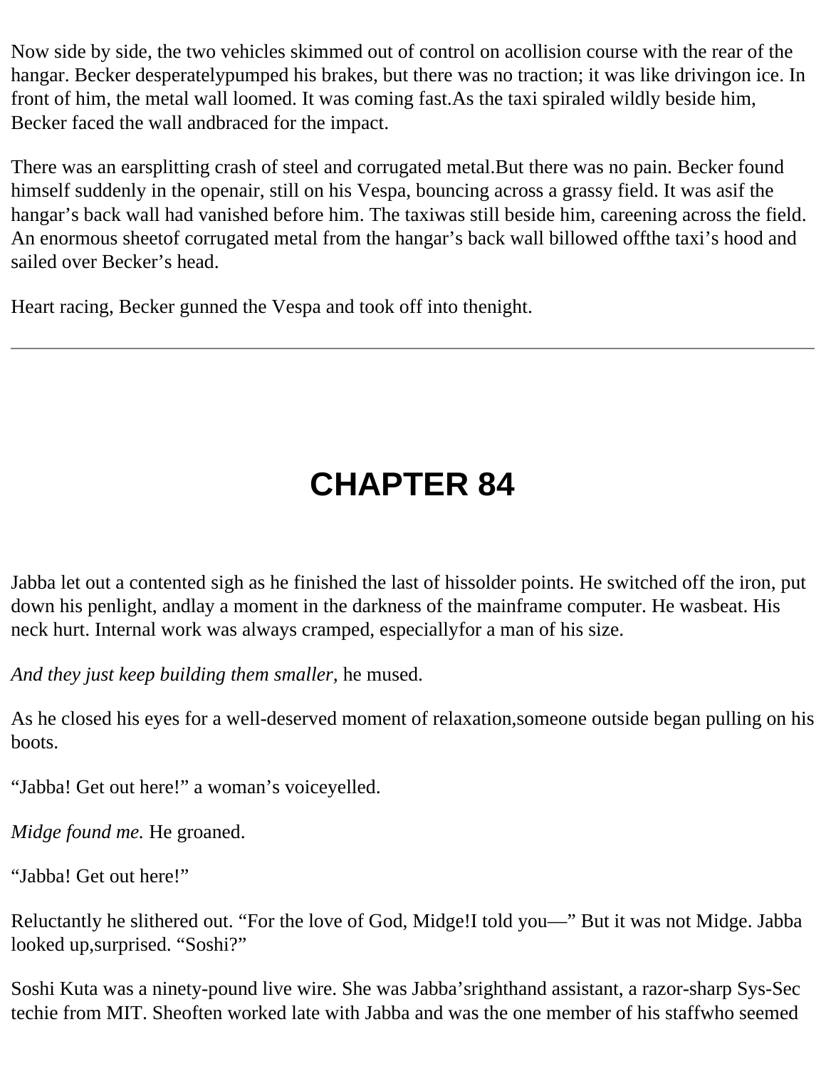Now side by side, the two vehicles skimmed out of control on acollision course with the rear of the hangar. Becker desperatelypumped his brakes, but there was no traction; it was like drivingon ice. In front of him, the metal wall loomed. It was coming fast.As the taxi spiraled wildly beside him, Becker faced the wall andbraced for the impact.

There was an earsplitting crash of steel and corrugated metal.But there was no pain. Becker found himself suddenly in the openair, still on his Vespa, bouncing across a grassy field. It was asif the hangar's back wall had vanished before him. The taxiwas still beside him, careening across the field. An enormous sheetof corrugated metal from the hangar's back wall billowed offthe taxi's hood and sailed over Becker's head.

Heart racing, Becker gunned the Vespa and took off into thenight.

---

# CHAPTER 84

Jabba let out a contented sigh as he finished the last of hissolder points. He switched off the iron, put down his penlight, andlay a moment in the darkness of the mainframe computer. He wasbeat. His neck hurt. Internal work was always cramped, especiallyfor a man of his size.

*And they just keep building them smaller,* he mused.

As he closed his eyes for a well-deserved moment of relaxation,someone outside began pulling on his boots.

"Jabba! Get out here!" a woman's voiceyelled.

*Midge found me.* He groaned.

"Jabba! Get out here!"

Reluctantly he slithered out. "For the love of God, Midge!I told you—" But it was not Midge. Jabba looked up,surprised. "Soshi?"

Soshi Kuta was a ninety-pound live wire. She was Jabba'srighthand assistant, a razor-sharp Sys-Sec techie from MIT. Sheoften worked late with Jabba and was the one member of his staffwho seemed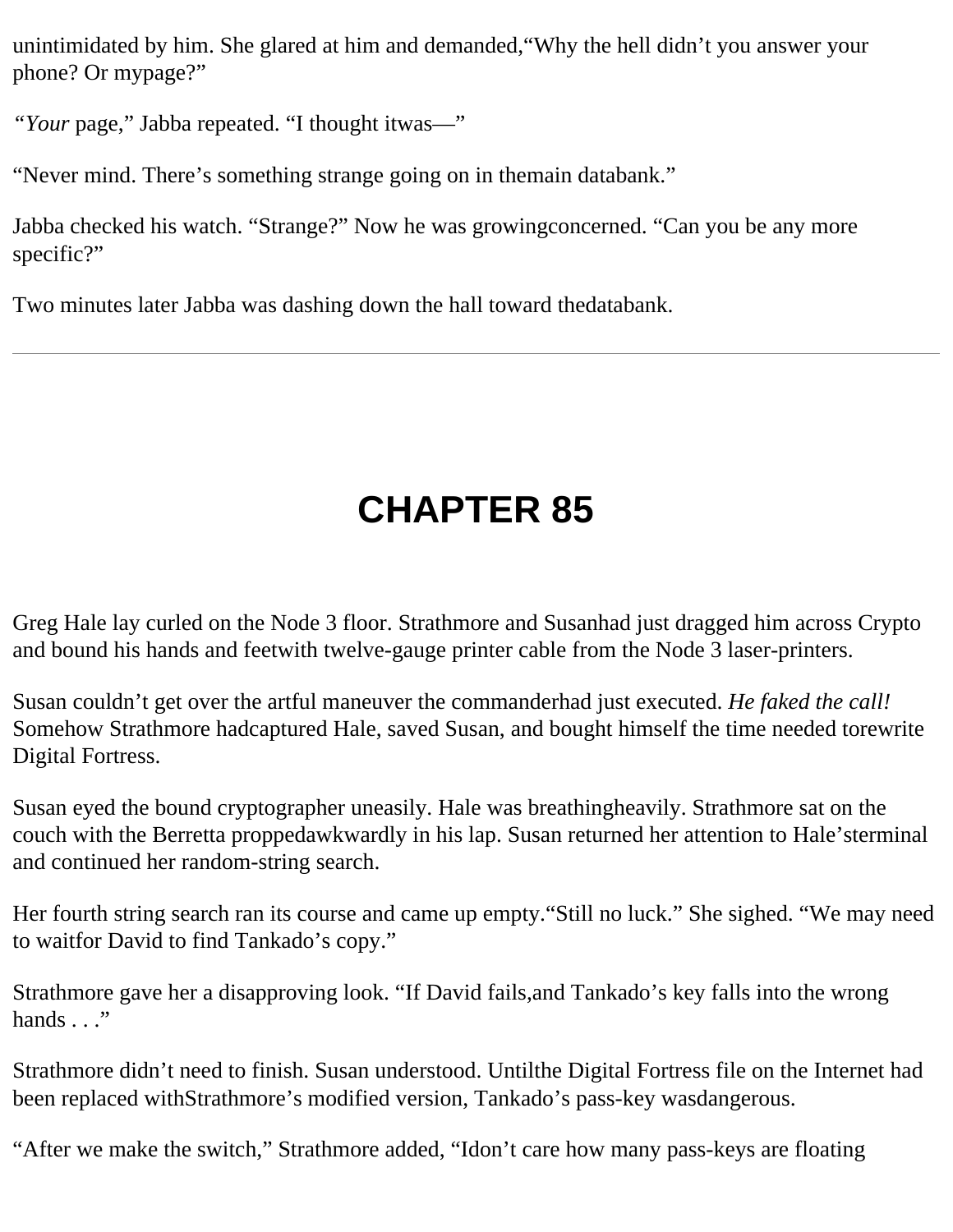unintimidated by him. She glared at him and demanded,“Why the hell didn’t you answer your phone? Or mypage?”

*“Your* page,” Jabba repeated. “I thought itwas—”

“Never mind. There’s something strange going on in themain databank.”

Jabba checked his watch. “Strange?” Now he was growingconcerned. “Can you be any more specific?”

Two minutes later Jabba was dashing down the hall toward thedatabank.

---

# CHAPTER 85

Greg Hale lay curled on the Node 3 floor. Strathmore and Susanhad just dragged him across Crypto and bound his hands and feetwith twelve-gauge printer cable from the Node 3 laser-printers.

Susan couldn’t get over the artful maneuver the commanderhad just executed. *He faked the call!* Somehow Strathmore hadcaptured Hale, saved Susan, and bought himself the time needed torewrite Digital Fortress.

Susan eyed the bound cryptographer uneasily. Hale was breathingheavily. Strathmore sat on the couch with the Berretta proppedawkwardly in his lap. Susan returned her attention to Hale’sterminal and continued her random-string search.

Her fourth string search ran its course and came up empty.“Still no luck.” She sighed. “We may need to waitfor David to find Tankado’s copy.”

Strathmore gave her a disapproving look. “If David fails,and Tankado’s key falls into the wrong hands . . .”

Strathmore didn’t need to finish. Susan understood. Untilthe Digital Fortress file on the Internet had been replaced withStrathmore’s modified version, Tankado’s pass-key wasdangerous.

“After we make the switch,” Strathmore added, “Idon’t care how many pass-keys are floating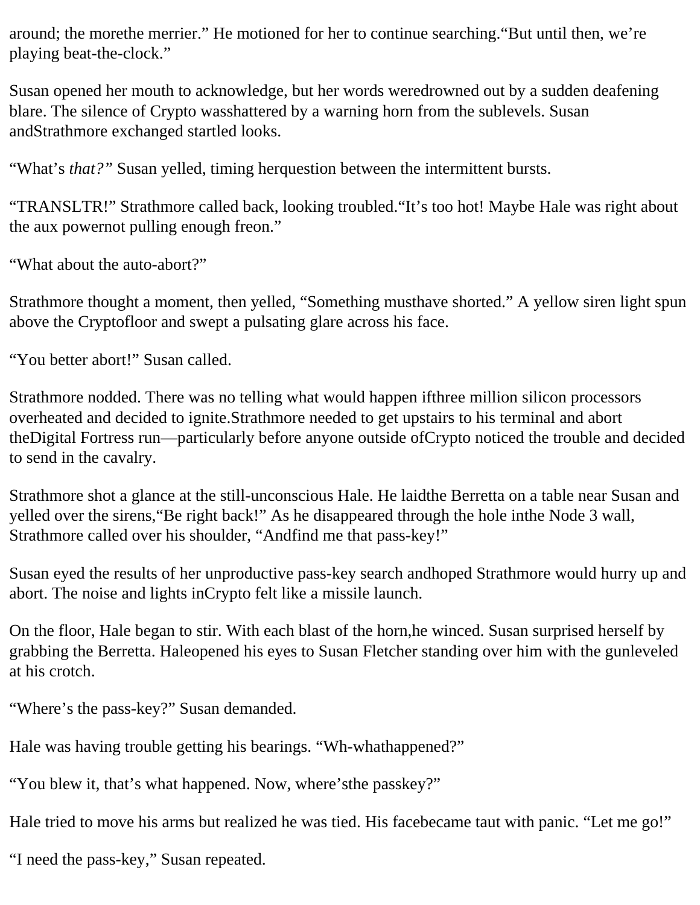around; the morethe merrier." He motioned for her to continue searching."But until then, we're playing beat-the-clock."

Susan opened her mouth to acknowledge, but her words weredrowned out by a sudden deafening blare. The silence of Crypto wasshattered by a warning horn from the sublevels. Susan andStrathmore exchanged startled looks.

"What's *that?*" Susan yelled, timing herquestion between the intermittent bursts.

"TRANSLTR!" Strathmore called back, looking troubled."It's too hot! Maybe Hale was right about the aux powernot pulling enough freon."

"What about the auto-abort?"

Strathmore thought a moment, then yelled, "Something musthave shorted." A yellow siren light spun above the Cryptofloor and swept a pulsating glare across his face.

"You better abort!" Susan called.

Strathmore nodded. There was no telling what would happen ifthree million silicon processors overheated and decided to ignite.Strathmore needed to get upstairs to his terminal and abort theDigital Fortress run—particularly before anyone outside ofCrypto noticed the trouble and decided to send in the cavalry.

Strathmore shot a glance at the still-unconscious Hale. He laidthe Berretta on a table near Susan and yelled over the sirens,"Be right back!" As he disappeared through the hole inthe Node 3 wall, Strathmore called over his shoulder, "Andfind me that pass-key!"

Susan eyed the results of her unproductive pass-key search andhoped Strathmore would hurry up and abort. The noise and lights inCrypto felt like a missile launch.

On the floor, Hale began to stir. With each blast of the horn,he winced. Susan surprised herself by grabbing the Berretta. Haleopened his eyes to Susan Fletcher standing over him with the gunleveled at his crotch.

"Where's the pass-key?" Susan demanded.

Hale was having trouble getting his bearings. "Wh-whathappened?"

"You blew it, that's what happened. Now, where'sthe passkey?"

Hale tried to move his arms but realized he was tied. His facebecame taut with panic. "Let me go!"

"I need the pass-key," Susan repeated.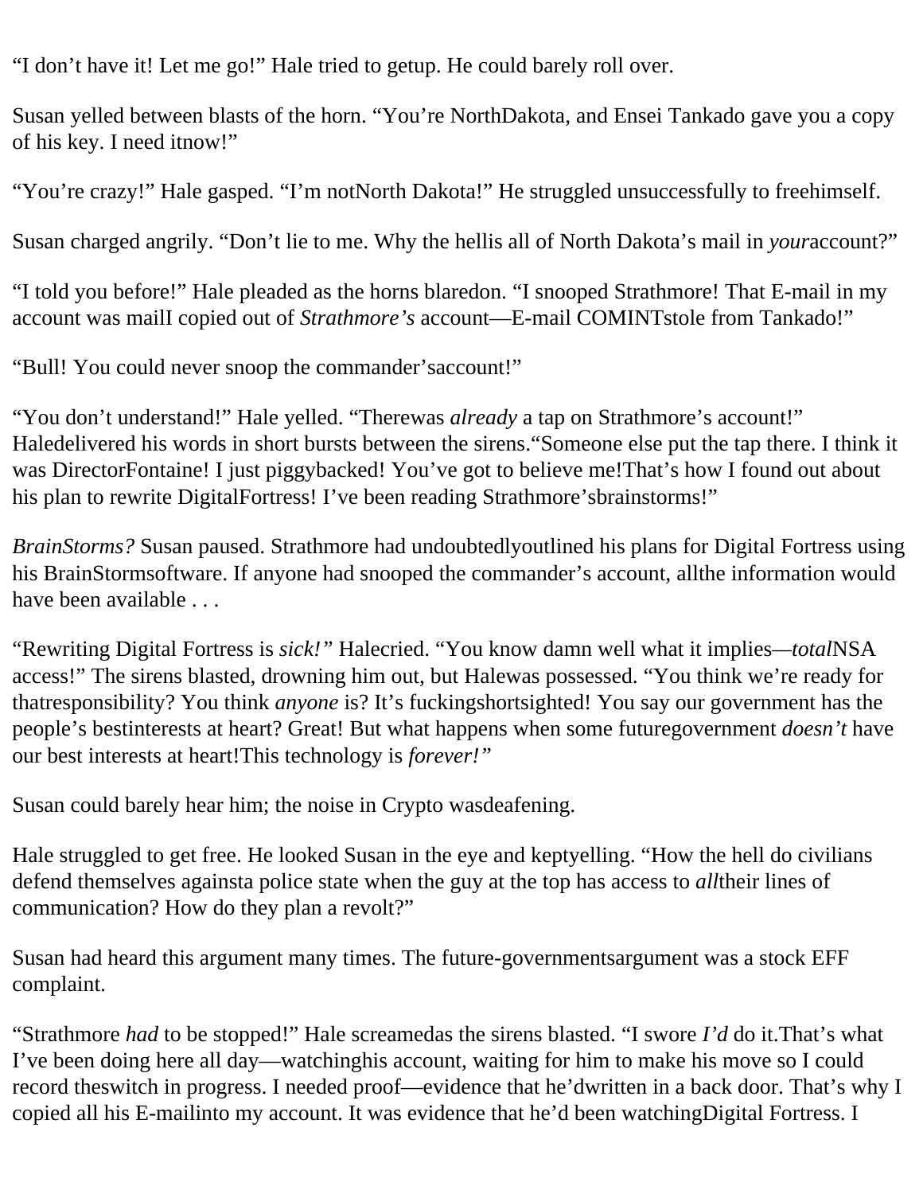"I don't have it! Let me go!" Hale tried to getup. He could barely roll over.

Susan yelled between blasts of the horn. "You're NorthDakota, and Ensei Tankado gave you a copy of his key. I need itnow!"

"You're crazy!" Hale gasped. "I'm notNorth Dakota!" He struggled unsuccessfully to freehimself.

Susan charged angrily. "Don't lie to me. Why the hellis all of North Dakota's mail in *your*account?"

"I told you before!" Hale pleaded as the horns blaredon. "I snooped Strathmore! That E-mail in my account was mailI copied out of *Strathmore's* account—E-mail COMINTstole from Tankado!"

"Bull! You could never snoop the commander'saccount!"

"You don't understand!" Hale yelled. "Therewas *already* a tap on Strathmore's account!" Haledelivered his words in short bursts between the sirens."Someone else put the tap there. I think it was DirectorFontaine! I just piggybacked! You've got to believe me!That's how I found out about his plan to rewrite DigitalFortress! I've been reading Strathmore'sbrainstorms!"

*BrainStorms?* Susan paused. Strathmore had undoubtedlyoutlined his plans for Digital Fortress using his BrainStormsoftware. If anyone had snooped the commander's account, allthe information would have been available . . .

"Rewriting Digital Fortress is *sick!*" Halecried. "You know damn well what it implies—*total*NSA access!" The sirens blasted, drowning him out, but Halewas possessed. "You think we're ready for thatresponsibility? You think *anyone* is? It's fuckingshortsighted! You say our government has the people's bestinterests at heart? Great! But what happens when some futuregovernment *doesn't* have our best interests at heart!This technology is *forever!*"

Susan could barely hear him; the noise in Crypto wasdeafening.

Hale struggled to get free. He looked Susan in the eye and keptyelling. "How the hell do civilians defend themselves againsta police state when the guy at the top has access to *all*their lines of communication? How do they plan a revolt?"

Susan had heard this argument many times. The future-governmentsargument was a stock EFF complaint.

"Strathmore *had* to be stopped!" Hale screamedas the sirens blasted. "I swore *I'd* do it.That's what I've been doing here all day—watchinghis account, waiting for him to make his move so I could record theswitch in progress. I needed proof—evidence that he'dwritten in a back door. That's why I copied all his E-mailinto my account. It was evidence that he'd been watchingDigital Fortress. I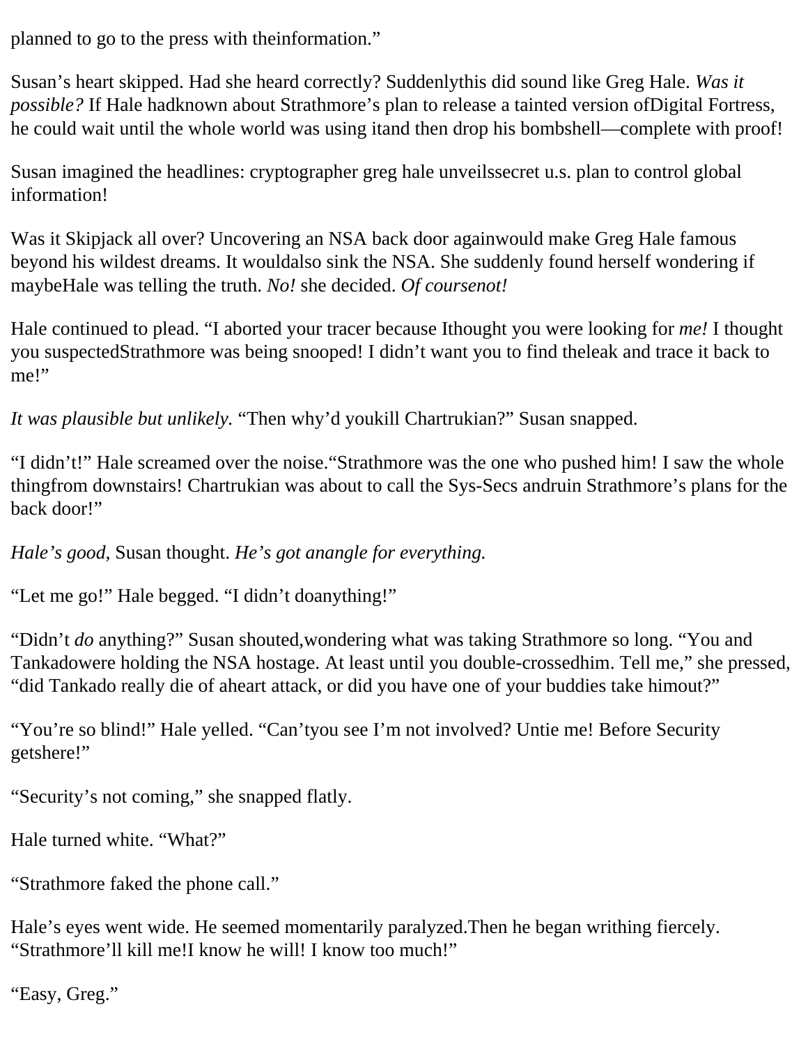planned to go to the press with theinformation."

Susan's heart skipped. Had she heard correctly? Suddenlythis did sound like Greg Hale. *Was it possible?* If Hale hadknown about Strathmore's plan to release a tainted version ofDigital Fortress, he could wait until the whole world was using itand then drop his bombshell—complete with proof!

Susan imagined the headlines: cryptographer greg hale unveilssecret u.s. plan to control global information!

Was it Skipjack all over? Uncovering an NSA back door againwould make Greg Hale famous beyond his wildest dreams. It wouldalso sink the NSA. She suddenly found herself wondering if maybeHale was telling the truth. *No!* she decided. *Of coursenot!*

Hale continued to plead. "I aborted your tracer because Ithought you were looking for *me!* I thought you suspectedStrathmore was being snooped! I didn't want you to find theleak and trace it back to me!"

*It was plausible but unlikely.* "Then why'd youkill Chartrukian?" Susan snapped.

"I didn't!" Hale screamed over the noise."Strathmore was the one who pushed him! I saw the whole thingfrom downstairs! Chartrukian was about to call the Sys-Secs andruin Strathmore's plans for the back door!"

*Hale's good,* Susan thought. *He's got anangle for everything.*

"Let me go!" Hale begged. "I didn't doanything!"

"Didn't *do* anything?" Susan shouted,wondering what was taking Strathmore so long. "You and Tankadowere holding the NSA hostage. At least until you double-crossedhim. Tell me," she pressed, "did Tankado really die of aheart attack, or did you have one of your buddies take himout?"

"You're so blind!" Hale yelled. "Can'tyou see I'm not involved? Untie me! Before Security getshere!"

"Security's not coming," she snapped flatly.

Hale turned white. "What?"

"Strathmore faked the phone call."

Hale's eyes went wide. He seemed momentarily paralyzed.Then he began writhing fiercely. "Strathmore'll kill me!I know he will! I know too much!"

"Easy, Greg."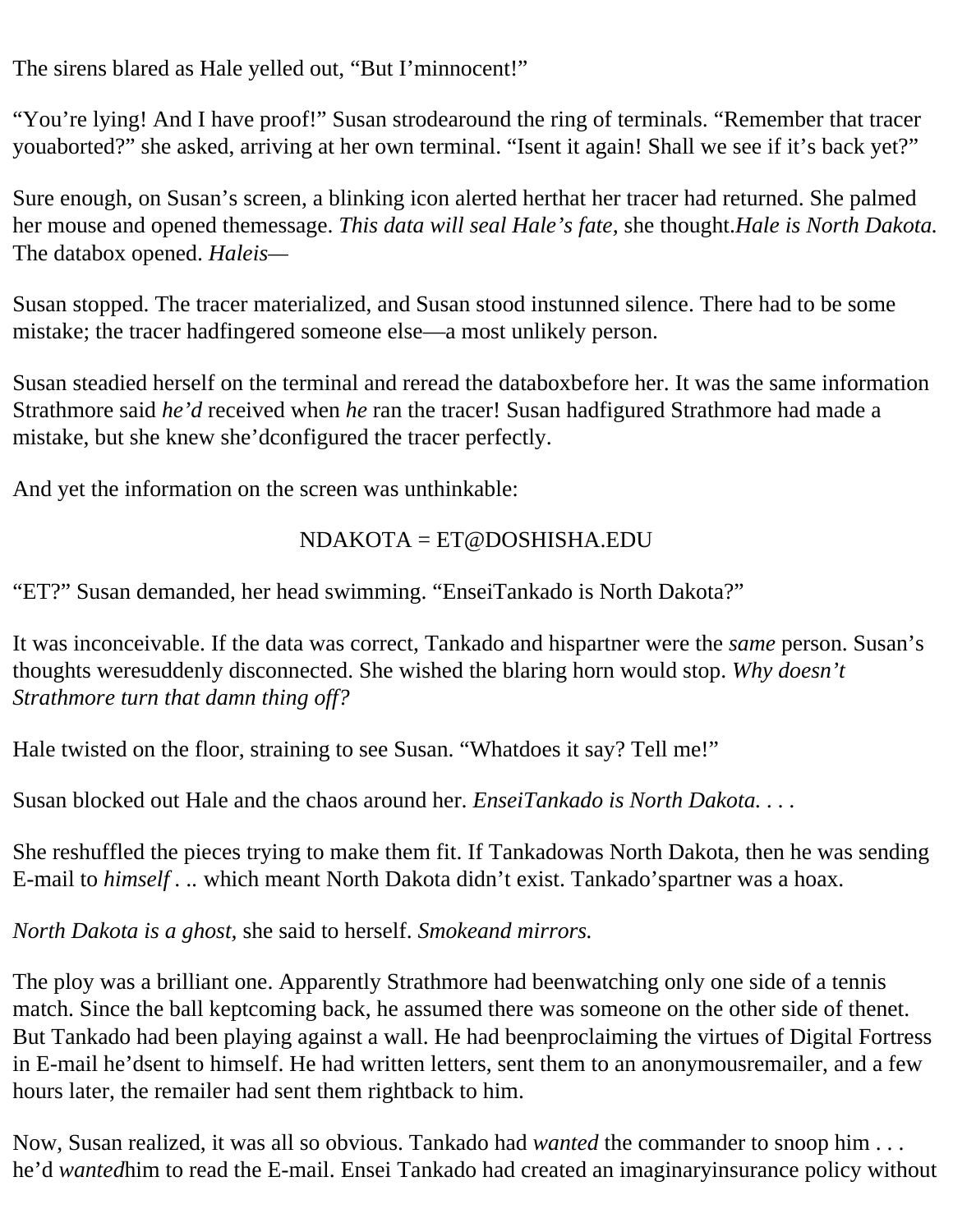The sirens blared as Hale yelled out, “But I’minnocent!”

“You’re lying! And I have proof!” Susan strodearound the ring of terminals. “Remember that tracer youaborted?” she asked, arriving at her own terminal. “Isent it again! Shall we see if it’s back yet?”

Sure enough, on Susan’s screen, a blinking icon alerted herthat her tracer had returned. She palmed her mouse and opened themessage. *This data will seal Hale’s fate,* she thought.*Hale is North Dakota.* The databox opened. *Haleis—*

Susan stopped. The tracer materialized, and Susan stood instunned silence. There had to be some mistake; the tracer hadfingered someone else—a most unlikely person.

Susan steadied herself on the terminal and reread the databoxbefore her. It was the same information Strathmore said *he’d* received when *he* ran the tracer! Susan hadfigured Strathmore had made a mistake, but she knew she’dconfigured the tracer perfectly.

And yet the information on the screen was unthinkable:

NDAKOTA = ET@DOSHISHA.EDU

“ET?” Susan demanded, her head swimming. “EnseiTankado is North Dakota?”

It was inconceivable. If the data was correct, Tankado and hispartner were the *same* person. Susan’s thoughts weresuddenly disconnected. She wished the blaring horn would stop. *Why doesn’t Strathmore turn that damn thing off?*

Hale twisted on the floor, straining to see Susan. “Whatdoes it say? Tell me!”

Susan blocked out Hale and the chaos around her. *EnseiTankado is North Dakota. . . .*

She reshuffled the pieces trying to make them fit. If Tankadowas North Dakota, then he was sending E-mail to *himself* . .. which meant North Dakota didn’t exist. Tankado’spartner was a hoax.

*North Dakota is a ghost,* she said to herself. *Smokeand mirrors.*

The ploy was a brilliant one. Apparently Strathmore had beenwatching only one side of a tennis match. Since the ball keptcoming back, he assumed there was someone on the other side of thenet. But Tankado had been playing against a wall. He had beenproclaiming the virtues of Digital Fortress in E-mail he’dsent to himself. He had written letters, sent them to an anonymousremailer, and a few hours later, the remailer had sent them rightback to him.

Now, Susan realized, it was all so obvious. Tankado had *wanted* the commander to snoop him . . . he’d *wanted*him to read the E-mail. Ensei Tankado had created an imaginaryinsurance policy without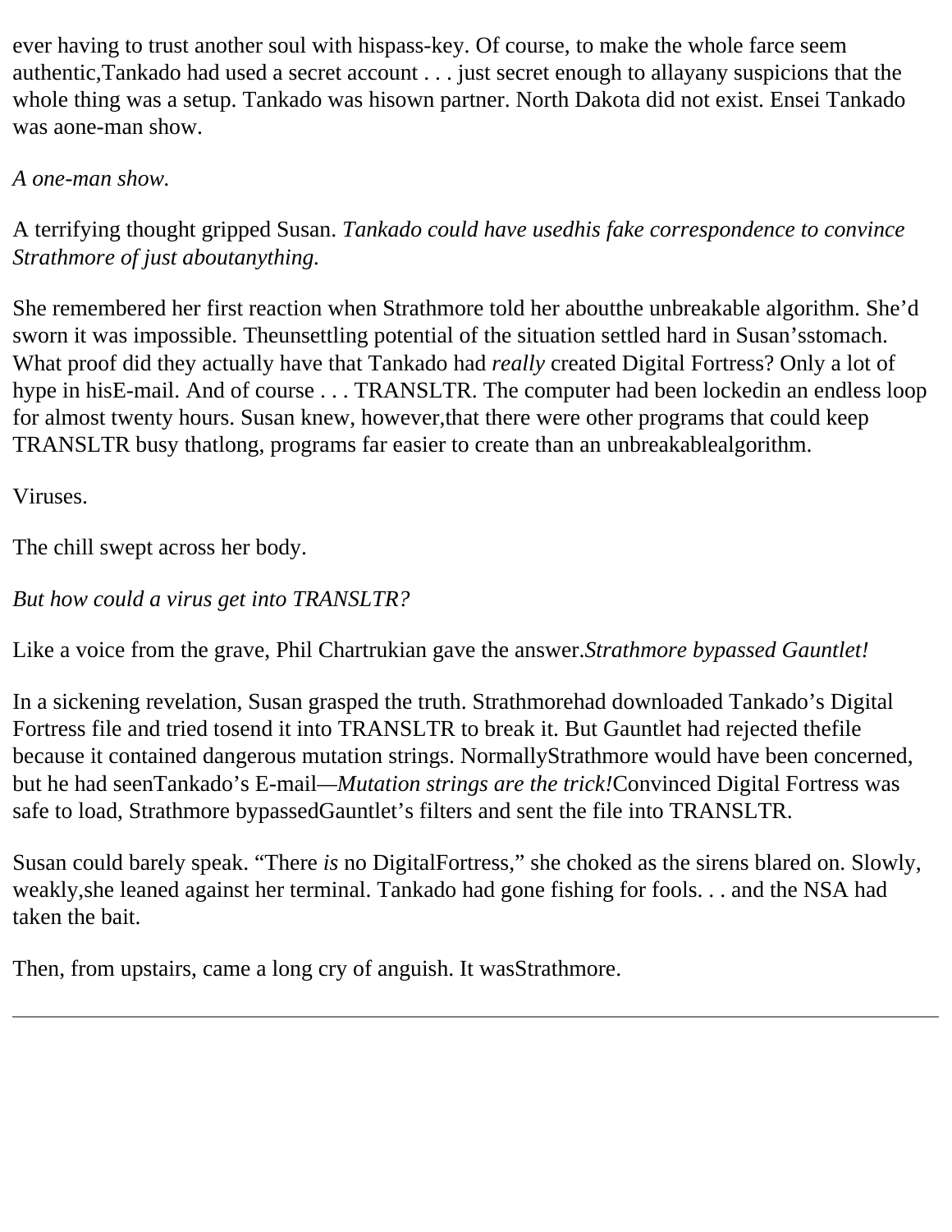ever having to trust another soul with hispass-key. Of course, to make the whole farce seem authentic,Tankado had used a secret account . . . just secret enough to allayany suspicions that the whole thing was a setup. Tankado was hisown partner. North Dakota did not exist. Ensei Tankado was aone-man show.

*A one-man show.*

A terrifying thought gripped Susan. *Tankado could have usedhis fake correspondence to convince Strathmore of just aboutanything.*

She remembered her first reaction when Strathmore told her aboutthe unbreakable algorithm. She'd sworn it was impossible. Theunsettling potential of the situation settled hard in Susan'sstomach. What proof did they actually have that Tankado had *really* created Digital Fortress? Only a lot of hype in hisE-mail. And of course . . . TRANSLTR. The computer had been lockedin an endless loop for almost twenty hours. Susan knew, however,that there were other programs that could keep TRANSLTR busy thatlong, programs far easier to create than an unbreakablealgorithm.

Viruses.

The chill swept across her body.

*But how could a virus get into TRANSLTR?*

Like a voice from the grave, Phil Chartrukian gave the answer.*Strathmore bypassed Gauntlet!*

In a sickening revelation, Susan grasped the truth. Strathmorehad downloaded Tankado's Digital Fortress file and tried tosend it into TRANSLTR to break it. But Gauntlet had rejected thefile because it contained dangerous mutation strings. NormallyStrathmore would have been concerned, but he had seenTankado's E-mail—*Mutation strings are the trick!*Convinced Digital Fortress was safe to load, Strathmore bypassedGauntlet's filters and sent the file into TRANSLTR.

Susan could barely speak. "There *is* no DigitalFortress," she choked as the sirens blared on. Slowly, weakly,she leaned against her terminal. Tankado had gone fishing for fools. . . and the NSA had taken the bait.

Then, from upstairs, came a long cry of anguish. It wasStrathmore.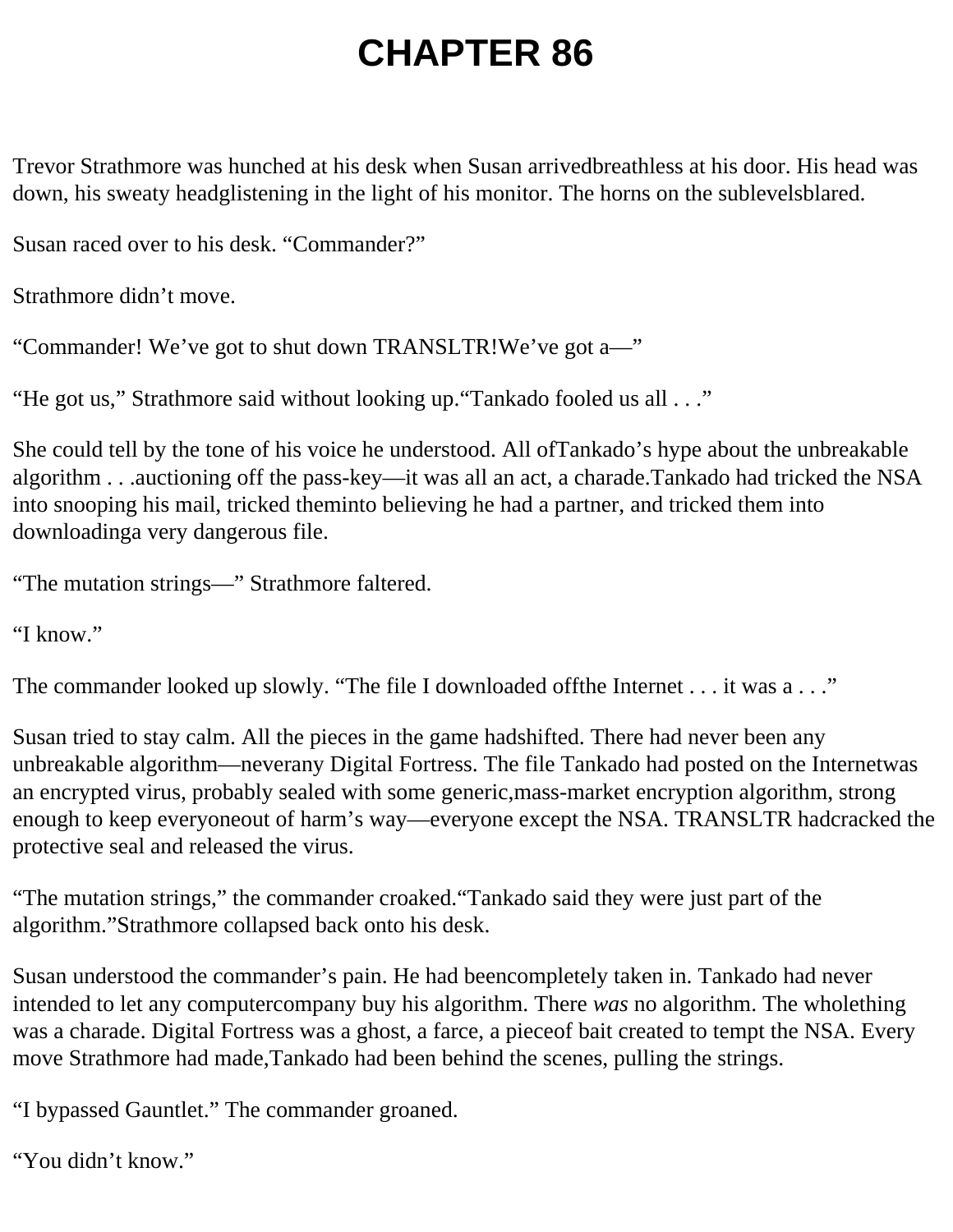# CHAPTER 86

Trevor Strathmore was hunched at his desk when Susan arrivedbreathless at his door. His head was down, his sweaty headglistening in the light of his monitor. The horns on the sublevelsblared.

Susan raced over to his desk. “Commander?”

Strathmore didn’t move.

“Commander! We’ve got to shut down TRANSLTR!We’ve got a—”

“He got us,” Strathmore said without looking up.“Tankado fooled us all . . .”

She could tell by the tone of his voice he understood. All ofTankado’s hype about the unbreakable algorithm . . .auctioning off the pass-key—it was all an act, a charade.Tankado had tricked the NSA into snooping his mail, tricked theminto believing he had a partner, and tricked them into downloadinga very dangerous file.

“The mutation strings—” Strathmore faltered.

“I know.”

The commander looked up slowly. “The file I downloaded offthe Internet . . . it was a . . .”

Susan tried to stay calm. All the pieces in the game hadshifted. There had never been any unbreakable algorithm—neverany Digital Fortress. The file Tankado had posted on the Internetwas an encrypted virus, probably sealed with some generic,mass-market encryption algorithm, strong enough to keep everyoneout of harm’s way—everyone except the NSA. TRANSLTR hadcracked the protective seal and released the virus.

“The mutation strings,” the commander croaked.“Tankado said they were just part of the algorithm.”Strathmore collapsed back onto his desk.

Susan understood the commander’s pain. He had beencompletely taken in. Tankado had never intended to let any computercompany buy his algorithm. There *was* no algorithm. The wholething was a charade. Digital Fortress was a ghost, a farce, a pieceof bait created to tempt the NSA. Every move Strathmore had made,Tankado had been behind the scenes, pulling the strings.

“I bypassed Gauntlet.” The commander groaned.

“You didn’t know.”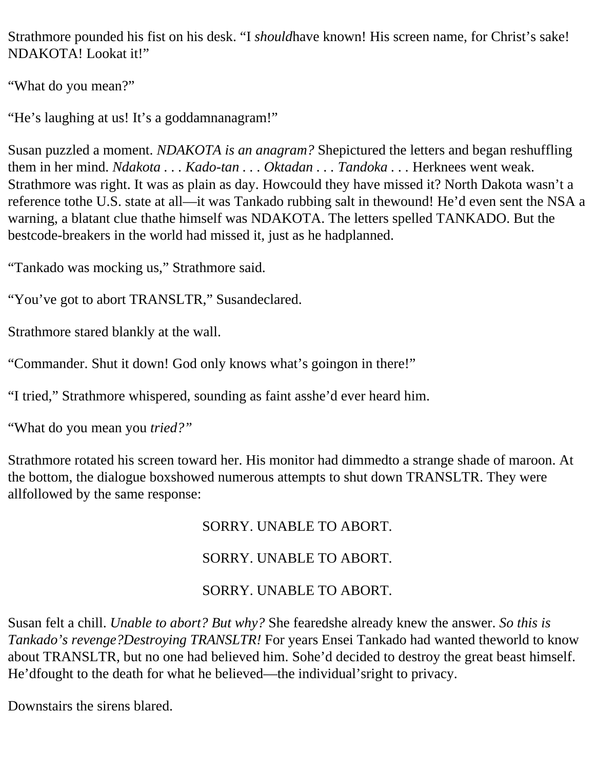Strathmore pounded his fist on his desk. “I *should*have known! His screen name, for Christ’s sake! NDAKOTA! Lookat it!”

“What do you mean?”

“He’s laughing at us! It’s a goddamnanagram!”

Susan puzzled a moment. *NDAKOTA is an anagram?* Shepictured the letters and began reshuffling them in her mind. *Ndakota* . . . *Kado-tan* . . . *Oktadan* . . . *Tandoka* . . . Herknees went weak. Strathmore was right. It was as plain as day. Howcould they have missed it? North Dakota wasn’t a reference tothe U.S. state at all—it was Tankado rubbing salt in thewound! He’d even sent the NSA a warning, a blatant clue thathe himself was NDAKOTA. The letters spelled TANKADO. But the bestcode-breakers in the world had missed it, just as he hadplanned.

“Tankado was mocking us,” Strathmore said.

“You’ve got to abort TRANSLTR,” Susandeclared.

Strathmore stared blankly at the wall.

“Commander. Shut it down! God only knows what’s goingon in there!”

“I tried,” Strathmore whispered, sounding as faint asshe’d ever heard him.

“What do you mean you *tried?”*

Strathmore rotated his screen toward her. His monitor had dimmedto a strange shade of maroon. At the bottom, the dialogue boxshowed numerous attempts to shut down TRANSLTR. They were allfollowed by the same response:

SORRY. UNABLE TO ABORT.

SORRY. UNABLE TO ABORT.

SORRY. UNABLE TO ABORT.

Susan felt a chill. *Unable to abort? But why?* She fearedshe already knew the answer. *So this is Tankado’s revenge?Destroying TRANSLTR!* For years Ensei Tankado had wanted theworld to know about TRANSLTR, but no one had believed him. Sohe’d decided to destroy the great beast himself. He’dfought to the death for what he believed—the individual’sright to privacy.

Downstairs the sirens blared.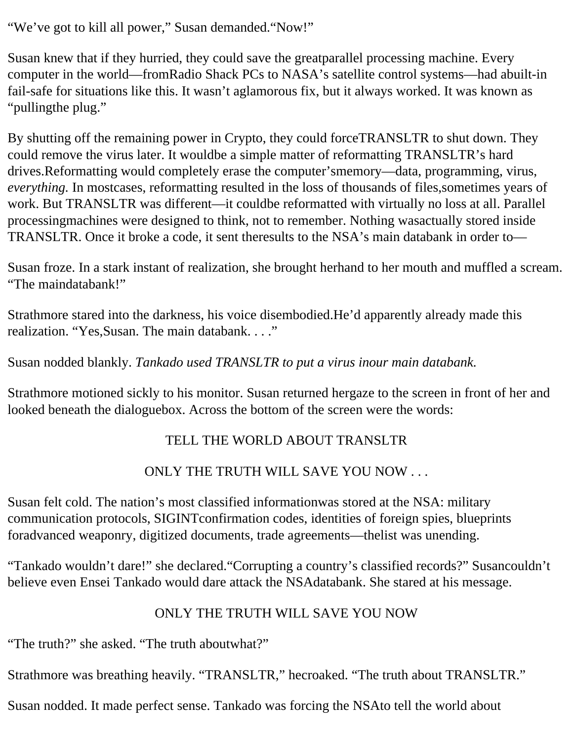"We've got to kill all power," Susan demanded. "Now!"

Susan knew that if they hurried, they could save the great parallel processing machine. Every computer in the world—from Radio Shack PCs to NASA's satellite control systems—had a built-in fail-safe for situations like this. It wasn't a glamorous fix, but it always worked. It was known as "pulling the plug."

By shutting off the remaining power in Crypto, they could force TRANSLTR to shut down. They could remove the virus later. It would be a simple matter of reformatting TRANSLTR's hard drives. Reformatting would completely erase the computer's memory—data, programming, virus, *everything.* In most cases, reformatting resulted in the loss of thousands of files, sometimes years of work. But TRANSLTR was different—it could be reformatted with virtually no loss at all. Parallel processing machines were designed to think, not to remember. Nothing was actually stored inside TRANSLTR. Once it broke a code, it sent the results to the NSA's main databank in order to—

Susan froze. In a stark instant of realization, she brought her hand to her mouth and muffled a scream. "The main databank!"

Strathmore stared into the darkness, his voice disembodied. He'd apparently already made this realization. "Yes, Susan. The main databank. . . ."

Susan nodded blankly. *Tankado used TRANSLTR to put a virus in our main databank.*

Strathmore motioned sickly to his monitor. Susan returned her gaze to the screen in front of her and looked beneath the dialogue box. Across the bottom of the screen were the words:

TELL THE WORLD ABOUT TRANSLTR

ONLY THE TRUTH WILL SAVE YOU NOW . . .

Susan felt cold. The nation's most classified information was stored at the NSA: military communication protocols, SIGINT confirmation codes, identities of foreign spies, blueprints for advanced weaponry, digitized documents, trade agreements—the list was unending.

"Tankado wouldn't dare!" she declared. "Corrupting a country's classified records?" Susan couldn't believe even Ensei Tankado would dare attack the NSA databank. She stared at his message.

ONLY THE TRUTH WILL SAVE YOU NOW

"The truth?" she asked. "The truth about what?"

Strathmore was breathing heavily. "TRANSLTR," he croaked. "The truth about TRANSLTR."

Susan nodded. It made perfect sense. Tankado was forcing the NSA to tell the world about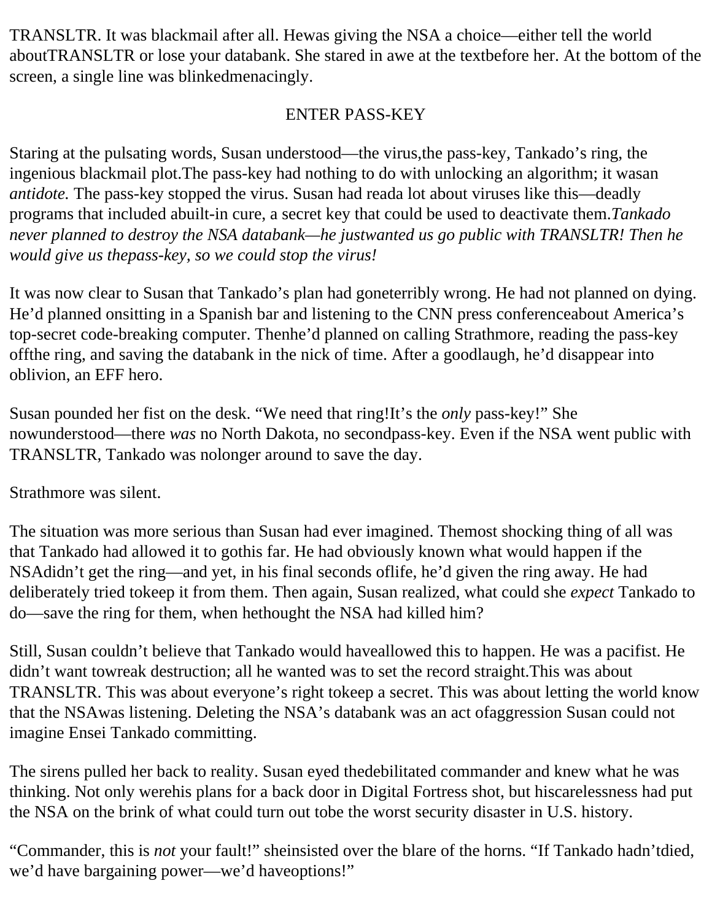TRANSLTR. It was blackmail after all. Hewas giving the NSA a choice—either tell the world aboutTRANSLTR or lose your databank. She stared in awe at the textbefore her. At the bottom of the screen, a single line was blinkedmenacingly.

ENTER PASS-KEY

Staring at the pulsating words, Susan understood—the virus,the pass-key, Tankado's ring, the ingenious blackmail plot.The pass-key had nothing to do with unlocking an algorithm; it wasan *antidote.* The pass-key stopped the virus. Susan had reada lot about viruses like this—deadly programs that included abuilt-in cure, a secret key that could be used to deactivate them.*Tankado never planned to destroy the NSA databank—he justwanted us go public with TRANSLTR! Then he would give us thepass-key, so we could stop the virus!*

It was now clear to Susan that Tankado's plan had goneterribly wrong. He had not planned on dying. He'd planned onsitting in a Spanish bar and listening to the CNN press conferenceabout America's top-secret code-breaking computer. Thenhe'd planned on calling Strathmore, reading the pass-key offthe ring, and saving the databank in the nick of time. After a goodlaugh, he'd disappear into oblivion, an EFF hero.

Susan pounded her fist on the desk. "We need that ring!It's the *only* pass-key!" She nowunderstood—there *was* no North Dakota, no secondpass-key. Even if the NSA went public with TRANSLTR, Tankado was nolonger around to save the day.

Strathmore was silent.

The situation was more serious than Susan had ever imagined. Themost shocking thing of all was that Tankado had allowed it to gothis far. He had obviously known what would happen if the NSAdidn't get the ring—and yet, in his final seconds oflife, he'd given the ring away. He had deliberately tried tokeep it from them. Then again, Susan realized, what could she *expect* Tankado to do—save the ring for them, when hethought the NSA had killed him?

Still, Susan couldn't believe that Tankado would haveallowed this to happen. He was a pacifist. He didn't want towreak destruction; all he wanted was to set the record straight.This was about TRANSLTR. This was about everyone's right tokeep a secret. This was about letting the world know that the NSAwas listening. Deleting the NSA's databank was an act ofaggression Susan could not imagine Ensei Tankado committing.

The sirens pulled her back to reality. Susan eyed thedebilitated commander and knew what he was thinking. Not only werehis plans for a back door in Digital Fortress shot, but hiscarelessness had put the NSA on the brink of what could turn out tobe the worst security disaster in U.S. history.

"Commander, this is *not* your fault!" sheinsisted over the blare of the horns. "If Tankado hadn'tdied, we'd have bargaining power—we'd haveoptions!"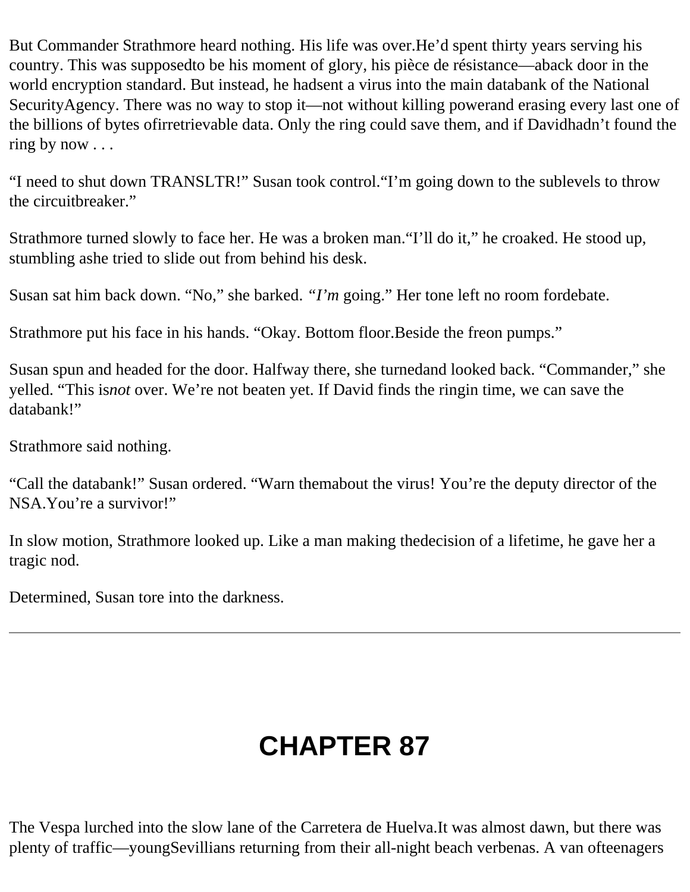But Commander Strathmore heard nothing. His life was over. He'd spent thirty years serving his country. This was supposed to be his moment of glory, his pièce de résistance—a back door in the world encryption standard. But instead, he had sent a virus into the main databank of the National Security Agency. There was no way to stop it—not without killing power and erasing every last one of the billions of bytes of irretrievable data. Only the ring could save them, and if David hadn't found the ring by now . . .

"I need to shut down TRANSLTR!" Susan took control. "I'm going down to the sublevels to throw the circuit breaker."

Strathmore turned slowly to face her. He was a broken man. "I'll do it," he croaked. He stood up, stumbling as he tried to slide out from behind his desk.

Susan sat him back down. "No," she barked. *"I'm* going." Her tone left no room for debate.

Strathmore put his face in his hands. "Okay. Bottom floor. Beside the freon pumps."

Susan spun and headed for the door. Halfway there, she turned and looked back. "Commander," she yelled. "This is *not* over. We're not beaten yet. If David finds the ring in time, we can save the databank!"

Strathmore said nothing.

"Call the databank!" Susan ordered. "Warn them about the virus! You're the deputy director of the NSA. You're a survivor!"

In slow motion, Strathmore looked up. Like a man making the decision of a lifetime, he gave her a tragic nod.

Determined, Susan tore into the darkness.

---

# CHAPTER 87

The Vespa lurched into the slow lane of the Carretera de Huelva. It was almost dawn, but there was plenty of traffic—young Sevillians returning from their all-night beach verbenas. A van of teenagers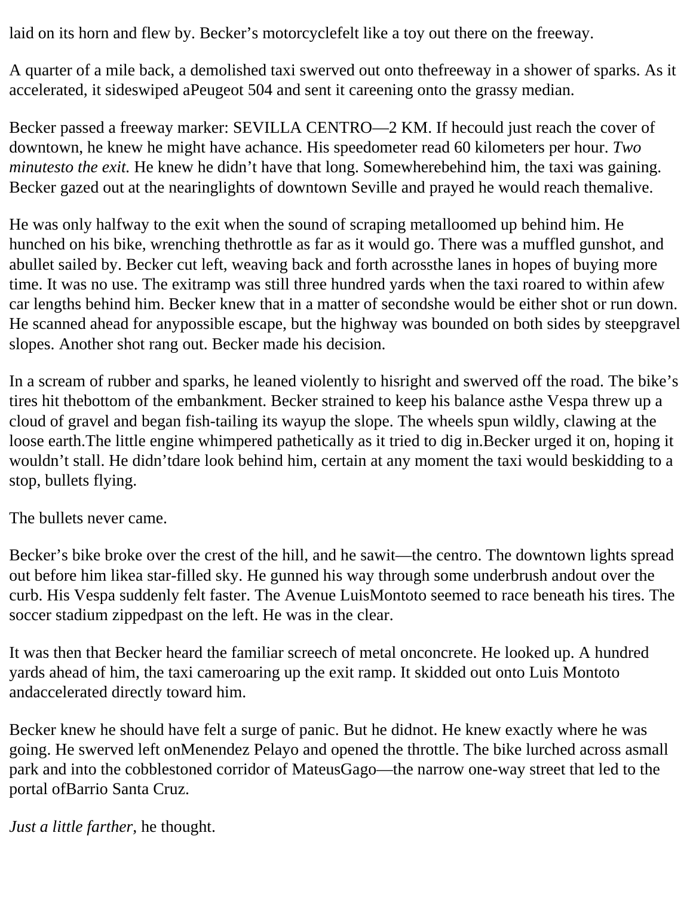laid on its horn and flew by. Becker's motorcyclefelt like a toy out there on the freeway.

A quarter of a mile back, a demolished taxi swerved out onto thefreeway in a shower of sparks. As it accelerated, it sideswiped aPeugeot 504 and sent it careening onto the grassy median.

Becker passed a freeway marker: SEVILLA CENTRO—2 KM. If hecould just reach the cover of downtown, he knew he might have achance. His speedometer read 60 kilometers per hour. *Two minutesto the exit.* He knew he didn't have that long. Somewherebehind him, the taxi was gaining. Becker gazed out at the nearinglights of downtown Seville and prayed he would reach themalive.

He was only halfway to the exit when the sound of scraping metalloomed up behind him. He hunched on his bike, wrenching thethrottle as far as it would go. There was a muffled gunshot, and abullet sailed by. Becker cut left, weaving back and forth acrossthe lanes in hopes of buying more time. It was no use. The exitramp was still three hundred yards when the taxi roared to within afew car lengths behind him. Becker knew that in a matter of secondshe would be either shot or run down. He scanned ahead for anypossible escape, but the highway was bounded on both sides by steepgravel slopes. Another shot rang out. Becker made his decision.

In a scream of rubber and sparks, he leaned violently to hisright and swerved off the road. The bike's tires hit thebottom of the embankment. Becker strained to keep his balance asthe Vespa threw up a cloud of gravel and began fish-tailing its wayup the slope. The wheels spun wildly, clawing at the loose earth.The little engine whimpered pathetically as it tried to dig in.Becker urged it on, hoping it wouldn't stall. He didn'tdare look behind him, certain at any moment the taxi would beskidding to a stop, bullets flying.

The bullets never came.

Becker's bike broke over the crest of the hill, and he sawit—the centro. The downtown lights spread out before him likea star-filled sky. He gunned his way through some underbrush andout over the curb. His Vespa suddenly felt faster. The Avenue LuisMontoto seemed to race beneath his tires. The soccer stadium zippedpast on the left. He was in the clear.

It was then that Becker heard the familiar screech of metal onconcrete. He looked up. A hundred yards ahead of him, the taxi cameroaring up the exit ramp. It skidded out onto Luis Montoto andaccelerated directly toward him.

Becker knew he should have felt a surge of panic. But he didnot. He knew exactly where he was going. He swerved left onMenendez Pelayo and opened the throttle. The bike lurched across asmall park and into the cobblestoned corridor of MateusGago—the narrow one-way street that led to the portal ofBarrio Santa Cruz.

*Just a little farther,* he thought.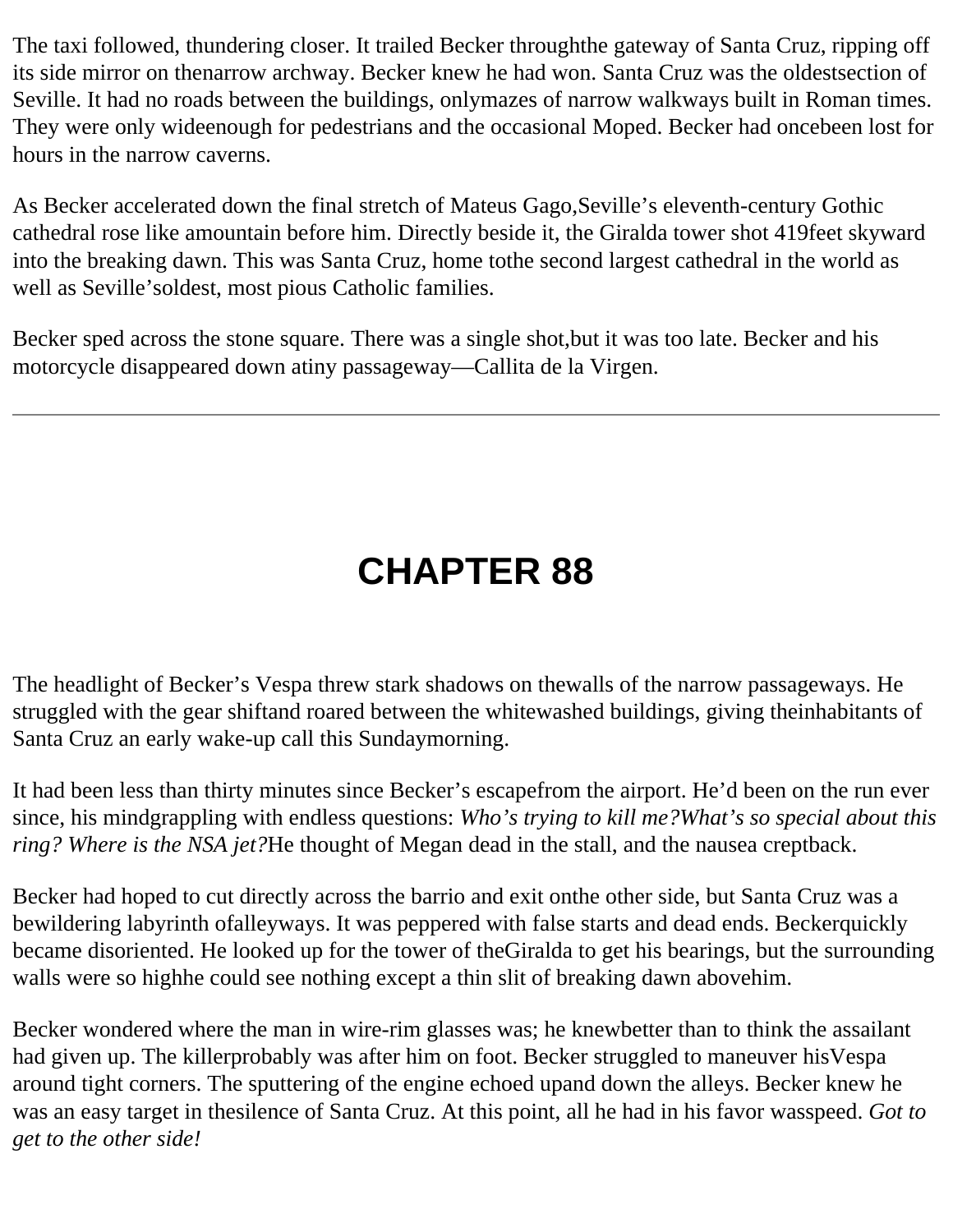The taxi followed, thundering closer. It trailed Becker throughthe gateway of Santa Cruz, ripping off its side mirror on thenarrow archway. Becker knew he had won. Santa Cruz was the oldestsection of Seville. It had no roads between the buildings, onlymazes of narrow walkways built in Roman times. They were only wideenough for pedestrians and the occasional Moped. Becker had oncebeen lost for hours in the narrow caverns.

As Becker accelerated down the final stretch of Mateus Gago,Seville's eleventh-century Gothic cathedral rose like amountain before him. Directly beside it, the Giralda tower shot 419feet skyward into the breaking dawn. This was Santa Cruz, home tothe second largest cathedral in the world as well as Seville'soldest, most pious Catholic families.

Becker sped across the stone square. There was a single shot,but it was too late. Becker and his motorcycle disappeared down atiny passageway—Callita de la Virgen.

---

# CHAPTER 88

The headlight of Becker's Vespa threw stark shadows on thewalls of the narrow passageways. He struggled with the gear shiftand roared between the whitewashed buildings, giving theinhabitants of Santa Cruz an early wake-up call this Sundaymorning.

It had been less than thirty minutes since Becker's escapefrom the airport. He'd been on the run ever since, his mindgrappling with endless questions: *Who's trying to kill me?What's so special about this ring? Where is the NSA jet?*He thought of Megan dead in the stall, and the nausea creptback.

Becker had hoped to cut directly across the barrio and exit onthe other side, but Santa Cruz was a bewildering labyrinth ofalleyways. It was peppered with false starts and dead ends. Beckerquickly became disoriented. He looked up for the tower of theGiralda to get his bearings, but the surrounding walls were so highhe could see nothing except a thin slit of breaking dawn abovehim.

Becker wondered where the man in wire-rim glasses was; he knewbetter than to think the assailant had given up. The killerprobably was after him on foot. Becker struggled to maneuver hisVespa around tight corners. The sputtering of the engine echoed upand down the alleys. Becker knew he was an easy target in thesilence of Santa Cruz. At this point, all he had in his favor wasspeed. *Got to get to the other side!*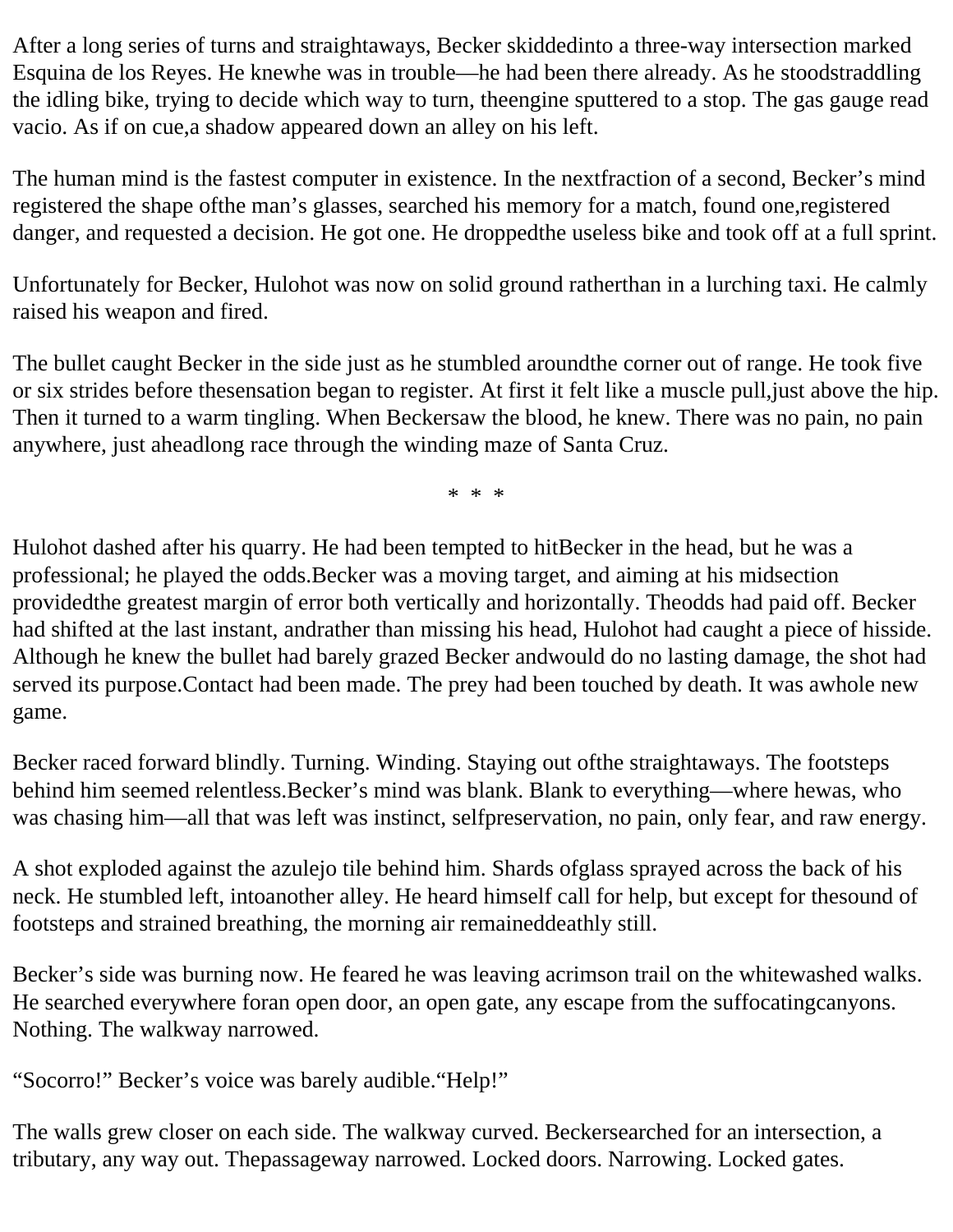After a long series of turns and straightaways, Becker skiddedinto a three-way intersection marked Esquina de los Reyes. He knewhe was in trouble—he had been there already. As he stoodstraddling the idling bike, trying to decide which way to turn, theengine sputtered to a stop. The gas gauge read vacio. As if on cue,a shadow appeared down an alley on his left.

The human mind is the fastest computer in existence. In the nextfraction of a second, Becker's mind registered the shape ofthe man's glasses, searched his memory for a match, found one,registered danger, and requested a decision. He got one. He droppedthe useless bike and took off at a full sprint.

Unfortunately for Becker, Hulohot was now on solid ground ratherthan in a lurching taxi. He calmly raised his weapon and fired.

The bullet caught Becker in the side just as he stumbled aroundthe corner out of range. He took five or six strides before thesensation began to register. At first it felt like a muscle pull,just above the hip. Then it turned to a warm tingling. When Beckersaw the blood, he knew. There was no pain, no pain anywhere, just aheadlong race through the winding maze of Santa Cruz.

* * *

Hulohot dashed after his quarry. He had been tempted to hitBecker in the head, but he was a professional; he played the odds.Becker was a moving target, and aiming at his midsection providedthe greatest margin of error both vertically and horizontally. Theodds had paid off. Becker had shifted at the last instant, andrather than missing his head, Hulohot had caught a piece of hisside. Although he knew the bullet had barely grazed Becker andwould do no lasting damage, the shot had served its purpose.Contact had been made. The prey had been touched by death. It was awhole new game.

Becker raced forward blindly. Turning. Winding. Staying out ofthe straightaways. The footsteps behind him seemed relentless.Becker's mind was blank. Blank to everything—where hewas, who was chasing him—all that was left was instinct, selfpreservation, no pain, only fear, and raw energy.

A shot exploded against the azulejo tile behind him. Shards ofglass sprayed across the back of his neck. He stumbled left, intoanother alley. He heard himself call for help, but except for thesound of footsteps and strained breathing, the morning air remaineddeathly still.

Becker's side was burning now. He feared he was leaving acrimson trail on the whitewashed walks. He searched everywhere foran open door, an open gate, any escape from the suffocatingcanyons. Nothing. The walkway narrowed.

"Socorro!" Becker's voice was barely audible."Help!"

The walls grew closer on each side. The walkway curved. Beckersearched for an intersection, a tributary, any way out. Thepassageway narrowed. Locked doors. Narrowing. Locked gates.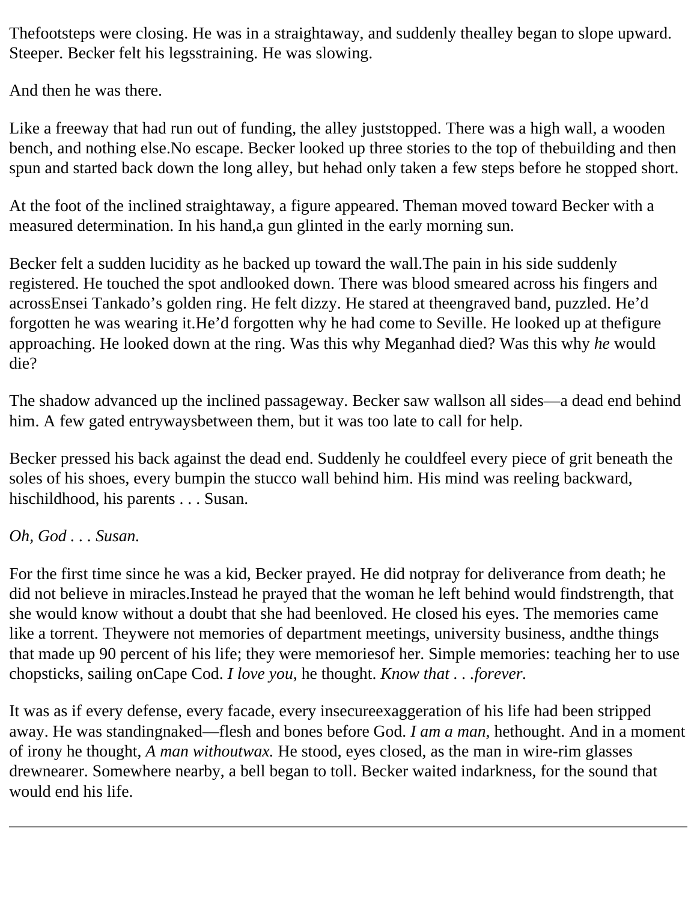Thefootsteps were closing. He was in a straightaway, and suddenly thealley began to slope upward. Steeper. Becker felt his legsstraining. He was slowing.

And then he was there.

Like a freeway that had run out of funding, the alley juststopped. There was a high wall, a wooden bench, and nothing else.No escape. Becker looked up three stories to the top of thebuilding and then spun and started back down the long alley, but hehad only taken a few steps before he stopped short.

At the foot of the inclined straightaway, a figure appeared. Theman moved toward Becker with a measured determination. In his hand,a gun glinted in the early morning sun.

Becker felt a sudden lucidity as he backed up toward the wall.The pain in his side suddenly registered. He touched the spot andlooked down. There was blood smeared across his fingers and acrossEnsei Tankado's golden ring. He felt dizzy. He stared at theengraved band, puzzled. He'd forgotten he was wearing it.He'd forgotten why he had come to Seville. He looked up at thefigure approaching. He looked down at the ring. Was this why Meganhad died? Was this why *he* would die?

The shadow advanced up the inclined passageway. Becker saw wallson all sides—a dead end behind him. A few gated entrywaysbetween them, but it was too late to call for help.

Becker pressed his back against the dead end. Suddenly he couldfeel every piece of grit beneath the soles of his shoes, every bumpin the stucco wall behind him. His mind was reeling backward, hischildhood, his parents . . . Susan.

*Oh, God . . . Susan.*

For the first time since he was a kid, Becker prayed. He did notpray for deliverance from death; he did not believe in miracles.Instead he prayed that the woman he left behind would findstrength, that she would know without a doubt that she had beenloved. He closed his eyes. The memories came like a torrent. Theywere not memories of department meetings, university business, andthe things that made up 90 percent of his life; they were memoriesof her. Simple memories: teaching her to use chopsticks, sailing onCape Cod. *I love you,* he thought. *Know that . . .forever.*

It was as if every defense, every facade, every insecureexaggeration of his life had been stripped away. He was standingnaked—flesh and bones before God. *I am a man,* hethought. And in a moment of irony he thought, *A man withoutwax.* He stood, eyes closed, as the man in wire-rim glasses drewnearer. Somewhere nearby, a bell began to toll. Becker waited indarkness, for the sound that would end his life.

---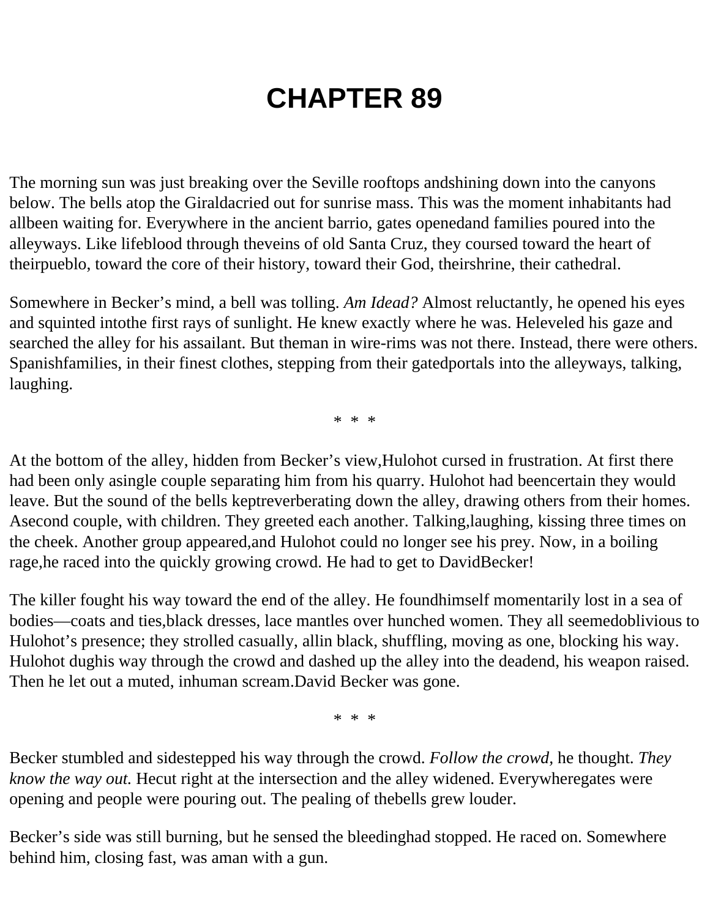# CHAPTER 89

The morning sun was just breaking over the Seville rooftops andshining down into the canyons below. The bells atop the Giraldacried out for sunrise mass. This was the moment inhabitants had allbeen waiting for. Everywhere in the ancient barrio, gates openedand families poured into the alleyways. Like lifeblood through theveins of old Santa Cruz, they coursed toward the heart of theirpueblo, toward the core of their history, toward their God, theirshrine, their cathedral.

Somewhere in Becker's mind, a bell was tolling. *Am Idead?* Almost reluctantly, he opened his eyes and squinted intothe first rays of sunlight. He knew exactly where he was. Heleveled his gaze and searched the alley for his assailant. But theman in wire-rims was not there. Instead, there were others. Spanishfamilies, in their finest clothes, stepping from their gatedportals into the alleyways, talking, laughing.

\* \* \*

At the bottom of the alley, hidden from Becker's view,Hulohot cursed in frustration. At first there had been only asingle couple separating him from his quarry. Hulohot had beencertain they would leave. But the sound of the bells keptreverberating down the alley, drawing others from their homes. Asecond couple, with children. They greeted each another. Talking,laughing, kissing three times on the cheek. Another group appeared,and Hulohot could no longer see his prey. Now, in a boiling rage,he raced into the quickly growing crowd. He had to get to DavidBecker!

The killer fought his way toward the end of the alley. He foundhimself momentarily lost in a sea of bodies—coats and ties,black dresses, lace mantles over hunched women. They all seemedoblivious to Hulohot's presence; they strolled casually, allin black, shuffling, moving as one, blocking his way. Hulohot dughis way through the crowd and dashed up the alley into the deadend, his weapon raised. Then he let out a muted, inhuman scream.David Becker was gone.

\* \* \*

Becker stumbled and sidestepped his way through the crowd. *Follow the crowd,* he thought. *They know the way out.* Hecut right at the intersection and the alley widened. Everywheregates were opening and people were pouring out. The pealing of thebells grew louder.

Becker's side was still burning, but he sensed the bleedinghad stopped. He raced on. Somewhere behind him, closing fast, was aman with a gun.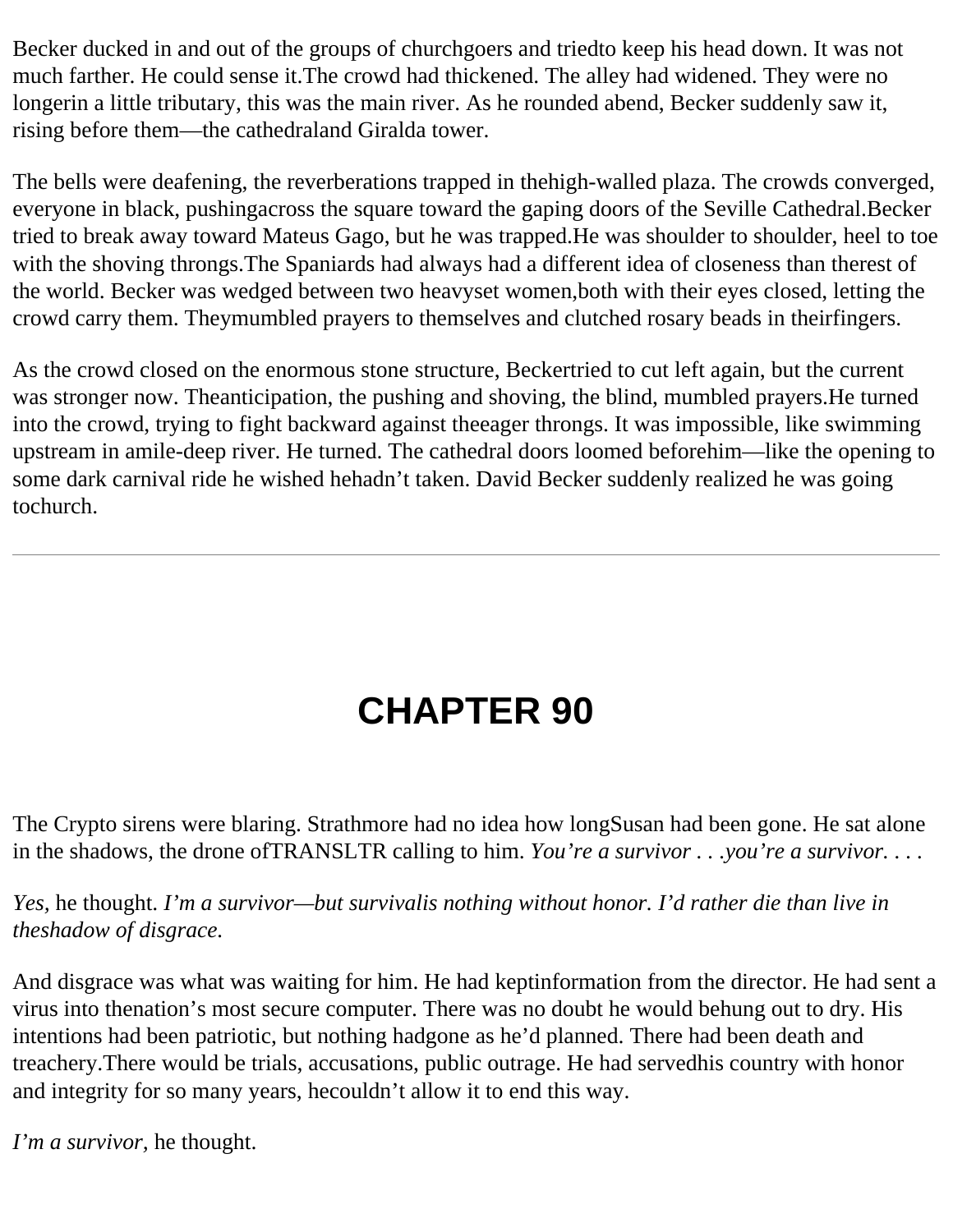Becker ducked in and out of the groups of churchgoers and tried to keep his head down. It was not much farther. He could sense it. The crowd had thickened. The alley had widened. They were no longer in a little tributary, this was the main river. As he rounded a bend, Becker suddenly saw it, rising before them—the cathedral and Giralda tower.

The bells were deafening, the reverberations trapped in the high-walled plaza. The crowds converged, everyone in black, pushing across the square toward the gaping doors of the Seville Cathedral. Becker tried to break away toward Mateus Gago, but he was trapped. He was shoulder to shoulder, heel to toe with the shoving throngs. The Spaniards had always had a different idea of closeness than the rest of the world. Becker was wedged between two heavyset women, both with their eyes closed, letting the crowd carry them. They mumbled prayers to themselves and clutched rosary beads in their fingers.

As the crowd closed on the enormous stone structure, Becker tried to cut left again, but the current was stronger now. The anticipation, the pushing and shoving, the blind, mumbled prayers. He turned into the crowd, trying to fight backward against the eager throngs. It was impossible, like swimming upstream in a mile-deep river. He turned. The cathedral doors loomed before him—like the opening to some dark carnival ride he wished he hadn't taken. David Becker suddenly realized he was going to church.

---

# CHAPTER 90

The Crypto sirens were blaring. Strathmore had no idea how long Susan had been gone. He sat alone in the shadows, the drone of TRANSLTR calling to him. *You're a survivor . . . you're a survivor. . . .*

*Yes,* he thought. *I'm a survivor—but survival is nothing without honor. I'd rather die than live in the shadow of disgrace.*

And disgrace was what was waiting for him. He had kept information from the director. He had sent a virus into the nation's most secure computer. There was no doubt he would be hung out to dry. His intentions had been patriotic, but nothing had gone as he'd planned. There had been death and treachery. There would be trials, accusations, public outrage. He had served his country with honor and integrity for so many years, he couldn't allow it to end this way.

*I'm a survivor,* he thought.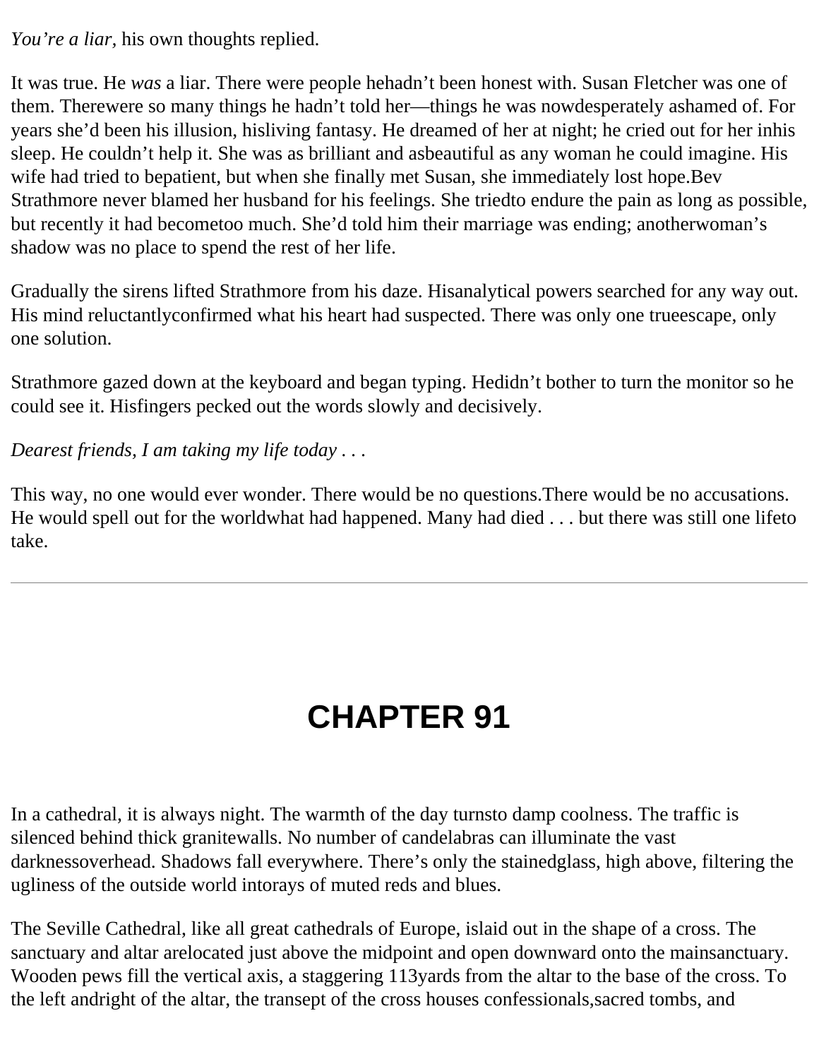*You're a liar,* his own thoughts replied.

It was true. He *was* a liar. There were people hehadn't been honest with. Susan Fletcher was one of them. Therewere so many things he hadn't told her—things he was nowdesperately ashamed of. For years she'd been his illusion, hisliving fantasy. He dreamed of her at night; he cried out for her inhis sleep. He couldn't help it. She was as brilliant and asbeautiful as any woman he could imagine. His wife had tried to bepatient, but when she finally met Susan, she immediately lost hope.Bev Strathmore never blamed her husband for his feelings. She triedto endure the pain as long as possible, but recently it had becometoo much. She'd told him their marriage was ending; anotherwoman's shadow was no place to spend the rest of her life.

Gradually the sirens lifted Strathmore from his daze. Hisanalytical powers searched for any way out. His mind reluctantlyconfirmed what his heart had suspected. There was only one trueescape, only one solution.

Strathmore gazed down at the keyboard and began typing. Hedidn't bother to turn the monitor so he could see it. Hisfingers pecked out the words slowly and decisively.

*Dearest friends, I am taking my life today . . .*

This way, no one would ever wonder. There would be no questions.There would be no accusations. He would spell out for the worldwhat had happened. Many had died . . . but there was still one lifeto take.

---

# CHAPTER 91

In a cathedral, it is always night. The warmth of the day turnsto damp coolness. The traffic is silenced behind thick granitewalls. No number of candelabras can illuminate the vast darknessoverhead. Shadows fall everywhere. There's only the stainedglass, high above, filtering the ugliness of the outside world intorays of muted reds and blues.

The Seville Cathedral, like all great cathedrals of Europe, islaid out in the shape of a cross. The sanctuary and altar arelocated just above the midpoint and open downward onto the mainsanctuary. Wooden pews fill the vertical axis, a staggering 113yards from the altar to the base of the cross. To the left andright of the altar, the transept of the cross houses confessionals,sacred tombs, and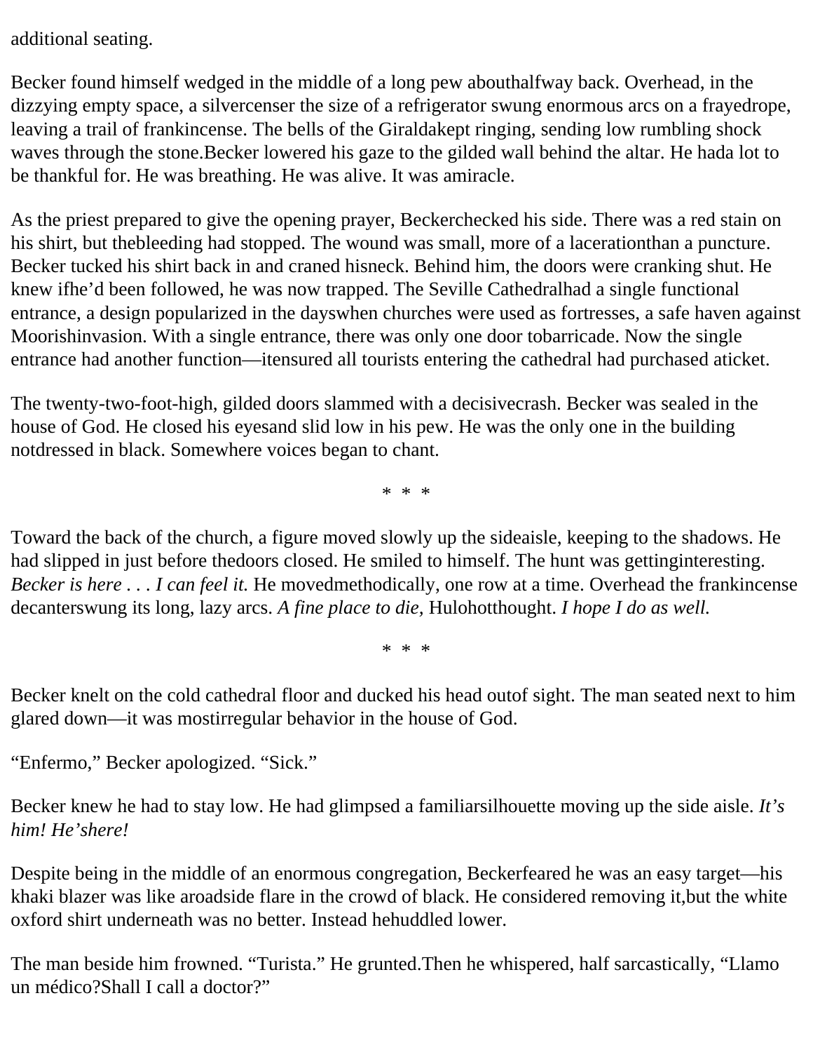additional seating.

Becker found himself wedged in the middle of a long pew abouthalfway back. Overhead, in the dizzying empty space, a silvercenser the size of a refrigerator swung enormous arcs on a frayedrope, leaving a trail of frankincense. The bells of the Giraldakept ringing, sending low rumbling shock waves through the stone.Becker lowered his gaze to the gilded wall behind the altar. He hada lot to be thankful for. He was breathing. He was alive. It was amiracle.

As the priest prepared to give the opening prayer, Beckerchecked his side. There was a red stain on his shirt, but thebleeding had stopped. The wound was small, more of a lacerationthan a puncture. Becker tucked his shirt back in and craned hisneck. Behind him, the doors were cranking shut. He knew ifhe'd been followed, he was now trapped. The Seville Cathedralhad a single functional entrance, a design popularized in the dayswhen churches were used as fortresses, a safe haven against Moorishinvasion. With a single entrance, there was only one door tobarricade. Now the single entrance had another function—itensured all tourists entering the cathedral had purchased aticket.

The twenty-two-foot-high, gilded doors slammed with a decisivecrash. Becker was sealed in the house of God. He closed his eyesand slid low in his pew. He was the only one in the building notdressed in black. Somewhere voices began to chant.

\* \* \*

Toward the back of the church, a figure moved slowly up the sideaisle, keeping to the shadows. He had slipped in just before thedoors closed. He smiled to himself. The hunt was gettinginteresting. *Becker is here . . . I can feel it.* He movedmethodically, one row at a time. Overhead the frankincense decanterswung its long, lazy arcs. *A fine place to die,* Hulohotthought. *I hope I do as well.*

\* \* \*

Becker knelt on the cold cathedral floor and ducked his head outof sight. The man seated next to him glared down—it was mostirregular behavior in the house of God.

"Enfermo," Becker apologized. "Sick."

Becker knew he had to stay low. He had glimpsed a familiarsilhouette moving up the side aisle. *It's him! He'shere!*

Despite being in the middle of an enormous congregation, Beckerfeared he was an easy target—his khaki blazer was like aroadside flare in the crowd of black. He considered removing it,but the white oxford shirt underneath was no better. Instead hehuddled lower.

The man beside him frowned. "Turista." He grunted.Then he whispered, half sarcastically, "Llamo un médico?Shall I call a doctor?"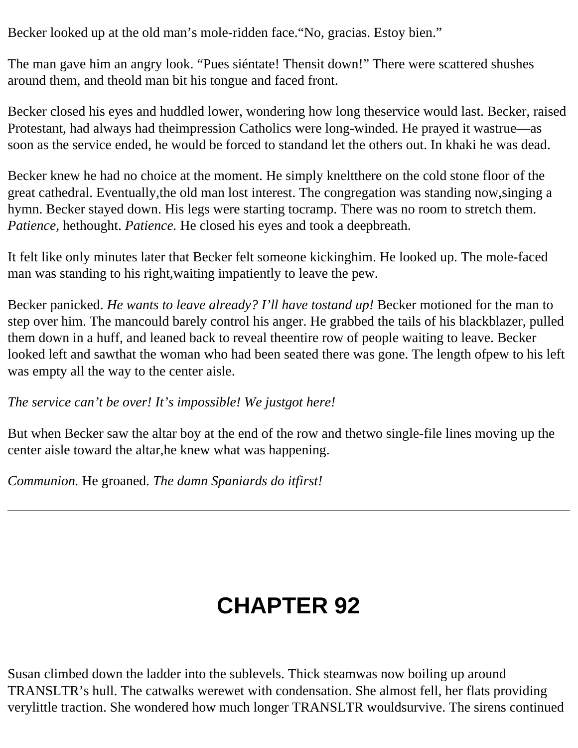Becker looked up at the old man’s mole-ridden face.“No, gracias. Estoy bien.”

The man gave him an angry look. “Pues siéntate! Thensit down!” There were scattered shushes around them, and theold man bit his tongue and faced front.

Becker closed his eyes and huddled lower, wondering how long theservice would last. Becker, raised Protestant, had always had theimpression Catholics were long-winded. He prayed it wastrue—as soon as the service ended, he would be forced to standand let the others out. In khaki he was dead.

Becker knew he had no choice at the moment. He simply kneltthere on the cold stone floor of the great cathedral. Eventually,the old man lost interest. The congregation was standing now,singing a hymn. Becker stayed down. His legs were starting tocramp. There was no room to stretch them. *Patience,* hethought. *Patience.* He closed his eyes and took a deepbreath.

It felt like only minutes later that Becker felt someone kickinghim. He looked up. The mole-faced man was standing to his right,waiting impatiently to leave the pew.

Becker panicked. *He wants to leave already? I’ll have tostand up!* Becker motioned for the man to step over him. The mancould barely control his anger. He grabbed the tails of his blackblazer, pulled them down in a huff, and leaned back to reveal theentire row of people waiting to leave. Becker looked left and sawthat the woman who had been seated there was gone. The length ofpew to his left was empty all the way to the center aisle.

*The service can’t be over! It’s impossible! We justgot here!*

But when Becker saw the altar boy at the end of the row and thetwo single-file lines moving up the center aisle toward the altar,he knew what was happening.

*Communion.* He groaned. *The damn Spaniards do itfirst!*

---

# CHAPTER 92

Susan climbed down the ladder into the sublevels. Thick steamwas now boiling up around TRANSLTR’s hull. The catwalks werewet with condensation. She almost fell, her flats providing verylittle traction. She wondered how much longer TRANSLTR wouldsurvive. The sirens continued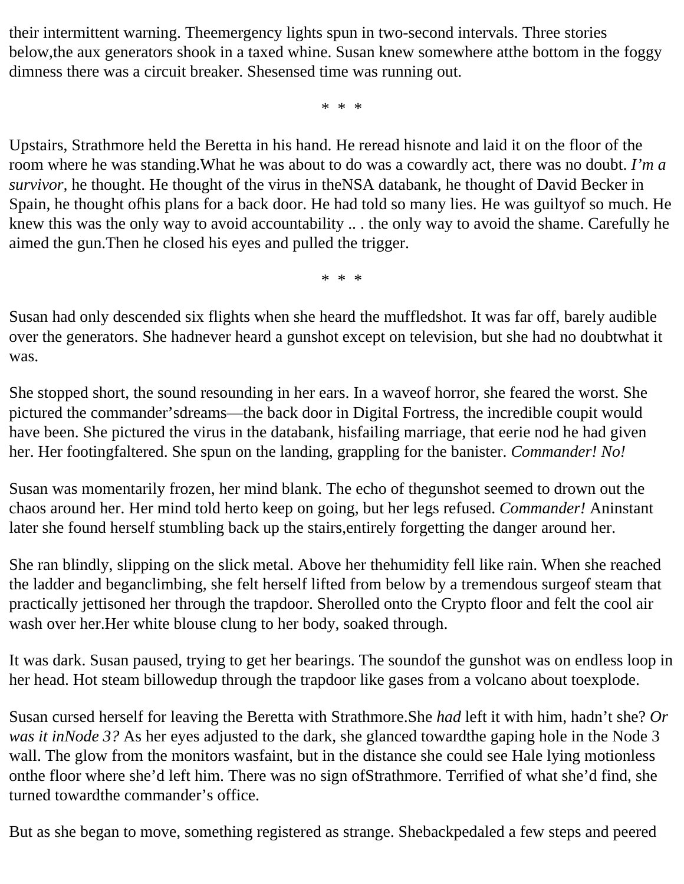their intermittent warning. The emergency lights spun in two-second intervals. Three stories below, the aux generators shook in a taxed whine. Susan knew somewhere at the bottom in the foggy dimness there was a circuit breaker. She sensed time was running out.

\* \* \*

Upstairs, Strathmore held the Beretta in his hand. He reread his note and laid it on the floor of the room where he was standing. What he was about to do was a cowardly act, there was no doubt. *I'm a survivor,* he thought. He thought of the virus in the NSA databank, he thought of David Becker in Spain, he thought of his plans for a back door. He had told so many lies. He was guilty of so much. He knew this was the only way to avoid accountability .. . the only way to avoid the shame. Carefully he aimed the gun. Then he closed his eyes and pulled the trigger.

\* \* \*

Susan had only descended six flights when she heard the muffled shot. It was far off, barely audible over the generators. She had never heard a gunshot except on television, but she had no doubt what it was.

She stopped short, the sound resounding in her ears. In a wave of horror, she feared the worst. She pictured the commander's dreams—the back door in Digital Fortress, the incredible coup it would have been. She pictured the virus in the databank, his failing marriage, that eerie nod he had given her. Her footing faltered. She spun on the landing, grappling for the banister. *Commander! No!*

Susan was momentarily frozen, her mind blank. The echo of the gunshot seemed to drown out the chaos around her. Her mind told her to keep on going, but her legs refused. *Commander!* An instant later she found herself stumbling back up the stairs, entirely forgetting the danger around her.

She ran blindly, slipping on the slick metal. Above her the humidity fell like rain. When she reached the ladder and began climbing, she felt herself lifted from below by a tremendous surge of steam that practically jettisoned her through the trapdoor. She rolled onto the Crypto floor and felt the cool air wash over her. Her white blouse clung to her body, soaked through.

It was dark. Susan paused, trying to get her bearings. The sound of the gunshot was on endless loop in her head. Hot steam billowed up through the trapdoor like gases from a volcano about to explode.

Susan cursed herself for leaving the Beretta with Strathmore. She *had* left it with him, hadn't she? *Or was it in Node 3?* As her eyes adjusted to the dark, she glanced toward the gaping hole in the Node 3 wall. The glow from the monitors was faint, but in the distance she could see Hale lying motionless on the floor where she'd left him. There was no sign of Strathmore. Terrified of what she'd find, she turned toward the commander's office.

But as she began to move, something registered as strange. She backpedaled a few steps and peered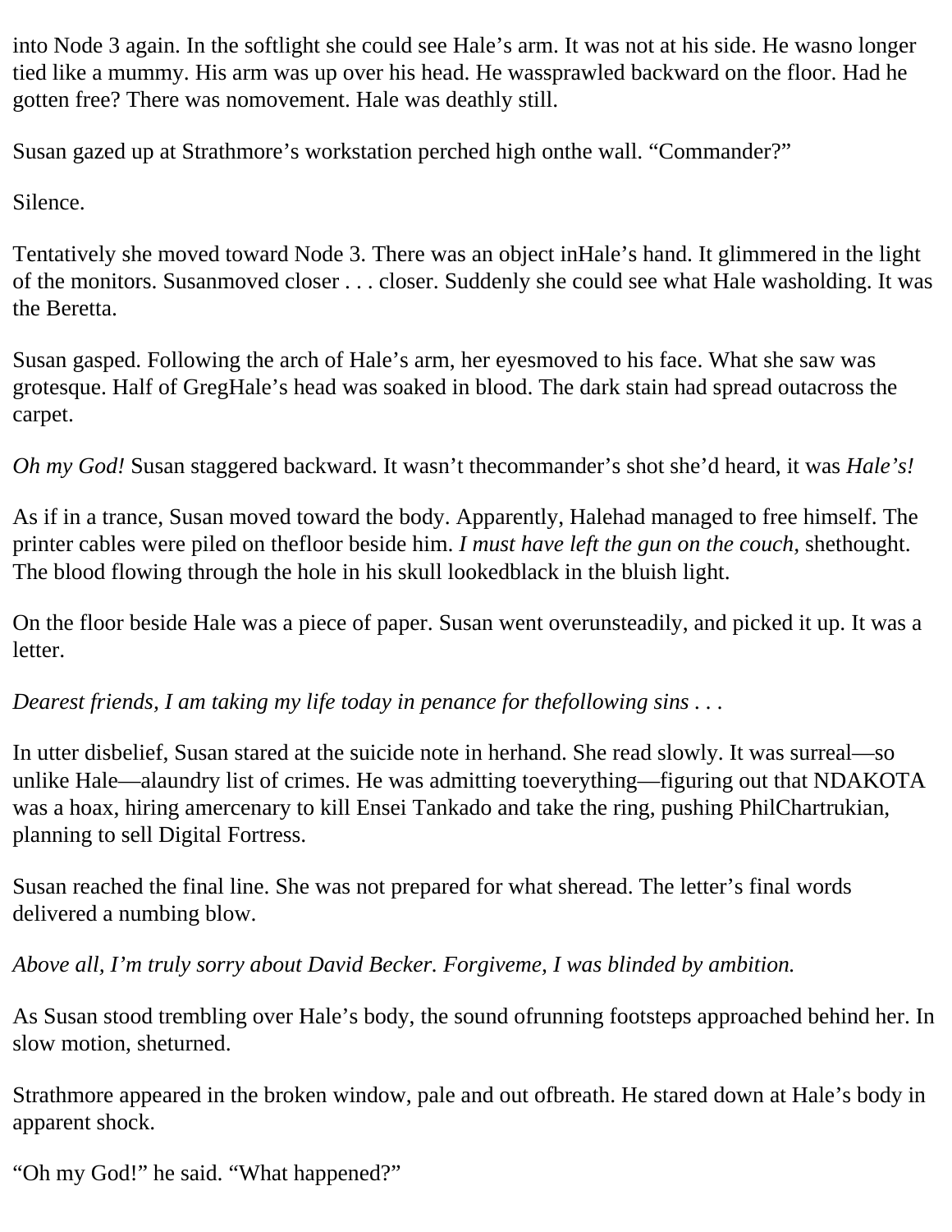into Node 3 again. In the softlight she could see Hale's arm. It was not at his side. He wasno longer tied like a mummy. His arm was up over his head. He wassprawled backward on the floor. Had he gotten free? There was nomovement. Hale was deathly still.

Susan gazed up at Strathmore's workstation perched high onthe wall. "Commander?"

Silence.

Tentatively she moved toward Node 3. There was an object inHale's hand. It glimmered in the light of the monitors. Susanmoved closer . . . closer. Suddenly she could see what Hale washolding. It was the Beretta.

Susan gasped. Following the arch of Hale's arm, her eyesmoved to his face. What she saw was grotesque. Half of GregHale's head was soaked in blood. The dark stain had spread outacross the carpet.

*Oh my God!* Susan staggered backward. It wasn't thecommander's shot she'd heard, it was *Hale's!*

As if in a trance, Susan moved toward the body. Apparently, Halehad managed to free himself. The printer cables were piled on thefloor beside him. *I must have left the gun on the couch,* shethought. The blood flowing through the hole in his skull lookedblack in the bluish light.

On the floor beside Hale was a piece of paper. Susan went overunsteadily, and picked it up. It was a letter.

*Dearest friends, I am taking my life today in penance for thefollowing sins . . .*

In utter disbelief, Susan stared at the suicide note in herhand. She read slowly. It was surreal—so unlike Hale—alaundry list of crimes. He was admitting toeverything—figuring out that NDAKOTA was a hoax, hiring amercenary to kill Ensei Tankado and take the ring, pushing PhilChartrukian, planning to sell Digital Fortress.

Susan reached the final line. She was not prepared for what sheread. The letter's final words delivered a numbing blow.

*Above all, I'm truly sorry about David Becker. Forgiveme, I was blinded by ambition.*

As Susan stood trembling over Hale's body, the sound ofrunning footsteps approached behind her. In slow motion, sheturned.

Strathmore appeared in the broken window, pale and out ofbreath. He stared down at Hale's body in apparent shock.

"Oh my God!" he said. "What happened?"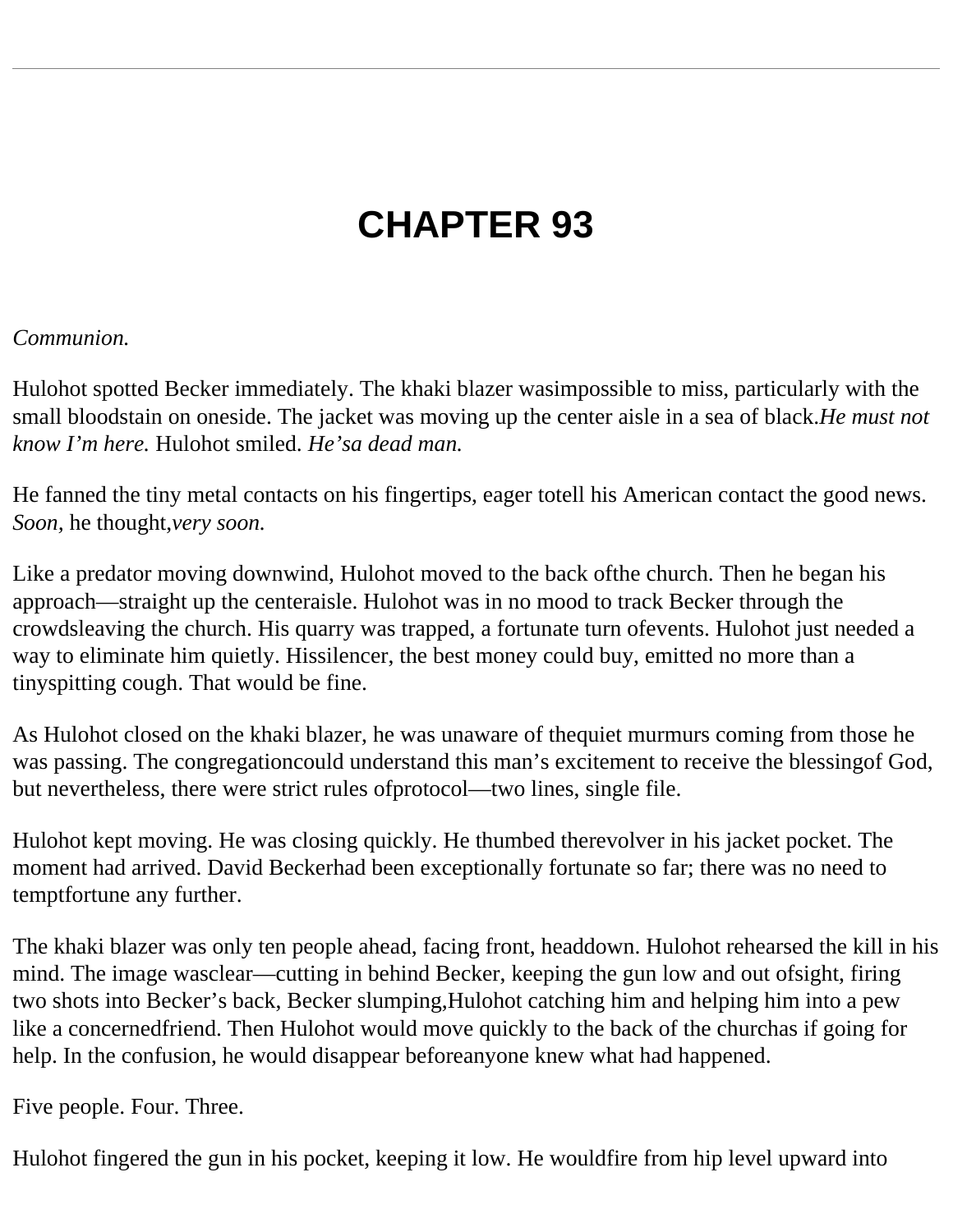# CHAPTER 93

*Communion.*

Hulohot spotted Becker immediately. The khaki blazer wasimpossible to miss, particularly with the small bloodstain on oneside. The jacket was moving up the center aisle in a sea of black.*He must not know I'm here.* Hulohot smiled. *He'sa dead man.*

He fanned the tiny metal contacts on his fingertips, eager totell his American contact the good news. *Soon,* he thought,*very soon.*

Like a predator moving downwind, Hulohot moved to the back ofthe church. Then he began his approach—straight up the centeraisle. Hulohot was in no mood to track Becker through the crowdsleaving the church. His quarry was trapped, a fortunate turn ofevents. Hulohot just needed a way to eliminate him quietly. Hissilencer, the best money could buy, emitted no more than a tinyspitting cough. That would be fine.

As Hulohot closed on the khaki blazer, he was unaware of thequiet murmurs coming from those he was passing. The congregationcould understand this man's excitement to receive the blessingof God, but nevertheless, there were strict rules ofprotocol—two lines, single file.

Hulohot kept moving. He was closing quickly. He thumbed therevolver in his jacket pocket. The moment had arrived. David Beckerhad been exceptionally fortunate so far; there was no need to temptfortune any further.

The khaki blazer was only ten people ahead, facing front, headdown. Hulohot rehearsed the kill in his mind. The image wasclear—cutting in behind Becker, keeping the gun low and out ofsight, firing two shots into Becker's back, Becker slumping,Hulohot catching him and helping him into a pew like a concernedfriend. Then Hulohot would move quickly to the back of the churchas if going for help. In the confusion, he would disappear beforeanyone knew what had happened.

Five people. Four. Three.

Hulohot fingered the gun in his pocket, keeping it low. He wouldfire from hip level upward into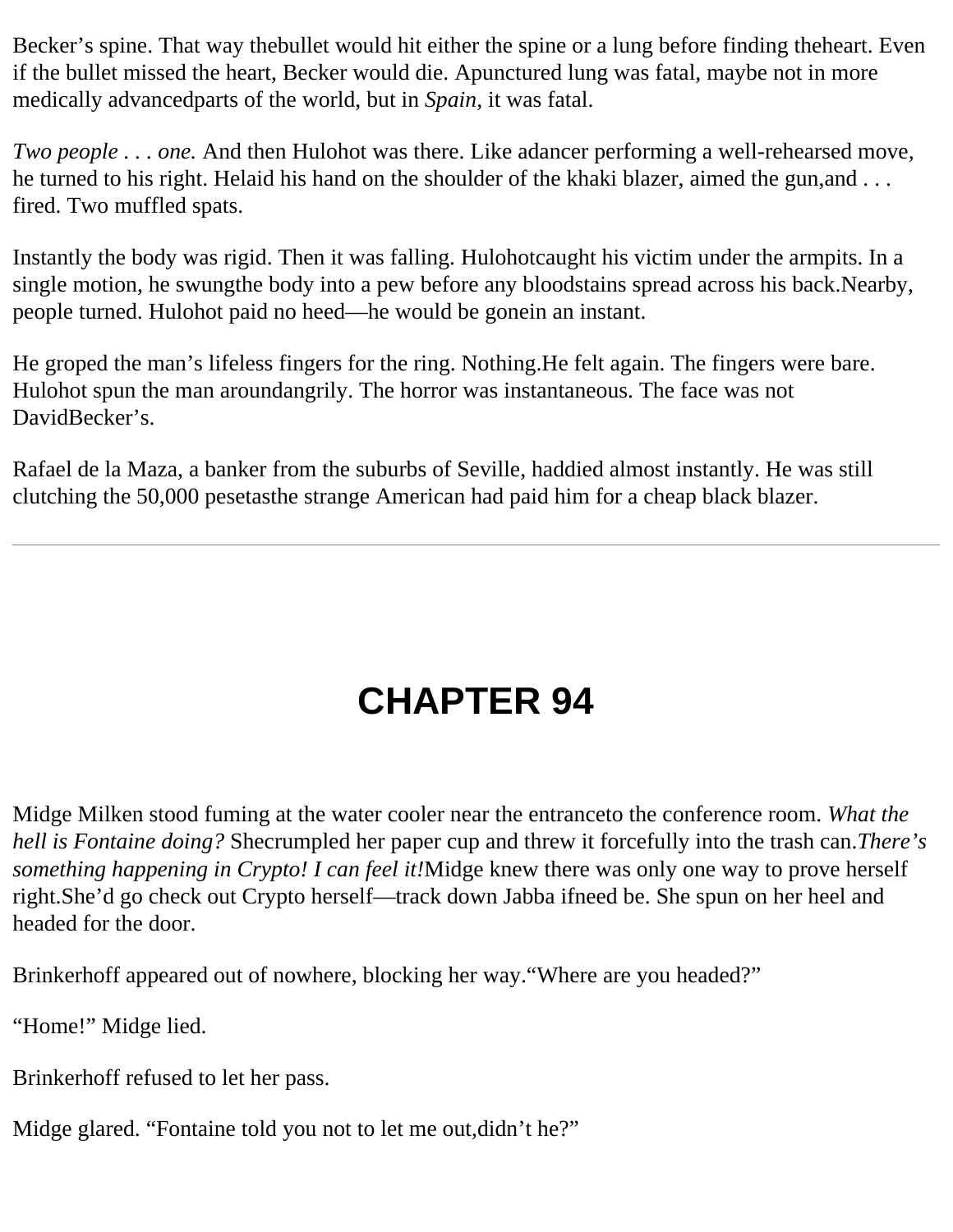Becker's spine. That way the bullet would hit either the spine or a lung before finding the heart. Even if the bullet missed the heart, Becker would die. A punctured lung was fatal, maybe not in more medically advanced parts of the world, but in *Spain,* it was fatal.

*Two people . . . one.* And then Hulohot was there. Like a dancer performing a well-rehearsed move, he turned to his right. He laid his hand on the shoulder of the khaki blazer, aimed the gun, and . . . fired. Two muffled spats.

Instantly the body was rigid. Then it was falling. Hulohot caught his victim under the armpits. In a single motion, he swung the body into a pew before any bloodstains spread across his back. Nearby, people turned. Hulohot paid no heed—he would be gone in an instant.

He groped the man's lifeless fingers for the ring. Nothing. He felt again. The fingers were bare. Hulohot spun the man around angrily. The horror was instantaneous. The face was not David Becker's.

Rafael de la Maza, a banker from the suburbs of Seville, had died almost instantly. He was still clutching the 50,000 pesetas the strange American had paid him for a cheap black blazer.

---

# CHAPTER 94

Midge Milken stood fuming at the water cooler near the entrance to the conference room. *What the hell is Fontaine doing?* She crumpled her paper cup and threw it forcefully into the trash can. *There's something happening in Crypto! I can feel it!* Midge knew there was only one way to prove herself right. She'd go check out Crypto herself—track down Jabba if need be. She spun on her heel and headed for the door.

Brinkerhoff appeared out of nowhere, blocking her way. "Where are you headed?"

"Home!" Midge lied.

Brinkerhoff refused to let her pass.

Midge glared. "Fontaine told you not to let me out, didn't he?"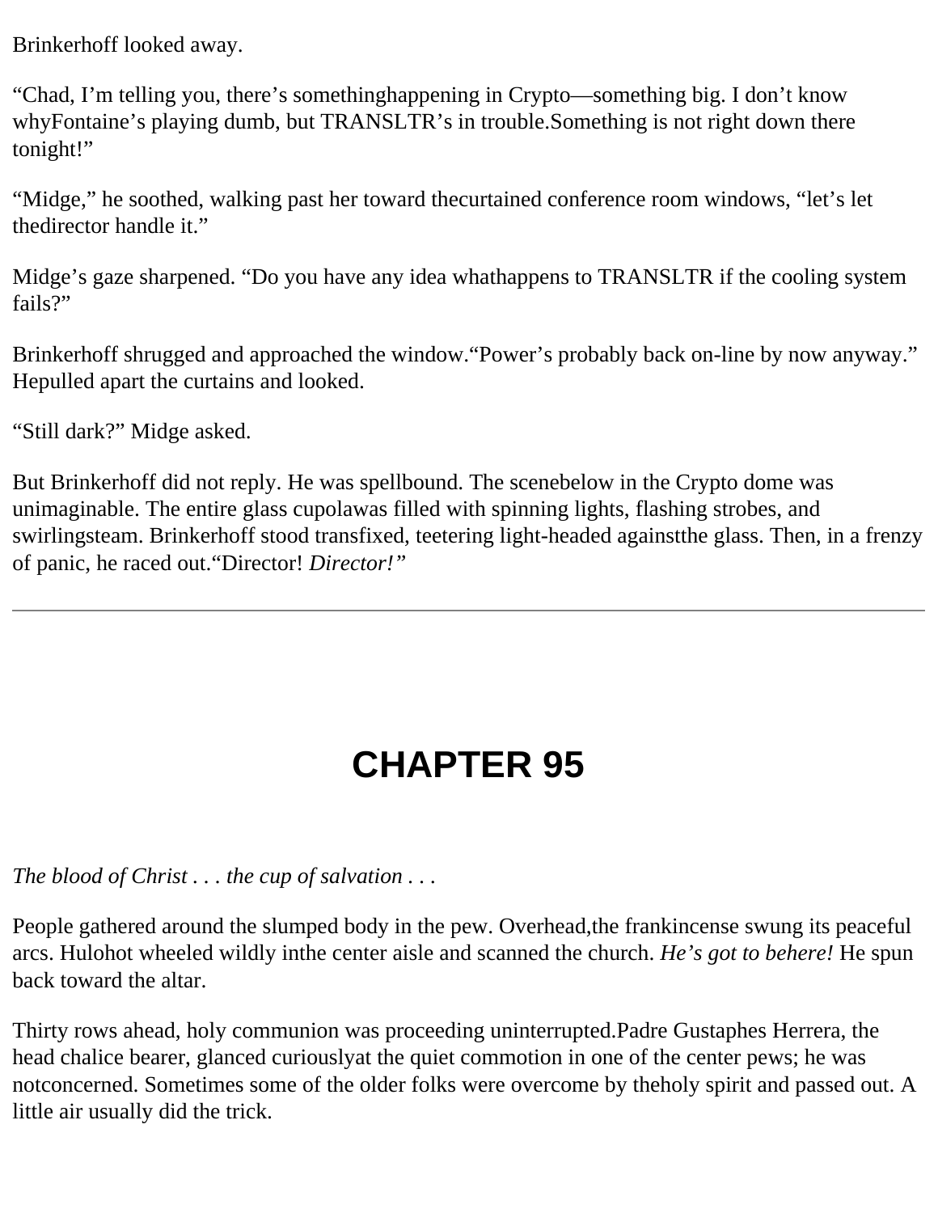Brinkerhoff looked away.

“Chad, I’m telling you, there’s somethinghappening in Crypto—something big. I don’t know whyFontaine’s playing dumb, but TRANSLTR’s in trouble.Something is not right down there tonight!”

“Midge,” he soothed, walking past her toward thecurtained conference room windows, “let’s let thedirector handle it.”

Midge’s gaze sharpened. “Do you have any idea whathappens to TRANSLTR if the cooling system fails?”

Brinkerhoff shrugged and approached the window.“Power’s probably back on-line by now anyway.” Hepulled apart the curtains and looked.

“Still dark?” Midge asked.

But Brinkerhoff did not reply. He was spellbound. The scenebelow in the Crypto dome was unimaginable. The entire glass cupolawas filled with spinning lights, flashing strobes, and swirlingsteam. Brinkerhoff stood transfixed, teetering light-headed againstthe glass. Then, in a frenzy of panic, he raced out.“Director! *Director!”*

---

# CHAPTER 95

*The blood of Christ . . . the cup of salvation . . .*

People gathered around the slumped body in the pew. Overhead,the frankincense swung its peaceful arcs. Hulohot wheeled wildly inthe center aisle and scanned the church. *He’s got to behere!* He spun back toward the altar.

Thirty rows ahead, holy communion was proceeding uninterrupted.Padre Gustaphes Herrera, the head chalice bearer, glanced curiouslyat the quiet commotion in one of the center pews; he was notconcerned. Sometimes some of the older folks were overcome by theholy spirit and passed out. A little air usually did the trick.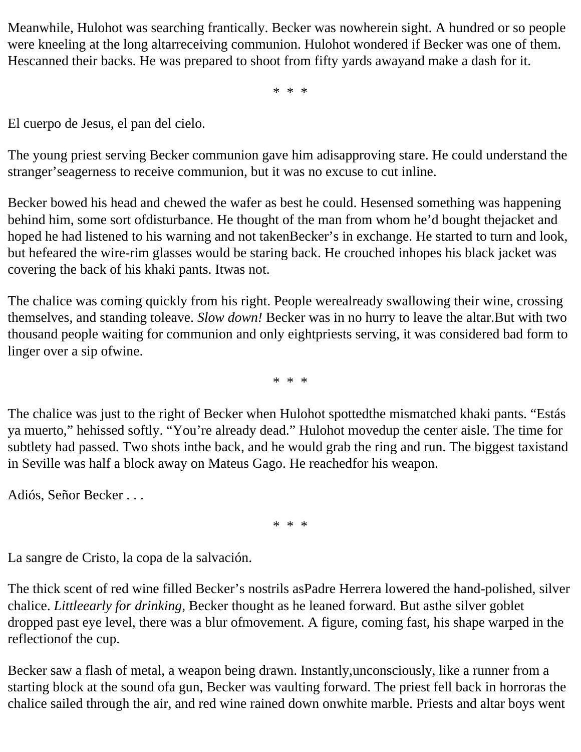Meanwhile, Hulohot was searching frantically. Becker was nowherein sight. A hundred or so people were kneeling at the long altarreceiving communion. Hulohot wondered if Becker was one of them. Hescanned their backs. He was prepared to shoot from fifty yards awayand make a dash for it.

* * *

El cuerpo de Jesus, el pan del cielo.

The young priest serving Becker communion gave him adisapproving stare. He could understand the stranger'seagerness to receive communion, but it was no excuse to cut inline.

Becker bowed his head and chewed the wafer as best he could. Hesensed something was happening behind him, some sort ofdisturbance. He thought of the man from whom he'd bought thejacket and hoped he had listened to his warning and not takenBecker's in exchange. He started to turn and look, but hefeared the wire-rim glasses would be staring back. He crouched inhopes his black jacket was covering the back of his khaki pants. Itwas not.

The chalice was coming quickly from his right. People werealready swallowing their wine, crossing themselves, and standing toleave. *Slow down!* Becker was in no hurry to leave the altar.But with two thousand people waiting for communion and only eightpriests serving, it was considered bad form to linger over a sip ofwine.

* * *

The chalice was just to the right of Becker when Hulohot spottedthe mismatched khaki pants. "Estás ya muerto," hehissed softly. "You're already dead." Hulohot movedup the center aisle. The time for subtlety had passed. Two shots inthe back, and he would grab the ring and run. The biggest taxistand in Seville was half a block away on Mateus Gago. He reachedfor his weapon.

Adiós, Señor Becker . . .

* * *

La sangre de Cristo, la copa de la salvación.

The thick scent of red wine filled Becker's nostrils asPadre Herrera lowered the hand-polished, silver chalice. *Littleearly for drinking,* Becker thought as he leaned forward. But asthe silver goblet dropped past eye level, there was a blur ofmovement. A figure, coming fast, his shape warped in the reflectionof the cup.

Becker saw a flash of metal, a weapon being drawn. Instantly,unconsciously, like a runner from a starting block at the sound ofa gun, Becker was vaulting forward. The priest fell back in horroras the chalice sailed through the air, and red wine rained down onwhite marble. Priests and altar boys went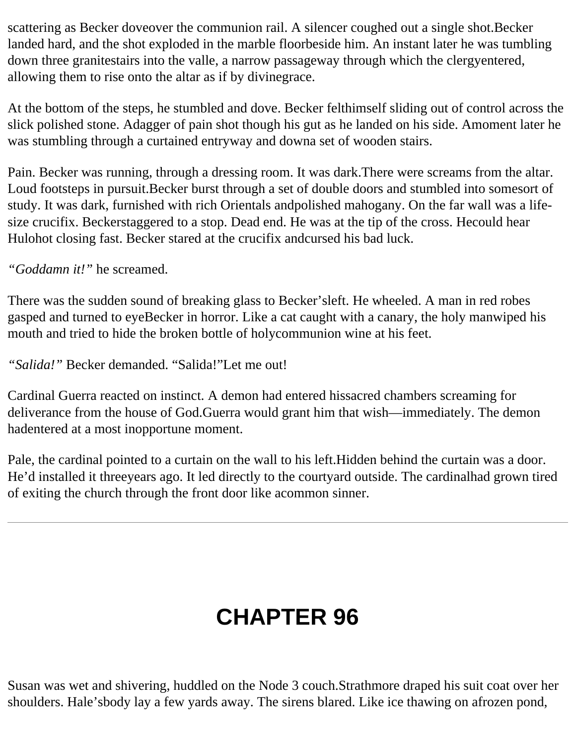scattering as Becker doveover the communion rail. A silencer coughed out a single shot.Becker landed hard, and the shot exploded in the marble floorbeside him. An instant later he was tumbling down three granitestairs into the valle, a narrow passageway through which the clergyentered, allowing them to rise onto the altar as if by divinegrace.

At the bottom of the steps, he stumbled and dove. Becker felthimself sliding out of control across the slick polished stone. Adagger of pain shot though his gut as he landed on his side. Amoment later he was stumbling through a curtained entryway and downa set of wooden stairs.

Pain. Becker was running, through a dressing room. It was dark.There were screams from the altar. Loud footsteps in pursuit.Becker burst through a set of double doors and stumbled into somesort of study. It was dark, furnished with rich Orientals andpolished mahogany. On the far wall was a life-size crucifix. Beckerstaggered to a stop. Dead end. He was at the tip of the cross. Hecould hear Hulohot closing fast. Becker stared at the crucifix andcursed his bad luck.

*"Goddamn it!"* he screamed.

There was the sudden sound of breaking glass to Becker'sleft. He wheeled. A man in red robes gasped and turned to eyeBecker in horror. Like a cat caught with a canary, the holy manwiped his mouth and tried to hide the broken bottle of holycommunion wine at his feet.

*"Salida!"* Becker demanded. "Salida!"Let me out!

Cardinal Guerra reacted on instinct. A demon had entered hissacred chambers screaming for deliverance from the house of God.Guerra would grant him that wish—immediately. The demon hadentered at a most inopportune moment.

Pale, the cardinal pointed to a curtain on the wall to his left.Hidden behind the curtain was a door. He'd installed it threeyears ago. It led directly to the courtyard outside. The cardinalhad grown tired of exiting the church through the front door like acommon sinner.

---

# CHAPTER 96

Susan was wet and shivering, huddled on the Node 3 couch.Strathmore draped his suit coat over her shoulders. Hale'sbody lay a few yards away. The sirens blared. Like ice thawing on afrozen pond,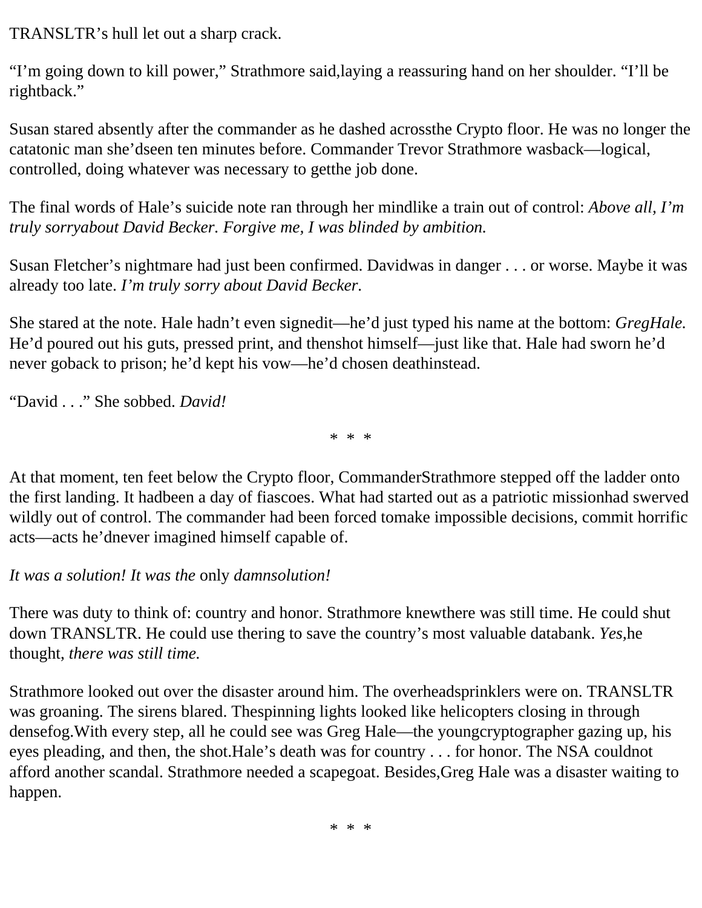TRANSLTR's hull let out a sharp crack.

"I'm going down to kill power," Strathmore said,laying a reassuring hand on her shoulder. "I'll be rightback."

Susan stared absently after the commander as he dashed acrossthe Crypto floor. He was no longer the catatonic man she'dseen ten minutes before. Commander Trevor Strathmore wasback—logical, controlled, doing whatever was necessary to getthe job done.

The final words of Hale's suicide note ran through her mindlike a train out of control: *Above all, I'm truly sorryabout David Becker. Forgive me, I was blinded by ambition.*

Susan Fletcher's nightmare had just been confirmed. Davidwas in danger . . . or worse. Maybe it was already too late. *I'm truly sorry about David Becker.*

She stared at the note. Hale hadn't even signedit—he'd just typed his name at the bottom: *GregHale.* He'd poured out his guts, pressed print, and thenshot himself—just like that. Hale had sworn he'd never goback to prison; he'd kept his vow—he'd chosen deathinstead.

"David . . ." She sobbed. *David!*

\* \* \*

At that moment, ten feet below the Crypto floor, CommanderStrathmore stepped off the ladder onto the first landing. It hadbeen a day of fiascoes. What had started out as a patriotic missionhad swerved wildly out of control. The commander had been forced tomake impossible decisions, commit horrific acts—acts he'dnever imagined himself capable of.

*It was a solution! It was the* only *damnsolution!*

There was duty to think of: country and honor. Strathmore knewthere was still time. He could shut down TRANSLTR. He could use thering to save the country's most valuable databank. *Yes,*he thought, *there was still time.*

Strathmore looked out over the disaster around him. The overheadsprinklers were on. TRANSLTR was groaning. The sirens blared. Thespinning lights looked like helicopters closing in through densefog.With every step, all he could see was Greg Hale—the youngcryptographer gazing up, his eyes pleading, and then, the shot.Hale's death was for country . . . for honor. The NSA couldnot afford another scandal. Strathmore needed a scapegoat. Besides,Greg Hale was a disaster waiting to happen.

\* \* \*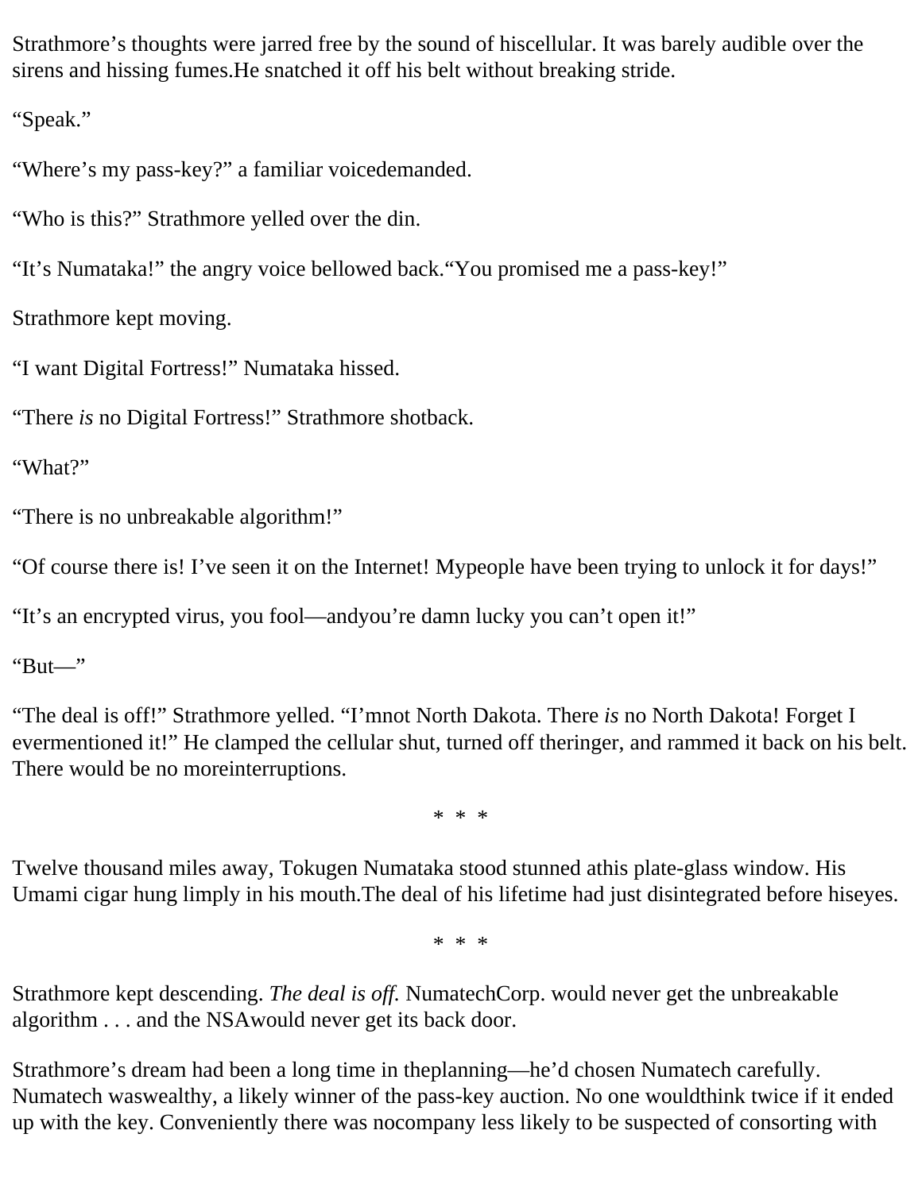Strathmore's thoughts were jarred free by the sound of hiscellular. It was barely audible over the sirens and hissing fumes.He snatched it off his belt without breaking stride.

"Speak."

"Where's my pass-key?" a familiar voicedemanded.

"Who is this?" Strathmore yelled over the din.

"It's Numataka!" the angry voice bellowed back."You promised me a pass-key!"

Strathmore kept moving.

"I want Digital Fortress!" Numataka hissed.

"There *is* no Digital Fortress!" Strathmore shotback.

"What?"

"There is no unbreakable algorithm!"

"Of course there is! I've seen it on the Internet! Mypeople have been trying to unlock it for days!"

"It's an encrypted virus, you fool—andyou're damn lucky you can't open it!"

"But—"

"The deal is off!" Strathmore yelled. "I'mnot North Dakota. There *is* no North Dakota! Forget I evermentioned it!" He clamped the cellular shut, turned off theringer, and rammed it back on his belt. There would be no moreinterruptions.

\* \* \*

Twelve thousand miles away, Tokugen Numataka stood stunned athis plate-glass window. His Umami cigar hung limply in his mouth.The deal of his lifetime had just disintegrated before hiseyes.

\* \* \*

Strathmore kept descending. *The deal is off.* NumatechCorp. would never get the unbreakable algorithm . . . and the NSAwould never get its back door.

Strathmore's dream had been a long time in theplanning—he'd chosen Numatech carefully. Numatech waswealthy, a likely winner of the pass-key auction. No one wouldthink twice if it ended up with the key. Conveniently there was nocompany less likely to be suspected of consorting with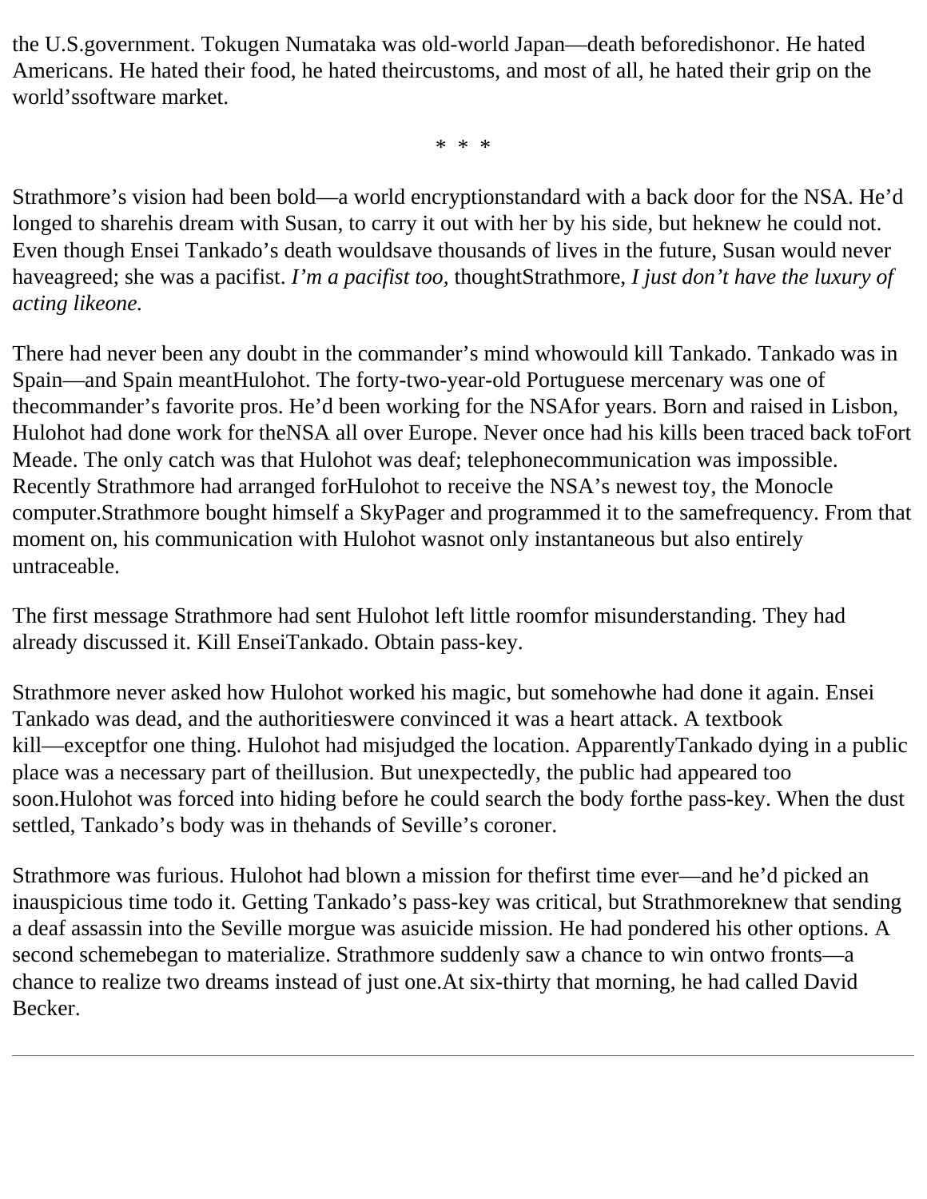the U.S.government. Tokugen Numataka was old-world Japan—death beforedishonor. He hated Americans. He hated their food, he hated theircustoms, and most of all, he hated their grip on the world'ssoftware market.

* * *

Strathmore's vision had been bold—a world encryptionstandard with a back door for the NSA. He'd longed to sharehis dream with Susan, to carry it out with her by his side, but heknew he could not. Even though Ensei Tankado's death wouldsave thousands of lives in the future, Susan would never haveagreed; she was a pacifist. *I'm a pacifist too,* thoughtStrathmore, *I just don't have the luxury of acting likeone.*

There had never been any doubt in the commander's mind whowould kill Tankado. Tankado was in Spain—and Spain meantHulohot. The forty-two-year-old Portuguese mercenary was one of thecommander's favorite pros. He'd been working for the NSAfor years. Born and raised in Lisbon, Hulohot had done work for theNSA all over Europe. Never once had his kills been traced back toFort Meade. The only catch was that Hulohot was deaf; telephonecommunication was impossible. Recently Strathmore had arranged forHulohot to receive the NSA's newest toy, the Monocle computer.Strathmore bought himself a SkyPager and programmed it to the samefrequency. From that moment on, his communication with Hulohot wasnot only instantaneous but also entirely untraceable.

The first message Strathmore had sent Hulohot left little roomfor misunderstanding. They had already discussed it. Kill EnseiTankado. Obtain pass-key.

Strathmore never asked how Hulohot worked his magic, but somehowhe had done it again. Ensei Tankado was dead, and the authoritieswere convinced it was a heart attack. A textbook kill—exceptfor one thing. Hulohot had misjudged the location. ApparentlyTankado dying in a public place was a necessary part of theillusion. But unexpectedly, the public had appeared too soon.Hulohot was forced into hiding before he could search the body forthe pass-key. When the dust settled, Tankado's body was in thehands of Seville's coroner.

Strathmore was furious. Hulohot had blown a mission for thefirst time ever—and he'd picked an inauspicious time todo it. Getting Tankado's pass-key was critical, but Strathmoreknew that sending a deaf assassin into the Seville morgue was asuicide mission. He had pondered his other options. A second schemebegan to materialize. Strathmore suddenly saw a chance to win ontwo fronts—a chance to realize two dreams instead of just one.At six-thirty that morning, he had called David Becker.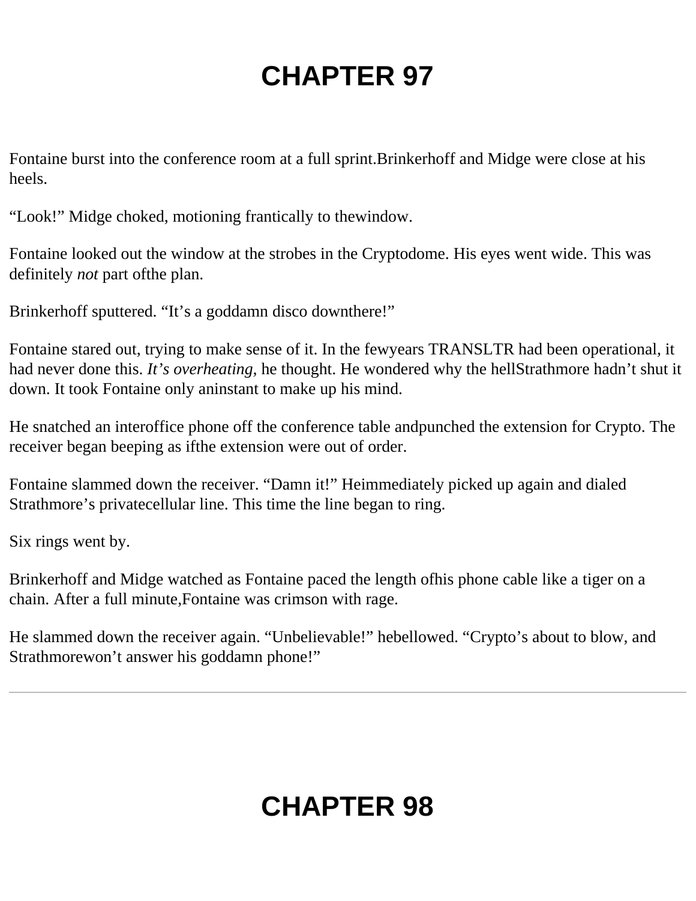# CHAPTER 97

Fontaine burst into the conference room at a full sprint.Brinkerhoff and Midge were close at his heels.

“Look!” Midge choked, motioning frantically to thewindow.

Fontaine looked out the window at the strobes in the Cryptodome. His eyes went wide. This was definitely *not* part ofthe plan.

Brinkerhoff sputtered. “It’s a goddamn disco downthere!”

Fontaine stared out, trying to make sense of it. In the fewyears TRANSLTR had been operational, it had never done this. *It’s overheating,* he thought. He wondered why the hellStrathmore hadn’t shut it down. It took Fontaine only aninstant to make up his mind.

He snatched an interoffice phone off the conference table andpunched the extension for Crypto. The receiver began beeping as ifthe extension were out of order.

Fontaine slammed down the receiver. “Damn it!” Heimmediately picked up again and dialed Strathmore’s privatecellular line. This time the line began to ring.

Six rings went by.

Brinkerhoff and Midge watched as Fontaine paced the length ofhis phone cable like a tiger on a chain. After a full minute,Fontaine was crimson with rage.

He slammed down the receiver again. “Unbelievable!” hebellowed. “Crypto’s about to blow, and Strathmorewon’t answer his goddamn phone!”

---

# CHAPTER 98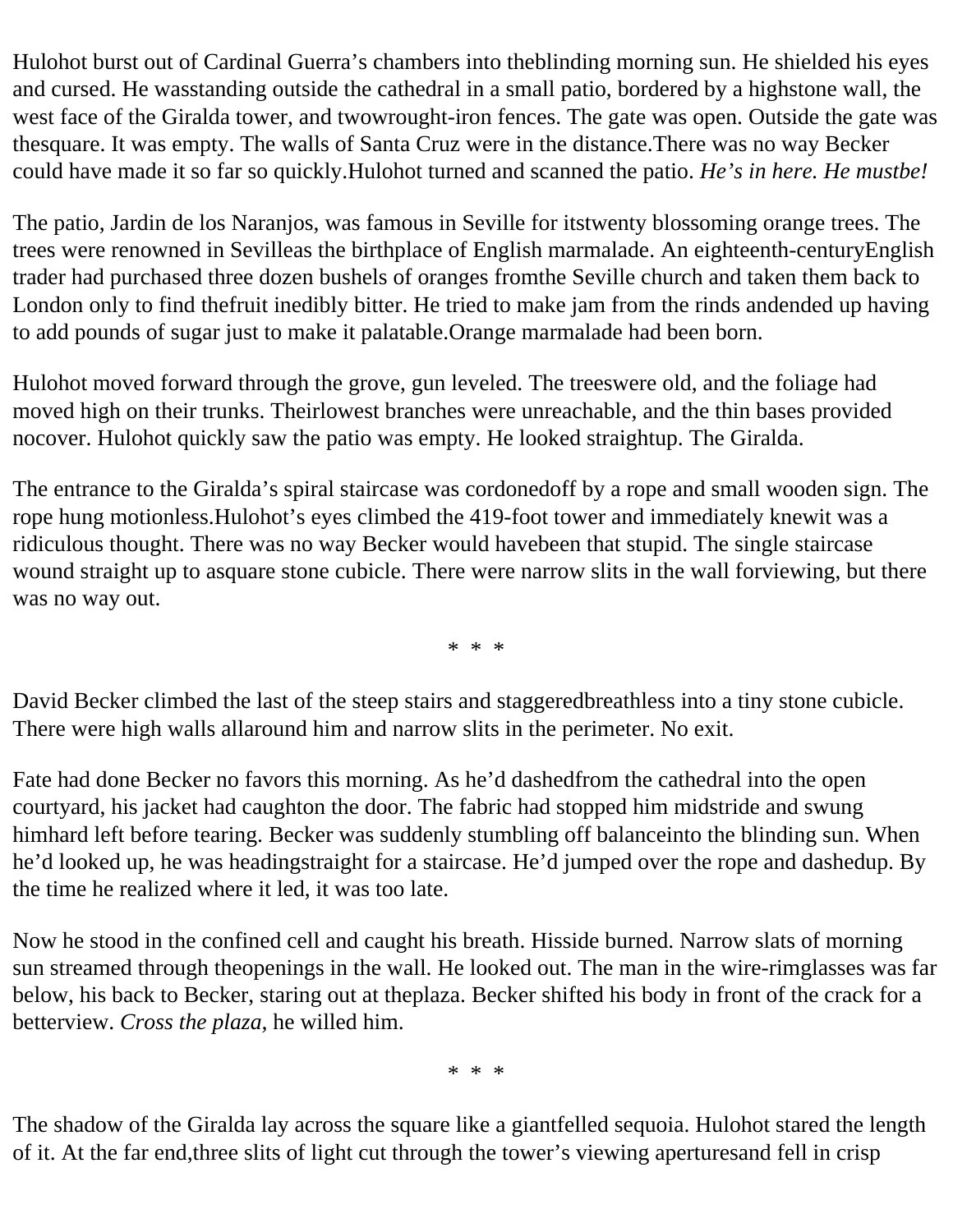Hulohot burst out of Cardinal Guerra's chambers into theblinding morning sun. He shielded his eyes and cursed. He wasstanding outside the cathedral in a small patio, bordered by a highstone wall, the west face of the Giralda tower, and twowrought-iron fences. The gate was open. Outside the gate was thesquare. It was empty. The walls of Santa Cruz were in the distance.There was no way Becker could have made it so far so quickly.Hulohot turned and scanned the patio. *He's in here. He mustbe!*

The patio, Jardin de los Naranjos, was famous in Seville for itstwenty blossoming orange trees. The trees were renowned in Sevilleas the birthplace of English marmalade. An eighteenth-centuryEnglish trader had purchased three dozen bushels of oranges fromthe Seville church and taken them back to London only to find thefruit inedibly bitter. He tried to make jam from the rinds andended up having to add pounds of sugar just to make it palatable.Orange marmalade had been born.

Hulohot moved forward through the grove, gun leveled. The treeswere old, and the foliage had moved high on their trunks. Theirlowest branches were unreachable, and the thin bases provided nocover. Hulohot quickly saw the patio was empty. He looked straightup. The Giralda.

The entrance to the Giralda's spiral staircase was cordonedoff by a rope and small wooden sign. The rope hung motionless.Hulohot's eyes climbed the 419-foot tower and immediately knewit was a ridiculous thought. There was no way Becker would havebeen that stupid. The single staircase wound straight up to asquare stone cubicle. There were narrow slits in the wall forviewing, but there was no way out.

\* \* \*

David Becker climbed the last of the steep stairs and staggeredbreathless into a tiny stone cubicle. There were high walls allaround him and narrow slits in the perimeter. No exit.

Fate had done Becker no favors this morning. As he'd dashedfrom the cathedral into the open courtyard, his jacket had caughton the door. The fabric had stopped him midstride and swung himhard left before tearing. Becker was suddenly stumbling off balanceinto the blinding sun. When he'd looked up, he was headingstraight for a staircase. He'd jumped over the rope and dashedup. By the time he realized where it led, it was too late.

Now he stood in the confined cell and caught his breath. Hisside burned. Narrow slats of morning sun streamed through theopenings in the wall. He looked out. The man in the wire-rimglasses was far below, his back to Becker, staring out at theplaza. Becker shifted his body in front of the crack for a betterview. *Cross the plaza,* he willed him.

\* \* \*

The shadow of the Giralda lay across the square like a giantfelled sequoia. Hulohot stared the length of it. At the far end,three slits of light cut through the tower's viewing aperturesand fell in crisp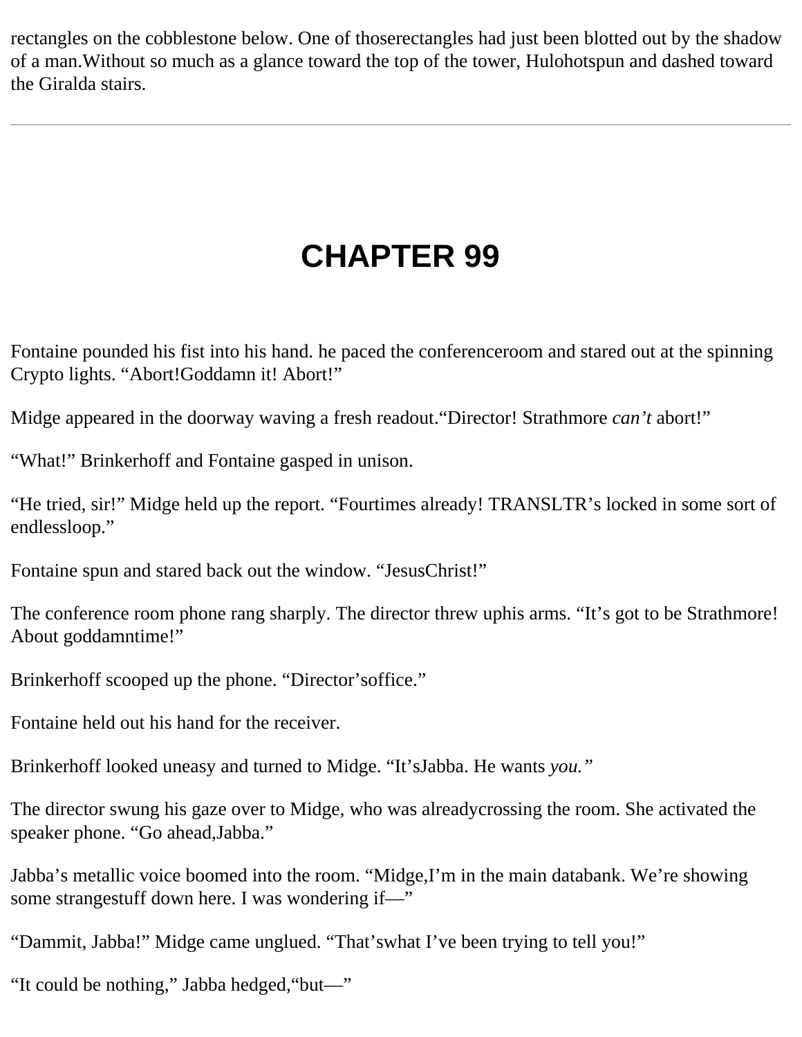rectangles on the cobblestone below. One of thoserectangles had just been blotted out by the shadow of a man.Without so much as a glance toward the top of the tower, Hulohotspun and dashed toward the Giralda stairs.

---

# CHAPTER 99

Fontaine pounded his fist into his hand. he paced the conferenceroom and stared out at the spinning Crypto lights. “Abort!Goddamn it! Abort!”

Midge appeared in the doorway waving a fresh readout.“Director! Strathmore *can’t* abort!”

“What!” Brinkerhoff and Fontaine gasped in unison.

“He tried, sir!” Midge held up the report. “Fourtimes already! TRANSLTR’s locked in some sort of endlessloop.”

Fontaine spun and stared back out the window. “JesusChrist!”

The conference room phone rang sharply. The director threw uphis arms. “It’s got to be Strathmore! About goddamntime!”

Brinkerhoff scooped up the phone. “Director’soffice.”

Fontaine held out his hand for the receiver.

Brinkerhoff looked uneasy and turned to Midge. “It’sJabba. He wants *you.*”

The director swung his gaze over to Midge, who was alreadycrossing the room. She activated the speaker phone. “Go ahead,Jabba.”

Jabba’s metallic voice boomed into the room. “Midge,I’m in the main databank. We’re showing some strangestuff down here. I was wondering if—”

“Dammit, Jabba!” Midge came unglued. “That’swhat I’ve been trying to tell you!”

“It could be nothing,” Jabba hedged,“but—”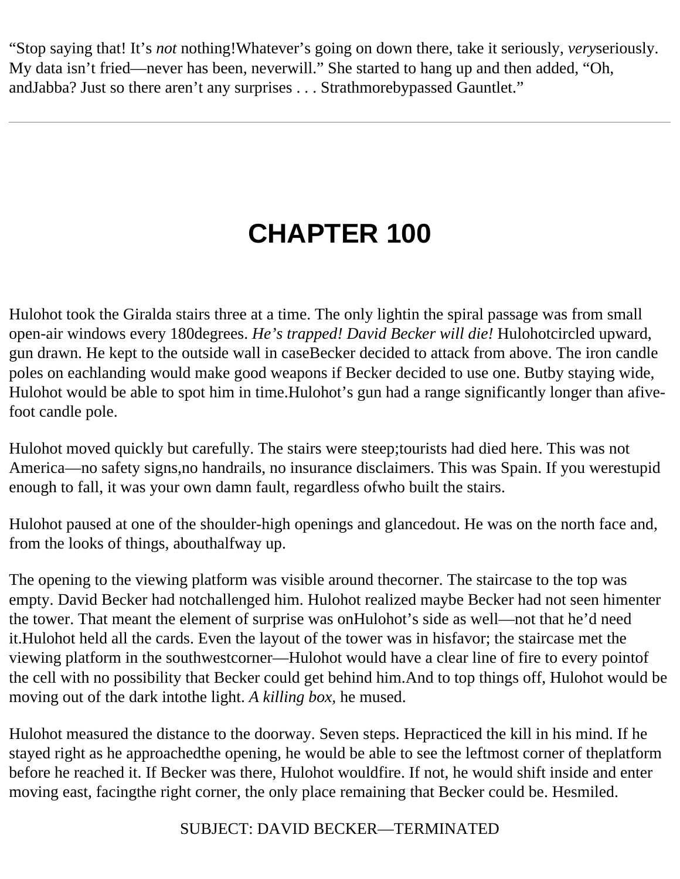"Stop saying that! It's *not* nothing!Whatever's going on down there, take it seriously, *very*seriously. My data isn't fried—never has been, neverwill." She started to hang up and then added, "Oh, andJabba? Just so there aren't any surprises . . . Strathmorebypassed Gauntlet."

---

# CHAPTER 100

Hulohot took the Giralda stairs three at a time. The only lightin the spiral passage was from small open-air windows every 180degrees. *He's trapped! David Becker will die!* Hulohotcircled upward, gun drawn. He kept to the outside wall in caseBecker decided to attack from above. The iron candle poles on eachlanding would make good weapons if Becker decided to use one. Butby staying wide, Hulohot would be able to spot him in time.Hulohot's gun had a range significantly longer than afive-foot candle pole.

Hulohot moved quickly but carefully. The stairs were steep;tourists had died here. This was not America—no safety signs,no handrails, no insurance disclaimers. This was Spain. If you werestupid enough to fall, it was your own damn fault, regardless ofwho built the stairs.

Hulohot paused at one of the shoulder-high openings and glancedout. He was on the north face and, from the looks of things, abouthalfway up.

The opening to the viewing platform was visible around thecorner. The staircase to the top was empty. David Becker had notchallenged him. Hulohot realized maybe Becker had not seen himenter the tower. That meant the element of surprise was onHulohot's side as well—not that he'd need it.Hulohot held all the cards. Even the layout of the tower was in hisfavor; the staircase met the viewing platform in the southwestcorner—Hulohot would have a clear line of fire to every pointof the cell with no possibility that Becker could get behind him.And to top things off, Hulohot would be moving out of the dark intothe light. *A killing box,* he mused.

Hulohot measured the distance to the doorway. Seven steps. Hepracticed the kill in his mind. If he stayed right as he approachedthe opening, he would be able to see the leftmost corner of theplatform before he reached it. If Becker was there, Hulohot wouldfire. If not, he would shift inside and enter moving east, facingthe right corner, the only place remaining that Becker could be. Hesmiled.

SUBJECT: DAVID BECKER—TERMINATED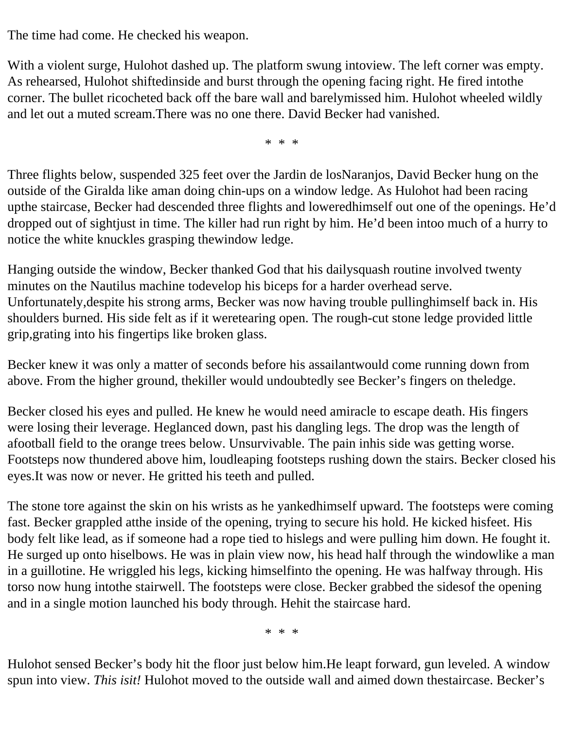The time had come. He checked his weapon.

With a violent surge, Hulohot dashed up. The platform swung intoview. The left corner was empty. As rehearsed, Hulohot shiftedinside and burst through the opening facing right. He fired intothe corner. The bullet ricocheted back off the bare wall and barelymissed him. Hulohot wheeled wildly and let out a muted scream.There was no one there. David Becker had vanished.

* * *

Three flights below, suspended 325 feet over the Jardin de losNaranjos, David Becker hung on the outside of the Giralda like aman doing chin-ups on a window ledge. As Hulohot had been racing upthe staircase, Becker had descended three flights and loweredhimself out one of the openings. He'd dropped out of sightjust in time. The killer had run right by him. He'd been intoo much of a hurry to notice the white knuckles grasping thewindow ledge.

Hanging outside the window, Becker thanked God that his dailysquash routine involved twenty minutes on the Nautilus machine todevelop his biceps for a harder overhead serve. Unfortunately,despite his strong arms, Becker was now having trouble pullinghimself back in. His shoulders burned. His side felt as if it weretearing open. The rough-cut stone ledge provided little grip,grating into his fingertips like broken glass.

Becker knew it was only a matter of seconds before his assailantwould come running down from above. From the higher ground, thekiller would undoubtedly see Becker's fingers on theledge.

Becker closed his eyes and pulled. He knew he would need amiracle to escape death. His fingers were losing their leverage. Heglanced down, past his dangling legs. The drop was the length of afootball field to the orange trees below. Unsurvivable. The pain inhis side was getting worse. Footsteps now thundered above him, loudleaping footsteps rushing down the stairs. Becker closed his eyes.It was now or never. He gritted his teeth and pulled.

The stone tore against the skin on his wrists as he yankedhimself upward. The footsteps were coming fast. Becker grappled atthe inside of the opening, trying to secure his hold. He kicked hisfeet. His body felt like lead, as if someone had a rope tied to hislegs and were pulling him down. He fought it. He surged up onto hiselbows. He was in plain view now, his head half through the windowlike a man in a guillotine. He wriggled his legs, kicking himselfinto the opening. He was halfway through. His torso now hung intothe stairwell. The footsteps were close. Becker grabbed the sidesof the opening and in a single motion launched his body through. Hehit the staircase hard.

* * *

Hulohot sensed Becker's body hit the floor just below him.He leapt forward, gun leveled. A window spun into view. *This isit!* Hulohot moved to the outside wall and aimed down thestaircase. Becker's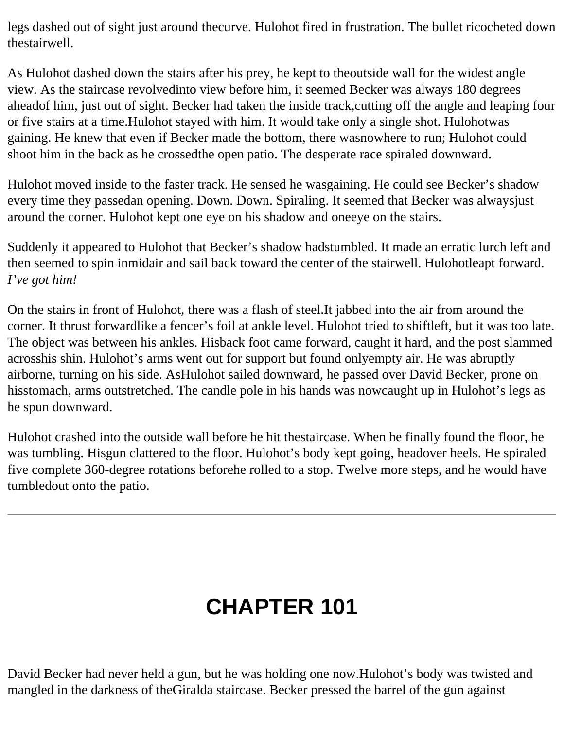legs dashed out of sight just around the curve. Hulohot fired in frustration. The bullet ricocheted down the stairwell.

As Hulohot dashed down the stairs after his prey, he kept to the outside wall for the widest angle view. As the staircase revolved into view before him, it seemed Becker was always 180 degrees ahead of him, just out of sight. Becker had taken the inside track, cutting off the angle and leaping four or five stairs at a time. Hulohot stayed with him. It would take only a single shot. Hulohot was gaining. He knew that even if Becker made the bottom, there was nowhere to run; Hulohot could shoot him in the back as he crossed the open patio. The desperate race spiraled downward.

Hulohot moved inside to the faster track. He sensed he was gaining. He could see Becker's shadow every time they passed an opening. Down. Down. Spiraling. It seemed that Becker was always just around the corner. Hulohot kept one eye on his shadow and one eye on the stairs.

Suddenly it appeared to Hulohot that Becker's shadow had stumbled. It made an erratic lurch left and then seemed to spin in midair and sail back toward the center of the stairwell. Hulohot leapt forward. *I've got him!*

On the stairs in front of Hulohot, there was a flash of steel. It jabbed into the air from around the corner. It thrust forward like a fencer's foil at ankle level. Hulohot tried to shift left, but it was too late. The object was between his ankles. His back foot came forward, caught it hard, and the post slammed across his shin. Hulohot's arms went out for support but found only empty air. He was abruptly airborne, turning on his side. As Hulohot sailed downward, he passed over David Becker, prone on his stomach, arms outstretched. The candle pole in his hands was now caught up in Hulohot's legs as he spun downward.

Hulohot crashed into the outside wall before he hit the staircase. When he finally found the floor, he was tumbling. His gun clattered to the floor. Hulohot's body kept going, head over heels. He spiraled five complete 360-degree rotations before he rolled to a stop. Twelve more steps, and he would have tumbled out onto the patio.

---

# CHAPTER 101

David Becker had never held a gun, but he was holding one now. Hulohot's body was twisted and mangled in the darkness of the Giralda staircase. Becker pressed the barrel of the gun against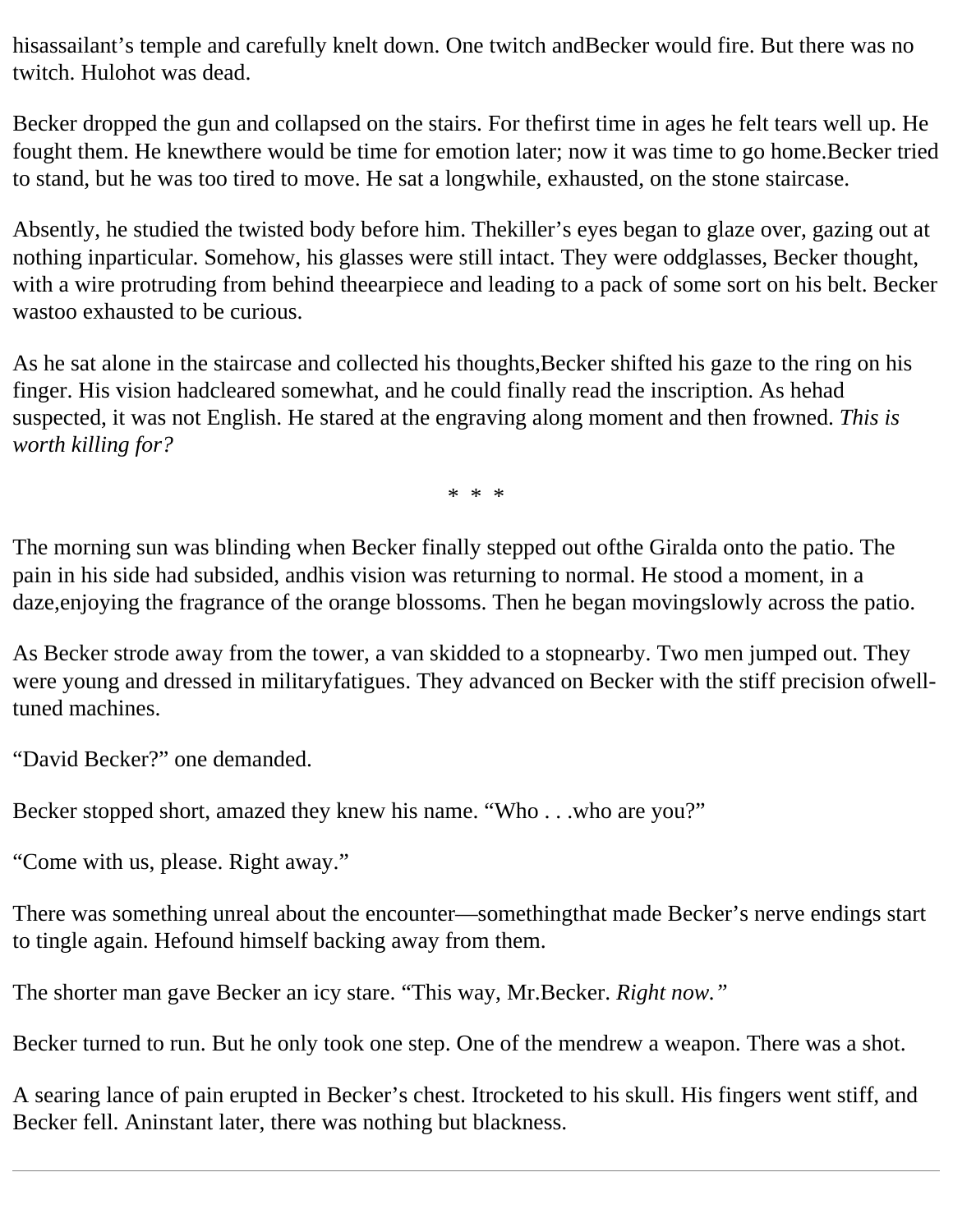hisassailant’s temple and carefully knelt down. One twitch andBecker would fire. But there was no twitch. Hulohot was dead.

Becker dropped the gun and collapsed on the stairs. For thefirst time in ages he felt tears well up. He fought them. He knewthere would be time for emotion later; now it was time to go home.Becker tried to stand, but he was too tired to move. He sat a longwhile, exhausted, on the stone staircase.

Absently, he studied the twisted body before him. Thekiller’s eyes began to glaze over, gazing out at nothing inparticular. Somehow, his glasses were still intact. They were oddglasses, Becker thought, with a wire protruding from behind theearpiece and leading to a pack of some sort on his belt. Becker wastoo exhausted to be curious.

As he sat alone in the staircase and collected his thoughts,Becker shifted his gaze to the ring on his finger. His vision hadcleared somewhat, and he could finally read the inscription. As hehad suspected, it was not English. He stared at the engraving alongmoment and then frowned. *This is worth killing for?*

\* \* \*

The morning sun was blinding when Becker finally stepped out ofthe Giralda onto the patio. The pain in his side had subsided, andhis vision was returning to normal. He stood a moment, in a daze,enjoying the fragrance of the orange blossoms. Then he began movingslowly across the patio.

As Becker strode away from the tower, a van skidded to a stopnearby. Two men jumped out. They were young and dressed in militaryfatigues. They advanced on Becker with the stiff precision ofwell-tuned machines.

“David Becker?” one demanded.

Becker stopped short, amazed they knew his name. “Who . . .who are you?”

“Come with us, please. Right away.”

There was something unreal about the encounter—somethingthat made Becker’s nerve endings start to tingle again. Hefound himself backing away from them.

The shorter man gave Becker an icy stare. “This way, Mr.Becker. *Right now.*”

Becker turned to run. But he only took one step. One of the mendrew a weapon. There was a shot.

A searing lance of pain erupted in Becker’s chest. Itrocketed to his skull. His fingers went stiff, and Becker fell. Aninstant later, there was nothing but blackness.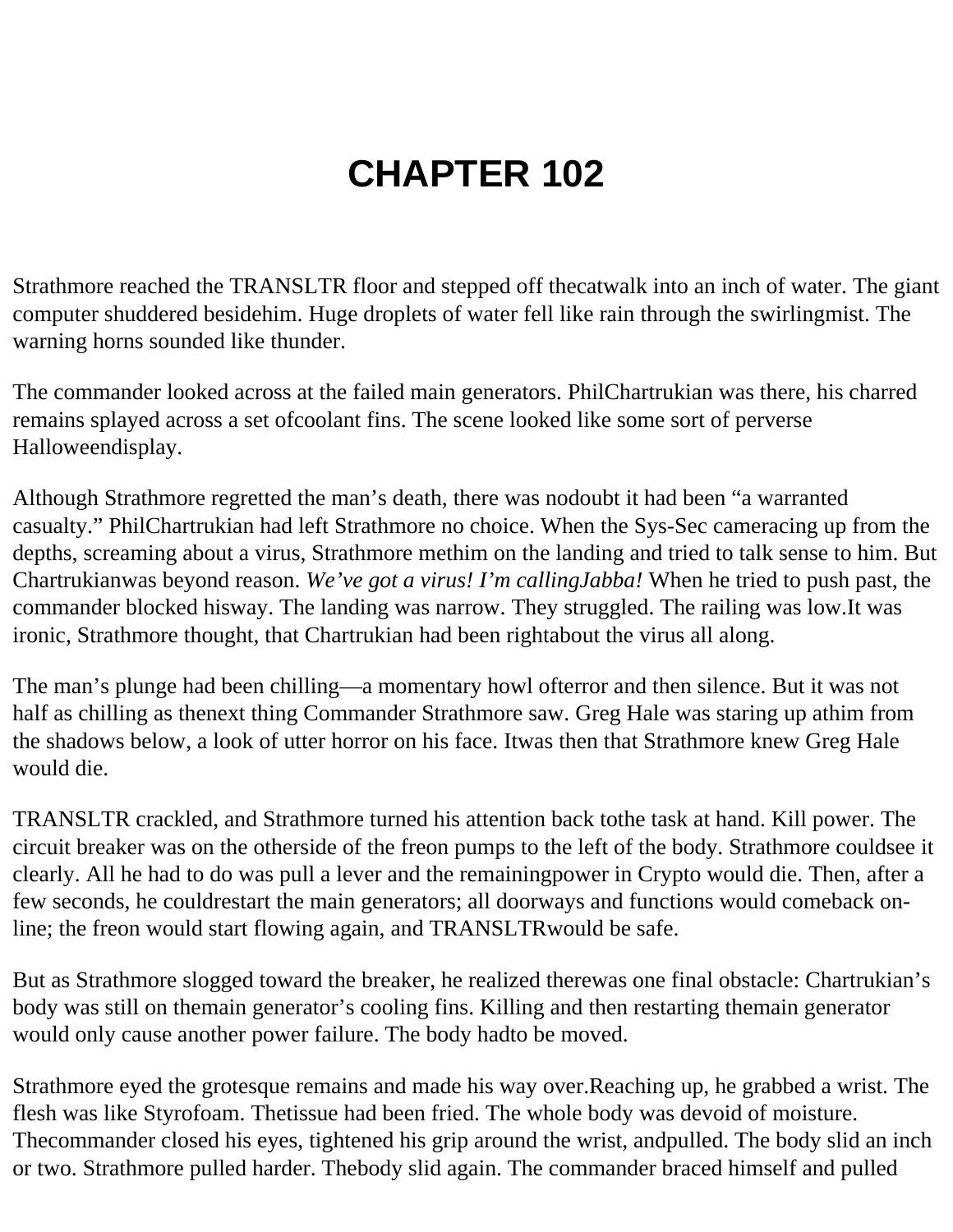# CHAPTER 102

Strathmore reached the TRANSLTR floor and stepped off the catwalk into an inch of water. The giant computer shuddered beside him. Huge droplets of water fell like rain through the swirling mist. The warning horns sounded like thunder.

The commander looked across at the failed main generators. Phil Chartrukian was there, his charred remains splayed across a set of coolant fins. The scene looked like some sort of perverse Halloween display.

Although Strathmore regretted the man's death, there was no doubt it had been "a warranted casualty." Phil Chartrukian had left Strathmore no choice. When the Sys-Sec came racing up from the depths, screaming about a virus, Strathmore met him on the landing and tried to talk sense to him. But Chartrukian was beyond reason. *We've got a virus! I'm calling Jabba!* When he tried to push past, the commander blocked his way. The landing was narrow. They struggled. The railing was low. It was ironic, Strathmore thought, that Chartrukian had been right about the virus all along.

The man's plunge had been chilling—a momentary howl of terror and then silence. But it was not half as chilling as the next thing Commander Strathmore saw. Greg Hale was staring up at him from the shadows below, a look of utter horror on his face. It was then that Strathmore knew Greg Hale would die.

TRANSLTR crackled, and Strathmore turned his attention back to the task at hand. Kill power. The circuit breaker was on the other side of the freon pumps to the left of the body. Strathmore could see it clearly. All he had to do was pull a lever and the remaining power in Crypto would die. Then, after a few seconds, he could restart the main generators; all doorways and functions would come back on-line; the freon would start flowing again, and TRANSLTR would be safe.

But as Strathmore slogged toward the breaker, he realized there was one final obstacle: Chartrukian's body was still on the main generator's cooling fins. Killing and then restarting the main generator would only cause another power failure. The body had to be moved.

Strathmore eyed the grotesque remains and made his way over. Reaching up, he grabbed a wrist. The flesh was like Styrofoam. The tissue had been fried. The whole body was devoid of moisture. The commander closed his eyes, tightened his grip around the wrist, and pulled. The body slid an inch or two. Strathmore pulled harder. The body slid again. The commander braced himself and pulled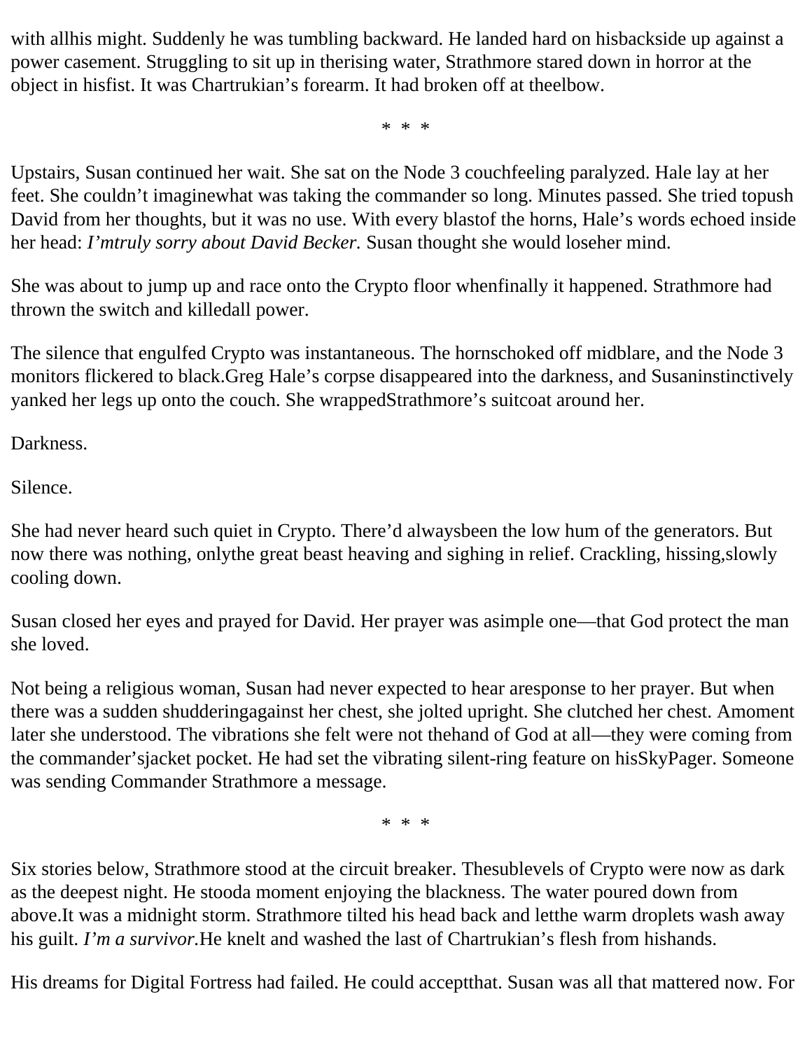with all his might. Suddenly he was tumbling backward. He landed hard on his backside up against a power casement. Struggling to sit up in the rising water, Strathmore stared down in horror at the object in his fist. It was Chartrukian's forearm. It had broken off at the elbow.

* * *

Upstairs, Susan continued her wait. She sat on the Node 3 couch feeling paralyzed. Hale lay at her feet. She couldn't imagine what was taking the commander so long. Minutes passed. She tried to push David from her thoughts, but it was no use. With every blast of the horns, Hale's words echoed inside her head: *I'm truly sorry about David Becker.* Susan thought she would lose her mind.

She was about to jump up and race onto the Crypto floor when finally it happened. Strathmore had thrown the switch and killed all power.

The silence that engulfed Crypto was instantaneous. The horns choked off midblare, and the Node 3 monitors flickered to black. Greg Hale's corpse disappeared into the darkness, and Susan instinctively yanked her legs up onto the couch. She wrapped Strathmore's suitcoat around her.

Darkness.

Silence.

She had never heard such quiet in Crypto. There'd always been the low hum of the generators. But now there was nothing, only the great beast heaving and sighing in relief. Crackling, hissing, slowly cooling down.

Susan closed her eyes and prayed for David. Her prayer was a simple one—that God protect the man she loved.

Not being a religious woman, Susan had never expected to hear a response to her prayer. But when there was a sudden shuddering against her chest, she jolted upright. She clutched her chest. A moment later she understood. The vibrations she felt were not the hand of God at all—they were coming from the commander's jacket pocket. He had set the vibrating silent-ring feature on his SkyPager. Someone was sending Commander Strathmore a message.

* * *

Six stories below, Strathmore stood at the circuit breaker. The sublevels of Crypto were now as dark as the deepest night. He stood a moment enjoying the blackness. The water poured down from above. It was a midnight storm. Strathmore tilted his head back and let the warm droplets wash away his guilt. *I'm a survivor.* He knelt and washed the last of Chartrukian's flesh from his hands.

His dreams for Digital Fortress had failed. He could accept that. Susan was all that mattered now. For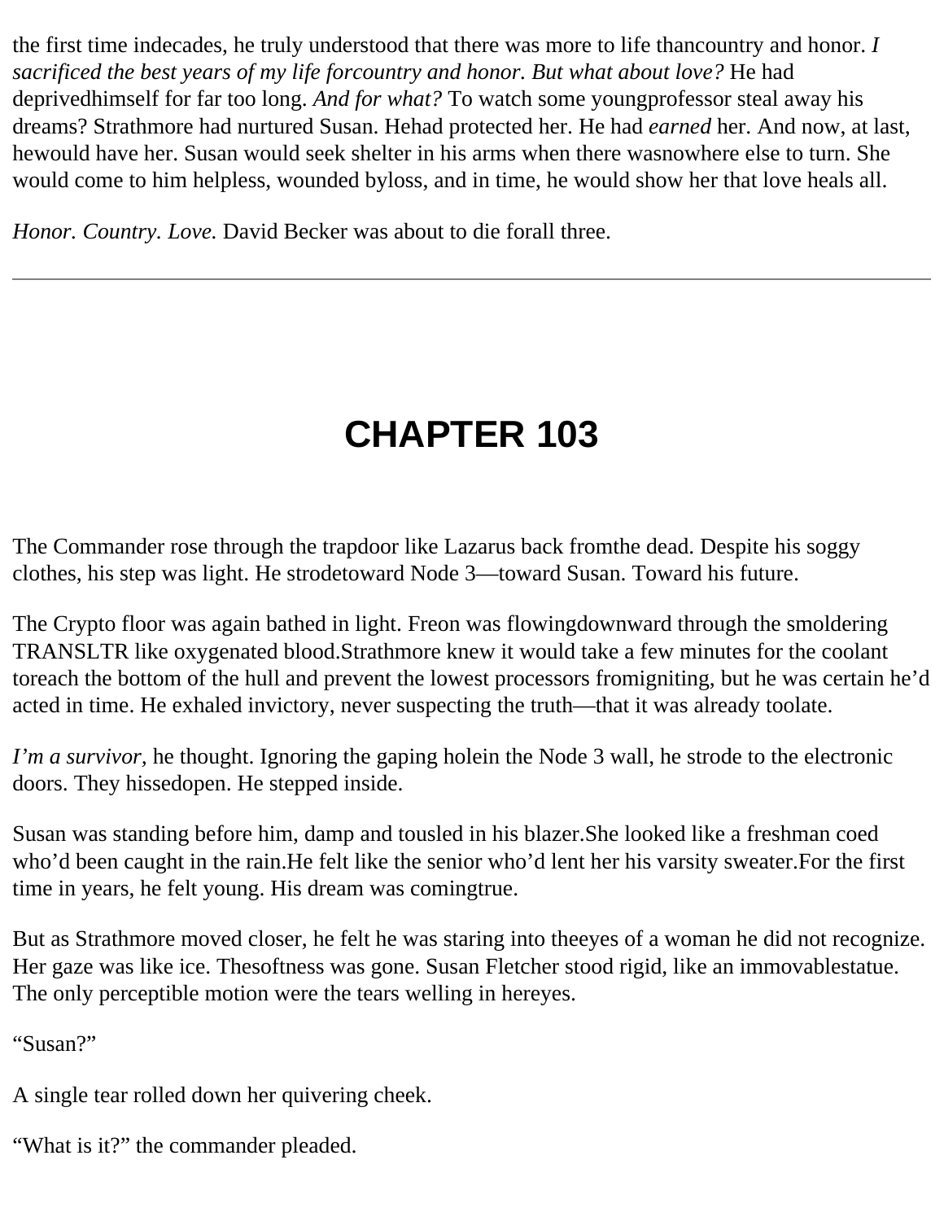the first time indecades, he truly understood that there was more to life thancountry and honor. *I sacrificed the best years of my life forcountry and honor. But what about love?* He had deprivedhimself for far too long. *And for what?* To watch some youngprofessor steal away his dreams? Strathmore had nurtured Susan. Hehad protected her. He had *earned* her. And now, at last, hewould have her. Susan would seek shelter in his arms when there wasnowhere else to turn. She would come to him helpless, wounded byloss, and in time, he would show her that love heals all.

*Honor. Country. Love.* David Becker was about to die forall three.

---

# CHAPTER 103

The Commander rose through the trapdoor like Lazarus back fromthe dead. Despite his soggy clothes, his step was light. He strodetoward Node 3—toward Susan. Toward his future.

The Crypto floor was again bathed in light. Freon was flowingdownward through the smoldering TRANSLTR like oxygenated blood.Strathmore knew it would take a few minutes for the coolant toreach the bottom of the hull and prevent the lowest processors fromigniting, but he was certain he'd acted in time. He exhaled invictory, never suspecting the truth—that it was already toolate.

*I'm a survivor,* he thought. Ignoring the gaping holein the Node 3 wall, he strode to the electronic doors. They hissedopen. He stepped inside.

Susan was standing before him, damp and tousled in his blazer.She looked like a freshman coed who'd been caught in the rain.He felt like the senior who'd lent her his varsity sweater.For the first time in years, he felt young. His dream was comingtrue.

But as Strathmore moved closer, he felt he was staring into theeyes of a woman he did not recognize. Her gaze was like ice. Thesoftness was gone. Susan Fletcher stood rigid, like an immovablestatue. The only perceptible motion were the tears welling in hereyes.

"Susan?"

A single tear rolled down her quivering cheek.

"What is it?" the commander pleaded.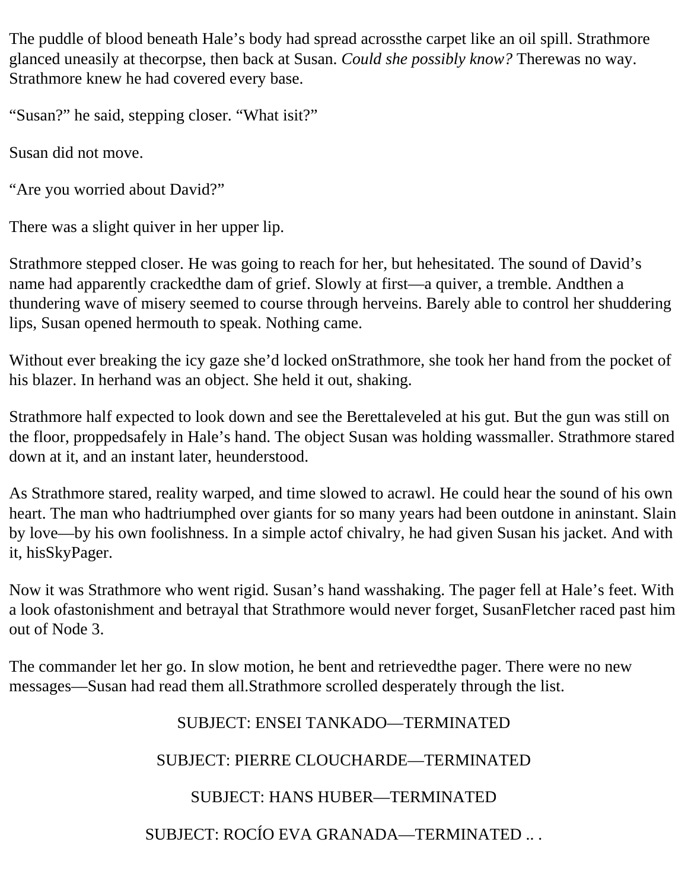The puddle of blood beneath Hale's body had spread acrossthe carpet like an oil spill. Strathmore glanced uneasily at thecorpse, then back at Susan. *Could she possibly know?* Therewas no way. Strathmore knew he had covered every base.

"Susan?" he said, stepping closer. "What isit?"

Susan did not move.

"Are you worried about David?"

There was a slight quiver in her upper lip.

Strathmore stepped closer. He was going to reach for her, but hehesitated. The sound of David's name had apparently crackedthe dam of grief. Slowly at first—a quiver, a tremble. Andthen a thundering wave of misery seemed to course through herveins. Barely able to control her shuddering lips, Susan opened hermouth to speak. Nothing came.

Without ever breaking the icy gaze she'd locked onStrathmore, she took her hand from the pocket of his blazer. In herhand was an object. She held it out, shaking.

Strathmore half expected to look down and see the Berettaleveled at his gut. But the gun was still on the floor, proppedsafely in Hale's hand. The object Susan was holding wassmaller. Strathmore stared down at it, and an instant later, heunderstood.

As Strathmore stared, reality warped, and time slowed to acrawl. He could hear the sound of his own heart. The man who hadtriumphed over giants for so many years had been outdone in aninstant. Slain by love—by his own foolishness. In a simple actof chivalry, he had given Susan his jacket. And with it, hisSkyPager.

Now it was Strathmore who went rigid. Susan's hand wasshaking. The pager fell at Hale's feet. With a look ofastonishment and betrayal that Strathmore would never forget, SusanFletcher raced past him out of Node 3.

The commander let her go. In slow motion, he bent and retrievedthe pager. There were no new messages—Susan had read them all.Strathmore scrolled desperately through the list.

SUBJECT: ENSEI TANKADO—TERMINATED

SUBJECT: PIERRE CLOUCHARDE—TERMINATED

SUBJECT: HANS HUBER—TERMINATED

SUBJECT: ROCÍO EVA GRANADA—TERMINATED .. .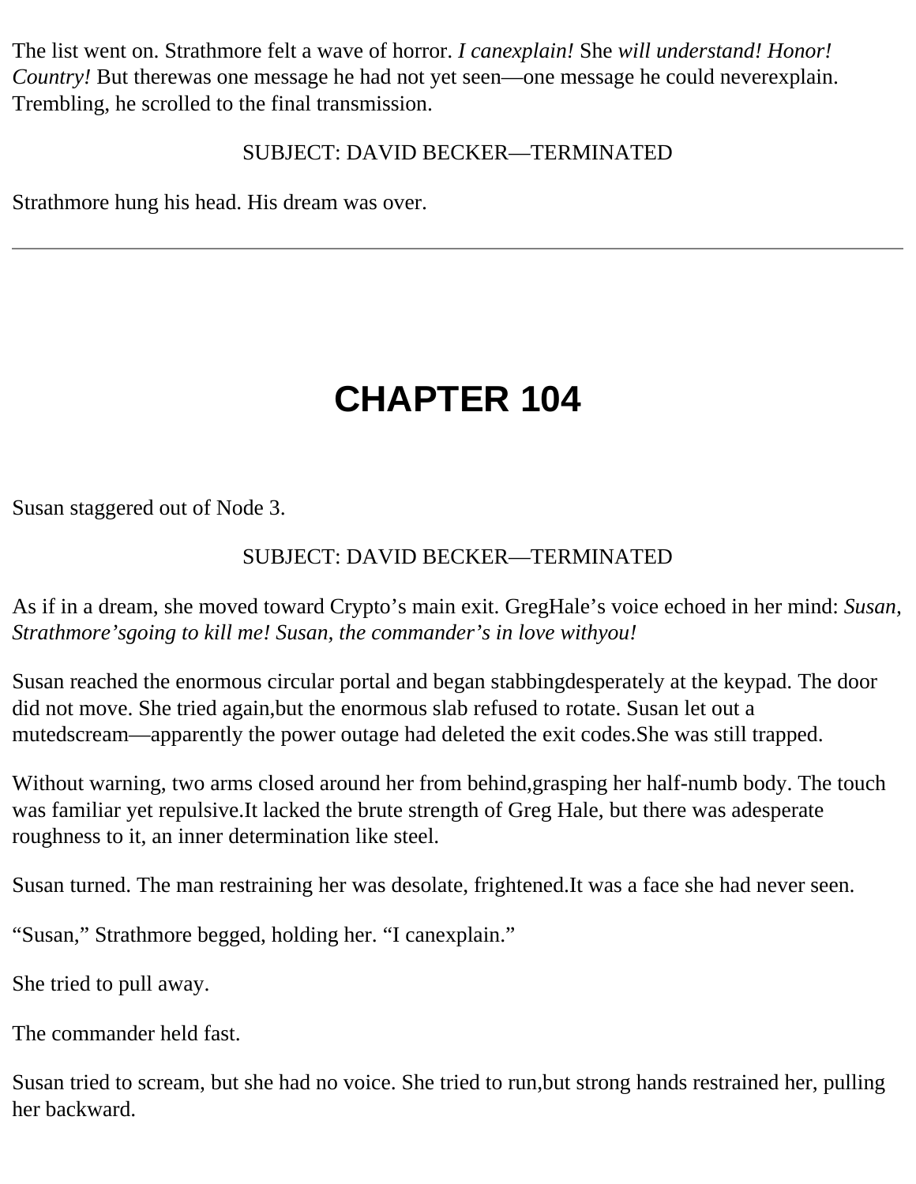The list went on. Strathmore felt a wave of horror. *I canexplain!* She *will understand! Honor! Country!* But therewas one message he had not yet seen—one message he could neverexplain. Trembling, he scrolled to the final transmission.

SUBJECT: DAVID BECKER—TERMINATED

Strathmore hung his head. His dream was over.

---

# CHAPTER 104

Susan staggered out of Node 3.

SUBJECT: DAVID BECKER—TERMINATED

As if in a dream, she moved toward Crypto's main exit. GregHale's voice echoed in her mind: *Susan, Strathmore'sgoing to kill me! Susan, the commander's in love withyou!*

Susan reached the enormous circular portal and began stabbingdesperately at the keypad. The door did not move. She tried again,but the enormous slab refused to rotate. Susan let out a mutedscream—apparently the power outage had deleted the exit codes.She was still trapped.

Without warning, two arms closed around her from behind,grasping her half-numb body. The touch was familiar yet repulsive.It lacked the brute strength of Greg Hale, but there was adesperate roughness to it, an inner determination like steel.

Susan turned. The man restraining her was desolate, frightened.It was a face she had never seen.

"Susan," Strathmore begged, holding her. "I canexplain."

She tried to pull away.

The commander held fast.

Susan tried to scream, but she had no voice. She tried to run,but strong hands restrained her, pulling her backward.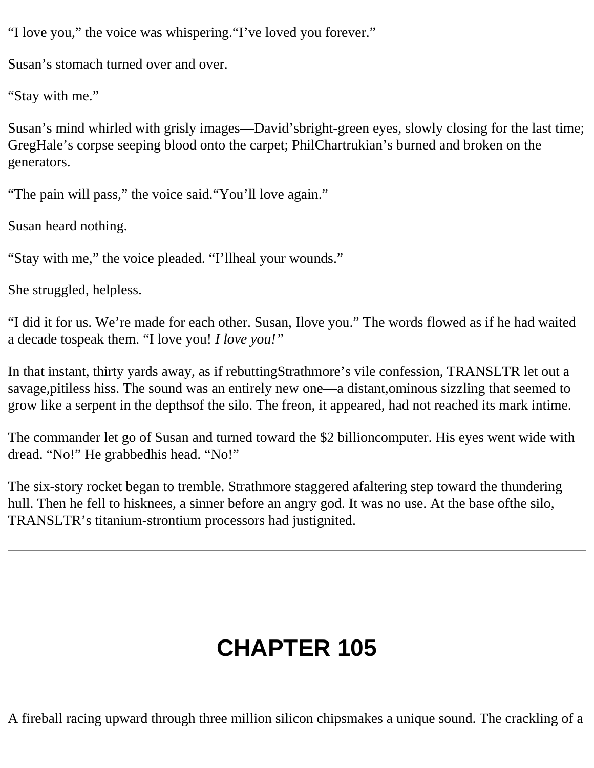“I love you,” the voice was whispering.“I’ve loved you forever.”

Susan’s stomach turned over and over.

“Stay with me.”

Susan’s mind whirled with grisly images—David’sbright-green eyes, slowly closing for the last time; GregHale’s corpse seeping blood onto the carpet; PhilChartrukian’s burned and broken on the generators.

“The pain will pass,” the voice said.“You’ll love again.”

Susan heard nothing.

“Stay with me,” the voice pleaded. “I’llheal your wounds.”

She struggled, helpless.

“I did it for us. We’re made for each other. Susan, Ilove you.” The words flowed as if he had waited a decade tospeak them. “I love you! *I love you!”*

In that instant, thirty yards away, as if rebuttingStrathmore’s vile confession, TRANSLTR let out a savage,pitiless hiss. The sound was an entirely new one—a distant,ominous sizzling that seemed to grow like a serpent in the depthsof the silo. The freon, it appeared, had not reached its mark intime.

The commander let go of Susan and turned toward the $2 billioncomputer. His eyes went wide with dread. “No!” He grabbedhis head. “No!”

The six-story rocket began to tremble. Strathmore staggered afaltering step toward the thundering hull. Then he fell to hisknees, a sinner before an angry god. It was no use. At the base ofthe silo, TRANSLTR’s titanium-strontium processors had justignited.

---

# CHAPTER 105

A fireball racing upward through three million silicon chipsmakes a unique sound. The crackling of a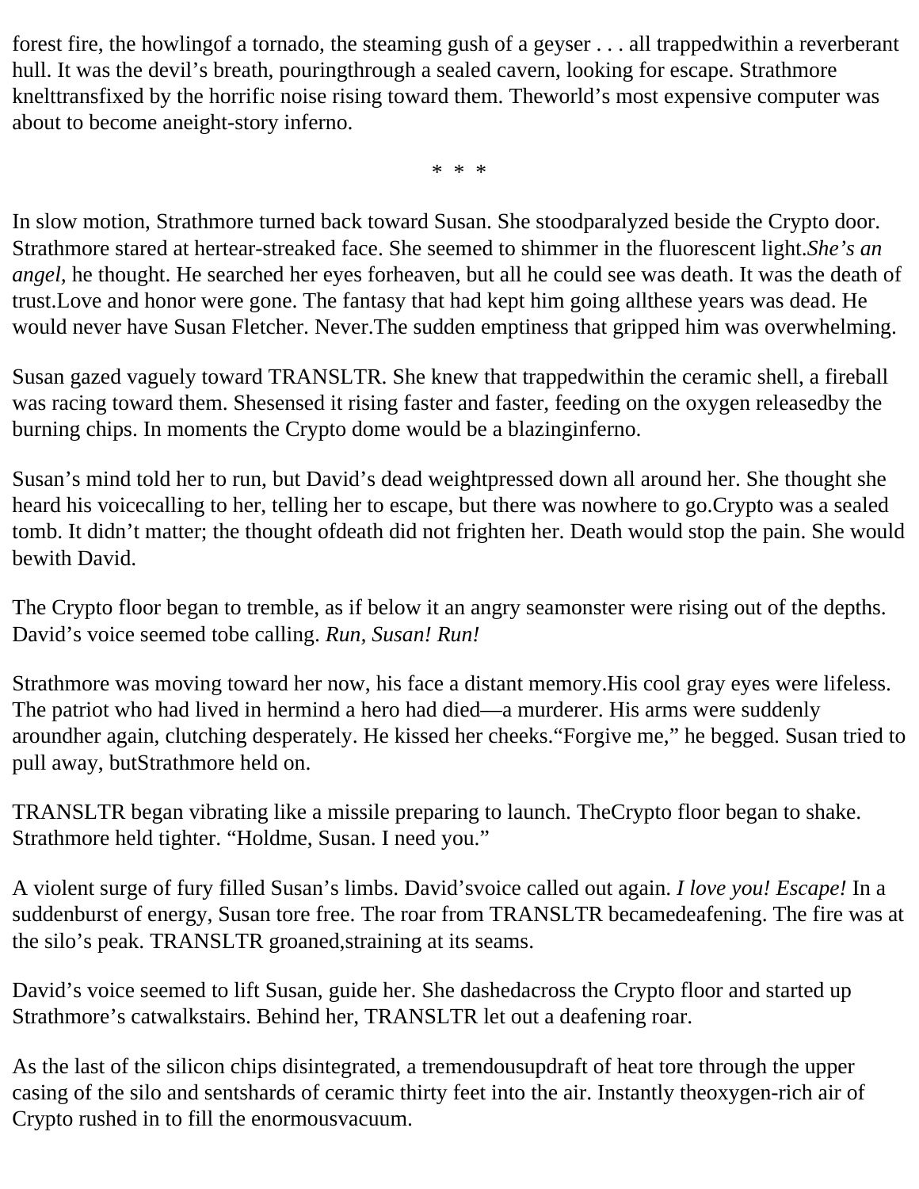forest fire, the howlingof a tornado, the steaming gush of a geyser . . . all trappedwithin a reverberant hull. It was the devil's breath, pouringthrough a sealed cavern, looking for escape. Strathmore kneltransfixed by the horrific noise rising toward them. Theworld's most expensive computer was about to become aneight-story inferno.

\* \* \*

In slow motion, Strathmore turned back toward Susan. She stoodparalyzed beside the Crypto door. Strathmore stared at hertear-streaked face. She seemed to shimmer in the fluorescent light.*She's an angel,* he thought. He searched her eyes forheaven, but all he could see was death. It was the death of trust.Love and honor were gone. The fantasy that had kept him going allthese years was dead. He would never have Susan Fletcher. Never.The sudden emptiness that gripped him was overwhelming.

Susan gazed vaguely toward TRANSLTR. She knew that trappedwithin the ceramic shell, a fireball was racing toward them. Shesensed it rising faster and faster, feeding on the oxygen releasedby the burning chips. In moments the Crypto dome would be a blazinginferno.

Susan's mind told her to run, but David's dead weightpressed down all around her. She thought she heard his voicecalling to her, telling her to escape, but there was nowhere to go.Crypto was a sealed tomb. It didn't matter; the thought ofdeath did not frighten her. Death would stop the pain. She would bewith David.

The Crypto floor began to tremble, as if below it an angry seamonster were rising out of the depths. David's voice seemed tobe calling. *Run, Susan! Run!*

Strathmore was moving toward her now, his face a distant memory.His cool gray eyes were lifeless. The patriot who had lived in hermind a hero had died—a murderer. His arms were suddenly aroundher again, clutching desperately. He kissed her cheeks."Forgive me," he begged. Susan tried to pull away, butStrathmore held on.

TRANSLTR began vibrating like a missile preparing to launch. TheCrypto floor began to shake. Strathmore held tighter. "Holdme, Susan. I need you."

A violent surge of fury filled Susan's limbs. David'svoice called out again. *I love you! Escape!* In a suddenburst of energy, Susan tore free. The roar from TRANSLTR becamedeafening. The fire was at the silo's peak. TRANSLTR groaned,straining at its seams.

David's voice seemed to lift Susan, guide her. She dashedacross the Crypto floor and started up Strathmore's catwalkstairs. Behind her, TRANSLTR let out a deafening roar.

As the last of the silicon chips disintegrated, a tremendousupdraft of heat tore through the upper casing of the silo and sentshards of ceramic thirty feet into the air. Instantly theoxygen-rich air of Crypto rushed in to fill the enormousvacuum.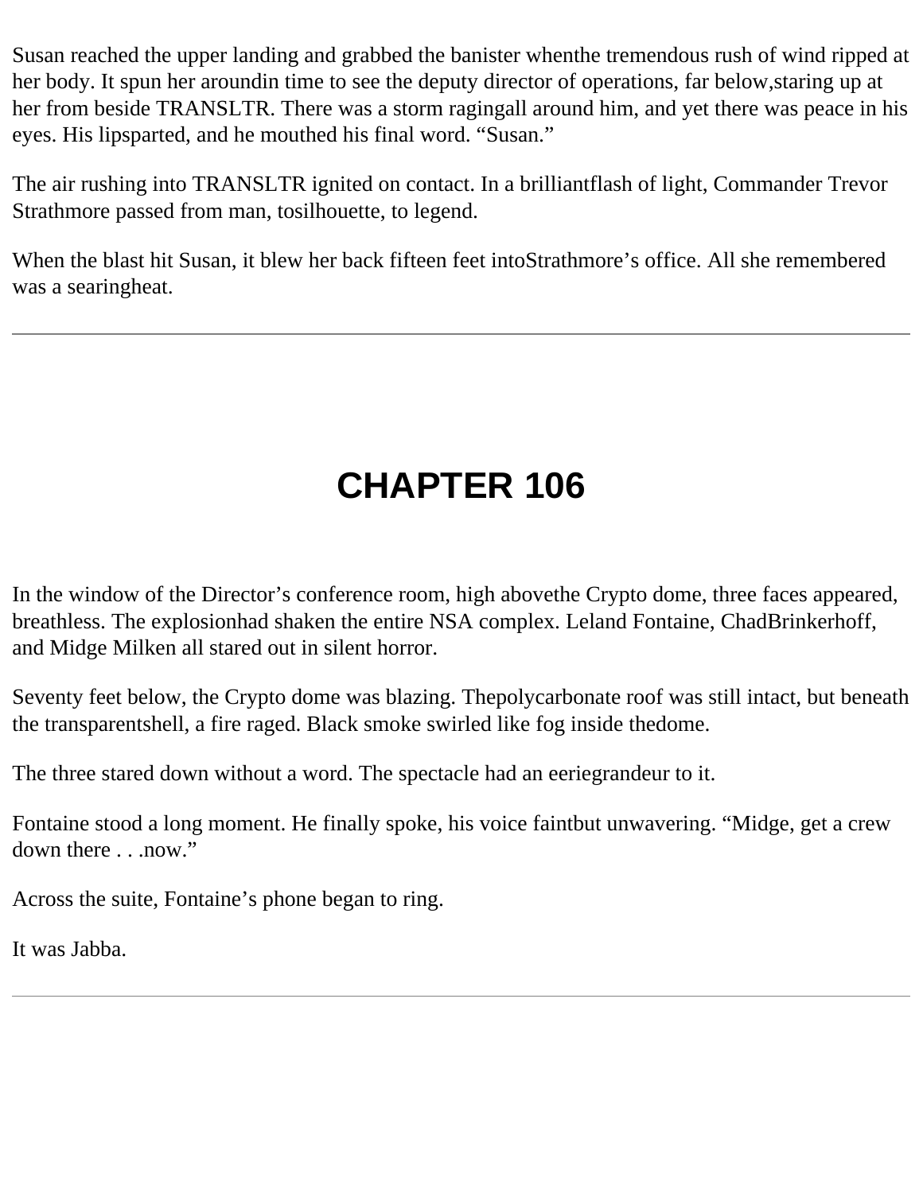Susan reached the upper landing and grabbed the banister whenthe tremendous rush of wind ripped at her body. It spun her aroundin time to see the deputy director of operations, far below,staring up at her from beside TRANSLTR. There was a storm ragingall around him, and yet there was peace in his eyes. His lipsparted, and he mouthed his final word. “Susan.”

The air rushing into TRANSLTR ignited on contact. In a brilliantflash of light, Commander Trevor Strathmore passed from man, tosilhouette, to legend.

When the blast hit Susan, it blew her back fifteen feet intoStrathmore’s office. All she remembered was a searingheat.

---

# CHAPTER 106

In the window of the Director’s conference room, high abovethe Crypto dome, three faces appeared, breathless. The explosionhad shaken the entire NSA complex. Leland Fontaine, ChadBrinkerhoff, and Midge Milken all stared out in silent horror.

Seventy feet below, the Crypto dome was blazing. Thepolycarbonate roof was still intact, but beneath the transparentshell, a fire raged. Black smoke swirled like fog inside thedome.

The three stared down without a word. The spectacle had an eeriegrandeur to it.

Fontaine stood a long moment. He finally spoke, his voice faintbut unwavering. “Midge, get a crew down there . . .now.”

Across the suite, Fontaine’s phone began to ring.

It was Jabba.

---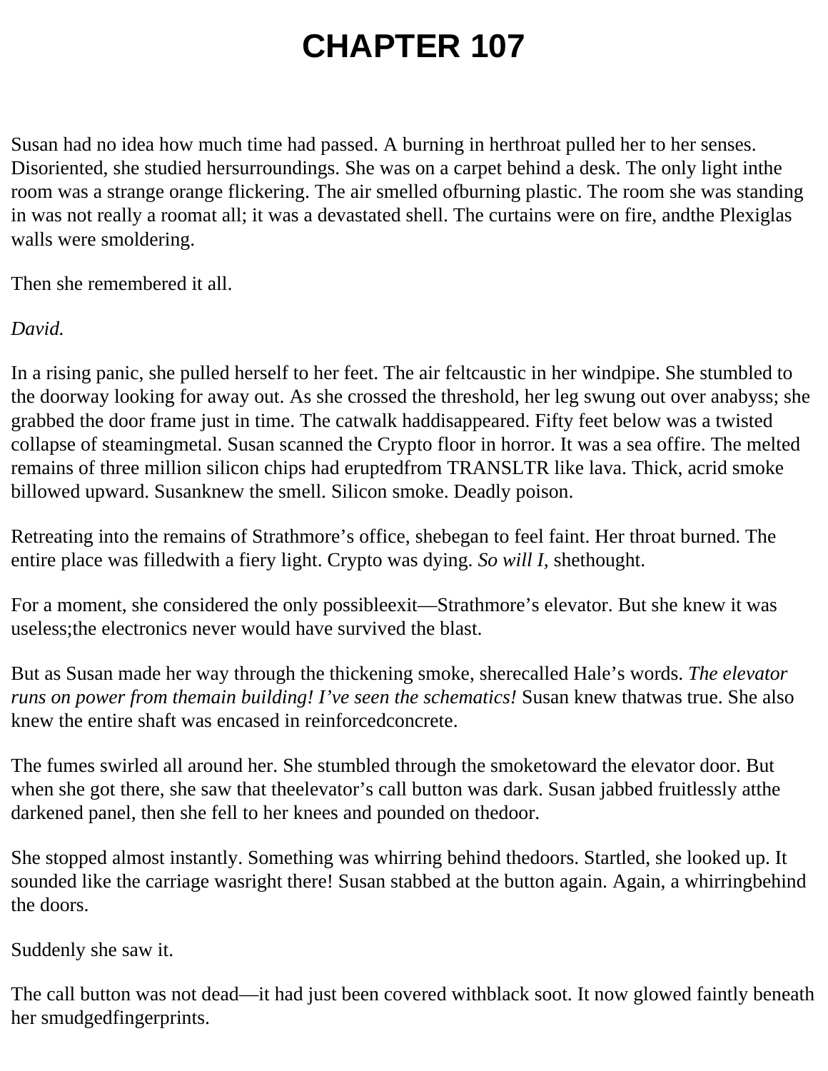# CHAPTER 107

Susan had no idea how much time had passed. A burning in herthroat pulled her to her senses. Disoriented, she studied hersurroundings. She was on a carpet behind a desk. The only light inthe room was a strange orange flickering. The air smelled ofburning plastic. The room she was standing in was not really a roomat all; it was a devastated shell. The curtains were on fire, andthe Plexiglas walls were smoldering.

Then she remembered it all.

*David.*

In a rising panic, she pulled herself to her feet. The air feltcaustic in her windpipe. She stumbled to the doorway looking for away out. As she crossed the threshold, her leg swung out over anabyss; she grabbed the door frame just in time. The catwalk haddisappeared. Fifty feet below was a twisted collapse of steamingmetal. Susan scanned the Crypto floor in horror. It was a sea offire. The melted remains of three million silicon chips had eruptedfrom TRANSLTR like lava. Thick, acrid smoke billowed upward. Susanknew the smell. Silicon smoke. Deadly poison.

Retreating into the remains of Strathmore's office, shebegan to feel faint. Her throat burned. The entire place was filledwith a fiery light. Crypto was dying. *So will I,* shethought.

For a moment, she considered the only possibleexit—Strathmore's elevator. But she knew it was useless;the electronics never would have survived the blast.

But as Susan made her way through the thickening smoke, sherecalled Hale's words. *The elevator runs on power from themain building! I've seen the schematics!* Susan knew thatwas true. She also knew the entire shaft was encased in reinforcedconcrete.

The fumes swirled all around her. She stumbled through the smoketoward the elevator door. But when she got there, she saw that theelevator's call button was dark. Susan jabbed fruitlessly atthe darkened panel, then she fell to her knees and pounded on thedoor.

She stopped almost instantly. Something was whirring behind thedoors. Startled, she looked up. It sounded like the carriage wasright there! Susan stabbed at the button again. Again, a whirringbehind the doors.

Suddenly she saw it.

The call button was not dead—it had just been covered withblack soot. It now glowed faintly beneath her smudgedfingerprints.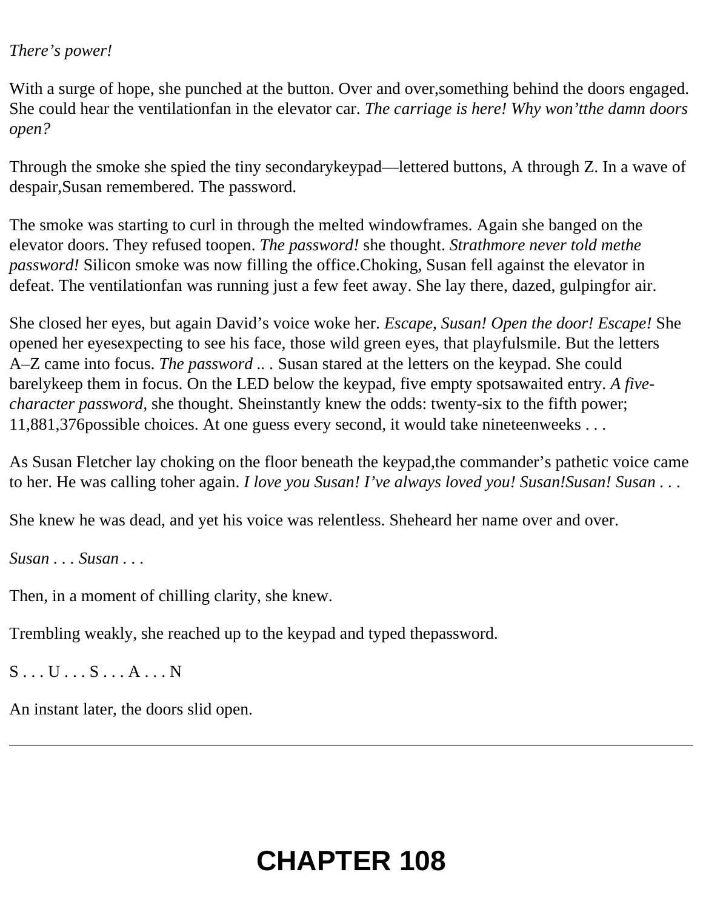*There's power!*

With a surge of hope, she punched at the button. Over and over,something behind the doors engaged. She could hear the ventilationfan in the elevator car. *The carriage is here! Why won'tthe damn doors open?*

Through the smoke she spied the tiny secondarykeypad—lettered buttons, A through Z. In a wave of despair,Susan remembered. The password.

The smoke was starting to curl in through the melted windowframes. Again she banged on the elevator doors. They refused toopen. *The password!* she thought. *Strathmore never told methe password!* Silicon smoke was now filling the office.Choking, Susan fell against the elevator in defeat. The ventilationfan was running just a few feet away. She lay there, dazed, gulpingfor air.

She closed her eyes, but again David's voice woke her. *Escape, Susan! Open the door! Escape!* She opened her eyesexpecting to see his face, those wild green eyes, that playfulsmile. But the letters A–Z came into focus. *The password* .. . Susan stared at the letters on the keypad. She could barelykeep them in focus. On the LED below the keypad, five empty spotsawaited entry. *A five-character password,* she thought. Sheinstantly knew the odds: twenty-six to the fifth power; 11,881,376possible choices. At one guess every second, it would take nineteenweeks . . .

As Susan Fletcher lay choking on the floor beneath the keypad,the commander's pathetic voice came to her. He was calling toher again. *I love you Susan! I've always loved you! Susan!Susan! Susan* . . .

She knew he was dead, and yet his voice was relentless. Sheheard her name over and over.

*Susan . . . Susan . . .*

Then, in a moment of chilling clarity, she knew.

Trembling weakly, she reached up to the keypad and typed thepassword.

S . . . U . . . S . . . A . . . N

An instant later, the doors slid open.

---

# CHAPTER 108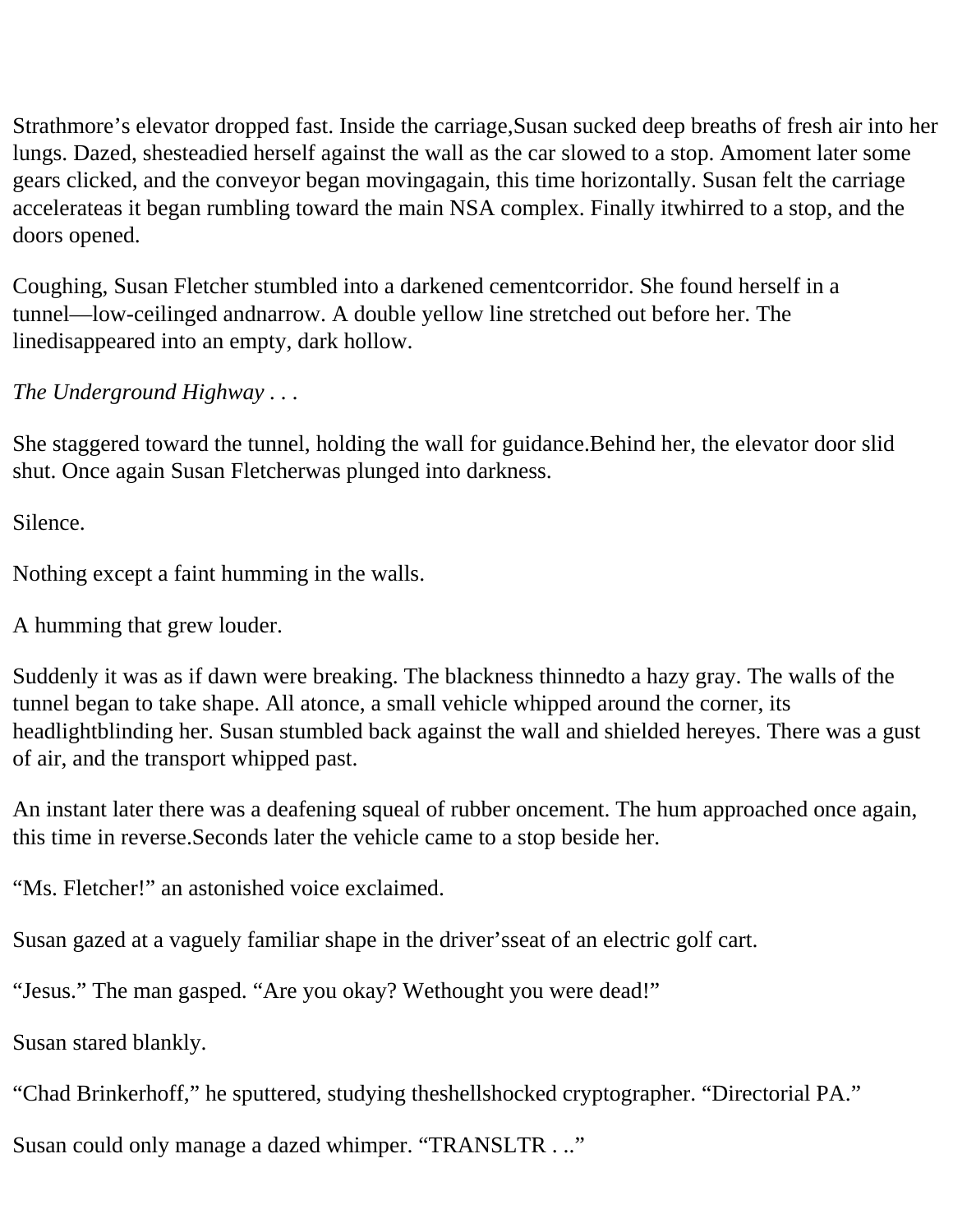Strathmore's elevator dropped fast. Inside the carriage,Susan sucked deep breaths of fresh air into her lungs. Dazed, shesteadied herself against the wall as the car slowed to a stop. Amoment later some gears clicked, and the conveyor began movingagain, this time horizontally. Susan felt the carriage accelerateas it began rumbling toward the main NSA complex. Finally itwhirred to a stop, and the doors opened.

Coughing, Susan Fletcher stumbled into a darkened cementcorridor. She found herself in a tunnel—low-ceilinged andnarrow. A double yellow line stretched out before her. The linedisappeared into an empty, dark hollow.

*The Underground Highway . . .*

She staggered toward the tunnel, holding the wall for guidance.Behind her, the elevator door slid shut. Once again Susan Fletcherwas plunged into darkness.

Silence.

Nothing except a faint humming in the walls.

A humming that grew louder.

Suddenly it was as if dawn were breaking. The blackness thinnedto a hazy gray. The walls of the tunnel began to take shape. All atonce, a small vehicle whipped around the corner, its headlightblinding her. Susan stumbled back against the wall and shielded hereyes. There was a gust of air, and the transport whipped past.

An instant later there was a deafening squeal of rubber oncement. The hum approached once again, this time in reverse.Seconds later the vehicle came to a stop beside her.

"Ms. Fletcher!" an astonished voice exclaimed.

Susan gazed at a vaguely familiar shape in the driver'sseat of an electric golf cart.

"Jesus." The man gasped. "Are you okay? Wethought you were dead!"

Susan stared blankly.

"Chad Brinkerhoff," he sputtered, studying theshellshocked cryptographer. "Directorial PA."

Susan could only manage a dazed whimper. "TRANSLTR . .."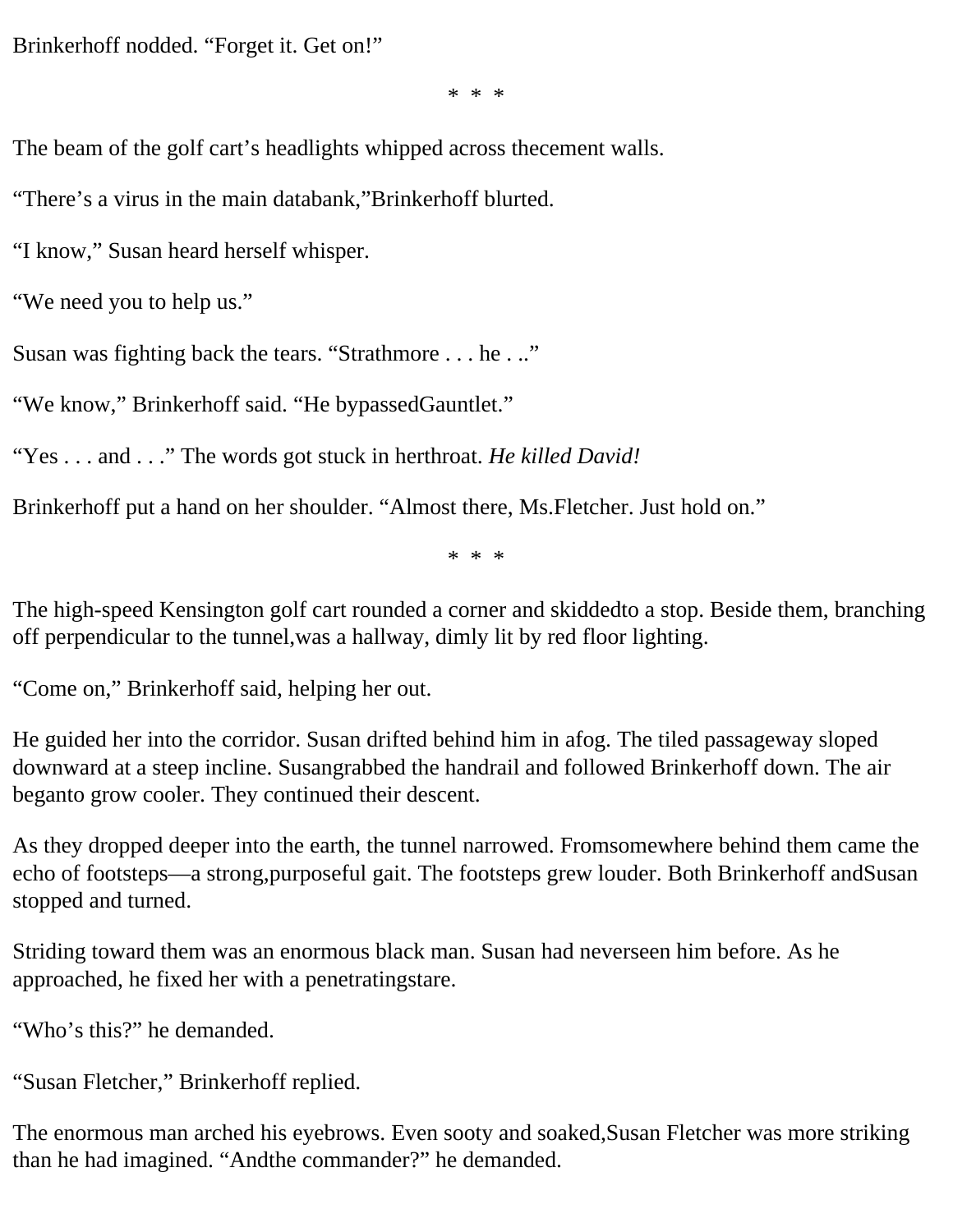Brinkerhoff nodded. “Forget it. Get on!”

* * *

The beam of the golf cart’s headlights whipped across thecement walls.

“There’s a virus in the main databank,”Brinkerhoff blurted.

“I know,” Susan heard herself whisper.

“We need you to help us.”

Susan was fighting back the tears. “Strathmore . . . he . ..”

“We know,” Brinkerhoff said. “He bypassedGauntlet.”

“Yes . . . and . . .” The words got stuck in herthroat. *He killed David!*

Brinkerhoff put a hand on her shoulder. “Almost there, Ms.Fletcher. Just hold on.”

* * *

The high-speed Kensington golf cart rounded a corner and skiddedto a stop. Beside them, branching off perpendicular to the tunnel,was a hallway, dimly lit by red floor lighting.

“Come on,” Brinkerhoff said, helping her out.

He guided her into the corridor. Susan drifted behind him in afog. The tiled passageway sloped downward at a steep incline. Susangrabbed the handrail and followed Brinkerhoff down. The air beganto grow cooler. They continued their descent.

As they dropped deeper into the earth, the tunnel narrowed. Fromsomewhere behind them came the echo of footsteps—a strong,purposeful gait. The footsteps grew louder. Both Brinkerhoff andSusan stopped and turned.

Striding toward them was an enormous black man. Susan had neverseen him before. As he approached, he fixed her with a penetratingstare.

“Who’s this?” he demanded.

“Susan Fletcher,” Brinkerhoff replied.

The enormous man arched his eyebrows. Even sooty and soaked,Susan Fletcher was more striking than he had imagined. “Andthe commander?” he demanded.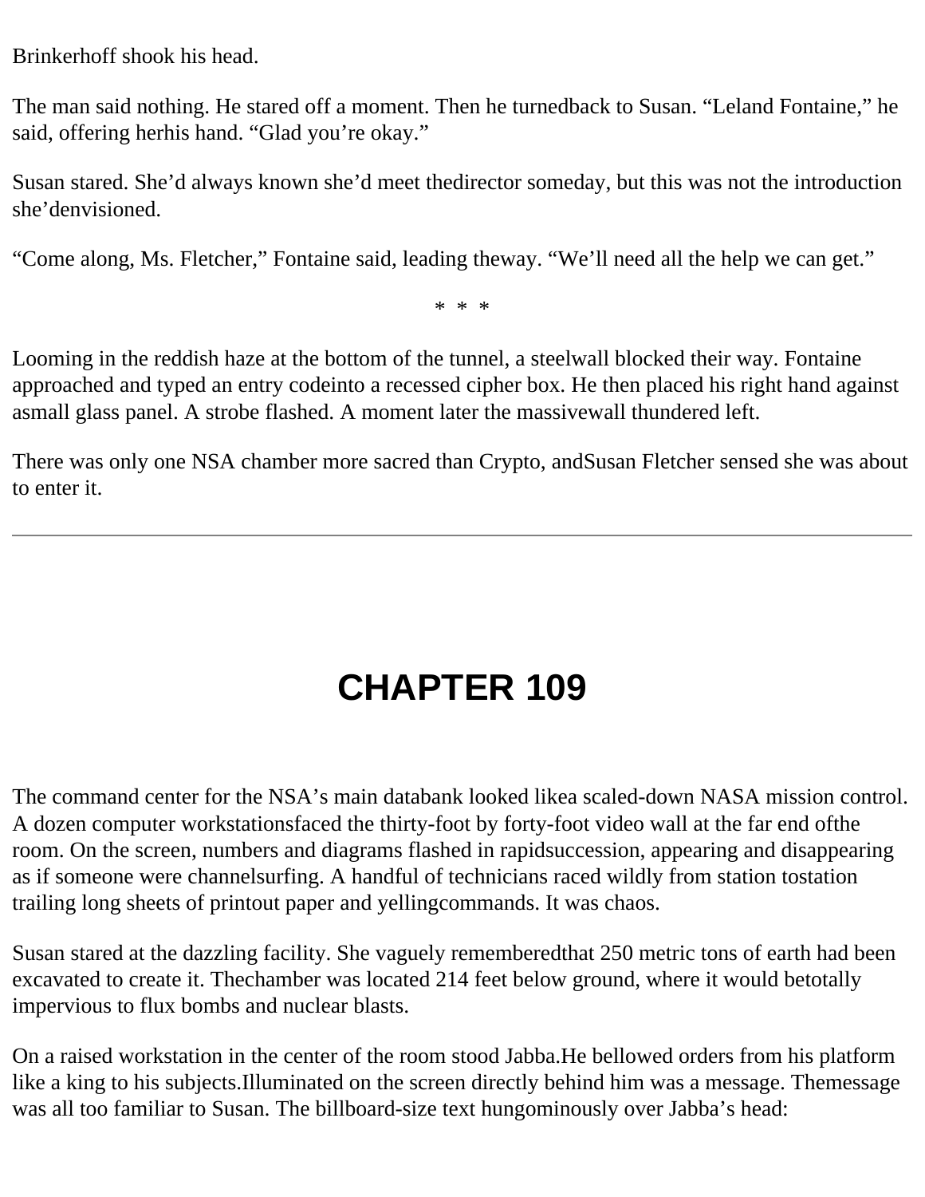Brinkerhoff shook his head.

The man said nothing. He stared off a moment. Then he turnedback to Susan. “Leland Fontaine,” he said, offering herhis hand. “Glad you’re okay.”

Susan stared. She’d always known she’d meet thedirector someday, but this was not the introduction she’denvisioned.

“Come along, Ms. Fletcher,” Fontaine said, leading theway. “We’ll need all the help we can get.”

* * *

Looming in the reddish haze at the bottom of the tunnel, a steelwall blocked their way. Fontaine approached and typed an entry codeinto a recessed cipher box. He then placed his right hand against asmall glass panel. A strobe flashed. A moment later the massivewall thundered left.

There was only one NSA chamber more sacred than Crypto, andSusan Fletcher sensed she was about to enter it.

---

# CHAPTER 109

The command center for the NSA’s main databank looked likea scaled-down NASA mission control. A dozen computer workstationsfaced the thirty-foot by forty-foot video wall at the far end ofthe room. On the screen, numbers and diagrams flashed in rapidsuccession, appearing and disappearing as if someone were channelsurfing. A handful of technicians raced wildly from station tostation trailing long sheets of printout paper and yellingcommands. It was chaos.

Susan stared at the dazzling facility. She vaguely rememberedthat 250 metric tons of earth had been excavated to create it. Thechamber was located 214 feet below ground, where it would betotally impervious to flux bombs and nuclear blasts.

On a raised workstation in the center of the room stood Jabba.He bellowed orders from his platform like a king to his subjects.Illuminated on the screen directly behind him was a message. Themessage was all too familiar to Susan. The billboard-size text hungominously over Jabba’s head: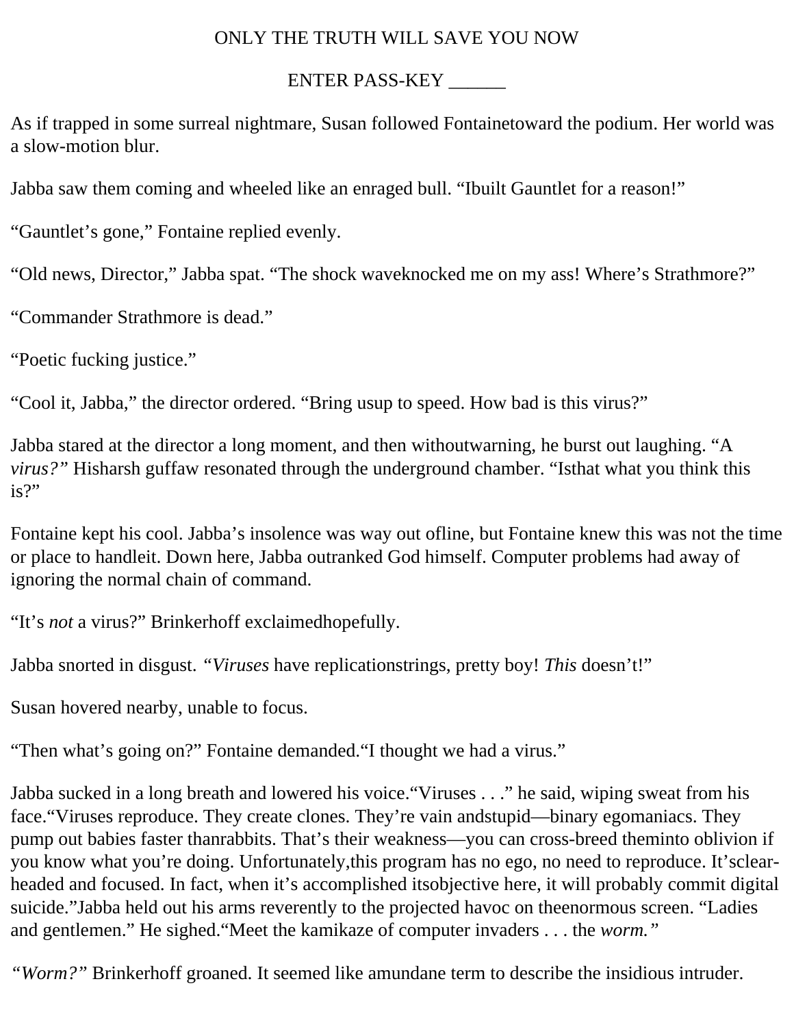ONLY THE TRUTH WILL SAVE YOU NOW

ENTER PASS-KEY ______

As if trapped in some surreal nightmare, Susan followed Fontainetoward the podium. Her world was a slow-motion blur.

Jabba saw them coming and wheeled like an enraged bull. “Ibuilt Gauntlet for a reason!”

“Gauntlet’s gone,” Fontaine replied evenly.

“Old news, Director,” Jabba spat. “The shock waveknocked me on my ass! Where’s Strathmore?”

“Commander Strathmore is dead.”

“Poetic fucking justice.”

“Cool it, Jabba,” the director ordered. “Bring usup to speed. How bad is this virus?”

Jabba stared at the director a long moment, and then withoutwarning, he burst out laughing. “A *virus?”* Hisharsh guffaw resonated through the underground chamber. “Isthat what you think this is?”

Fontaine kept his cool. Jabba’s insolence was way out ofline, but Fontaine knew this was not the time or place to handleit. Down here, Jabba outranked God himself. Computer problems had away of ignoring the normal chain of command.

“It’s *not* a virus?” Brinkerhoff exclaimedhopefully.

Jabba snorted in disgust. *“Viruses* have replicationstrings, pretty boy! *This* doesn’t!”

Susan hovered nearby, unable to focus.

“Then what’s going on?” Fontaine demanded.“I thought we had a virus.”

Jabba sucked in a long breath and lowered his voice.“Viruses . . .” he said, wiping sweat from his face.“Viruses reproduce. They create clones. They’re vain andstupid—binary egomaniacs. They pump out babies faster thanrabbits. That’s their weakness—you can cross-breed theminto oblivion if you know what you’re doing. Unfortunately,this program has no ego, no need to reproduce. It’sclear-headed and focused. In fact, when it’s accomplished itsobjective here, it will probably commit digital suicide.”Jabba held out his arms reverently to the projected havoc on theenormous screen. “Ladies and gentlemen.” He sighed.“Meet the kamikaze of computer invaders . . . the *worm.”*

*“Worm?”* Brinkerhoff groaned. It seemed like amundane term to describe the insidious intruder.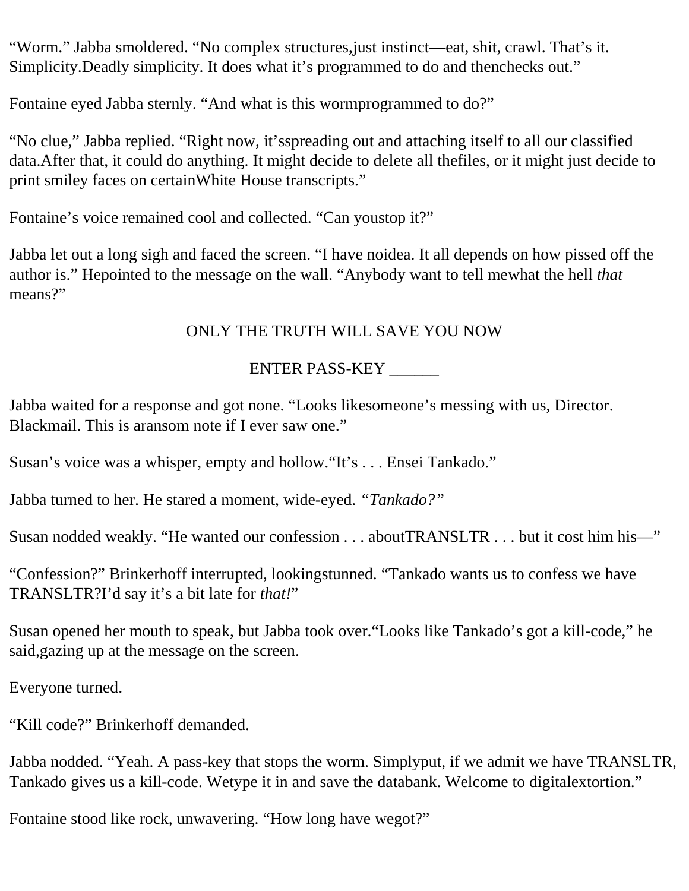“Worm.” Jabba smoldered. “No complex structures,just instinct—eat, shit, crawl. That’s it. Simplicity.Deadly simplicity. It does what it’s programmed to do and thenchecks out.”

Fontaine eyed Jabba sternly. “And what is this wormprogrammed to do?”

“No clue,” Jabba replied. “Right now, it’sspreading out and attaching itself to all our classified data.After that, it could do anything. It might decide to delete all thefiles, or it might just decide to print smiley faces on certainWhite House transcripts.”

Fontaine’s voice remained cool and collected. “Can youstop it?”

Jabba let out a long sigh and faced the screen. “I have noidea. It all depends on how pissed off the author is.” Hepointed to the message on the wall. “Anybody want to tell mewhat the hell *that* means?”

ONLY THE TRUTH WILL SAVE YOU NOW

ENTER PASS-KEY ______

Jabba waited for a response and got none. “Looks likesomeone’s messing with us, Director. Blackmail. This is aransom note if I ever saw one.”

Susan’s voice was a whisper, empty and hollow.“It’s . . . Ensei Tankado.”

Jabba turned to her. He stared a moment, wide-eyed. *“Tankado?”*

Susan nodded weakly. “He wanted our confession . . . aboutTRANSLTR . . . but it cost him his—”

“Confession?” Brinkerhoff interrupted, lookingstunned. “Tankado wants us to confess we have TRANSLTR?I’d say it’s a bit late for *that!*”

Susan opened her mouth to speak, but Jabba took over.“Looks like Tankado’s got a kill-code,” he said,gazing up at the message on the screen.

Everyone turned.

“Kill code?” Brinkerhoff demanded.

Jabba nodded. “Yeah. A pass-key that stops the worm. Simplyput, if we admit we have TRANSLTR, Tankado gives us a kill-code. Wetype it in and save the databank. Welcome to digitalextortion.”

Fontaine stood like rock, unwavering. “How long have wegot?”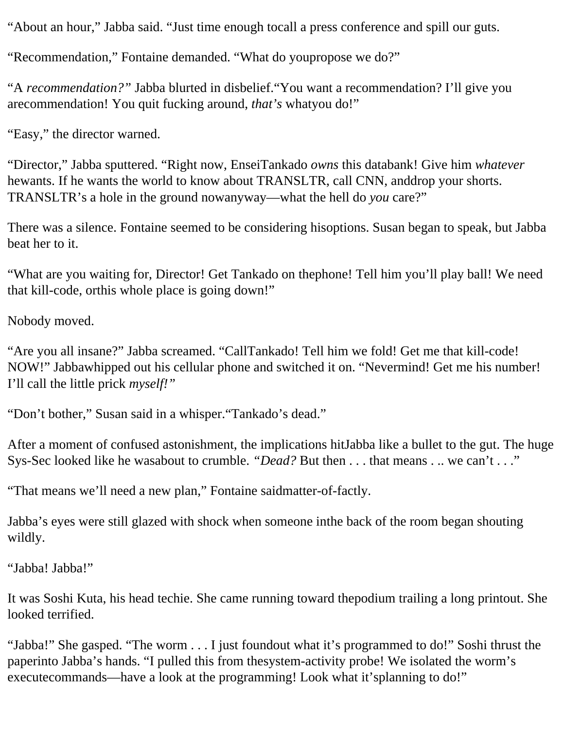"About an hour," Jabba said. "Just time enough tocall a press conference and spill our guts.

"Recommendation," Fontaine demanded. "What do youpropose we do?"

"A *recommendation?*" Jabba blurted in disbelief."You want a recommendation? I'll give you arecommendation! You quit fucking around, *that's* whatyou do!"

"Easy," the director warned.

"Director," Jabba sputtered. "Right now, EnseiTankado *owns* this databank! Give him *whatever* hewants. If he wants the world to know about TRANSLTR, call CNN, anddrop your shorts. TRANSLTR's a hole in the ground nowanyway—what the hell do *you* care?"

There was a silence. Fontaine seemed to be considering hisoptions. Susan began to speak, but Jabba beat her to it.

"What are you waiting for, Director! Get Tankado on thephone! Tell him you'll play ball! We need that kill-code, orthis whole place is going down!"

Nobody moved.

"Are you all insane?" Jabba screamed. "CallTankado! Tell him we fold! Get me that kill-code! NOW!" Jabbawhipped out his cellular phone and switched it on. "Nevermind! Get me his number! I'll call the little prick *myself!*"

"Don't bother," Susan said in a whisper."Tankado's dead."

After a moment of confused astonishment, the implications hitJabba like a bullet to the gut. The huge Sys-Sec looked like he wasabout to crumble. *"Dead?* But then . . . that means . .. we can't . . ."

"That means we'll need a new plan," Fontaine saidmatter-of-factly.

Jabba's eyes were still glazed with shock when someone inthe back of the room began shouting wildly.

"Jabba! Jabba!"

It was Soshi Kuta, his head techie. She came running toward thepodium trailing a long printout. She looked terrified.

"Jabba!" She gasped. "The worm . . . I just foundout what it's programmed to do!" Soshi thrust the paperinto Jabba's hands. "I pulled this from thesystem-activity probe! We isolated the worm's executecommands—have a look at the programming! Look what it'splanning to do!"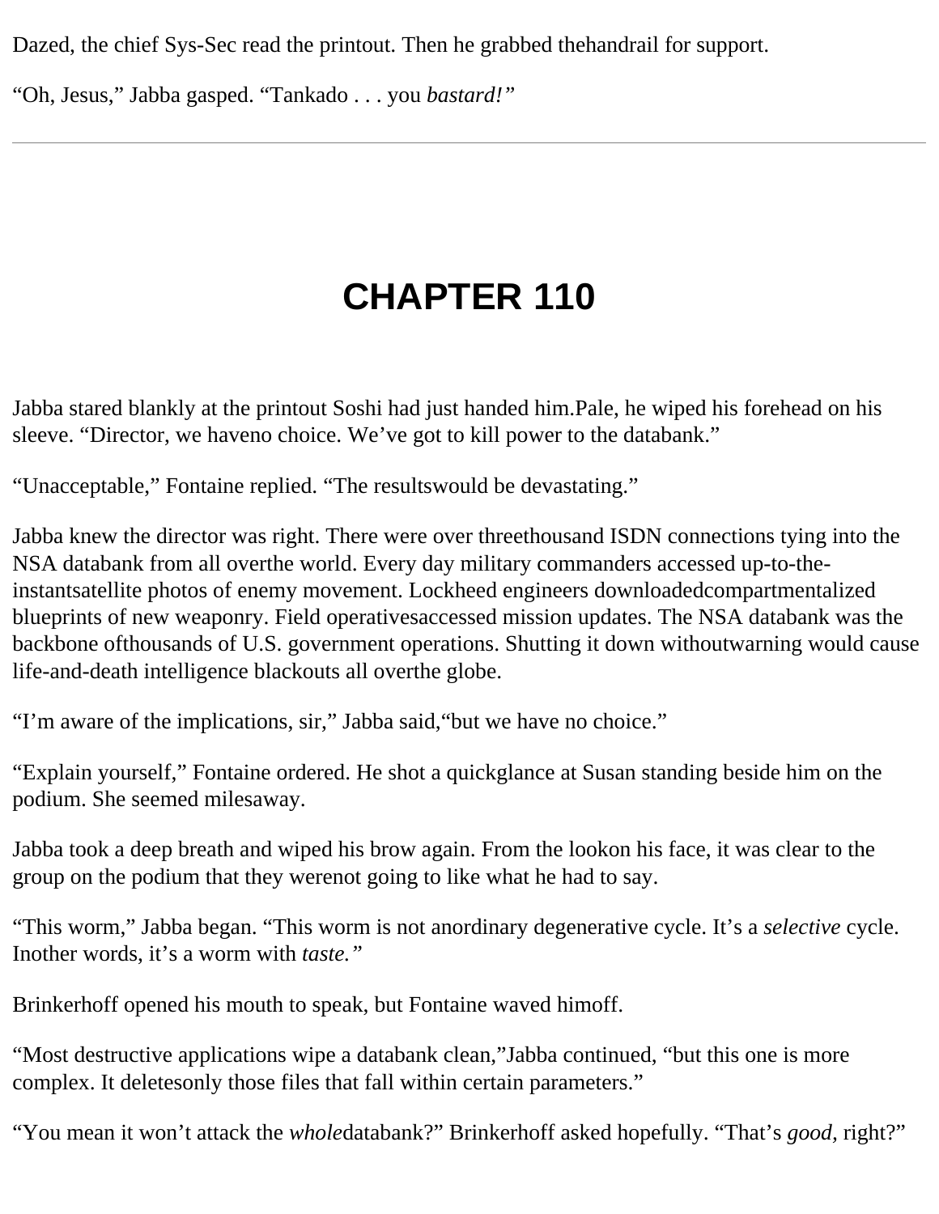Dazed, the chief Sys-Sec read the printout. Then he grabbed the handrail for support.

"Oh, Jesus," Jabba gasped. "Tankado . . . you *bastard!*"

---

# CHAPTER 110

Jabba stared blankly at the printout Soshi had just handed him. Pale, he wiped his forehead on his sleeve. "Director, we have no choice. We've got to kill power to the databank."

"Unacceptable," Fontaine replied. "The results would be devastating."

Jabba knew the director was right. There were over three thousand ISDN connections tying into the NSA databank from all over the world. Every day military commanders accessed up-to-the-instant satellite photos of enemy movement. Lockheed engineers downloaded compartmentalized blueprints of new weaponry. Field operatives accessed mission updates. The NSA databank was the backbone of thousands of U.S. government operations. Shutting it down without warning would cause life-and-death intelligence blackouts all over the globe.

"I'm aware of the implications, sir," Jabba said, "but we have no choice."

"Explain yourself," Fontaine ordered. He shot a quick glance at Susan standing beside him on the podium. She seemed miles away.

Jabba took a deep breath and wiped his brow again. From the look on his face, it was clear to the group on the podium that they were not going to like what he had to say.

"This worm," Jabba began. "This worm is not an ordinary degenerative cycle. It's a *selective* cycle. In other words, it's a worm with *taste.*"

Brinkerhoff opened his mouth to speak, but Fontaine waved him off.

"Most destructive applications wipe a databank clean," Jabba continued, "but this one is more complex. It deletes only those files that fall within certain parameters."

"You mean it won't attack the *whole* databank?" Brinkerhoff asked hopefully. "That's *good,* right?"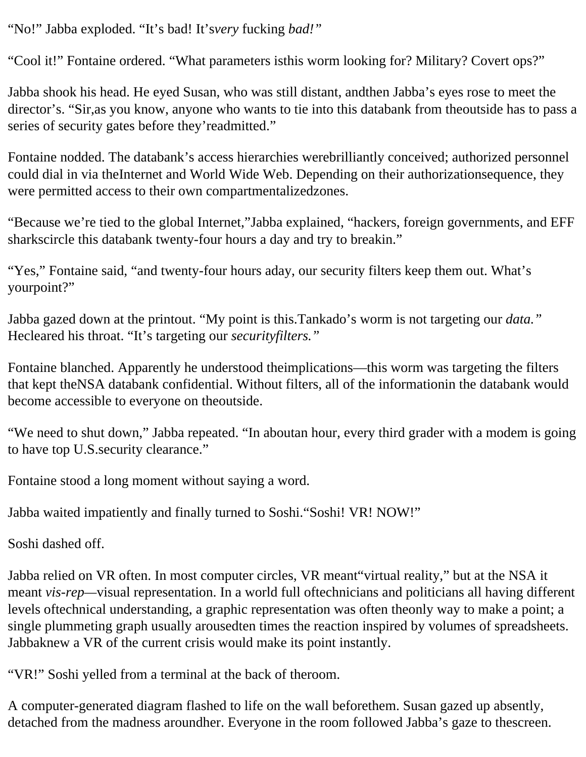“No!” Jabba exploded. “It’s bad! It’s *very* fucking *bad!*”

“Cool it!” Fontaine ordered. “What parameters is this worm looking for? Military? Covert ops?”

Jabba shook his head. He eyed Susan, who was still distant, and then Jabba’s eyes rose to meet the director’s. “Sir, as you know, anyone who wants to tie into this databank from the outside has to pass a series of security gates before they’re admitted.”

Fontaine nodded. The databank’s access hierarchies were brilliantly conceived; authorized personnel could dial in via the Internet and World Wide Web. Depending on their authorization sequence, they were permitted access to their own compartmentalized zones.

“Because we’re tied to the global Internet,” Jabba explained, “hackers, foreign governments, and EFF sharks circle this databank twenty-four hours a day and try to break in.”

“Yes,” Fontaine said, “and twenty-four hours a day, our security filters keep them out. What’s your point?”

Jabba gazed down at the printout. “My point is this. Tankado’s worm is not targeting our *data.*” He cleared his throat. “It’s targeting our *security filters.*”

Fontaine blanched. Apparently he understood the implications—this worm was targeting the filters that kept the NSA databank confidential. Without filters, all of the information in the databank would become accessible to everyone on the outside.

“We need to shut down,” Jabba repeated. “In about an hour, every third grader with a modem is going to have top U.S. security clearance.”

Fontaine stood a long moment without saying a word.

Jabba waited impatiently and finally turned to Soshi. “Soshi! VR! NOW!”

Soshi dashed off.

Jabba relied on VR often. In most computer circles, VR meant “virtual reality,” but at the NSA it meant *vis-rep*—visual representation. In a world full of technicians and politicians all having different levels of technical understanding, a graphic representation was often the only way to make a point; a single plummeting graph usually aroused ten times the reaction inspired by volumes of spreadsheets. Jabba knew a VR of the current crisis would make its point instantly.

“VR!” Soshi yelled from a terminal at the back of the room.

A computer-generated diagram flashed to life on the wall before them. Susan gazed up absently, detached from the madness around her. Everyone in the room followed Jabba’s gaze to the screen.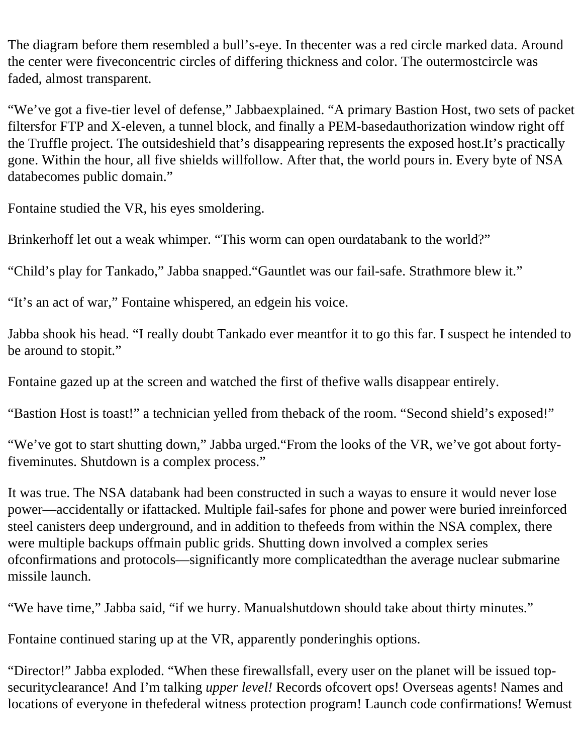The diagram before them resembled a bull's-eye. In the center was a red circle marked data. Around the center were five concentric circles of differing thickness and color. The outermost circle was faded, almost transparent.

"We've got a five-tier level of defense," Jabba explained. "A primary Bastion Host, two sets of packet filters for FTP and X-eleven, a tunnel block, and finally a PEM-based authorization window right off the Truffle project. The outside shield that's disappearing represents the exposed host. It's practically gone. Within the hour, all five shields will follow. After that, the world pours in. Every byte of NSA data becomes public domain."

Fontaine studied the VR, his eyes smoldering.

Brinkerhoff let out a weak whimper. "This worm can open our databank to the world?"

"Child's play for Tankado," Jabba snapped. "Gauntlet was our fail-safe. Strathmore blew it."

"It's an act of war," Fontaine whispered, an edge in his voice.

Jabba shook his head. "I really doubt Tankado ever meant for it to go this far. I suspect he intended to be around to stop it."

Fontaine gazed up at the screen and watched the first of the five walls disappear entirely.

"Bastion Host is toast!" a technician yelled from the back of the room. "Second shield's exposed!"

"We've got to start shutting down," Jabba urged. "From the looks of the VR, we've got about forty-five minutes. Shutdown is a complex process."

It was true. The NSA databank had been constructed in such a way as to ensure it would never lose power—accidentally or if attacked. Multiple fail-safes for phone and power were buried in reinforced steel canisters deep underground, and in addition to the feeds from within the NSA complex, there were multiple backups off main public grids. Shutting down involved a complex series of confirmations and protocols—significantly more complicated than the average nuclear submarine missile launch.

"We have time," Jabba said, "if we hurry. Manual shutdown should take about thirty minutes."

Fontaine continued staring up at the VR, apparently pondering his options.

"Director!" Jabba exploded. "When these firewalls fall, every user on the planet will be issued top-security clearance! And I'm talking *upper level!* Records of covert ops! Overseas agents! Names and locations of everyone in the federal witness protection program! Launch code confirmations! We must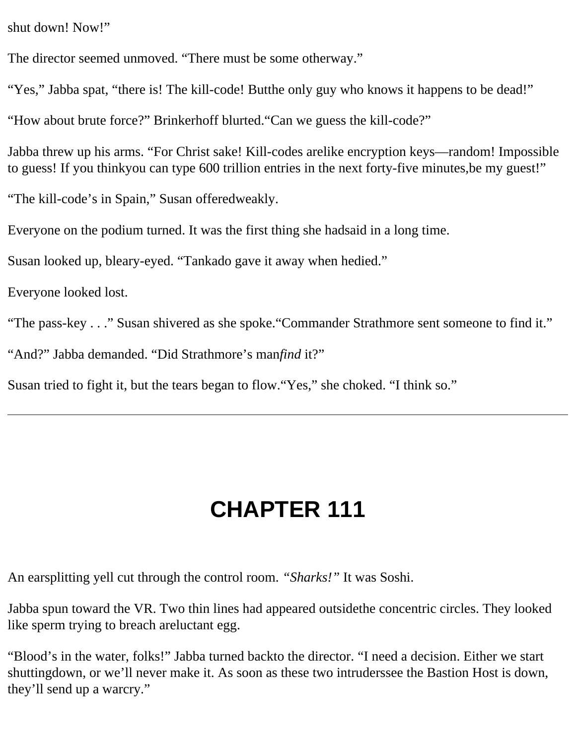shut down! Now!”

The director seemed unmoved. “There must be some otherway.”

“Yes,” Jabba spat, “there is! The kill-code! Butthe only guy who knows it happens to be dead!”

“How about brute force?” Brinkerhoff blurted.“Can we guess the kill-code?”

Jabba threw up his arms. “For Christ sake! Kill-codes arelike encryption keys—random! Impossible to guess! If you thinkyou can type 600 trillion entries in the next forty-five minutes,be my guest!”

“The kill-code’s in Spain,” Susan offeredweakly.

Everyone on the podium turned. It was the first thing she hadsaid in a long time.

Susan looked up, bleary-eyed. “Tankado gave it away when hedied.”

Everyone looked lost.

“The pass-key . . .” Susan shivered as she spoke.“Commander Strathmore sent someone to find it.”

“And?” Jabba demanded. “Did Strathmore’s man*find* it?”

Susan tried to fight it, but the tears began to flow.“Yes,” she choked. “I think so.”

---

# CHAPTER 111

An earsplitting yell cut through the control room. *“Sharks!”* It was Soshi.

Jabba spun toward the VR. Two thin lines had appeared outsidethe concentric circles. They looked like sperm trying to breach areluctant egg.

“Blood’s in the water, folks!” Jabba turned backto the director. “I need a decision. Either we start shuttingdown, or we’ll never make it. As soon as these two intruderssee the Bastion Host is down, they’ll send up a warcry.”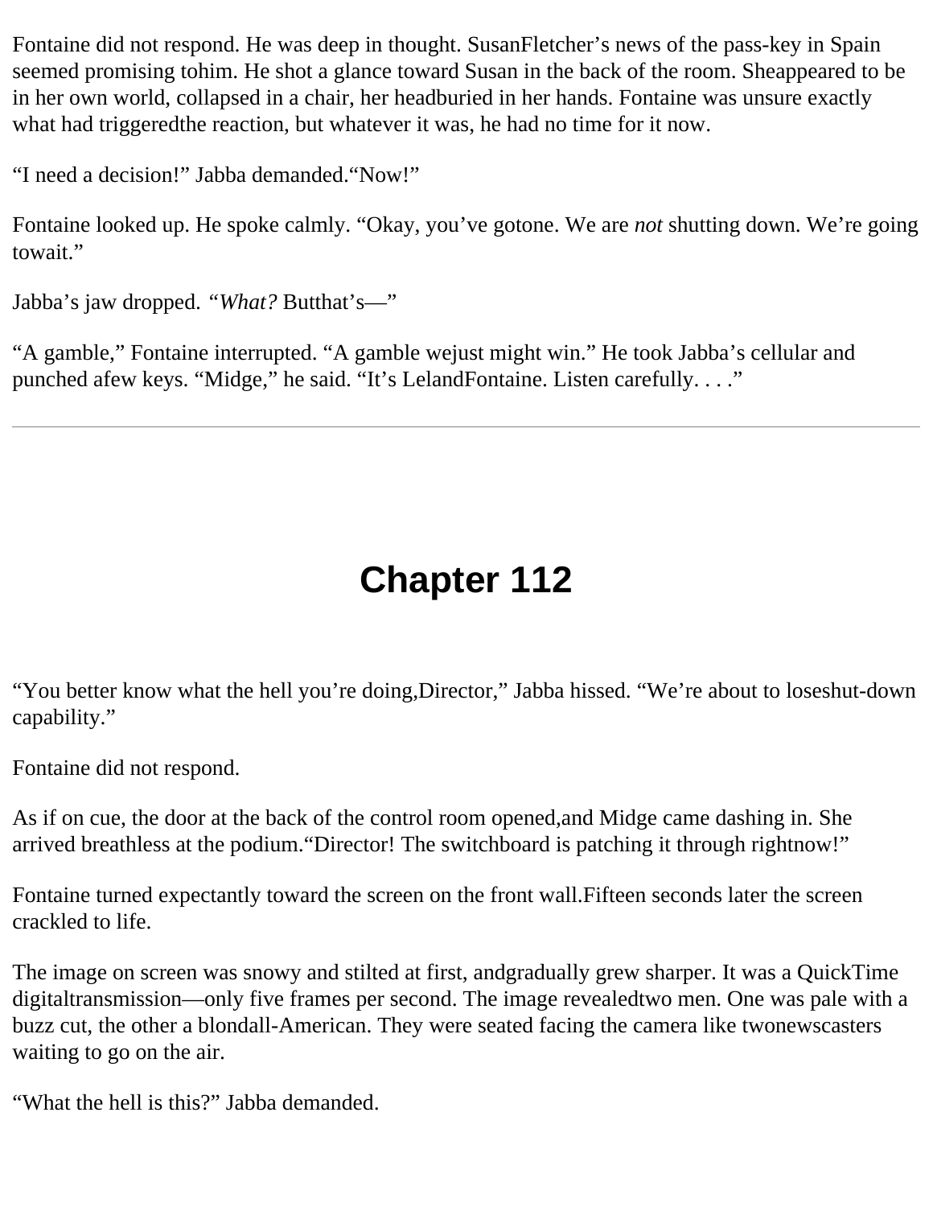Fontaine did not respond. He was deep in thought. SusanFletcher's news of the pass-key in Spain seemed promising tohim. He shot a glance toward Susan in the back of the room. Sheappeared to be in her own world, collapsed in a chair, her headburied in her hands. Fontaine was unsure exactly what had triggeredthe reaction, but whatever it was, he had no time for it now.

"I need a decision!" Jabba demanded."Now!"

Fontaine looked up. He spoke calmly. "Okay, you've gotone. We are *not* shutting down. We're going towait."

Jabba's jaw dropped. *"What?* Butthat's—"

"A gamble," Fontaine interrupted. "A gamble wejust might win." He took Jabba's cellular and punched afew keys. "Midge," he said. "It's LelandFontaine. Listen carefully. . . ."

---

# Chapter 112

"You better know what the hell you're doing,Director," Jabba hissed. "We're about to loseshut-down capability."

Fontaine did not respond.

As if on cue, the door at the back of the control room opened,and Midge came dashing in. She arrived breathless at the podium."Director! The switchboard is patching it through rightnow!"

Fontaine turned expectantly toward the screen on the front wall.Fifteen seconds later the screen crackled to life.

The image on screen was snowy and stilted at first, andgradually grew sharper. It was a QuickTime digitaltransmission—only five frames per second. The image revealedtwo men. One was pale with a buzz cut, the other a blondall-American. They were seated facing the camera like twonewscasters waiting to go on the air.

"What the hell is this?" Jabba demanded.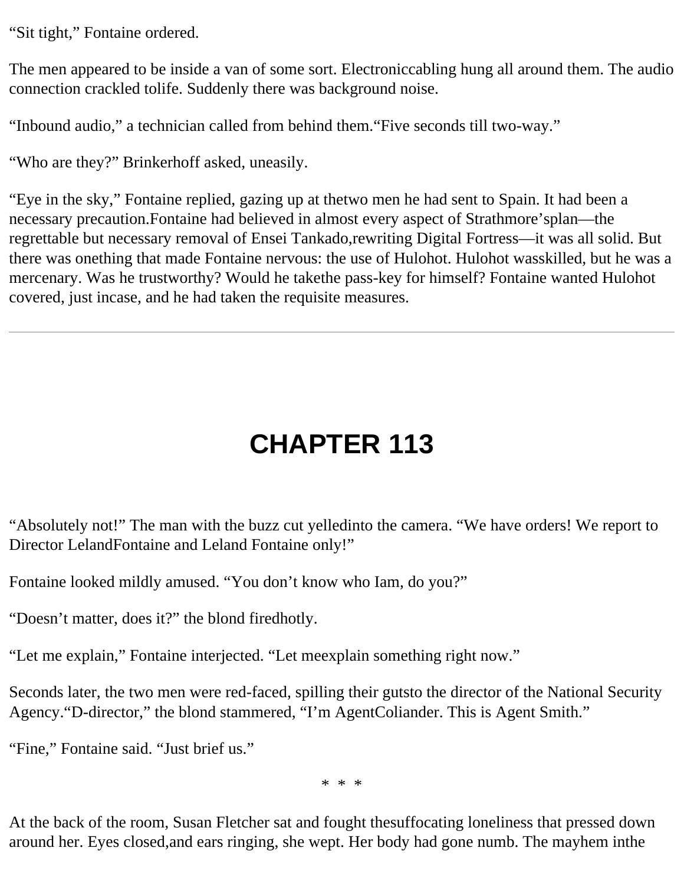“Sit tight,” Fontaine ordered.

The men appeared to be inside a van of some sort. Electroniccabling hung all around them. The audio connection crackled tolife. Suddenly there was background noise.

“Inbound audio,” a technician called from behind them.“Five seconds till two-way.”

“Who are they?” Brinkerhoff asked, uneasily.

“Eye in the sky,” Fontaine replied, gazing up at thetwo men he had sent to Spain. It had been a necessary precaution.Fontaine had believed in almost every aspect of Strathmore’splan—the regrettable but necessary removal of Ensei Tankado,rewriting Digital Fortress—it was all solid. But there was onething that made Fontaine nervous: the use of Hulohot. Hulohot wasskilled, but he was a mercenary. Was he trustworthy? Would he takethe pass-key for himself? Fontaine wanted Hulohot covered, just incase, and he had taken the requisite measures.

---

# CHAPTER 113

“Absolutely not!” The man with the buzz cut yelledinto the camera. “We have orders! We report to Director LelandFontaine and Leland Fontaine only!”

Fontaine looked mildly amused. “You don’t know who Iam, do you?”

“Doesn’t matter, does it?” the blond firedhotly.

“Let me explain,” Fontaine interjected. “Let meexplain something right now.”

Seconds later, the two men were red-faced, spilling their gutsto the director of the National Security Agency.“D-director,” the blond stammered, “I’m AgentColiander. This is Agent Smith.”

“Fine,” Fontaine said. “Just brief us.”

\* \* \*

At the back of the room, Susan Fletcher sat and fought thesuffocating loneliness that pressed down around her. Eyes closed,and ears ringing, she wept. Her body had gone numb. The mayhem inthe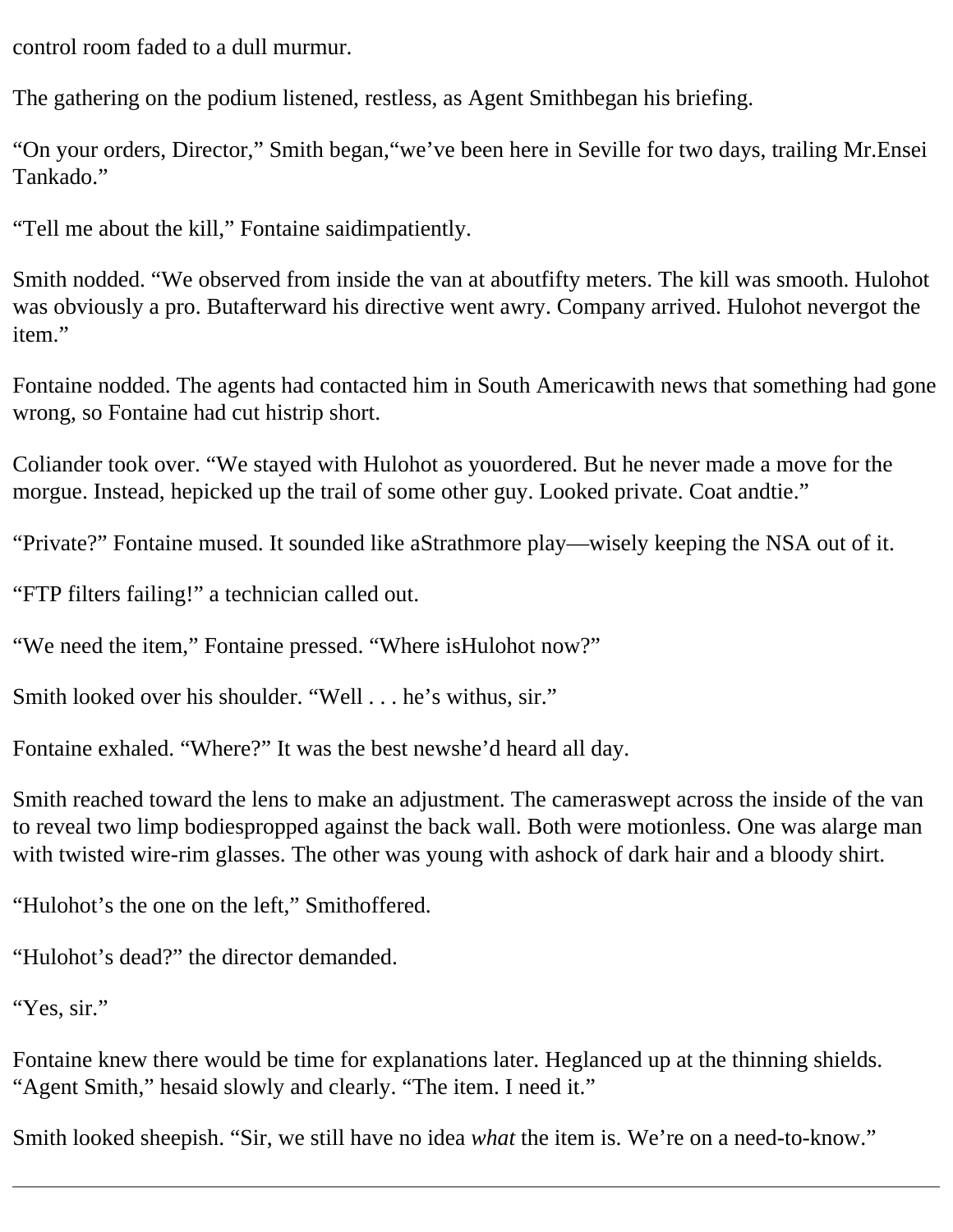control room faded to a dull murmur.

The gathering on the podium listened, restless, as Agent Smithbegan his briefing.

"On your orders, Director," Smith began,"we've been here in Seville for two days, trailing Mr.Ensei Tankado."

"Tell me about the kill," Fontaine saidimpatiently.

Smith nodded. "We observed from inside the van at aboutfifty meters. The kill was smooth. Hulohot was obviously a pro. Butafterward his directive went awry. Company arrived. Hulohot nevergot the item."

Fontaine nodded. The agents had contacted him in South Americawith news that something had gone wrong, so Fontaine had cut histrip short.

Coliander took over. "We stayed with Hulohot as youordered. But he never made a move for the morgue. Instead, hepicked up the trail of some other guy. Looked private. Coat andtie."

"Private?" Fontaine mused. It sounded like aStrathmore play—wisely keeping the NSA out of it.

"FTP filters failing!" a technician called out.

"We need the item," Fontaine pressed. "Where isHulohot now?"

Smith looked over his shoulder. "Well . . . he's withus, sir."

Fontaine exhaled. "Where?" It was the best newshe'd heard all day.

Smith reached toward the lens to make an adjustment. The cameraswept across the inside of the van to reveal two limp bodiespropped against the back wall. Both were motionless. One was alarge man with twisted wire-rim glasses. The other was young with ashock of dark hair and a bloody shirt.

"Hulohot's the one on the left," Smithoffered.

"Hulohot's dead?" the director demanded.

"Yes, sir."

Fontaine knew there would be time for explanations later. Heglanced up at the thinning shields. "Agent Smith," hesaid slowly and clearly. "The item. I need it."

Smith looked sheepish. "Sir, we still have no idea *what* the item is. We're on a need-to-know."

---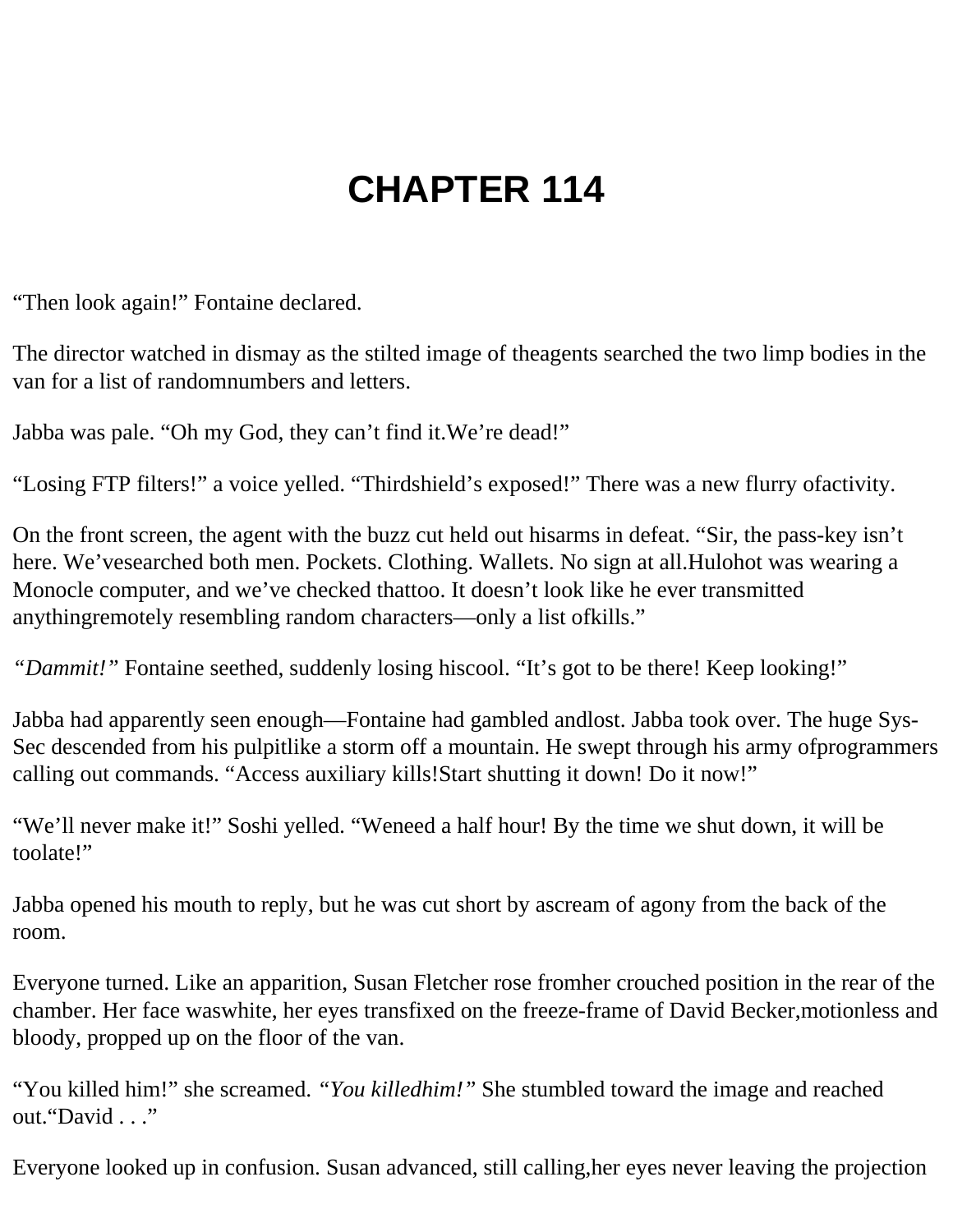# CHAPTER 114

"Then look again!" Fontaine declared.

The director watched in dismay as the stilted image of theagents searched the two limp bodies in the van for a list of randomnumbers and letters.

Jabba was pale. "Oh my God, they can't find it.We're dead!"

"Losing FTP filters!" a voice yelled. "Thirdshield's exposed!" There was a new flurry ofactivity.

On the front screen, the agent with the buzz cut held out hisarms in defeat. "Sir, the pass-key isn't here. We'vesearched both men. Pockets. Clothing. Wallets. No sign at all.Hulohot was wearing a Monocle computer, and we've checked thattoo. It doesn't look like he ever transmitted anythingremotely resembling random characters—only a list ofkills."

*"Dammit!"* Fontaine seethed, suddenly losing hiscool. "It's got to be there! Keep looking!"

Jabba had apparently seen enough—Fontaine had gambled andlost. Jabba took over. The huge Sys-Sec descended from his pulpitlike a storm off a mountain. He swept through his army ofprogrammers calling out commands. "Access auxiliary kills!Start shutting it down! Do it now!"

"We'll never make it!" Soshi yelled. "Weneed a half hour! By the time we shut down, it will be toolate!"

Jabba opened his mouth to reply, but he was cut short by ascream of agony from the back of the room.

Everyone turned. Like an apparition, Susan Fletcher rose fromher crouched position in the rear of the chamber. Her face waswhite, her eyes transfixed on the freeze-frame of David Becker,motionless and bloody, propped up on the floor of the van.

"You killed him!" she screamed. *"You killedhim!"* She stumbled toward the image and reached out."David . . ."

Everyone looked up in confusion. Susan advanced, still calling,her eyes never leaving the projection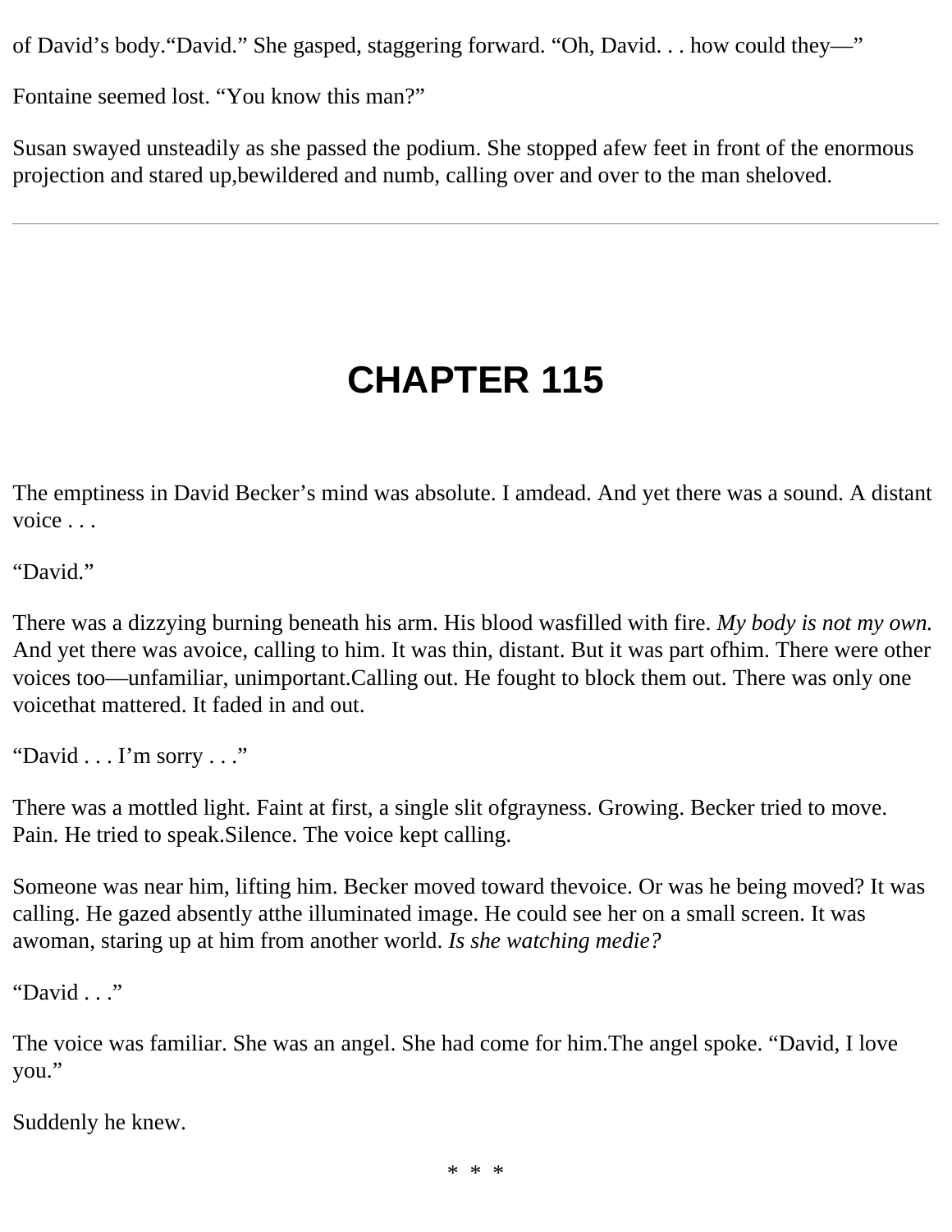of David's body."David." She gasped, staggering forward. "Oh, David. . . how could they—"

Fontaine seemed lost. "You know this man?"

Susan swayed unsteadily as she passed the podium. She stopped afew feet in front of the enormous projection and stared up,bewildered and numb, calling over and over to the man sheloved.

---

# CHAPTER 115

The emptiness in David Becker's mind was absolute. I amdead. And yet there was a sound. A distant voice . . .

"David."

There was a dizzying burning beneath his arm. His blood wasfilled with fire. *My body is not my own.* And yet there was avoice, calling to him. It was thin, distant. But it was part ofhim. There were other voices too—unfamiliar, unimportant.Calling out. He fought to block them out. There was only one voicethat mattered. It faded in and out.

"David . . . I'm sorry . . ."

There was a mottled light. Faint at first, a single slit ofgrayness. Growing. Becker tried to move. Pain. He tried to speak.Silence. The voice kept calling.

Someone was near him, lifting him. Becker moved toward thevoice. Or was he being moved? It was calling. He gazed absently atthe illuminated image. He could see her on a small screen. It was awoman, staring up at him from another world. *Is she watching medie?*

"David . . ."

The voice was familiar. She was an angel. She had come for him.The angel spoke. "David, I love you."

Suddenly he knew.

* * *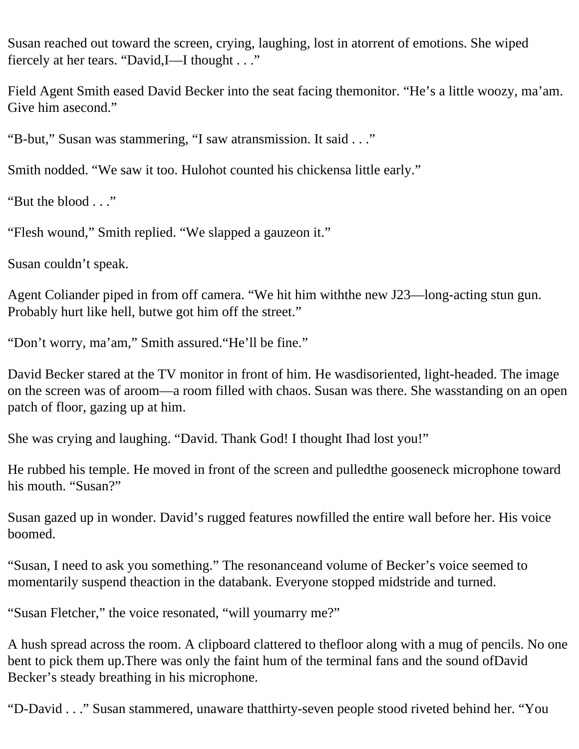Susan reached out toward the screen, crying, laughing, lost in a torrent of emotions. She wiped fiercely at her tears. "David, I—I thought . . ."

Field Agent Smith eased David Becker into the seat facing the monitor. "He's a little woozy, ma'am. Give him a second."

"B-but," Susan was stammering, "I saw a transmission. It said . . ."

Smith nodded. "We saw it too. Hulohot counted his chickens a little early."

"But the blood . . ."

"Flesh wound," Smith replied. "We slapped a gauze on it."

Susan couldn't speak.

Agent Coliander piped in from off camera. "We hit him with the new J23—long-acting stun gun. Probably hurt like hell, but we got him off the street."

"Don't worry, ma'am," Smith assured. "He'll be fine."

David Becker stared at the TV monitor in front of him. He was disoriented, light-headed. The image on the screen was of a room—a room filled with chaos. Susan was there. She was standing on an open patch of floor, gazing up at him.

She was crying and laughing. "David. Thank God! I thought I had lost you!"

He rubbed his temple. He moved in front of the screen and pulled the gooseneck microphone toward his mouth. "Susan?"

Susan gazed up in wonder. David's rugged features now filled the entire wall before her. His voice boomed.

"Susan, I need to ask you something." The resonance and volume of Becker's voice seemed to momentarily suspend the action in the databank. Everyone stopped midstride and turned.

"Susan Fletcher," the voice resonated, "will you marry me?"

A hush spread across the room. A clipboard clattered to the floor along with a mug of pencils. No one bent to pick them up. There was only the faint hum of the terminal fans and the sound of David Becker's steady breathing in his microphone.

"D-David . . ." Susan stammered, unaware that thirty-seven people stood riveted behind her. "You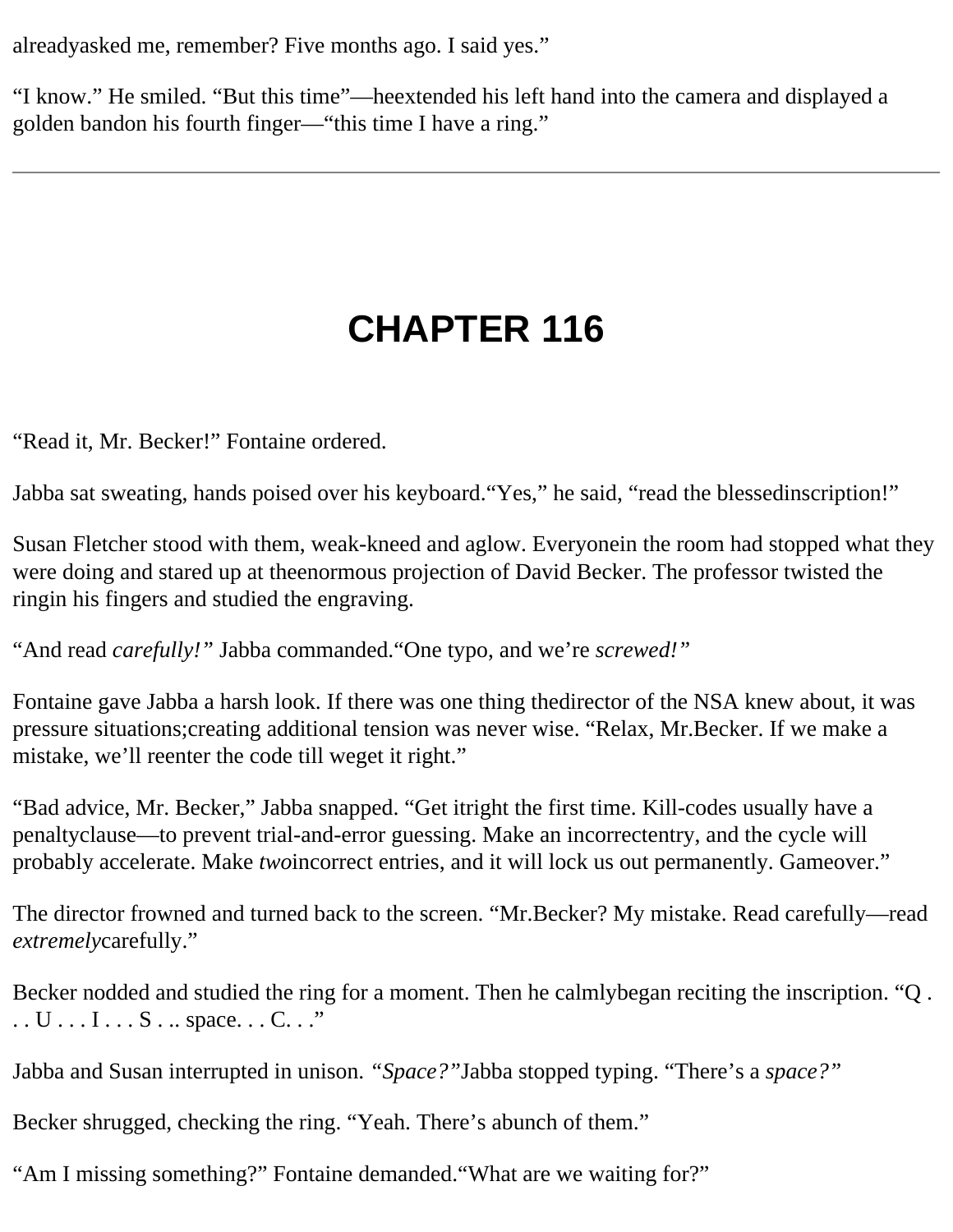alreadyasked me, remember? Five months ago. I said yes."

"I know." He smiled. "But this time"—heextended his left hand into the camera and displayed a golden bandon his fourth finger—"this time I have a ring."

---

# CHAPTER 116

"Read it, Mr. Becker!" Fontaine ordered.

Jabba sat sweating, hands poised over his keyboard."Yes," he said, "read the blessedinscription!"

Susan Fletcher stood with them, weak-kneed and aglow. Everyonein the room had stopped what they were doing and stared up at theenormous projection of David Becker. The professor twisted the ringin his fingers and studied the engraving.

"And read *carefully!"* Jabba commanded."One typo, and we're *screwed!"*

Fontaine gave Jabba a harsh look. If there was one thing thedirector of the NSA knew about, it was pressure situations;creating additional tension was never wise. "Relax, Mr.Becker. If we make a mistake, we'll reenter the code till weget it right."

"Bad advice, Mr. Becker," Jabba snapped. "Get itright the first time. Kill-codes usually have a penaltyclause—to prevent trial-and-error guessing. Make an incorrectentry, and the cycle will probably accelerate. Make *two*incorrect entries, and it will lock us out permanently. Gameover."

The director frowned and turned back to the screen. "Mr.Becker? My mistake. Read carefully—read *extremely*carefully."

Becker nodded and studied the ring for a moment. Then he calmlybegan reciting the inscription. "Q . . . U . . . I . . . S . .. space. . . C. . ."

Jabba and Susan interrupted in unison. *"Space?"*Jabba stopped typing. "There's a *space?"*

Becker shrugged, checking the ring. "Yeah. There's abunch of them."

"Am I missing something?" Fontaine demanded."What are we waiting for?"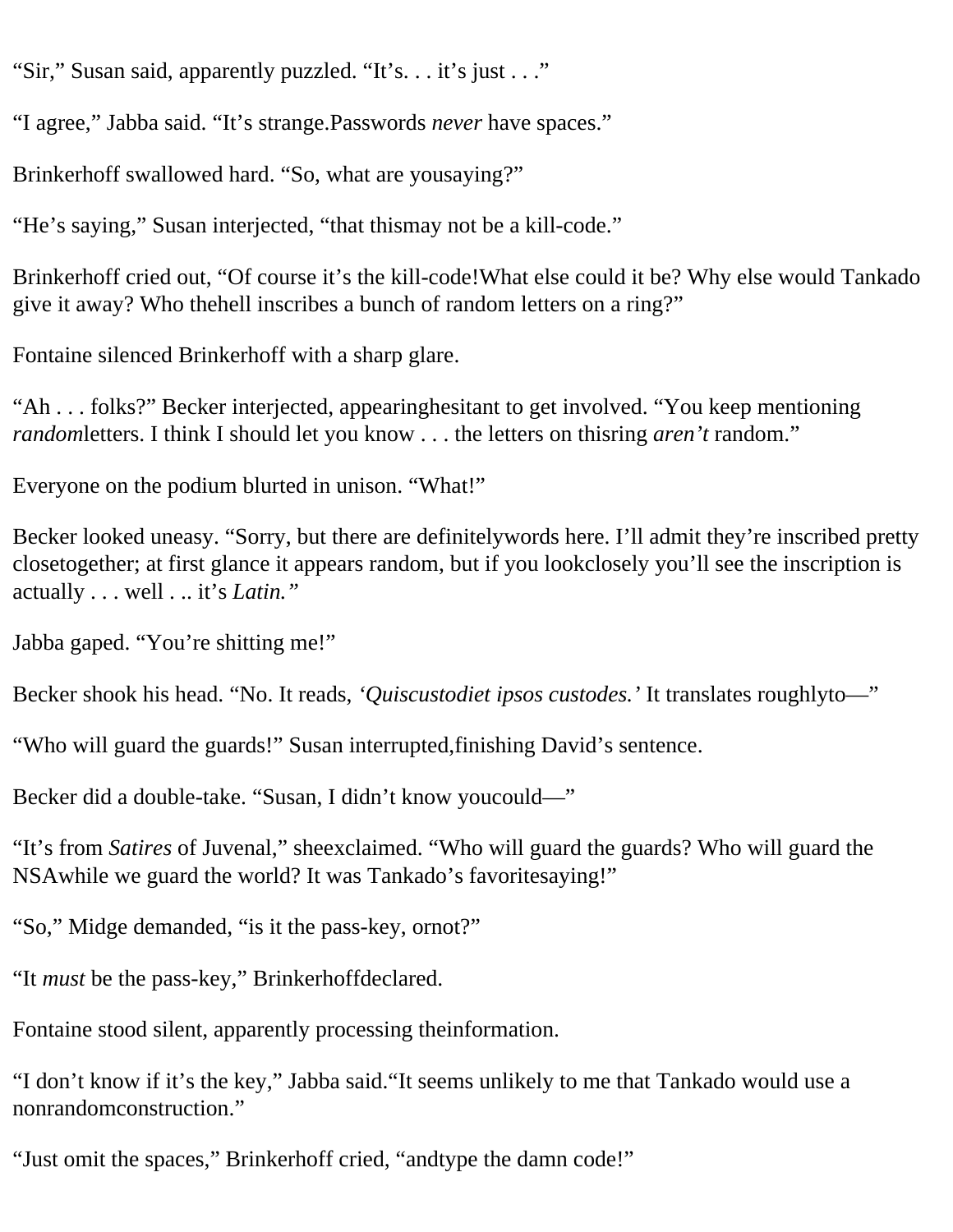"Sir," Susan said, apparently puzzled. "It's. . . it's just . . ."

"I agree," Jabba said. "It's strange.Passwords *never* have spaces."

Brinkerhoff swallowed hard. "So, what are yousaying?"

"He's saying," Susan interjected, "that thismay not be a kill-code."

Brinkerhoff cried out, "Of course it's the kill-code!What else could it be? Why else would Tankado give it away? Who thehell inscribes a bunch of random letters on a ring?"

Fontaine silenced Brinkerhoff with a sharp glare.

"Ah . . . folks?" Becker interjected, appearinghesitant to get involved. "You keep mentioning *random*letters. I think I should let you know . . . the letters on thisring *aren't* random."

Everyone on the podium blurted in unison. "What!"

Becker looked uneasy. "Sorry, but there are definitelywords here. I'll admit they're inscribed pretty closetogether; at first glance it appears random, but if you lookclosely you'll see the inscription is actually . . . well . .. it's *Latin."*

Jabba gaped. "You're shitting me!"

Becker shook his head. "No. It reads, *'Quiscustodiet ipsos custodes.'* It translates roughlyto—"

"Who will guard the guards!" Susan interrupted,finishing David's sentence.

Becker did a double-take. "Susan, I didn't know youcould—"

"It's from *Satires* of Juvenal," sheexclaimed. "Who will guard the guards? Who will guard the NSAwhile we guard the world? It was Tankado's favoritesaying!"

"So," Midge demanded, "is it the pass-key, ornot?"

"It *must* be the pass-key," Brinkerhoffdeclared.

Fontaine stood silent, apparently processing theinformation.

"I don't know if it's the key," Jabba said."It seems unlikely to me that Tankado would use a nonrandomconstruction."

"Just omit the spaces," Brinkerhoff cried, "andtype the damn code!"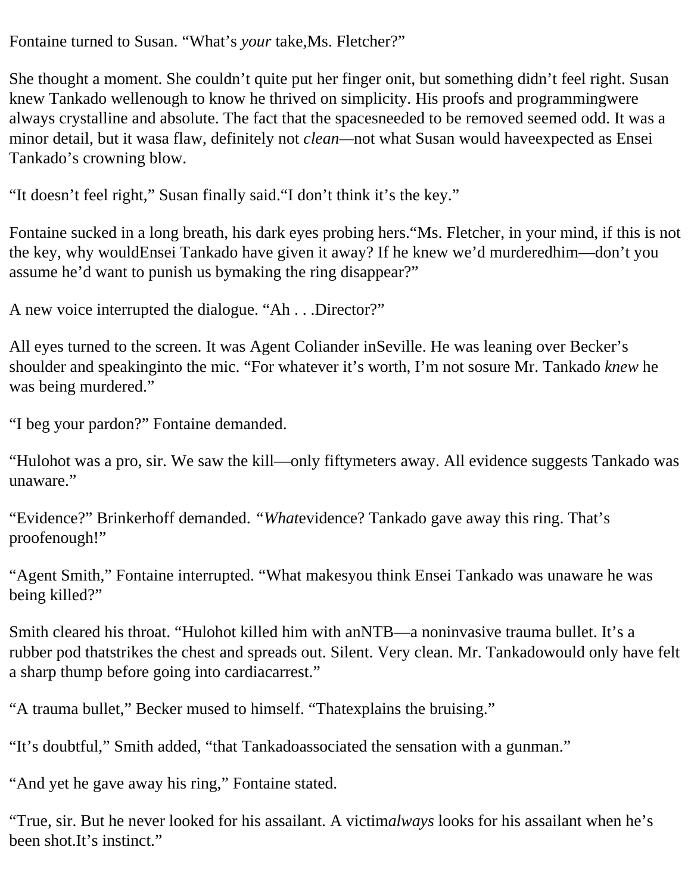Fontaine turned to Susan. "What's *your* take,Ms. Fletcher?"

She thought a moment. She couldn't quite put her finger onit, but something didn't feel right. Susan knew Tankado wellenough to know he thrived on simplicity. His proofs and programmingwere always crystalline and absolute. The fact that the spacesneeded to be removed seemed odd. It was a minor detail, but it wasa flaw, definitely not *clean*—not what Susan would haveexpected as Ensei Tankado's crowning blow.

"It doesn't feel right," Susan finally said."I don't think it's the key."

Fontaine sucked in a long breath, his dark eyes probing hers."Ms. Fletcher, in your mind, if this is not the key, why wouldEnsei Tankado have given it away? If he knew we'd murderedhim—don't you assume he'd want to punish us bymaking the ring disappear?"

A new voice interrupted the dialogue. "Ah . . .Director?"

All eyes turned to the screen. It was Agent Coliander inSeville. He was leaning over Becker's shoulder and speakinginto the mic. "For whatever it's worth, I'm not sosure Mr. Tankado *knew* he was being murdered."

"I beg your pardon?" Fontaine demanded.

"Hulohot was a pro, sir. We saw the kill—only fiftymeters away. All evidence suggests Tankado was unaware."

"Evidence?" Brinkerhoff demanded. "*What*evidence? Tankado gave away this ring. That's proofenough!"

"Agent Smith," Fontaine interrupted. "What makesyou think Ensei Tankado was unaware he was being killed?"

Smith cleared his throat. "Hulohot killed him with anNTB—a noninvasive trauma bullet. It's a rubber pod thatstrikes the chest and spreads out. Silent. Very clean. Mr. Tankadowould only have felt a sharp thump before going into cardiacarrest."

"A trauma bullet," Becker mused to himself. "Thatexplains the bruising."

"It's doubtful," Smith added, "that Tankadoassociated the sensation with a gunman."

"And yet he gave away his ring," Fontaine stated.

"True, sir. But he never looked for his assailant. A victim*always* looks for his assailant when he's been shot.It's instinct."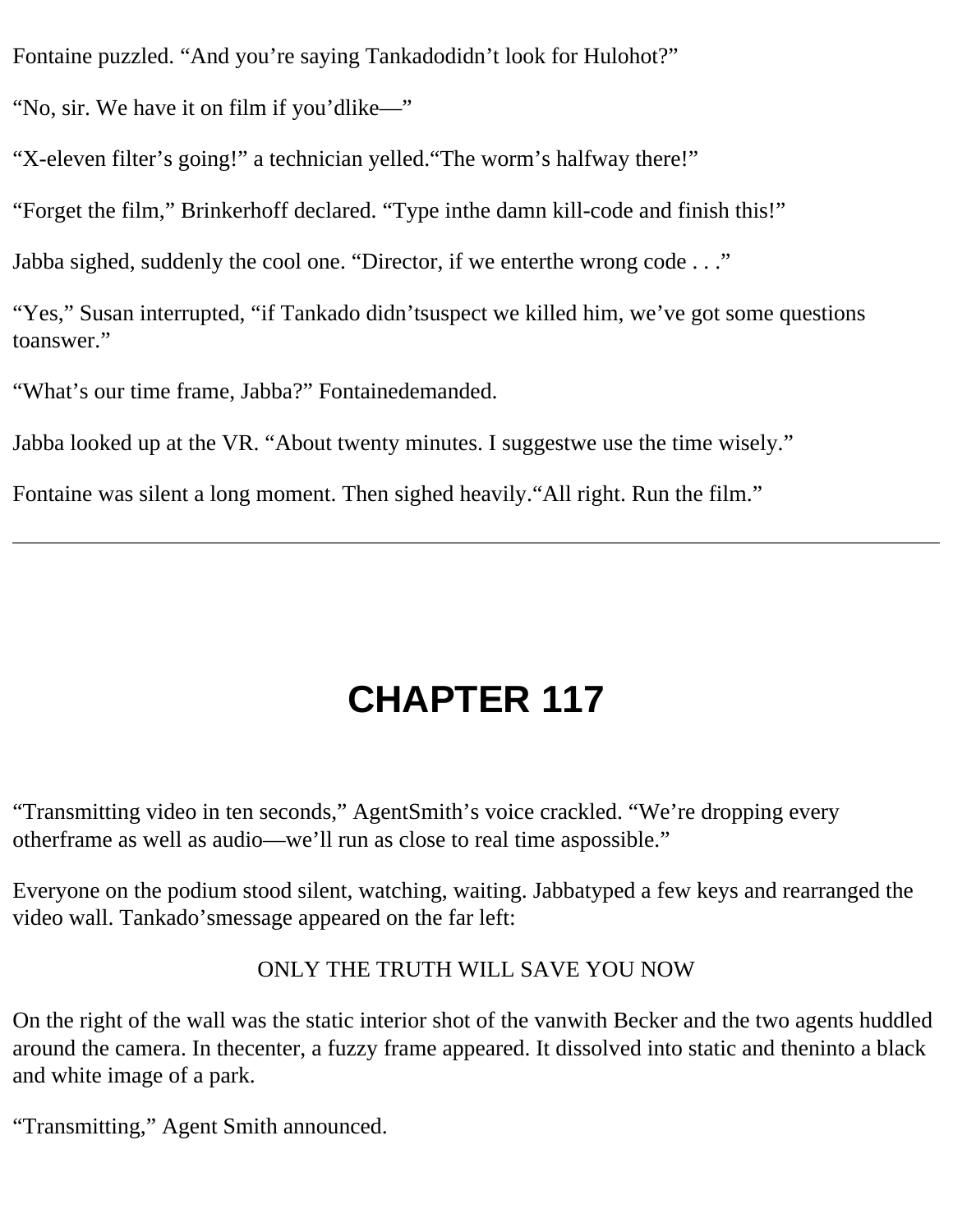Fontaine puzzled. “And you’re saying Tankadodidn’t look for Hulohot?”

“No, sir. We have it on film if you’dlike—”

“X-eleven filter’s going!” a technician yelled.“The worm’s halfway there!”

“Forget the film,” Brinkerhoff declared. “Type inthe damn kill-code and finish this!”

Jabba sighed, suddenly the cool one. “Director, if we enterthe wrong code . . .”

“Yes,” Susan interrupted, “if Tankado didn’tsuspect we killed him, we’ve got some questions toanswer.”

“What’s our time frame, Jabba?” Fontainedemanded.

Jabba looked up at the VR. “About twenty minutes. I suggestwe use the time wisely.”

Fontaine was silent a long moment. Then sighed heavily.“All right. Run the film.”

---

# CHAPTER 117

“Transmitting video in ten seconds,” AgentSmith’s voice crackled. “We’re dropping every otherframe as well as audio—we’ll run as close to real time aspossible.”

Everyone on the podium stood silent, watching, waiting. Jabbatyped a few keys and rearranged the video wall. Tankado’smessage appeared on the far left:

ONLY THE TRUTH WILL SAVE YOU NOW

On the right of the wall was the static interior shot of the vanwith Becker and the two agents huddled around the camera. In thecenter, a fuzzy frame appeared. It dissolved into static and theninto a black and white image of a park.

“Transmitting,” Agent Smith announced.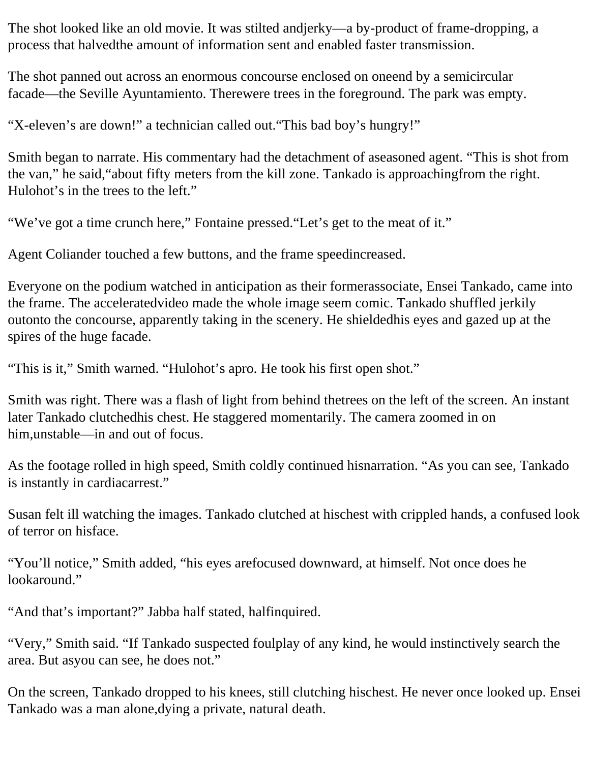The shot looked like an old movie. It was stilted andjerky—a by-product of frame-dropping, a process that halvedthe amount of information sent and enabled faster transmission.

The shot panned out across an enormous concourse enclosed on oneend by a semicircular facade—the Seville Ayuntamiento. Therewere trees in the foreground. The park was empty.

“X-eleven’s are down!” a technician called out.“This bad boy’s hungry!”

Smith began to narrate. His commentary had the detachment of aseasoned agent. “This is shot from the van,” he said,“about fifty meters from the kill zone. Tankado is approachingfrom the right. Hulohot’s in the trees to the left.”

“We’ve got a time crunch here,” Fontaine pressed.“Let’s get to the meat of it.”

Agent Coliander touched a few buttons, and the frame speedincreased.

Everyone on the podium watched in anticipation as their formerassociate, Ensei Tankado, came into the frame. The acceleratedvideo made the whole image seem comic. Tankado shuffled jerkily outonto the concourse, apparently taking in the scenery. He shieldedhis eyes and gazed up at the spires of the huge facade.

“This is it,” Smith warned. “Hulohot’s apro. He took his first open shot.”

Smith was right. There was a flash of light from behind thetrees on the left of the screen. An instant later Tankado clutchedhis chest. He staggered momentarily. The camera zoomed in on him,unstable—in and out of focus.

As the footage rolled in high speed, Smith coldly continued hisnarration. “As you can see, Tankado is instantly in cardiacarrest.”

Susan felt ill watching the images. Tankado clutched at hischest with crippled hands, a confused look of terror on hisface.

“You’ll notice,” Smith added, “his eyes arefocused downward, at himself. Not once does he lookaround.”

“And that’s important?” Jabba half stated, halfinquired.

“Very,” Smith said. “If Tankado suspected foulplay of any kind, he would instinctively search the area. But asyou can see, he does not.”

On the screen, Tankado dropped to his knees, still clutching hischest. He never once looked up. Ensei Tankado was a man alone,dying a private, natural death.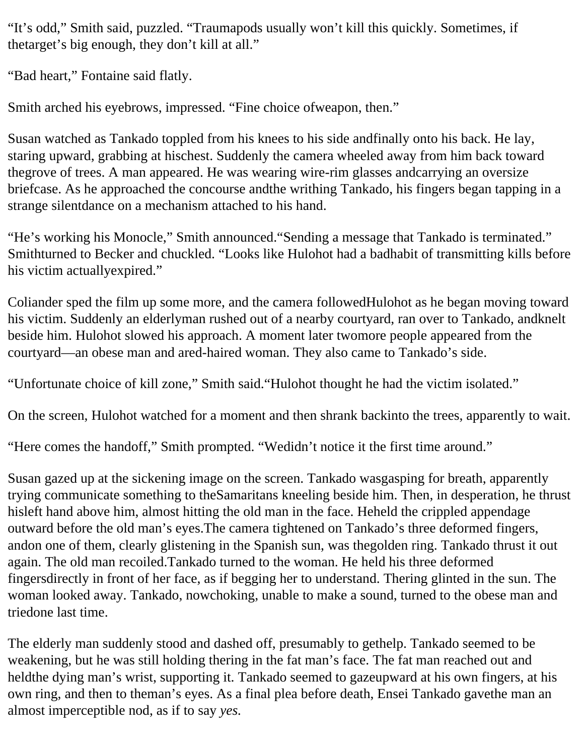"It's odd," Smith said, puzzled. "Traumapods usually won't kill this quickly. Sometimes, if thetarget's big enough, they don't kill at all."

"Bad heart," Fontaine said flatly.

Smith arched his eyebrows, impressed. "Fine choice ofweapon, then."

Susan watched as Tankado toppled from his knees to his side andfinally onto his back. He lay, staring upward, grabbing at hischest. Suddenly the camera wheeled away from him back toward thegrove of trees. A man appeared. He was wearing wire-rim glasses andcarrying an oversize briefcase. As he approached the concourse andthe writhing Tankado, his fingers began tapping in a strange silentdance on a mechanism attached to his hand.

"He's working his Monocle," Smith announced."Sending a message that Tankado is terminated." Smithturned to Becker and chuckled. "Looks like Hulohot had a badhabit of transmitting kills before his victim actuallyexpired."

Coliander sped the film up some more, and the camera followedHulohot as he began moving toward his victim. Suddenly an elderlyman rushed out of a nearby courtyard, ran over to Tankado, andknelt beside him. Hulohot slowed his approach. A moment later twomore people appeared from the courtyard—an obese man and ared-haired woman. They also came to Tankado's side.

"Unfortunate choice of kill zone," Smith said."Hulohot thought he had the victim isolated."

On the screen, Hulohot watched for a moment and then shrank backinto the trees, apparently to wait.

"Here comes the handoff," Smith prompted. "Wedidn't notice it the first time around."

Susan gazed up at the sickening image on the screen. Tankado wasgasping for breath, apparently trying communicate something to theSamaritans kneeling beside him. Then, in desperation, he thrust hisleft hand above him, almost hitting the old man in the face. Heheld the crippled appendage outward before the old man's eyes.The camera tightened on Tankado's three deformed fingers, andon one of them, clearly glistening in the Spanish sun, was thegolden ring. Tankado thrust it out again. The old man recoiled.Tankado turned to the woman. He held his three deformed fingersdirectly in front of her face, as if begging her to understand. Thering glinted in the sun. The woman looked away. Tankado, nowchoking, unable to make a sound, turned to the obese man and triedone last time.

The elderly man suddenly stood and dashed off, presumably to gethelp. Tankado seemed to be weakening, but he was still holding thering in the fat man's face. The fat man reached out and heldthe dying man's wrist, supporting it. Tankado seemed to gazeupward at his own fingers, at his own ring, and then to theman's eyes. As a final plea before death, Ensei Tankado gavethe man an almost imperceptible nod, as if to say *yes*.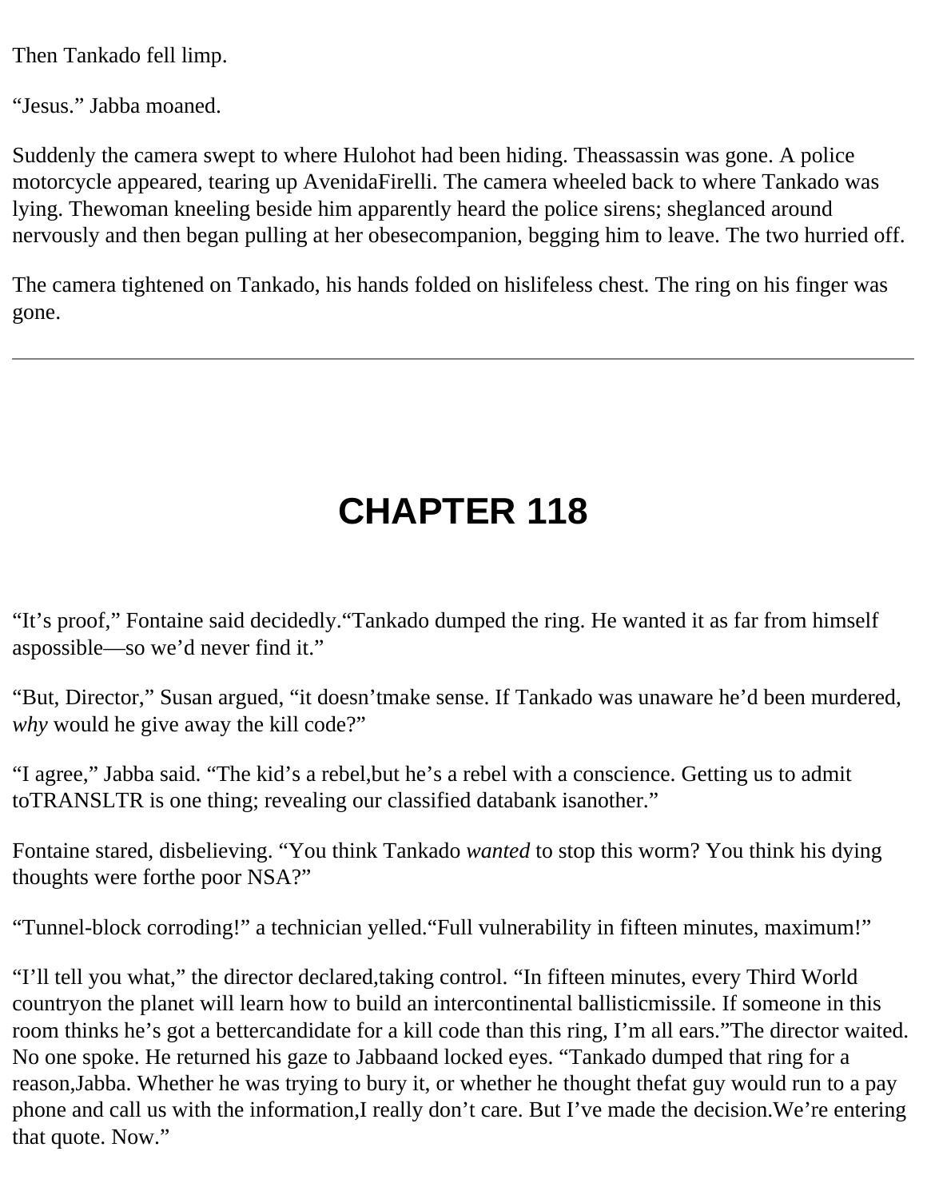Then Tankado fell limp.

“Jesus.” Jabba moaned.

Suddenly the camera swept to where Hulohot had been hiding. Theassassin was gone. A police motorcycle appeared, tearing up AvenidaFirelli. The camera wheeled back to where Tankado was lying. Thewoman kneeling beside him apparently heard the police sirens; sheglanced around nervously and then began pulling at her obesecompanion, begging him to leave. The two hurried off.

The camera tightened on Tankado, his hands folded on hislifeless chest. The ring on his finger was gone.

---

# CHAPTER 118

“It’s proof,” Fontaine said decidedly.“Tankado dumped the ring. He wanted it as far from himself aspossible—so we’d never find it.”

“But, Director,” Susan argued, “it doesn’tmake sense. If Tankado was unaware he’d been murdered, *why* would he give away the kill code?”

“I agree,” Jabba said. “The kid’s a rebel,but he’s a rebel with a conscience. Getting us to admit toTRANSLTR is one thing; revealing our classified databank isanother.”

Fontaine stared, disbelieving. “You think Tankado *wanted* to stop this worm? You think his dying thoughts were forthe poor NSA?”

“Tunnel-block corroding!” a technician yelled.“Full vulnerability in fifteen minutes, maximum!”

“I’ll tell you what,” the director declared,taking control. “In fifteen minutes, every Third World countryon the planet will learn how to build an intercontinental ballisticmissile. If someone in this room thinks he’s got a bettercandidate for a kill code than this ring, I’m all ears.”The director waited. No one spoke. He returned his gaze to Jabbaand locked eyes. “Tankado dumped that ring for a reason,Jabba. Whether he was trying to bury it, or whether he thought thefat guy would run to a pay phone and call us with the information,I really don’t care. But I’ve made the decision.We’re entering that quote. Now.”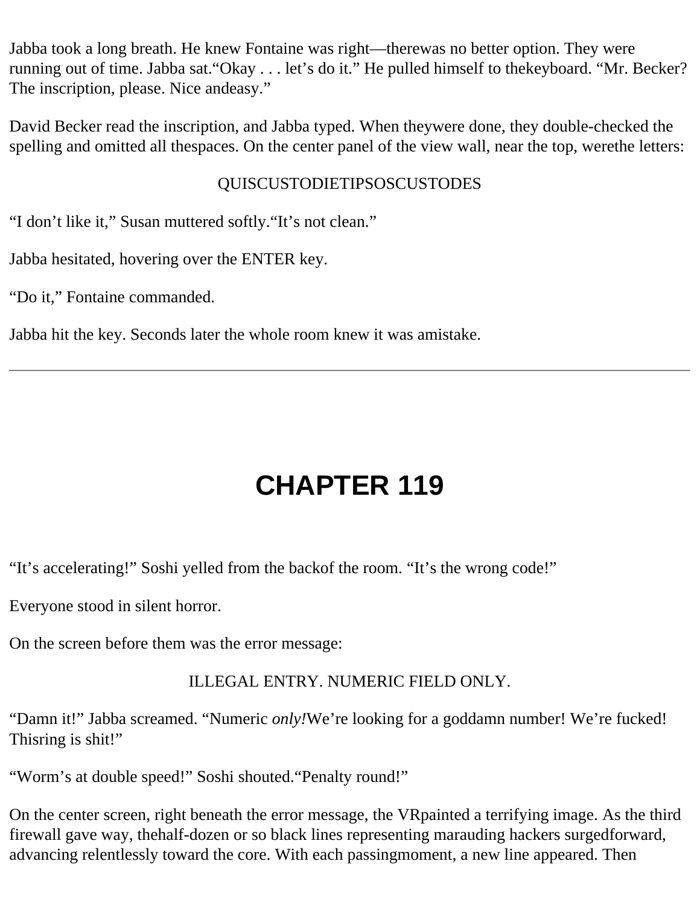Jabba took a long breath. He knew Fontaine was right—therewas no better option. They were running out of time. Jabba sat."Okay . . . let's do it." He pulled himself to thekeyboard. "Mr. Becker? The inscription, please. Nice andeasy."

David Becker read the inscription, and Jabba typed. When theywere done, they double-checked the spelling and omitted all thespaces. On the center panel of the view wall, near the top, werethe letters:

QUISCUSTODIETIPSOSCUSTODES

"I don't like it," Susan muttered softly."It's not clean."

Jabba hesitated, hovering over the ENTER key.

"Do it," Fontaine commanded.

Jabba hit the key. Seconds later the whole room knew it was amistake.

---

# CHAPTER 119

"It's accelerating!" Soshi yelled from the backof the room. "It's the wrong code!"

Everyone stood in silent horror.

On the screen before them was the error message:

ILLEGAL ENTRY. NUMERIC FIELD ONLY.

"Damn it!" Jabba screamed. "Numeric *only!*We're looking for a goddamn number! We're fucked! Thisring is shit!"

"Worm's at double speed!" Soshi shouted."Penalty round!"

On the center screen, right beneath the error message, the VRpainted a terrifying image. As the third firewall gave way, thehalf-dozen or so black lines representing marauding hackers surgedforward, advancing relentlessly toward the core. With each passingmoment, a new line appeared. Then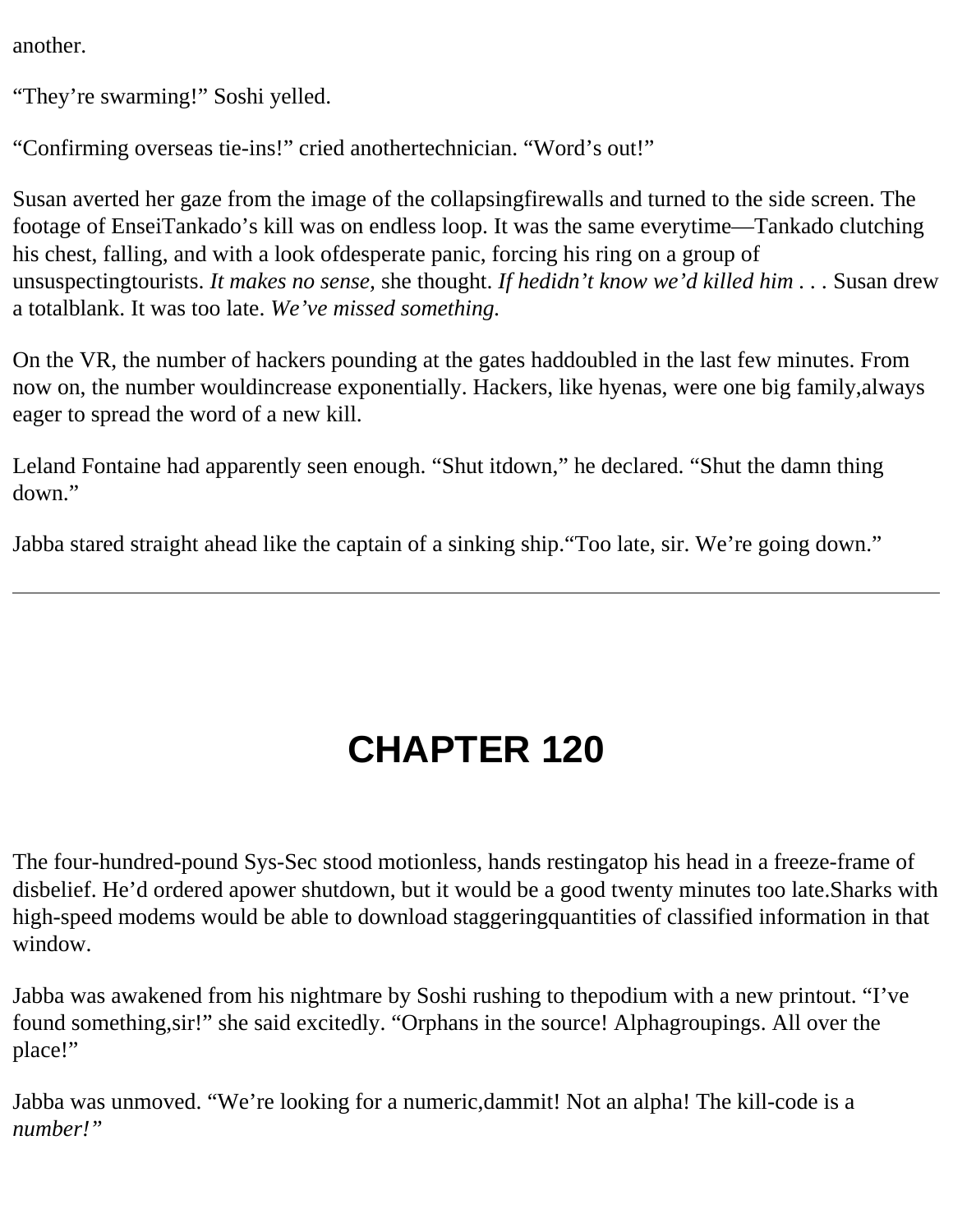another.

“They’re swarming!” Soshi yelled.

“Confirming overseas tie-ins!” cried anothertechnician. “Word’s out!”

Susan averted her gaze from the image of the collapsingfirewalls and turned to the side screen. The footage of EnseiTankado’s kill was on endless loop. It was the same everytime—Tankado clutching his chest, falling, and with a look ofdesperate panic, forcing his ring on a group of unsuspectingtourists. *It makes no sense,* she thought. *If hedidn’t know we’d killed him* . . . Susan drew a totalblank. It was too late. *We’ve missed something.*

On the VR, the number of hackers pounding at the gates haddoubled in the last few minutes. From now on, the number wouldincrease exponentially. Hackers, like hyenas, were one big family,always eager to spread the word of a new kill.

Leland Fontaine had apparently seen enough. “Shut itdown,” he declared. “Shut the damn thing down.”

Jabba stared straight ahead like the captain of a sinking ship.“Too late, sir. We’re going down.”

---

# CHAPTER 120

The four-hundred-pound Sys-Sec stood motionless, hands restingatop his head in a freeze-frame of disbelief. He’d ordered apower shutdown, but it would be a good twenty minutes too late.Sharks with high-speed modems would be able to download staggeringquantities of classified information in that window.

Jabba was awakened from his nightmare by Soshi rushing to thepodium with a new printout. “I’ve found something,sir!” she said excitedly. “Orphans in the source! Alphagroupings. All over the place!”

Jabba was unmoved. “We’re looking for a numeric,dammit! Not an alpha! The kill-code is a *number!”*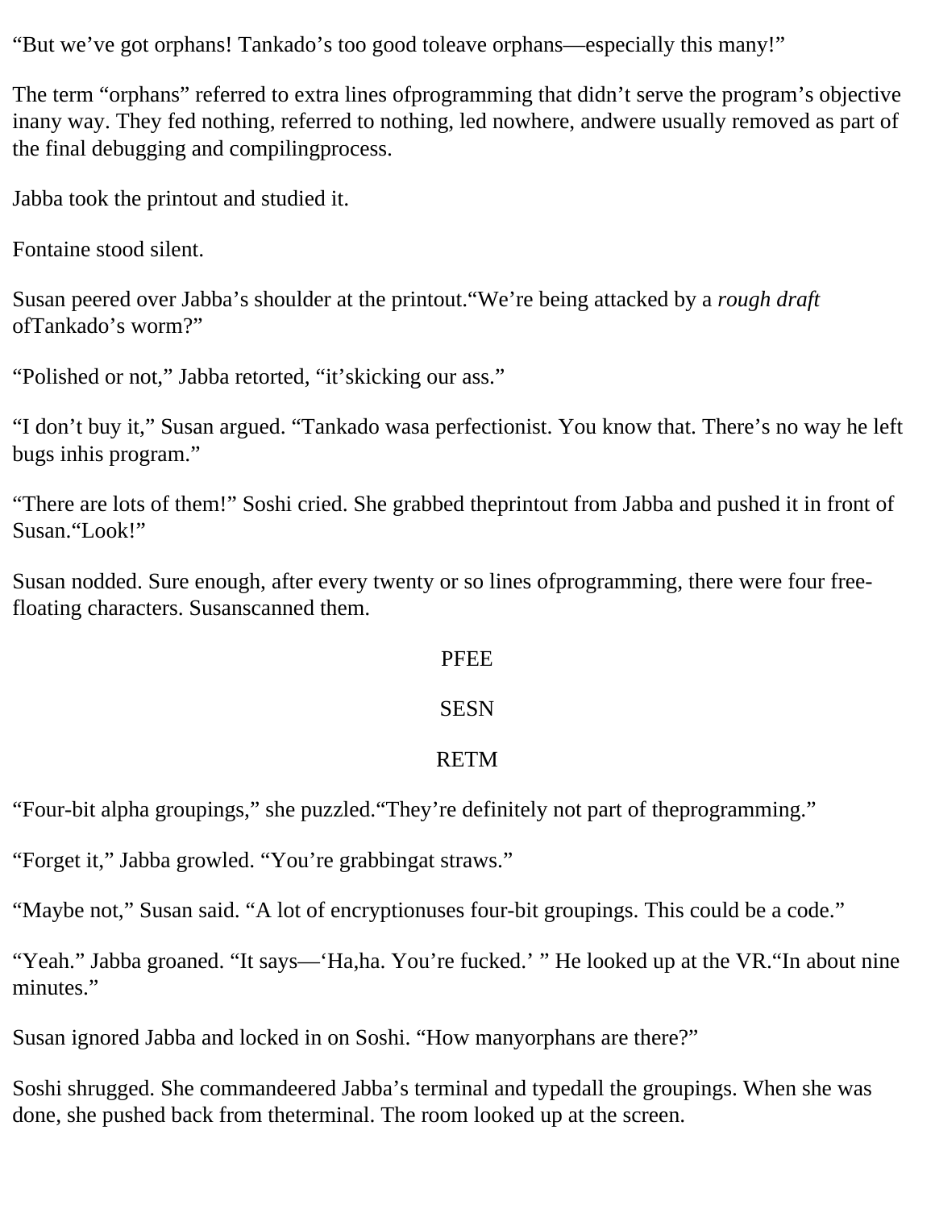"But we've got orphans! Tankado's too good toleave orphans—especially this many!"

The term "orphans" referred to extra lines ofprogramming that didn't serve the program's objective inany way. They fed nothing, referred to nothing, led nowhere, andwere usually removed as part of the final debugging and compilingprocess.

Jabba took the printout and studied it.

Fontaine stood silent.

Susan peered over Jabba's shoulder at the printout."We're being attacked by a *rough draft* ofTankado's worm?"

"Polished or not," Jabba retorted, "it'skicking our ass."

"I don't buy it," Susan argued. "Tankado wasa perfectionist. You know that. There's no way he left bugs inhis program."

"There are lots of them!" Soshi cried. She grabbed theprintout from Jabba and pushed it in front of Susan."Look!"

Susan nodded. Sure enough, after every twenty or so lines ofprogramming, there were four free-floating characters. Susanscanned them.

PFEE

SESN

RETM

"Four-bit alpha groupings," she puzzled."They're definitely not part of theprogramming."

"Forget it," Jabba growled. "You're grabbingat straws."

"Maybe not," Susan said. "A lot of encryptionuses four-bit groupings. This could be a code."

"Yeah." Jabba groaned. "It says—'Ha,ha. You're fucked.' " He looked up at the VR."In about nine minutes."

Susan ignored Jabba and locked in on Soshi. "How manyorphans are there?"

Soshi shrugged. She commandeered Jabba's terminal and typedall the groupings. When she was done, she pushed back from theterminal. The room looked up at the screen.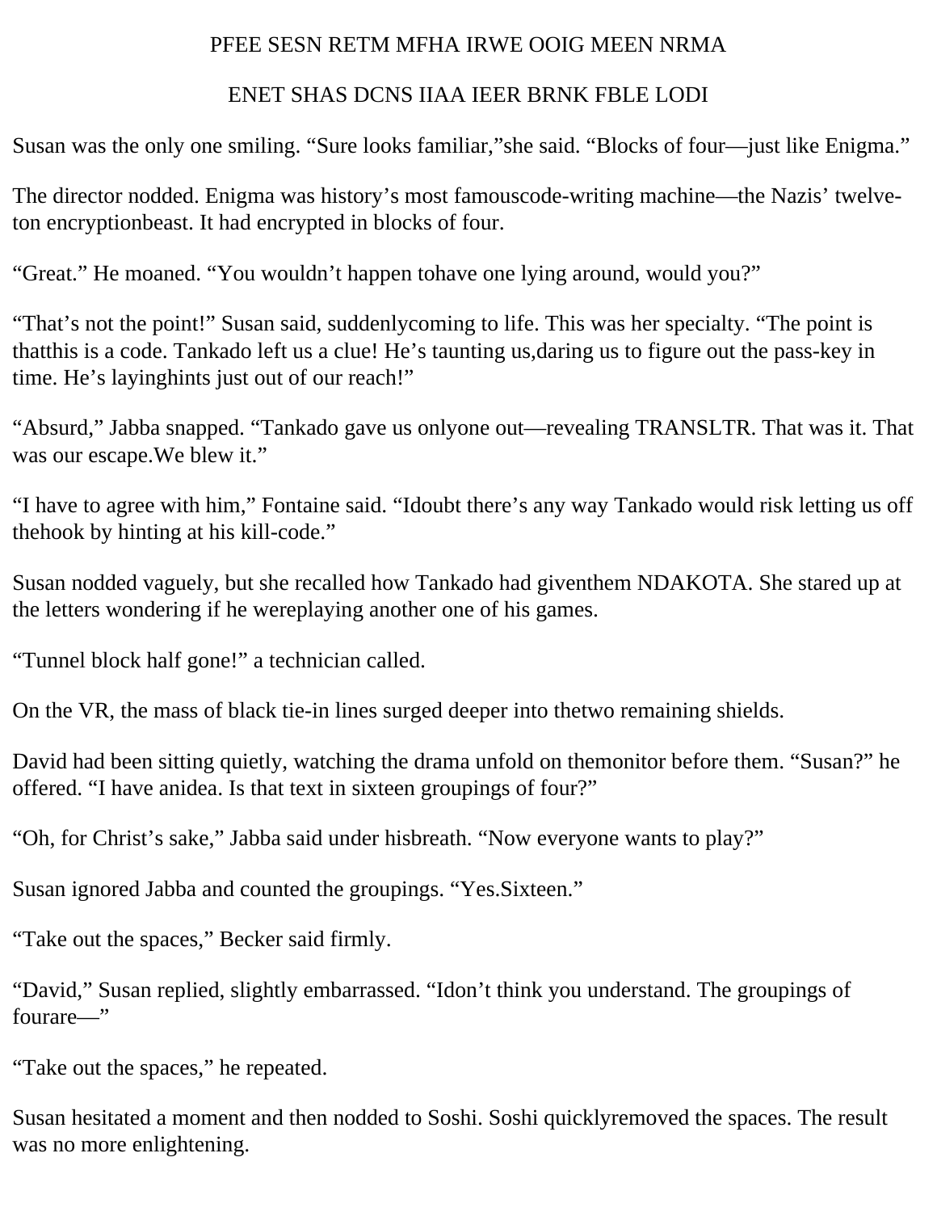PFEE SESN RETM MFHA IRWE OOIG MEEN NRMA

ENET SHAS DCNS IIAA IEER BRNK FBLE LODI

Susan was the only one smiling. “Sure looks familiar,”she said. “Blocks of four—just like Enigma.”

The director nodded. Enigma was history’s most famouscode-writing machine—the Nazis’ twelve-ton encryptionbeast. It had encrypted in blocks of four.

“Great.” He moaned. “You wouldn’t happen tohave one lying around, would you?”

“That’s not the point!” Susan said, suddenlycoming to life. This was her specialty. “The point is thatthis is a code. Tankado left us a clue! He’s taunting us,daring us to figure out the pass-key in time. He’s layinghints just out of our reach!”

“Absurd,” Jabba snapped. “Tankado gave us onlyone out—revealing TRANSLTR. That was it. That was our escape.We blew it.”

“I have to agree with him,” Fontaine said. “Idoubt there’s any way Tankado would risk letting us off thehook by hinting at his kill-code.”

Susan nodded vaguely, but she recalled how Tankado had giventhem NDAKOTA. She stared up at the letters wondering if he wereplaying another one of his games.

“Tunnel block half gone!” a technician called.

On the VR, the mass of black tie-in lines surged deeper into thetwo remaining shields.

David had been sitting quietly, watching the drama unfold on themonitor before them. “Susan?” he offered. “I have anidea. Is that text in sixteen groupings of four?”

“Oh, for Christ’s sake,” Jabba said under hisbreath. “Now everyone wants to play?”

Susan ignored Jabba and counted the groupings. “Yes.Sixteen.”

“Take out the spaces,” Becker said firmly.

“David,” Susan replied, slightly embarrassed. “Idon’t think you understand. The groupings of fourare—”

“Take out the spaces,” he repeated.

Susan hesitated a moment and then nodded to Soshi. Soshi quicklyremoved the spaces. The result was no more enlightening.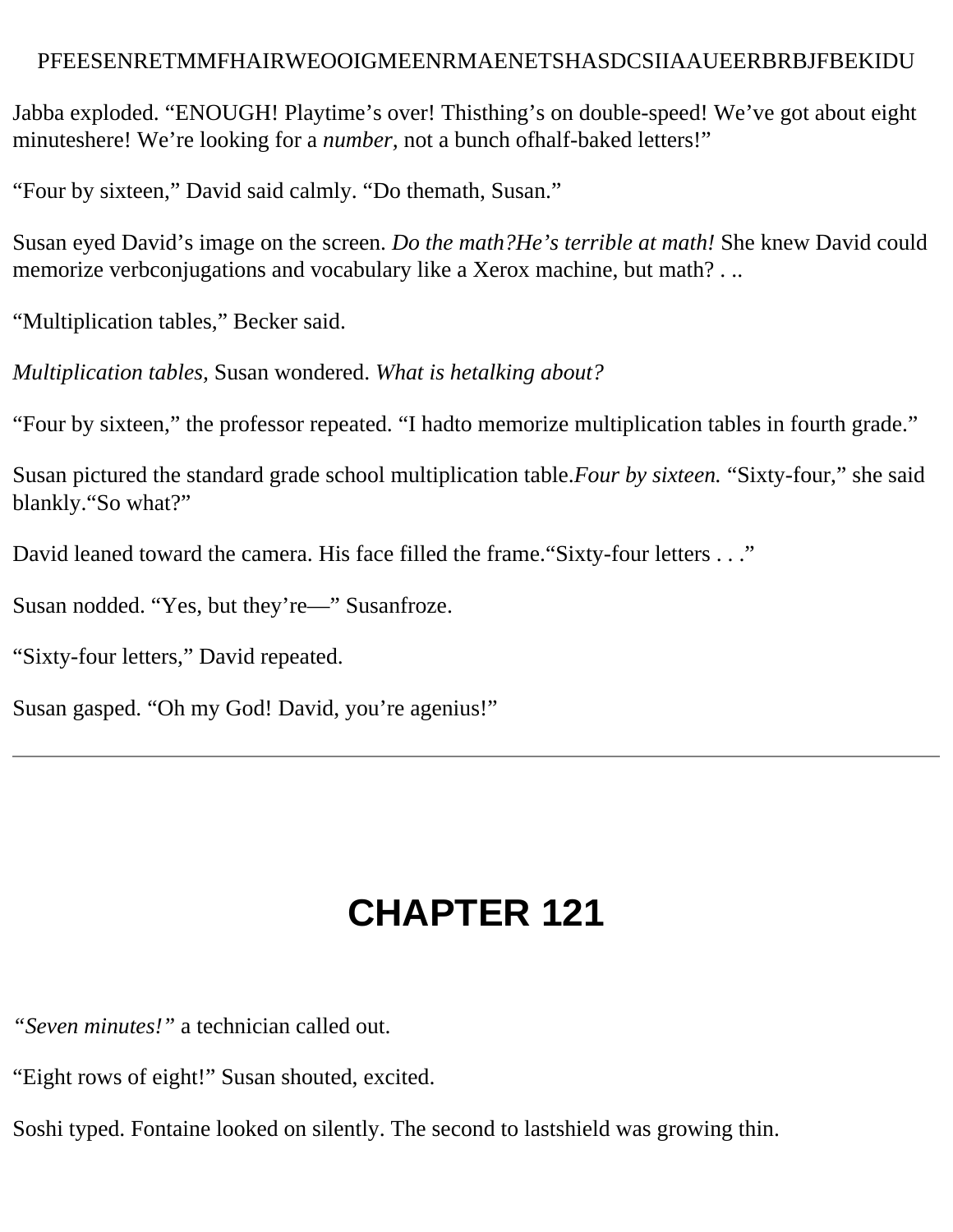PFEESENRETMMFHAIRWEOOIGMEENRMAENETSHASDCSIIAAUEERBRBJFBEKIDU

Jabba exploded. “ENOUGH! Playtime’s over! Thisthing’s on double-speed! We’ve got about eight minuteshere! We’re looking for a *number,* not a bunch ofhalf-baked letters!”

“Four by sixteen,” David said calmly. “Do themath, Susan.”

Susan eyed David’s image on the screen. *Do the math?He’s terrible at math!* She knew David could memorize verbconjugations and vocabulary like a Xerox machine, but math? . ..

“Multiplication tables,” Becker said.

*Multiplication tables,* Susan wondered. *What is hetalking about?*

“Four by sixteen,” the professor repeated. “I hadto memorize multiplication tables in fourth grade.”

Susan pictured the standard grade school multiplication table.*Four by sixteen.* “Sixty-four,” she said blankly.“So what?”

David leaned toward the camera. His face filled the frame.“Sixty-four letters . . .”

Susan nodded. “Yes, but they’re—” Susanfroze.

“Sixty-four letters,” David repeated.

Susan gasped. “Oh my God! David, you’re agenius!”

---

# CHAPTER 121

*“Seven minutes!”* a technician called out.

“Eight rows of eight!” Susan shouted, excited.

Soshi typed. Fontaine looked on silently. The second to lastshield was growing thin.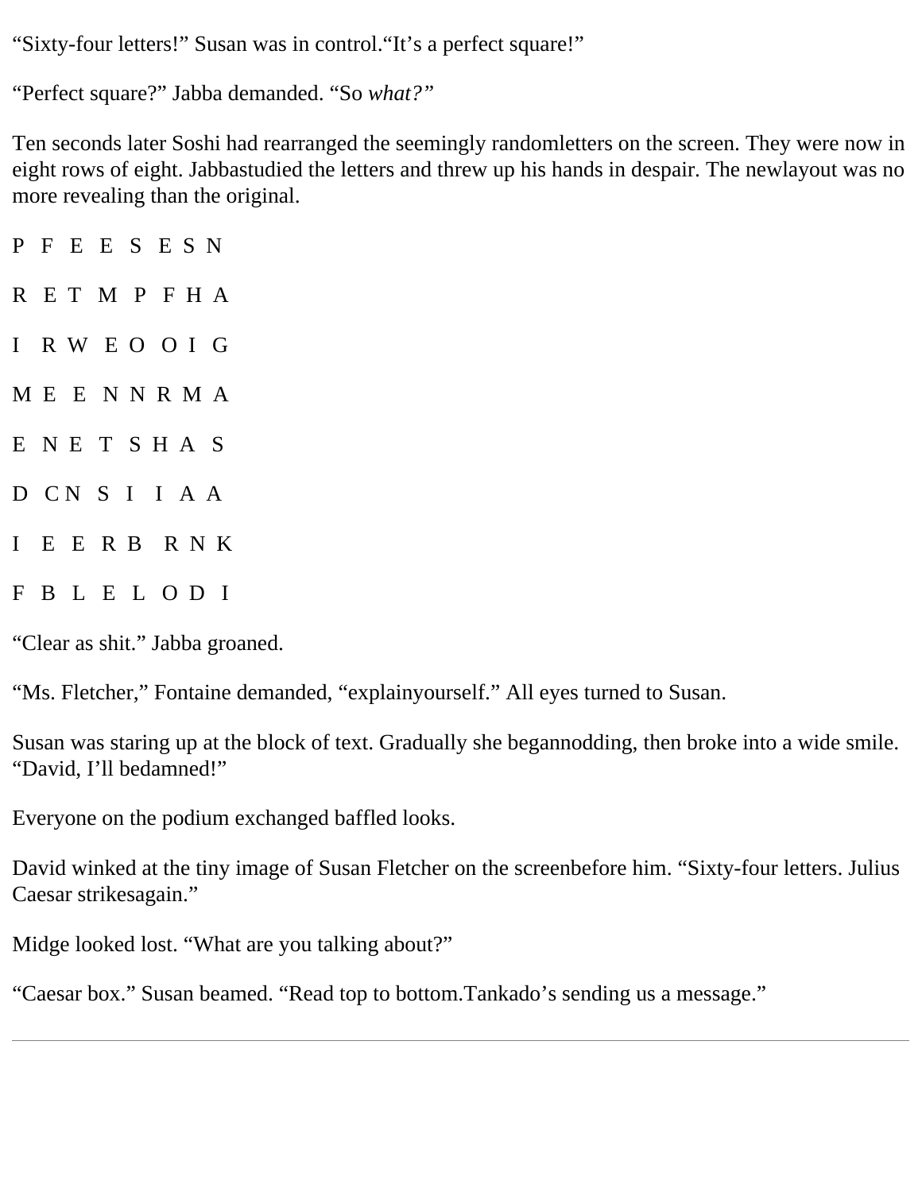“Sixty-four letters!” Susan was in control.“It’s a perfect square!”

“Perfect square?” Jabba demanded. “So *what?”*

Ten seconds later Soshi had rearranged the seemingly randomletters on the screen. They were now in eight rows of eight. Jabbastudied the letters and threw up his hands in despair. The newlayout was no more revealing than the original.

P F E E S E S N

R E T M P F H A

I R W E O O I G

M E E N N R M A

E N E T S H A S

D C N S I I A A

I E E R B R N K

F B L E L O D I

“Clear as shit.” Jabba groaned.

“Ms. Fletcher,” Fontaine demanded, “explainyourself.” All eyes turned to Susan.

Susan was staring up at the block of text. Gradually she begannodding, then broke into a wide smile. “David, I’ll bedamned!”

Everyone on the podium exchanged baffled looks.

David winked at the tiny image of Susan Fletcher on the screenbefore him. “Sixty-four letters. Julius Caesar strikesagain.”

Midge looked lost. “What are you talking about?”

“Caesar box.” Susan beamed. “Read top to bottom.Tankado’s sending us a message.”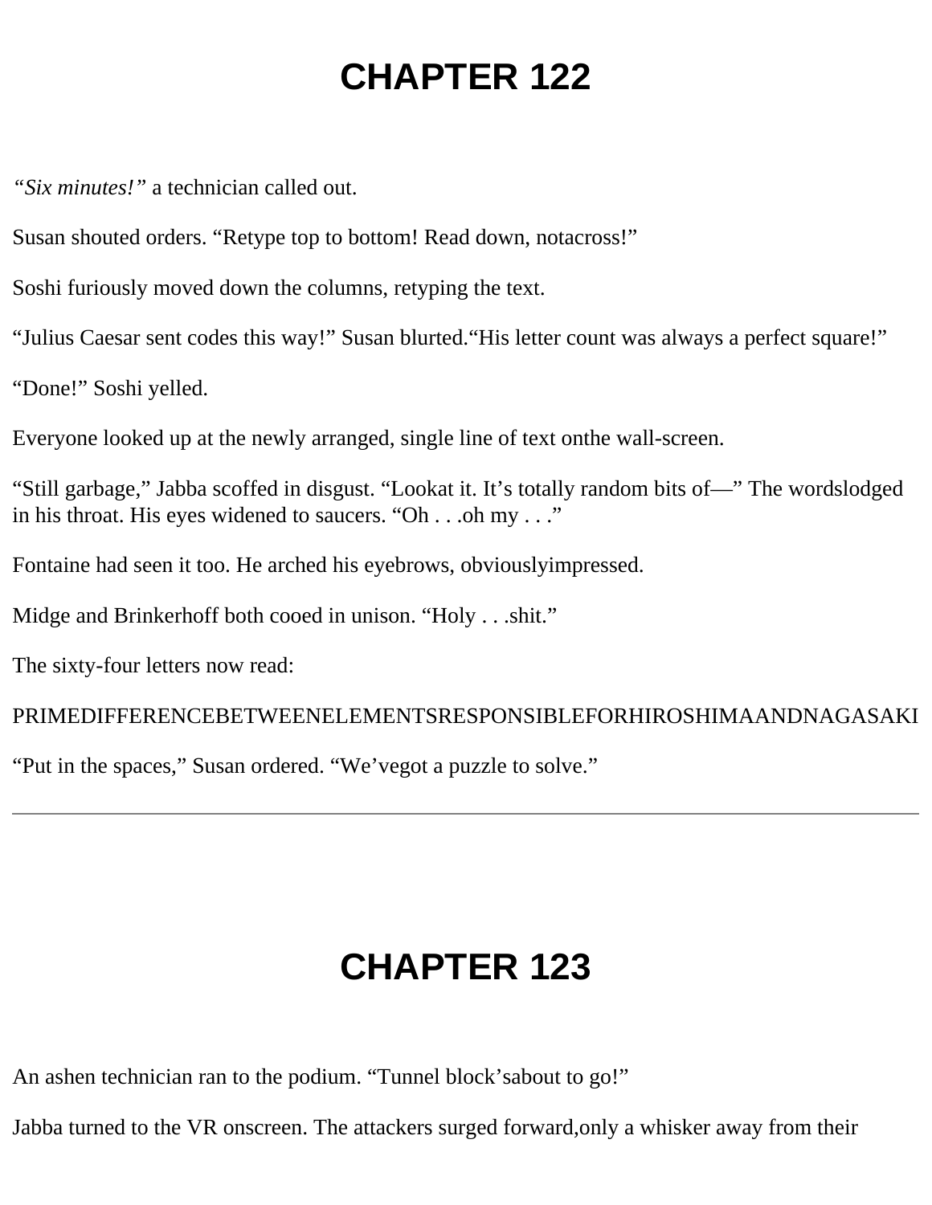# CHAPTER 122

*"Six minutes!"* a technician called out.

Susan shouted orders. "Retype top to bottom! Read down, notacross!"

Soshi furiously moved down the columns, retyping the text.

"Julius Caesar sent codes this way!" Susan blurted."His letter count was always a perfect square!"

"Done!" Soshi yelled.

Everyone looked up at the newly arranged, single line of text onthe wall-screen.

"Still garbage," Jabba scoffed in disgust. "Lookat it. It's totally random bits of—" The wordslodged in his throat. His eyes widened to saucers. "Oh . . .oh my . . ."

Fontaine had seen it too. He arched his eyebrows, obviouslyimpressed.

Midge and Brinkerhoff both cooed in unison. "Holy . . .shit."

The sixty-four letters now read:

PRIMEDIFFERENCEBETWEENELEMENTSRESPONSIBLEFORHIROSHIMAANDNAGASAKI

"Put in the spaces," Susan ordered. "We'vegot a puzzle to solve."

---

# CHAPTER 123

An ashen technician ran to the podium. "Tunnel block'sabout to go!"

Jabba turned to the VR onscreen. The attackers surged forward,only a whisker away from their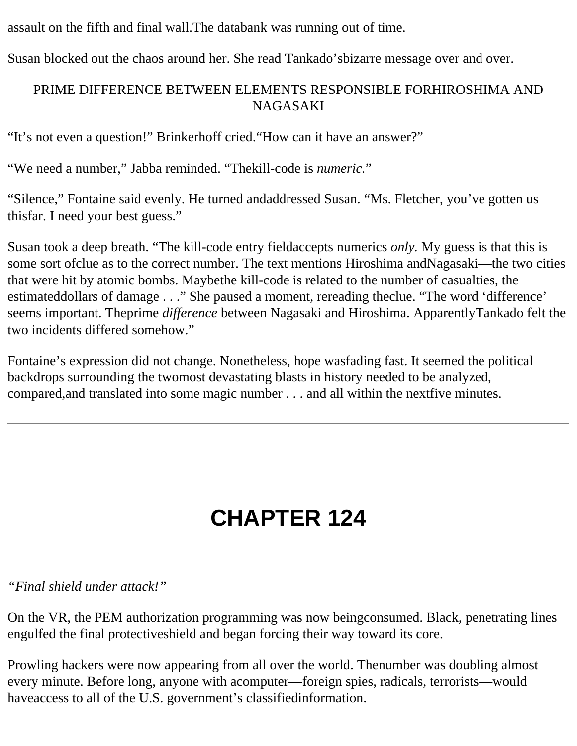assault on the fifth and final wall.The databank was running out of time.

Susan blocked out the chaos around her. She read Tankado’sbizarre message over and over.

PRIME DIFFERENCE BETWEEN ELEMENTS RESPONSIBLE FORHIROSHIMA AND NAGASAKI

“It’s not even a question!” Brinkerhoff cried.“How can it have an answer?”

“We need a number,” Jabba reminded. “Thekill-code is *numeric.*”

“Silence,” Fontaine said evenly. He turned andaddressed Susan. “Ms. Fletcher, you’ve gotten us thisfar. I need your best guess.”

Susan took a deep breath. “The kill-code entry fieldaccepts numerics *only.* My guess is that this is some sort ofclue as to the correct number. The text mentions Hiroshima andNagasaki—the two cities that were hit by atomic bombs. Maybethe kill-code is related to the number of casualties, the estimateddollars of damage . . .” She paused a moment, rereading theclue. “The word ‘difference’ seems important. Theprime *difference* between Nagasaki and Hiroshima. ApparentlyTankado felt the two incidents differed somehow.”

Fontaine’s expression did not change. Nonetheless, hope wasfading fast. It seemed the political backdrops surrounding the twomost devastating blasts in history needed to be analyzed, compared,and translated into some magic number . . . and all within the nextfive minutes.

---

# CHAPTER 124

*“Final shield under attack!”*

On the VR, the PEM authorization programming was now beingconsumed. Black, penetrating lines engulfed the final protectiveshield and began forcing their way toward its core.

Prowling hackers were now appearing from all over the world. Thenumber was doubling almost every minute. Before long, anyone with acomputer—foreign spies, radicals, terrorists—would haveaccess to all of the U.S. government’s classifiedinformation.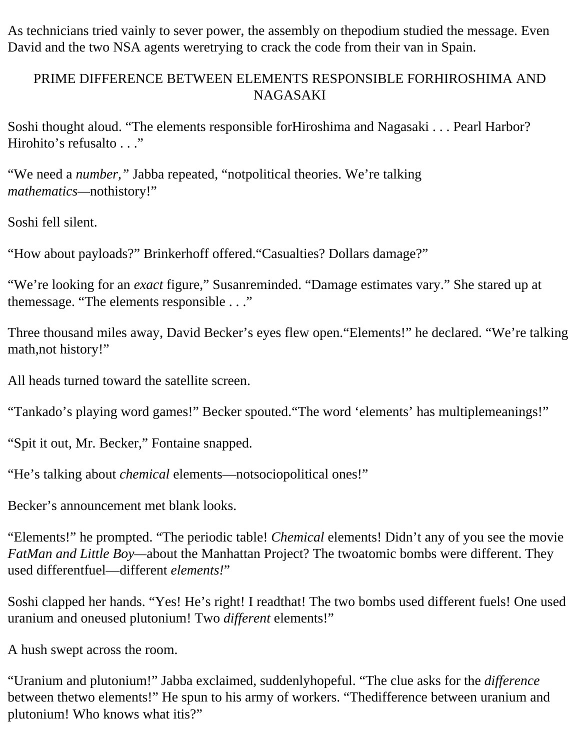As technicians tried vainly to sever power, the assembly on thepodium studied the message. Even David and the two NSA agents weretrying to crack the code from their van in Spain.

PRIME DIFFERENCE BETWEEN ELEMENTS RESPONSIBLE FORHIROSHIMA AND NAGASAKI

Soshi thought aloud. "The elements responsible forHiroshima and Nagasaki . . . Pearl Harbor? Hirohito's refusalto . . ."

"We need a *number,*" Jabba repeated, "notpolitical theories. We're talking *mathematics*—nothistory!"

Soshi fell silent.

"How about payloads?" Brinkerhoff offered."Casualties? Dollars damage?"

"We're looking for an *exact* figure," Susanreminded. "Damage estimates vary." She stared up at themessage. "The elements responsible . . ."

Three thousand miles away, David Becker's eyes flew open."Elements!" he declared. "We're talking math,not history!"

All heads turned toward the satellite screen.

"Tankado's playing word games!" Becker spouted."The word 'elements' has multiplemeanings!"

"Spit it out, Mr. Becker," Fontaine snapped.

"He's talking about *chemical* elements—notsociopolitical ones!"

Becker's announcement met blank looks.

"Elements!" he prompted. "The periodic table! *Chemical* elements! Didn't any of you see the movie *FatMan and Little Boy*—about the Manhattan Project? The twoatomic bombs were different. They used differentfuel—different *elements!*"

Soshi clapped her hands. "Yes! He's right! I readthat! The two bombs used different fuels! One used uranium and oneused plutonium! Two *different* elements!"

A hush swept across the room.

"Uranium and plutonium!" Jabba exclaimed, suddenlyhopeful. "The clue asks for the *difference* between thetwo elements!" He spun to his army of workers. "Thedifference between uranium and plutonium! Who knows what itis?"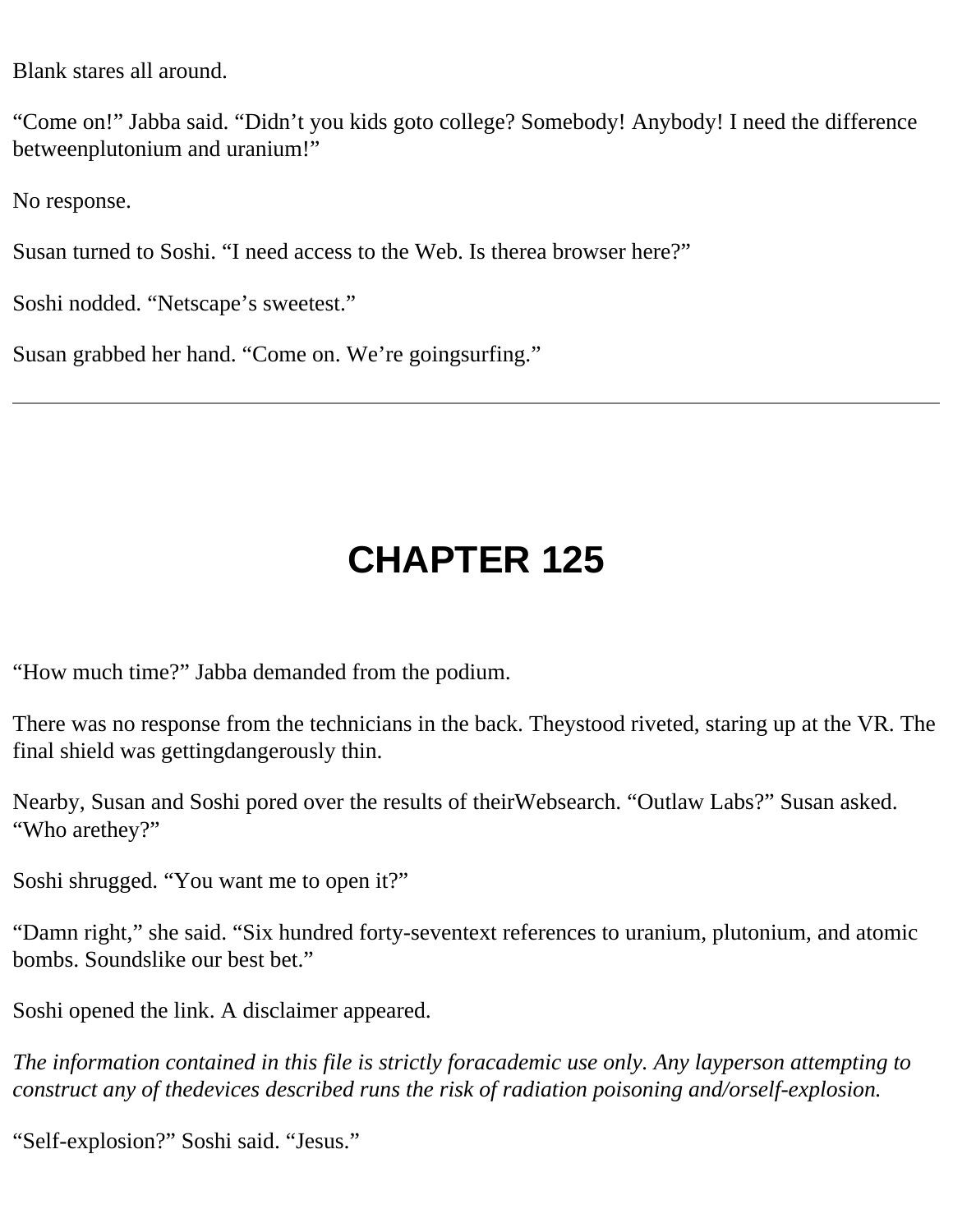Blank stares all around.

“Come on!” Jabba said. “Didn’t you kids goto college? Somebody! Anybody! I need the difference betweenplutonium and uranium!”

No response.

Susan turned to Soshi. “I need access to the Web. Is therea browser here?”

Soshi nodded. “Netscape’s sweetest.”

Susan grabbed her hand. “Come on. We’re goingsurfing.”

---

# CHAPTER 125

“How much time?” Jabba demanded from the podium.

There was no response from the technicians in the back. Theystood riveted, staring up at the VR. The final shield was gettingdangerously thin.

Nearby, Susan and Soshi pored over the results of theirWebsearch. “Outlaw Labs?” Susan asked. “Who arethey?”

Soshi shrugged. “You want me to open it?”

“Damn right,” she said. “Six hundred forty-seventext references to uranium, plutonium, and atomic bombs. Soundslike our best bet.”

Soshi opened the link. A disclaimer appeared.

*The information contained in this file is strictly foracademic use only. Any layperson attempting to construct any of thedevices described runs the risk of radiation poisoning and/orself-explosion.*

“Self-explosion?” Soshi said. “Jesus.”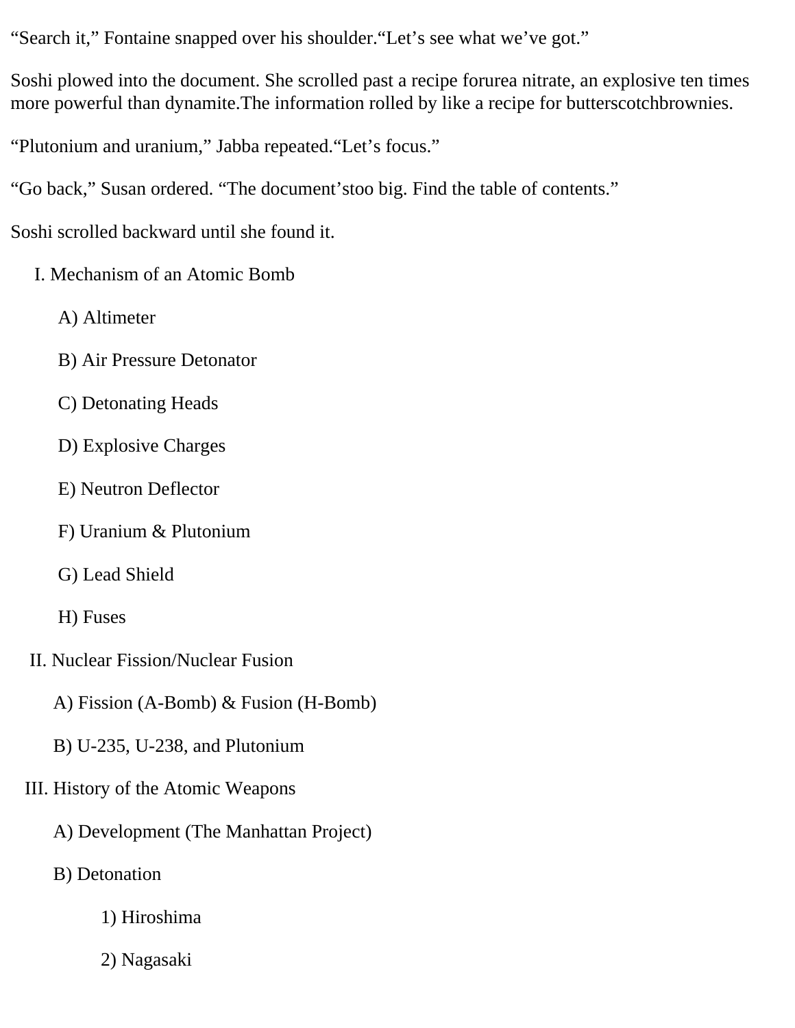"Search it," Fontaine snapped over his shoulder."Let's see what we've got."

Soshi plowed into the document. She scrolled past a recipe forurea nitrate, an explosive ten times more powerful than dynamite.The information rolled by like a recipe for butterscotchbrownies.

"Plutonium and uranium," Jabba repeated."Let's focus."

"Go back," Susan ordered. "The document'stoo big. Find the table of contents."

Soshi scrolled backward until she found it.

I. Mechanism of an Atomic Bomb

A) Altimeter

B) Air Pressure Detonator

C) Detonating Heads

D) Explosive Charges

E) Neutron Deflector

F) Uranium & Plutonium

G) Lead Shield

H) Fuses

II. Nuclear Fission/Nuclear Fusion

A) Fission (A-Bomb) & Fusion (H-Bomb)

B) U-235, U-238, and Plutonium

III. History of the Atomic Weapons

A) Development (The Manhattan Project)

B) Detonation

1) Hiroshima

2) Nagasaki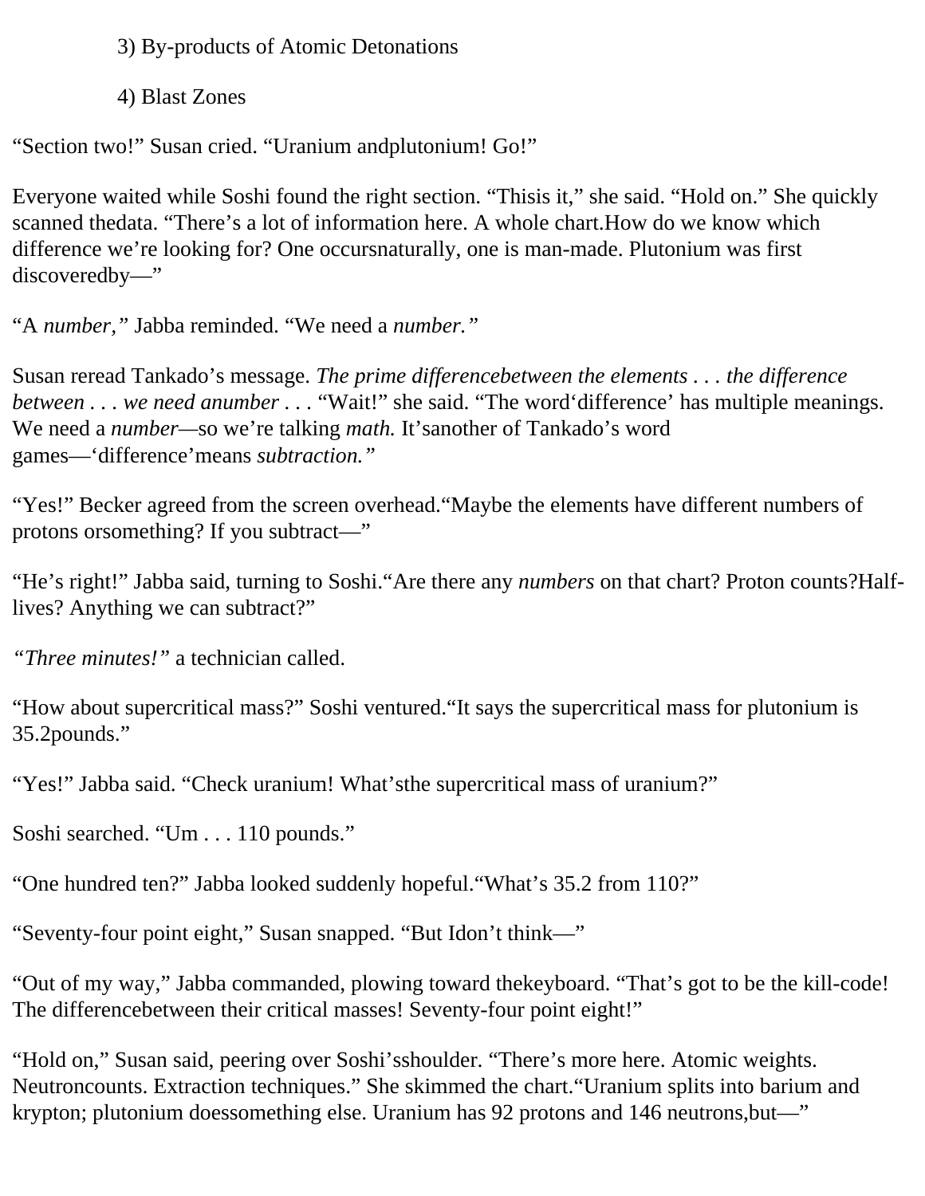3) By-products of Atomic Detonations

4) Blast Zones

“Section two!” Susan cried. “Uranium andplutonium! Go!”

Everyone waited while Soshi found the right section. “Thisis it,” she said. “Hold on.” She quickly scanned thedata. “There’s a lot of information here. A whole chart.How do we know which difference we’re looking for? One occursnaturally, one is man-made. Plutonium was first discoveredby—”

“A *number,*” Jabba reminded. “We need a *number.”*

Susan reread Tankado’s message. *The prime differencebetween the elements . . . the difference between . . . we need anumber . . .* “Wait!” she said. “The word‘difference’ has multiple meanings. We need a *number—*so we’re talking *math.* It’sanother of Tankado’s word games—‘difference’means *subtraction.”*

“Yes!” Becker agreed from the screen overhead.“Maybe the elements have different numbers of protons orsomething? If you subtract—”

“He’s right!” Jabba said, turning to Soshi.“Are there any *numbers* on that chart? Proton counts?Half-lives? Anything we can subtract?”

*“Three minutes!”* a technician called.

“How about supercritical mass?” Soshi ventured.“It says the supercritical mass for plutonium is 35.2pounds.”

“Yes!” Jabba said. “Check uranium! What’sthe supercritical mass of uranium?”

Soshi searched. “Um . . . 110 pounds.”

“One hundred ten?” Jabba looked suddenly hopeful.“What’s 35.2 from 110?”

“Seventy-four point eight,” Susan snapped. “But Idon’t think—”

“Out of my way,” Jabba commanded, plowing toward thekeyboard. “That’s got to be the kill-code! The differencebetween their critical masses! Seventy-four point eight!”

“Hold on,” Susan said, peering over Soshi’sshoulder. “There’s more here. Atomic weights. Neutroncounts. Extraction techniques.” She skimmed the chart.“Uranium splits into barium and krypton; plutonium doessomething else. Uranium has 92 protons and 146 neutrons,but—”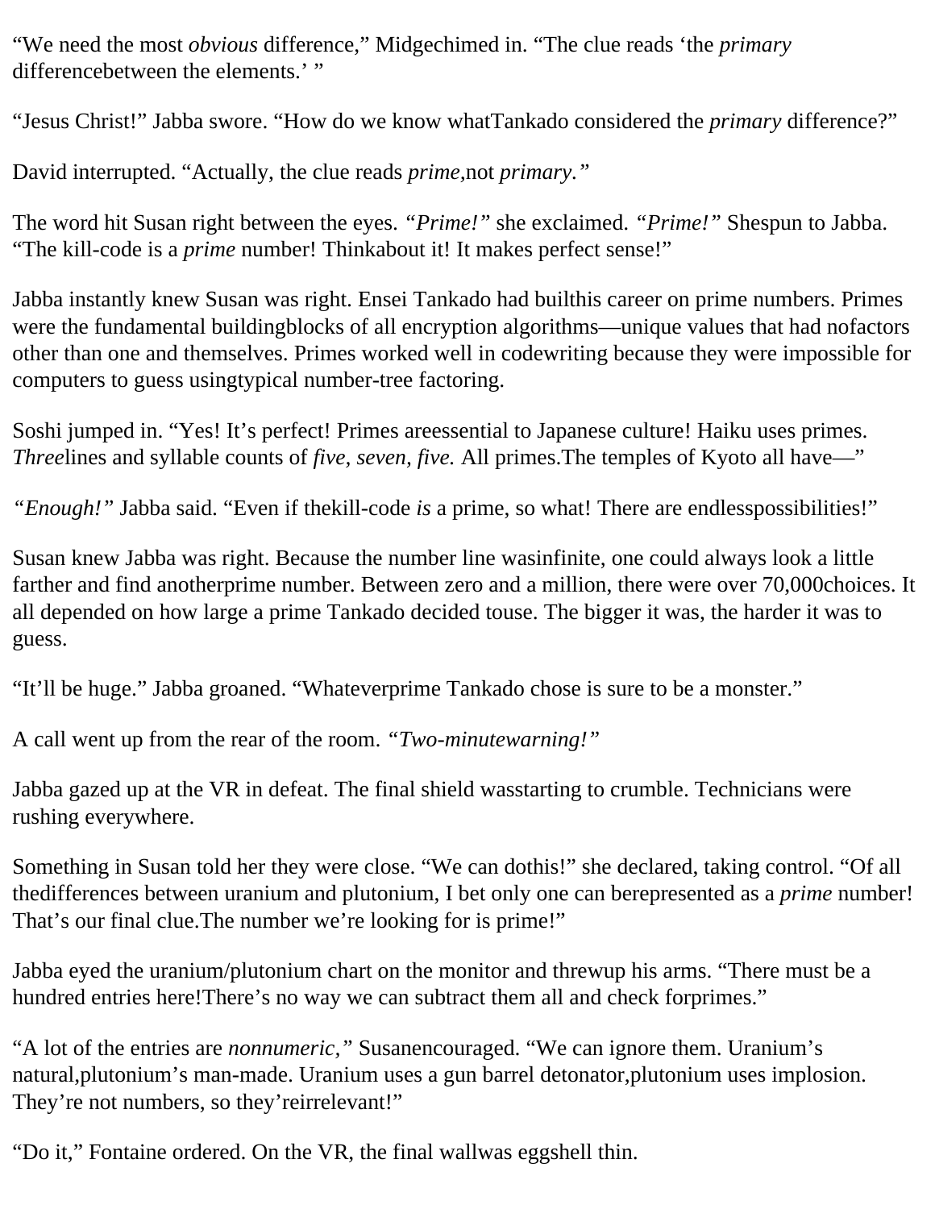"We need the most *obvious* difference," Midgechimed in. "The clue reads 'the *primary* differencebetween the elements.' "

"Jesus Christ!" Jabba swore. "How do we know whatTankado considered the *primary* difference?"

David interrupted. "Actually, the clue reads *prime,*not *primary."*

The word hit Susan right between the eyes. *"Prime!"* she exclaimed. *"Prime!"* Shespun to Jabba. "The kill-code is a *prime* number! Thinkabout it! It makes perfect sense!"

Jabba instantly knew Susan was right. Ensei Tankado had builthis career on prime numbers. Primes were the fundamental buildingblocks of all encryption algorithms—unique values that had nofactors other than one and themselves. Primes worked well in codewriting because they were impossible for computers to guess usingtypical number-tree factoring.

Soshi jumped in. "Yes! It's perfect! Primes areessential to Japanese culture! Haiku uses primes. *Three*lines and syllable counts of *five, seven, five.* All primes.The temples of Kyoto all have—"

*"Enough!"* Jabba said. "Even if thekill-code *is* a prime, so what! There are endlesspossibilities!"

Susan knew Jabba was right. Because the number line wasinfinite, one could always look a little farther and find anotherprime number. Between zero and a million, there were over 70,000choices. It all depended on how large a prime Tankado decided touse. The bigger it was, the harder it was to guess.

"It'll be huge." Jabba groaned. "Whateverprime Tankado chose is sure to be a monster."

A call went up from the rear of the room. *"Two-minutewarning!"*

Jabba gazed up at the VR in defeat. The final shield wasstarting to crumble. Technicians were rushing everywhere.

Something in Susan told her they were close. "We can dothis!" she declared, taking control. "Of all thedifferences between uranium and plutonium, I bet only one can berepresented as a *prime* number! That's our final clue.The number we're looking for is prime!"

Jabba eyed the uranium/plutonium chart on the monitor and threwup his arms. "There must be a hundred entries here!There's no way we can subtract them all and check forprimes."

"A lot of the entries are *nonnumeric,"* Susanencouraged. "We can ignore them. Uranium's natural,plutonium's man-made. Uranium uses a gun barrel detonator,plutonium uses implosion. They're not numbers, so they'reirrelevant!"

"Do it," Fontaine ordered. On the VR, the final wallwas eggshell thin.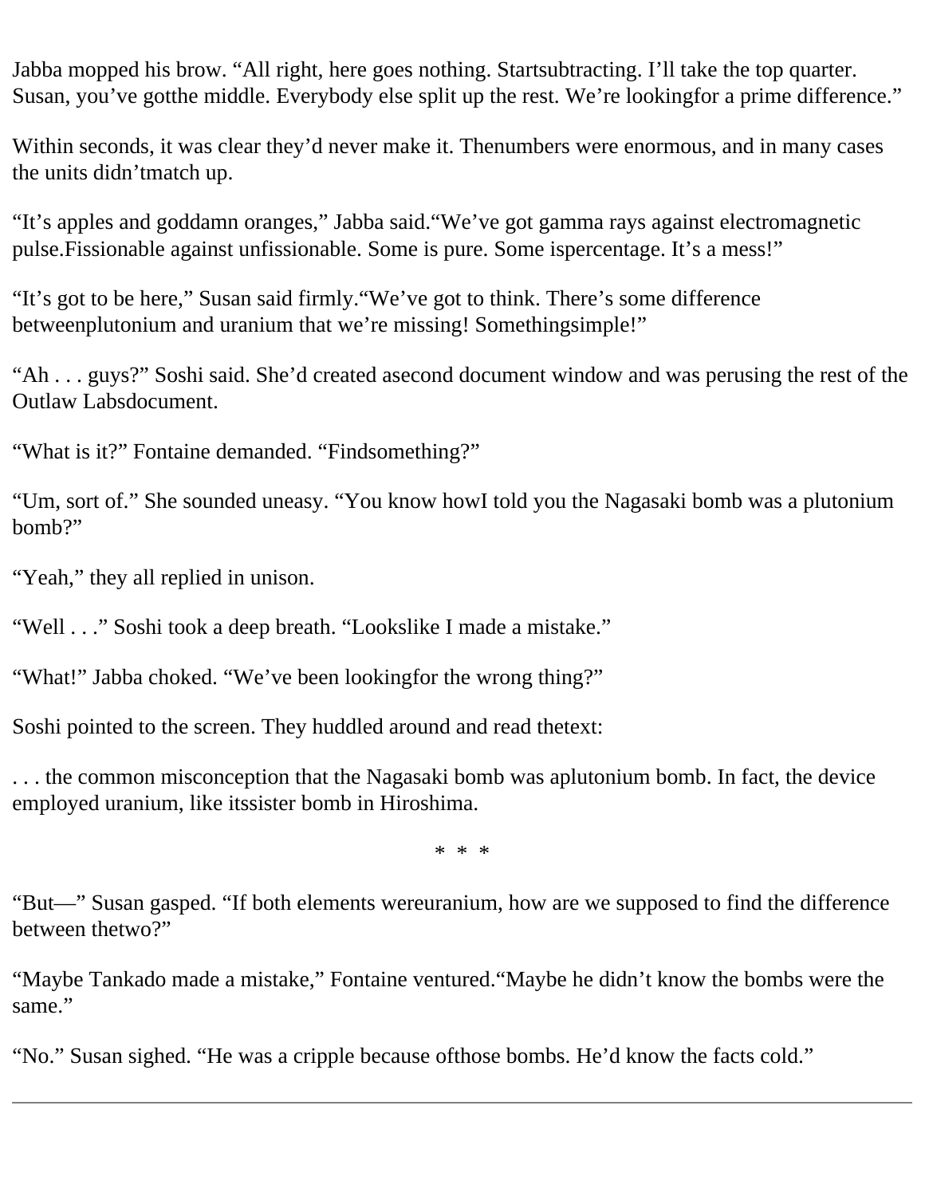Jabba mopped his brow. “All right, here goes nothing. Startsubtracting. I’ll take the top quarter. Susan, you’ve gotthe middle. Everybody else split up the rest. We’re lookingfor a prime difference.”

Within seconds, it was clear they’d never make it. Thenumbers were enormous, and in many cases the units didn’tmatch up.

“It’s apples and goddamn oranges,” Jabba said.“We’ve got gamma rays against electromagnetic pulse.Fissionable against unfissionable. Some is pure. Some ispercentage. It’s a mess!”

“It’s got to be here,” Susan said firmly.“We’ve got to think. There’s some difference betweenplutonium and uranium that we’re missing! Somethingsimple!”

“Ah . . . guys?” Soshi said. She’d created asecond document window and was perusing the rest of the Outlaw Labsdocument.

“What is it?” Fontaine demanded. “Findsomething?”

“Um, sort of.” She sounded uneasy. “You know howI told you the Nagasaki bomb was a plutonium bomb?”

“Yeah,” they all replied in unison.

“Well . . .” Soshi took a deep breath. “Lookslike I made a mistake.”

“What!” Jabba choked. “We’ve been lookingfor the wrong thing?”

Soshi pointed to the screen. They huddled around and read thetext:

. . . the common misconception that the Nagasaki bomb was aplutonium bomb. In fact, the device employed uranium, like itssister bomb in Hiroshima.

* * *

“But—” Susan gasped. “If both elements wereuranium, how are we supposed to find the difference between thetwo?”

“Maybe Tankado made a mistake,” Fontaine ventured.“Maybe he didn’t know the bombs were the same.”

“No.” Susan sighed. “He was a cripple because ofthose bombs. He’d know the facts cold.”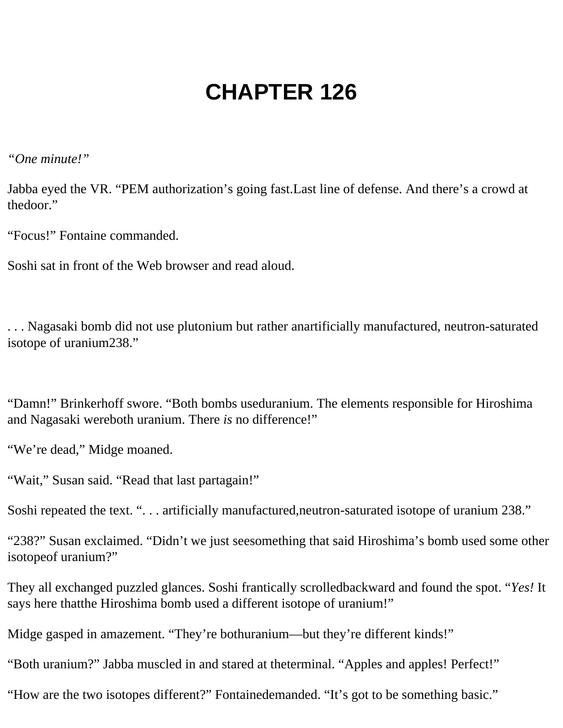# CHAPTER 126

*"One minute!"*

Jabba eyed the VR. "PEM authorization's going fast. Last line of defense. And there's a crowd at the door."

"Focus!" Fontaine commanded.

Soshi sat in front of the Web browser and read aloud.

. . . Nagasaki bomb did not use plutonium but rather an artificially manufactured, neutron-saturated isotope of uranium 238."

"Damn!" Brinkerhoff swore. "Both bombs used uranium. The elements responsible for Hiroshima and Nagasaki were both uranium. There *is* no difference!"

"We're dead," Midge moaned.

"Wait," Susan said. "Read that last part again!"

Soshi repeated the text. ". . . artificially manufactured, neutron-saturated isotope of uranium 238."

"238?" Susan exclaimed. "Didn't we just see something that said Hiroshima's bomb used some other isotope of uranium?"

They all exchanged puzzled glances. Soshi frantically scrolled backward and found the spot. "*Yes!* It says here that the Hiroshima bomb used a different isotope of uranium!"

Midge gasped in amazement. "They're both uranium—but they're different kinds!"

"Both uranium?" Jabba muscled in and stared at the terminal. "Apples and apples! Perfect!"

"How are the two isotopes different?" Fontaine demanded. "It's got to be something basic."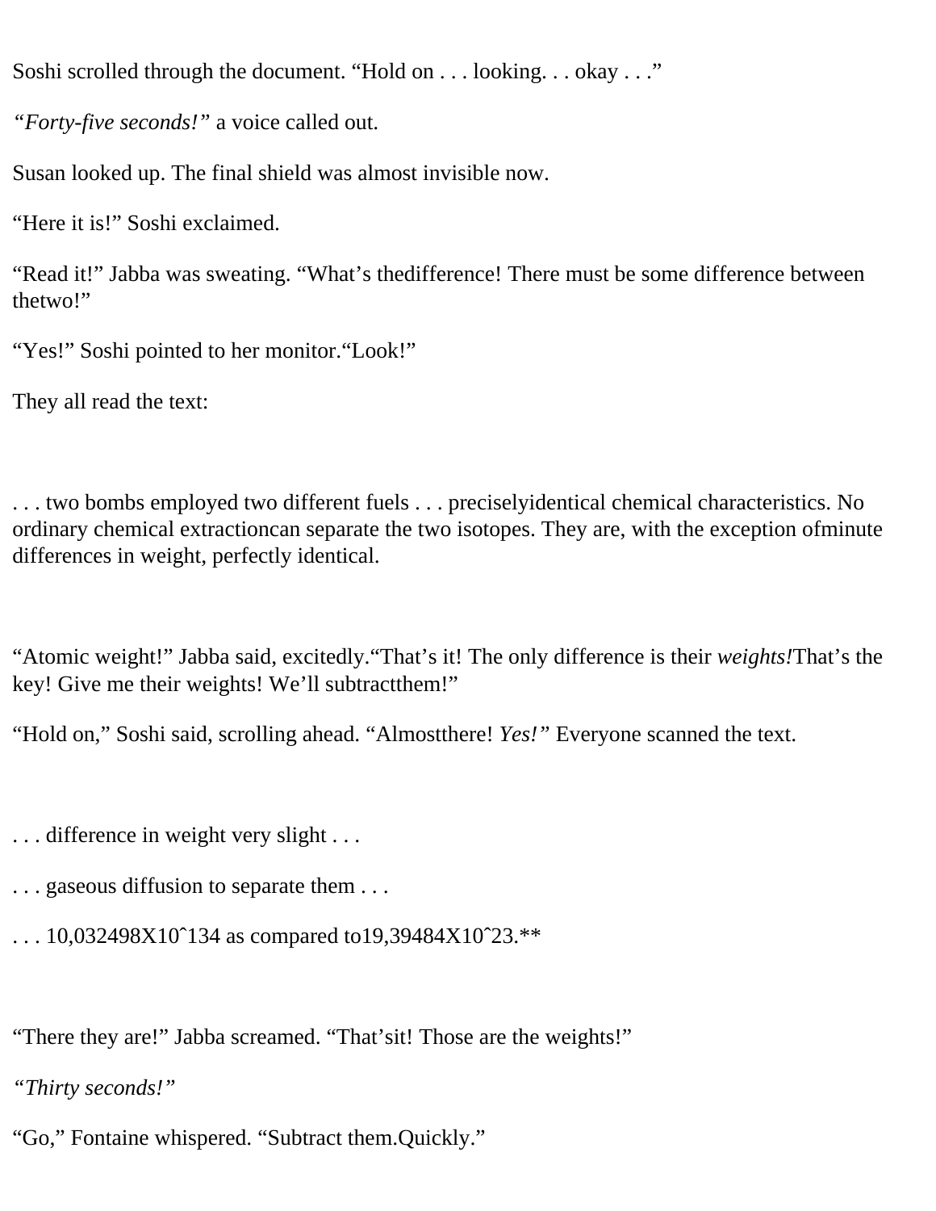Soshi scrolled through the document. “Hold on . . . looking. . . okay . . .”

*“Forty-five seconds!”* a voice called out.

Susan looked up. The final shield was almost invisible now.

“Here it is!” Soshi exclaimed.

“Read it!” Jabba was sweating. “What’s thedifference! There must be some difference between thetwo!”

“Yes!” Soshi pointed to her monitor.“Look!”

They all read the text:

. . . two bombs employed two different fuels . . . preciselyidentical chemical characteristics. No ordinary chemical extractioncan separate the two isotopes. They are, with the exception ofminute differences in weight, perfectly identical.

“Atomic weight!” Jabba said, excitedly.“That’s it! The only difference is their *weights!*That’s the key! Give me their weights! We’ll subtractthem!”

“Hold on,” Soshi said, scrolling ahead. “Almostthere! *Yes!”* Everyone scanned the text.

. . . difference in weight very slight . . .

. . . gaseous diffusion to separate them . . .

. . . 10,032498X10ˆ134 as compared to19,39484X10ˆ23.**

“There they are!” Jabba screamed. “That’sit! Those are the weights!”

*“Thirty seconds!”*

“Go,” Fontaine whispered. “Subtract them.Quickly.”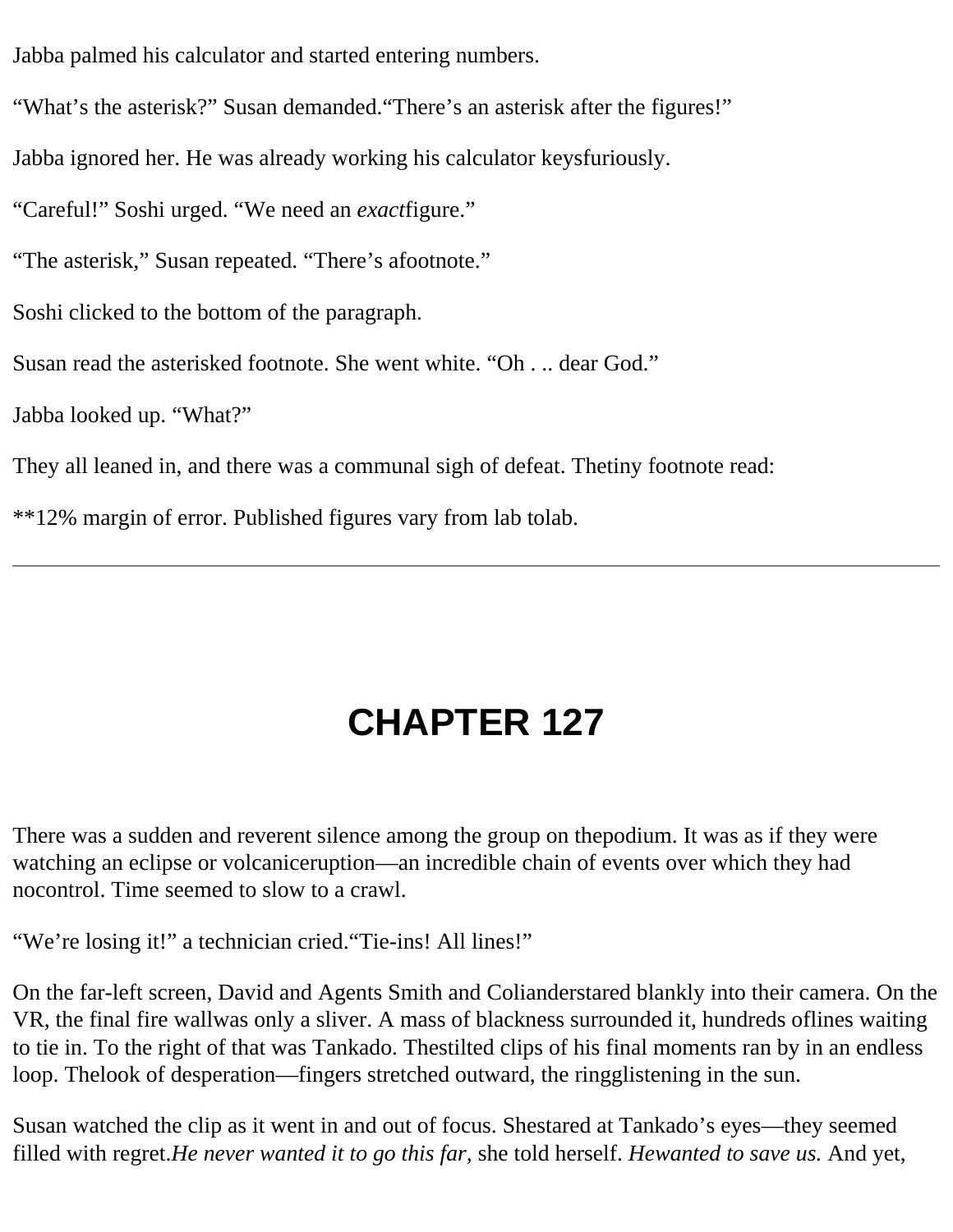Jabba palmed his calculator and started entering numbers.

"What's the asterisk?" Susan demanded."There's an asterisk after the figures!"

Jabba ignored her. He was already working his calculator keysfuriously.

"Careful!" Soshi urged. "We need an *exact*figure."

"The asterisk," Susan repeated. "There's afootnote."

Soshi clicked to the bottom of the paragraph.

Susan read the asterisked footnote. She went white. "Oh . .. dear God."

Jabba looked up. "What?"

They all leaned in, and there was a communal sigh of defeat. Thetiny footnote read:

**12% margin of error. Published figures vary from lab tolab.

---

# CHAPTER 127

There was a sudden and reverent silence among the group on thepodium. It was as if they were watching an eclipse or volcaniceruption—an incredible chain of events over which they had nocontrol. Time seemed to slow to a crawl.

"We're losing it!" a technician cried."Tie-ins! All lines!"

On the far-left screen, David and Agents Smith and Colianderstared blankly into their camera. On the VR, the final fire wallwas only a sliver. A mass of blackness surrounded it, hundreds oflines waiting to tie in. To the right of that was Tankado. Thestilted clips of his final moments ran by in an endless loop. Thelook of desperation—fingers stretched outward, the ringglistening in the sun.

Susan watched the clip as it went in and out of focus. Shestared at Tankado's eyes—they seemed filled with regret.*He never wanted it to go this far,* she told herself. *Hewanted to save us.* And yet,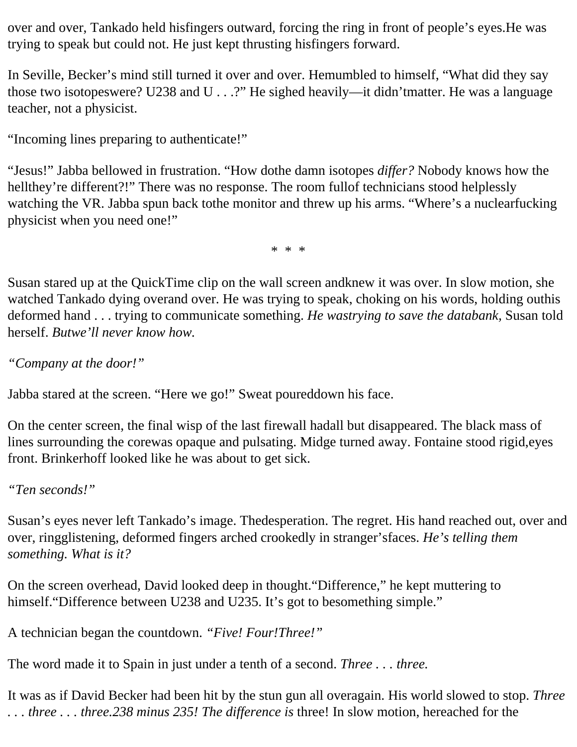over and over, Tankado held hisfingers outward, forcing the ring in front of people's eyes.He was trying to speak but could not. He just kept thrusting hisfingers forward.

In Seville, Becker's mind still turned it over and over. Hemumbled to himself, "What did they say those two isotopeswere? U238 and U . . .?" He sighed heavily—it didn'tmatter. He was a language teacher, not a physicist.

"Incoming lines preparing to authenticate!"

"Jesus!" Jabba bellowed in frustration. "How dothe damn isotopes *differ?* Nobody knows how the hellthey're different?!" There was no response. The room fullof technicians stood helplessly watching the VR. Jabba spun back tothe monitor and threw up his arms. "Where's a nuclearfucking physicist when you need one!"

* * *

Susan stared up at the QuickTime clip on the wall screen andknew it was over. In slow motion, she watched Tankado dying overand over. He was trying to speak, choking on his words, holding outhis deformed hand . . . trying to communicate something. *He wastrying to save the databank,* Susan told herself. *Butwe'll never know how.*

*"Company at the door!"*

Jabba stared at the screen. "Here we go!" Sweat poureddown his face.

On the center screen, the final wisp of the last firewall hadall but disappeared. The black mass of lines surrounding the corewas opaque and pulsating. Midge turned away. Fontaine stood rigid,eyes front. Brinkerhoff looked like he was about to get sick.

*"Ten seconds!"*

Susan's eyes never left Tankado's image. Thedesperation. The regret. His hand reached out, over and over, ringglistening, deformed fingers arched crookedly in stranger'sfaces. *He's telling them something. What is it?*

On the screen overhead, David looked deep in thought."Difference," he kept muttering to himself."Difference between U238 and U235. It's got to besomething simple."

A technician began the countdown. *"Five! Four!Three!"*

The word made it to Spain in just under a tenth of a second. *Three . . . three.*

It was as if David Becker had been hit by the stun gun all overagain. His world slowed to stop. *Three . . . three . . . three.238 minus 235! The difference is* three! In slow motion, hereached for the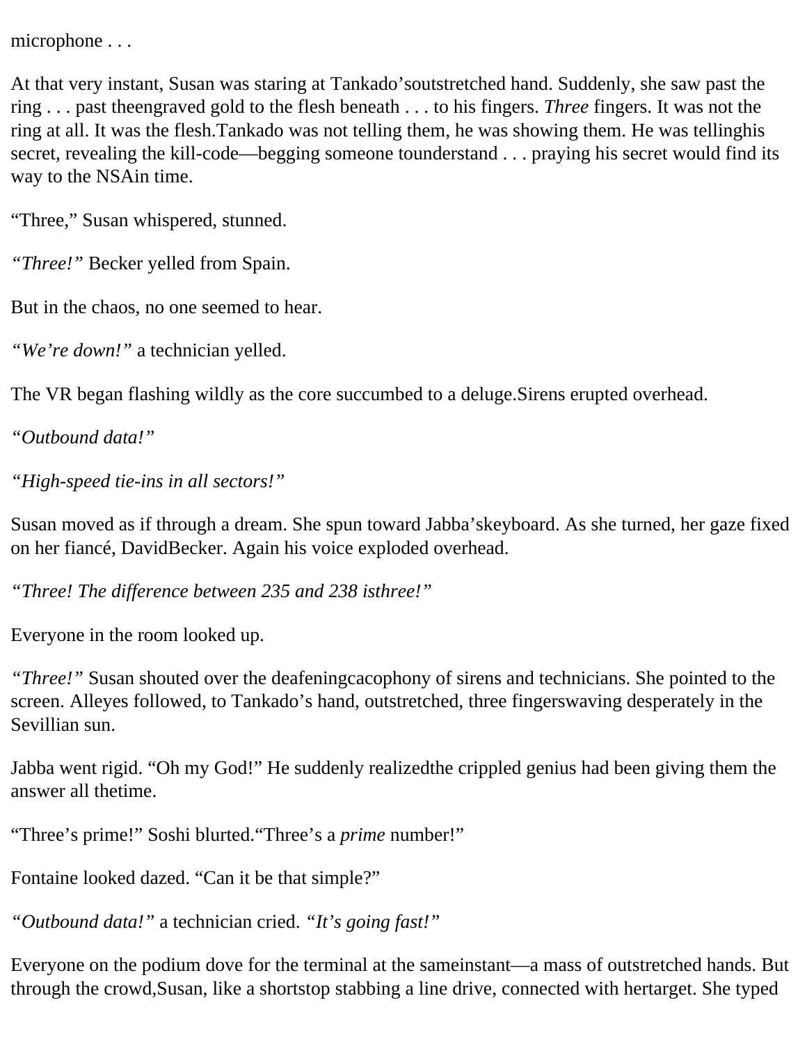microphone . . .

At that very instant, Susan was staring at Tankado’s outstretched hand. Suddenly, she saw past the ring . . . past the engraved gold to the flesh beneath . . . to his fingers. *Three* fingers. It was not the ring at all. It was the flesh. Tankado was not telling them, he was showing them. He was telling his secret, revealing the kill-code—begging someone to understand . . . praying his secret would find its way to the NSA in time.

“Three,” Susan whispered, stunned.

*“Three!”* Becker yelled from Spain.

But in the chaos, no one seemed to hear.

*“We’re down!”* a technician yelled.

The VR began flashing wildly as the core succumbed to a deluge. Sirens erupted overhead.

*“Outbound data!”*

*“High-speed tie-ins in all sectors!”*

Susan moved as if through a dream. She spun toward Jabba’s keyboard. As she turned, her gaze fixed on her fiancé, David Becker. Again his voice exploded overhead.

*“Three! The difference between 235 and 238 is three!”*

Everyone in the room looked up.

*“Three!”* Susan shouted over the deafening cacophony of sirens and technicians. She pointed to the screen. All eyes followed, to Tankado’s hand, outstretched, three fingers waving desperately in the Sevillian sun.

Jabba went rigid. “Oh my God!” He suddenly realized the crippled genius had been giving them the answer all the time.

“Three’s prime!” Soshi blurted. “Three’s a *prime* number!”

Fontaine looked dazed. “Can it be that simple?”

*“Outbound data!”* a technician cried. *“It’s going fast!”*

Everyone on the podium dove for the terminal at the same instant—a mass of outstretched hands. But through the crowd, Susan, like a shortstop stabbing a line drive, connected with her target. She typed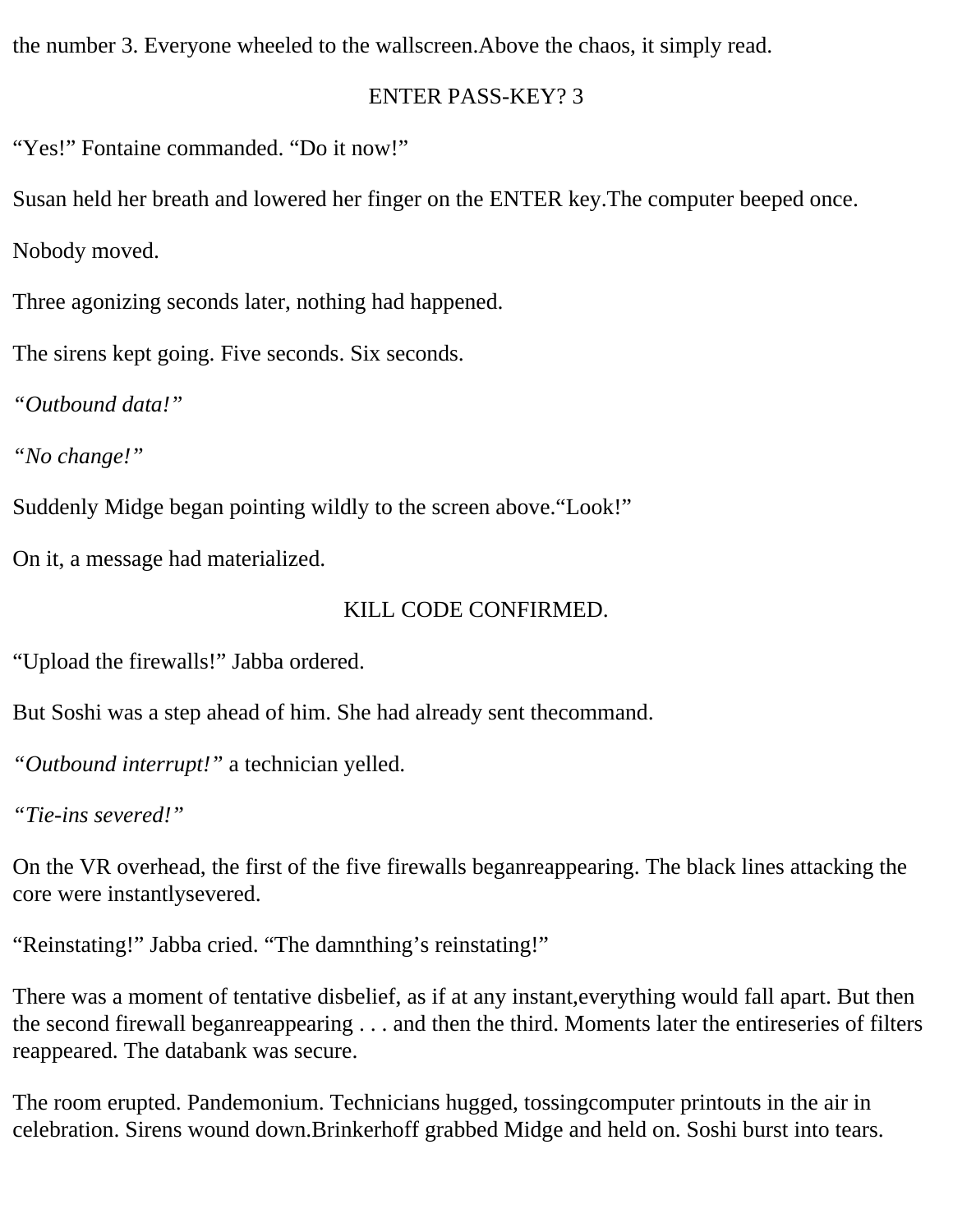the number 3. Everyone wheeled to the wallscreen.Above the chaos, it simply read.

ENTER PASS-KEY? 3

“Yes!” Fontaine commanded. “Do it now!”

Susan held her breath and lowered her finger on the ENTER key.The computer beeped once.

Nobody moved.

Three agonizing seconds later, nothing had happened.

The sirens kept going. Five seconds. Six seconds.

*“Outbound data!”*

*“No change!”*

Suddenly Midge began pointing wildly to the screen above.“Look!”

On it, a message had materialized.

KILL CODE CONFIRMED.

“Upload the firewalls!” Jabba ordered.

But Soshi was a step ahead of him. She had already sent thecommand.

*“Outbound interrupt!”* a technician yelled.

*“Tie-ins severed!”*

On the VR overhead, the first of the five firewalls beganreappearing. The black lines attacking the core were instantlysevered.

“Reinstating!” Jabba cried. “The damnthing’s reinstating!”

There was a moment of tentative disbelief, as if at any instant,everything would fall apart. But then the second firewall beganreappearing . . . and then the third. Moments later the entireseries of filters reappeared. The databank was secure.

The room erupted. Pandemonium. Technicians hugged, tossingcomputer printouts in the air in celebration. Sirens wound down.Brinkerhoff grabbed Midge and held on. Soshi burst into tears.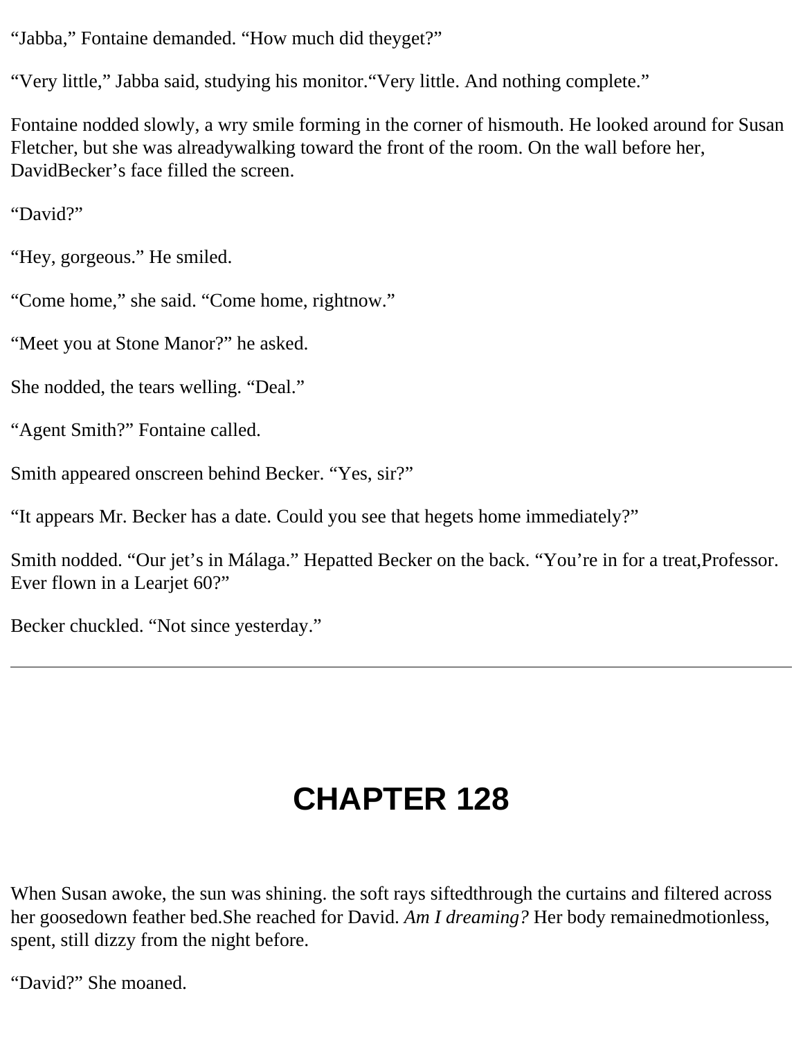"Jabba," Fontaine demanded. "How much did they get?"

"Very little," Jabba said, studying his monitor. "Very little. And nothing complete."

Fontaine nodded slowly, a wry smile forming in the corner of his mouth. He looked around for Susan Fletcher, but she was already walking toward the front of the room. On the wall before her, David Becker's face filled the screen.

"David?"

"Hey, gorgeous." He smiled.

"Come home," she said. "Come home, right now."

"Meet you at Stone Manor?" he asked.

She nodded, the tears welling. "Deal."

"Agent Smith?" Fontaine called.

Smith appeared onscreen behind Becker. "Yes, sir?"

"It appears Mr. Becker has a date. Could you see that he gets home immediately?"

Smith nodded. "Our jet's in Málaga." He patted Becker on the back. "You're in for a treat, Professor. Ever flown in a Learjet 60?"

Becker chuckled. "Not since yesterday."

---

# CHAPTER 128

When Susan awoke, the sun was shining. the soft rays sifted through the curtains and filtered across her goosedown feather bed. She reached for David. *Am I dreaming?* Her body remained motionless, spent, still dizzy from the night before.

"David?" She moaned.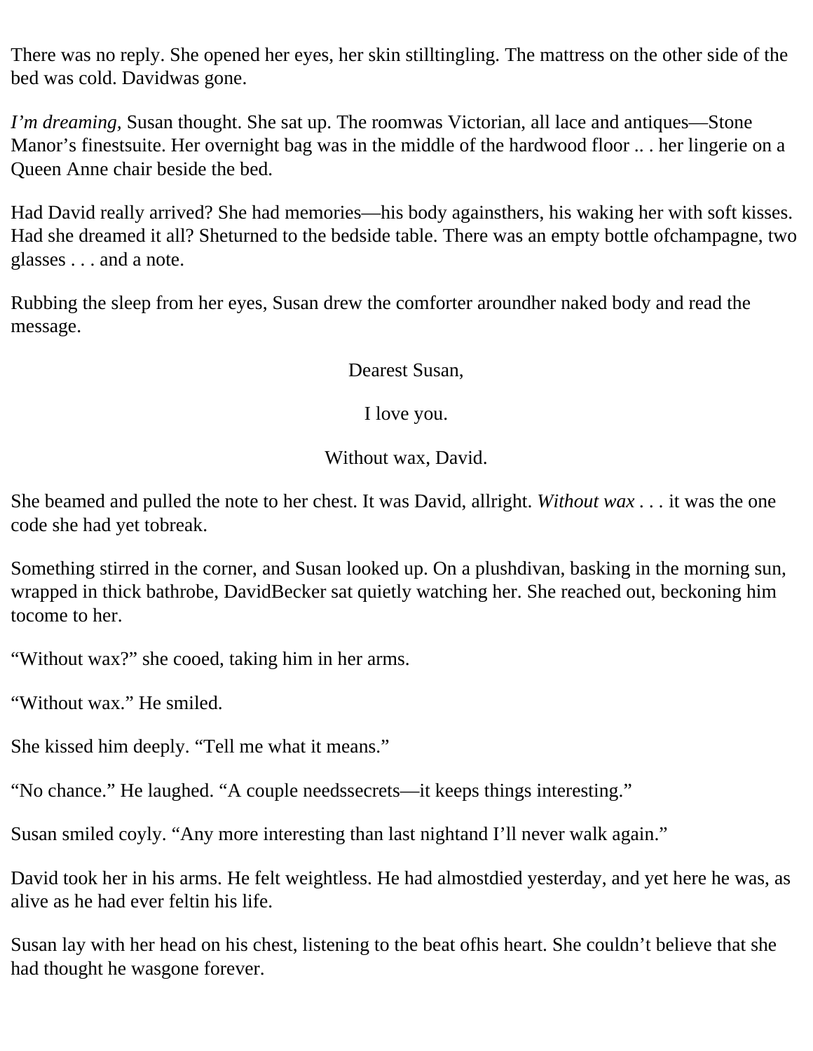There was no reply. She opened her eyes, her skin still tingling. The mattress on the other side of the bed was cold. David was gone.

*I'm dreaming,* Susan thought. She sat up. The room was Victorian, all lace and antiques—Stone Manor's finest suite. Her overnight bag was in the middle of the hardwood floor .. . her lingerie on a Queen Anne chair beside the bed.

Had David really arrived? She had memories—his body against hers, his waking her with soft kisses. Had she dreamed it all? She turned to the bedside table. There was an empty bottle of champagne, two glasses . . . and a note.

Rubbing the sleep from her eyes, Susan drew the comforter around her naked body and read the message.

Dearest Susan,

I love you.

Without wax, David.

She beamed and pulled the note to her chest. It was David, all right. *Without wax* . . . it was the one code she had yet to break.

Something stirred in the corner, and Susan looked up. On a plush divan, basking in the morning sun, wrapped in thick bathrobe, David Becker sat quietly watching her. She reached out, beckoning him to come to her.

"Without wax?" she cooed, taking him in her arms.

"Without wax." He smiled.

She kissed him deeply. "Tell me what it means."

"No chance." He laughed. "A couple needs secrets—it keeps things interesting."

Susan smiled coyly. "Any more interesting than last night and I'll never walk again."

David took her in his arms. He felt weightless. He had almost died yesterday, and yet here he was, as alive as he had ever felt in his life.

Susan lay with her head on his chest, listening to the beat of his heart. She couldn't believe that she had thought he was gone forever.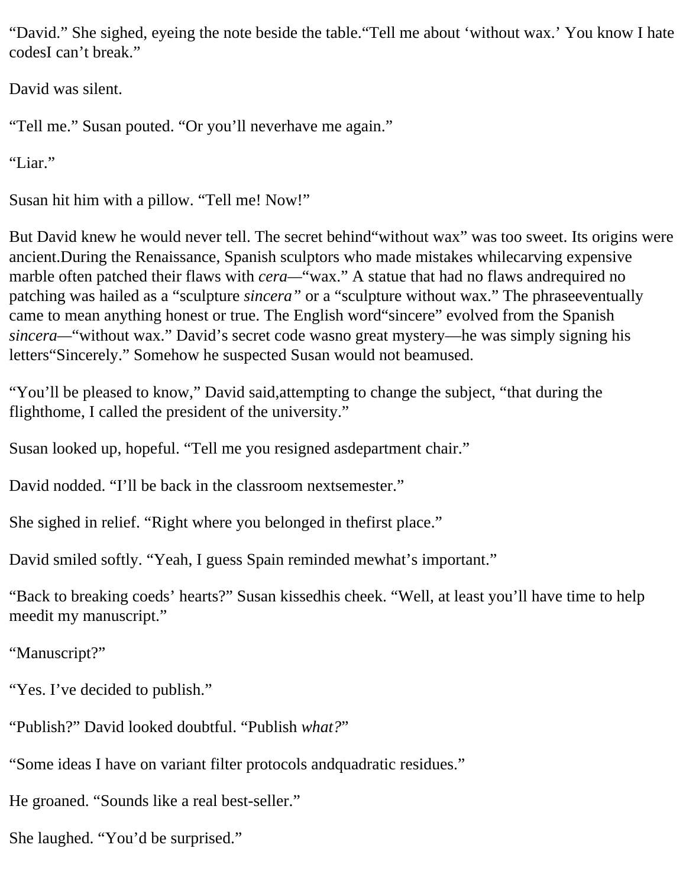"David." She sighed, eyeing the note beside the table."Tell me about 'without wax.' You know I hate codesI can't break."

David was silent.

"Tell me." Susan pouted. "Or you'll neverhave me again."

"Liar."

Susan hit him with a pillow. "Tell me! Now!"

But David knew he would never tell. The secret behind"without wax" was too sweet. Its origins were ancient.During the Renaissance, Spanish sculptors who made mistakes whilecarving expensive marble often patched their flaws with *cera*—"wax." A statue that had no flaws andrequired no patching was hailed as a "sculpture *sincera*" or a "sculpture without wax." The phraseeventually came to mean anything honest or true. The English word"sincere" evolved from the Spanish *sincera*—"without wax." David's secret code wasno great mystery—he was simply signing his letters"Sincerely." Somehow he suspected Susan would not beamused.

"You'll be pleased to know," David said,attempting to change the subject, "that during the flighthome, I called the president of the university."

Susan looked up, hopeful. "Tell me you resigned asdepartment chair."

David nodded. "I'll be back in the classroom nextsemester."

She sighed in relief. "Right where you belonged in thefirst place."

David smiled softly. "Yeah, I guess Spain reminded mewhat's important."

"Back to breaking coeds' hearts?" Susan kissedhis cheek. "Well, at least you'll have time to help meedit my manuscript."

"Manuscript?"

"Yes. I've decided to publish."

"Publish?" David looked doubtful. "Publish *what?*"

"Some ideas I have on variant filter protocols andquadratic residues."

He groaned. "Sounds like a real best-seller."

She laughed. "You'd be surprised."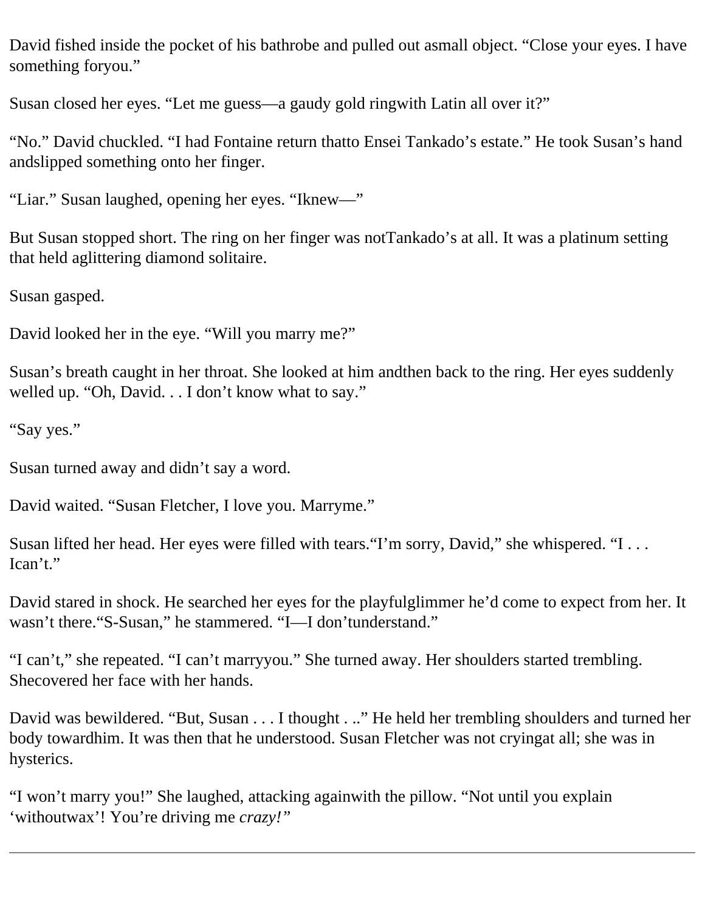David fished inside the pocket of his bathrobe and pulled out asmall object. “Close your eyes. I have something foryou.”

Susan closed her eyes. “Let me guess—a gaudy gold ringwith Latin all over it?”

“No.” David chuckled. “I had Fontaine return thatto Ensei Tankado’s estate.” He took Susan’s hand andslipped something onto her finger.

“Liar.” Susan laughed, opening her eyes. “Iknew—”

But Susan stopped short. The ring on her finger was notTankado’s at all. It was a platinum setting that held aglittering diamond solitaire.

Susan gasped.

David looked her in the eye. “Will you marry me?”

Susan’s breath caught in her throat. She looked at him andthen back to the ring. Her eyes suddenly welled up. “Oh, David. . . I don’t know what to say.”

“Say yes.”

Susan turned away and didn’t say a word.

David waited. “Susan Fletcher, I love you. Marryme.”

Susan lifted her head. Her eyes were filled with tears.“I’m sorry, David,” she whispered. “I . . . Ican’t.”

David stared in shock. He searched her eyes for the playfulglimmer he’d come to expect from her. It wasn’t there.“S-Susan,” he stammered. “I—I don’tunderstand.”

“I can’t,” she repeated. “I can’t marryyou.” She turned away. Her shoulders started trembling. Shecovered her face with her hands.

David was bewildered. “But, Susan . . . I thought . ..” He held her trembling shoulders and turned her body towardhim. It was then that he understood. Susan Fletcher was not cryingat all; she was in hysterics.

“I won’t marry you!” She laughed, attacking againwith the pillow. “Not until you explain ‘withoutwax’! You’re driving me *crazy!*”

---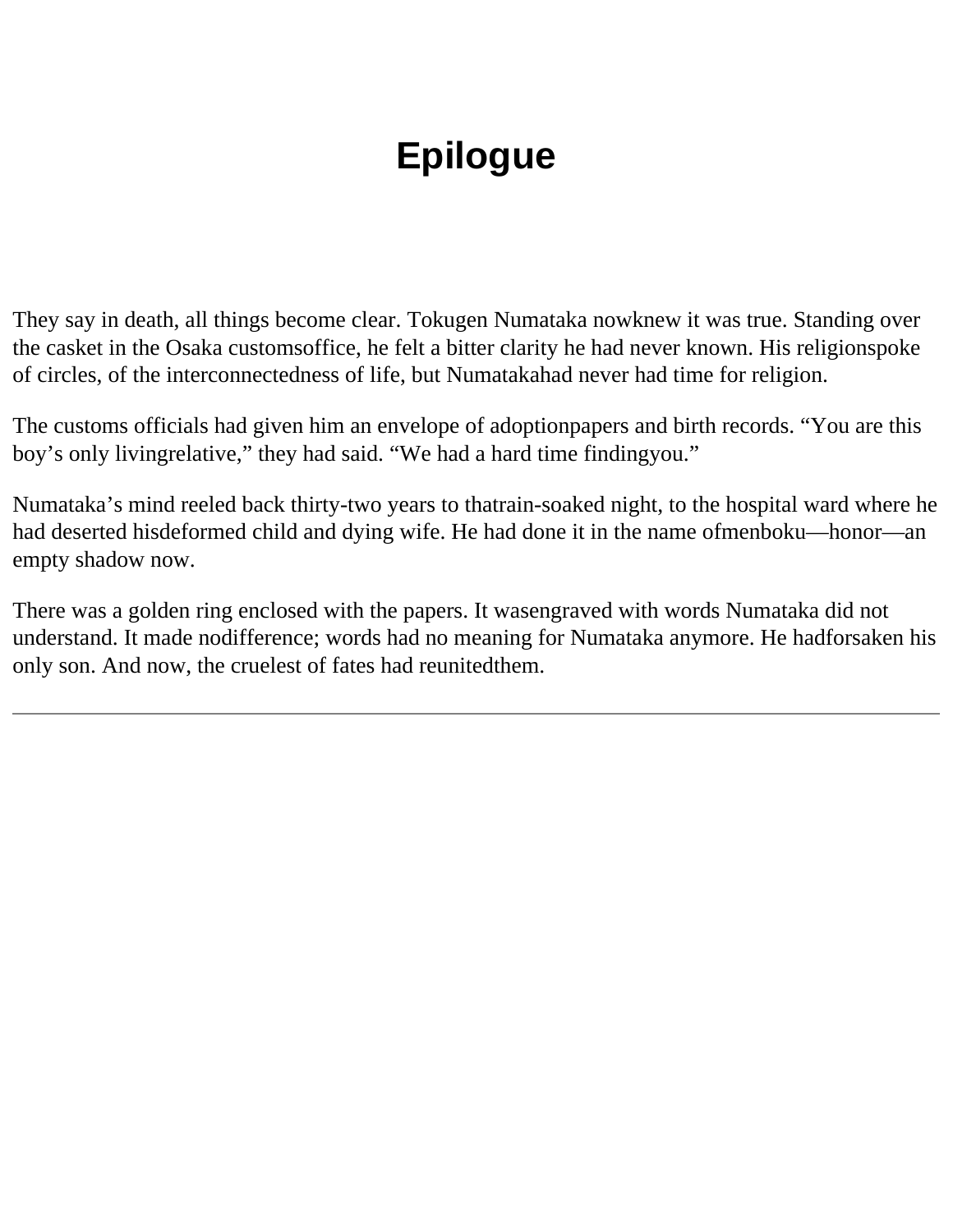# Epilogue

They say in death, all things become clear. Tokugen Numataka nowknew it was true. Standing over the casket in the Osaka customsoffice, he felt a bitter clarity he had never known. His religionspoke of circles, of the interconnectedness of life, but Numatakahad never had time for religion.

The customs officials had given him an envelope of adoptionpapers and birth records. “You are this boy’s only livingrelative,” they had said. “We had a hard time findingyou.”

Numataka’s mind reeled back thirty-two years to thatrain-soaked night, to the hospital ward where he had deserted hisdeformed child and dying wife. He had done it in the name ofmenboku—honor—an empty shadow now.

There was a golden ring enclosed with the papers. It wasengraved with words Numataka did not understand. It made nodifference; words had no meaning for Numataka anymore. He hadforsaken his only son. And now, the cruelest of fates had reunitedthem.

---